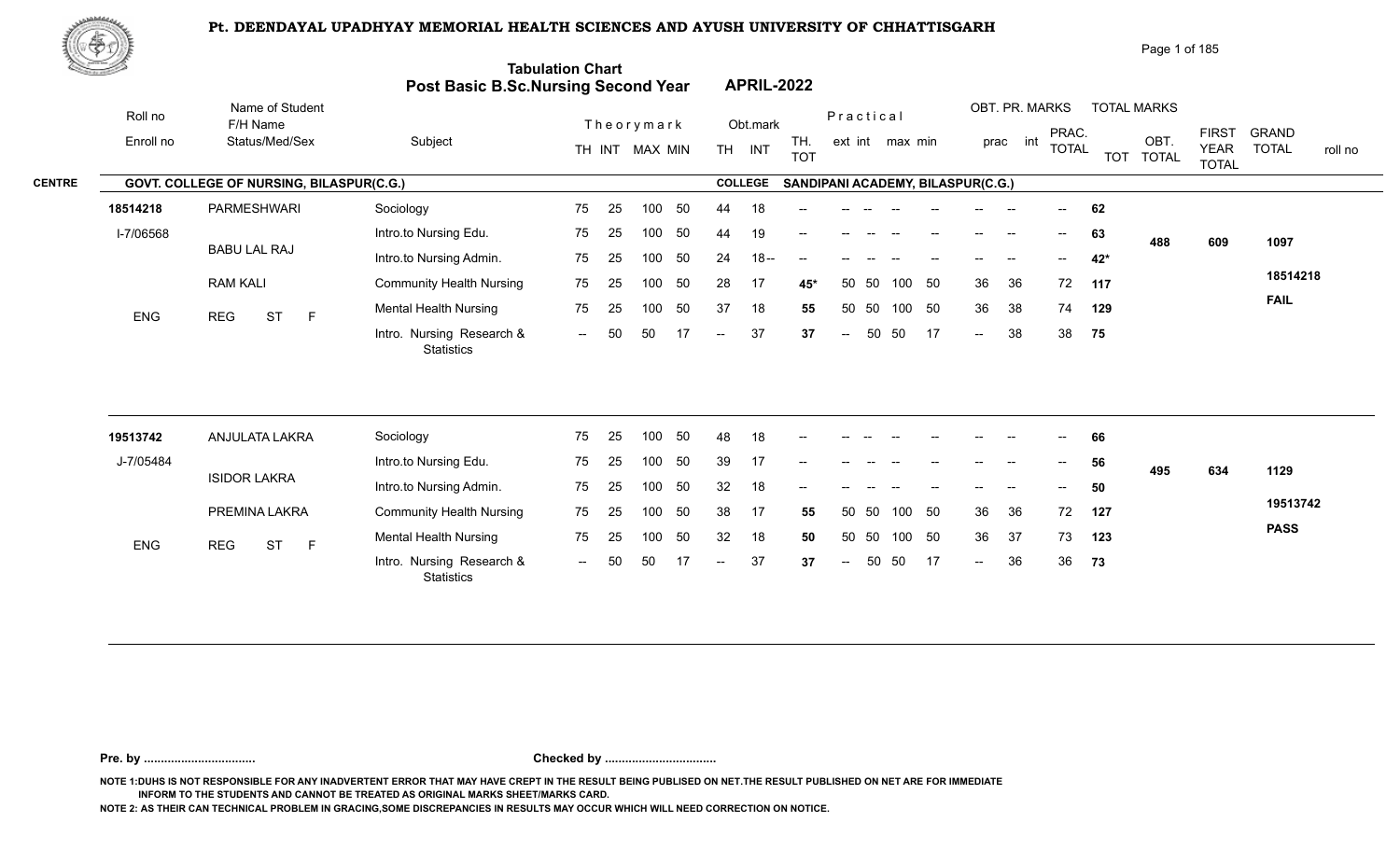# Pt. DEENDAYAL UPADHYAY MEMORIAL HEALTH SCIENCES AND AYUSH UNIVERSITY OF CHHATTISGARH

## Tabulation Chart
## Post Basic B.Sc.Nursing Second Year — APRIL-2022

**CENTRE:** GOVT. COLLEGE OF NURSING, BILASPUR(C.G.) — **COLLEGE:** SANDIPANI ACADEMY, BILASPUR(C.G.)

| Roll no / Enroll no | Name of Student / F/H Name / Status/Med/Sex | Subject | Theory mark TH | Theory mark INT | Theory MAX | Theory MIN | Obt.mark TH | Obt.mark INT | TH. TOT | Practical ext | Practical int | Practical max | Practical min | OBT. PR. MARKS prac | OBT. PR. MARKS int | PRAC. TOTAL | TOT | OBT. TOTAL | FIRST YEAR TOTAL | GRAND TOTAL / roll no |
|---|---|---|---|---|---|---|---|---|---|---|---|---|---|---|---|---|---|---|---|---|
| 18514218 | PARMESHWARI | Sociology | 75 | 25 | 100 | 50 | 44 | 18 | -- | -- | -- | -- | -- | -- | -- | -- | 62 | | | |
| I-7/06568 | BABU LAL RAJ | Intro.to Nursing Edu. | 75 | 25 | 100 | 50 | 44 | 19 | -- | -- | -- | -- | -- | -- | -- | -- | 63 | 488 | 609 | 1097 |
| | | Intro.to Nursing Admin. | 75 | 25 | 100 | 50 | 24 | 18-- | -- | -- | -- | -- | -- | -- | -- | -- | 42* | | | |
| | RAM KALI | Community Health Nursing | 75 | 25 | 100 | 50 | 28 | 17 | 45* | 50 | 50 | 100 | 50 | 36 | 36 | 72 | 117 | | | 18514218 |
| ENG | REG ST F | Mental Health Nursing | 75 | 25 | 100 | 50 | 37 | 18 | 55 | 50 | 50 | 100 | 50 | 36 | 38 | 74 | 129 | | | FAIL |
| | | Intro. Nursing Research & Statistics | -- | 50 | 50 | 17 | -- | 37 | 37 | -- | 50 | 50 | 17 | -- | 38 | 38 | 75 | | | |
| 19513742 | ANJULATA LAKRA | Sociology | 75 | 25 | 100 | 50 | 48 | 18 | -- | -- | -- | -- | -- | -- | -- | -- | 66 | | | |
| J-7/05484 | ISIDOR LAKRA | Intro.to Nursing Edu. | 75 | 25 | 100 | 50 | 39 | 17 | -- | -- | -- | -- | -- | -- | -- | -- | 56 | 495 | 634 | 1129 |
| | | Intro.to Nursing Admin. | 75 | 25 | 100 | 50 | 32 | 18 | -- | -- | -- | -- | -- | -- | -- | -- | 50 | | | |
| | PREMINA LAKRA | Community Health Nursing | 75 | 25 | 100 | 50 | 38 | 17 | 55 | 50 | 50 | 100 | 50 | 36 | 36 | 72 | 127 | | | 19513742 |
| ENG | REG ST F | Mental Health Nursing | 75 | 25 | 100 | 50 | 32 | 18 | 50 | 50 | 50 | 100 | 50 | 36 | 37 | 73 | 123 | | | PASS |
| | | Intro. Nursing Research & Statistics | -- | 50 | 50 | 17 | -- | 37 | 37 | -- | 50 | 50 | 17 | -- | 36 | 36 | 73 | | | |

Pre. by ................................ Checked by ................................

NOTE 1:DUHS IS NOT RESPONSIBLE FOR ANY INADVERTENT ERROR THAT MAY HAVE CREPT IN THE RESULT BEING PUBLISED ON NET.THE RESULT PUBLISHED ON NET ARE FOR IMMEDIATE INFORM TO THE STUDENTS AND CANNOT BE TREATED AS ORIGINAL MARKS SHEET/MARKS CARD.

NOTE 2: AS THEIR CAN TECHNICAL PROBLEM IN GRACING,SOME DISCREPANCIES IN RESULTS MAY OCCUR WHICH WILL NEED CORRECTION ON NOTICE.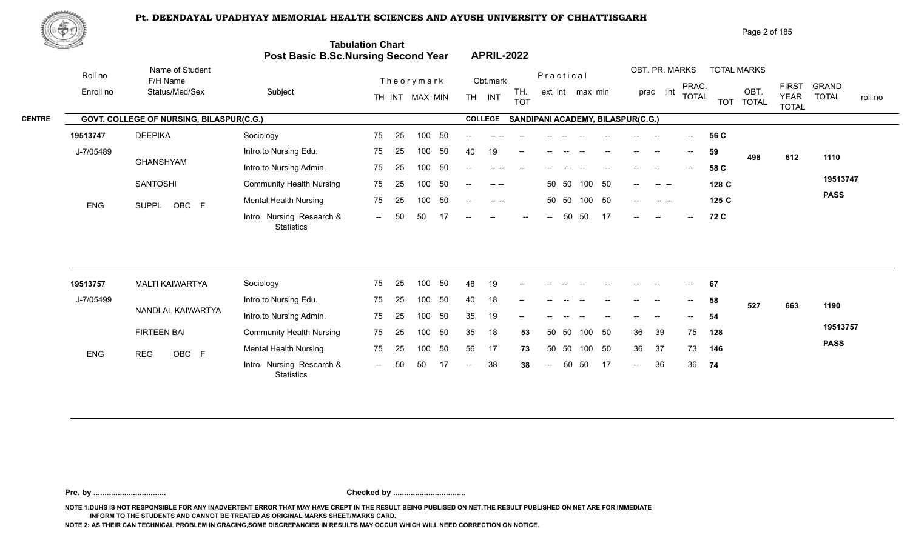# Pt. DEENDAYAL UPADHYAY MEMORIAL HEALTH SCIENCES AND AYUSH UNIVERSITY OF CHHATTISGARH

## Tabulation Chart
## Post Basic B.Sc.Nursing Second Year — APRIL-2022

**CENTRE:** GOVT. COLLEGE OF NURSING, BILASPUR(C.G.) — **COLLEGE:** SANDIPANI ACADEMY, BILASPUR(C.G.)

| Roll no / Enroll no | Name of Student / F/H Name / Status/Med/Sex | Subject | Theory TH | Theory INT | Theory MAX | Theory MIN | Obt. TH | Obt. INT | TH. TOT | Prac ext | Prac int | Prac max | Prac min | OBT. PR. prac | OBT. PR. int | PRAC. TOTAL | TOT | OBT. TOTAL | FIRST YEAR TOTAL | GRAND TOTAL | roll no |
|---|---|---|---|---|---|---|---|---|---|---|---|---|---|---|---|---|---|---|---|---|---|
| 19513747 | DEEPIKA | Sociology | 75 | 25 | 100 | 50 | -- | -- -- | -- | -- | -- | -- | -- | -- | -- | -- | 56 C | | | | |
| J-7/05489 | GHANSHYAM | Intro.to Nursing Edu. | 75 | 25 | 100 | 50 | 40 | 19 | -- | -- | -- | -- | -- | -- | -- | -- | 59 | 498 | 612 | 1110 | |
| | | Intro.to Nursing Admin. | 75 | 25 | 100 | 50 | -- | -- -- | -- | -- | -- | -- | -- | -- | -- | -- | 58 C | | | | |
| | SANTOSHI | Community Health Nursing | 75 | 25 | 100 | 50 | -- | -- -- | | 50 | 50 | 100 | 50 | -- | -- -- | | 128 C | | | | 19513747 |
| ENG | SUPPL OBC F | Mental Health Nursing | 75 | 25 | 100 | 50 | -- | -- -- | | 50 | 50 | 100 | 50 | -- | -- -- | | 125 C | | | | PASS |
| | | Intro. Nursing Research & Statistics | -- | 50 | 50 | 17 | -- | -- | -- | -- | 50 | 50 | 17 | -- | -- | -- | 72 C | | | | |
| 19513757 | MALTI KAIWARTYA | Sociology | 75 | 25 | 100 | 50 | 48 | 19 | -- | -- | -- | -- | -- | -- | -- | -- | 67 | | | | |
| J-7/05499 | NANDLAL KAIWARTYA | Intro.to Nursing Edu. | 75 | 25 | 100 | 50 | 40 | 18 | -- | -- | -- | -- | -- | -- | -- | -- | 58 | 527 | 663 | 1190 | |
| | | Intro.to Nursing Admin. | 75 | 25 | 100 | 50 | 35 | 19 | -- | -- | -- | -- | -- | -- | -- | -- | 54 | | | | |
| | FIRTEEN BAI | Community Health Nursing | 75 | 25 | 100 | 50 | 35 | 18 | 53 | 50 | 50 | 100 | 50 | 36 | 39 | 75 | 128 | | | | 19513757 |
| ENG | REG OBC F | Mental Health Nursing | 75 | 25 | 100 | 50 | 56 | 17 | 73 | 50 | 50 | 100 | 50 | 36 | 37 | 73 | 146 | | | | PASS |
| | | Intro. Nursing Research & Statistics | -- | 50 | 50 | 17 | -- | 38 | 38 | -- | 50 | 50 | 17 | -- | 36 | 36 | 74 | | | | |

**Pre. by ................................ Checked by ................................**

NOTE 1:DUHS IS NOT RESPONSIBLE FOR ANY INADVERTENT ERROR THAT MAY HAVE CREPT IN THE RESULT BEING PUBLISED ON NET.THE RESULT PUBLISHED ON NET ARE FOR IMMEDIATE INFORM TO THE STUDENTS AND CANNOT BE TREATED AS ORIGINAL MARKS SHEET/MARKS CARD.

NOTE 2: AS THEIR CAN TECHNICAL PROBLEM IN GRACING,SOME DISCREPANCIES IN RESULTS MAY OCCUR WHICH WILL NEED CORRECTION ON NOTICE.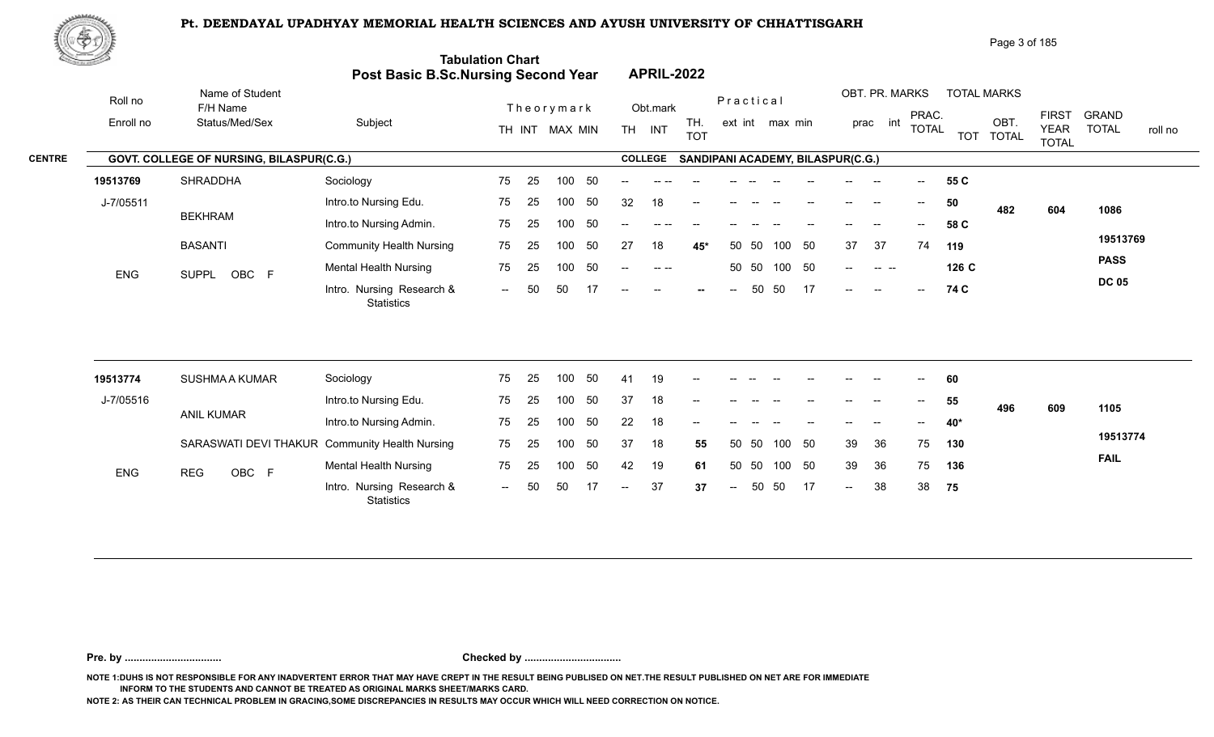# Pt. DEENDAYAL UPADHYAY MEMORIAL HEALTH SCIENCES AND AYUSH UNIVERSITY OF CHHATTISGARH

## Tabulation Chart
## Post Basic B.Sc.Nursing Second Year — APRIL-2022

**CENTRE:** GOVT. COLLEGE OF NURSING, BILASPUR(C.G.)
**COLLEGE:** SANDIPANI ACADEMY, BILASPUR(C.G.)

| Roll no / Enroll no | Name of Student / F/H Name / Status/Med/Sex | Subject | Theory TH | Theory INT | Theory MAX | Theory MIN | Obt. TH | Obt. INT | TH. TOT | Prac ext | Prac int | Prac max | Prac min | OBT. PR. prac | OBT. PR. int | PRAC. TOTAL | TOT | OBT. TOTAL | FIRST YEAR TOTAL | GRAND TOTAL / roll no |
|---|---|---|---|---|---|---|---|---|---|---|---|---|---|---|---|---|---|---|---|---|
| 19513769 | SHRADDHA | Sociology | 75 | 25 | 100 | 50 | -- | -- -- | -- | -- | -- | -- | -- | -- | -- | -- | 55 C | | | |
| J-7/05511 | | Intro.to Nursing Edu. | 75 | 25 | 100 | 50 | 32 | 18 | -- | -- | -- | -- | -- | -- | -- | -- | 50 | 482 | 604 | 1086 |
| | BEKHRAM | Intro.to Nursing Admin. | 75 | 25 | 100 | 50 | -- | -- -- | -- | -- | -- | -- | -- | -- | -- | -- | 58 C | | | |
| | BASANTI | Community Health Nursing | 75 | 25 | 100 | 50 | 27 | 18 | 45* | 50 | 50 | 100 | 50 | 37 | 37 | 74 | 119 | | | 19513769 |
| ENG | SUPPL OBC F | Mental Health Nursing | 75 | 25 | 100 | 50 | -- | -- -- | | 50 | 50 | 100 | 50 | -- | -- -- | | 126 C | | | PASS |
| | | Intro. Nursing Research & Statistics | -- | 50 | 50 | 17 | -- | -- | -- | -- | 50 | 50 | 17 | -- | -- | -- | 74 C | | | DC 05 |
| 19513774 | SUSHMA A KUMAR | Sociology | 75 | 25 | 100 | 50 | 41 | 19 | -- | -- | -- | -- | -- | -- | -- | -- | 60 | | | |
| J-7/05516 | | Intro.to Nursing Edu. | 75 | 25 | 100 | 50 | 37 | 18 | -- | -- | -- | -- | -- | -- | -- | -- | 55 | 496 | 609 | 1105 |
| | ANIL KUMAR | Intro.to Nursing Admin. | 75 | 25 | 100 | 50 | 22 | 18 | -- | -- | -- | -- | -- | -- | -- | -- | 40* | | | |
| | SARASWATI DEVI THAKUR | Community Health Nursing | 75 | 25 | 100 | 50 | 37 | 18 | 55 | 50 | 50 | 100 | 50 | 39 | 36 | 75 | 130 | | | 19513774 |
| ENG | REG OBC F | Mental Health Nursing | 75 | 25 | 100 | 50 | 42 | 19 | 61 | 50 | 50 | 100 | 50 | 39 | 36 | 75 | 136 | | | FAIL |
| | | Intro. Nursing Research & Statistics | -- | 50 | 50 | 17 | -- | 37 | 37 | -- | 50 | 50 | 17 | -- | 38 | 38 | 75 | | | |

**Pre. by ................................** **Checked by ................................**

NOTE 1:DUHS IS NOT RESPONSIBLE FOR ANY INADVERTENT ERROR THAT MAY HAVE CREPT IN THE RESULT BEING PUBLISED ON NET.THE RESULT PUBLISHED ON NET ARE FOR IMMEDIATE INFORM TO THE STUDENTS AND CANNOT BE TREATED AS ORIGINAL MARKS SHEET/MARKS CARD.

NOTE 2: AS THEIR CAN TECHNICAL PROBLEM IN GRACING,SOME DISCREPANCIES IN RESULTS MAY OCCUR WHICH WILL NEED CORRECTION ON NOTICE.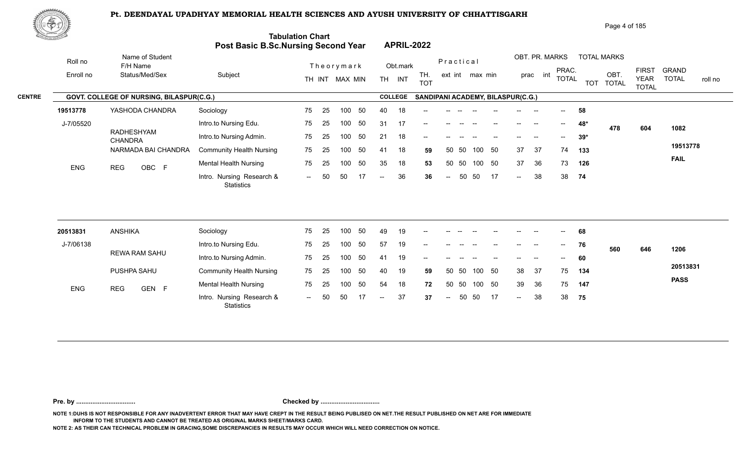# Pt. DEENDAYAL UPADHYAY MEMORIAL HEALTH SCIENCES AND AYUSH UNIVERSITY OF CHHATTISGARH

## Tabulation Chart
## Post Basic B.Sc.Nursing Second Year — APRIL-2022

**CENTRE:** GOVT. COLLEGE OF NURSING, BILASPUR(C.G.) — **COLLEGE:** SANDIPANI ACADEMY, BILASPUR(C.G.)

| Roll no / Enroll no | Name of Student / F/H Name / Status/Med/Sex | Subject | Theory TH | Theory INT | MAX | MIN | Obt. TH | Obt. INT | TH. TOT | Prac ext | Prac int | max | min | OBT. PR. prac | OBT. PR. int | PRAC. TOTAL | TOT | OBT. TOTAL | FIRST YEAR TOTAL | GRAND TOTAL / roll no |
|---|---|---|---|---|---|---|---|---|---|---|---|---|---|---|---|---|---|---|---|---|
| 19513778 | YASHODA CHANDRA | Sociology | 75 | 25 | 100 | 50 | 40 | 18 | -- | -- | -- | -- | -- | -- | -- | -- | 58 | | | |
| J-7/05520 | RADHESHYAM CHANDRA | Intro.to Nursing Edu. | 75 | 25 | 100 | 50 | 31 | 17 | -- | -- | -- | -- | -- | -- | -- | -- | 48* | 478 | 604 | 1082 |
| | NARMADA BAI CHANDRA | Intro.to Nursing Admin. | 75 | 25 | 100 | 50 | 21 | 18 | -- | -- | -- | -- | -- | -- | -- | -- | 39* | | | |
| | | Community Health Nursing | 75 | 25 | 100 | 50 | 41 | 18 | 59 | 50 | 50 | 100 | 50 | 37 | 37 | 74 | 133 | | | 19513778 |
| ENG | REG OBC F | Mental Health Nursing | 75 | 25 | 100 | 50 | 35 | 18 | 53 | 50 | 50 | 100 | 50 | 37 | 36 | 73 | 126 | | | FAIL |
| | | Intro. Nursing Research & Statistics | -- | 50 | 50 | 17 | -- | 36 | 36 | -- | 50 | 50 | 17 | -- | 38 | 38 | 74 | | | |
| 20513831 | ANSHIKA | Sociology | 75 | 25 | 100 | 50 | 49 | 19 | -- | -- | -- | -- | -- | -- | -- | -- | 68 | | | |
| J-7/06138 | REWA RAM SAHU | Intro.to Nursing Edu. | 75 | 25 | 100 | 50 | 57 | 19 | -- | -- | -- | -- | -- | -- | -- | -- | 76 | 560 | 646 | 1206 |
| | PUSHPA SAHU | Intro.to Nursing Admin. | 75 | 25 | 100 | 50 | 41 | 19 | -- | -- | -- | -- | -- | -- | -- | -- | 60 | | | |
| | | Community Health Nursing | 75 | 25 | 100 | 50 | 40 | 19 | 59 | 50 | 50 | 100 | 50 | 38 | 37 | 75 | 134 | | | 20513831 |
| ENG | REG GEN F | Mental Health Nursing | 75 | 25 | 100 | 50 | 54 | 18 | 72 | 50 | 50 | 100 | 50 | 39 | 36 | 75 | 147 | | | PASS |
| | | Intro. Nursing Research & Statistics | -- | 50 | 50 | 17 | -- | 37 | 37 | -- | 50 | 50 | 17 | -- | 38 | 38 | 75 | | | |

**Pre. by ................................** **Checked by ................................**

NOTE 1:DUHS IS NOT RESPONSIBLE FOR ANY INADVERTENT ERROR THAT MAY HAVE CREPT IN THE RESULT BEING PUBLISED ON NET.THE RESULT PUBLISHED ON NET ARE FOR IMMEDIATE INFORM TO THE STUDENTS AND CANNOT BE TREATED AS ORIGINAL MARKS SHEET/MARKS CARD.

NOTE 2: AS THEIR CAN TECHNICAL PROBLEM IN GRACING,SOME DISCREPANCIES IN RESULTS MAY OCCUR WHICH WILL NEED CORRECTION ON NOTICE.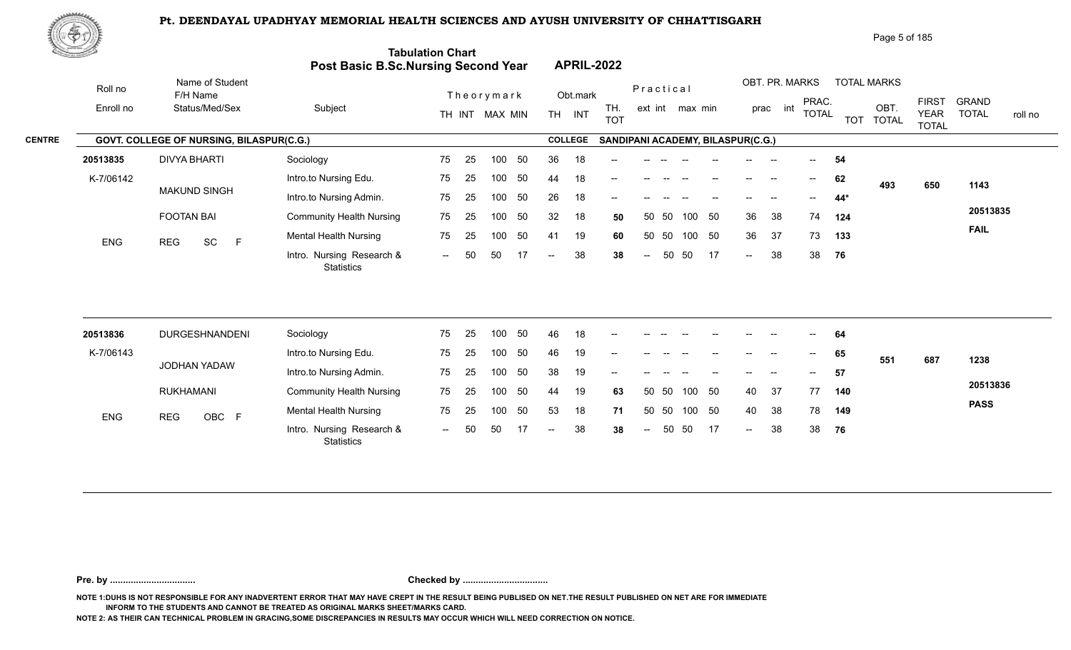# Pt. DEENDAYAL UPADHYAY MEMORIAL HEALTH SCIENCES AND AYUSH UNIVERSITY OF CHHATTISGARH

## Tabulation Chart
## Post Basic B.Sc.Nursing Second Year — APRIL-2022

**CENTRE:** GOVT. COLLEGE OF NURSING, BILASPUR(C.G.) **COLLEGE:** SANDIPANI ACADEMY, BILASPUR(C.G.)

| Roll no / Enroll no | Name of Student / F/H Name / Status/Med/Sex | Subject | Theory TH | Theory INT | MAX | MIN | Obt. TH | Obt. INT | TH. TOT | Practical ext | Practical int | max | min | OBT. PR. prac | OBT. PR. int | PRAC. TOTAL | TOTAL MARKS TOT | OBT. TOTAL | FIRST YEAR TOTAL | GRAND TOTAL / roll no |
|---|---|---|---|---|---|---|---|---|---|---|---|---|---|---|---|---|---|---|---|---|
| 20513835 | DIVYA BHARTI | Sociology | 75 | 25 | 100 | 50 | 36 | 18 | -- | -- | -- | -- | -- | -- | -- | -- | 54 | | | |
| K-7/06142 | MAKUND SINGH | Intro.to Nursing Edu. | 75 | 25 | 100 | 50 | 44 | 18 | -- | -- | -- | -- | -- | -- | -- | -- | 62 | 493 | 650 | 1143 |
| | | Intro.to Nursing Admin. | 75 | 25 | 100 | 50 | 26 | 18 | -- | -- | -- | -- | -- | -- | -- | -- | 44* | | | |
| | FOOTAN BAI | Community Health Nursing | 75 | 25 | 100 | 50 | 32 | 18 | 50 | 50 | 50 | 100 | 50 | 36 | 38 | 74 | 124 | | | 20513835 |
| ENG | REG SC F | Mental Health Nursing | 75 | 25 | 100 | 50 | 41 | 19 | 60 | 50 | 50 | 100 | 50 | 36 | 37 | 73 | 133 | | | FAIL |
| | | Intro. Nursing Research & Statistics | -- | 50 | 50 | 17 | -- | 38 | 38 | -- | 50 | 50 | 17 | -- | 38 | 38 | 76 | | | |
| 20513836 | DURGESHNANDENI | Sociology | 75 | 25 | 100 | 50 | 46 | 18 | -- | -- | -- | -- | -- | -- | -- | -- | 64 | | | |
| K-7/06143 | JODHAN YADAW | Intro.to Nursing Edu. | 75 | 25 | 100 | 50 | 46 | 19 | -- | -- | -- | -- | -- | -- | -- | -- | 65 | 551 | 687 | 1238 |
| | | Intro.to Nursing Admin. | 75 | 25 | 100 | 50 | 38 | 19 | -- | -- | -- | -- | -- | -- | -- | -- | 57 | | | |
| | RUKHAMANI | Community Health Nursing | 75 | 25 | 100 | 50 | 44 | 19 | 63 | 50 | 50 | 100 | 50 | 40 | 37 | 77 | 140 | | | 20513836 |
| ENG | REG OBC F | Mental Health Nursing | 75 | 25 | 100 | 50 | 53 | 18 | 71 | 50 | 50 | 100 | 50 | 40 | 38 | 78 | 149 | | | PASS |
| | | Intro. Nursing Research & Statistics | -- | 50 | 50 | 17 | -- | 38 | 38 | -- | 50 | 50 | 17 | -- | 38 | 38 | 76 | | | |

Pre. by ................................ Checked by ................................

NOTE 1:DUHS IS NOT RESPONSIBLE FOR ANY INADVERTENT ERROR THAT MAY HAVE CREPT IN THE RESULT BEING PUBLISED ON NET.THE RESULT PUBLISHED ON NET ARE FOR IMMEDIATE INFORM TO THE STUDENTS AND CANNOT BE TREATED AS ORIGINAL MARKS SHEET/MARKS CARD.

NOTE 2: AS THEIR CAN TECHNICAL PROBLEM IN GRACING,SOME DISCREPANCIES IN RESULTS MAY OCCUR WHICH WILL NEED CORRECTION ON NOTICE.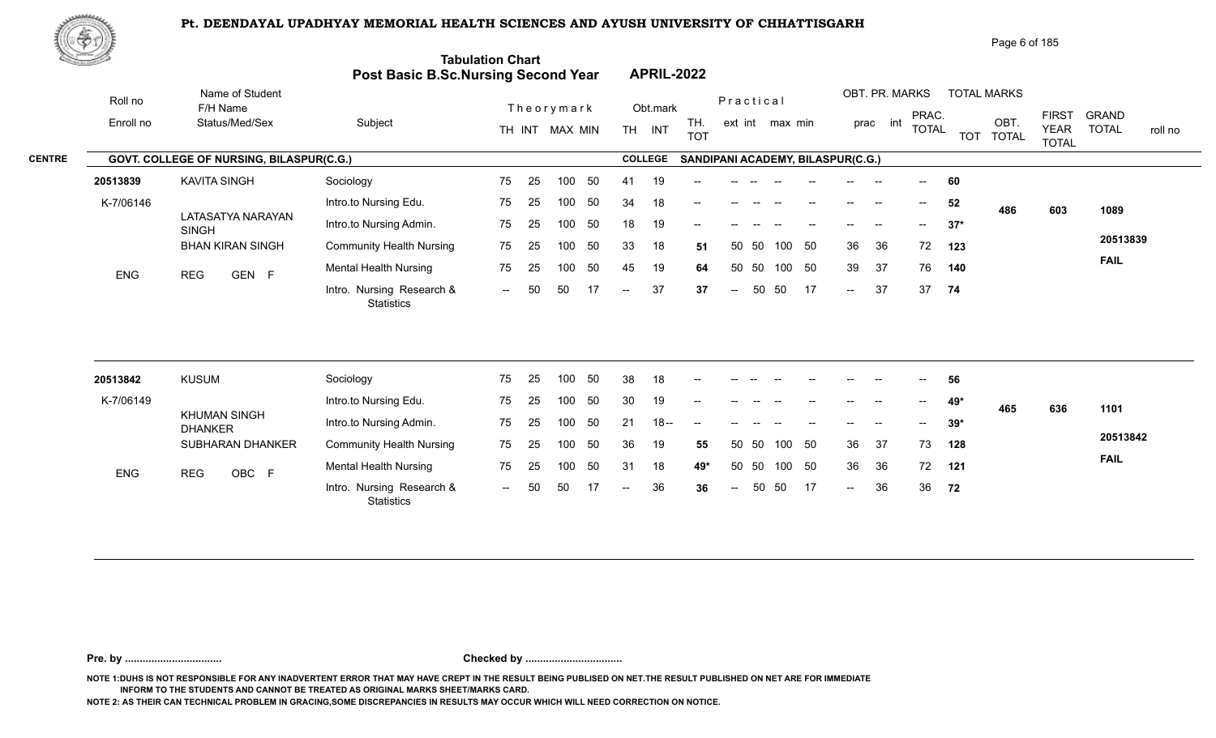# Pt. DEENDAYAL UPADHYAY MEMORIAL HEALTH SCIENCES AND AYUSH UNIVERSITY OF CHHATTISGARH

## Tabulation Chart
## Post Basic B.Sc.Nursing Second Year — APRIL-2022

**CENTRE:** GOVT. COLLEGE OF NURSING, BILASPUR(C.G.) — **COLLEGE:** SANDIPANI ACADEMY, BILASPUR(C.G.)

| Roll no / Enroll no | Name of Student / F/H Name / Status/Med/Sex | Subject | Theory TH | Theory INT | MAX | MIN | Obt. TH | Obt. INT | TH. TOT | Prac ext | Prac int | max | min | OBT. PR. prac | OBT. PR. int | PRAC. TOTAL | TOT | OBT. TOTAL | FIRST YEAR TOTAL | GRAND TOTAL / roll no |
|---|---|---|---|---|---|---|---|---|---|---|---|---|---|---|---|---|---|---|---|---|
| 20513839 | KAVITA SINGH | Sociology | 75 | 25 | 100 | 50 | 41 | 19 | -- | -- | -- | -- | -- | -- | -- | -- | 60 | | | |
| K-7/06146 | LATASATYA NARAYAN SINGH | Intro.to Nursing Edu. | 75 | 25 | 100 | 50 | 34 | 18 | -- | -- | -- | -- | -- | -- | -- | -- | 52 | 486 | 603 | 1089 |
| | BHAN KIRAN SINGH | Intro.to Nursing Admin. | 75 | 25 | 100 | 50 | 18 | 19 | -- | -- | -- | -- | -- | -- | -- | -- | 37* | | | 20513839 |
| | | Community Health Nursing | 75 | 25 | 100 | 50 | 33 | 18 | 51 | 50 | 50 | 100 | 50 | 36 | 36 | 72 | 123 | | | FAIL |
| ENG | REG GEN F | Mental Health Nursing | 75 | 25 | 100 | 50 | 45 | 19 | 64 | 50 | 50 | 100 | 50 | 39 | 37 | 76 | 140 | | | |
| | | Intro. Nursing Research & Statistics | -- | 50 | 50 | 17 | -- | 37 | 37 | -- | 50 | 50 | 17 | -- | 37 | 37 | 74 | | | |
| 20513842 | KUSUM | Sociology | 75 | 25 | 100 | 50 | 38 | 18 | -- | -- | -- | -- | -- | -- | -- | -- | 56 | | | |
| K-7/06149 | KHUMAN SINGH DHANKER | Intro.to Nursing Edu. | 75 | 25 | 100 | 50 | 30 | 19 | -- | -- | -- | -- | -- | -- | -- | -- | 49* | 465 | 636 | 1101 |
| | SUBHARAN DHANKER | Intro.to Nursing Admin. | 75 | 25 | 100 | 50 | 21 | 18-- | -- | -- | -- | -- | -- | -- | -- | -- | 39* | | | 20513842 |
| | | Community Health Nursing | 75 | 25 | 100 | 50 | 36 | 19 | 55 | 50 | 50 | 100 | 50 | 36 | 37 | 73 | 128 | | | FAIL |
| ENG | REG OBC F | Mental Health Nursing | 75 | 25 | 100 | 50 | 31 | 18 | 49* | 50 | 50 | 100 | 50 | 36 | 36 | 72 | 121 | | | |
| | | Intro. Nursing Research & Statistics | -- | 50 | 50 | 17 | -- | 36 | 36 | -- | 50 | 50 | 17 | -- | 36 | 36 | 72 | | | |

**Pre. by ................................** **Checked by ................................**

NOTE 1:DUHS IS NOT RESPONSIBLE FOR ANY INADVERTENT ERROR THAT MAY HAVE CREPT IN THE RESULT BEING PUBLISED ON NET.THE RESULT PUBLISHED ON NET ARE FOR IMMEDIATE INFORM TO THE STUDENTS AND CANNOT BE TREATED AS ORIGINAL MARKS SHEET/MARKS CARD.

NOTE 2: AS THEIR CAN TECHNICAL PROBLEM IN GRACING,SOME DISCREPANCIES IN RESULTS MAY OCCUR WHICH WILL NEED CORRECTION ON NOTICE.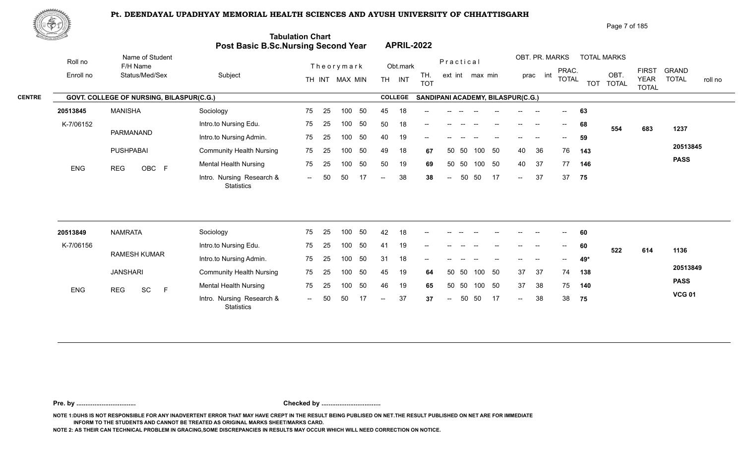# Pt. DEENDAYAL UPADHYAY MEMORIAL HEALTH SCIENCES AND AYUSH UNIVERSITY OF CHHATTISGARH

## Tabulation Chart
## Post Basic B.Sc.Nursing Second Year — APRIL-2022

**CENTRE:** GOVT. COLLEGE OF NURSING, BILASPUR(C.G.) — **COLLEGE:** SANDIPANI ACADEMY, BILASPUR(C.G.)

| Roll no / Enroll no | Name of Student / F/H Name / Status/Med/Sex | Subject | Theory TH | Theory INT | MAX | MIN | Obt. TH | Obt. INT | TH. TOT | Prac ext | Prac int | max | min | OBT. PR. prac | OBT. PR. int | PRAC. TOTAL | TOT | OBT. TOTAL | FIRST YEAR TOTAL | GRAND TOTAL / roll no |
|---|---|---|---|---|---|---|---|---|---|---|---|---|---|---|---|---|---|---|---|---|
| 20513845 | MANISHA | Sociology | 75 | 25 | 100 | 50 | 45 | 18 | -- | -- | -- | -- | -- | -- | -- | -- | 63 | | | |
| K-7/06152 | PARMANAND | Intro.to Nursing Edu. | 75 | 25 | 100 | 50 | 50 | 18 | -- | -- | -- | -- | -- | -- | -- | -- | 68 | 554 | 683 | 1237 |
| | | Intro.to Nursing Admin. | 75 | 25 | 100 | 50 | 40 | 19 | -- | -- | -- | -- | -- | -- | -- | -- | 59 | | | |
| | PUSHPABAI | Community Health Nursing | 75 | 25 | 100 | 50 | 49 | 18 | 67 | 50 | 50 | 100 | 50 | 40 | 36 | 76 | 143 | | | 20513845 |
| ENG | REG OBC F | Mental Health Nursing | 75 | 25 | 100 | 50 | 50 | 19 | 69 | 50 | 50 | 100 | 50 | 40 | 37 | 77 | 146 | | | PASS |
| | | Intro. Nursing Research & Statistics | -- | 50 | 50 | 17 | -- | 38 | 38 | -- | 50 | 50 | 17 | -- | 37 | 37 | 75 | | | |
| 20513849 | NAMRATA | Sociology | 75 | 25 | 100 | 50 | 42 | 18 | -- | -- | -- | -- | -- | -- | -- | -- | 60 | | | |
| K-7/06156 | RAMESH KUMAR | Intro.to Nursing Edu. | 75 | 25 | 100 | 50 | 41 | 19 | -- | -- | -- | -- | -- | -- | -- | -- | 60 | 522 | 614 | 1136 |
| | | Intro.to Nursing Admin. | 75 | 25 | 100 | 50 | 31 | 18 | -- | -- | -- | -- | -- | -- | -- | -- | 49* | | | |
| | JANSHARI | Community Health Nursing | 75 | 25 | 100 | 50 | 45 | 19 | 64 | 50 | 50 | 100 | 50 | 37 | 37 | 74 | 138 | | | 20513849 |
| ENG | REG SC F | Mental Health Nursing | 75 | 25 | 100 | 50 | 46 | 19 | 65 | 50 | 50 | 100 | 50 | 37 | 38 | 75 | 140 | | | PASS |
| | | Intro. Nursing Research & Statistics | -- | 50 | 50 | 17 | -- | 37 | 37 | -- | 50 | 50 | 17 | -- | 38 | 38 | 75 | | | VCG 01 |

**Pre. by ................................** **Checked by ................................**

NOTE 1:DUHS IS NOT RESPONSIBLE FOR ANY INADVERTENT ERROR THAT MAY HAVE CREPT IN THE RESULT BEING PUBLISED ON NET.THE RESULT PUBLISHED ON NET ARE FOR IMMEDIATE INFORM TO THE STUDENTS AND CANNOT BE TREATED AS ORIGINAL MARKS SHEET/MARKS CARD.

NOTE 2: AS THEIR CAN TECHNICAL PROBLEM IN GRACING,SOME DISCREPANCIES IN RESULTS MAY OCCUR WHICH WILL NEED CORRECTION ON NOTICE.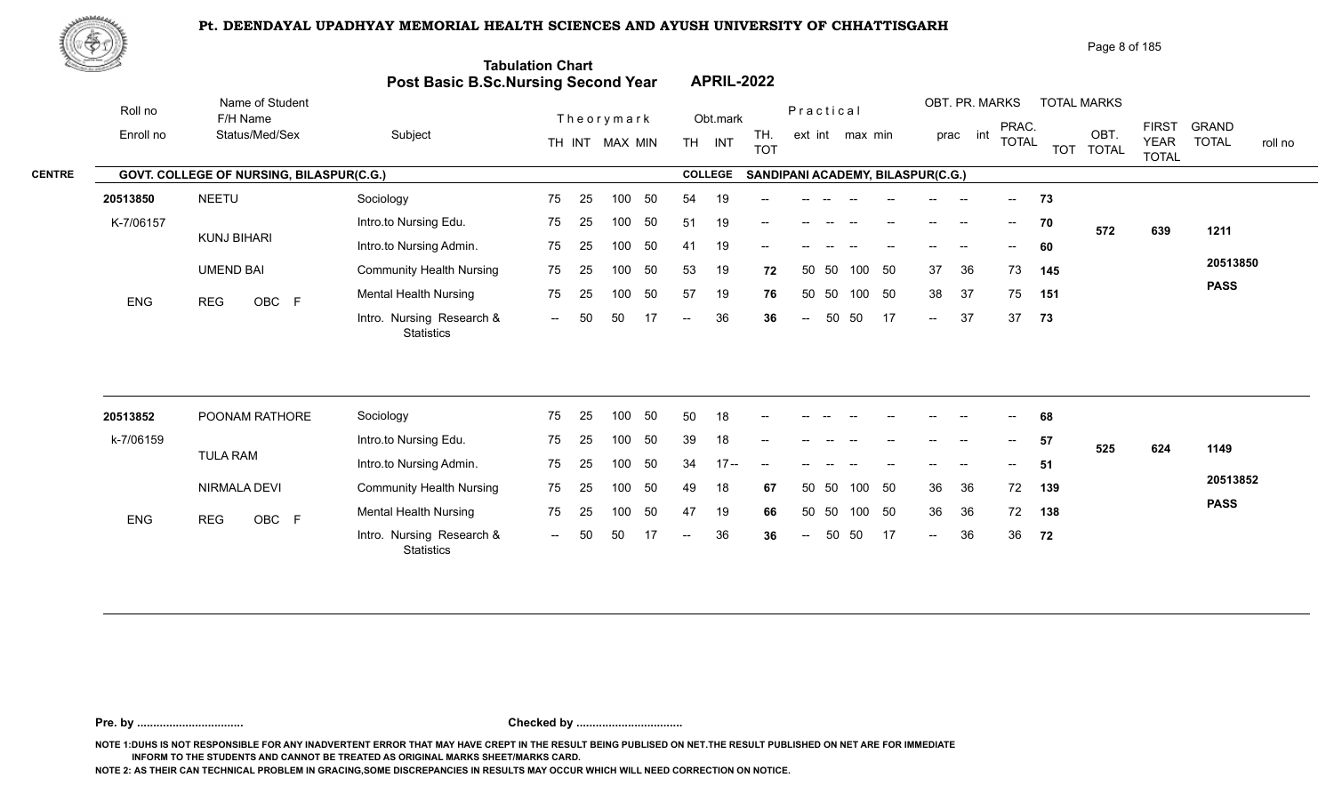# Pt. DEENDAYAL UPADHYAY MEMORIAL HEALTH SCIENCES AND AYUSH UNIVERSITY OF CHHATTISGARH

## Tabulation Chart
## Post Basic B.Sc.Nursing Second Year — APRIL-2022

**CENTRE:** GOVT. COLLEGE OF NURSING, BILASPUR(C.G.) — **COLLEGE:** SANDIPANI ACADEMY, BILASPUR(C.G.)

| Roll no / Enroll no | Name of Student / F/H Name / Status/Med/Sex | Subject | Theory TH | Theory INT | MAX | MIN | Obt. TH | Obt. INT | TH. TOT | Prac ext | Prac int | max | min | OBT. PR. prac | OBT. PR. int | PRAC. TOTAL | TOT | OBT. TOTAL | FIRST YEAR TOTAL | GRAND TOTAL | roll no |
|---|---|---|---|---|---|---|---|---|---|---|---|---|---|---|---|---|---|---|---|---|---|
| 20513850 | NEETU | Sociology | 75 | 25 | 100 | 50 | 54 | 19 | -- | -- | -- | -- | -- | -- | -- | -- | 73 | | | | |
| K-7/06157 | | Intro.to Nursing Edu. | 75 | 25 | 100 | 50 | 51 | 19 | -- | -- | -- | -- | -- | -- | -- | -- | 70 | 572 | 639 | 1211 | |
| | KUNJ BIHARI | Intro.to Nursing Admin. | 75 | 25 | 100 | 50 | 41 | 19 | -- | -- | -- | -- | -- | -- | -- | -- | 60 | | | | |
| | UMEND BAI | Community Health Nursing | 75 | 25 | 100 | 50 | 53 | 19 | 72 | 50 | 50 | 100 | 50 | 37 | 36 | 73 | 145 | | | | 20513850 |
| ENG | REG OBC F | Mental Health Nursing | 75 | 25 | 100 | 50 | 57 | 19 | 76 | 50 | 50 | 100 | 50 | 38 | 37 | 75 | 151 | | | | PASS |
| | | Intro. Nursing Research & Statistics | -- | 50 | 50 | 17 | -- | 36 | 36 | -- | 50 | 50 | 17 | -- | 37 | 37 | 73 | | | | |
| 20513852 | POONAM RATHORE | Sociology | 75 | 25 | 100 | 50 | 50 | 18 | -- | -- | -- | -- | -- | -- | -- | -- | 68 | | | | |
| k-7/06159 | | Intro.to Nursing Edu. | 75 | 25 | 100 | 50 | 39 | 18 | -- | -- | -- | -- | -- | -- | -- | -- | 57 | 525 | 624 | 1149 | |
| | TULA RAM | Intro.to Nursing Admin. | 75 | 25 | 100 | 50 | 34 | 17-- | -- | -- | -- | -- | -- | -- | -- | -- | 51 | | | | |
| | NIRMALA DEVI | Community Health Nursing | 75 | 25 | 100 | 50 | 49 | 18 | 67 | 50 | 50 | 100 | 50 | 36 | 36 | 72 | 139 | | | | 20513852 |
| ENG | REG OBC F | Mental Health Nursing | 75 | 25 | 100 | 50 | 47 | 19 | 66 | 50 | 50 | 100 | 50 | 36 | 36 | 72 | 138 | | | | PASS |
| | | Intro. Nursing Research & Statistics | -- | 50 | 50 | 17 | -- | 36 | 36 | -- | 50 | 50 | 17 | -- | 36 | 36 | 72 | | | | |

**Pre. by .................................** **Checked by .................................**

NOTE 1:DUHS IS NOT RESPONSIBLE FOR ANY INADVERTENT ERROR THAT MAY HAVE CREPT IN THE RESULT BEING PUBLISED ON NET.THE RESULT PUBLISHED ON NET ARE FOR IMMEDIATE INFORM TO THE STUDENTS AND CANNOT BE TREATED AS ORIGINAL MARKS SHEET/MARKS CARD.

NOTE 2: AS THEIR CAN TECHNICAL PROBLEM IN GRACING,SOME DISCREPANCIES IN RESULTS MAY OCCUR WHICH WILL NEED CORRECTION ON NOTICE.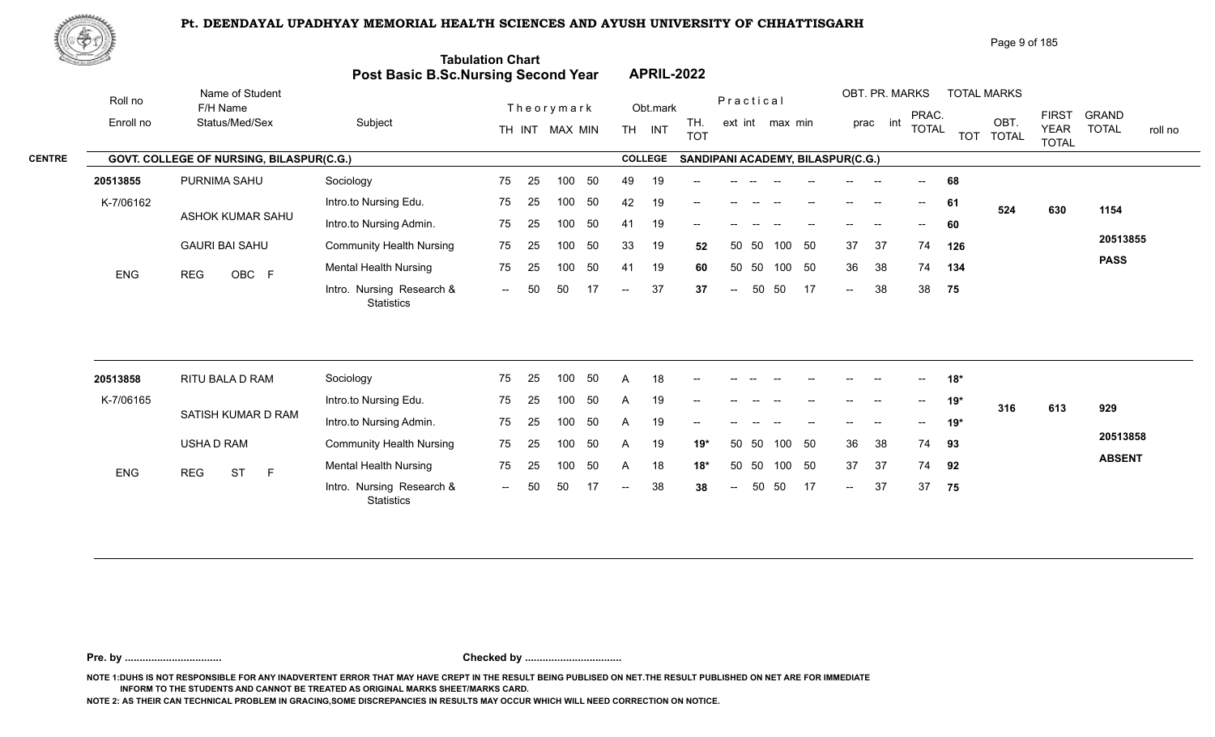# Pt. DEENDAYAL UPADHYAY MEMORIAL HEALTH SCIENCES AND AYUSH UNIVERSITY OF CHHATTISGARH

## Tabulation Chart
## Post Basic B.Sc.Nursing Second Year — APRIL-2022

**CENTRE:** GOVT. COLLEGE OF NURSING, BILASPUR(C.G.) — **COLLEGE:** SANDIPANI ACADEMY, BILASPUR(C.G.)

| Roll no / Enroll no | Name of Student / F/H Name / Status/Med/Sex | Subject | Theory TH | Theory INT | MAX | MIN | Obt. TH | Obt. INT | TH. TOT | Prac. ext | Prac. int | max | min | prac | int | PRAC. TOTAL | TOT | OBT. TOTAL | FIRST YEAR TOTAL | GRAND TOTAL / roll no |
|---|---|---|---|---|---|---|---|---|---|---|---|---|---|---|---|---|---|---|---|---|
| 20513855 | PURNIMA SAHU | Sociology | 75 | 25 | 100 | 50 | 49 | 19 | -- | -- | -- | -- | -- | -- | -- | -- | 68 | | | |
| K-7/06162 | ASHOK KUMAR SAHU | Intro.to Nursing Edu. | 75 | 25 | 100 | 50 | 42 | 19 | -- | -- | -- | -- | -- | -- | -- | -- | 61 | 524 | 630 | 1154 |
| | | Intro.to Nursing Admin. | 75 | 25 | 100 | 50 | 41 | 19 | -- | -- | -- | -- | -- | -- | -- | -- | 60 | | | |
| | GAURI BAI SAHU | Community Health Nursing | 75 | 25 | 100 | 50 | 33 | 19 | 52 | 50 | 50 | 100 | 50 | 37 | 37 | 74 | 126 | | | 20513855 |
| ENG | REG OBC F | Mental Health Nursing | 75 | 25 | 100 | 50 | 41 | 19 | 60 | 50 | 50 | 100 | 50 | 36 | 38 | 74 | 134 | | | PASS |
| | | Intro. Nursing Research & Statistics | -- | 50 | 50 | 17 | -- | 37 | 37 | -- | 50 | 50 | 17 | -- | 38 | 38 | 75 | | | |
| 20513858 | RITU BALA D RAM | Sociology | 75 | 25 | 100 | 50 | A | 18 | -- | -- | -- | -- | -- | -- | -- | -- | 18* | | | |
| K-7/06165 | SATISH KUMAR D RAM | Intro.to Nursing Edu. | 75 | 25 | 100 | 50 | A | 19 | -- | -- | -- | -- | -- | -- | -- | -- | 19* | 316 | 613 | 929 |
| | | Intro.to Nursing Admin. | 75 | 25 | 100 | 50 | A | 19 | -- | -- | -- | -- | -- | -- | -- | -- | 19* | | | |
| | USHA D RAM | Community Health Nursing | 75 | 25 | 100 | 50 | A | 19 | 19* | 50 | 50 | 100 | 50 | 36 | 38 | 74 | 93 | | | 20513858 |
| ENG | REG ST F | Mental Health Nursing | 75 | 25 | 100 | 50 | A | 18 | 18* | 50 | 50 | 100 | 50 | 37 | 37 | 74 | 92 | | | ABSENT |
| | | Intro. Nursing Research & Statistics | -- | 50 | 50 | 17 | -- | 38 | 38 | -- | 50 | 50 | 17 | -- | 37 | 37 | 75 | | | |

Pre. by ................................ Checked by ................................

NOTE 1:DUHS IS NOT RESPONSIBLE FOR ANY INADVERTENT ERROR THAT MAY HAVE CREPT IN THE RESULT BEING PUBLISED ON NET.THE RESULT PUBLISHED ON NET ARE FOR IMMEDIATE INFORM TO THE STUDENTS AND CANNOT BE TREATED AS ORIGINAL MARKS SHEET/MARKS CARD.

NOTE 2: AS THEIR CAN TECHNICAL PROBLEM IN GRACING,SOME DISCREPANCIES IN RESULTS MAY OCCUR WHICH WILL NEED CORRECTION ON NOTICE.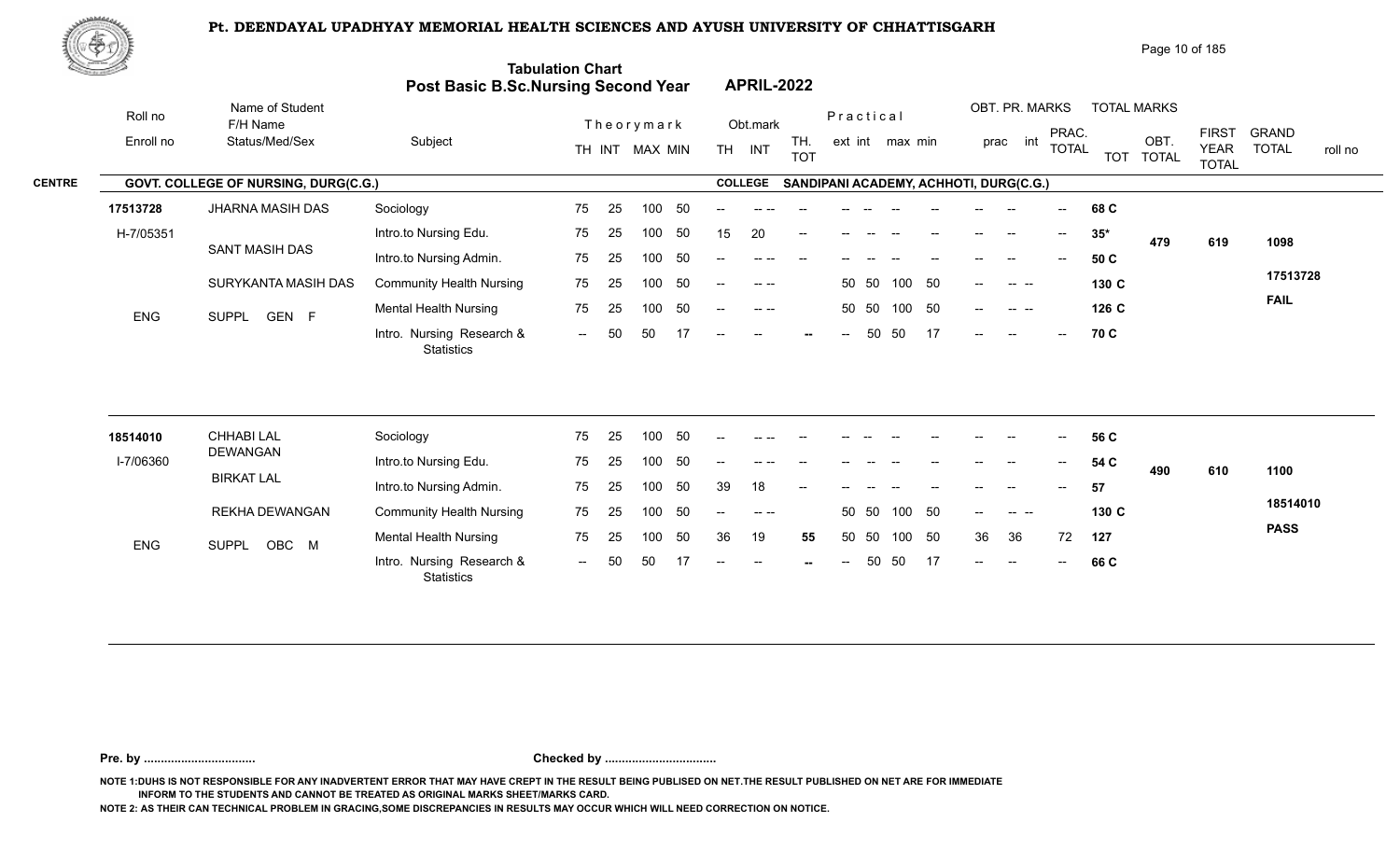# Pt. DEENDAYAL UPADHYAY MEMORIAL HEALTH SCIENCES AND AYUSH UNIVERSITY OF CHHATTISGARH

## Tabulation Chart
## Post Basic B.Sc.Nursing Second Year — APRIL-2022

**CENTRE:** GOVT. COLLEGE OF NURSING, DURG(C.G.) — **COLLEGE:** SANDIPANI ACADEMY, ACHHOTI, DURG(C.G.)

| Roll no / Enroll no | Name of Student / F/H Name / Status/Med/Sex | Subject | Theory TH | Theory INT | MAX | MIN | Obt. TH | Obt. INT | TH. TOT | Prac. ext | Prac. int | max | min | OBT. PR. prac | OBT. PR. int | PRAC. TOTAL | TOT | OBT. TOTAL | FIRST YEAR TOTAL | GRAND TOTAL / roll no |
|---|---|---|---|---|---|---|---|---|---|---|---|---|---|---|---|---|---|---|---|---|
| 17513728 | JHARNA MASIH DAS | Sociology | 75 | 25 | 100 | 50 | -- | -- -- | -- | -- | -- | -- | -- | -- | -- | -- | 68 C | 479 | 619 | 1098 |
| H-7/05351 | SANT MASIH DAS | Intro.to Nursing Edu. | 75 | 25 | 100 | 50 | 15 | 20 | -- | -- | -- | -- | -- | -- | -- | -- | 35* | | | |
| | | Intro.to Nursing Admin. | 75 | 25 | 100 | 50 | -- | -- -- | -- | -- | -- | -- | -- | -- | -- | -- | 50 C | | | |
| | SURYKANTA MASIH DAS | Community Health Nursing | 75 | 25 | 100 | 50 | -- | -- -- | | 50 | 50 | 100 | 50 | -- | -- -- | | 130 C | | | 17513728 |
| ENG | SUPPL GEN F | Mental Health Nursing | 75 | 25 | 100 | 50 | -- | -- -- | | 50 | 50 | 100 | 50 | -- | -- -- | | 126 C | | | FAIL |
| | | Intro. Nursing Research & Statistics | -- | 50 | 50 | 17 | -- | -- | -- | -- | 50 | 50 | 17 | -- | -- | -- | 70 C | | | |
| 18514010 | CHHABI LAL DEWANGAN | Sociology | 75 | 25 | 100 | 50 | -- | -- -- | -- | -- | -- | -- | -- | -- | -- | -- | 56 C | 490 | 610 | 1100 |
| I-7/06360 | BIRKAT LAL | Intro.to Nursing Edu. | 75 | 25 | 100 | 50 | -- | -- -- | -- | -- | -- | -- | -- | -- | -- | -- | 54 C | | | |
| | | Intro.to Nursing Admin. | 75 | 25 | 100 | 50 | 39 | 18 | -- | -- | -- | -- | -- | -- | -- | -- | 57 | | | |
| | REKHA DEWANGAN | Community Health Nursing | 75 | 25 | 100 | 50 | -- | -- -- | | 50 | 50 | 100 | 50 | -- | -- -- | | 130 C | | | 18514010 |
| ENG | SUPPL OBC M | Mental Health Nursing | 75 | 25 | 100 | 50 | 36 | 19 | 55 | 50 | 50 | 100 | 50 | 36 | 36 | 72 | 127 | | | PASS |
| | | Intro. Nursing Research & Statistics | -- | 50 | 50 | 17 | -- | -- | -- | -- | 50 | 50 | 17 | -- | -- | -- | 66 C | | | |

**Pre. by ................................** **Checked by ................................**

NOTE 1:DUHS IS NOT RESPONSIBLE FOR ANY INADVERTENT ERROR THAT MAY HAVE CREPT IN THE RESULT BEING PUBLISED ON NET.THE RESULT PUBLISHED ON NET ARE FOR IMMEDIATE INFORM TO THE STUDENTS AND CANNOT BE TREATED AS ORIGINAL MARKS SHEET/MARKS CARD.

NOTE 2: AS THEIR CAN TECHNICAL PROBLEM IN GRACING,SOME DISCREPANCIES IN RESULTS MAY OCCUR WHICH WILL NEED CORRECTION ON NOTICE.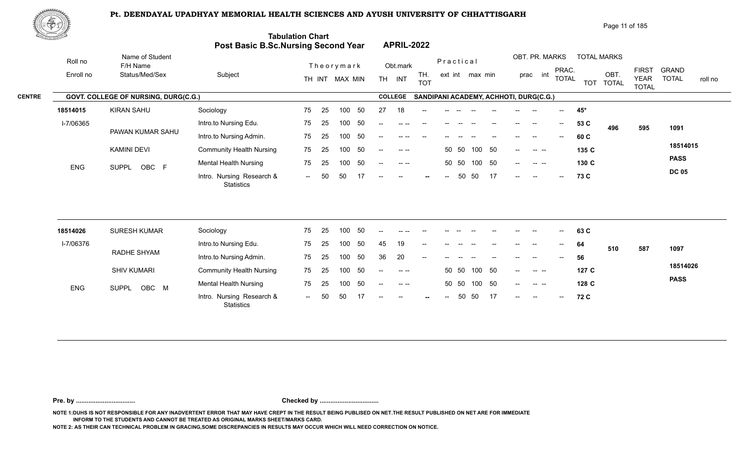# Pt. DEENDAYAL UPADHYAY MEMORIAL HEALTH SCIENCES AND AYUSH UNIVERSITY OF CHHATTISGARH

## Tabulation Chart
## Post Basic B.Sc.Nursing Second Year — APRIL-2022

**CENTRE:** GOVT. COLLEGE OF NURSING, DURG(C.G.)
**COLLEGE:** SANDIPANI ACADEMY, ACHHOTI, DURG(C.G.)

| Roll no / Enroll no | Name of Student / F/H Name / Status/Med/Sex | Subject | TH | INT | MAX | MIN | Obt. TH | Obt. INT | TH. TOT | Prac. ext | Prac. int | max | min | OBT. PR. prac | OBT. PR. int | PRAC. TOTAL | TOT | OBT. TOTAL | FIRST YEAR TOTAL | GRAND TOTAL / roll no |
|---|---|---|---|---|---|---|---|---|---|---|---|---|---|---|---|---|---|---|---|---|
| 18514015 | KIRAN SAHU | Sociology | 75 | 25 | 100 | 50 | 27 | 18 | -- | -- | -- | -- | -- | -- | -- | -- | 45* | 496 | 595 | 1091 |
| I-7/06365 | PAWAN KUMAR SAHU | Intro.to Nursing Edu. | 75 | 25 | 100 | 50 | -- | -- -- | -- | -- | -- | -- | -- | -- | -- | -- | 53 C | | | 18514015 |
| | KAMINI DEVI | Intro.to Nursing Admin. | 75 | 25 | 100 | 50 | -- | -- -- | -- | -- | -- | -- | -- | -- | -- | -- | 60 C | | | PASS |
| ENG | SUPPL OBC F | Community Health Nursing | 75 | 25 | 100 | 50 | -- | -- -- | | 50 | 50 | 100 | 50 | -- | -- -- | | 135 C | | | DC 05 |
| | | Mental Health Nursing | 75 | 25 | 100 | 50 | -- | -- -- | | 50 | 50 | 100 | 50 | -- | -- -- | | 130 C | | | |
| | | Intro. Nursing Research & Statistics | -- | 50 | 50 | 17 | -- | -- | -- | -- | 50 | 50 | 17 | -- | -- | -- | 73 C | | | |
| 18514026 | SURESH KUMAR | Sociology | 75 | 25 | 100 | 50 | -- | -- -- | -- | -- | -- | -- | -- | -- | -- | -- | 63 C | 510 | 587 | 1097 |
| I-7/06376 | RADHE SHYAM | Intro.to Nursing Edu. | 75 | 25 | 100 | 50 | 45 | 19 | -- | -- | -- | -- | -- | -- | -- | -- | 64 | | | 18514026 |
| | SHIV KUMARI | Intro.to Nursing Admin. | 75 | 25 | 100 | 50 | 36 | 20 | -- | -- | -- | -- | -- | -- | -- | -- | 56 | | | PASS |
| ENG | SUPPL OBC M | Community Health Nursing | 75 | 25 | 100 | 50 | -- | -- -- | | 50 | 50 | 100 | 50 | -- | -- -- | | 127 C | | | |
| | | Mental Health Nursing | 75 | 25 | 100 | 50 | -- | -- -- | | 50 | 50 | 100 | 50 | -- | -- -- | | 128 C | | | |
| | | Intro. Nursing Research & Statistics | -- | 50 | 50 | 17 | -- | -- | -- | -- | 50 | 50 | 17 | -- | -- | -- | 72 C | | | |

Pre. by ................................ Checked by ................................

NOTE 1:DUHS IS NOT RESPONSIBLE FOR ANY INADVERTENT ERROR THAT MAY HAVE CREPT IN THE RESULT BEING PUBLISED ON NET.THE RESULT PUBLISHED ON NET ARE FOR IMMEDIATE INFORM TO THE STUDENTS AND CANNOT BE TREATED AS ORIGINAL MARKS SHEET/MARKS CARD.

NOTE 2: AS THEIR CAN TECHNICAL PROBLEM IN GRACING,SOME DISCREPANCIES IN RESULTS MAY OCCUR WHICH WILL NEED CORRECTION ON NOTICE.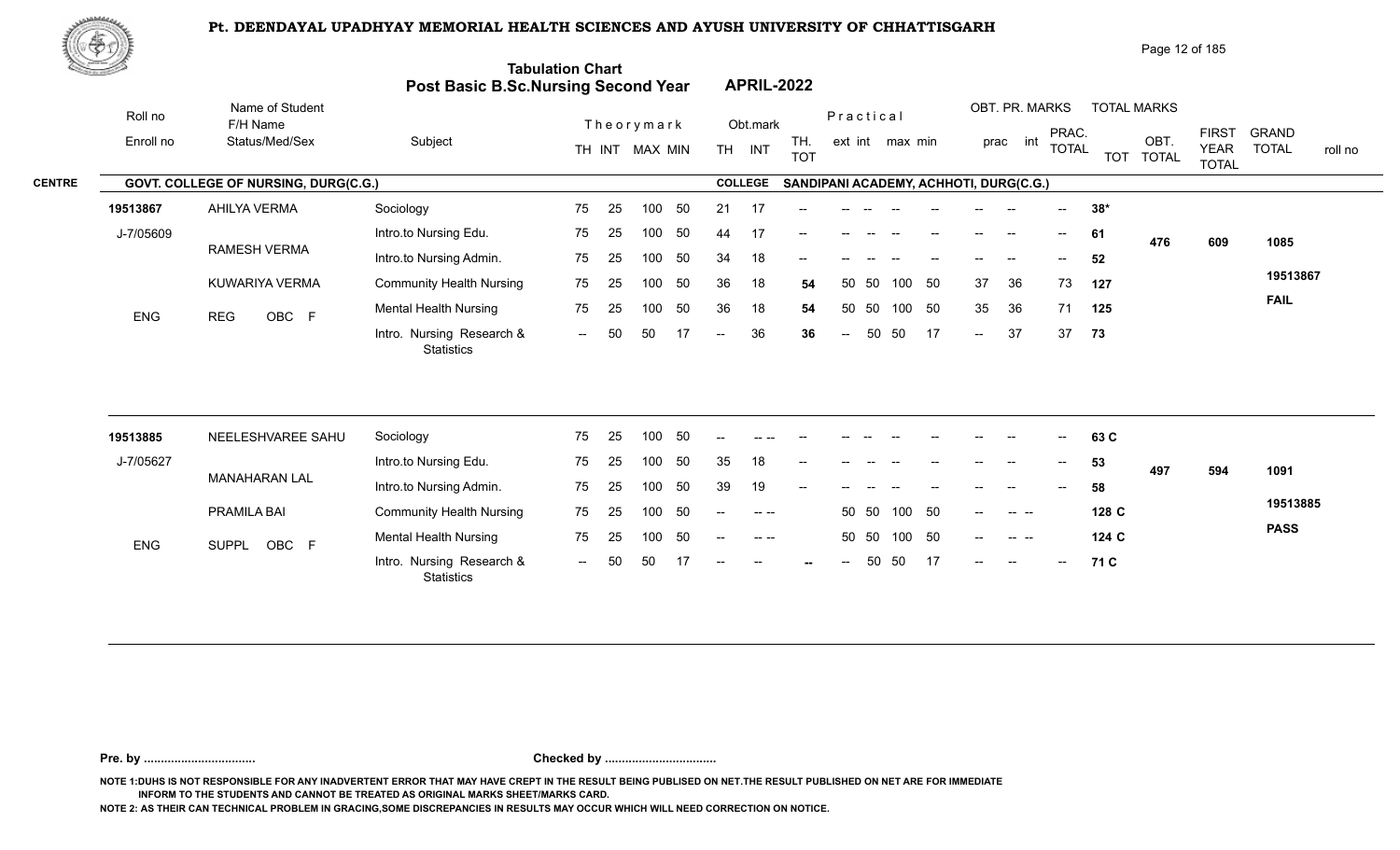# Pt. DEENDAYAL UPADHYAY MEMORIAL HEALTH SCIENCES AND AYUSH UNIVERSITY OF CHHATTISGARH

## Tabulation Chart
## Post Basic B.Sc.Nursing Second Year — APRIL-2022

**CENTRE:** GOVT. COLLEGE OF NURSING, DURG(C.G.) — **COLLEGE:** SANDIPANI ACADEMY, ACHHOTI, DURG(C.G.)

| Roll no / Enroll no | Name of Student / F/H Name / Status/Med/Sex | Subject | Theory TH | Theory INT | MAX | MIN | Obt. TH | Obt. INT | TH. TOT | Prac ext | Prac int | Prac max | Prac min | OBT. PR. prac | OBT. PR. int | PRAC. TOTAL | TOT | OBT. TOTAL | FIRST YEAR TOTAL | GRAND TOTAL / roll no |
|---|---|---|---|---|---|---|---|---|---|---|---|---|---|---|---|---|---|---|---|---|
| 19513867 | AHILYA VERMA | Sociology | 75 | 25 | 100 | 50 | 21 | 17 | -- | -- | -- | -- | -- | -- | -- | -- | 38* | | | |
| J-7/05609 | RAMESH VERMA | Intro.to Nursing Edu. | 75 | 25 | 100 | 50 | 44 | 17 | -- | -- | -- | -- | -- | -- | -- | -- | 61 | 476 | 609 | 1085 |
| | KUWARIYA VERMA | Intro.to Nursing Admin. | 75 | 25 | 100 | 50 | 34 | 18 | -- | -- | -- | -- | -- | -- | -- | -- | 52 | | | |
| ENG | REG OBC F | Community Health Nursing | 75 | 25 | 100 | 50 | 36 | 18 | 54 | 50 | 50 | 100 | 50 | 37 | 36 | 73 | 127 | | | 19513867 |
| | | Mental Health Nursing | 75 | 25 | 100 | 50 | 36 | 18 | 54 | 50 | 50 | 100 | 50 | 35 | 36 | 71 | 125 | | | FAIL |
| | | Intro. Nursing Research & Statistics | -- | 50 | 50 | 17 | -- | 36 | 36 | -- | 50 | 50 | 17 | -- | 37 | 37 | 73 | | | |
| 19513885 | NEELESHVAREE SAHU | Sociology | 75 | 25 | 100 | 50 | -- | -- -- | -- | -- | -- | -- | -- | -- | -- | -- | 63 C | | | |
| J-7/05627 | MANAHARAN LAL | Intro.to Nursing Edu. | 75 | 25 | 100 | 50 | 35 | 18 | -- | -- | -- | -- | -- | -- | -- | -- | 53 | 497 | 594 | 1091 |
| | PRAMILA BAI | Intro.to Nursing Admin. | 75 | 25 | 100 | 50 | 39 | 19 | -- | -- | -- | -- | -- | -- | -- | -- | 58 | | | |
| ENG | SUPPL OBC F | Community Health Nursing | 75 | 25 | 100 | 50 | -- | -- -- | | 50 | 50 | 100 | 50 | -- | -- -- | | 128 C | | | 19513885 |
| | | Mental Health Nursing | 75 | 25 | 100 | 50 | -- | -- -- | | 50 | 50 | 100 | 50 | -- | -- -- | | 124 C | | | PASS |
| | | Intro. Nursing Research & Statistics | -- | 50 | 50 | 17 | -- | -- | -- | -- | 50 | 50 | 17 | -- | -- | -- | 71 C | | | |

Pre. by ................................ Checked by ................................

NOTE 1:DUHS IS NOT RESPONSIBLE FOR ANY INADVERTENT ERROR THAT MAY HAVE CREPT IN THE RESULT BEING PUBLISED ON NET.THE RESULT PUBLISHED ON NET ARE FOR IMMEDIATE INFORM TO THE STUDENTS AND CANNOT BE TREATED AS ORIGINAL MARKS SHEET/MARKS CARD.

NOTE 2: AS THEIR CAN TECHNICAL PROBLEM IN GRACING,SOME DISCREPANCIES IN RESULTS MAY OCCUR WHICH WILL NEED CORRECTION ON NOTICE.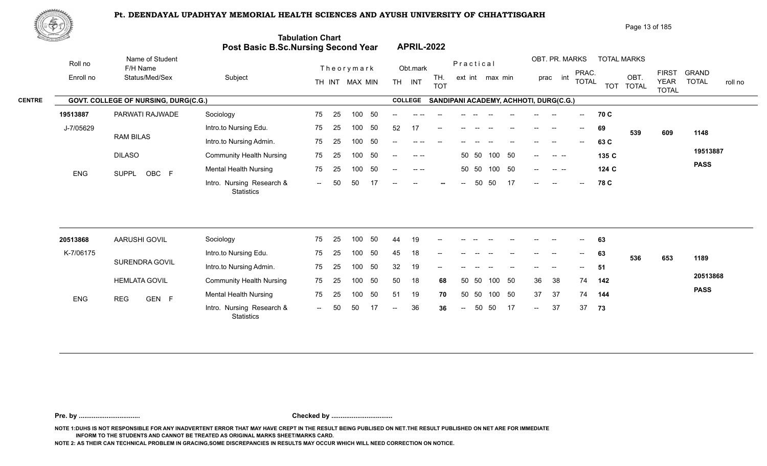# Pt. DEENDAYAL UPADHYAY MEMORIAL HEALTH SCIENCES AND AYUSH UNIVERSITY OF CHHATTISGARH

## Tabulation Chart
## Post Basic B.Sc.Nursing Second Year APRIL-2022

**CENTRE** GOVT. COLLEGE OF NURSING, DURG(C.G.) **COLLEGE** SANDIPANI ACADEMY, ACHHOTI, DURG(C.G.)

| Roll no / Enroll no | Name of Student / F/H Name / Status/Med/Sex | Subject | Theory TH | Theory INT | MAX | MIN | Obt. TH | Obt. INT | TH. TOT | Prac ext | Prac int | max | min | OBT. PR. prac | OBT. PR. int | PRAC. TOTAL | TOT | OBT. TOTAL | FIRST YEAR TOTAL | GRAND TOTAL / roll no |
|---|---|---|---|---|---|---|---|---|---|---|---|---|---|---|---|---|---|---|---|---|
| 19513887 | PARWATI RAJWADE | Sociology | 75 | 25 | 100 | 50 | -- | -- -- | -- | -- | -- | -- | -- | -- | -- | -- | 70 C | | | |
| J-7/05629 | RAM BILAS | Intro.to Nursing Edu. | 75 | 25 | 100 | 50 | 52 | 17 | -- | -- | -- | -- | -- | -- | -- | -- | 69 | 539 | 609 | 1148 |
| | DILASO | Intro.to Nursing Admin. | 75 | 25 | 100 | 50 | -- | -- -- | -- | -- | -- | -- | -- | -- | -- | -- | 63 C | | | 19513887 |
| ENG | SUPPL OBC F | Community Health Nursing | 75 | 25 | 100 | 50 | -- | -- -- | | 50 | 50 | 100 | 50 | -- | -- -- | | 135 C | | | PASS |
| | | Mental Health Nursing | 75 | 25 | 100 | 50 | -- | -- -- | | 50 | 50 | 100 | 50 | -- | -- -- | | 124 C | | | |
| | | Intro. Nursing Research & Statistics | -- | 50 | 50 | 17 | -- | -- | -- | -- | 50 | 50 | 17 | -- | -- | -- | 78 C | | | |
| 20513868 | AARUSHI GOVIL | Sociology | 75 | 25 | 100 | 50 | 44 | 19 | -- | -- | -- | -- | -- | -- | -- | -- | 63 | | | |
| K-7/06175 | SURENDRA GOVIL | Intro.to Nursing Edu. | 75 | 25 | 100 | 50 | 45 | 18 | -- | -- | -- | -- | -- | -- | -- | -- | 63 | 536 | 653 | 1189 |
| | HEMLATA GOVIL | Intro.to Nursing Admin. | 75 | 25 | 100 | 50 | 32 | 19 | -- | -- | -- | -- | -- | -- | -- | -- | 51 | | | 20513868 |
| ENG | REG GEN F | Community Health Nursing | 75 | 25 | 100 | 50 | 50 | 18 | 68 | 50 | 50 | 100 | 50 | 36 | 38 | 74 | 142 | | | PASS |
| | | Mental Health Nursing | 75 | 25 | 100 | 50 | 51 | 19 | 70 | 50 | 50 | 100 | 50 | 37 | 37 | 74 | 144 | | | |
| | | Intro. Nursing Research & Statistics | -- | 50 | 50 | 17 | -- | 36 | 36 | -- | 50 | 50 | 17 | -- | 37 | 37 | 73 | | | |

**Pre. by .................................** **Checked by .................................**

NOTE 1:DUHS IS NOT RESPONSIBLE FOR ANY INADVERTENT ERROR THAT MAY HAVE CREPT IN THE RESULT BEING PUBLISED ON NET.THE RESULT PUBLISHED ON NET ARE FOR IMMEDIATE INFORM TO THE STUDENTS AND CANNOT BE TREATED AS ORIGINAL MARKS SHEET/MARKS CARD.

NOTE 2: AS THEIR CAN TECHNICAL PROBLEM IN GRACING,SOME DISCREPANCIES IN RESULTS MAY OCCUR WHICH WILL NEED CORRECTION ON NOTICE.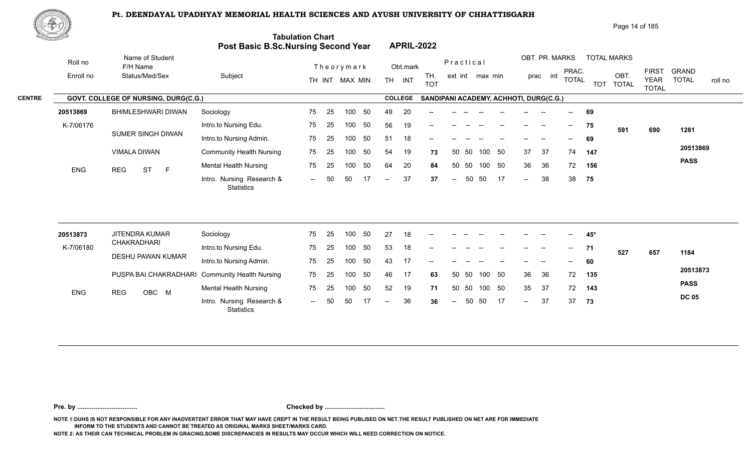# Pt. DEENDAYAL UPADHYAY MEMORIAL HEALTH SCIENCES AND AYUSH UNIVERSITY OF CHHATTISGARH

## Tabulation Chart
## Post Basic B.Sc.Nursing Second Year — APRIL-2022

**CENTRE:** GOVT. COLLEGE OF NURSING, DURG(C.G.) — **COLLEGE:** SANDIPANI ACADEMY, ACHHOTI, DURG(C.G.)

| Roll no / Enroll no | Name of Student / F/H Name / Status/Med/Sex | Subject | Theory TH | Theory INT | MAX | MIN | Obt. TH | Obt. INT | TH. TOT | Prac ext | Prac int | max | min | OBT. PR. prac | OBT. PR. int | PRAC. TOTAL | TOT | OBT. TOTAL | FIRST YEAR TOTAL | GRAND TOTAL | roll no |
|---|---|---|---|---|---|---|---|---|---|---|---|---|---|---|---|---|---|---|---|---|---|
| 20513869 | BHIMLESHWARI DIWAN | Sociology | 75 | 25 | 100 | 50 | 49 | 20 | -- | -- | -- | -- | -- | -- | -- | -- | 69 | 591 | 690 | 1281 | 20513869 |
| K-7/06176 | SUMER SINGH DIWAN | Intro.to Nursing Edu. | 75 | 25 | 100 | 50 | 56 | 19 | -- | -- | -- | -- | -- | -- | -- | -- | 75 | | | | PASS |
| | VIMALA DIWAN | Intro.to Nursing Admin. | 75 | 25 | 100 | 50 | 51 | 18 | -- | -- | -- | -- | -- | -- | -- | -- | 69 | | | | |
| ENG | REG ST F | Community Health Nursing | 75 | 25 | 100 | 50 | 54 | 19 | 73 | 50 | 50 | 100 | 50 | 37 | 37 | 74 | 147 | | | | |
| | | Mental Health Nursing | 75 | 25 | 100 | 50 | 64 | 20 | 84 | 50 | 50 | 100 | 50 | 36 | 36 | 72 | 156 | | | | |
| | | Intro. Nursing Research & Statistics | -- | 50 | 50 | 17 | -- | 37 | 37 | -- | 50 | 50 | 17 | -- | 38 | 38 | 75 | | | | |
| 20513873 | JITENDRA KUMAR CHAKRADHARI | Sociology | 75 | 25 | 100 | 50 | 27 | 18 | -- | -- | -- | -- | -- | -- | -- | -- | 45* | 527 | 657 | 1184 | 20513873 |
| K-7/06180 | DESHU PAWAN KUMAR | Intro.to Nursing Edu. | 75 | 25 | 100 | 50 | 53 | 18 | -- | -- | -- | -- | -- | -- | -- | -- | 71 | | | | PASS |
| | PUSPA BAI CHAKRADHARI | Intro.to Nursing Admin. | 75 | 25 | 100 | 50 | 43 | 17 | -- | -- | -- | -- | -- | -- | -- | -- | 60 | | | | DC 05 |
| ENG | REG OBC M | Community Health Nursing | 75 | 25 | 100 | 50 | 46 | 17 | 63 | 50 | 50 | 100 | 50 | 36 | 36 | 72 | 135 | | | | |
| | | Mental Health Nursing | 75 | 25 | 100 | 50 | 52 | 19 | 71 | 50 | 50 | 100 | 50 | 35 | 37 | 72 | 143 | | | | |
| | | Intro. Nursing Research & Statistics | -- | 50 | 50 | 17 | -- | 36 | 36 | -- | 50 | 50 | 17 | -- | 37 | 37 | 73 | | | | |

Pre. by ................................ Checked by ................................

NOTE 1:DUHS IS NOT RESPONSIBLE FOR ANY INADVERTENT ERROR THAT MAY HAVE CREPT IN THE RESULT BEING PUBLISED ON NET.THE RESULT PUBLISHED ON NET ARE FOR IMMEDIATE INFORM TO THE STUDENTS AND CANNOT BE TREATED AS ORIGINAL MARKS SHEET/MARKS CARD.

NOTE 2: AS THEIR CAN TECHNICAL PROBLEM IN GRACING,SOME DISCREPANCIES IN RESULTS MAY OCCUR WHICH WILL NEED CORRECTION ON NOTICE.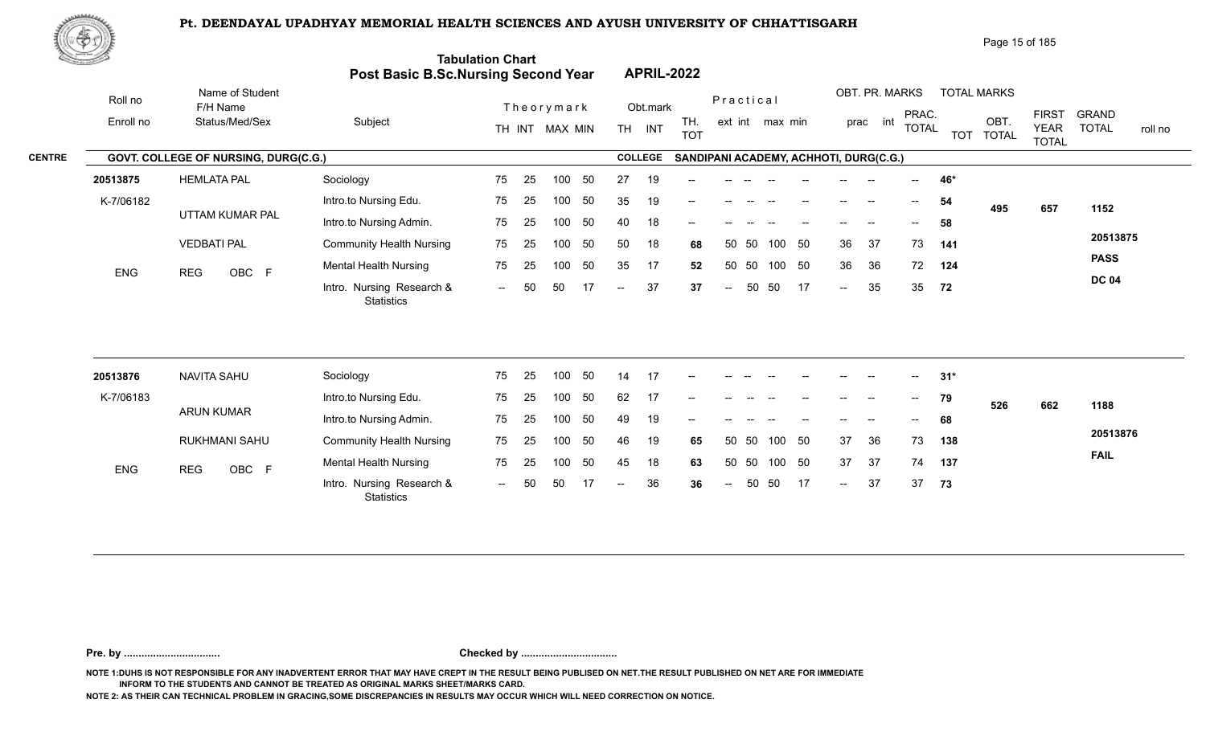# Pt. DEENDAYAL UPADHYAY MEMORIAL HEALTH SCIENCES AND AYUSH UNIVERSITY OF CHHATTISGARH

## Tabulation Chart
## Post Basic B.Sc.Nursing Second Year APRIL-2022

**CENTRE:** GOVT. COLLEGE OF NURSING, DURG(C.G.) **COLLEGE:** SANDIPANI ACADEMY, ACHHOTI, DURG(C.G.)

| Roll no / Enroll no | Name of Student / F/H Name / Status/Med/Sex | Subject | Theory TH | Theory INT | MAX | MIN | Obt. TH | Obt. INT | TH. TOT | Practical ext | Practical int | max | min | OBT. PR. prac | OBT. PR. int | PRAC. TOTAL | TOT | OBT. TOTAL | FIRST YEAR TOTAL | GRAND TOTAL / roll no |
|---|---|---|---|---|---|---|---|---|---|---|---|---|---|---|---|---|---|---|---|---|
| 20513875 | HEMLATA PAL | Sociology | 75 | 25 | 100 | 50 | 27 | 19 | -- | -- | -- | -- | -- | -- | -- | -- | 46* | | | |
| K-7/06182 | UTTAM KUMAR PAL | Intro.to Nursing Edu. | 75 | 25 | 100 | 50 | 35 | 19 | -- | -- | -- | -- | -- | -- | -- | -- | 54 | 495 | 657 | 1152 |
| | | Intro.to Nursing Admin. | 75 | 25 | 100 | 50 | 40 | 18 | -- | -- | -- | -- | -- | -- | -- | -- | 58 | | | |
| | VEDBATI PAL | Community Health Nursing | 75 | 25 | 100 | 50 | 50 | 18 | 68 | 50 | 50 | 100 | 50 | 36 | 37 | 73 | 141 | | | 20513875 |
| ENG | REG OBC F | Mental Health Nursing | 75 | 25 | 100 | 50 | 35 | 17 | 52 | 50 | 50 | 100 | 50 | 36 | 36 | 72 | 124 | | | PASS |
| | | Intro. Nursing Research & Statistics | -- | 50 | 50 | 17 | -- | 37 | 37 | -- | 50 | 50 | 17 | -- | 35 | 35 | 72 | | | DC 04 |
| 20513876 | NAVITA SAHU | Sociology | 75 | 25 | 100 | 50 | 14 | 17 | -- | -- | -- | -- | -- | -- | -- | -- | 31* | | | |
| K-7/06183 | ARUN KUMAR | Intro.to Nursing Edu. | 75 | 25 | 100 | 50 | 62 | 17 | -- | -- | -- | -- | -- | -- | -- | -- | 79 | 526 | 662 | 1188 |
| | | Intro.to Nursing Admin. | 75 | 25 | 100 | 50 | 49 | 19 | -- | -- | -- | -- | -- | -- | -- | -- | 68 | | | |
| | RUKHMANI SAHU | Community Health Nursing | 75 | 25 | 100 | 50 | 46 | 19 | 65 | 50 | 50 | 100 | 50 | 37 | 36 | 73 | 138 | | | 20513876 |
| ENG | REG OBC F | Mental Health Nursing | 75 | 25 | 100 | 50 | 45 | 18 | 63 | 50 | 50 | 100 | 50 | 37 | 37 | 74 | 137 | | | FAIL |
| | | Intro. Nursing Research & Statistics | -- | 50 | 50 | 17 | -- | 36 | 36 | -- | 50 | 50 | 17 | -- | 37 | 37 | 73 | | | |

**Pre. by .................................** **Checked by .................................**

NOTE 1:DUHS IS NOT RESPONSIBLE FOR ANY INADVERTENT ERROR THAT MAY HAVE CREPT IN THE RESULT BEING PUBLISED ON NET.THE RESULT PUBLISHED ON NET ARE FOR IMMEDIATE INFORM TO THE STUDENTS AND CANNOT BE TREATED AS ORIGINAL MARKS SHEET/MARKS CARD.

NOTE 2: AS THEIR CAN TECHNICAL PROBLEM IN GRACING,SOME DISCREPANCIES IN RESULTS MAY OCCUR WHICH WILL NEED CORRECTION ON NOTICE.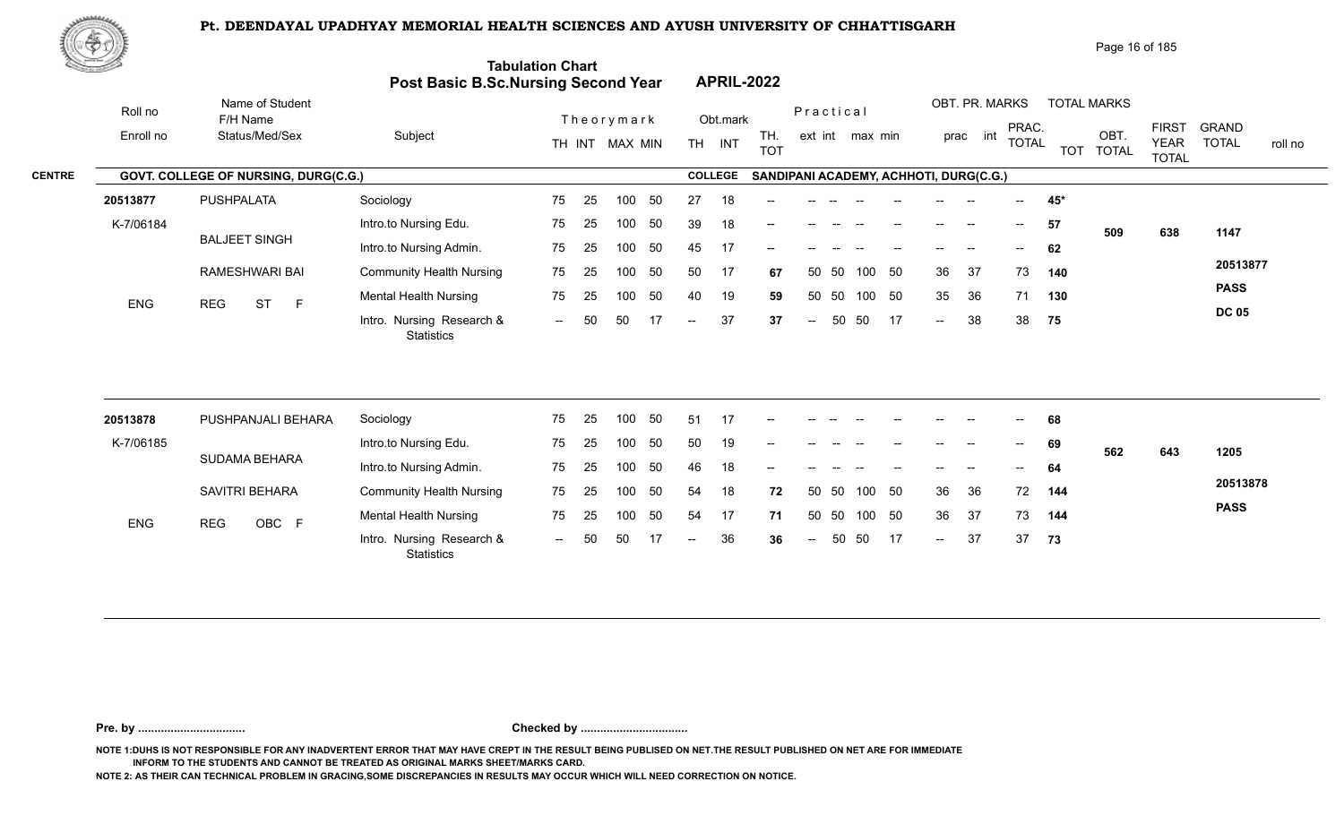# Pt. DEENDAYAL UPADHYAY MEMORIAL HEALTH SCIENCES AND AYUSH UNIVERSITY OF CHHATTISGARH

## Tabulation Chart
## Post Basic B.Sc.Nursing Second Year — APRIL-2022

**CENTRE:** GOVT. COLLEGE OF NURSING, DURG(C.G.) — **COLLEGE:** SANDIPANI ACADEMY, ACHHOTI, DURG(C.G.)

| Roll no / Enroll no | Name of Student / F/H Name / Status/Med/Sex | Subject | Theory TH | Theory INT | MAX | MIN | Obt. TH | Obt. INT | TH. TOT | Prac. ext | Prac. int | max | min | OBT. PR. prac | OBT. PR. int | PRAC. TOTAL | TOTAL MARKS TOT | OBT. TOTAL | FIRST YEAR TOTAL | GRAND TOTAL / roll no |
|---|---|---|---|---|---|---|---|---|---|---|---|---|---|---|---|---|---|---|---|---|
| 20513877 | PUSHPALATA | Sociology | 75 | 25 | 100 | 50 | 27 | 18 | -- | -- | -- | -- | -- | -- | -- | -- | 45* | | | |
| K-7/06184 | BALJEET SINGH | Intro.to Nursing Edu. | 75 | 25 | 100 | 50 | 39 | 18 | -- | -- | -- | -- | -- | -- | -- | -- | 57 | 509 | 638 | 1147 |
| | | Intro.to Nursing Admin. | 75 | 25 | 100 | 50 | 45 | 17 | -- | -- | -- | -- | -- | -- | -- | -- | 62 | | | |
| | RAMESHWARI BAI | Community Health Nursing | 75 | 25 | 100 | 50 | 50 | 17 | 67 | 50 | 50 | 100 | 50 | 36 | 37 | 73 | 140 | | | 20513877 |
| ENG | REG ST F | Mental Health Nursing | 75 | 25 | 100 | 50 | 40 | 19 | 59 | 50 | 50 | 100 | 50 | 35 | 36 | 71 | 130 | | | PASS |
| | | Intro. Nursing Research & Statistics | -- | 50 | 50 | 17 | -- | 37 | 37 | -- | 50 | 50 | 17 | -- | 38 | 38 | 75 | | | DC 05 |
| 20513878 | PUSHPANJALI BEHARA | Sociology | 75 | 25 | 100 | 50 | 51 | 17 | -- | -- | -- | -- | -- | -- | -- | -- | 68 | | | |
| K-7/06185 | SUDAMA BEHARA | Intro.to Nursing Edu. | 75 | 25 | 100 | 50 | 50 | 19 | -- | -- | -- | -- | -- | -- | -- | -- | 69 | 562 | 643 | 1205 |
| | | Intro.to Nursing Admin. | 75 | 25 | 100 | 50 | 46 | 18 | -- | -- | -- | -- | -- | -- | -- | -- | 64 | | | |
| | SAVITRI BEHARA | Community Health Nursing | 75 | 25 | 100 | 50 | 54 | 18 | 72 | 50 | 50 | 100 | 50 | 36 | 36 | 72 | 144 | | | 20513878 |
| ENG | REG OBC F | Mental Health Nursing | 75 | 25 | 100 | 50 | 54 | 17 | 71 | 50 | 50 | 100 | 50 | 36 | 37 | 73 | 144 | | | PASS |
| | | Intro. Nursing Research & Statistics | -- | 50 | 50 | 17 | -- | 36 | 36 | -- | 50 | 50 | 17 | -- | 37 | 37 | 73 | | | |

**Pre. by ................................. Checked by .................................**

NOTE 1:DUHS IS NOT RESPONSIBLE FOR ANY INADVERTENT ERROR THAT MAY HAVE CREPT IN THE RESULT BEING PUBLISED ON NET.THE RESULT PUBLISHED ON NET ARE FOR IMMEDIATE INFORM TO THE STUDENTS AND CANNOT BE TREATED AS ORIGINAL MARKS SHEET/MARKS CARD.

NOTE 2: AS THEIR CAN TECHNICAL PROBLEM IN GRACING,SOME DISCREPANCIES IN RESULTS MAY OCCUR WHICH WILL NEED CORRECTION ON NOTICE.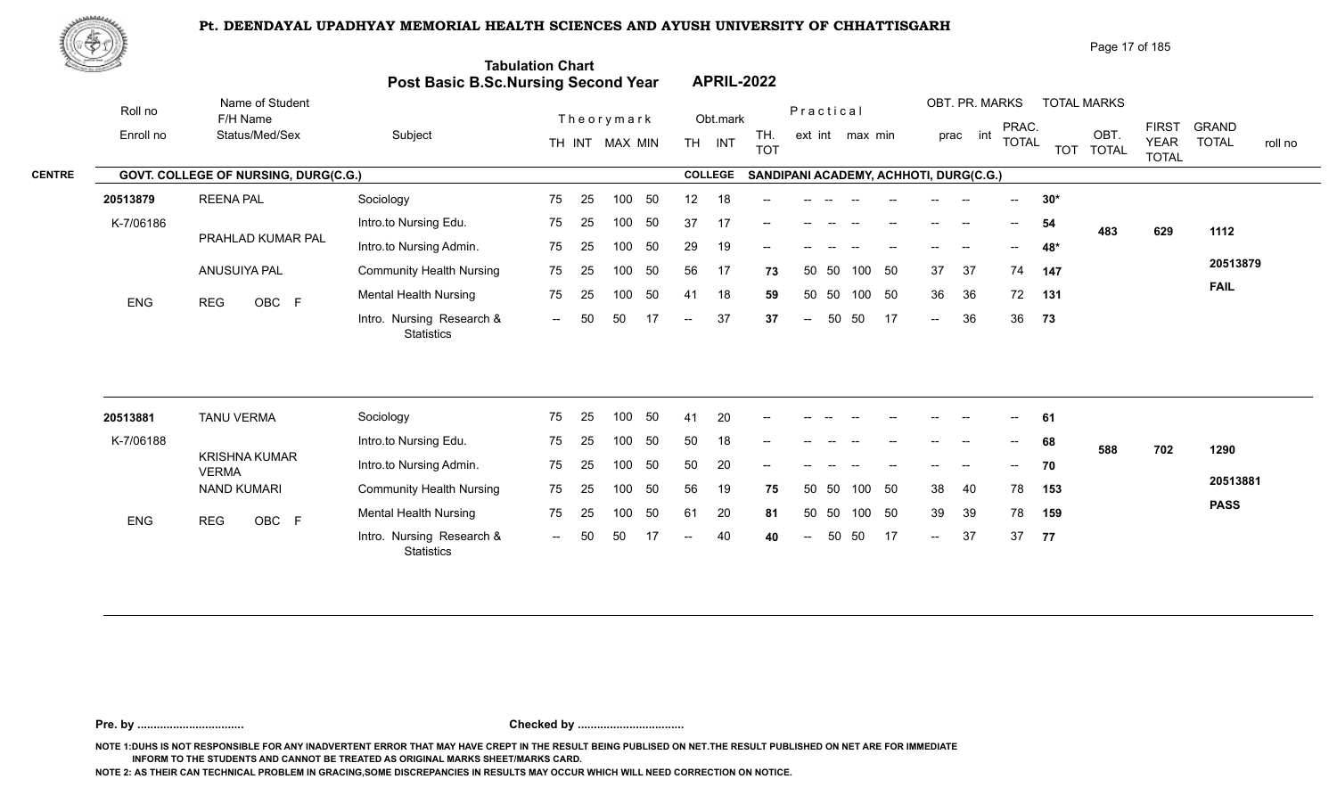# Pt. DEENDAYAL UPADHYAY MEMORIAL HEALTH SCIENCES AND AYUSH UNIVERSITY OF CHHATTISGARH

## Tabulation Chart
## Post Basic B.Sc.Nursing Second Year — APRIL-2022

**CENTRE:** GOVT. COLLEGE OF NURSING, DURG(C.G.) **COLLEGE:** SANDIPANI ACADEMY, ACHHOTI, DURG(C.G.)

| Roll no / Enroll no | Name of Student / F/H Name / Status/Med/Sex | Subject | Theory TH | Theory INT | MAX | MIN | Obt. TH | Obt. INT | TH. TOT | Prac ext | Prac int | Prac max | Prac min | OBT. PR. prac | OBT. PR. int | PRAC. TOTAL | TOT | OBT. TOTAL | FIRST YEAR TOTAL | GRAND TOTAL |
|---|---|---|---|---|---|---|---|---|---|---|---|---|---|---|---|---|---|---|---|---|
| 20513879 | REENA PAL | Sociology | 75 | 25 | 100 | 50 | 12 | 18 | -- | -- | -- | -- | -- | -- | -- | -- | 30* | 483 | 629 | 1112 |
| K-7/06186 | PRAHLAD KUMAR PAL | Intro.to Nursing Edu. | 75 | 25 | 100 | 50 | 37 | 17 | -- | -- | -- | -- | -- | -- | -- | -- | 54 | | | |
| | | Intro.to Nursing Admin. | 75 | 25 | 100 | 50 | 29 | 19 | -- | -- | -- | -- | -- | -- | -- | -- | 48* | | | |
| | ANUSUIYA PAL | Community Health Nursing | 75 | 25 | 100 | 50 | 56 | 17 | 73 | 50 | 50 | 100 | 50 | 37 | 37 | 74 | 147 | | | 20513879 |
| ENG | REG OBC F | Mental Health Nursing | 75 | 25 | 100 | 50 | 41 | 18 | 59 | 50 | 50 | 100 | 50 | 36 | 36 | 72 | 131 | | | FAIL |
| | | Intro. Nursing Research & Statistics | -- | 50 | 50 | 17 | -- | 37 | 37 | -- | 50 | 50 | 17 | -- | 36 | 36 | 73 | | | |
| 20513881 | TANU VERMA | Sociology | 75 | 25 | 100 | 50 | 41 | 20 | -- | -- | -- | -- | -- | -- | -- | -- | 61 | 588 | 702 | 1290 |
| K-7/06188 | KRISHNA KUMAR VERMA | Intro.to Nursing Edu. | 75 | 25 | 100 | 50 | 50 | 18 | -- | -- | -- | -- | -- | -- | -- | -- | 68 | | | |
| | | Intro.to Nursing Admin. | 75 | 25 | 100 | 50 | 50 | 20 | -- | -- | -- | -- | -- | -- | -- | -- | 70 | | | |
| | NAND KUMARI | Community Health Nursing | 75 | 25 | 100 | 50 | 56 | 19 | 75 | 50 | 50 | 100 | 50 | 38 | 40 | 78 | 153 | | | 20513881 |
| ENG | REG OBC F | Mental Health Nursing | 75 | 25 | 100 | 50 | 61 | 20 | 81 | 50 | 50 | 100 | 50 | 39 | 39 | 78 | 159 | | | PASS |
| | | Intro. Nursing Research & Statistics | -- | 50 | 50 | 17 | -- | 40 | 40 | -- | 50 | 50 | 17 | -- | 37 | 37 | 77 | | | |

**Pre. by .................................** **Checked by .................................**

NOTE 1:DUHS IS NOT RESPONSIBLE FOR ANY INADVERTENT ERROR THAT MAY HAVE CREPT IN THE RESULT BEING PUBLISED ON NET.THE RESULT PUBLISHED ON NET ARE FOR IMMEDIATE INFORM TO THE STUDENTS AND CANNOT BE TREATED AS ORIGINAL MARKS SHEET/MARKS CARD.

NOTE 2: AS THEIR CAN TECHNICAL PROBLEM IN GRACING,SOME DISCREPANCIES IN RESULTS MAY OCCUR WHICH WILL NEED CORRECTION ON NOTICE.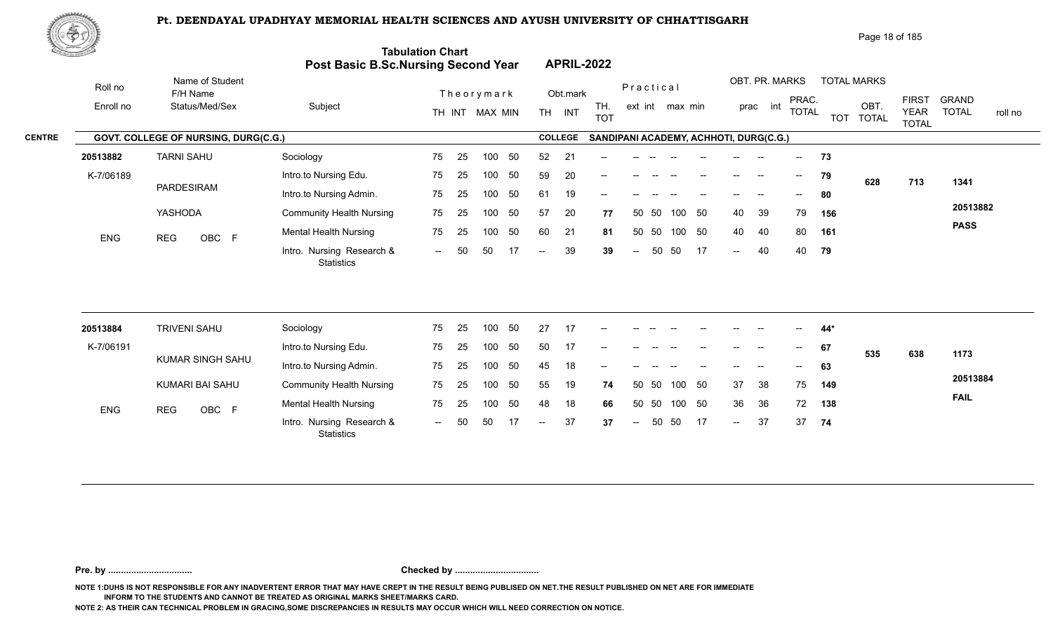# Pt. DEENDAYAL UPADHYAY MEMORIAL HEALTH SCIENCES AND AYUSH UNIVERSITY OF CHHATTISGARH

## Tabulation Chart
## Post Basic B.Sc.Nursing Second Year — APRIL-2022

**CENTRE:** GOVT. COLLEGE OF NURSING, DURG(C.G.) — **COLLEGE:** SANDIPANI ACADEMY, ACHHOTI, DURG(C.G.)

| Roll no / Enroll no | Name of Student / F/H Name / Status/Med/Sex | Subject | Theory TH | Theory INT | Theory MAX | Theory MIN | Obt. TH | Obt. INT | TH. TOT | Prac ext | Prac int | Prac max | Prac min | OBT. PR. prac | OBT. PR. int | PRAC. TOTAL | TOT | OBT. TOTAL | FIRST YEAR TOTAL | GRAND TOTAL | roll no |
|---|---|---|---|---|---|---|---|---|---|---|---|---|---|---|---|---|---|---|---|---|---|
| 20513882 | TARNI SAHU | Sociology | 75 | 25 | 100 | 50 | 52 | 21 | -- | -- | -- | -- | -- | -- | -- | -- | 73 | 628 | 713 | 1341 | 20513882 |
| K-7/06189 | PARDESIRAM | Intro.to Nursing Edu. | 75 | 25 | 100 | 50 | 59 | 20 | -- | -- | -- | -- | -- | -- | -- | -- | 79 | | | | PASS |
| | YASHODA | Intro.to Nursing Admin. | 75 | 25 | 100 | 50 | 61 | 19 | -- | -- | -- | -- | -- | -- | -- | -- | 80 | | | | |
| | | Community Health Nursing | 75 | 25 | 100 | 50 | 57 | 20 | 77 | 50 | 50 | 100 | 50 | 40 | 39 | 79 | 156 | | | | |
| ENG | REG OBC F | Mental Health Nursing | 75 | 25 | 100 | 50 | 60 | 21 | 81 | 50 | 50 | 100 | 50 | 40 | 40 | 80 | 161 | | | | |
| | | Intro. Nursing Research & Statistics | -- | 50 | 50 | 17 | -- | 39 | 39 | -- | 50 | 50 | 17 | -- | 40 | 40 | 79 | | | | |
| 20513884 | TRIVENI SAHU | Sociology | 75 | 25 | 100 | 50 | 27 | 17 | -- | -- | -- | -- | -- | -- | -- | -- | 44* | 535 | 638 | 1173 | 20513884 |
| K-7/06191 | KUMAR SINGH SAHU | Intro.to Nursing Edu. | 75 | 25 | 100 | 50 | 50 | 17 | -- | -- | -- | -- | -- | -- | -- | -- | 67 | | | | FAIL |
| | KUMARI BAI SAHU | Intro.to Nursing Admin. | 75 | 25 | 100 | 50 | 45 | 18 | -- | -- | -- | -- | -- | -- | -- | -- | 63 | | | | |
| | | Community Health Nursing | 75 | 25 | 100 | 50 | 55 | 19 | 74 | 50 | 50 | 100 | 50 | 37 | 38 | 75 | 149 | | | | |
| ENG | REG OBC F | Mental Health Nursing | 75 | 25 | 100 | 50 | 48 | 18 | 66 | 50 | 50 | 100 | 50 | 36 | 36 | 72 | 138 | | | | |
| | | Intro. Nursing Research & Statistics | -- | 50 | 50 | 17 | -- | 37 | 37 | -- | 50 | 50 | 17 | -- | 37 | 37 | 74 | | | | |

**Pre. by .................................** **Checked by .................................**

NOTE 1:DUHS IS NOT RESPONSIBLE FOR ANY INADVERTENT ERROR THAT MAY HAVE CREPT IN THE RESULT BEING PUBLISED ON NET.THE RESULT PUBLISHED ON NET ARE FOR IMMEDIATE INFORM TO THE STUDENTS AND CANNOT BE TREATED AS ORIGINAL MARKS SHEET/MARKS CARD.

NOTE 2: AS THEIR CAN TECHNICAL PROBLEM IN GRACING,SOME DISCREPANCIES IN RESULTS MAY OCCUR WHICH WILL NEED CORRECTION ON NOTICE.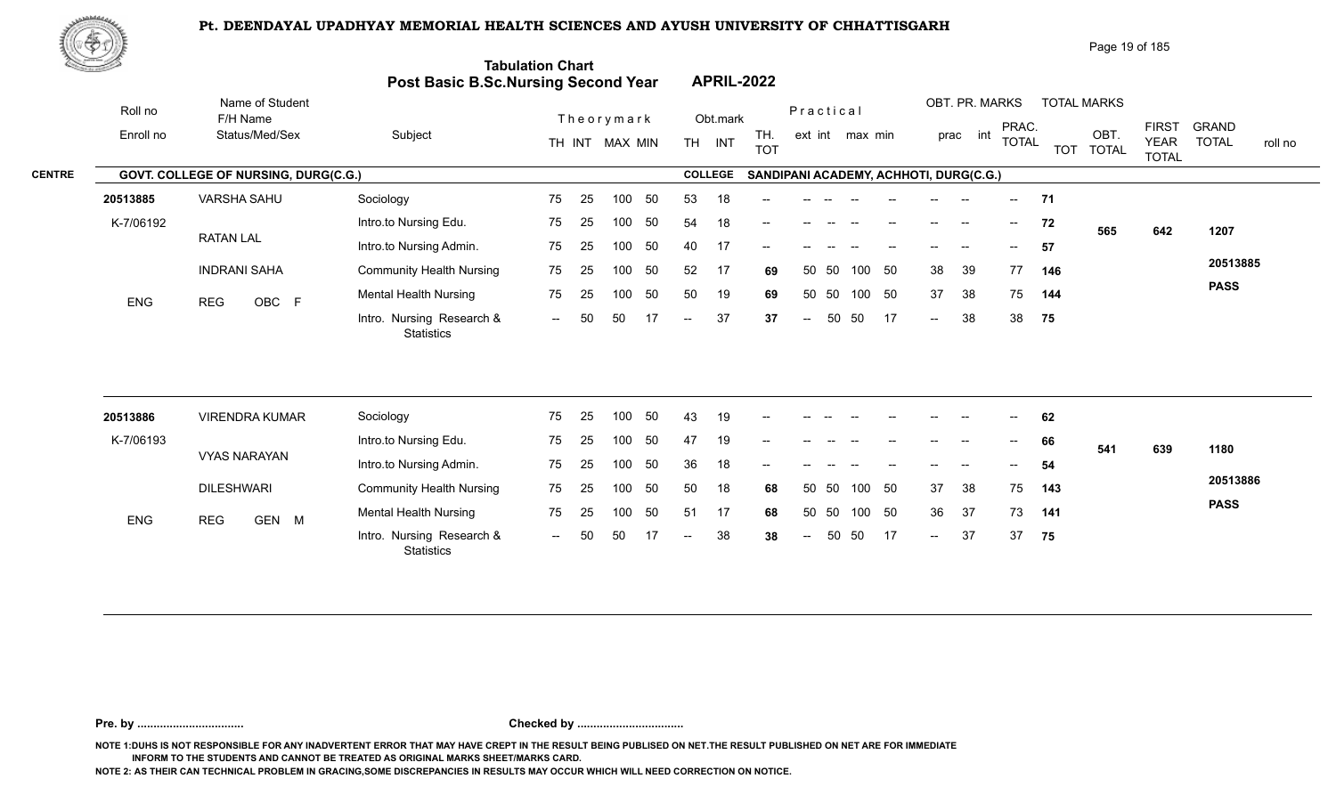# Pt. DEENDAYAL UPADHYAY MEMORIAL HEALTH SCIENCES AND AYUSH UNIVERSITY OF CHHATTISGARH

## Tabulation Chart
## Post Basic B.Sc.Nursing Second Year APRIL-2022

**CENTRE:** GOVT. COLLEGE OF NURSING, DURG(C.G.) **COLLEGE:** SANDIPANI ACADEMY, ACHHOTI, DURG(C.G.)

| Roll no / Enroll no | Name of Student / F/H Name / Status/Med/Sex | Subject | Theory TH | Theory INT | Theory MAX | Theory MIN | Obt. TH | Obt. INT | TH. TOT | Practical ext | Practical int | Practical max | Practical min | OBT. PR. prac | OBT. PR. int | PRAC. TOTAL | TOT | OBT. TOTAL | FIRST YEAR TOTAL | GRAND TOTAL |
|---|---|---|---|---|---|---|---|---|---|---|---|---|---|---|---|---|---|---|---|---|
| 20513885 | VARSHA SAHU | Sociology | 75 | 25 | 100 | 50 | 53 | 18 | -- | -- -- | -- | -- | -- | -- | -- | -- | 71 | 565 | 642 | 1207 |
| K-7/06192 | RATAN LAL | Intro.to Nursing Edu. | 75 | 25 | 100 | 50 | 54 | 18 | -- | -- -- | -- | -- | -- | -- | -- | -- | 72 | | | |
| | | Intro.to Nursing Admin. | 75 | 25 | 100 | 50 | 40 | 17 | -- | -- -- | -- | -- | -- | -- | -- | -- | 57 | | | |
| | INDRANI SAHA | Community Health Nursing | 75 | 25 | 100 | 50 | 52 | 17 | 69 | 50 | 50 | 100 | 50 | 38 | 39 | 77 | 146 | | | 20513885 |
| ENG | REG OBC F | Mental Health Nursing | 75 | 25 | 100 | 50 | 50 | 19 | 69 | 50 | 50 | 100 | 50 | 37 | 38 | 75 | 144 | | | PASS |
| | | Intro. Nursing Research & Statistics | -- | 50 | 50 | 17 | -- | 37 | 37 | -- | 50 | 50 | 17 | -- | 38 | 38 | 75 | | | |
| 20513886 | VIRENDRA KUMAR | Sociology | 75 | 25 | 100 | 50 | 43 | 19 | -- | -- -- | -- | -- | -- | -- | -- | -- | 62 | 541 | 639 | 1180 |
| K-7/06193 | VYAS NARAYAN | Intro.to Nursing Edu. | 75 | 25 | 100 | 50 | 47 | 19 | -- | -- -- | -- | -- | -- | -- | -- | -- | 66 | | | |
| | | Intro.to Nursing Admin. | 75 | 25 | 100 | 50 | 36 | 18 | -- | -- -- | -- | -- | -- | -- | -- | -- | 54 | | | |
| | DILESHWARI | Community Health Nursing | 75 | 25 | 100 | 50 | 50 | 18 | 68 | 50 | 50 | 100 | 50 | 37 | 38 | 75 | 143 | | | 20513886 |
| ENG | REG GEN M | Mental Health Nursing | 75 | 25 | 100 | 50 | 51 | 17 | 68 | 50 | 50 | 100 | 50 | 36 | 37 | 73 | 141 | | | PASS |
| | | Intro. Nursing Research & Statistics | -- | 50 | 50 | 17 | -- | 38 | 38 | -- | 50 | 50 | 17 | -- | 37 | 37 | 75 | | | |

**Pre. by .................................** **Checked by .................................**

NOTE 1:DUHS IS NOT RESPONSIBLE FOR ANY INADVERTENT ERROR THAT MAY HAVE CREPT IN THE RESULT BEING PUBLISED ON NET.THE RESULT PUBLISHED ON NET ARE FOR IMMEDIATE INFORM TO THE STUDENTS AND CANNOT BE TREATED AS ORIGINAL MARKS SHEET/MARKS CARD.

NOTE 2: AS THEIR CAN TECHNICAL PROBLEM IN GRACING,SOME DISCREPANCIES IN RESULTS MAY OCCUR WHICH WILL NEED CORRECTION ON NOTICE.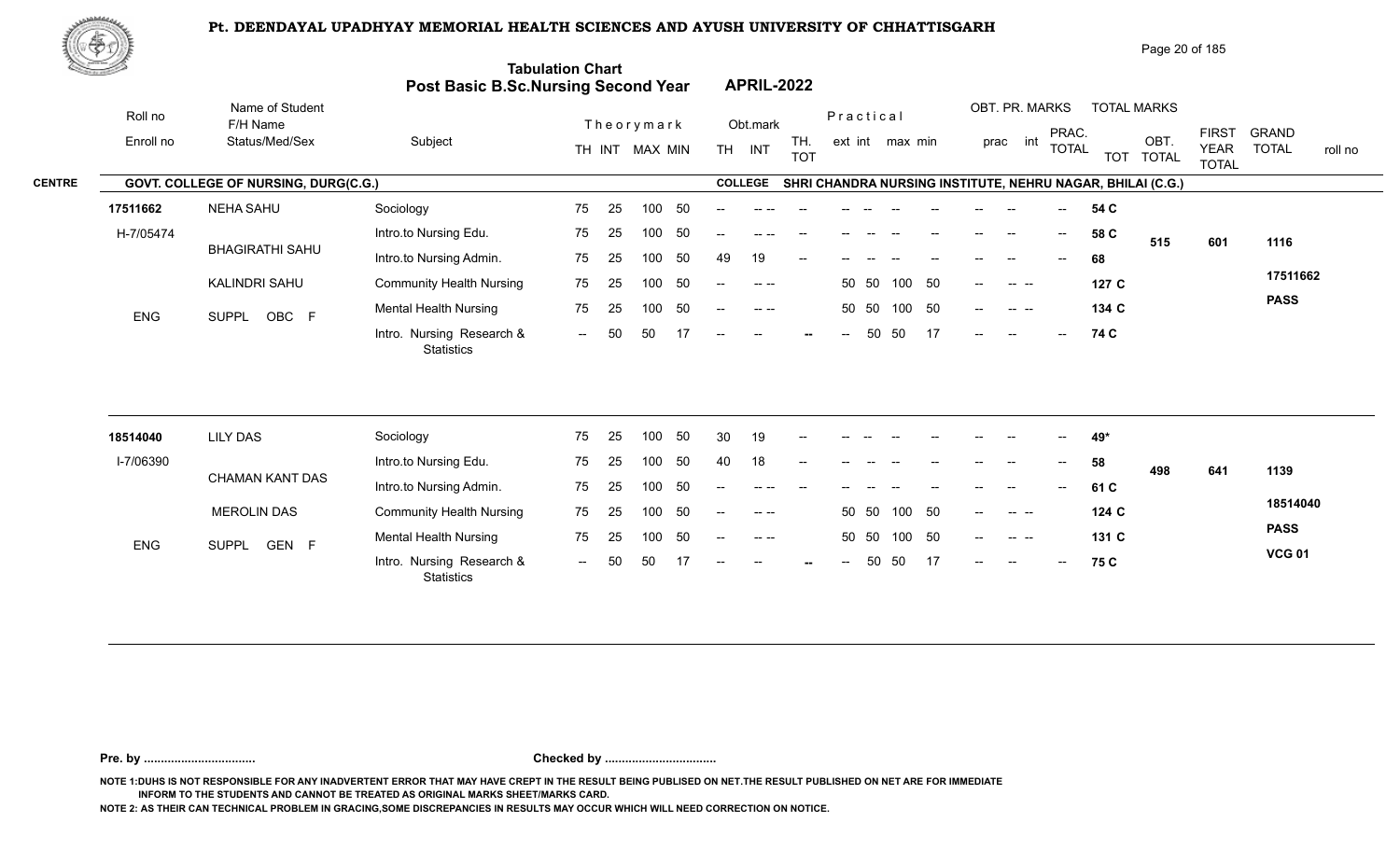# Pt. DEENDAYAL UPADHYAY MEMORIAL HEALTH SCIENCES AND AYUSH UNIVERSITY OF CHHATTISGARH

## Tabulation Chart
## Post Basic B.Sc.Nursing Second Year APRIL-2022

**CENTRE** GOVT. COLLEGE OF NURSING, DURG(C.G.) **COLLEGE** SHRI CHANDRA NURSING INSTITUTE, NEHRU NAGAR, BHILAI (C.G.)

| Roll no / Enroll no | Name of Student / F/H Name / Status/Med/Sex | Subject | Theory TH | Theory INT | Theory MAX | Theory MIN | Obt. TH | Obt. INT | TH. TOT | Prac. ext | Prac. int | Prac. max | Prac. min | OBT. PR. prac | OBT. PR. int | PRAC. TOTAL | TOT | OBT. TOTAL | FIRST YEAR TOTAL | GRAND TOTAL | roll no |
|---|---|---|---|---|---|---|---|---|---|---|---|---|---|---|---|---|---|---|---|---|---|
| 17511662 | NEHA SAHU | Sociology | 75 | 25 | 100 | 50 | -- | -- -- | -- | -- | -- | -- | -- | -- | -- | -- | 54 C | | | | |
| H-7/05474 | | Intro.to Nursing Edu. | 75 | 25 | 100 | 50 | -- | -- -- | -- | -- | -- | -- | -- | -- | -- | -- | 58 C | 515 | 601 | 1116 | |
| | BHAGIRATHI SAHU | Intro.to Nursing Admin. | 75 | 25 | 100 | 50 | 49 | 19 | -- | -- | -- | -- | -- | -- | -- | -- | 68 | | | | |
| | KALINDRI SAHU | Community Health Nursing | 75 | 25 | 100 | 50 | -- | -- -- | | 50 | 50 | 100 | 50 | -- | -- -- | | 127 C | | | | 17511662 |
| ENG | SUPPL OBC F | Mental Health Nursing | 75 | 25 | 100 | 50 | -- | -- -- | | 50 | 50 | 100 | 50 | -- | -- -- | | 134 C | | | | PASS |
| | | Intro. Nursing Research & Statistics | -- | 50 | 50 | 17 | -- | -- | -- | -- | 50 | 50 | 17 | -- | -- | -- | 74 C | | | | |
| 18514040 | LILY DAS | Sociology | 75 | 25 | 100 | 50 | 30 | 19 | -- | -- | -- | -- | -- | -- | -- | -- | 49* | | | | |
| I-7/06390 | | Intro.to Nursing Edu. | 75 | 25 | 100 | 50 | 40 | 18 | -- | -- | -- | -- | -- | -- | -- | -- | 58 | 498 | 641 | 1139 | |
| | CHAMAN KANT DAS | Intro.to Nursing Admin. | 75 | 25 | 100 | 50 | -- | -- -- | -- | -- | -- | -- | -- | -- | -- | -- | 61 C | | | | |
| | MEROLIN DAS | Community Health Nursing | 75 | 25 | 100 | 50 | -- | -- -- | | 50 | 50 | 100 | 50 | -- | -- -- | | 124 C | | | | 18514040 |
| ENG | SUPPL GEN F | Mental Health Nursing | 75 | 25 | 100 | 50 | -- | -- -- | | 50 | 50 | 100 | 50 | -- | -- -- | | 131 C | | | | PASS |
| | | Intro. Nursing Research & Statistics | -- | 50 | 50 | 17 | -- | -- | -- | -- | 50 | 50 | 17 | -- | -- | -- | 75 C | | | | VCG 01 |

**Pre. by .................................** **Checked by .................................**

NOTE 1:DUHS IS NOT RESPONSIBLE FOR ANY INADVERTENT ERROR THAT MAY HAVE CREPT IN THE RESULT BEING PUBLISED ON NET.THE RESULT PUBLISHED ON NET ARE FOR IMMEDIATE INFORM TO THE STUDENTS AND CANNOT BE TREATED AS ORIGINAL MARKS SHEET/MARKS CARD.

NOTE 2: AS THEIR CAN TECHNICAL PROBLEM IN GRACING,SOME DISCREPANCIES IN RESULTS MAY OCCUR WHICH WILL NEED CORRECTION ON NOTICE.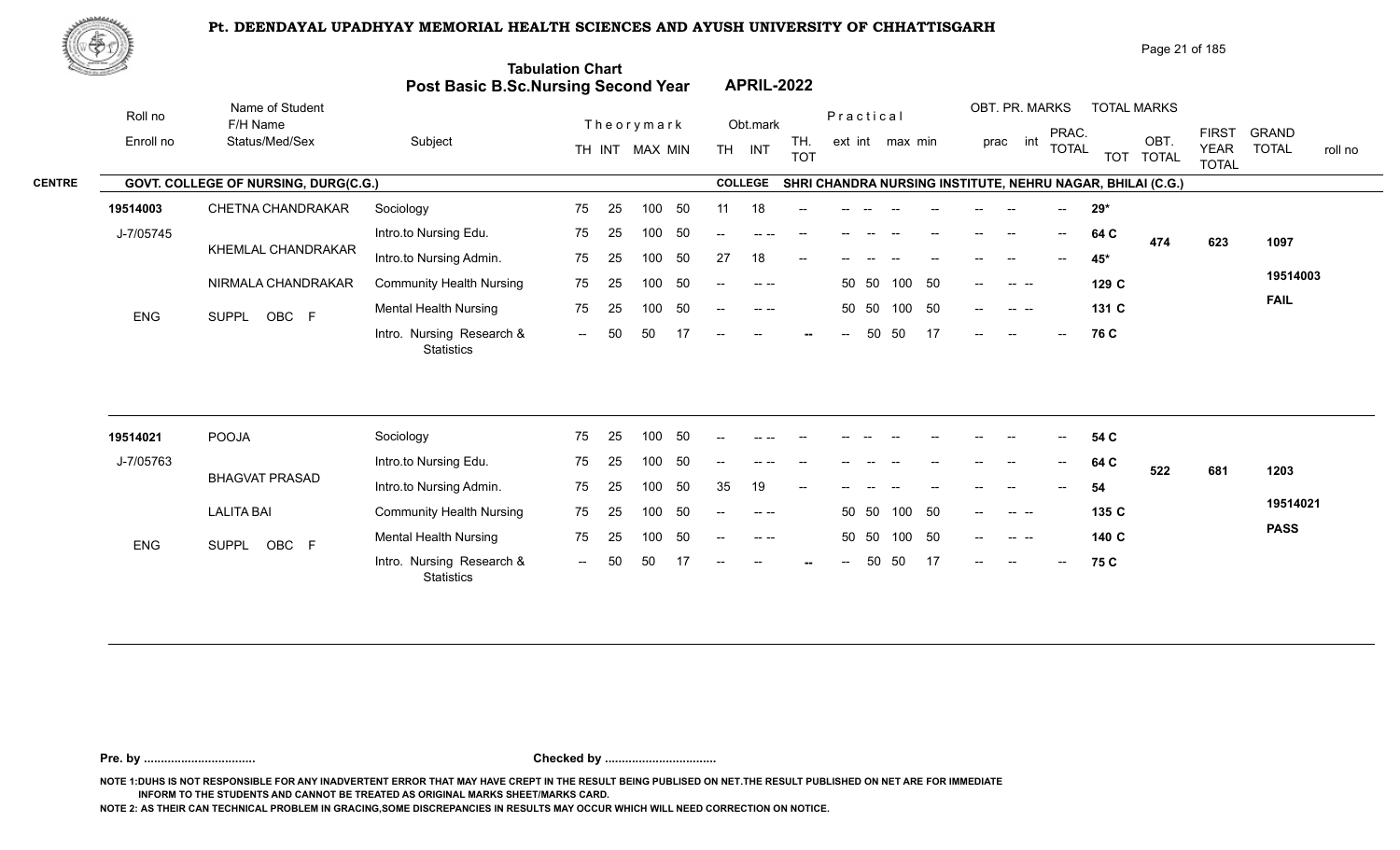# Pt. DEENDAYAL UPADHYAY MEMORIAL HEALTH SCIENCES AND AYUSH UNIVERSITY OF CHHATTISGARH

## Tabulation Chart
## Post Basic B.Sc.Nursing Second Year — APRIL-2022

**CENTRE:** GOVT. COLLEGE OF NURSING, DURG(C.G.) — **COLLEGE:** SHRI CHANDRA NURSING INSTITUTE, NEHRU NAGAR, BHILAI (C.G.)

| Roll no / Enroll no | Name of Student / F/H Name / Status/Med/Sex | Subject | Theory TH | Theory INT | MAX | MIN | Obt. TH | Obt. INT | TH. TOT | Prac ext | Prac int | max | min | OBT. PR. prac | int | PRAC. TOTAL | TOT | OBT. TOTAL | FIRST YEAR TOTAL | GRAND TOTAL / roll no |
|---|---|---|---|---|---|---|---|---|---|---|---|---|---|---|---|---|---|---|---|---|
| 19514003 | CHETNA CHANDRAKAR | Sociology | 75 | 25 | 100 | 50 | 11 | 18 | -- | -- | -- | -- | -- | -- | -- | -- | 29* | | | |
| J-7/05745 | KHEMLAL CHANDRAKAR | Intro.to Nursing Edu. | 75 | 25 | 100 | 50 | -- | -- -- | -- | -- | -- | -- | -- | -- | -- | -- | 64 C | 474 | 623 | 1097 |
| | | Intro.to Nursing Admin. | 75 | 25 | 100 | 50 | 27 | 18 | -- | -- | -- | -- | -- | -- | -- | -- | 45* | | | |
| | NIRMALA CHANDRAKAR | Community Health Nursing | 75 | 25 | 100 | 50 | -- | -- -- | | 50 | 50 | 100 | 50 | -- | -- -- | | 129 C | | | 19514003 |
| ENG | SUPPL OBC F | Mental Health Nursing | 75 | 25 | 100 | 50 | -- | -- -- | | 50 | 50 | 100 | 50 | -- | -- -- | | 131 C | | | FAIL |
| | | Intro. Nursing Research & Statistics | -- | 50 | 50 | 17 | -- | -- | -- | -- | 50 | 50 | 17 | -- | -- | -- | 76 C | | | |
| 19514021 | POOJA | Sociology | 75 | 25 | 100 | 50 | -- | -- -- | -- | -- | -- | -- | -- | -- | -- | -- | 54 C | | | |
| J-7/05763 | BHAGVAT PRASAD | Intro.to Nursing Edu. | 75 | 25 | 100 | 50 | -- | -- -- | -- | -- | -- | -- | -- | -- | -- | -- | 64 C | 522 | 681 | 1203 |
| | | Intro.to Nursing Admin. | 75 | 25 | 100 | 50 | 35 | 19 | -- | -- | -- | -- | -- | -- | -- | -- | 54 | | | |
| | LALITA BAI | Community Health Nursing | 75 | 25 | 100 | 50 | -- | -- -- | | 50 | 50 | 100 | 50 | -- | -- -- | | 135 C | | | 19514021 |
| ENG | SUPPL OBC F | Mental Health Nursing | 75 | 25 | 100 | 50 | -- | -- -- | | 50 | 50 | 100 | 50 | -- | -- -- | | 140 C | | | PASS |
| | | Intro. Nursing Research & Statistics | -- | 50 | 50 | 17 | -- | -- | -- | -- | 50 | 50 | 17 | -- | -- | -- | 75 C | | | |

**Pre. by ................................** **Checked by ................................**

NOTE 1:DUHS IS NOT RESPONSIBLE FOR ANY INADVERTENT ERROR THAT MAY HAVE CREPT IN THE RESULT BEING PUBLISED ON NET.THE RESULT PUBLISHED ON NET ARE FOR IMMEDIATE INFORM TO THE STUDENTS AND CANNOT BE TREATED AS ORIGINAL MARKS SHEET/MARKS CARD.

NOTE 2: AS THEIR CAN TECHNICAL PROBLEM IN GRACING,SOME DISCREPANCIES IN RESULTS MAY OCCUR WHICH WILL NEED CORRECTION ON NOTICE.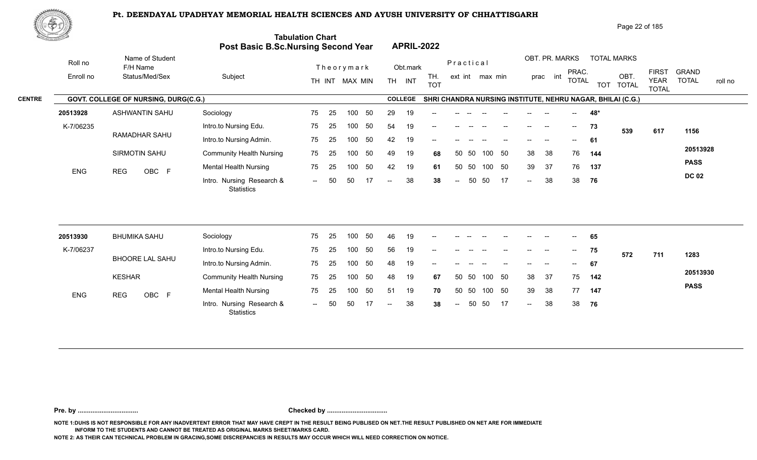# Pt. DEENDAYAL UPADHYAY MEMORIAL HEALTH SCIENCES AND AYUSH UNIVERSITY OF CHHATTISGARH

## Tabulation Chart
## Post Basic B.Sc.Nursing Second Year — APRIL-2022

**CENTRE:** GOVT. COLLEGE OF NURSING, DURG(C.G.)
**COLLEGE:** SHRI CHANDRA NURSING INSTITUTE, NEHRU NAGAR, BHILAI (C.G.)

| Roll no / Enroll no | Name of Student / F/H Name / Status/Med/Sex | Subject | Theory TH | Theory INT | Theory MAX | Theory MIN | Obt. TH | Obt. INT | TH. TOT | Prac ext | Prac int | Prac max | Prac min | OBT. PR. prac | OBT. PR. int | PRAC. TOTAL | TOT | OBT. TOTAL | FIRST YEAR TOTAL | GRAND TOTAL | roll no |
|---|---|---|---|---|---|---|---|---|---|---|---|---|---|---|---|---|---|---|---|---|---|
| 20513928 | ASHWANTIN SAHU | Sociology | 75 | 25 | 100 | 50 | 29 | 19 | -- | -- | -- | -- | -- | -- | -- | -- | 48* | | | | |
| K-7/06235 | RAMADHAR SAHU | Intro.to Nursing Edu. | 75 | 25 | 100 | 50 | 54 | 19 | -- | -- | -- | -- | -- | -- | -- | -- | 73 | 539 | 617 | 1156 | |
| | SIRMOTIN SAHU | Intro.to Nursing Admin. | 75 | 25 | 100 | 50 | 42 | 19 | -- | -- | -- | -- | -- | -- | -- | -- | 61 | | | | 20513928 |
| ENG | REG OBC F | Community Health Nursing | 75 | 25 | 100 | 50 | 49 | 19 | 68 | 50 | 50 | 100 | 50 | 38 | 38 | 76 | 144 | | | | PASS |
| | | Mental Health Nursing | 75 | 25 | 100 | 50 | 42 | 19 | 61 | 50 | 50 | 100 | 50 | 39 | 37 | 76 | 137 | | | | DC 02 |
| | | Intro. Nursing Research & Statistics | -- | 50 | 50 | 17 | -- | 38 | 38 | -- | 50 | 50 | 17 | -- | 38 | 38 | 76 | | | | |
| 20513930 | BHUMIKA SAHU | Sociology | 75 | 25 | 100 | 50 | 46 | 19 | -- | -- | -- | -- | -- | -- | -- | -- | 65 | | | | |
| K-7/06237 | BHOORE LAL SAHU | Intro.to Nursing Edu. | 75 | 25 | 100 | 50 | 56 | 19 | -- | -- | -- | -- | -- | -- | -- | -- | 75 | 572 | 711 | 1283 | |
| | KESHAR | Intro.to Nursing Admin. | 75 | 25 | 100 | 50 | 48 | 19 | -- | -- | -- | -- | -- | -- | -- | -- | 67 | | | | 20513930 |
| ENG | REG OBC F | Community Health Nursing | 75 | 25 | 100 | 50 | 48 | 19 | 67 | 50 | 50 | 100 | 50 | 38 | 37 | 75 | 142 | | | | PASS |
| | | Mental Health Nursing | 75 | 25 | 100 | 50 | 51 | 19 | 70 | 50 | 50 | 100 | 50 | 39 | 38 | 77 | 147 | | | | |
| | | Intro. Nursing Research & Statistics | -- | 50 | 50 | 17 | -- | 38 | 38 | -- | 50 | 50 | 17 | -- | 38 | 38 | 76 | | | | |

Pre. by ................................ Checked by ................................

NOTE 1:DUHS IS NOT RESPONSIBLE FOR ANY INADVERTENT ERROR THAT MAY HAVE CREPT IN THE RESULT BEING PUBLISED ON NET.THE RESULT PUBLISHED ON NET ARE FOR IMMEDIATE INFORM TO THE STUDENTS AND CANNOT BE TREATED AS ORIGINAL MARKS SHEET/MARKS CARD.

NOTE 2: AS THEIR CAN TECHNICAL PROBLEM IN GRACING,SOME DISCREPANCIES IN RESULTS MAY OCCUR WHICH WILL NEED CORRECTION ON NOTICE.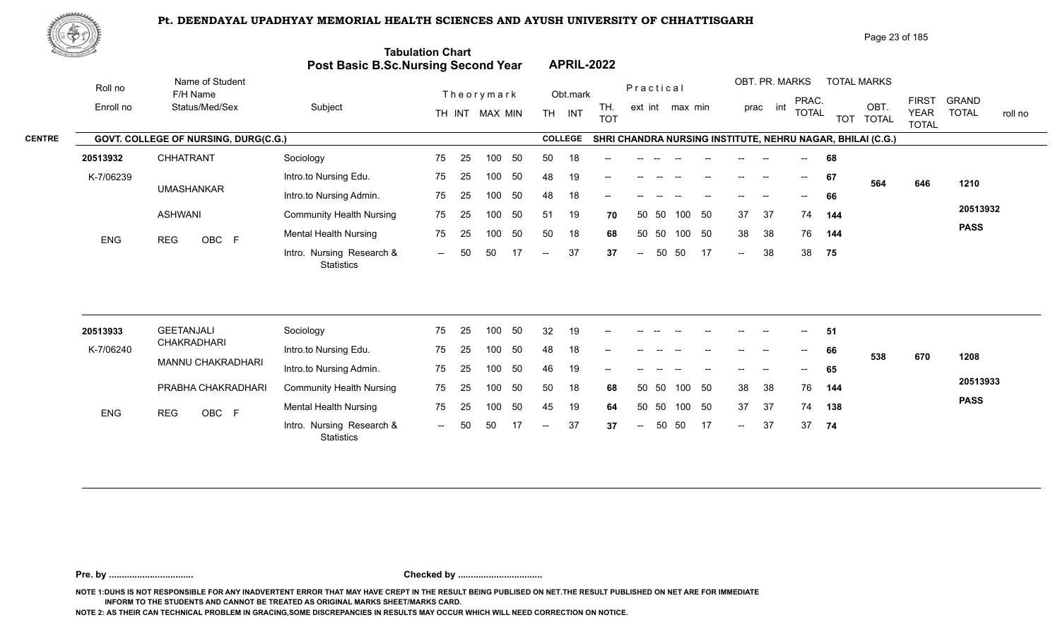# Pt. DEENDAYAL UPADHYAY MEMORIAL HEALTH SCIENCES AND AYUSH UNIVERSITY OF CHHATTISGARH

## Tabulation Chart
## Post Basic B.Sc.Nursing Second Year APRIL-2022

**CENTRE:** GOVT. COLLEGE OF NURSING, DURG(C.G.)

**COLLEGE:** SHRI CHANDRA NURSING INSTITUTE, NEHRU NAGAR, BHILAI (C.G.)

| Roll no / Enroll no | Name of Student / F/H Name / Status/Med/Sex | Subject | Theorymark TH | INT | MAX | MIN | Obt.mark TH | INT | TH. TOT | Practical ext | int | max | min | OBT. PR. MARKS prac | int | PRAC. TOTAL | TOTAL MARKS TOT | OBT. TOTAL | FIRST YEAR TOTAL | GRAND TOTAL | roll no |
|---|---|---|---|---|---|---|---|---|---|---|---|---|---|---|---|---|---|---|---|---|---|
| 20513932 | CHHATRANT | Sociology | 75 | 25 | 100 | 50 | 50 | 18 | -- | -- | -- | -- | -- | -- | -- | -- | 68 | | | | |
| K-7/06239 | | Intro.to Nursing Edu. | 75 | 25 | 100 | 50 | 48 | 19 | -- | -- | -- | -- | -- | -- | -- | -- | 67 | 564 | 646 | 1210 | |
| | UMASHANKAR | Intro.to Nursing Admin. | 75 | 25 | 100 | 50 | 48 | 18 | -- | -- | -- | -- | -- | -- | -- | -- | 66 | | | | |
| | ASHWANI | Community Health Nursing | 75 | 25 | 100 | 50 | 51 | 19 | 70 | 50 | 50 | 100 | 50 | 37 | 37 | 74 | 144 | | | | 20513932 |
| ENG | REG OBC F | Mental Health Nursing | 75 | 25 | 100 | 50 | 50 | 18 | 68 | 50 | 50 | 100 | 50 | 38 | 38 | 76 | 144 | | | | PASS |
| | | Intro. Nursing Research & Statistics | -- | 50 | 50 | 17 | -- | 37 | 37 | -- | 50 | 50 | 17 | -- | 38 | 38 | 75 | | | | |
| 20513933 | GEETANJALI CHAKRADHARI | Sociology | 75 | 25 | 100 | 50 | 32 | 19 | -- | -- | -- | -- | -- | -- | -- | -- | 51 | | | | |
| K-7/06240 | | Intro.to Nursing Edu. | 75 | 25 | 100 | 50 | 48 | 18 | -- | -- | -- | -- | -- | -- | -- | -- | 66 | 538 | 670 | 1208 | |
| | MANNU CHAKRADHARI | Intro.to Nursing Admin. | 75 | 25 | 100 | 50 | 46 | 19 | -- | -- | -- | -- | -- | -- | -- | -- | 65 | | | | |
| | PRABHA CHAKRADHARI | Community Health Nursing | 75 | 25 | 100 | 50 | 50 | 18 | 68 | 50 | 50 | 100 | 50 | 38 | 38 | 76 | 144 | | | | 20513933 |
| ENG | REG OBC F | Mental Health Nursing | 75 | 25 | 100 | 50 | 45 | 19 | 64 | 50 | 50 | 100 | 50 | 37 | 37 | 74 | 138 | | | | PASS |
| | | Intro. Nursing Research & Statistics | -- | 50 | 50 | 17 | -- | 37 | 37 | -- | 50 | 50 | 17 | -- | 37 | 37 | 74 | | | | |

**Pre. by .................................** **Checked by .................................**

NOTE 1:DUHS IS NOT RESPONSIBLE FOR ANY INADVERTENT ERROR THAT MAY HAVE CREPT IN THE RESULT BEING PUBLISED ON NET.THE RESULT PUBLISHED ON NET ARE FOR IMMEDIATE INFORM TO THE STUDENTS AND CANNOT BE TREATED AS ORIGINAL MARKS SHEET/MARKS CARD.

NOTE 2: AS THEIR CAN TECHNICAL PROBLEM IN GRACING,SOME DISCREPANCIES IN RESULTS MAY OCCUR WHICH WILL NEED CORRECTION ON NOTICE.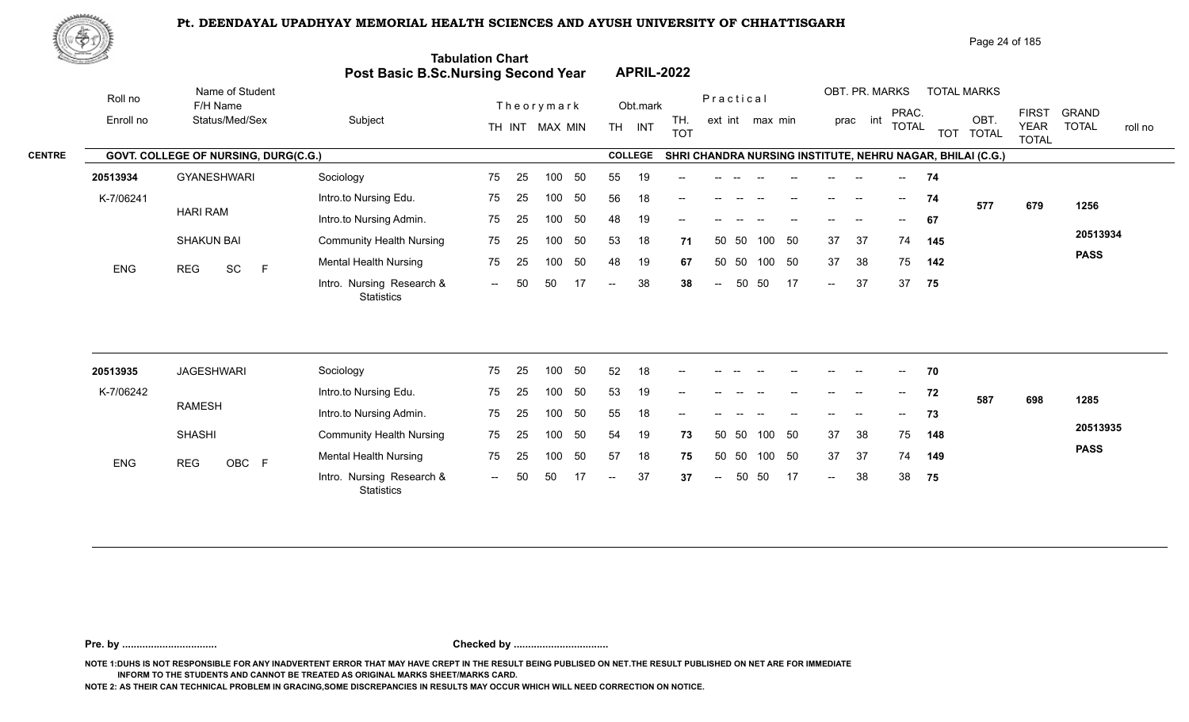# Pt. DEENDAYAL UPADHYAY MEMORIAL HEALTH SCIENCES AND AYUSH UNIVERSITY OF CHHATTISGARH

## Tabulation Chart
## Post Basic B.Sc.Nursing Second Year — APRIL-2022

**CENTRE:** GOVT. COLLEGE OF NURSING, DURG(C.G.)
**COLLEGE:** SHRI CHANDRA NURSING INSTITUTE, NEHRU NAGAR, BHILAI (C.G.)

| Roll no / Enroll no | Name of Student / F/H Name / Status/Med/Sex | Subject | Theory TH | Theory INT | Theory MAX | Theory MIN | Obt. TH | Obt. INT | TH. TOT | Prac. ext | Prac. int | Prac. max | Prac. min | OBT. PR. prac | OBT. PR. int | PRAC. TOTAL | TOT | OBT. TOTAL | FIRST YEAR TOTAL | GRAND TOTAL | roll no |
|---|---|---|---|---|---|---|---|---|---|---|---|---|---|---|---|---|---|---|---|---|---|
| 20513934 | GYANESHWARI | Sociology | 75 | 25 | 100 | 50 | 55 | 19 | -- | -- | -- | -- | -- | -- | -- | -- | 74 | | | | |
| K-7/06241 | HARI RAM | Intro.to Nursing Edu. | 75 | 25 | 100 | 50 | 56 | 18 | -- | -- | -- | -- | -- | -- | -- | -- | 74 | 577 | 679 | 1256 | |
| | | Intro.to Nursing Admin. | 75 | 25 | 100 | 50 | 48 | 19 | -- | -- | -- | -- | -- | -- | -- | -- | 67 | | | | |
| | SHAKUN BAI | Community Health Nursing | 75 | 25 | 100 | 50 | 53 | 18 | 71 | 50 | 50 | 100 | 50 | 37 | 37 | 74 | 145 | | | | 20513934 |
| ENG | REG SC F | Mental Health Nursing | 75 | 25 | 100 | 50 | 48 | 19 | 67 | 50 | 50 | 100 | 50 | 37 | 38 | 75 | 142 | | | | PASS |
| | | Intro. Nursing Research & Statistics | -- | 50 | 50 | 17 | -- | 38 | 38 | -- | 50 | 50 | 17 | -- | 37 | 37 | 75 | | | | |
| 20513935 | JAGESHWARI | Sociology | 75 | 25 | 100 | 50 | 52 | 18 | -- | -- | -- | -- | -- | -- | -- | -- | 70 | | | | |
| K-7/06242 | RAMESH | Intro.to Nursing Edu. | 75 | 25 | 100 | 50 | 53 | 19 | -- | -- | -- | -- | -- | -- | -- | -- | 72 | 587 | 698 | 1285 | |
| | | Intro.to Nursing Admin. | 75 | 25 | 100 | 50 | 55 | 18 | -- | -- | -- | -- | -- | -- | -- | -- | 73 | | | | |
| | SHASHI | Community Health Nursing | 75 | 25 | 100 | 50 | 54 | 19 | 73 | 50 | 50 | 100 | 50 | 37 | 38 | 75 | 148 | | | | 20513935 |
| ENG | REG OBC F | Mental Health Nursing | 75 | 25 | 100 | 50 | 57 | 18 | 75 | 50 | 50 | 100 | 50 | 37 | 37 | 74 | 149 | | | | PASS |
| | | Intro. Nursing Research & Statistics | -- | 50 | 50 | 17 | -- | 37 | 37 | -- | 50 | 50 | 17 | -- | 38 | 38 | 75 | | | | |

**Pre. by ................................** **Checked by ................................**

NOTE 1:DUHS IS NOT RESPONSIBLE FOR ANY INADVERTENT ERROR THAT MAY HAVE CREPT IN THE RESULT BEING PUBLISED ON NET.THE RESULT PUBLISHED ON NET ARE FOR IMMEDIATE INFORM TO THE STUDENTS AND CANNOT BE TREATED AS ORIGINAL MARKS SHEET/MARKS CARD.

NOTE 2: AS THEIR CAN TECHNICAL PROBLEM IN GRACING,SOME DISCREPANCIES IN RESULTS MAY OCCUR WHICH WILL NEED CORRECTION ON NOTICE.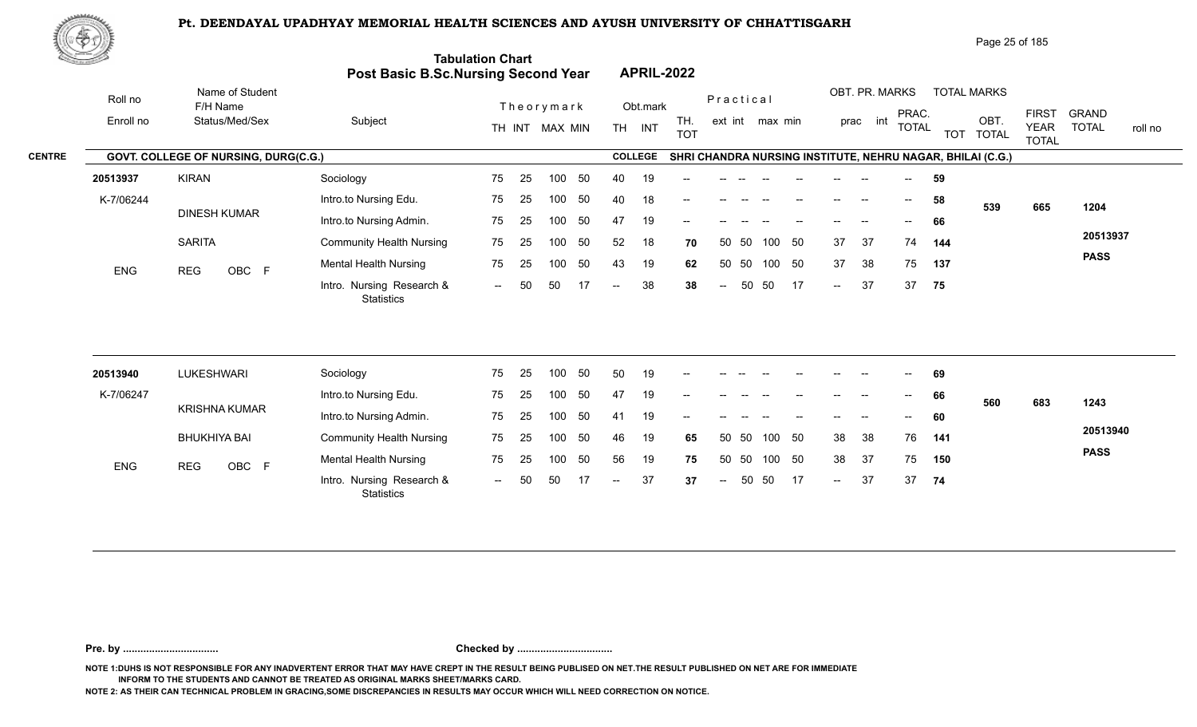# Pt. DEENDAYAL UPADHYAY MEMORIAL HEALTH SCIENCES AND AYUSH UNIVERSITY OF CHHATTISGARH

## Tabulation Chart
## Post Basic B.Sc.Nursing Second Year APRIL-2022

**CENTRE:** GOVT. COLLEGE OF NURSING, DURG(C.G.) **COLLEGE:** SHRI CHANDRA NURSING INSTITUTE, NEHRU NAGAR, BHILAI (C.G.)

| Roll no / Enroll no | Name of Student / F/H Name / Status/Med/Sex | Subject | Theory TH | Theory INT | Theory MAX | Theory MIN | Obt. TH | Obt. INT | TH. TOT | Practical ext | Practical int | Practical max | Practical min | OBT. PR. prac | OBT. PR. int | PRAC. TOTAL | TOT | TOTAL MARKS TOT | OBT. TOTAL | FIRST YEAR TOTAL | GRAND TOTAL / roll no |
|---|---|---|---|---|---|---|---|---|---|---|---|---|---|---|---|---|---|---|---|---|---|
| 20513937 | KIRAN | Sociology | 75 | 25 | 100 | 50 | 40 | 19 | -- | -- | -- | -- | -- | -- | -- | -- | 59 | | | | |
| K-7/06244 | DINESH KUMAR | Intro.to Nursing Edu. | 75 | 25 | 100 | 50 | 40 | 18 | -- | -- | -- | -- | -- | -- | -- | -- | 58 | 539 | 665 | | 1204 |
| | SARITA | Intro.to Nursing Admin. | 75 | 25 | 100 | 50 | 47 | 19 | -- | -- | -- | -- | -- | -- | -- | -- | 66 | | | | |
| | | Community Health Nursing | 75 | 25 | 100 | 50 | 52 | 18 | 70 | 50 | 50 | 100 | 50 | 37 | 37 | 74 | 144 | | | | 20513937 |
| ENG | REG OBC F | Mental Health Nursing | 75 | 25 | 100 | 50 | 43 | 19 | 62 | 50 | 50 | 100 | 50 | 37 | 38 | 75 | 137 | | | | PASS |
| | | Intro. Nursing Research & Statistics | -- | 50 | 50 | 17 | -- | 38 | 38 | -- | 50 | 50 | 17 | -- | 37 | 37 | 75 | | | | |
| 20513940 | LUKESHWARI | Sociology | 75 | 25 | 100 | 50 | 50 | 19 | -- | -- | -- | -- | -- | -- | -- | -- | 69 | | | | |
| K-7/06247 | KRISHNA KUMAR | Intro.to Nursing Edu. | 75 | 25 | 100 | 50 | 47 | 19 | -- | -- | -- | -- | -- | -- | -- | -- | 66 | 560 | 683 | | 1243 |
| | BHUKHIYA BAI | Intro.to Nursing Admin. | 75 | 25 | 100 | 50 | 41 | 19 | -- | -- | -- | -- | -- | -- | -- | -- | 60 | | | | |
| | | Community Health Nursing | 75 | 25 | 100 | 50 | 46 | 19 | 65 | 50 | 50 | 100 | 50 | 38 | 38 | 76 | 141 | | | | 20513940 |
| ENG | REG OBC F | Mental Health Nursing | 75 | 25 | 100 | 50 | 56 | 19 | 75 | 50 | 50 | 100 | 50 | 38 | 37 | 75 | 150 | | | | PASS |
| | | Intro. Nursing Research & Statistics | -- | 50 | 50 | 17 | -- | 37 | 37 | -- | 50 | 50 | 17 | -- | 37 | 37 | 74 | | | | |

Pre. by ................................ Checked by ................................

NOTE 1:DUHS IS NOT RESPONSIBLE FOR ANY INADVERTENT ERROR THAT MAY HAVE CREPT IN THE RESULT BEING PUBLISED ON NET.THE RESULT PUBLISHED ON NET ARE FOR IMMEDIATE INFORM TO THE STUDENTS AND CANNOT BE TREATED AS ORIGINAL MARKS SHEET/MARKS CARD.

NOTE 2: AS THEIR CAN TECHNICAL PROBLEM IN GRACING,SOME DISCREPANCIES IN RESULTS MAY OCCUR WHICH WILL NEED CORRECTION ON NOTICE.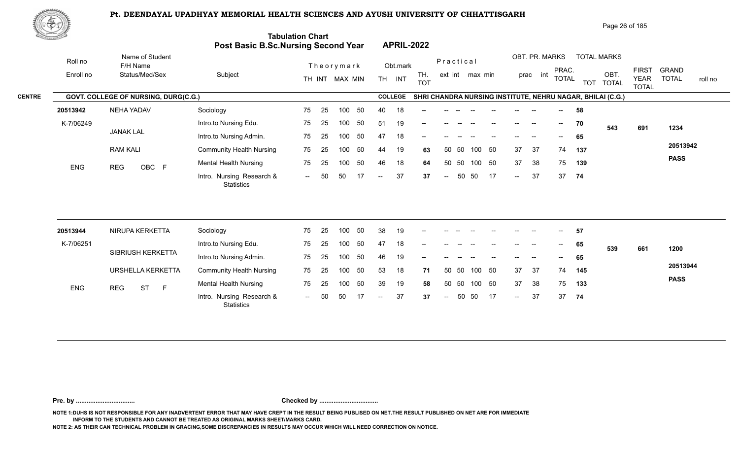# Pt. DEENDAYAL UPADHYAY MEMORIAL HEALTH SCIENCES AND AYUSH UNIVERSITY OF CHHATTISGARH

## Tabulation Chart
## Post Basic B.Sc.Nursing Second Year — APRIL-2022

**CENTRE:** GOVT. COLLEGE OF NURSING, DURG(C.G.)
**COLLEGE:** SHRI CHANDRA NURSING INSTITUTE, NEHRU NAGAR, BHILAI (C.G.)

| Roll no / Enroll no | Name of Student / F/H Name / Status/Med/Sex | Subject | TH | INT | MAX | MIN | Obt. TH | Obt. INT | TH. TOT | ext | int | max | min | prac | int | PRAC. TOTAL | TOT | OBT. TOTAL | FIRST YEAR TOTAL | GRAND TOTAL | roll no |
|---|---|---|---|---|---|---|---|---|---|---|---|---|---|---|---|---|---|---|---|---|---|
| 20513942 | NEHA YADAV | Sociology | 75 | 25 | 100 | 50 | 40 | 18 | -- | -- | -- | -- | -- | -- | -- | -- | 58 | | | | |
| K-7/06249 | JANAK LAL | Intro.to Nursing Edu. | 75 | 25 | 100 | 50 | 51 | 19 | -- | -- | -- | -- | -- | -- | -- | -- | 70 | 543 | 691 | 1234 | |
| | | Intro.to Nursing Admin. | 75 | 25 | 100 | 50 | 47 | 18 | -- | -- | -- | -- | -- | -- | -- | -- | 65 | | | | |
| | RAM KALI | Community Health Nursing | 75 | 25 | 100 | 50 | 44 | 19 | 63 | 50 | 50 | 100 | 50 | 37 | 37 | 74 | 137 | | | | 20513942 |
| ENG | REG OBC F | Mental Health Nursing | 75 | 25 | 100 | 50 | 46 | 18 | 64 | 50 | 50 | 100 | 50 | 37 | 38 | 75 | 139 | | | PASS | |
| | | Intro. Nursing Research & Statistics | -- | 50 | 50 | 17 | -- | 37 | 37 | -- | 50 | 50 | 17 | -- | 37 | 37 | 74 | | | | |
| 20513944 | NIRUPA KERKETTA | Sociology | 75 | 25 | 100 | 50 | 38 | 19 | -- | -- | -- | -- | -- | -- | -- | -- | 57 | | | | |
| K-7/06251 | SIBRIUSH KERKETTA | Intro.to Nursing Edu. | 75 | 25 | 100 | 50 | 47 | 18 | -- | -- | -- | -- | -- | -- | -- | -- | 65 | 539 | 661 | 1200 | |
| | | Intro.to Nursing Admin. | 75 | 25 | 100 | 50 | 46 | 19 | -- | -- | -- | -- | -- | -- | -- | -- | 65 | | | | |
| | URSHELLA KERKETTA | Community Health Nursing | 75 | 25 | 100 | 50 | 53 | 18 | 71 | 50 | 50 | 100 | 50 | 37 | 37 | 74 | 145 | | | | 20513944 |
| ENG | REG ST F | Mental Health Nursing | 75 | 25 | 100 | 50 | 39 | 19 | 58 | 50 | 50 | 100 | 50 | 37 | 38 | 75 | 133 | | | PASS | |
| | | Intro. Nursing Research & Statistics | -- | 50 | 50 | 17 | -- | 37 | 37 | -- | 50 | 50 | 17 | -- | 37 | 37 | 74 | | | | |

Pre. by ................................ Checked by ................................

NOTE 1:DUHS IS NOT RESPONSIBLE FOR ANY INADVERTENT ERROR THAT MAY HAVE CREPT IN THE RESULT BEING PUBLISED ON NET.THE RESULT PUBLISHED ON NET ARE FOR IMMEDIATE INFORM TO THE STUDENTS AND CANNOT BE TREATED AS ORIGINAL MARKS SHEET/MARKS CARD.

NOTE 2: AS THEIR CAN TECHNICAL PROBLEM IN GRACING,SOME DISCREPANCIES IN RESULTS MAY OCCUR WHICH WILL NEED CORRECTION ON NOTICE.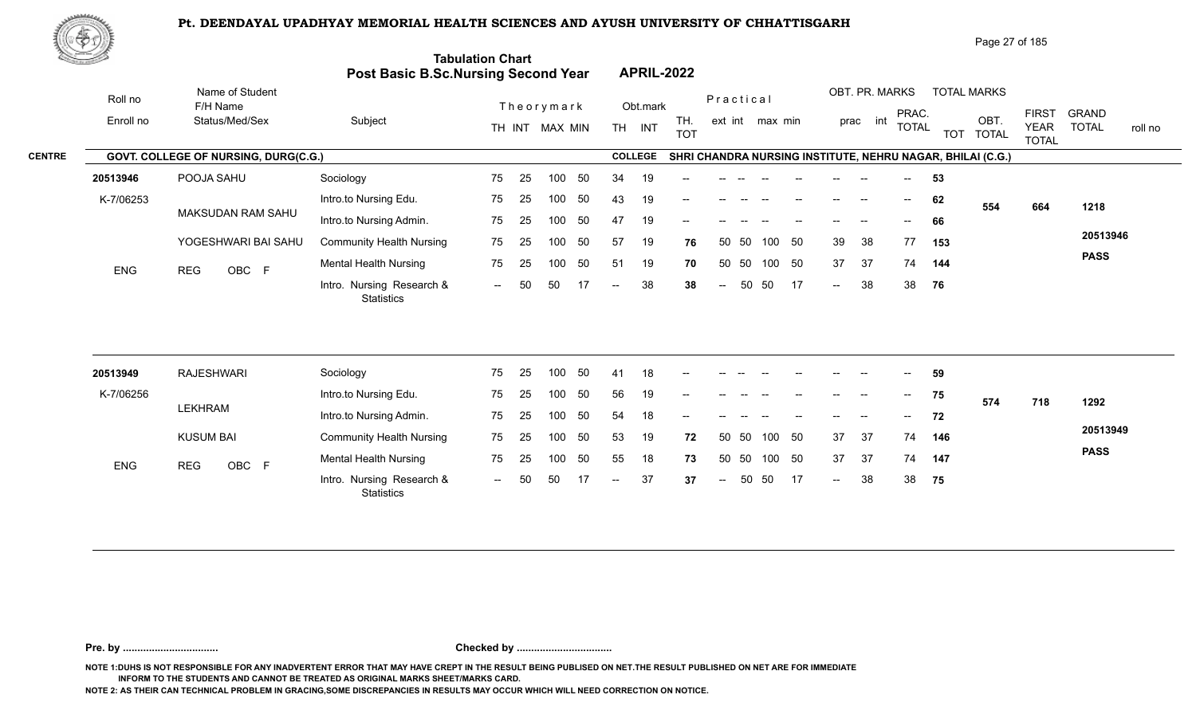# Pt. DEENDAYAL UPADHYAY MEMORIAL HEALTH SCIENCES AND AYUSH UNIVERSITY OF CHHATTISGARH

## Tabulation Chart
## Post Basic B.Sc.Nursing Second Year APRIL-2022

**CENTRE:** GOVT. COLLEGE OF NURSING, DURG(C.G.)
**COLLEGE:** SHRI CHANDRA NURSING INSTITUTE, NEHRU NAGAR, BHILAI (C.G.)

| Roll no / Enroll no | Name of Student / F/H Name / Status/Med/Sex | Subject | Theory TH | Theory INT | Theory MAX | Theory MIN | Obt. TH | Obt. INT | TH. TOT | Prac ext | Prac int | Prac max | Prac min | OBT. PR. prac | OBT. PR. int | PRAC. TOTAL | TOT | TOTAL MARKS OBT. TOTAL | FIRST YEAR TOTAL | GRAND TOTAL | roll no |
|---|---|---|---|---|---|---|---|---|---|---|---|---|---|---|---|---|---|---|---|---|---|
| 20513946 | POOJA SAHU | Sociology | 75 | 25 | 100 | 50 | 34 | 19 | -- | -- | -- | -- | -- | -- | -- | -- | 53 | | | | |
| K-7/06253 | MAKSUDAN RAM SAHU | Intro.to Nursing Edu. | 75 | 25 | 100 | 50 | 43 | 19 | -- | -- | -- | -- | -- | -- | -- | -- | 62 | 554 | 664 | 1218 | |
| | | Intro.to Nursing Admin. | 75 | 25 | 100 | 50 | 47 | 19 | -- | -- | -- | -- | -- | -- | -- | -- | 66 | | | | |
| | YOGESHWARI BAI SAHU | Community Health Nursing | 75 | 25 | 100 | 50 | 57 | 19 | 76 | 50 | 50 | 100 | 50 | 39 | 38 | 77 | 153 | | | | 20513946 |
| ENG | REG OBC F | Mental Health Nursing | 75 | 25 | 100 | 50 | 51 | 19 | 70 | 50 | 50 | 100 | 50 | 37 | 37 | 74 | 144 | | | | PASS |
| | | Intro. Nursing Research & Statistics | -- | 50 | 50 | 17 | -- | 38 | 38 | -- | 50 | 50 | 17 | -- | 38 | 38 | 76 | | | | |
| 20513949 | RAJESHWARI | Sociology | 75 | 25 | 100 | 50 | 41 | 18 | -- | -- | -- | -- | -- | -- | -- | -- | 59 | | | | |
| K-7/06256 | LEKHRAM | Intro.to Nursing Edu. | 75 | 25 | 100 | 50 | 56 | 19 | -- | -- | -- | -- | -- | -- | -- | -- | 75 | 574 | 718 | 1292 | |
| | | Intro.to Nursing Admin. | 75 | 25 | 100 | 50 | 54 | 18 | -- | -- | -- | -- | -- | -- | -- | -- | 72 | | | | |
| | KUSUM BAI | Community Health Nursing | 75 | 25 | 100 | 50 | 53 | 19 | 72 | 50 | 50 | 100 | 50 | 37 | 37 | 74 | 146 | | | | 20513949 |
| ENG | REG OBC F | Mental Health Nursing | 75 | 25 | 100 | 50 | 55 | 18 | 73 | 50 | 50 | 100 | 50 | 37 | 37 | 74 | 147 | | | | PASS |
| | | Intro. Nursing Research & Statistics | -- | 50 | 50 | 17 | -- | 37 | 37 | -- | 50 | 50 | 17 | -- | 38 | 38 | 75 | | | | |

**Pre. by .................................** **Checked by .................................**

NOTE 1:DUHS IS NOT RESPONSIBLE FOR ANY INADVERTENT ERROR THAT MAY HAVE CREPT IN THE RESULT BEING PUBLISED ON NET.THE RESULT PUBLISHED ON NET ARE FOR IMMEDIATE INFORM TO THE STUDENTS AND CANNOT BE TREATED AS ORIGINAL MARKS SHEET/MARKS CARD.

NOTE 2: AS THEIR CAN TECHNICAL PROBLEM IN GRACING,SOME DISCREPANCIES IN RESULTS MAY OCCUR WHICH WILL NEED CORRECTION ON NOTICE.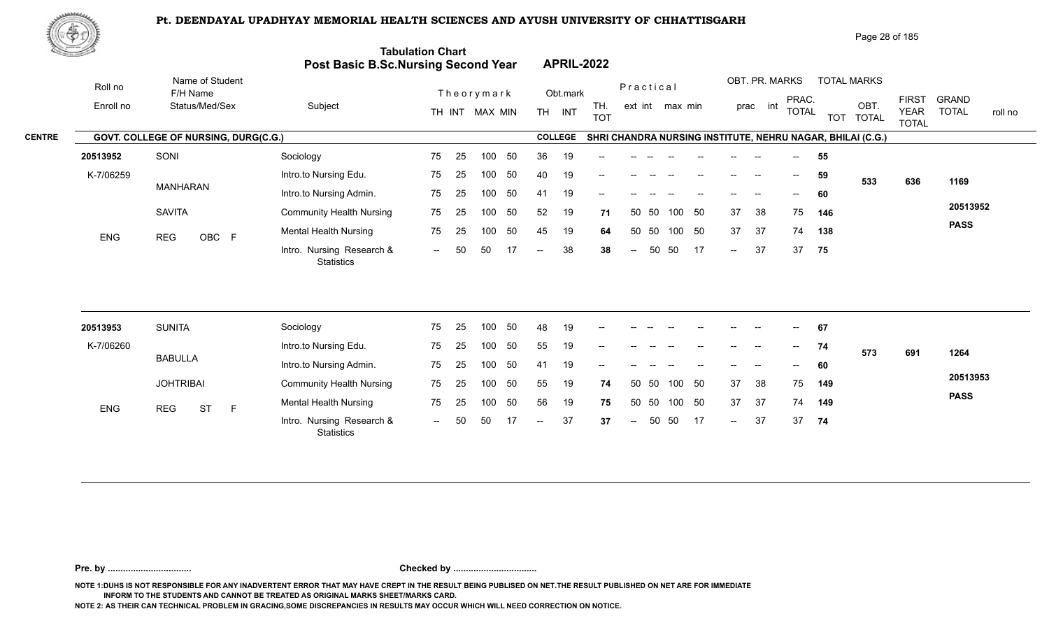# Pt. DEENDAYAL UPADHYAY MEMORIAL HEALTH SCIENCES AND AYUSH UNIVERSITY OF CHHATTISGARH

## Tabulation Chart
## Post Basic B.Sc.Nursing Second Year — APRIL-2022

**CENTRE:** GOVT. COLLEGE OF NURSING, DURG(C.G.)
**COLLEGE:** SHRI CHANDRA NURSING INSTITUTE, NEHRU NAGAR, BHILAI (C.G.)

| Roll no / Enroll no | Name of Student / F/H Name / Status/Med/Sex | Subject | TH | INT | MAX | MIN | Obt. TH | Obt. INT | TH. TOT | Prac. ext | Prac. int | Prac. max | Prac. min | OBT. PR. prac | OBT. PR. int | PRAC. TOTAL | TOT | TOTAL MARKS OBT. TOTAL | FIRST YEAR TOTAL | GRAND TOTAL / roll no |
|---|---|---|---|---|---|---|---|---|---|---|---|---|---|---|---|---|---|---|---|---|
| 20513952 | SONI | Sociology | 75 | 25 | 100 | 50 | 36 | 19 | -- | -- | -- | -- | -- | -- | -- | -- | 55 | | | |
| K-7/06259 | MANHARAN | Intro.to Nursing Edu. | 75 | 25 | 100 | 50 | 40 | 19 | -- | -- | -- | -- | -- | -- | -- | -- | 59 | 533 | 636 | 1169 |
| | SAVITA | Intro.to Nursing Admin. | 75 | 25 | 100 | 50 | 41 | 19 | -- | -- | -- | -- | -- | -- | -- | -- | 60 | | | |
| | | Community Health Nursing | 75 | 25 | 100 | 50 | 52 | 19 | 71 | 50 | 50 | 100 | 50 | 37 | 38 | 75 | 146 | | | 20513952 |
| ENG | REG OBC F | Mental Health Nursing | 75 | 25 | 100 | 50 | 45 | 19 | 64 | 50 | 50 | 100 | 50 | 37 | 37 | 74 | 138 | | | PASS |
| | | Intro. Nursing Research & Statistics | -- | 50 | 50 | 17 | -- | 38 | 38 | -- | 50 | 50 | 17 | -- | 37 | 37 | 75 | | | |
| 20513953 | SUNITA | Sociology | 75 | 25 | 100 | 50 | 48 | 19 | -- | -- | -- | -- | -- | -- | -- | -- | 67 | | | |
| K-7/06260 | BABULLA | Intro.to Nursing Edu. | 75 | 25 | 100 | 50 | 55 | 19 | -- | -- | -- | -- | -- | -- | -- | -- | 74 | 573 | 691 | 1264 |
| | JOHTRIBAI | Intro.to Nursing Admin. | 75 | 25 | 100 | 50 | 41 | 19 | -- | -- | -- | -- | -- | -- | -- | -- | 60 | | | |
| | | Community Health Nursing | 75 | 25 | 100 | 50 | 55 | 19 | 74 | 50 | 50 | 100 | 50 | 37 | 38 | 75 | 149 | | | 20513953 |
| ENG | REG ST F | Mental Health Nursing | 75 | 25 | 100 | 50 | 56 | 19 | 75 | 50 | 50 | 100 | 50 | 37 | 37 | 74 | 149 | | | PASS |
| | | Intro. Nursing Research & Statistics | -- | 50 | 50 | 17 | -- | 37 | 37 | -- | 50 | 50 | 17 | -- | 37 | 37 | 74 | | | |

Pre. by ................................. Checked by .................................

NOTE 1:DUHS IS NOT RESPONSIBLE FOR ANY INADVERTENT ERROR THAT MAY HAVE CREPT IN THE RESULT BEING PUBLISED ON NET.THE RESULT PUBLISHED ON NET ARE FOR IMMEDIATE INFORM TO THE STUDENTS AND CANNOT BE TREATED AS ORIGINAL MARKS SHEET/MARKS CARD.

NOTE 2: AS THEIR CAN TECHNICAL PROBLEM IN GRACING,SOME DISCREPANCIES IN RESULTS MAY OCCUR WHICH WILL NEED CORRECTION ON NOTICE.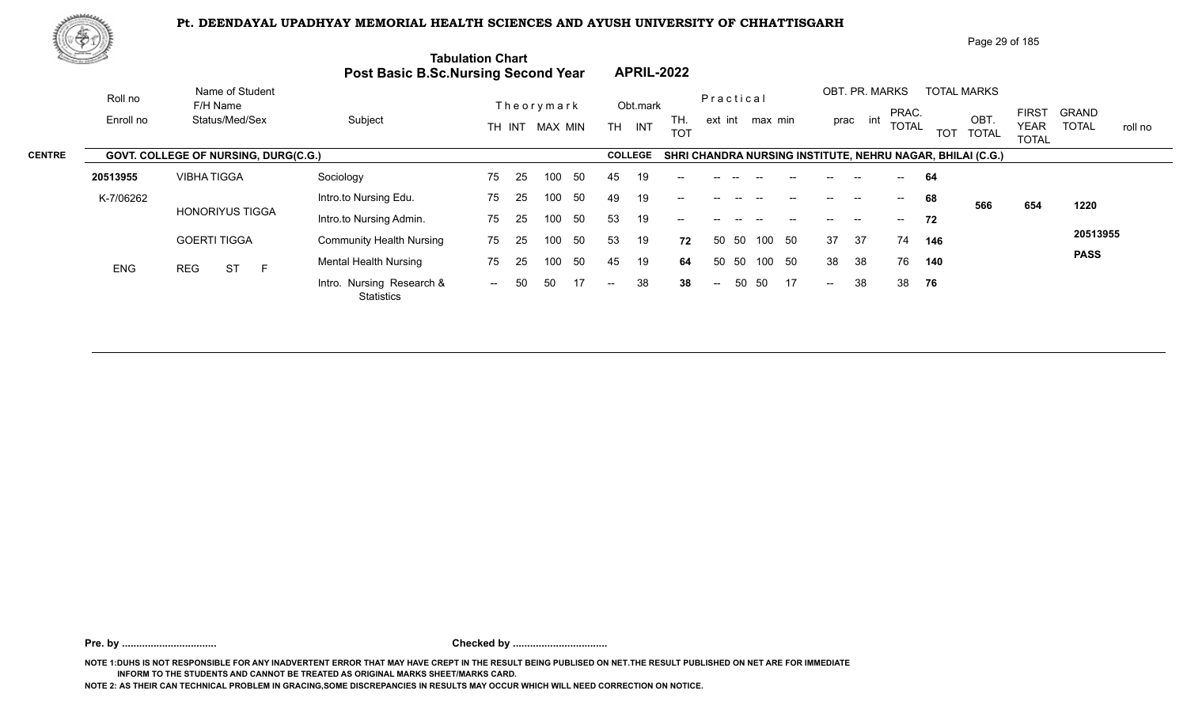# Pt. DEENDAYAL UPADHYAY MEMORIAL HEALTH SCIENCES AND AYUSH UNIVERSITY OF CHHATTISGARH

## Tabulation Chart
## Post Basic B.Sc.Nursing Second Year — APRIL-2022

**CENTRE:** GOVT. COLLEGE OF NURSING, DURG(C.G.)

**COLLEGE:** SHRI CHANDRA NURSING INSTITUTE, NEHRU NAGAR, BHILAI (C.G.)

| Roll no / Enroll no | Name of Student / F/H Name / Status/Med/Sex | Subject | Theorymark TH | Theorymark INT | Theorymark MAX | Theorymark MIN | Obt.mark TH | Obt.mark INT | TH. TOT | Practical ext | Practical int | Practical max | Practical min | OBT. PR. MARKS prac | OBT. PR. MARKS int | PRAC. TOTAL | TOTAL MARKS TOT | OBT. TOTAL | FIRST YEAR TOTAL | GRAND TOTAL / roll no |
|---|---|---|---|---|---|---|---|---|---|---|---|---|---|---|---|---|---|---|---|---|
| 20513955 | VIBHA TIGGA | Sociology | 75 | 25 | 100 | 50 | 45 | 19 | -- | -- | -- | -- | -- | -- | -- | -- | 64 | 566 | 654 | 1220 |
| K-7/06262 | HONORIYUS TIGGA | Intro.to Nursing Edu. | 75 | 25 | 100 | 50 | 49 | 19 | -- | -- | -- | -- | -- | -- | -- | -- | 68 | | | 20513955 |
| | GOERTI TIGGA | Intro.to Nursing Admin. | 75 | 25 | 100 | 50 | 53 | 19 | -- | -- | -- | -- | -- | -- | -- | -- | 72 | | | PASS |
| ENG | REG ST F | Community Health Nursing | 75 | 25 | 100 | 50 | 53 | 19 | 72 | 50 | 50 | 100 | 50 | 37 | 37 | 74 | 146 | | | |
| | | Mental Health Nursing | 75 | 25 | 100 | 50 | 45 | 19 | 64 | 50 | 50 | 100 | 50 | 38 | 38 | 76 | 140 | | | |
| | | Intro. Nursing Research & Statistics | -- | 50 | 50 | 17 | -- | 38 | 38 | -- | 50 | 50 | 17 | -- | 38 | 38 | 76 | | | |

**Pre. by .................................** **Checked by .................................**

NOTE 1:DUHS IS NOT RESPONSIBLE FOR ANY INADVERTENT ERROR THAT MAY HAVE CREPT IN THE RESULT BEING PUBLISED ON NET.THE RESULT PUBLISHED ON NET ARE FOR IMMEDIATE INFORM TO THE STUDENTS AND CANNOT BE TREATED AS ORIGINAL MARKS SHEET/MARKS CARD.

NOTE 2: AS THEIR CAN TECHNICAL PROBLEM IN GRACING,SOME DISCREPANCIES IN RESULTS MAY OCCUR WHICH WILL NEED CORRECTION ON NOTICE.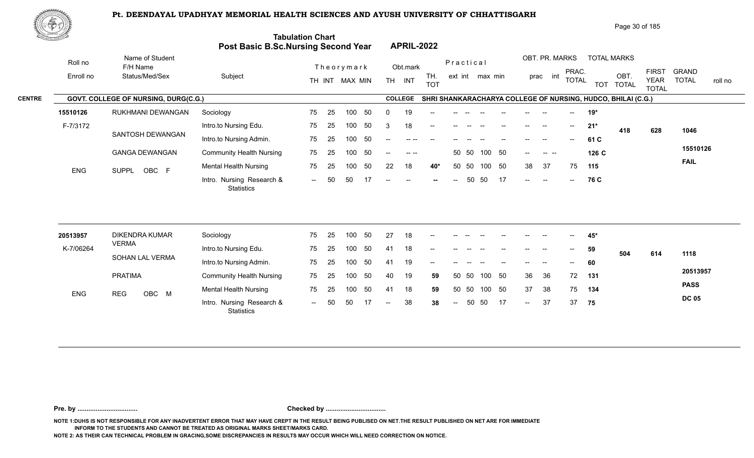# Pt. DEENDAYAL UPADHYAY MEMORIAL HEALTH SCIENCES AND AYUSH UNIVERSITY OF CHHATTISGARH

## Tabulation Chart
## Post Basic B.Sc.Nursing Second Year APRIL-2022

**CENTRE:** GOVT. COLLEGE OF NURSING, DURG(C.G.)
**COLLEGE:** SHRI SHANKARACHARYA COLLEGE OF NURSING, HUDCO, BHILAI (C.G.)

| Roll no / Enroll no | Name of Student / F/H Name / Status/Med/Sex | Subject | Theory TH | Theory INT | Theory MAX | Theory MIN | Obt. TH | Obt. INT | TH. TOT | Practical ext | Practical int | Practical max | Practical min | OBT. PR. prac | OBT. PR. int | PRAC. TOTAL | TOTAL MARKS TOT | OBT. TOTAL | FIRST YEAR TOTAL | GRAND TOTAL | roll no |
|---|---|---|---|---|---|---|---|---|---|---|---|---|---|---|---|---|---|---|---|---|---|
| 15510126 | RUKHMANI DEWANGAN | Sociology | 75 | 25 | 100 | 50 | 0 | 19 | -- | -- | -- | -- | -- | -- | -- | -- | 19* | | | | |
| F-7/3172 | SANTOSH DEWANGAN | Intro.to Nursing Edu. | 75 | 25 | 100 | 50 | 3 | 18 | -- | -- | -- | -- | -- | -- | -- | -- | 21* | 418 | 628 | 1046 | |
| | | Intro.to Nursing Admin. | 75 | 25 | 100 | 50 | -- | -- -- | -- | -- | -- | -- | -- | -- | -- | -- | 61 C | | | | |
| | GANGA DEWANGAN | Community Health Nursing | 75 | 25 | 100 | 50 | -- | -- -- | | 50 | 50 | 100 | 50 | -- | -- -- | | 126 C | | | | 15510126 |
| ENG | SUPPL OBC F | Mental Health Nursing | 75 | 25 | 100 | 50 | 22 | 18 | 40* | 50 | 50 | 100 | 50 | 38 | 37 | 75 | 115 | | | | FAIL |
| | | Intro. Nursing Research & Statistics | -- | 50 | 50 | 17 | -- | -- | -- | -- | 50 | 50 | 17 | -- | -- | -- | 76 C | | | | |
| 20513957 | DIKENDRA KUMAR VERMA | Sociology | 75 | 25 | 100 | 50 | 27 | 18 | -- | -- | -- | -- | -- | -- | -- | -- | 45* | | | | |
| K-7/06264 | SOHAN LAL VERMA | Intro.to Nursing Edu. | 75 | 25 | 100 | 50 | 41 | 18 | -- | -- | -- | -- | -- | -- | -- | -- | 59 | 504 | 614 | 1118 | |
| | | Intro.to Nursing Admin. | 75 | 25 | 100 | 50 | 41 | 19 | -- | -- | -- | -- | -- | -- | -- | -- | 60 | | | | |
| | PRATIMA | Community Health Nursing | 75 | 25 | 100 | 50 | 40 | 19 | 59 | 50 | 50 | 100 | 50 | 36 | 36 | 72 | 131 | | | | 20513957 |
| ENG | REG OBC M | Mental Health Nursing | 75 | 25 | 100 | 50 | 41 | 18 | 59 | 50 | 50 | 100 | 50 | 37 | 38 | 75 | 134 | | | | PASS |
| | | Intro. Nursing Research & Statistics | -- | 50 | 50 | 17 | -- | 38 | 38 | -- | 50 | 50 | 17 | -- | 37 | 37 | 75 | | | | DC 05 |

**Pre. by ................................** **Checked by ................................**

NOTE 1:DUHS IS NOT RESPONSIBLE FOR ANY INADVERTENT ERROR THAT MAY HAVE CREPT IN THE RESULT BEING PUBLISED ON NET.THE RESULT PUBLISHED ON NET ARE FOR IMMEDIATE INFORM TO THE STUDENTS AND CANNOT BE TREATED AS ORIGINAL MARKS SHEET/MARKS CARD.

NOTE 2: AS THEIR CAN TECHNICAL PROBLEM IN GRACING,SOME DISCREPANCIES IN RESULTS MAY OCCUR WHICH WILL NEED CORRECTION ON NOTICE.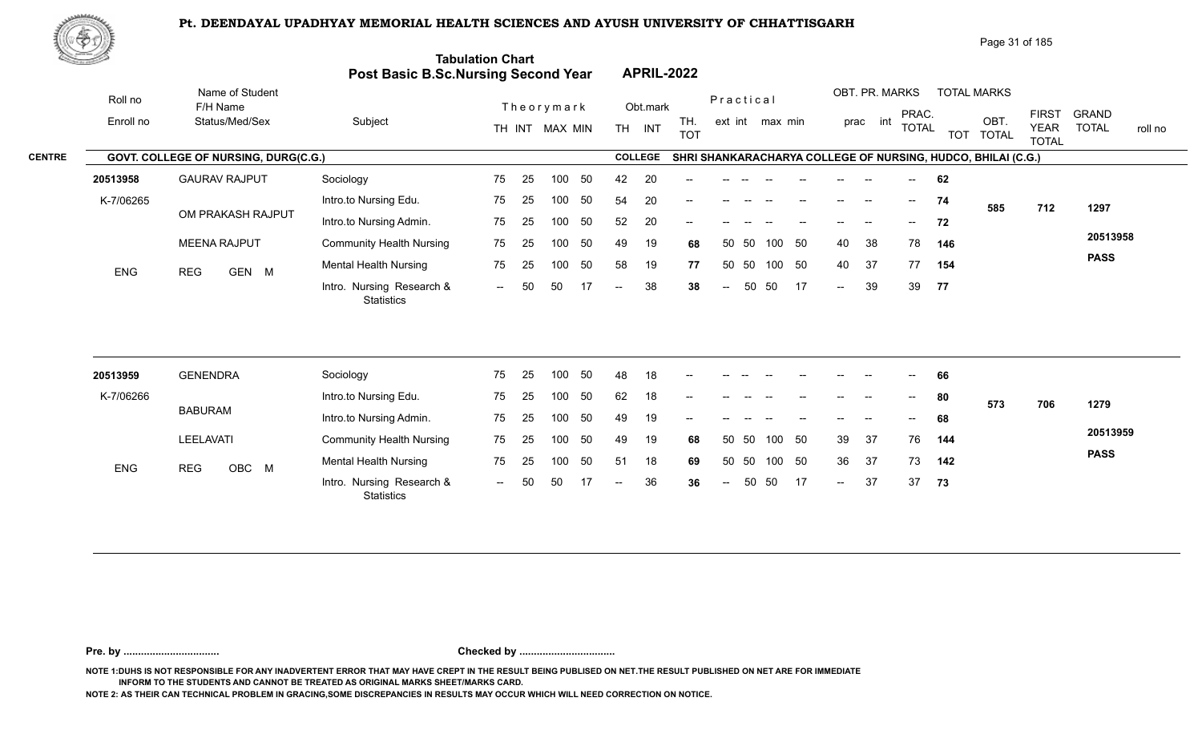# Pt. DEENDAYAL UPADHYAY MEMORIAL HEALTH SCIENCES AND AYUSH UNIVERSITY OF CHHATTISGARH

## Tabulation Chart
## Post Basic B.Sc.Nursing Second Year APRIL-2022

**CENTRE:** GOVT. COLLEGE OF NURSING, DURG(C.G.)
**COLLEGE:** SHRI SHANKARACHARYA COLLEGE OF NURSING, HUDCO, BHILAI (C.G.)

| Roll no / Enroll no | Name of Student / F/H Name / Status/Med/Sex | Subject | Theory TH | Theory INT | MAX | MIN | Obt. TH | Obt. INT | TH. TOT | Prac ext | Prac int | max | min | OBT. PR. prac | OBT. PR. int | PRAC. TOTAL | TOT | OBT. TOTAL | FIRST YEAR TOTAL | GRAND TOTAL | roll no |
|---|---|---|---|---|---|---|---|---|---|---|---|---|---|---|---|---|---|---|---|---|---|
| 20513958 | GAURAV RAJPUT | Sociology | 75 | 25 | 100 | 50 | 42 | 20 | -- | -- | -- | -- | -- | -- | -- | -- | 62 | | | | |
| K-7/06265 | OM PRAKASH RAJPUT | Intro.to Nursing Edu. | 75 | 25 | 100 | 50 | 54 | 20 | -- | -- | -- | -- | -- | -- | -- | -- | 74 | 585 | 712 | 1297 | |
| | | Intro.to Nursing Admin. | 75 | 25 | 100 | 50 | 52 | 20 | -- | -- | -- | -- | -- | -- | -- | -- | 72 | | | | |
| | MEENA RAJPUT | Community Health Nursing | 75 | 25 | 100 | 50 | 49 | 19 | 68 | 50 | 50 | 100 | 50 | 40 | 38 | 78 | 146 | | | | 20513958 |
| ENG | REG GEN M | Mental Health Nursing | 75 | 25 | 100 | 50 | 58 | 19 | 77 | 50 | 50 | 100 | 50 | 40 | 37 | 77 | 154 | | | | PASS |
| | | Intro. Nursing Research & Statistics | -- | 50 | 50 | 17 | -- | 38 | 38 | -- | 50 | 50 | 17 | -- | 39 | 39 | 77 | | | | |
| 20513959 | GENENDRA | Sociology | 75 | 25 | 100 | 50 | 48 | 18 | -- | -- | -- | -- | -- | -- | -- | -- | 66 | | | | |
| K-7/06266 | BABURAM | Intro.to Nursing Edu. | 75 | 25 | 100 | 50 | 62 | 18 | -- | -- | -- | -- | -- | -- | -- | -- | 80 | 573 | 706 | 1279 | |
| | | Intro.to Nursing Admin. | 75 | 25 | 100 | 50 | 49 | 19 | -- | -- | -- | -- | -- | -- | -- | -- | 68 | | | | |
| | LEELAVATI | Community Health Nursing | 75 | 25 | 100 | 50 | 49 | 19 | 68 | 50 | 50 | 100 | 50 | 39 | 37 | 76 | 144 | | | | 20513959 |
| ENG | REG OBC M | Mental Health Nursing | 75 | 25 | 100 | 50 | 51 | 18 | 69 | 50 | 50 | 100 | 50 | 36 | 37 | 73 | 142 | | | | PASS |
| | | Intro. Nursing Research & Statistics | -- | 50 | 50 | 17 | -- | 36 | 36 | -- | 50 | 50 | 17 | -- | 37 | 37 | 73 | | | | |

**Pre. by .................................** **Checked by .................................**

NOTE 1:DUHS IS NOT RESPONSIBLE FOR ANY INADVERTENT ERROR THAT MAY HAVE CREPT IN THE RESULT BEING PUBLISED ON NET.THE RESULT PUBLISHED ON NET ARE FOR IMMEDIATE INFORM TO THE STUDENTS AND CANNOT BE TREATED AS ORIGINAL MARKS SHEET/MARKS CARD.

NOTE 2: AS THEIR CAN TECHNICAL PROBLEM IN GRACING,SOME DISCREPANCIES IN RESULTS MAY OCCUR WHICH WILL NEED CORRECTION ON NOTICE.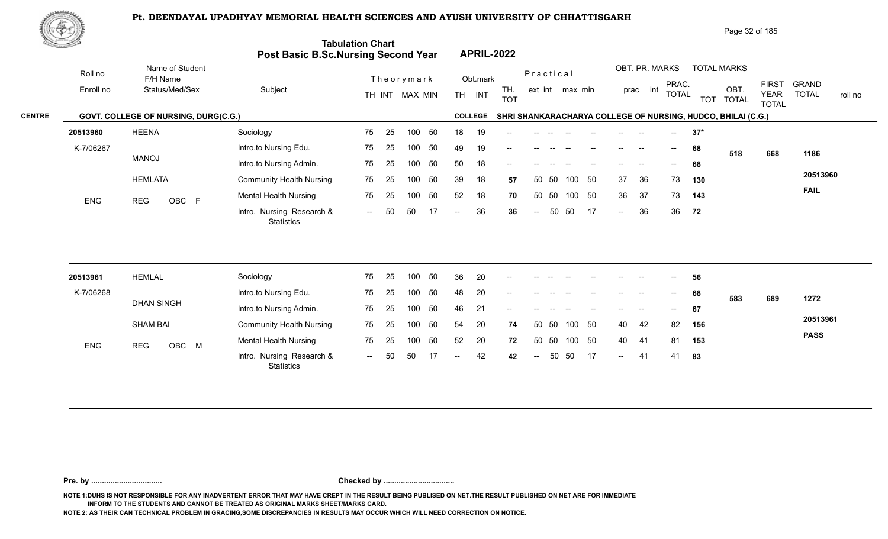# Pt. DEENDAYAL UPADHYAY MEMORIAL HEALTH SCIENCES AND AYUSH UNIVERSITY OF CHHATTISGARH

## Tabulation Chart
## Post Basic B.Sc.Nursing Second Year APRIL-2022

**CENTRE:** GOVT. COLLEGE OF NURSING, DURG(C.G.) — **COLLEGE:** SHRI SHANKARACHARYA COLLEGE OF NURSING, HUDCO, BHILAI (C.G.)

| Roll no / Enroll no | Name of Student / F/H Name / Status/Med/Sex | Subject | Theory TH | Theory INT | Theory MAX | Theory MIN | Obt. TH | Obt. INT | TH. TOT | Practical ext | Practical int | Practical max | Practical min | OBT. PR. prac | OBT. PR. int | PRAC. TOTAL | TOT | OBT. TOTAL | FIRST YEAR TOTAL | GRAND TOTAL | roll no |
|---|---|---|---|---|---|---|---|---|---|---|---|---|---|---|---|---|---|---|---|---|---|
| 20513960 | HEENA | Sociology | 75 | 25 | 100 | 50 | 18 | 19 | -- | -- | -- | -- | -- | -- | -- | -- | 37* | | | | |
| K-7/06267 | MANOJ | Intro.to Nursing Edu. | 75 | 25 | 100 | 50 | 49 | 19 | -- | -- | -- | -- | -- | -- | -- | -- | 68 | 518 | 668 | 1186 | |
| | | Intro.to Nursing Admin. | 75 | 25 | 100 | 50 | 50 | 18 | -- | -- | -- | -- | -- | -- | -- | -- | 68 | | | | |
| | HEMLATA | Community Health Nursing | 75 | 25 | 100 | 50 | 39 | 18 | 57 | 50 | 50 | 100 | 50 | 37 | 36 | 73 | 130 | | | | 20513960 |
| ENG | REG OBC F | Mental Health Nursing | 75 | 25 | 100 | 50 | 52 | 18 | 70 | 50 | 50 | 100 | 50 | 36 | 37 | 73 | 143 | | | | FAIL |
| | | Intro. Nursing Research & Statistics | -- | 50 | 50 | 17 | -- | 36 | 36 | -- | 50 | 50 | 17 | -- | 36 | 36 | 72 | | | | |
| 20513961 | HEMLAL | Sociology | 75 | 25 | 100 | 50 | 36 | 20 | -- | -- | -- | -- | -- | -- | -- | -- | 56 | | | | |
| K-7/06268 | DHAN SINGH | Intro.to Nursing Edu. | 75 | 25 | 100 | 50 | 48 | 20 | -- | -- | -- | -- | -- | -- | -- | -- | 68 | 583 | 689 | 1272 | |
| | | Intro.to Nursing Admin. | 75 | 25 | 100 | 50 | 46 | 21 | -- | -- | -- | -- | -- | -- | -- | -- | 67 | | | | |
| | SHAM BAI | Community Health Nursing | 75 | 25 | 100 | 50 | 54 | 20 | 74 | 50 | 50 | 100 | 50 | 40 | 42 | 82 | 156 | | | | 20513961 |
| ENG | REG OBC M | Mental Health Nursing | 75 | 25 | 100 | 50 | 52 | 20 | 72 | 50 | 50 | 100 | 50 | 40 | 41 | 81 | 153 | | | | PASS |
| | | Intro. Nursing Research & Statistics | -- | 50 | 50 | 17 | -- | 42 | 42 | -- | 50 | 50 | 17 | -- | 41 | 41 | 83 | | | | |

**Pre. by ................................. Checked by .................................**

NOTE 1:DUHS IS NOT RESPONSIBLE FOR ANY INADVERTENT ERROR THAT MAY HAVE CREPT IN THE RESULT BEING PUBLISED ON NET.THE RESULT PUBLISHED ON NET ARE FOR IMMEDIATE INFORM TO THE STUDENTS AND CANNOT BE TREATED AS ORIGINAL MARKS SHEET/MARKS CARD.

NOTE 2: AS THEIR CAN TECHNICAL PROBLEM IN GRACING,SOME DISCREPANCIES IN RESULTS MAY OCCUR WHICH WILL NEED CORRECTION ON NOTICE.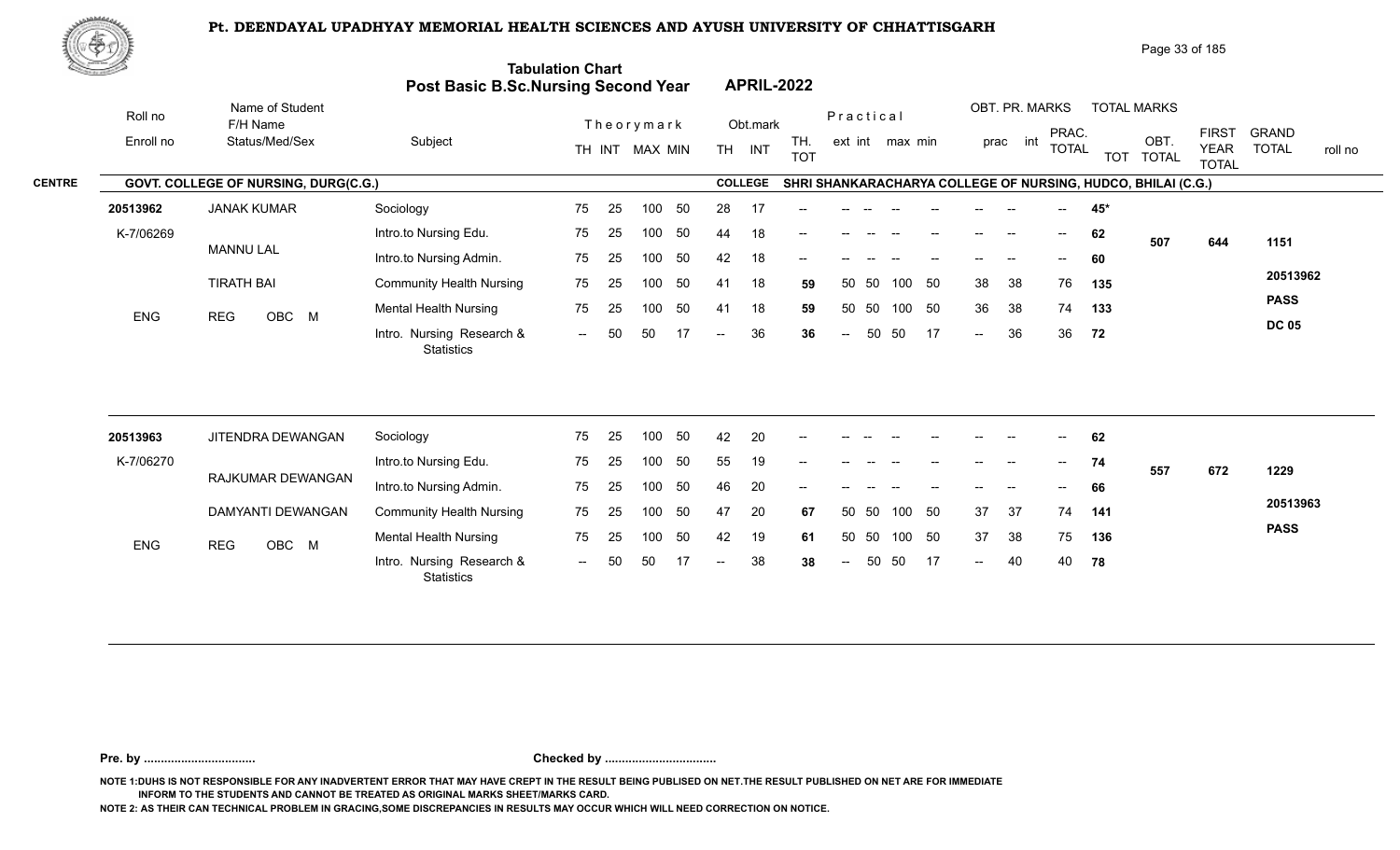# Pt. DEENDAYAL UPADHYAY MEMORIAL HEALTH SCIENCES AND AYUSH UNIVERSITY OF CHHATTISGARH

## Tabulation Chart
## Post Basic B.Sc.Nursing Second Year APRIL-2022

**CENTRE:** GOVT. COLLEGE OF NURSING, DURG(C.G.)
**COLLEGE:** SHRI SHANKARACHARYA COLLEGE OF NURSING, HUDCO, BHILAI (C.G.)

| Roll no / Enroll no | Name of Student / F/H Name / Status/Med/Sex | Subject | Theory TH | Theory INT | MAX | MIN | Obt. TH | Obt. INT | TH. TOT | Prac ext | Prac int | max | min | OBT. PR. prac | OBT. PR. int | PRAC. TOTAL | TOT | OBT. TOTAL | FIRST YEAR TOTAL | GRAND TOTAL / roll no |
|---|---|---|---|---|---|---|---|---|---|---|---|---|---|---|---|---|---|---|---|---|
| 20513962 | JANAK KUMAR | Sociology | 75 | 25 | 100 | 50 | 28 | 17 | -- | -- | -- | -- | -- | -- | -- | -- | 45* | | | |
| K-7/06269 | MANNU LAL | Intro.to Nursing Edu. | 75 | 25 | 100 | 50 | 44 | 18 | -- | -- | -- | -- | -- | -- | -- | -- | 62 | 507 | 644 | 1151 |
| | | Intro.to Nursing Admin. | 75 | 25 | 100 | 50 | 42 | 18 | -- | -- | -- | -- | -- | -- | -- | -- | 60 | | | |
| | TIRATH BAI | Community Health Nursing | 75 | 25 | 100 | 50 | 41 | 18 | 59 | 50 | 50 | 100 | 50 | 38 | 38 | 76 | 135 | | | 20513962 |
| ENG | REG OBC M | Mental Health Nursing | 75 | 25 | 100 | 50 | 41 | 18 | 59 | 50 | 50 | 100 | 50 | 36 | 38 | 74 | 133 | | | PASS |
| | | Intro. Nursing Research & Statistics | -- | 50 | 50 | 17 | -- | 36 | 36 | -- | 50 | 50 | 17 | -- | 36 | 36 | 72 | | | DC 05 |
| 20513963 | JITENDRA DEWANGAN | Sociology | 75 | 25 | 100 | 50 | 42 | 20 | -- | -- | -- | -- | -- | -- | -- | -- | 62 | | | |
| K-7/06270 | RAJKUMAR DEWANGAN | Intro.to Nursing Edu. | 75 | 25 | 100 | 50 | 55 | 19 | -- | -- | -- | -- | -- | -- | -- | -- | 74 | 557 | 672 | 1229 |
| | | Intro.to Nursing Admin. | 75 | 25 | 100 | 50 | 46 | 20 | -- | -- | -- | -- | -- | -- | -- | -- | 66 | | | |
| | DAMYANTI DEWANGAN | Community Health Nursing | 75 | 25 | 100 | 50 | 47 | 20 | 67 | 50 | 50 | 100 | 50 | 37 | 37 | 74 | 141 | | | 20513963 |
| ENG | REG OBC M | Mental Health Nursing | 75 | 25 | 100 | 50 | 42 | 19 | 61 | 50 | 50 | 100 | 50 | 37 | 38 | 75 | 136 | | | PASS |
| | | Intro. Nursing Research & Statistics | -- | 50 | 50 | 17 | -- | 38 | 38 | -- | 50 | 50 | 17 | -- | 40 | 40 | 78 | | | |

Pre. by ................................. Checked by .................................

NOTE 1:DUHS IS NOT RESPONSIBLE FOR ANY INADVERTENT ERROR THAT MAY HAVE CREPT IN THE RESULT BEING PUBLISED ON NET.THE RESULT PUBLISHED ON NET ARE FOR IMMEDIATE INFORM TO THE STUDENTS AND CANNOT BE TREATED AS ORIGINAL MARKS SHEET/MARKS CARD.

NOTE 2: AS THEIR CAN TECHNICAL PROBLEM IN GRACING,SOME DISCREPANCIES IN RESULTS MAY OCCUR WHICH WILL NEED CORRECTION ON NOTICE.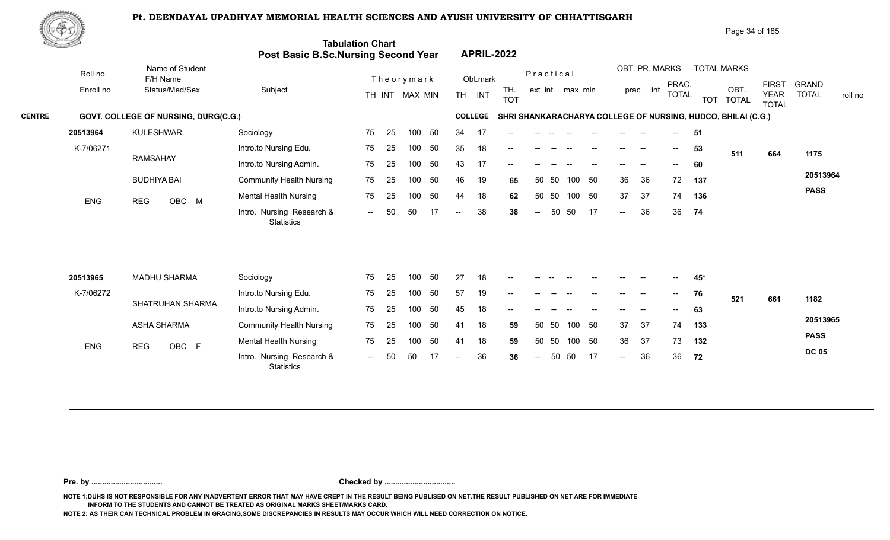# Pt. DEENDAYAL UPADHYAY MEMORIAL HEALTH SCIENCES AND AYUSH UNIVERSITY OF CHHATTISGARH

## Tabulation Chart
## Post Basic B.Sc.Nursing Second Year APRIL-2022

**CENTRE:** GOVT. COLLEGE OF NURSING, DURG(C.G.) **COLLEGE:** SHRI SHANKARACHARYA COLLEGE OF NURSING, HUDCO, BHILAI (C.G.)

| Roll no / Enroll no | Name of Student / F/H Name / Status/Med/Sex | Subject | Theory TH | Theory INT | MAX | MIN | Obt. TH | Obt. INT | TH. TOT | Practical ext | Practical int | max | min | OBT. PR. prac | OBT. PR. int | PRAC. TOTAL | TOT | OBT. TOTAL | FIRST YEAR TOTAL | GRAND TOTAL | roll no |
|---|---|---|---|---|---|---|---|---|---|---|---|---|---|---|---|---|---|---|---|---|---|
| 20513964 | KULESHWAR | Sociology | 75 | 25 | 100 | 50 | 34 | 17 | -- | -- | -- | -- | -- | -- | -- | -- | 51 | | | | |
| K-7/06271 | RAMSAHAY | Intro.to Nursing Edu. | 75 | 25 | 100 | 50 | 35 | 18 | -- | -- | -- | -- | -- | -- | -- | -- | 53 | 511 | 664 | 1175 | |
| | | Intro.to Nursing Admin. | 75 | 25 | 100 | 50 | 43 | 17 | -- | -- | -- | -- | -- | -- | -- | -- | 60 | | | | |
| | BUDHIYA BAI | Community Health Nursing | 75 | 25 | 100 | 50 | 46 | 19 | 65 | 50 | 50 | 100 | 50 | 36 | 36 | 72 | 137 | | | | 20513964 |
| ENG | REG OBC M | Mental Health Nursing | 75 | 25 | 100 | 50 | 44 | 18 | 62 | 50 | 50 | 100 | 50 | 37 | 37 | 74 | 136 | | | | PASS |
| | | Intro. Nursing Research & Statistics | -- | 50 | 50 | 17 | -- | 38 | 38 | -- | 50 | 50 | 17 | -- | 36 | 36 | 74 | | | | |
| 20513965 | MADHU SHARMA | Sociology | 75 | 25 | 100 | 50 | 27 | 18 | -- | -- | -- | -- | -- | -- | -- | -- | 45* | | | | |
| K-7/06272 | SHATRUHAN SHARMA | Intro.to Nursing Edu. | 75 | 25 | 100 | 50 | 57 | 19 | -- | -- | -- | -- | -- | -- | -- | -- | 76 | 521 | 661 | 1182 | |
| | | Intro.to Nursing Admin. | 75 | 25 | 100 | 50 | 45 | 18 | -- | -- | -- | -- | -- | -- | -- | -- | 63 | | | | |
| | ASHA SHARMA | Community Health Nursing | 75 | 25 | 100 | 50 | 41 | 18 | 59 | 50 | 50 | 100 | 50 | 37 | 37 | 74 | 133 | | | | 20513965 |
| ENG | REG OBC F | Mental Health Nursing | 75 | 25 | 100 | 50 | 41 | 18 | 59 | 50 | 50 | 100 | 50 | 36 | 37 | 73 | 132 | | | | PASS |
| | | Intro. Nursing Research & Statistics | -- | 50 | 50 | 17 | -- | 36 | 36 | -- | 50 | 50 | 17 | -- | 36 | 36 | 72 | | | | DC 05 |

**Pre. by .................................** **Checked by .................................**

NOTE 1:DUHS IS NOT RESPONSIBLE FOR ANY INADVERTENT ERROR THAT MAY HAVE CREPT IN THE RESULT BEING PUBLISED ON NET.THE RESULT PUBLISHED ON NET ARE FOR IMMEDIATE INFORM TO THE STUDENTS AND CANNOT BE TREATED AS ORIGINAL MARKS SHEET/MARKS CARD.

NOTE 2: AS THEIR CAN TECHNICAL PROBLEM IN GRACING,SOME DISCREPANCIES IN RESULTS MAY OCCUR WHICH WILL NEED CORRECTION ON NOTICE.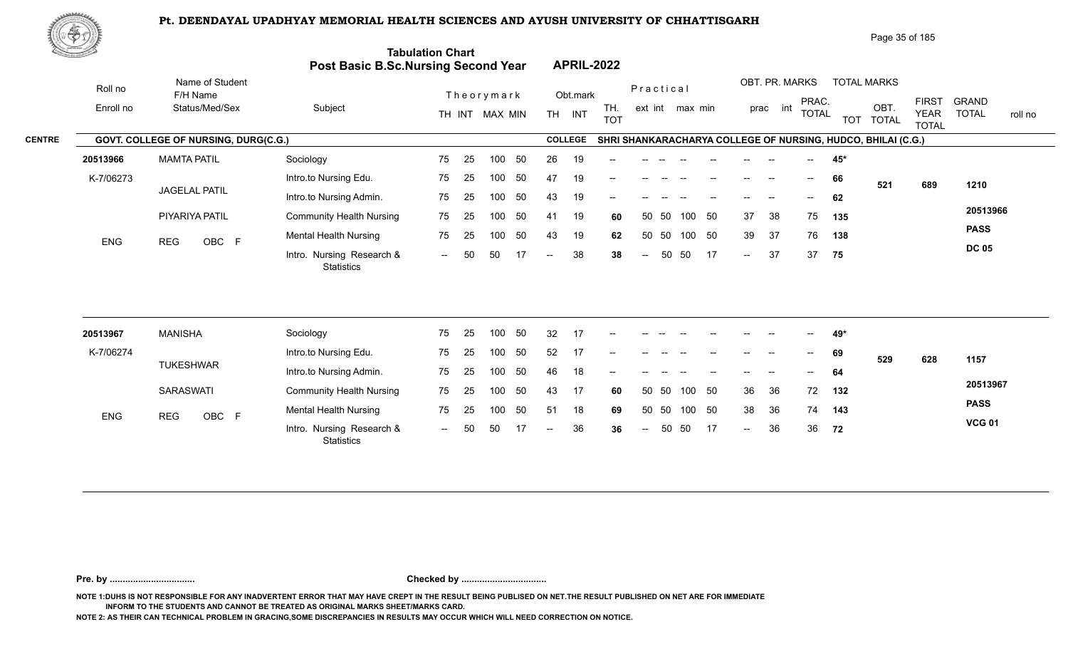# Pt. DEENDAYAL UPADHYAY MEMORIAL HEALTH SCIENCES AND AYUSH UNIVERSITY OF CHHATTISGARH

## Tabulation Chart
## Post Basic B.Sc.Nursing Second Year APRIL-2022

**CENTRE:** GOVT. COLLEGE OF NURSING, DURG(C.G.)
**COLLEGE:** SHRI SHANKARACHARYA COLLEGE OF NURSING, HUDCO, BHILAI (C.G.)

| Roll no / Enroll no | Name of Student / F/H Name / Status/Med/Sex | Subject | Theory TH | Theory INT | MAX | MIN | Obt. TH | Obt. INT | TH. TOT | Prac. ext | Prac. int | max | min | OBT. PR. prac | OBT. PR. int | PRAC. TOTAL | TOT | OBT. TOTAL | FIRST YEAR TOTAL | GRAND TOTAL / roll no |
|---|---|---|---|---|---|---|---|---|---|---|---|---|---|---|---|---|---|---|---|---|
| 20513966 | MAMTA PATIL | Sociology | 75 | 25 | 100 | 50 | 26 | 19 | -- | -- | -- | -- | -- | -- | -- | -- | 45* | | | |
| K-7/06273 | JAGELAL PATIL | Intro.to Nursing Edu. | 75 | 25 | 100 | 50 | 47 | 19 | -- | -- | -- | -- | -- | -- | -- | -- | 66 | 521 | 689 | 1210 |
| | | Intro.to Nursing Admin. | 75 | 25 | 100 | 50 | 43 | 19 | -- | -- | -- | -- | -- | -- | -- | -- | 62 | | | |
| | PIYARIYA PATIL | Community Health Nursing | 75 | 25 | 100 | 50 | 41 | 19 | 60 | 50 | 50 | 100 | 50 | 37 | 38 | 75 | 135 | | | 20513966 |
| ENG | REG OBC F | Mental Health Nursing | 75 | 25 | 100 | 50 | 43 | 19 | 62 | 50 | 50 | 100 | 50 | 39 | 37 | 76 | 138 | | | PASS |
| | | Intro. Nursing Research & Statistics | -- | 50 | 50 | 17 | -- | 38 | 38 | -- | 50 | 50 | 17 | -- | 37 | 37 | 75 | | | DC 05 |
| 20513967 | MANISHA | Sociology | 75 | 25 | 100 | 50 | 32 | 17 | -- | -- | -- | -- | -- | -- | -- | -- | 49* | | | |
| K-7/06274 | TUKESHWAR | Intro.to Nursing Edu. | 75 | 25 | 100 | 50 | 52 | 17 | -- | -- | -- | -- | -- | -- | -- | -- | 69 | 529 | 628 | 1157 |
| | | Intro.to Nursing Admin. | 75 | 25 | 100 | 50 | 46 | 18 | -- | -- | -- | -- | -- | -- | -- | -- | 64 | | | |
| | SARASWATI | Community Health Nursing | 75 | 25 | 100 | 50 | 43 | 17 | 60 | 50 | 50 | 100 | 50 | 36 | 36 | 72 | 132 | | | 20513967 |
| ENG | REG OBC F | Mental Health Nursing | 75 | 25 | 100 | 50 | 51 | 18 | 69 | 50 | 50 | 100 | 50 | 38 | 36 | 74 | 143 | | | PASS |
| | | Intro. Nursing Research & Statistics | -- | 50 | 50 | 17 | -- | 36 | 36 | -- | 50 | 50 | 17 | -- | 36 | 36 | 72 | | | VCG 01 |

**Pre. by .................................** **Checked by .................................**

NOTE 1:DUHS IS NOT RESPONSIBLE FOR ANY INADVERTENT ERROR THAT MAY HAVE CREPT IN THE RESULT BEING PUBLISED ON NET.THE RESULT PUBLISHED ON NET ARE FOR IMMEDIATE INFORM TO THE STUDENTS AND CANNOT BE TREATED AS ORIGINAL MARKS SHEET/MARKS CARD.

NOTE 2: AS THEIR CAN TECHNICAL PROBLEM IN GRACING,SOME DISCREPANCIES IN RESULTS MAY OCCUR WHICH WILL NEED CORRECTION ON NOTICE.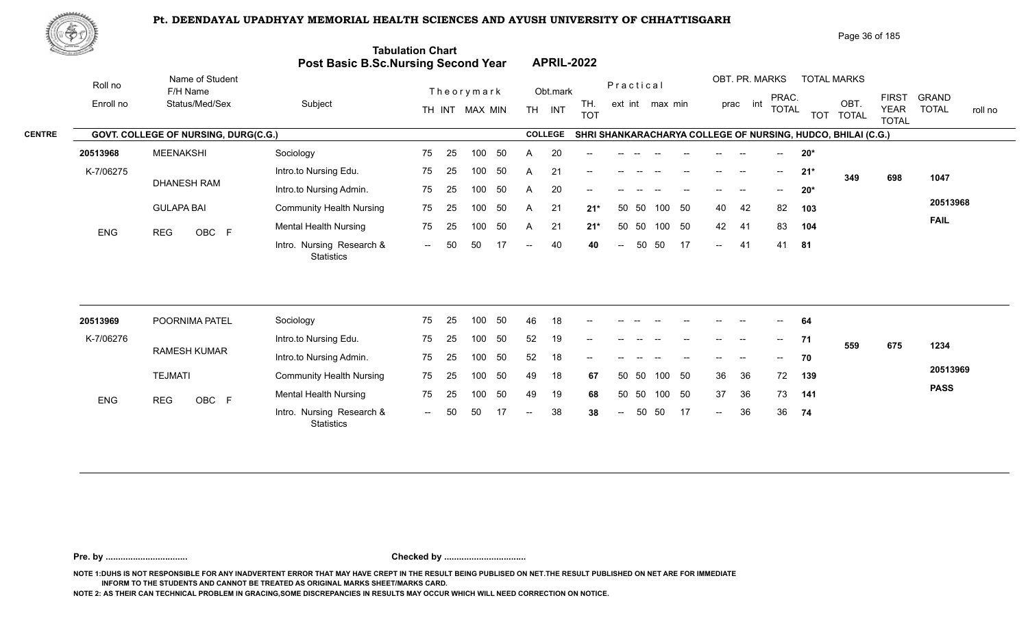# Pt. DEENDAYAL UPADHYAY MEMORIAL HEALTH SCIENCES AND AYUSH UNIVERSITY OF CHHATTISGARH

## Tabulation Chart
## Post Basic B.Sc.Nursing Second Year — APRIL-2022

**CENTRE:** GOVT. COLLEGE OF NURSING, DURG(C.G.)
**COLLEGE:** SHRI SHANKARACHARYA COLLEGE OF NURSING, HUDCO, BHILAI (C.G.)

| Roll no / Enroll no | Name of Student / F/H Name / Status/Med/Sex | Subject | Theory TH | Theory INT | Theory MAX | Theory MIN | Obt. TH | Obt. INT | TH. TOT | Prac. ext | Prac. int | Prac. max | Prac. min | OBT. PR. prac | OBT. PR. int | PRAC. TOTAL | TOT | OBT. TOTAL | FIRST YEAR TOTAL | GRAND TOTAL / roll no |
|---|---|---|---|---|---|---|---|---|---|---|---|---|---|---|---|---|---|---|---|---|
| 20513968 | MEENAKSHI | Sociology | 75 | 25 | 100 | 50 | A | 20 | -- | -- | -- | -- | -- | -- | -- | -- | 20* | 349 | 698 | 1047 |
| K-7/06275 | DHANESH RAM | Intro.to Nursing Edu. | 75 | 25 | 100 | 50 | A | 21 | -- | -- | -- | -- | -- | -- | -- | -- | 21* | | | |
| | GULAPA BAI | Intro.to Nursing Admin. | 75 | 25 | 100 | 50 | A | 20 | -- | -- | -- | -- | -- | -- | -- | -- | 20* | | | |
| ENG | REG OBC F | Community Health Nursing | 75 | 25 | 100 | 50 | A | 21 | 21* | 50 | 50 | 100 | 50 | 40 | 42 | 82 | 103 | | | 20513968 |
| | | Mental Health Nursing | 75 | 25 | 100 | 50 | A | 21 | 21* | 50 | 50 | 100 | 50 | 42 | 41 | 83 | 104 | | | FAIL |
| | | Intro. Nursing Research & Statistics | -- | 50 | 50 | 17 | -- | 40 | 40 | -- | 50 | 50 | 17 | -- | 41 | 41 | 81 | | | |
| 20513969 | POORNIMA PATEL | Sociology | 75 | 25 | 100 | 50 | 46 | 18 | -- | -- | -- | -- | -- | -- | -- | -- | 64 | 559 | 675 | 1234 |
| K-7/06276 | RAMESH KUMAR | Intro.to Nursing Edu. | 75 | 25 | 100 | 50 | 52 | 19 | -- | -- | -- | -- | -- | -- | -- | -- | 71 | | | |
| | TEJMATI | Intro.to Nursing Admin. | 75 | 25 | 100 | 50 | 52 | 18 | -- | -- | -- | -- | -- | -- | -- | -- | 70 | | | |
| ENG | REG OBC F | Community Health Nursing | 75 | 25 | 100 | 50 | 49 | 18 | 67 | 50 | 50 | 100 | 50 | 36 | 36 | 72 | 139 | | | 20513969 |
| | | Mental Health Nursing | 75 | 25 | 100 | 50 | 49 | 19 | 68 | 50 | 50 | 100 | 50 | 37 | 36 | 73 | 141 | | | PASS |
| | | Intro. Nursing Research & Statistics | -- | 50 | 50 | 17 | -- | 38 | 38 | -- | 50 | 50 | 17 | -- | 36 | 36 | 74 | | | |

**Pre. by ................................ Checked by ................................**

NOTE 1:DUHS IS NOT RESPONSIBLE FOR ANY INADVERTENT ERROR THAT MAY HAVE CREPT IN THE RESULT BEING PUBLISED ON NET.THE RESULT PUBLISHED ON NET ARE FOR IMMEDIATE INFORM TO THE STUDENTS AND CANNOT BE TREATED AS ORIGINAL MARKS SHEET/MARKS CARD.

NOTE 2: AS THEIR CAN TECHNICAL PROBLEM IN GRACING,SOME DISCREPANCIES IN RESULTS MAY OCCUR WHICH WILL NEED CORRECTION ON NOTICE.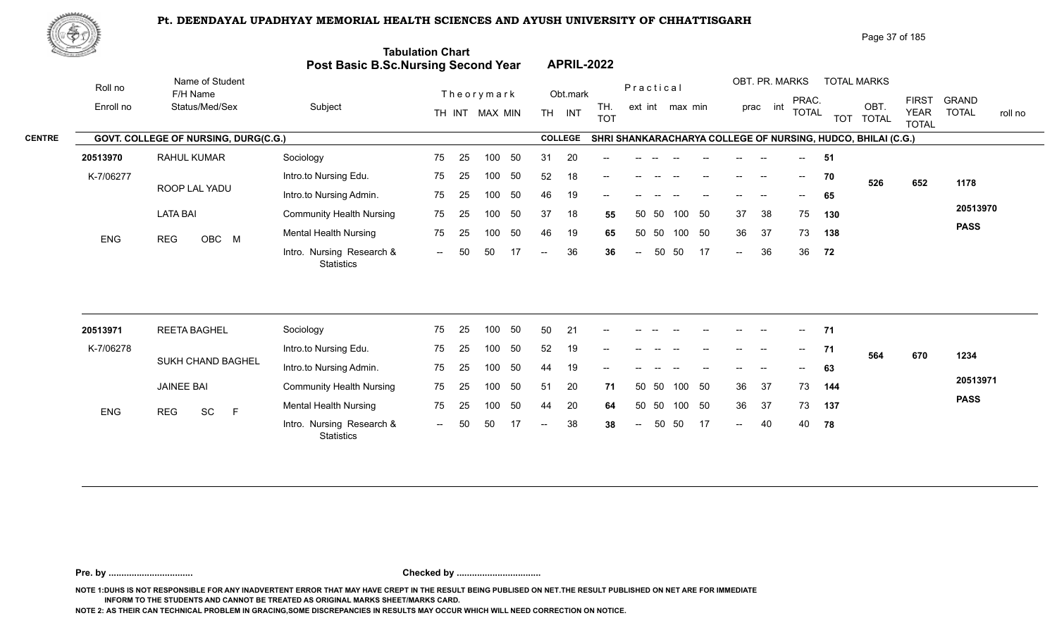# Pt. DEENDAYAL UPADHYAY MEMORIAL HEALTH SCIENCES AND AYUSH UNIVERSITY OF CHHATTISGARH

## Tabulation Chart
## Post Basic B.Sc.Nursing Second Year — APRIL-2022

**CENTRE:** GOVT. COLLEGE OF NURSING, DURG(C.G.)
**COLLEGE:** SHRI SHANKARACHARYA COLLEGE OF NURSING, HUDCO, BHILAI (C.G.)

| Roll no / Enroll no | Name of Student / F/H Name / Status/Med/Sex | Subject | Theory TH | Theory INT | Theory MAX | Theory MIN | Obt. TH | Obt. INT | TH. TOT | Practical ext | Practical int | Practical max | Practical min | OBT. PR. prac | OBT. PR. int | PRAC. TOTAL | TOTAL MARKS TOT | OBT. TOTAL | FIRST YEAR TOTAL | GRAND TOTAL | roll no |
|---|---|---|---|---|---|---|---|---|---|---|---|---|---|---|---|---|---|---|---|---|---|
| 20513970 | RAHUL KUMAR | Sociology | 75 | 25 | 100 | 50 | 31 | 20 | -- | -- | -- | -- | -- | -- | -- | -- | 51 | | | | |
| K-7/06277 | ROOP LAL YADU | Intro.to Nursing Edu. | 75 | 25 | 100 | 50 | 52 | 18 | -- | -- | -- | -- | -- | -- | -- | -- | 70 | 526 | 652 | 1178 | |
| | | Intro.to Nursing Admin. | 75 | 25 | 100 | 50 | 46 | 19 | -- | -- | -- | -- | -- | -- | -- | -- | 65 | | | | |
| | LATA BAI | Community Health Nursing | 75 | 25 | 100 | 50 | 37 | 18 | 55 | 50 | 50 | 100 | 50 | 37 | 38 | 75 | 130 | | | | 20513970 |
| ENG | REG OBC M | Mental Health Nursing | 75 | 25 | 100 | 50 | 46 | 19 | 65 | 50 | 50 | 100 | 50 | 36 | 37 | 73 | 138 | | | | PASS |
| | | Intro. Nursing Research & Statistics | -- | 50 | 50 | 17 | -- | 36 | 36 | -- | 50 | 50 | 17 | -- | 36 | 36 | 72 | | | | |
| 20513971 | REETA BAGHEL | Sociology | 75 | 25 | 100 | 50 | 50 | 21 | -- | -- | -- | -- | -- | -- | -- | -- | 71 | | | | |
| K-7/06278 | SUKH CHAND BAGHEL | Intro.to Nursing Edu. | 75 | 25 | 100 | 50 | 52 | 19 | -- | -- | -- | -- | -- | -- | -- | -- | 71 | 564 | 670 | 1234 | |
| | | Intro.to Nursing Admin. | 75 | 25 | 100 | 50 | 44 | 19 | -- | -- | -- | -- | -- | -- | -- | -- | 63 | | | | |
| | JAINEE BAI | Community Health Nursing | 75 | 25 | 100 | 50 | 51 | 20 | 71 | 50 | 50 | 100 | 50 | 36 | 37 | 73 | 144 | | | | 20513971 |
| ENG | REG SC F | Mental Health Nursing | 75 | 25 | 100 | 50 | 44 | 20 | 64 | 50 | 50 | 100 | 50 | 36 | 37 | 73 | 137 | | | | PASS |
| | | Intro. Nursing Research & Statistics | -- | 50 | 50 | 17 | -- | 38 | 38 | -- | 50 | 50 | 17 | -- | 40 | 40 | 78 | | | | |

**Pre. by ................................** **Checked by ................................**

NOTE 1:DUHS IS NOT RESPONSIBLE FOR ANY INADVERTENT ERROR THAT MAY HAVE CREPT IN THE RESULT BEING PUBLISED ON NET.THE RESULT PUBLISHED ON NET ARE FOR IMMEDIATE INFORM TO THE STUDENTS AND CANNOT BE TREATED AS ORIGINAL MARKS SHEET/MARKS CARD.

NOTE 2: AS THEIR CAN TECHNICAL PROBLEM IN GRACING,SOME DISCREPANCIES IN RESULTS MAY OCCUR WHICH WILL NEED CORRECTION ON NOTICE.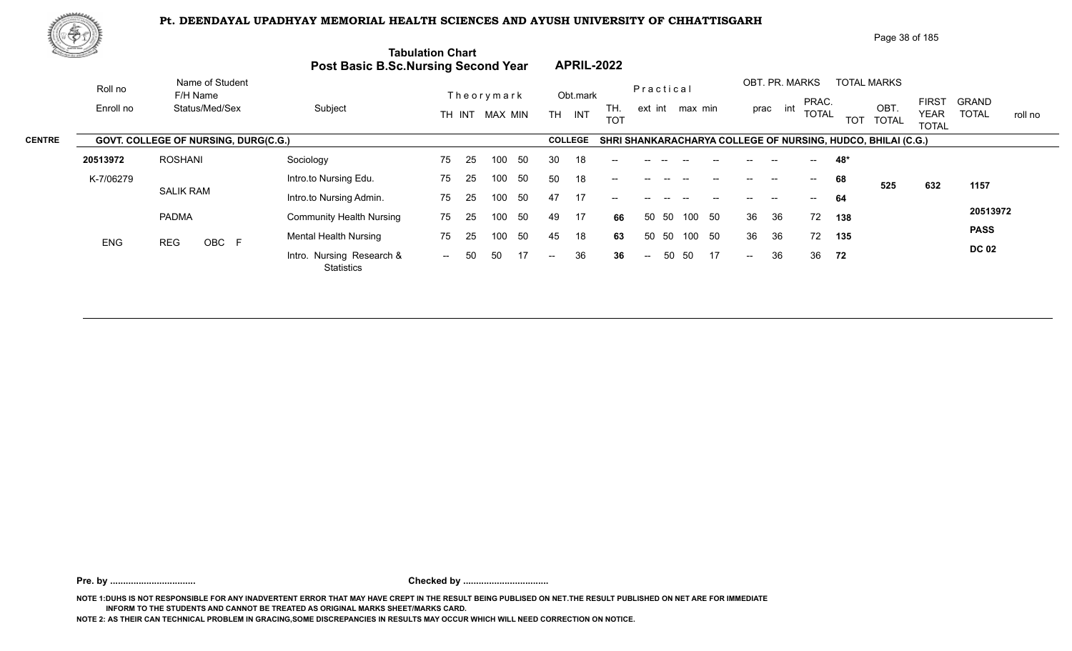# Pt. DEENDAYAL UPADHYAY MEMORIAL HEALTH SCIENCES AND AYUSH UNIVERSITY OF CHHATTISGARH

## Tabulation Chart
## Post Basic B.Sc.Nursing Second Year — APRIL-2022

**CENTRE:** GOVT. COLLEGE OF NURSING, DURG(C.G.)
**COLLEGE:** SHRI SHANKARACHARYA COLLEGE OF NURSING, HUDCO, BHILAI (C.G.)

| Roll no / Enroll no | Name of Student / F/H Name / Status/Med/Sex | Subject | Theory TH | Theory INT | Theory MAX | Theory MIN | Obt. TH | Obt. INT | TH. TOT | Prac. ext | Prac. int | Prac. max | Prac. min | Obt. prac | Obt. int | PRAC. TOTAL | TOT | OBT. TOTAL | FIRST YEAR TOTAL | GRAND TOTAL / roll no |
|---|---|---|---|---|---|---|---|---|---|---|---|---|---|---|---|---|---|---|---|---|
| 20513972 | ROSHANI | Sociology | 75 | 25 | 100 | 50 | 30 | 18 | -- | -- | -- | -- | -- | -- | -- | -- | 48* | | | |
| K-7/06279 | SALIK RAM | Intro.to Nursing Edu. | 75 | 25 | 100 | 50 | 50 | 18 | -- | -- | -- | -- | -- | -- | -- | -- | 68 | 525 | 632 | 1157 |
| | | Intro.to Nursing Admin. | 75 | 25 | 100 | 50 | 47 | 17 | -- | -- | -- | -- | -- | -- | -- | -- | 64 | | | |
| | PADMA | Community Health Nursing | 75 | 25 | 100 | 50 | 49 | 17 | 66 | 50 | 50 | 100 | 50 | 36 | 36 | 72 | 138 | | | 20513972 |
| ENG | REG OBC F | Mental Health Nursing | 75 | 25 | 100 | 50 | 45 | 18 | 63 | 50 | 50 | 100 | 50 | 36 | 36 | 72 | 135 | | | PASS |
| | | Intro. Nursing Research & Statistics | -- | 50 | 50 | 17 | -- | 36 | 36 | -- | 50 | 50 | 17 | -- | 36 | 36 | 72 | | | DC 02 |

**Pre. by ................................** **Checked by ................................**

NOTE 1:DUHS IS NOT RESPONSIBLE FOR ANY INADVERTENT ERROR THAT MAY HAVE CREPT IN THE RESULT BEING PUBLISED ON NET.THE RESULT PUBLISHED ON NET ARE FOR IMMEDIATE INFORM TO THE STUDENTS AND CANNOT BE TREATED AS ORIGINAL MARKS SHEET/MARKS CARD.

NOTE 2: AS THEIR CAN TECHNICAL PROBLEM IN GRACING,SOME DISCREPANCIES IN RESULTS MAY OCCUR WHICH WILL NEED CORRECTION ON NOTICE.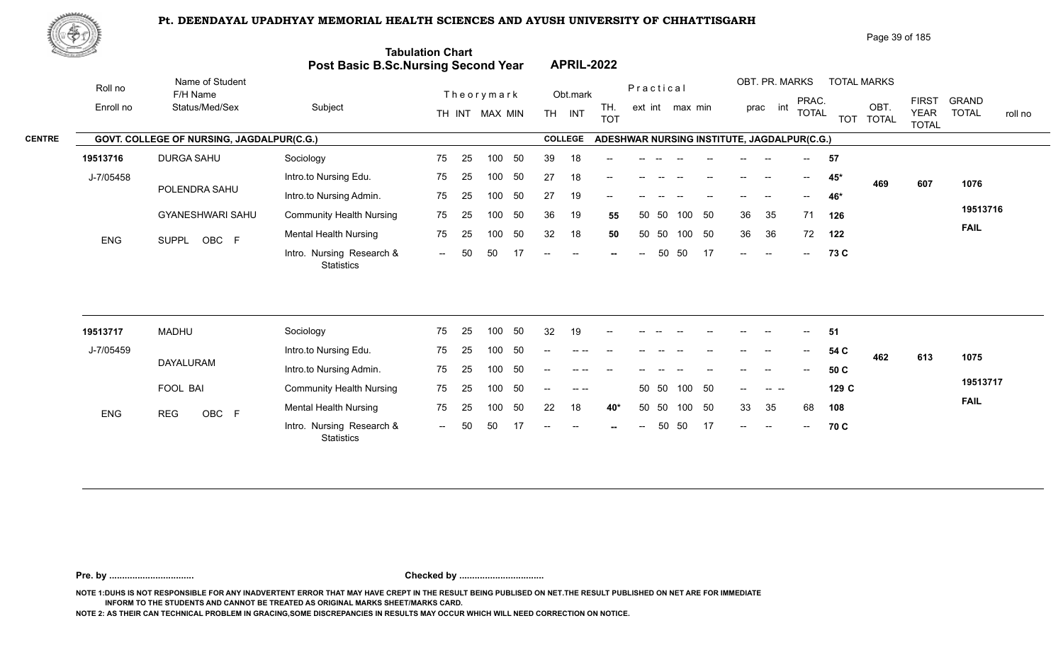# Pt. DEENDAYAL UPADHYAY MEMORIAL HEALTH SCIENCES AND AYUSH UNIVERSITY OF CHHATTISGARH

## Tabulation Chart
## Post Basic B.Sc.Nursing Second Year — APRIL-2022

**CENTRE:** GOVT. COLLEGE OF NURSING, JAGDALPUR(C.G.) — **COLLEGE:** ADESHWAR NURSING INSTITUTE, JAGDALPUR(C.G.)

| Roll no / Enroll no | Name of Student / F/H Name / Status/Med/Sex | Subject | TH | INT | MAX | MIN | Obt. TH | Obt. INT | TH. TOT | Prac ext | Prac int | Prac max | Prac min | OBT. PR. prac | OBT. PR. int | PRAC. TOTAL | TOT | OBT. TOTAL | FIRST YEAR TOTAL | GRAND TOTAL |
|---|---|---|---|---|---|---|---|---|---|---|---|---|---|---|---|---|---|---|---|---|
| 19513716 | DURGA SAHU | Sociology | 75 | 25 | 100 | 50 | 39 | 18 | -- | -- | -- | -- | -- | -- | -- | -- | 57 | | | |
| J-7/05458 | POLENDRA SAHU | Intro.to Nursing Edu. | 75 | 25 | 100 | 50 | 27 | 18 | -- | -- | -- | -- | -- | -- | -- | -- | 45* | 469 | 607 | 1076 |
| | | Intro.to Nursing Admin. | 75 | 25 | 100 | 50 | 27 | 19 | -- | -- | -- | -- | -- | -- | -- | -- | 46* | | | |
| | GYANESHWARI SAHU | Community Health Nursing | 75 | 25 | 100 | 50 | 36 | 19 | 55 | 50 | 50 | 100 | 50 | 36 | 35 | 71 | 126 | | | 19513716 |
| ENG | SUPPL OBC F | Mental Health Nursing | 75 | 25 | 100 | 50 | 32 | 18 | 50 | 50 | 50 | 100 | 50 | 36 | 36 | 72 | 122 | | | FAIL |
| | | Intro. Nursing Research & Statistics | -- | 50 | 50 | 17 | -- | -- | -- | -- | 50 | 50 | 17 | -- | -- | -- | 73 C | | | |
| 19513717 | MADHU | Sociology | 75 | 25 | 100 | 50 | 32 | 19 | -- | -- | -- | -- | -- | -- | -- | -- | 51 | | | |
| J-7/05459 | DAYALURAM | Intro.to Nursing Edu. | 75 | 25 | 100 | 50 | -- | -- -- | -- | -- | -- | -- | -- | -- | -- | -- | 54 C | 462 | 613 | 1075 |
| | | Intro.to Nursing Admin. | 75 | 25 | 100 | 50 | -- | -- -- | -- | -- | -- | -- | -- | -- | -- | -- | 50 C | | | |
| | FOOL BAI | Community Health Nursing | 75 | 25 | 100 | 50 | -- | -- -- | | 50 | 50 | 100 | 50 | -- | -- -- | | 129 C | | | 19513717 |
| ENG | REG OBC F | Mental Health Nursing | 75 | 25 | 100 | 50 | 22 | 18 | 40* | 50 | 50 | 100 | 50 | 33 | 35 | 68 | 108 | | | FAIL |
| | | Intro. Nursing Research & Statistics | -- | 50 | 50 | 17 | -- | -- | -- | -- | 50 | 50 | 17 | -- | -- | -- | 70 C | | | |

**Pre. by ................................** **Checked by ................................**

NOTE 1:DUHS IS NOT RESPONSIBLE FOR ANY INADVERTENT ERROR THAT MAY HAVE CREPT IN THE RESULT BEING PUBLISED ON NET.THE RESULT PUBLISHED ON NET ARE FOR IMMEDIATE INFORM TO THE STUDENTS AND CANNOT BE TREATED AS ORIGINAL MARKS SHEET/MARKS CARD.

NOTE 2: AS THEIR CAN TECHNICAL PROBLEM IN GRACING,SOME DISCREPANCIES IN RESULTS MAY OCCUR WHICH WILL NEED CORRECTION ON NOTICE.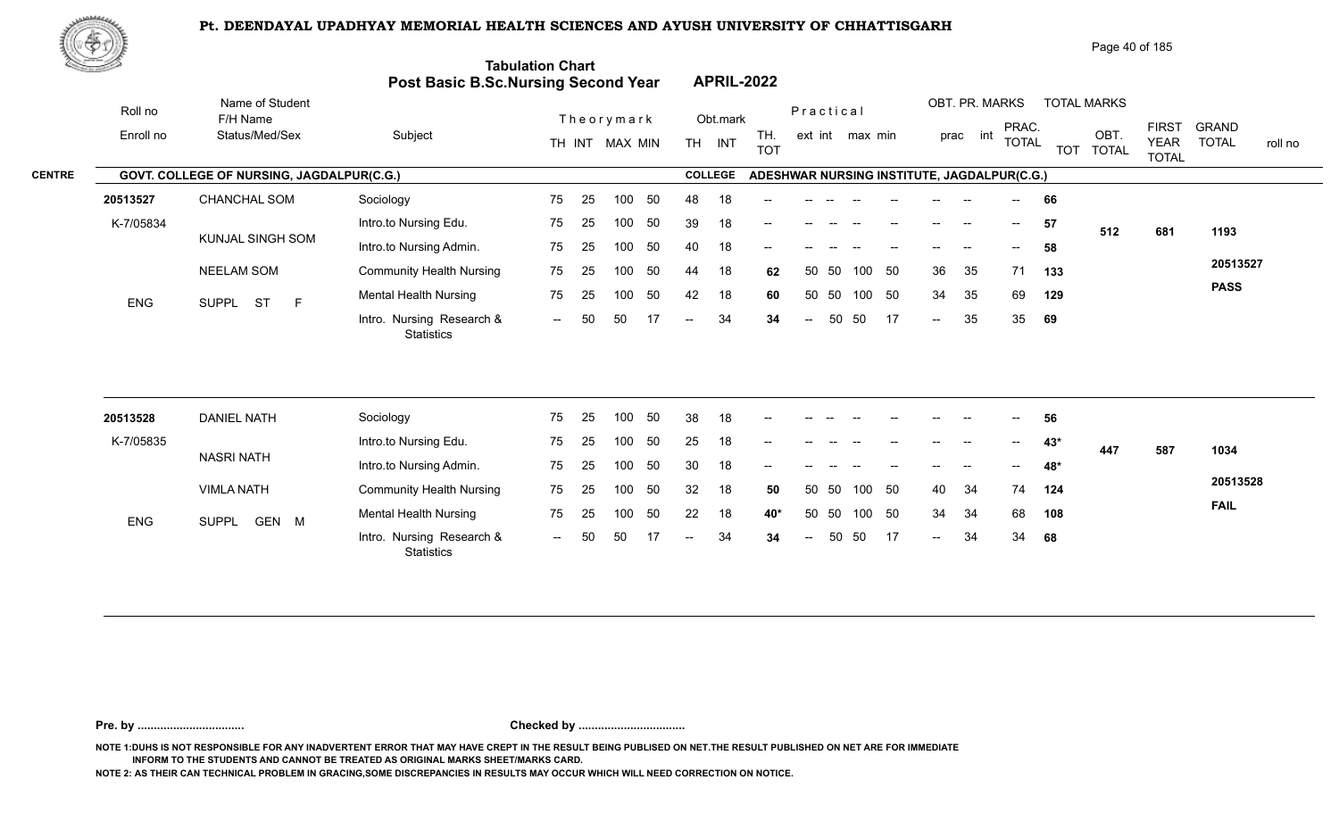# Pt. DEENDAYAL UPADHYAY MEMORIAL HEALTH SCIENCES AND AYUSH UNIVERSITY OF CHHATTISGARH

## Tabulation Chart
## Post Basic B.Sc.Nursing Second Year APRIL-2022

**CENTRE:** GOVT. COLLEGE OF NURSING, JAGDALPUR(C.G.) **COLLEGE:** ADESHWAR NURSING INSTITUTE, JAGDALPUR(C.G.)

| Roll no / Enroll no | Name of Student / F/H Name / Status/Med/Sex | Subject | Theory TH | Theory INT | MAX | MIN | Obt. TH | Obt. INT | TH. TOT | Prac ext | Prac int | max | min | OBT. PR. prac | OBT. PR. int | PRAC. TOTAL | TOT | OBT. TOTAL | FIRST YEAR TOTAL | GRAND TOTAL / roll no |
|---|---|---|---|---|---|---|---|---|---|---|---|---|---|---|---|---|---|---|---|---|
| 20513527 | CHANCHAL SOM | Sociology | 75 | 25 | 100 | 50 | 48 | 18 | -- | -- | -- | -- | -- | -- | -- | -- | 66 | 512 | 681 | 1193 |
| K-7/05834 | KUNJAL SINGH SOM | Intro.to Nursing Edu. | 75 | 25 | 100 | 50 | 39 | 18 | -- | -- | -- | -- | -- | -- | -- | -- | 57 | | | |
| | | Intro.to Nursing Admin. | 75 | 25 | 100 | 50 | 40 | 18 | -- | -- | -- | -- | -- | -- | -- | -- | 58 | | | |
| | NEELAM SOM | Community Health Nursing | 75 | 25 | 100 | 50 | 44 | 18 | 62 | 50 | 50 | 100 | 50 | 36 | 35 | 71 | 133 | | | 20513527 |
| ENG | SUPPL ST F | Mental Health Nursing | 75 | 25 | 100 | 50 | 42 | 18 | 60 | 50 | 50 | 100 | 50 | 34 | 35 | 69 | 129 | | | PASS |
| | | Intro. Nursing Research & Statistics | -- | 50 | 50 | 17 | -- | 34 | 34 | -- | 50 | 50 | 17 | -- | 35 | 35 | 69 | | | |
| 20513528 | DANIEL NATH | Sociology | 75 | 25 | 100 | 50 | 38 | 18 | -- | -- | -- | -- | -- | -- | -- | -- | 56 | 447 | 587 | 1034 |
| K-7/05835 | NASRI NATH | Intro.to Nursing Edu. | 75 | 25 | 100 | 50 | 25 | 18 | -- | -- | -- | -- | -- | -- | -- | -- | 43* | | | |
| | | Intro.to Nursing Admin. | 75 | 25 | 100 | 50 | 30 | 18 | -- | -- | -- | -- | -- | -- | -- | -- | 48* | | | |
| | VIMLA NATH | Community Health Nursing | 75 | 25 | 100 | 50 | 32 | 18 | 50 | 50 | 50 | 100 | 50 | 40 | 34 | 74 | 124 | | | 20513528 |
| ENG | SUPPL GEN M | Mental Health Nursing | 75 | 25 | 100 | 50 | 22 | 18 | 40* | 50 | 50 | 100 | 50 | 34 | 34 | 68 | 108 | | | FAIL |
| | | Intro. Nursing Research & Statistics | -- | 50 | 50 | 17 | -- | 34 | 34 | -- | 50 | 50 | 17 | -- | 34 | 34 | 68 | | | |

**Pre. by ................................** **Checked by ................................**

NOTE 1:DUHS IS NOT RESPONSIBLE FOR ANY INADVERTENT ERROR THAT MAY HAVE CREPT IN THE RESULT BEING PUBLISED ON NET.THE RESULT PUBLISHED ON NET ARE FOR IMMEDIATE INFORM TO THE STUDENTS AND CANNOT BE TREATED AS ORIGINAL MARKS SHEET/MARKS CARD.

NOTE 2: AS THEIR CAN TECHNICAL PROBLEM IN GRACING,SOME DISCREPANCIES IN RESULTS MAY OCCUR WHICH WILL NEED CORRECTION ON NOTICE.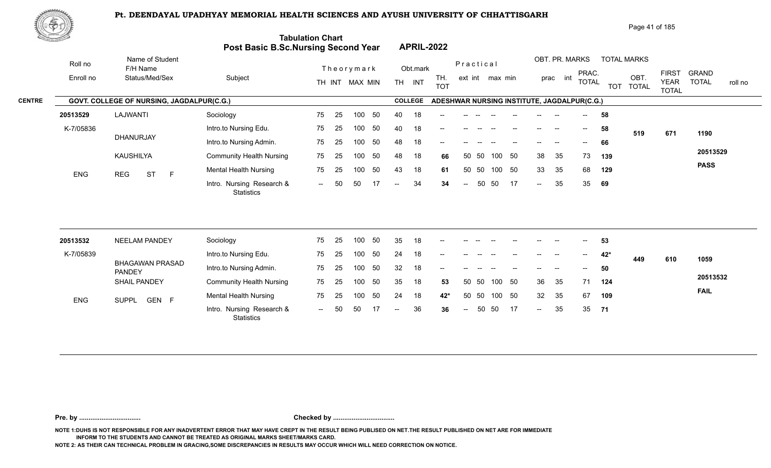# Pt. DEENDAYAL UPADHYAY MEMORIAL HEALTH SCIENCES AND AYUSH UNIVERSITY OF CHHATTISGARH

## Tabulation Chart
## Post Basic B.Sc.Nursing Second Year APRIL-2022

**CENTRE:** GOVT. COLLEGE OF NURSING, JAGDALPUR(C.G.)
**COLLEGE:** ADESHWAR NURSING INSTITUTE, JAGDALPUR(C.G.)

| Roll no / Enroll no | Name of Student / F/H Name / Status/Med/Sex | Subject | Theory TH | Theory INT | MAX | MIN | Obt. TH | Obt. INT | TH. TOT | Prac ext | Prac int | max | min | OBT. PR. prac | OBT. PR. int | PRAC. TOTAL | TOT | OBT. TOTAL | FIRST YEAR TOTAL | GRAND TOTAL / roll no |
|---|---|---|---|---|---|---|---|---|---|---|---|---|---|---|---|---|---|---|---|---|
| 20513529 | LAJWANTI | Sociology | 75 | 25 | 100 | 50 | 40 | 18 | -- | -- | -- | -- | -- | -- | -- | -- | 58 | 519 | 671 | 1190 |
| K-7/05836 | DHANURJAY | Intro.to Nursing Edu. | 75 | 25 | 100 | 50 | 40 | 18 | -- | -- | -- | -- | -- | -- | -- | -- | 58 | | | 20513529 |
| | KAUSHILYA | Intro.to Nursing Admin. | 75 | 25 | 100 | 50 | 48 | 18 | -- | -- | -- | -- | -- | -- | -- | -- | 66 | | | PASS |
| ENG | REG ST F | Community Health Nursing | 75 | 25 | 100 | 50 | 48 | 18 | 66 | 50 | 50 | 100 | 50 | 38 | 35 | 73 | 139 | | | |
| | | Mental Health Nursing | 75 | 25 | 100 | 50 | 43 | 18 | 61 | 50 | 50 | 100 | 50 | 33 | 35 | 68 | 129 | | | |
| | | Intro. Nursing Research & Statistics | -- | 50 | 50 | 17 | -- | 34 | 34 | -- | 50 | 50 | 17 | -- | 35 | 35 | 69 | | | |
| 20513532 | NEELAM PANDEY | Sociology | 75 | 25 | 100 | 50 | 35 | 18 | -- | -- | -- | -- | -- | -- | -- | -- | 53 | 449 | 610 | 1059 |
| K-7/05839 | BHAGAWAN PRASAD PANDEY | Intro.to Nursing Edu. | 75 | 25 | 100 | 50 | 24 | 18 | -- | -- | -- | -- | -- | -- | -- | -- | 42* | | | 20513532 |
| | SHAIL PANDEY | Intro.to Nursing Admin. | 75 | 25 | 100 | 50 | 32 | 18 | -- | -- | -- | -- | -- | -- | -- | -- | 50 | | | FAIL |
| ENG | SUPPL GEN F | Community Health Nursing | 75 | 25 | 100 | 50 | 35 | 18 | 53 | 50 | 50 | 100 | 50 | 36 | 35 | 71 | 124 | | | |
| | | Mental Health Nursing | 75 | 25 | 100 | 50 | 24 | 18 | 42* | 50 | 50 | 100 | 50 | 32 | 35 | 67 | 109 | | | |
| | | Intro. Nursing Research & Statistics | -- | 50 | 50 | 17 | -- | 36 | 36 | -- | 50 | 50 | 17 | -- | 35 | 35 | 71 | | | |

**Pre. by ................................** **Checked by ................................**

NOTE 1:DUHS IS NOT RESPONSIBLE FOR ANY INADVERTENT ERROR THAT MAY HAVE CREPT IN THE RESULT BEING PUBLISED ON NET.THE RESULT PUBLISHED ON NET ARE FOR IMMEDIATE INFORM TO THE STUDENTS AND CANNOT BE TREATED AS ORIGINAL MARKS SHEET/MARKS CARD.

NOTE 2: AS THEIR CAN TECHNICAL PROBLEM IN GRACING,SOME DISCREPANCIES IN RESULTS MAY OCCUR WHICH WILL NEED CORRECTION ON NOTICE.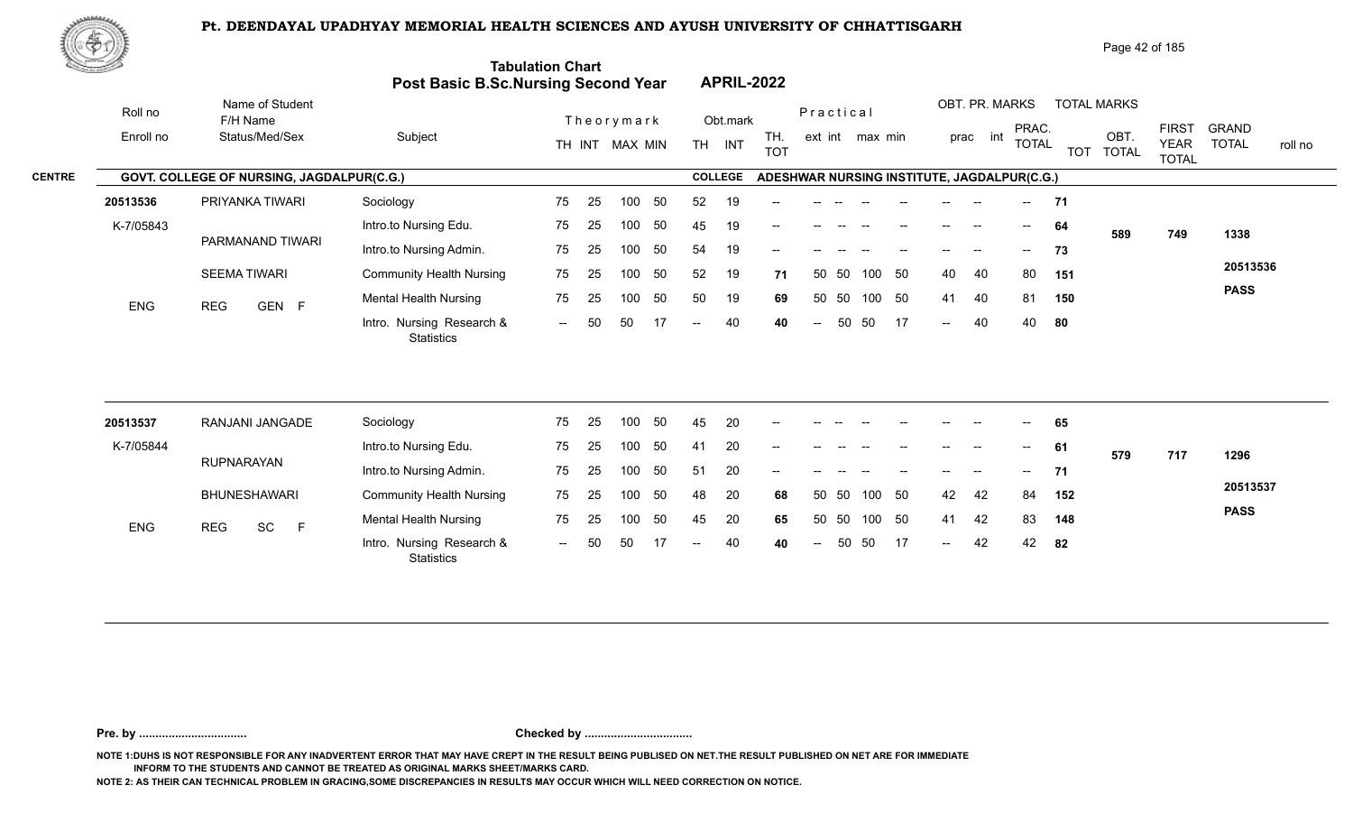# Pt. DEENDAYAL UPADHYAY MEMORIAL HEALTH SCIENCES AND AYUSH UNIVERSITY OF CHHATTISGARH

## Tabulation Chart
## Post Basic B.Sc.Nursing Second Year — APRIL-2022

**CENTRE:** GOVT. COLLEGE OF NURSING, JAGDALPUR(C.G.) — **COLLEGE:** ADESHWAR NURSING INSTITUTE, JAGDALPUR(C.G.)

| Roll no / Enroll no | Name of Student / F/H Name / Status/Med/Sex | Subject | Theory TH | Theory INT | Theory MAX | Theory MIN | Obt. TH | Obt. INT | TH. TOT | Prac ext | Prac int | Prac max | Prac min | OBT. PR. prac | OBT. PR. int | PRAC. TOTAL | TOT | OBT. TOTAL | FIRST YEAR TOTAL | GRAND TOTAL / roll no |
|---|---|---|---|---|---|---|---|---|---|---|---|---|---|---|---|---|---|---|---|---|
| 20513536 | PRIYANKA TIWARI | Sociology | 75 | 25 | 100 | 50 | 52 | 19 | -- | -- | -- | -- | -- | -- | -- | -- | 71 | | | |
| K-7/05843 | PARMANAND TIWARI | Intro.to Nursing Edu. | 75 | 25 | 100 | 50 | 45 | 19 | -- | -- | -- | -- | -- | -- | -- | -- | 64 | 589 | 749 | 1338 |
| | | Intro.to Nursing Admin. | 75 | 25 | 100 | 50 | 54 | 19 | -- | -- | -- | -- | -- | -- | -- | -- | 73 | | | |
| | SEEMA TIWARI | Community Health Nursing | 75 | 25 | 100 | 50 | 52 | 19 | 71 | 50 | 50 | 100 | 50 | 40 | 40 | 80 | 151 | | | 20513536 |
| ENG | REG GEN F | Mental Health Nursing | 75 | 25 | 100 | 50 | 50 | 19 | 69 | 50 | 50 | 100 | 50 | 41 | 40 | 81 | 150 | | | PASS |
| | | Intro. Nursing Research & Statistics | -- | 50 | 50 | 17 | -- | 40 | 40 | -- | 50 | 50 | 17 | -- | 40 | 40 | 80 | | | |
| 20513537 | RANJANI JANGADE | Sociology | 75 | 25 | 100 | 50 | 45 | 20 | -- | -- | -- | -- | -- | -- | -- | -- | 65 | | | |
| K-7/05844 | RUPNARAYAN | Intro.to Nursing Edu. | 75 | 25 | 100 | 50 | 41 | 20 | -- | -- | -- | -- | -- | -- | -- | -- | 61 | 579 | 717 | 1296 |
| | | Intro.to Nursing Admin. | 75 | 25 | 100 | 50 | 51 | 20 | -- | -- | -- | -- | -- | -- | -- | -- | 71 | | | |
| | BHUNESHAWARI | Community Health Nursing | 75 | 25 | 100 | 50 | 48 | 20 | 68 | 50 | 50 | 100 | 50 | 42 | 42 | 84 | 152 | | | 20513537 |
| ENG | REG SC F | Mental Health Nursing | 75 | 25 | 100 | 50 | 45 | 20 | 65 | 50 | 50 | 100 | 50 | 41 | 42 | 83 | 148 | | | PASS |
| | | Intro. Nursing Research & Statistics | -- | 50 | 50 | 17 | -- | 40 | 40 | -- | 50 | 50 | 17 | -- | 42 | 42 | 82 | | | |

**Pre. by ................................** **Checked by ................................**

NOTE 1:DUHS IS NOT RESPONSIBLE FOR ANY INADVERTENT ERROR THAT MAY HAVE CREPT IN THE RESULT BEING PUBLISED ON NET.THE RESULT PUBLISHED ON NET ARE FOR IMMEDIATE INFORM TO THE STUDENTS AND CANNOT BE TREATED AS ORIGINAL MARKS SHEET/MARKS CARD.

NOTE 2: AS THEIR CAN TECHNICAL PROBLEM IN GRACING,SOME DISCREPANCIES IN RESULTS MAY OCCUR WHICH WILL NEED CORRECTION ON NOTICE.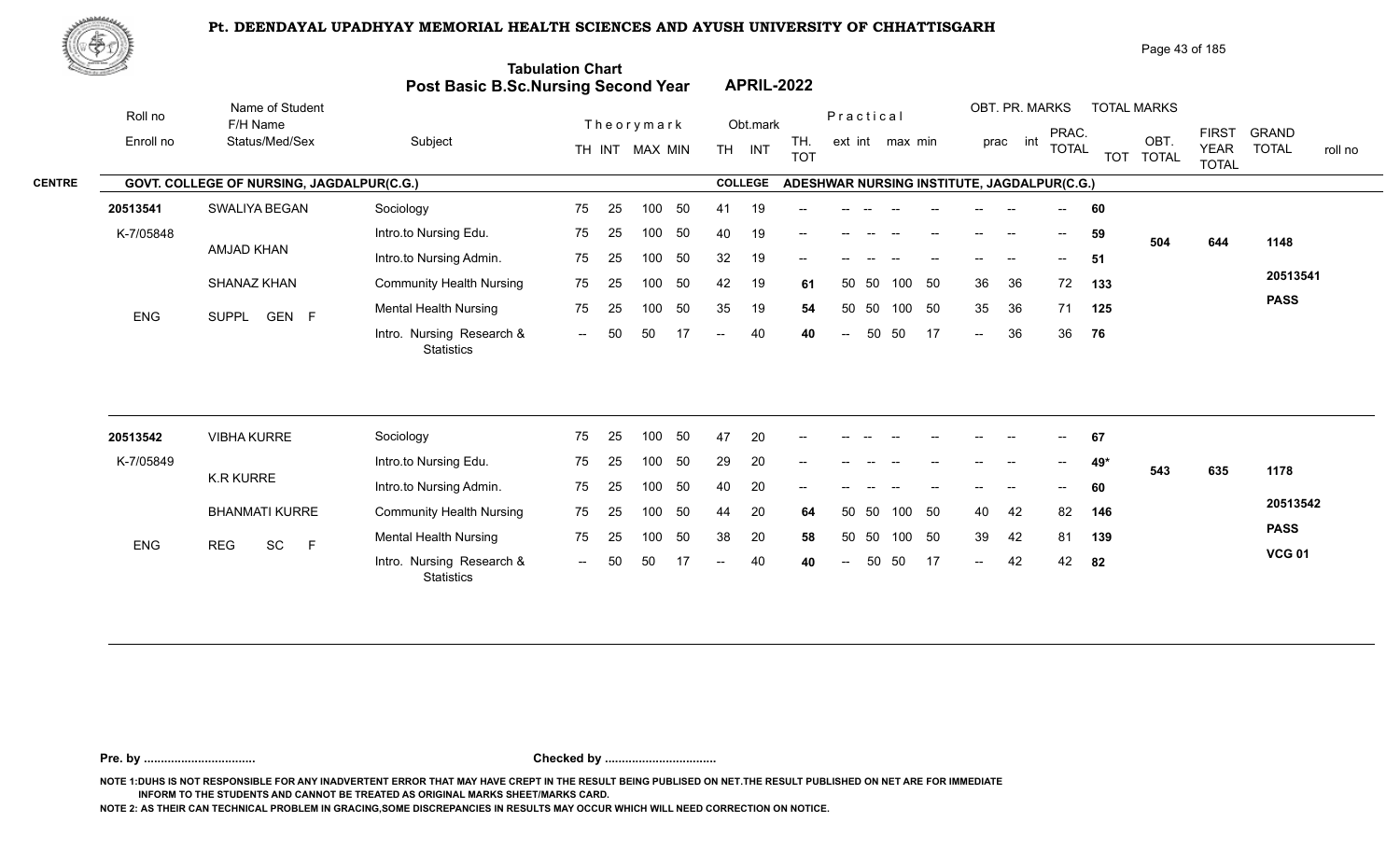# Pt. DEENDAYAL UPADHYAY MEMORIAL HEALTH SCIENCES AND AYUSH UNIVERSITY OF CHHATTISGARH

## Tabulation Chart
## Post Basic B.Sc.Nursing Second Year — APRIL-2022

**CENTRE:** GOVT. COLLEGE OF NURSING, JAGDALPUR(C.G.) — **COLLEGE:** ADESHWAR NURSING INSTITUTE, JAGDALPUR(C.G.)

| Roll no / Enroll no | Name of Student / F/H Name / Status/Med/Sex | Subject | Theory TH | Theory INT | Theory MAX | Theory MIN | Obt. TH | Obt. INT | TH. TOT | Prac. ext | Prac. int | Prac. max | Prac. min | OBT. PR. prac | OBT. PR. int | PRAC. TOTAL | TOT | OBT. TOTAL | FIRST YEAR TOTAL | GRAND TOTAL / roll no |
|---|---|---|---|---|---|---|---|---|---|---|---|---|---|---|---|---|---|---|---|---|
| 20513541 | SWALIYA BEGAN | Sociology | 75 | 25 | 100 | 50 | 41 | 19 | -- | -- | -- | -- | -- | -- | -- | -- | 60 | | | |
| K-7/05848 | AMJAD KHAN | Intro.to Nursing Edu. | 75 | 25 | 100 | 50 | 40 | 19 | -- | -- | -- | -- | -- | -- | -- | -- | 59 | 504 | 644 | 1148 |
| | | Intro.to Nursing Admin. | 75 | 25 | 100 | 50 | 32 | 19 | -- | -- | -- | -- | -- | -- | -- | -- | 51 | | | |
| | SHANAZ KHAN | Community Health Nursing | 75 | 25 | 100 | 50 | 42 | 19 | 61 | 50 | 50 | 100 | 50 | 36 | 36 | 72 | 133 | | | 20513541 |
| ENG | SUPPL GEN F | Mental Health Nursing | 75 | 25 | 100 | 50 | 35 | 19 | 54 | 50 | 50 | 100 | 50 | 35 | 36 | 71 | 125 | | | PASS |
| | | Intro. Nursing Research & Statistics | -- | 50 | 50 | 17 | -- | 40 | 40 | -- | 50 | 50 | 17 | -- | 36 | 36 | 76 | | | |
| 20513542 | VIBHA KURRE | Sociology | 75 | 25 | 100 | 50 | 47 | 20 | -- | -- | -- | -- | -- | -- | -- | -- | 67 | | | |
| K-7/05849 | K.R KURRE | Intro.to Nursing Edu. | 75 | 25 | 100 | 50 | 29 | 20 | -- | -- | -- | -- | -- | -- | -- | -- | 49* | 543 | 635 | 1178 |
| | | Intro.to Nursing Admin. | 75 | 25 | 100 | 50 | 40 | 20 | -- | -- | -- | -- | -- | -- | -- | -- | 60 | | | |
| | BHANMATI KURRE | Community Health Nursing | 75 | 25 | 100 | 50 | 44 | 20 | 64 | 50 | 50 | 100 | 50 | 40 | 42 | 82 | 146 | | | 20513542 |
| ENG | REG SC F | Mental Health Nursing | 75 | 25 | 100 | 50 | 38 | 20 | 58 | 50 | 50 | 100 | 50 | 39 | 42 | 81 | 139 | | | PASS |
| | | Intro. Nursing Research & Statistics | -- | 50 | 50 | 17 | -- | 40 | 40 | -- | 50 | 50 | 17 | -- | 42 | 42 | 82 | | | VCG 01 |

Pre. by ................................ Checked by ................................

NOTE 1:DUHS IS NOT RESPONSIBLE FOR ANY INADVERTENT ERROR THAT MAY HAVE CREPT IN THE RESULT BEING PUBLISED ON NET.THE RESULT PUBLISHED ON NET ARE FOR IMMEDIATE INFORM TO THE STUDENTS AND CANNOT BE TREATED AS ORIGINAL MARKS SHEET/MARKS CARD.

NOTE 2: AS THEIR CAN TECHNICAL PROBLEM IN GRACING,SOME DISCREPANCIES IN RESULTS MAY OCCUR WHICH WILL NEED CORRECTION ON NOTICE.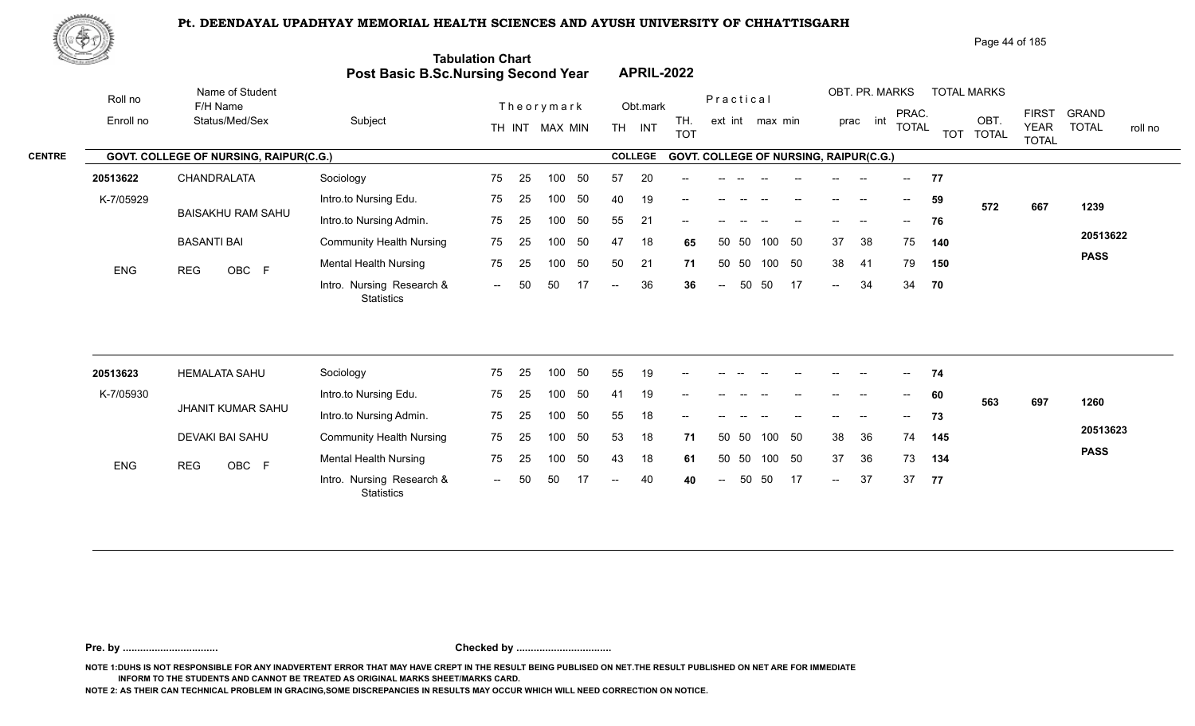# Pt. DEENDAYAL UPADHYAY MEMORIAL HEALTH SCIENCES AND AYUSH UNIVERSITY OF CHHATTISGARH

## Tabulation Chart
## Post Basic B.Sc.Nursing Second Year — APRIL-2022

**CENTRE: GOVT. COLLEGE OF NURSING, RAIPUR(C.G.)** — **COLLEGE: GOVT. COLLEGE OF NURSING, RAIPUR(C.G.)**

| Roll no / Enroll no | Name of Student / F/H Name / Status/Med/Sex | Subject | Theory TH | Theory INT | MAX | MIN | Obt. TH | Obt. INT | TH. TOT | Prac ext | Prac int | max | min | OBT. PR. prac | OBT. PR. int | PRAC. TOTAL | TOT | OBT. TOTAL | FIRST YEAR TOTAL | GRAND TOTAL | roll no |
|---|---|---|---|---|---|---|---|---|---|---|---|---|---|---|---|---|---|---|---|---|---|
| 20513622 | CHANDRALATA | Sociology | 75 | 25 | 100 | 50 | 57 | 20 | -- | -- | -- | -- | -- | -- | -- | -- | 77 | 572 | 667 | 1239 | 20513622 |
| K-7/05929 | BAISAKHU RAM SAHU | Intro.to Nursing Edu. | 75 | 25 | 100 | 50 | 40 | 19 | -- | -- | -- | -- | -- | -- | -- | -- | 59 | | | | PASS |
| | BASANTI BAI | Intro.to Nursing Admin. | 75 | 25 | 100 | 50 | 55 | 21 | -- | -- | -- | -- | -- | -- | -- | -- | 76 | | | | |
| ENG | REG OBC F | Community Health Nursing | 75 | 25 | 100 | 50 | 47 | 18 | 65 | 50 | 50 | 100 | 50 | 37 | 38 | 75 | 140 | | | | |
| | | Mental Health Nursing | 75 | 25 | 100 | 50 | 50 | 21 | 71 | 50 | 50 | 100 | 50 | 38 | 41 | 79 | 150 | | | | |
| | | Intro. Nursing Research & Statistics | -- | 50 | 50 | 17 | -- | 36 | 36 | -- | 50 | 50 | 17 | -- | 34 | 34 | 70 | | | | |
| 20513623 | HEMALATA SAHU | Sociology | 75 | 25 | 100 | 50 | 55 | 19 | -- | -- | -- | -- | -- | -- | -- | -- | 74 | 563 | 697 | 1260 | 20513623 |
| K-7/05930 | JHANIT KUMAR SAHU | Intro.to Nursing Edu. | 75 | 25 | 100 | 50 | 41 | 19 | -- | -- | -- | -- | -- | -- | -- | -- | 60 | | | | PASS |
| | DEVAKI BAI SAHU | Intro.to Nursing Admin. | 75 | 25 | 100 | 50 | 55 | 18 | -- | -- | -- | -- | -- | -- | -- | -- | 73 | | | | |
| ENG | REG OBC F | Community Health Nursing | 75 | 25 | 100 | 50 | 53 | 18 | 71 | 50 | 50 | 100 | 50 | 38 | 36 | 74 | 145 | | | | |
| | | Mental Health Nursing | 75 | 25 | 100 | 50 | 43 | 18 | 61 | 50 | 50 | 100 | 50 | 37 | 36 | 73 | 134 | | | | |
| | | Intro. Nursing Research & Statistics | -- | 50 | 50 | 17 | -- | 40 | 40 | -- | 50 | 50 | 17 | -- | 37 | 37 | 77 | | | | |

**Pre. by ................................. Checked by .................................**

NOTE 1:DUHS IS NOT RESPONSIBLE FOR ANY INADVERTENT ERROR THAT MAY HAVE CREPT IN THE RESULT BEING PUBLISED ON NET.THE RESULT PUBLISHED ON NET ARE FOR IMMEDIATE INFORM TO THE STUDENTS AND CANNOT BE TREATED AS ORIGINAL MARKS SHEET/MARKS CARD.

NOTE 2: AS THEIR CAN TECHNICAL PROBLEM IN GRACING,SOME DISCREPANCIES IN RESULTS MAY OCCUR WHICH WILL NEED CORRECTION ON NOTICE.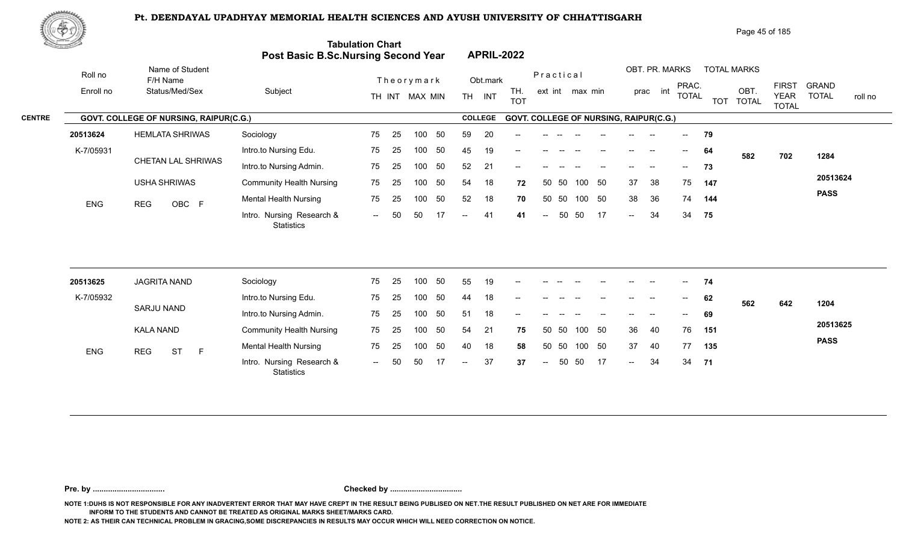# Pt. DEENDAYAL UPADHYAY MEMORIAL HEALTH SCIENCES AND AYUSH UNIVERSITY OF CHHATTISGARH

## Tabulation Chart
## Post Basic B.Sc.Nursing Second Year APRIL-2022

| Roll no / Enroll no | Name of Student / F/H Name / Status/Med/Sex | Subject | Theory TH | Theory INT | MAX | MIN | Obt. TH | Obt. INT | TH. TOT | Practical ext | Practical int | max | min | prac | int | PRAC. TOTAL | TOT | OBT. TOTAL | FIRST YEAR TOTAL | GRAND TOTAL / roll no |
|---|---|---|---|---|---|---|---|---|---|---|---|---|---|---|---|---|---|---|---|---|
| **CENTRE** | **GOVT. COLLEGE OF NURSING, RAIPUR(C.G.)** | | | | | | **COLLEGE** | | **GOVT. COLLEGE OF NURSING, RAIPUR(C.G.)** | | | | | | | | | | | |
| 20513624 | HEMLATA SHRIWAS | Sociology | 75 | 25 | 100 | 50 | 59 | 20 | -- | -- | -- | -- | -- | -- | -- | -- | 79 | 582 | 702 | 1284 |
| K-7/05931 | CHETAN LAL SHRIWAS | Intro.to Nursing Edu. | 75 | 25 | 100 | 50 | 45 | 19 | -- | -- | -- | -- | -- | -- | -- | -- | 64 | | | 20513624 |
| | USHA SHRIWAS | Intro.to Nursing Admin. | 75 | 25 | 100 | 50 | 52 | 21 | -- | -- | -- | -- | -- | -- | -- | -- | 73 | | | PASS |
| ENG | REG OBC F | Community Health Nursing | 75 | 25 | 100 | 50 | 54 | 18 | 72 | 50 | 50 | 100 | 50 | 37 | 38 | 75 | 147 | | | |
| | | Mental Health Nursing | 75 | 25 | 100 | 50 | 52 | 18 | 70 | 50 | 50 | 100 | 50 | 38 | 36 | 74 | 144 | | | |
| | | Intro. Nursing Research & Statistics | -- | 50 | 50 | 17 | -- | 41 | 41 | -- | 50 | 50 | 17 | -- | 34 | 34 | 75 | | | |
| 20513625 | JAGRITA NAND | Sociology | 75 | 25 | 100 | 50 | 55 | 19 | -- | -- | -- | -- | -- | -- | -- | -- | 74 | 562 | 642 | 1204 |
| K-7/05932 | SARJU NAND | Intro.to Nursing Edu. | 75 | 25 | 100 | 50 | 44 | 18 | -- | -- | -- | -- | -- | -- | -- | -- | 62 | | | 20513625 |
| | KALA NAND | Intro.to Nursing Admin. | 75 | 25 | 100 | 50 | 51 | 18 | -- | -- | -- | -- | -- | -- | -- | -- | 69 | | | PASS |
| ENG | REG ST F | Community Health Nursing | 75 | 25 | 100 | 50 | 54 | 21 | 75 | 50 | 50 | 100 | 50 | 36 | 40 | 76 | 151 | | | |
| | | Mental Health Nursing | 75 | 25 | 100 | 50 | 40 | 18 | 58 | 50 | 50 | 100 | 50 | 37 | 40 | 77 | 135 | | | |
| | | Intro. Nursing Research & Statistics | -- | 50 | 50 | 17 | -- | 37 | 37 | -- | 50 | 50 | 17 | -- | 34 | 34 | 71 | | | |

**Pre. by ................................** **Checked by ................................**

NOTE 1:DUHS IS NOT RESPONSIBLE FOR ANY INADVERTENT ERROR THAT MAY HAVE CREPT IN THE RESULT BEING PUBLISED ON NET.THE RESULT PUBLISHED ON NET ARE FOR IMMEDIATE INFORM TO THE STUDENTS AND CANNOT BE TREATED AS ORIGINAL MARKS SHEET/MARKS CARD.

NOTE 2: AS THEIR CAN TECHNICAL PROBLEM IN GRACING,SOME DISCREPANCIES IN RESULTS MAY OCCUR WHICH WILL NEED CORRECTION ON NOTICE.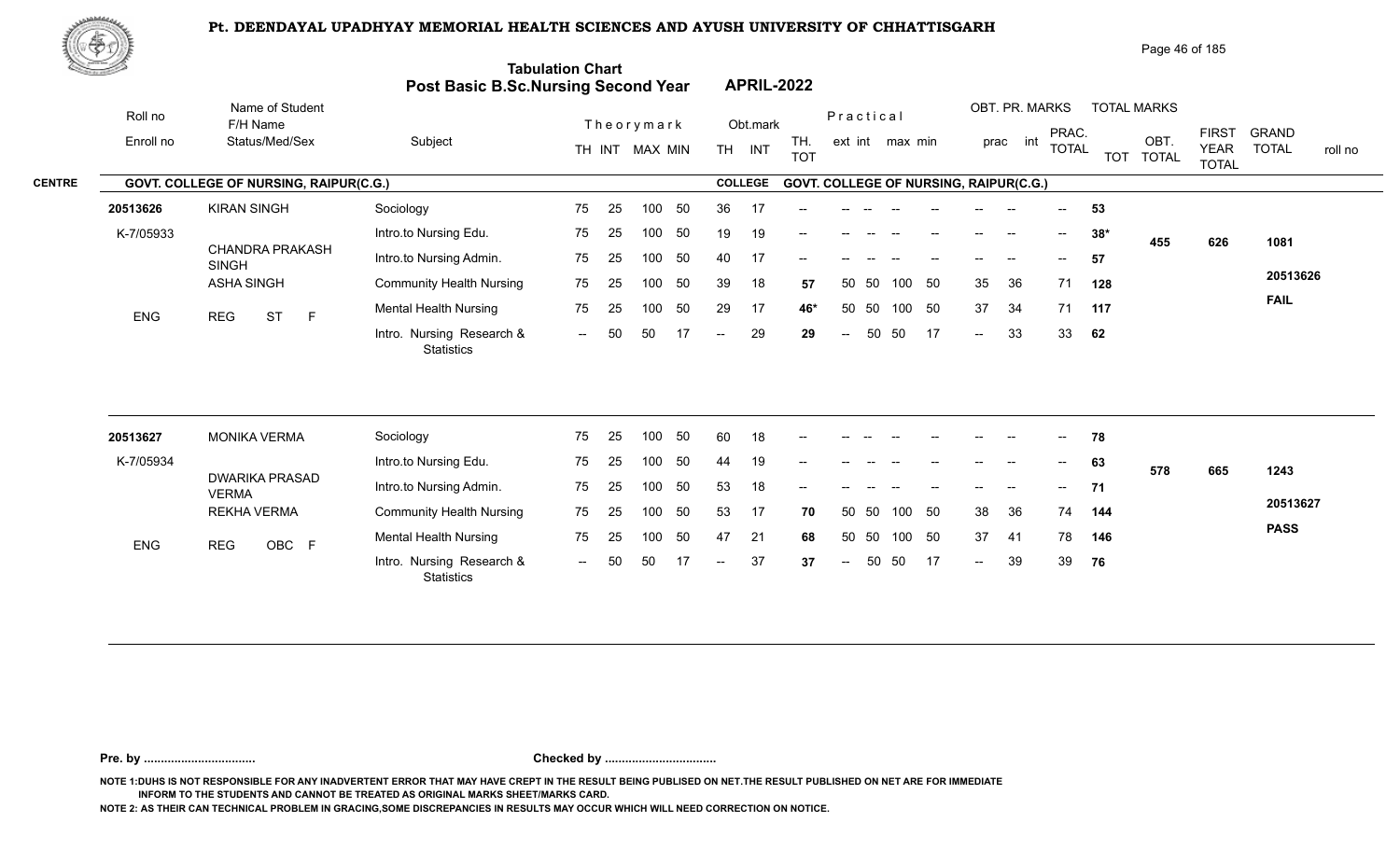# Pt. DEENDAYAL UPADHYAY MEMORIAL HEALTH SCIENCES AND AYUSH UNIVERSITY OF CHHATTISGARH

## Tabulation Chart
## Post Basic B.Sc.Nursing Second Year — APRIL-2022

**CENTRE: GOVT. COLLEGE OF NURSING, RAIPUR(C.G.)** — **COLLEGE: GOVT. COLLEGE OF NURSING, RAIPUR(C.G.)**

| Roll no / Enroll no | Name of Student / F/H Name / Status/Med/Sex | Subject | Theory TH | Theory INT | MAX | MIN | Obt. TH | Obt. INT | TH. TOT | Practical ext | Practical int | max | min | OBT. PR. prac | OBT. PR. int | PRAC. TOTAL | TOT | OBT. TOTAL | FIRST YEAR TOTAL | GRAND TOTAL / roll no |
|---|---|---|---|---|---|---|---|---|---|---|---|---|---|---|---|---|---|---|---|---|
| 20513626 | KIRAN SINGH | Sociology | 75 | 25 | 100 | 50 | 36 | 17 | -- | -- | -- | -- | -- | -- | -- | -- | 53 | 455 | 626 | 1081 |
| K-7/05933 | CHANDRA PRAKASH SINGH | Intro.to Nursing Edu. | 75 | 25 | 100 | 50 | 19 | 19 | -- | -- | -- | -- | -- | -- | -- | -- | 38* | | | 20513626 |
| | ASHA SINGH | Intro.to Nursing Admin. | 75 | 25 | 100 | 50 | 40 | 17 | -- | -- | -- | -- | -- | -- | -- | -- | 57 | | | FAIL |
| ENG | REG ST F | Community Health Nursing | 75 | 25 | 100 | 50 | 39 | 18 | 57 | 50 | 50 | 100 | 50 | 35 | 36 | 71 | 128 | | | |
| | | Mental Health Nursing | 75 | 25 | 100 | 50 | 29 | 17 | 46* | 50 | 50 | 100 | 50 | 37 | 34 | 71 | 117 | | | |
| | | Intro. Nursing Research & Statistics | -- | 50 | 50 | 17 | -- | 29 | 29 | -- | 50 | 50 | 17 | -- | 33 | 33 | 62 | | | |
| 20513627 | MONIKA VERMA | Sociology | 75 | 25 | 100 | 50 | 60 | 18 | -- | -- | -- | -- | -- | -- | -- | -- | 78 | 578 | 665 | 1243 |
| K-7/05934 | DWARIKA PRASAD VERMA | Intro.to Nursing Edu. | 75 | 25 | 100 | 50 | 44 | 19 | -- | -- | -- | -- | -- | -- | -- | -- | 63 | | | 20513627 |
| | REKHA VERMA | Intro.to Nursing Admin. | 75 | 25 | 100 | 50 | 53 | 18 | -- | -- | -- | -- | -- | -- | -- | -- | 71 | | | PASS |
| ENG | REG OBC F | Community Health Nursing | 75 | 25 | 100 | 50 | 53 | 17 | 70 | 50 | 50 | 100 | 50 | 38 | 36 | 74 | 144 | | | |
| | | Mental Health Nursing | 75 | 25 | 100 | 50 | 47 | 21 | 68 | 50 | 50 | 100 | 50 | 37 | 41 | 78 | 146 | | | |
| | | Intro. Nursing Research & Statistics | -- | 50 | 50 | 17 | -- | 37 | 37 | -- | 50 | 50 | 17 | -- | 39 | 39 | 76 | | | |

Pre. by ................................ Checked by ................................

NOTE 1:DUHS IS NOT RESPONSIBLE FOR ANY INADVERTENT ERROR THAT MAY HAVE CREPT IN THE RESULT BEING PUBLISED ON NET.THE RESULT PUBLISHED ON NET ARE FOR IMMEDIATE INFORM TO THE STUDENTS AND CANNOT BE TREATED AS ORIGINAL MARKS SHEET/MARKS CARD.

NOTE 2: AS THEIR CAN TECHNICAL PROBLEM IN GRACING,SOME DISCREPANCIES IN RESULTS MAY OCCUR WHICH WILL NEED CORRECTION ON NOTICE.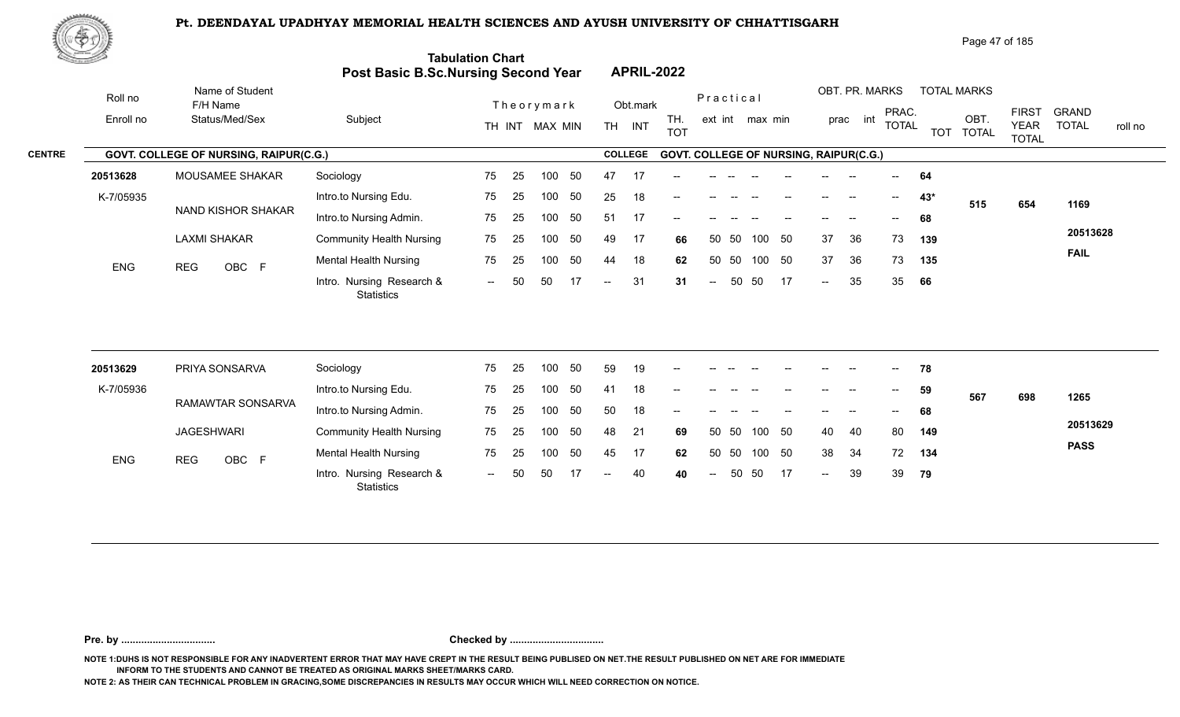# Pt. DEENDAYAL UPADHYAY MEMORIAL HEALTH SCIENCES AND AYUSH UNIVERSITY OF CHHATTISGARH

## Tabulation Chart
## Post Basic B.Sc.Nursing Second Year — APRIL-2022

**CENTRE:** GOVT. COLLEGE OF NURSING, RAIPUR(C.G.) — **COLLEGE:** GOVT. COLLEGE OF NURSING, RAIPUR(C.G.)

| Roll no / Enroll no | Name of Student / F/H Name / Status/Med/Sex | Subject | Theory TH | Theory INT | MAX | MIN | Obt. TH | Obt. INT | TH. TOT | Prac. ext | Prac. int | max | min | OBT. PR. prac | OBT. PR. int | PRAC. TOTAL | TOT | OBT. TOTAL | FIRST YEAR TOTAL | GRAND TOTAL / roll no |
|---|---|---|---|---|---|---|---|---|---|---|---|---|---|---|---|---|---|---|---|---|
| 20513628 | MOUSAMEE SHAKAR | Sociology | 75 | 25 | 100 | 50 | 47 | 17 | -- | -- | -- | -- | -- | -- | -- | -- | 64 | | | |
| K-7/05935 | NAND KISHOR SHAKAR | Intro.to Nursing Edu. | 75 | 25 | 100 | 50 | 25 | 18 | -- | -- | -- | -- | -- | -- | -- | -- | 43* | 515 | 654 | 1169 |
| | | Intro.to Nursing Admin. | 75 | 25 | 100 | 50 | 51 | 17 | -- | -- | -- | -- | -- | -- | -- | -- | 68 | | | |
| | LAXMI SHAKAR | Community Health Nursing | 75 | 25 | 100 | 50 | 49 | 17 | 66 | 50 | 50 | 100 | 50 | 37 | 36 | 73 | 139 | | | 20513628 |
| ENG | REG OBC F | Mental Health Nursing | 75 | 25 | 100 | 50 | 44 | 18 | 62 | 50 | 50 | 100 | 50 | 37 | 36 | 73 | 135 | | | FAIL |
| | | Intro. Nursing Research & Statistics | -- | 50 | 50 | 17 | -- | 31 | 31 | -- | 50 | 50 | 17 | -- | 35 | 35 | 66 | | | |
| 20513629 | PRIYA SONSARVA | Sociology | 75 | 25 | 100 | 50 | 59 | 19 | -- | -- | -- | -- | -- | -- | -- | -- | 78 | | | |
| K-7/05936 | RAMAWTAR SONSARVA | Intro.to Nursing Edu. | 75 | 25 | 100 | 50 | 41 | 18 | -- | -- | -- | -- | -- | -- | -- | -- | 59 | 567 | 698 | 1265 |
| | | Intro.to Nursing Admin. | 75 | 25 | 100 | 50 | 50 | 18 | -- | -- | -- | -- | -- | -- | -- | -- | 68 | | | |
| | JAGESHWARI | Community Health Nursing | 75 | 25 | 100 | 50 | 48 | 21 | 69 | 50 | 50 | 100 | 50 | 40 | 40 | 80 | 149 | | | 20513629 |
| ENG | REG OBC F | Mental Health Nursing | 75 | 25 | 100 | 50 | 45 | 17 | 62 | 50 | 50 | 100 | 50 | 38 | 34 | 72 | 134 | | | PASS |
| | | Intro. Nursing Research & Statistics | -- | 50 | 50 | 17 | -- | 40 | 40 | -- | 50 | 50 | 17 | -- | 39 | 39 | 79 | | | |

**Pre. by .................................** **Checked by .................................**

NOTE 1:DUHS IS NOT RESPONSIBLE FOR ANY INADVERTENT ERROR THAT MAY HAVE CREPT IN THE RESULT BEING PUBLISED ON NET.THE RESULT PUBLISHED ON NET ARE FOR IMMEDIATE INFORM TO THE STUDENTS AND CANNOT BE TREATED AS ORIGINAL MARKS SHEET/MARKS CARD.

NOTE 2: AS THEIR CAN TECHNICAL PROBLEM IN GRACING,SOME DISCREPANCIES IN RESULTS MAY OCCUR WHICH WILL NEED CORRECTION ON NOTICE.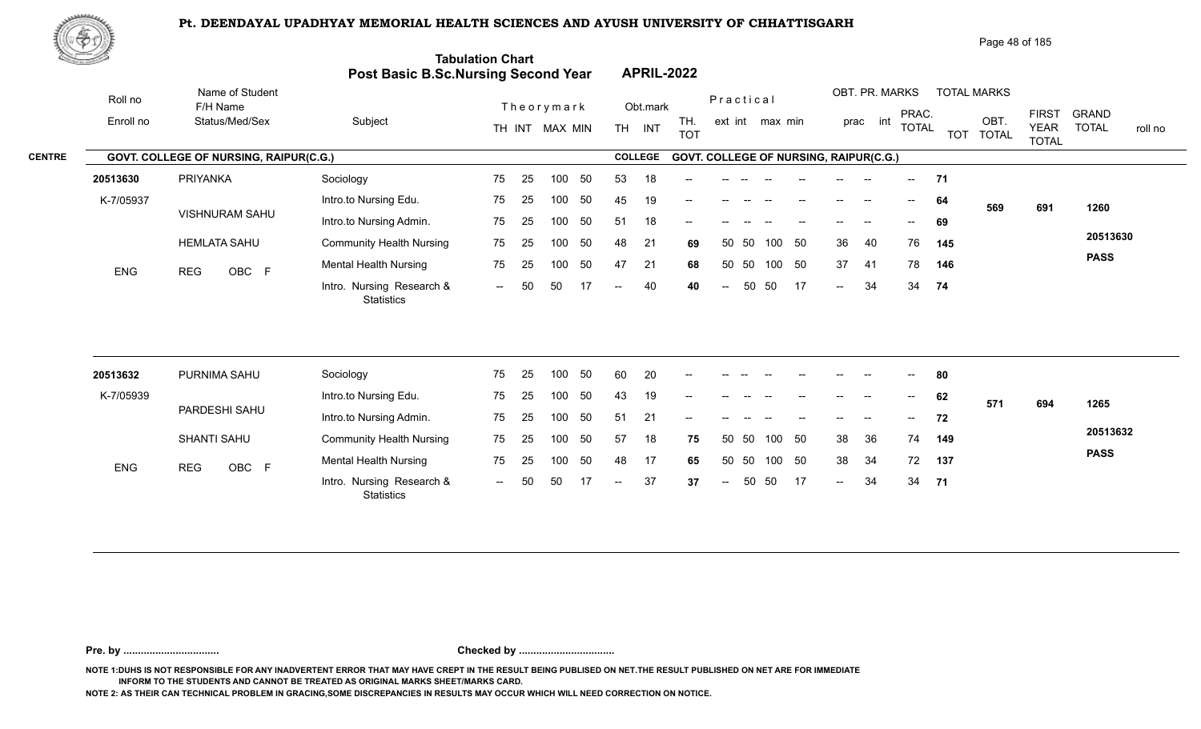**Pt. DEENDAYAL UPADHYAY MEMORIAL HEALTH SCIENCES AND AYUSH UNIVERSITY OF CHHATTISGARH**

**Tabulation Chart**
**Post Basic B.Sc.Nursing Second Year APRIL-2022**

**CENTRE: GOVT. COLLEGE OF NURSING, RAIPUR(C.G.)** — **COLLEGE: GOVT. COLLEGE OF NURSING, RAIPUR(C.G.)**

| Roll no / Enroll no | Name of Student / F/H Name / Status/Med/Sex | Subject | Theory TH | Theory INT | Theory MAX | Theory MIN | Obt. TH | Obt. INT | TH. TOT | Practical ext | Practical int | Practical max | Practical min | OBT. PR. prac | OBT. PR. int | PRAC. TOTAL | TOT | OBT. TOTAL | FIRST YEAR TOTAL | GRAND TOTAL | roll no |
|---|---|---|---|---|---|---|---|---|---|---|---|---|---|---|---|---|---|---|---|---|---|
| 20513630 | PRIYANKA | Sociology | 75 | 25 | 100 | 50 | 53 | 18 | -- | -- | -- | -- | -- | -- | -- | -- | 71 | 569 | 691 | 1260 | 20513630 |
| K-7/05937 | VISHNURAM SAHU | Intro.to Nursing Edu. | 75 | 25 | 100 | 50 | 45 | 19 | -- | -- | -- | -- | -- | -- | -- | -- | 64 | | | | PASS |
| | HEMLATA SAHU | Intro.to Nursing Admin. | 75 | 25 | 100 | 50 | 51 | 18 | -- | -- | -- | -- | -- | -- | -- | -- | 69 | | | | |
| ENG | REG OBC F | Community Health Nursing | 75 | 25 | 100 | 50 | 48 | 21 | 69 | 50 | 50 | 100 | 50 | 36 | 40 | 76 | 145 | | | | |
| | | Mental Health Nursing | 75 | 25 | 100 | 50 | 47 | 21 | 68 | 50 | 50 | 100 | 50 | 37 | 41 | 78 | 146 | | | | |
| | | Intro. Nursing Research & Statistics | -- | 50 | 50 | 17 | -- | 40 | 40 | -- | 50 | 50 | 17 | -- | 34 | 34 | 74 | | | | |
| 20513632 | PURNIMA SAHU | Sociology | 75 | 25 | 100 | 50 | 60 | 20 | -- | -- | -- | -- | -- | -- | -- | -- | 80 | 571 | 694 | 1265 | 20513632 |
| K-7/05939 | PARDESHI SAHU | Intro.to Nursing Edu. | 75 | 25 | 100 | 50 | 43 | 19 | -- | -- | -- | -- | -- | -- | -- | -- | 62 | | | | PASS |
| | SHANTI SAHU | Intro.to Nursing Admin. | 75 | 25 | 100 | 50 | 51 | 21 | -- | -- | -- | -- | -- | -- | -- | -- | 72 | | | | |
| ENG | REG OBC F | Community Health Nursing | 75 | 25 | 100 | 50 | 57 | 18 | 75 | 50 | 50 | 100 | 50 | 38 | 36 | 74 | 149 | | | | |
| | | Mental Health Nursing | 75 | 25 | 100 | 50 | 48 | 17 | 65 | 50 | 50 | 100 | 50 | 38 | 34 | 72 | 137 | | | | |
| | | Intro. Nursing Research & Statistics | -- | 50 | 50 | 17 | -- | 37 | 37 | -- | 50 | 50 | 17 | -- | 34 | 34 | 71 | | | | |

**Pre. by ................................** **Checked by ................................**

NOTE 1:DUHS IS NOT RESPONSIBLE FOR ANY INADVERTENT ERROR THAT MAY HAVE CREPT IN THE RESULT BEING PUBLISED ON NET.THE RESULT PUBLISHED ON NET ARE FOR IMMEDIATE INFORM TO THE STUDENTS AND CANNOT BE TREATED AS ORIGINAL MARKS SHEET/MARKS CARD.

NOTE 2: AS THEIR CAN TECHNICAL PROBLEM IN GRACING,SOME DISCREPANCIES IN RESULTS MAY OCCUR WHICH WILL NEED CORRECTION ON NOTICE.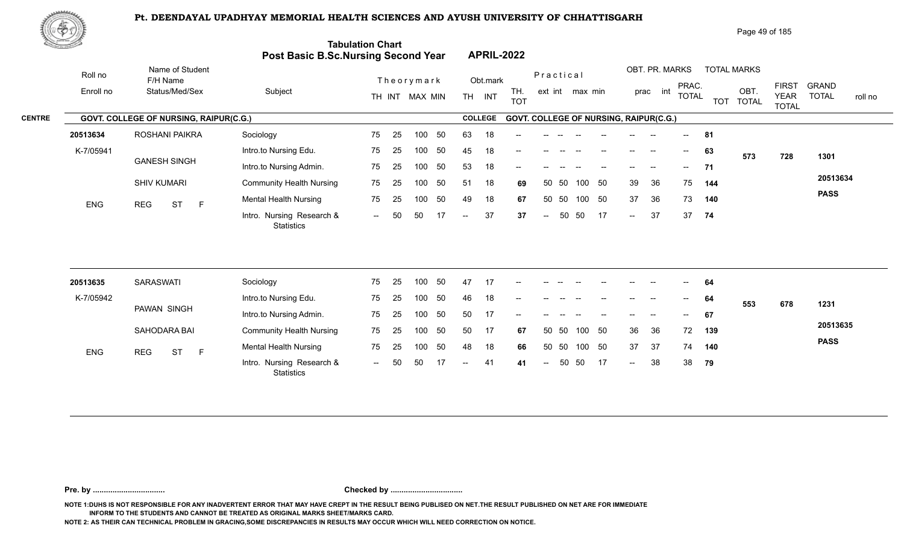# Pt. DEENDAYAL UPADHYAY MEMORIAL HEALTH SCIENCES AND AYUSH UNIVERSITY OF CHHATTISGARH

## Tabulation Chart
## Post Basic B.Sc.Nursing Second Year APRIL-2022

**CENTRE: GOVT. COLLEGE OF NURSING, RAIPUR(C.G.)** | **COLLEGE: GOVT. COLLEGE OF NURSING, RAIPUR(C.G.)**

| Roll no / Enroll no | Name of Student / F/H Name / Status/Med/Sex | Subject | Theory TH | Theory INT | Theory MAX | Theory MIN | Obt. TH | Obt. INT | TH. TOT | Prac ext | Prac int | Prac max | Prac min | OBT. PR. prac | OBT. PR. int | PRAC. TOTAL | TOT | OBT. TOTAL | FIRST YEAR TOTAL | GRAND TOTAL | roll no |
|---|---|---|---|---|---|---|---|---|---|---|---|---|---|---|---|---|---|---|---|---|---|
| 20513634 | ROSHANI PAIKRA | Sociology | 75 | 25 | 100 | 50 | 63 | 18 | -- | -- | -- | -- | -- | -- | -- | -- | 81 | 573 | 728 | 1301 | 20513634 |
| K-7/05941 | GANESH SINGH | Intro.to Nursing Edu. | 75 | 25 | 100 | 50 | 45 | 18 | -- | -- | -- | -- | -- | -- | -- | -- | 63 | | | | PASS |
| | | Intro.to Nursing Admin. | 75 | 25 | 100 | 50 | 53 | 18 | -- | -- | -- | -- | -- | -- | -- | -- | 71 | | | | |
| | SHIV KUMARI | Community Health Nursing | 75 | 25 | 100 | 50 | 51 | 18 | 69 | 50 | 50 | 100 | 50 | 39 | 36 | 75 | 144 | | | | |
| ENG | REG ST F | Mental Health Nursing | 75 | 25 | 100 | 50 | 49 | 18 | 67 | 50 | 50 | 100 | 50 | 37 | 36 | 73 | 140 | | | | |
| | | Intro. Nursing Research & Statistics | -- | 50 | 50 | 17 | -- | 37 | 37 | -- | 50 | 50 | 17 | -- | 37 | 37 | 74 | | | | |
| 20513635 | SARASWATI | Sociology | 75 | 25 | 100 | 50 | 47 | 17 | -- | -- | -- | -- | -- | -- | -- | -- | 64 | 553 | 678 | 1231 | 20513635 |
| K-7/05942 | PAWAN SINGH | Intro.to Nursing Edu. | 75 | 25 | 100 | 50 | 46 | 18 | -- | -- | -- | -- | -- | -- | -- | -- | 64 | | | | PASS |
| | | Intro.to Nursing Admin. | 75 | 25 | 100 | 50 | 50 | 17 | -- | -- | -- | -- | -- | -- | -- | -- | 67 | | | | |
| | SAHODARA BAI | Community Health Nursing | 75 | 25 | 100 | 50 | 50 | 17 | 67 | 50 | 50 | 100 | 50 | 36 | 36 | 72 | 139 | | | | |
| ENG | REG ST F | Mental Health Nursing | 75 | 25 | 100 | 50 | 48 | 18 | 66 | 50 | 50 | 100 | 50 | 37 | 37 | 74 | 140 | | | | |
| | | Intro. Nursing Research & Statistics | -- | 50 | 50 | 17 | -- | 41 | 41 | -- | 50 | 50 | 17 | -- | 38 | 38 | 79 | | | | |

**Pre. by .................................** **Checked by .................................**

NOTE 1:DUHS IS NOT RESPONSIBLE FOR ANY INADVERTENT ERROR THAT MAY HAVE CREPT IN THE RESULT BEING PUBLISED ON NET.THE RESULT PUBLISHED ON NET ARE FOR IMMEDIATE INFORM TO THE STUDENTS AND CANNOT BE TREATED AS ORIGINAL MARKS SHEET/MARKS CARD.

NOTE 2: AS THEIR CAN TECHNICAL PROBLEM IN GRACING,SOME DISCREPANCIES IN RESULTS MAY OCCUR WHICH WILL NEED CORRECTION ON NOTICE.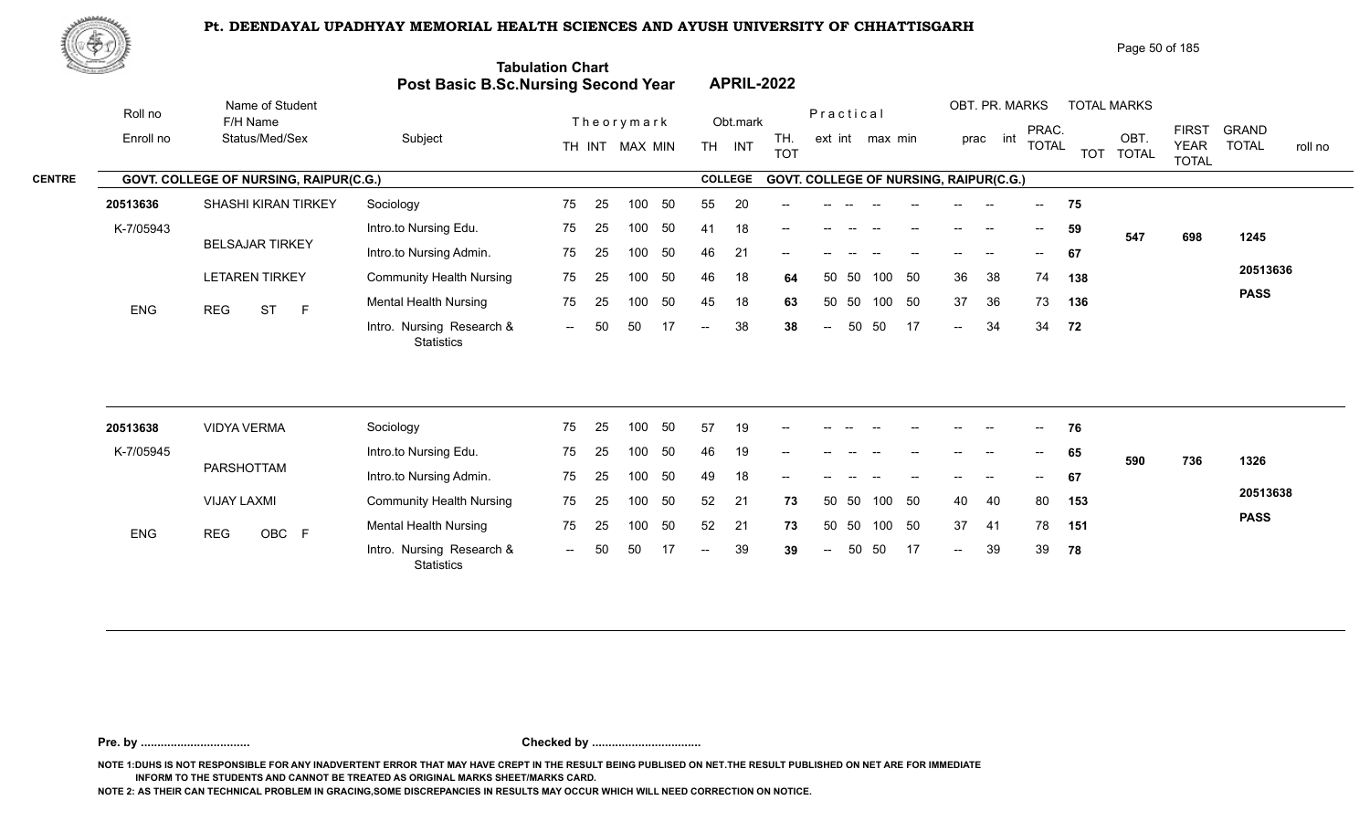# Pt. DEENDAYAL UPADHYAY MEMORIAL HEALTH SCIENCES AND AYUSH UNIVERSITY OF CHHATTISGARH

## Tabulation Chart
## Post Basic B.Sc.Nursing Second Year — APRIL-2022

**CENTRE: GOVT. COLLEGE OF NURSING, RAIPUR(C.G.)** — **COLLEGE: GOVT. COLLEGE OF NURSING, RAIPUR(C.G.)**

| Roll no / Enroll no | Name of Student / F/H Name / Status/Med/Sex | Subject | Theory TH | Theory INT | MAX | MIN | Obt. TH | Obt. INT | TH. TOT | Prac ext | Prac int | max | min | OBT. PR. prac | OBT. PR. int | PRAC. TOTAL | TOT | OBT. TOTAL | FIRST YEAR TOTAL | GRAND TOTAL | roll no |
|---|---|---|---|---|---|---|---|---|---|---|---|---|---|---|---|---|---|---|---|---|---|
| 20513636 | SHASHI KIRAN TIRKEY | Sociology | 75 | 25 | 100 | 50 | 55 | 20 | -- | -- | -- | -- | -- | -- | -- | -- | 75 | | | | |
| K-7/05943 | BELSAJAR TIRKEY | Intro.to Nursing Edu. | 75 | 25 | 100 | 50 | 41 | 18 | -- | -- | -- | -- | -- | -- | -- | -- | 59 | 547 | 698 | 1245 | |
| | | Intro.to Nursing Admin. | 75 | 25 | 100 | 50 | 46 | 21 | -- | -- | -- | -- | -- | -- | -- | -- | 67 | | | | |
| | LETAREN TIRKEY | Community Health Nursing | 75 | 25 | 100 | 50 | 46 | 18 | 64 | 50 | 50 | 100 | 50 | 36 | 38 | 74 | 138 | | | | 20513636 |
| ENG | REG ST F | Mental Health Nursing | 75 | 25 | 100 | 50 | 45 | 18 | 63 | 50 | 50 | 100 | 50 | 37 | 36 | 73 | 136 | | | PASS | |
| | | Intro. Nursing Research & Statistics | -- | 50 | 50 | 17 | -- | 38 | 38 | -- | 50 | 50 | 17 | -- | 34 | 34 | 72 | | | | |
| 20513638 | VIDYA VERMA | Sociology | 75 | 25 | 100 | 50 | 57 | 19 | -- | -- | -- | -- | -- | -- | -- | -- | 76 | | | | |
| K-7/05945 | PARSHOTTAM | Intro.to Nursing Edu. | 75 | 25 | 100 | 50 | 46 | 19 | -- | -- | -- | -- | -- | -- | -- | -- | 65 | 590 | 736 | 1326 | |
| | | Intro.to Nursing Admin. | 75 | 25 | 100 | 50 | 49 | 18 | -- | -- | -- | -- | -- | -- | -- | -- | 67 | | | | |
| | VIJAY LAXMI | Community Health Nursing | 75 | 25 | 100 | 50 | 52 | 21 | 73 | 50 | 50 | 100 | 50 | 40 | 40 | 80 | 153 | | | | 20513638 |
| ENG | REG OBC F | Mental Health Nursing | 75 | 25 | 100 | 50 | 52 | 21 | 73 | 50 | 50 | 100 | 50 | 37 | 41 | 78 | 151 | | | PASS | |
| | | Intro. Nursing Research & Statistics | -- | 50 | 50 | 17 | -- | 39 | 39 | -- | 50 | 50 | 17 | -- | 39 | 39 | 78 | | | | |

**Pre. by .................................** **Checked by .................................**

NOTE 1:DUHS IS NOT RESPONSIBLE FOR ANY INADVERTENT ERROR THAT MAY HAVE CREPT IN THE RESULT BEING PUBLISED ON NET.THE RESULT PUBLISHED ON NET ARE FOR IMMEDIATE INFORM TO THE STUDENTS AND CANNOT BE TREATED AS ORIGINAL MARKS SHEET/MARKS CARD.

NOTE 2: AS THEIR CAN TECHNICAL PROBLEM IN GRACING,SOME DISCREPANCIES IN RESULTS MAY OCCUR WHICH WILL NEED CORRECTION ON NOTICE.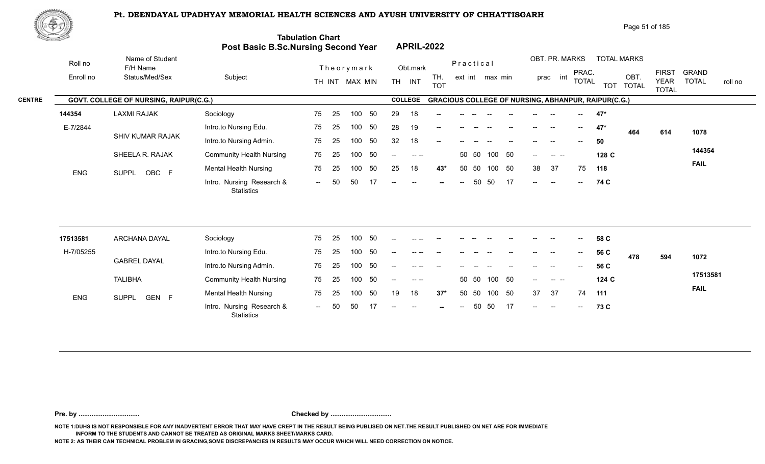# Pt. DEENDAYAL UPADHYAY MEMORIAL HEALTH SCIENCES AND AYUSH UNIVERSITY OF CHHATTISGARH

## Tabulation Chart
## Post Basic B.Sc.Nursing Second Year — APRIL-2022

**CENTRE:** GOVT. COLLEGE OF NURSING, RAIPUR(C.G.) — **COLLEGE:** GRACIOUS COLLEGE OF NURSING, ABHANPUR, RAIPUR(C.G.)

| Roll no / Enroll no | Name of Student / F/H Name / Status/Med/Sex | Subject | Theory TH | Theory INT | MAX | MIN | Obt. TH | Obt. INT | TH. TOT | Prac. ext | Prac. int | max | min | OBT. PR. prac | OBT. PR. int | PRAC. TOTAL | TOT | OBT. TOTAL | FIRST YEAR TOTAL | GRAND TOTAL / roll no |
|---|---|---|---|---|---|---|---|---|---|---|---|---|---|---|---|---|---|---|---|---|
| 144354 | LAXMI RAJAK | Sociology | 75 | 25 | 100 | 50 | 29 | 18 | -- | -- | -- | -- | -- | -- | -- | -- | 47* | 464 | 614 | 1078 |
| E-7/2844 | SHIV KUMAR RAJAK | Intro.to Nursing Edu. | 75 | 25 | 100 | 50 | 28 | 19 | -- | -- | -- | -- | -- | -- | -- | -- | 47* | | | 144354 |
| | | Intro.to Nursing Admin. | 75 | 25 | 100 | 50 | 32 | 18 | -- | -- | -- | -- | -- | -- | -- | -- | 50 | | | FAIL |
| | SHEELA R. RAJAK | Community Health Nursing | 75 | 25 | 100 | 50 | -- | -- -- | | 50 | 50 | 100 | 50 | -- | -- -- | | 128 C | | | |
| ENG | SUPPL OBC F | Mental Health Nursing | 75 | 25 | 100 | 50 | 25 | 18 | 43* | 50 | 50 | 100 | 50 | 38 | 37 | 75 | 118 | | | |
| | | Intro. Nursing Research & Statistics | -- | 50 | 50 | 17 | -- | -- | -- | -- | 50 | 50 | 17 | -- | -- | -- | 74 C | | | |
| 17513581 | ARCHANA DAYAL | Sociology | 75 | 25 | 100 | 50 | -- | -- -- | -- | -- | -- | -- | -- | -- | -- | -- | 58 C | 478 | 594 | 1072 |
| H-7/05255 | GABREL DAYAL | Intro.to Nursing Edu. | 75 | 25 | 100 | 50 | -- | -- -- | -- | -- | -- | -- | -- | -- | -- | -- | 56 C | | | 17513581 |
| | | Intro.to Nursing Admin. | 75 | 25 | 100 | 50 | -- | -- -- | -- | -- | -- | -- | -- | -- | -- | -- | 56 C | | | FAIL |
| | TALIBHA | Community Health Nursing | 75 | 25 | 100 | 50 | -- | -- -- | | 50 | 50 | 100 | 50 | -- | -- -- | | 124 C | | | |
| ENG | SUPPL GEN F | Mental Health Nursing | 75 | 25 | 100 | 50 | 19 | 18 | 37* | 50 | 50 | 100 | 50 | 37 | 37 | 74 | 111 | | | |
| | | Intro. Nursing Research & Statistics | -- | 50 | 50 | 17 | -- | -- | -- | -- | 50 | 50 | 17 | -- | -- | -- | 73 C | | | |

**Pre. by ................................** **Checked by ................................**

NOTE 1:DUHS IS NOT RESPONSIBLE FOR ANY INADVERTENT ERROR THAT MAY HAVE CREPT IN THE RESULT BEING PUBLISED ON NET.THE RESULT PUBLISHED ON NET ARE FOR IMMEDIATE INFORM TO THE STUDENTS AND CANNOT BE TREATED AS ORIGINAL MARKS SHEET/MARKS CARD.

NOTE 2: AS THEIR CAN TECHNICAL PROBLEM IN GRACING,SOME DISCREPANCIES IN RESULTS MAY OCCUR WHICH WILL NEED CORRECTION ON NOTICE.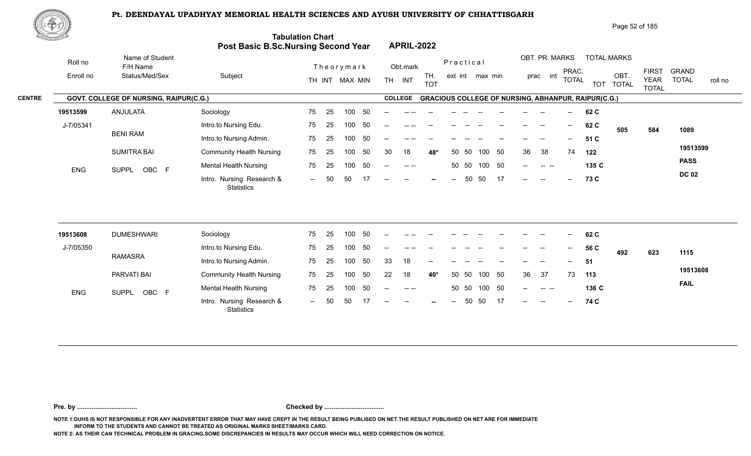# Pt. DEENDAYAL UPADHYAY MEMORIAL HEALTH SCIENCES AND AYUSH UNIVERSITY OF CHHATTISGARH

## Tabulation Chart
## Post Basic B.Sc.Nursing Second Year — APRIL-2022

**CENTRE:** GOVT. COLLEGE OF NURSING, RAIPUR(C.G.) — **COLLEGE:** GRACIOUS COLLEGE OF NURSING, ABHANPUR, RAIPUR(C.G.)

| Roll no / Enroll no | Name of Student / F/H Name / Status/Med/Sex | Subject | Theory TH | Theory INT | MAX | MIN | Obt. TH | Obt. INT | TH. TOT | Practical ext | Practical int | max | min | OBT. PR. prac | OBT. PR. int | PRAC. TOTAL | TOTAL MARKS TOT | OBT. TOTAL | FIRST YEAR TOTAL | GRAND TOTAL / roll no |
|---|---|---|---|---|---|---|---|---|---|---|---|---|---|---|---|---|---|---|---|---|
| 19513599 | ANJULATA | Sociology | 75 | 25 | 100 | 50 | -- | -- -- | -- | -- | -- | -- | -- | -- | -- | -- | 62 C | | | |
| J-7/05341 | BENI RAM | Intro.to Nursing Edu. | 75 | 25 | 100 | 50 | -- | -- -- | -- | -- | -- | -- | -- | -- | -- | -- | 62 C | 505 | 584 | 1089 |
| | | Intro.to Nursing Admin. | 75 | 25 | 100 | 50 | -- | -- -- | -- | -- | -- | -- | -- | -- | -- | -- | 51 C | | | |
| | SUMITRA BAI | Community Health Nursing | 75 | 25 | 100 | 50 | 30 | 18 | 48* | 50 | 50 | 100 | 50 | 36 | 38 | 74 | 122 | | | 19513599 |
| ENG | SUPPL OBC F | Mental Health Nursing | 75 | 25 | 100 | 50 | -- | -- -- | | 50 | 50 | 100 | 50 | -- | -- -- | | 135 C | | | PASS |
| | | Intro. Nursing Research & Statistics | -- | 50 | 50 | 17 | -- | -- | -- | -- | 50 | 50 | 17 | -- | -- | -- | 73 C | | | DC 02 |
| 19513608 | DUMESHWARI | Sociology | 75 | 25 | 100 | 50 | -- | -- -- | -- | -- | -- | -- | -- | -- | -- | -- | 62 C | | | |
| J-7/05350 | RAMASRA | Intro.to Nursing Edu. | 75 | 25 | 100 | 50 | -- | -- -- | -- | -- | -- | -- | -- | -- | -- | -- | 56 C | 492 | 623 | 1115 |
| | | Intro.to Nursing Admin. | 75 | 25 | 100 | 50 | 33 | 18 | -- | -- | -- | -- | -- | -- | -- | -- | 51 | | | |
| | PARVATI BAI | Community Health Nursing | 75 | 25 | 100 | 50 | 22 | 18 | 40* | 50 | 50 | 100 | 50 | 36 | 37 | 73 | 113 | | | 19513608 |
| ENG | SUPPL OBC F | Mental Health Nursing | 75 | 25 | 100 | 50 | -- | -- -- | | 50 | 50 | 100 | 50 | -- | -- -- | | 136 C | | | FAIL |
| | | Intro. Nursing Research & Statistics | -- | 50 | 50 | 17 | -- | -- | -- | -- | 50 | 50 | 17 | -- | -- | -- | 74 C | | | |

Pre. by ................................ Checked by ................................

NOTE 1:DUHS IS NOT RESPONSIBLE FOR ANY INADVERTENT ERROR THAT MAY HAVE CREPT IN THE RESULT BEING PUBLISED ON NET.THE RESULT PUBLISHED ON NET ARE FOR IMMEDIATE INFORM TO THE STUDENTS AND CANNOT BE TREATED AS ORIGINAL MARKS SHEET/MARKS CARD.

NOTE 2: AS THEIR CAN TECHNICAL PROBLEM IN GRACING,SOME DISCREPANCIES IN RESULTS MAY OCCUR WHICH WILL NEED CORRECTION ON NOTICE.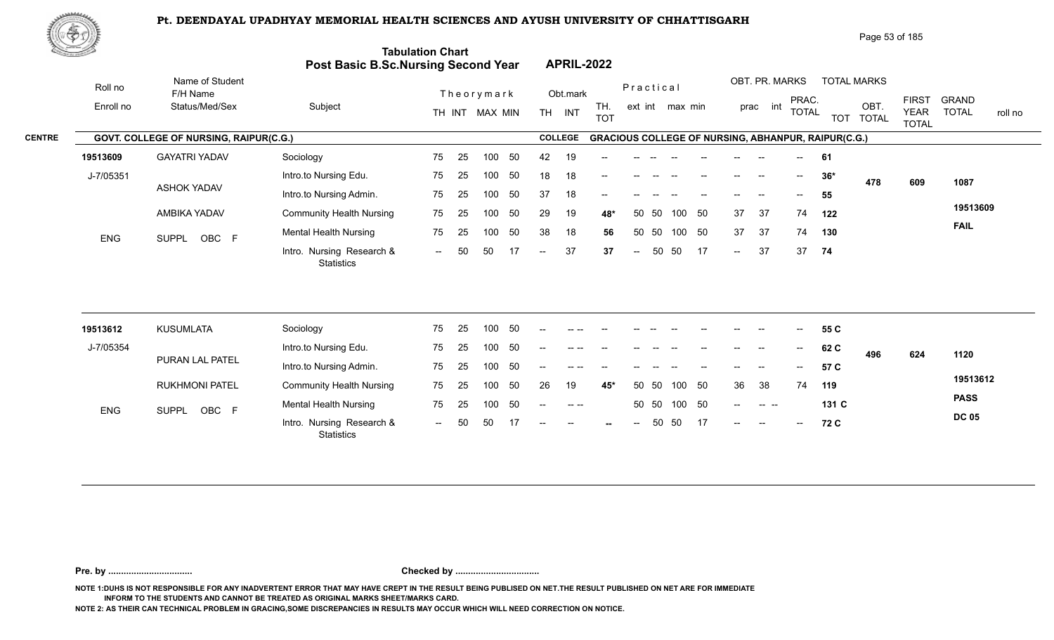# Pt. DEENDAYAL UPADHYAY MEMORIAL HEALTH SCIENCES AND AYUSH UNIVERSITY OF CHHATTISGARH

## Tabulation Chart
## Post Basic B.Sc.Nursing Second Year — APRIL-2022

**CENTRE:** GOVT. COLLEGE OF NURSING, RAIPUR(C.G.)
**COLLEGE:** GRACIOUS COLLEGE OF NURSING, ABHANPUR, RAIPUR(C.G.)

| Roll no / Enroll no | Name of Student / F/H Name / Status/Med/Sex | Subject | Theory TH | Theory INT | MAX | MIN | Obt. TH | Obt. INT | TH. TOT | Prac ext | Prac int | max | min | OBT. PR. prac | OBT. PR. int | PRAC. TOTAL | TOT | OBT. TOTAL | FIRST YEAR TOTAL | GRAND TOTAL / roll no |
|---|---|---|---|---|---|---|---|---|---|---|---|---|---|---|---|---|---|---|---|---|
| 19513609 | GAYATRI YADAV | Sociology | 75 | 25 | 100 | 50 | 42 | 19 | -- | -- | -- | -- | -- | -- | -- | -- | 61 | | | |
| J-7/05351 | ASHOK YADAV | Intro.to Nursing Edu. | 75 | 25 | 100 | 50 | 18 | 18 | -- | -- | -- | -- | -- | -- | -- | -- | 36* | 478 | 609 | 1087 |
| | AMBIKA YADAV | Intro.to Nursing Admin. | 75 | 25 | 100 | 50 | 37 | 18 | -- | -- | -- | -- | -- | -- | -- | -- | 55 | | | |
| | | Community Health Nursing | 75 | 25 | 100 | 50 | 29 | 19 | 48* | 50 | 50 | 100 | 50 | 37 | 37 | 74 | 122 | | | 19513609 |
| ENG | SUPPL OBC F | Mental Health Nursing | 75 | 25 | 100 | 50 | 38 | 18 | 56 | 50 | 50 | 100 | 50 | 37 | 37 | 74 | 130 | | | FAIL |
| | | Intro. Nursing Research & Statistics | -- | 50 | 50 | 17 | -- | 37 | 37 | -- | 50 | 50 | 17 | -- | 37 | 37 | 74 | | | |
| 19513612 | KUSUMLATA | Sociology | 75 | 25 | 100 | 50 | -- | -- -- | -- | -- | -- | -- | -- | -- | -- | -- | 55 C | | | |
| J-7/05354 | PURAN LAL PATEL | Intro.to Nursing Edu. | 75 | 25 | 100 | 50 | -- | -- -- | -- | -- | -- | -- | -- | -- | -- | -- | 62 C | 496 | 624 | 1120 |
| | RUKHMONI PATEL | Intro.to Nursing Admin. | 75 | 25 | 100 | 50 | -- | -- -- | -- | -- | -- | -- | -- | -- | -- | -- | 57 C | | | |
| | | Community Health Nursing | 75 | 25 | 100 | 50 | 26 | 19 | 45* | 50 | 50 | 100 | 50 | 36 | 38 | 74 | 119 | | | 19513612 |
| ENG | SUPPL OBC F | Mental Health Nursing | 75 | 25 | 100 | 50 | -- | -- -- | | 50 | 50 | 100 | 50 | -- | -- -- | | 131 C | | | PASS |
| | | Intro. Nursing Research & Statistics | -- | 50 | 50 | 17 | -- | -- | -- | -- | 50 | 50 | 17 | -- | -- | -- | 72 C | | | DC 05 |

**Pre. by ................................** **Checked by ................................**

NOTE 1:DUHS IS NOT RESPONSIBLE FOR ANY INADVERTENT ERROR THAT MAY HAVE CREPT IN THE RESULT BEING PUBLISED ON NET.THE RESULT PUBLISHED ON NET ARE FOR IMMEDIATE INFORM TO THE STUDENTS AND CANNOT BE TREATED AS ORIGINAL MARKS SHEET/MARKS CARD.

NOTE 2: AS THEIR CAN TECHNICAL PROBLEM IN GRACING,SOME DISCREPANCIES IN RESULTS MAY OCCUR WHICH WILL NEED CORRECTION ON NOTICE.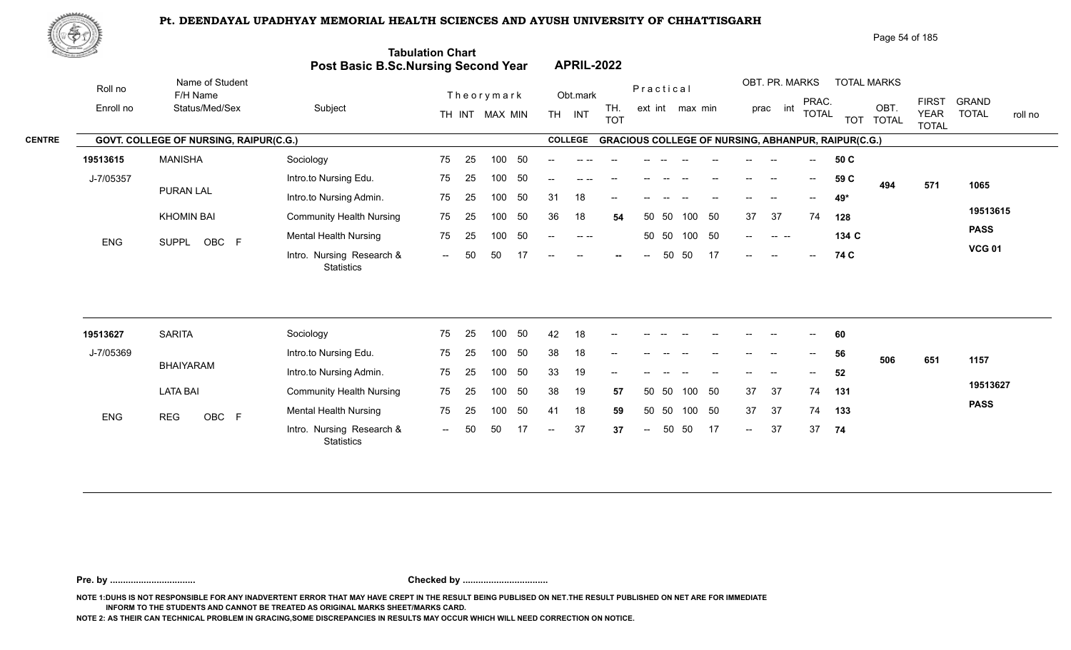# Pt. DEENDAYAL UPADHYAY MEMORIAL HEALTH SCIENCES AND AYUSH UNIVERSITY OF CHHATTISGARH

## Tabulation Chart
## Post Basic B.Sc.Nursing Second Year — APRIL-2022

**CENTRE:** GOVT. COLLEGE OF NURSING, RAIPUR(C.G.) — **COLLEGE:** GRACIOUS COLLEGE OF NURSING, ABHANPUR, RAIPUR(C.G.)

| Roll no / Enroll no | Name of Student / F/H Name / Status/Med/Sex | Subject | Theory TH | Theory INT | MAX | MIN | Obt. TH | Obt. INT | TH. TOT | Prac. ext | Prac. int | max | min | OBT. PR. prac | OBT. PR. int | PRAC. TOTAL | TOT | TOTAL MARKS OBT. TOTAL | FIRST YEAR TOTAL | GRAND TOTAL / roll no |
|---|---|---|---|---|---|---|---|---|---|---|---|---|---|---|---|---|---|---|---|---|
| 19513615 | MANISHA | Sociology | 75 | 25 | 100 | 50 | -- | -- -- | -- | -- | -- | -- | -- | -- | -- | -- | 50 C | 494 | 571 | 1065 |
| J-7/05357 | PURAN LAL | Intro.to Nursing Edu. | 75 | 25 | 100 | 50 | -- | -- -- | -- | -- | -- | -- | -- | -- | -- | -- | 59 C | | | 19513615 |
| | KHOMIN BAI | Intro.to Nursing Admin. | 75 | 25 | 100 | 50 | 31 | 18 | -- | -- | -- | -- | -- | -- | -- | -- | 49* | | | PASS |
| ENG | SUPPL OBC F | Community Health Nursing | 75 | 25 | 100 | 50 | 36 | 18 | 54 | 50 | 50 | 100 | 50 | 37 | 37 | 74 | 128 | | | VCG 01 |
| | | Mental Health Nursing | 75 | 25 | 100 | 50 | -- | -- -- | | 50 | 50 | 100 | 50 | -- | -- -- | | 134 C | | | |
| | | Intro. Nursing Research & Statistics | -- | 50 | 50 | 17 | -- | -- | -- | -- | 50 | 50 | 17 | -- | -- | -- | 74 C | | | |
| 19513627 | SARITA | Sociology | 75 | 25 | 100 | 50 | 42 | 18 | -- | -- | -- | -- | -- | -- | -- | -- | 60 | 506 | 651 | 1157 |
| J-7/05369 | BHAIYARAM | Intro.to Nursing Edu. | 75 | 25 | 100 | 50 | 38 | 18 | -- | -- | -- | -- | -- | -- | -- | -- | 56 | | | 19513627 |
| | LATA BAI | Intro.to Nursing Admin. | 75 | 25 | 100 | 50 | 33 | 19 | -- | -- | -- | -- | -- | -- | -- | -- | 52 | | | PASS |
| ENG | REG OBC F | Community Health Nursing | 75 | 25 | 100 | 50 | 38 | 19 | 57 | 50 | 50 | 100 | 50 | 37 | 37 | 74 | 131 | | | |
| | | Mental Health Nursing | 75 | 25 | 100 | 50 | 41 | 18 | 59 | 50 | 50 | 100 | 50 | 37 | 37 | 74 | 133 | | | |
| | | Intro. Nursing Research & Statistics | -- | 50 | 50 | 17 | -- | 37 | 37 | -- | 50 | 50 | 17 | -- | 37 | 37 | 74 | | | |

**Pre. by .................................** **Checked by .................................**

NOTE 1:DUHS IS NOT RESPONSIBLE FOR ANY INADVERTENT ERROR THAT MAY HAVE CREPT IN THE RESULT BEING PUBLISED ON NET.THE RESULT PUBLISHED ON NET ARE FOR IMMEDIATE INFORM TO THE STUDENTS AND CANNOT BE TREATED AS ORIGINAL MARKS SHEET/MARKS CARD.

NOTE 2: AS THEIR CAN TECHNICAL PROBLEM IN GRACING,SOME DISCREPANCIES IN RESULTS MAY OCCUR WHICH WILL NEED CORRECTION ON NOTICE.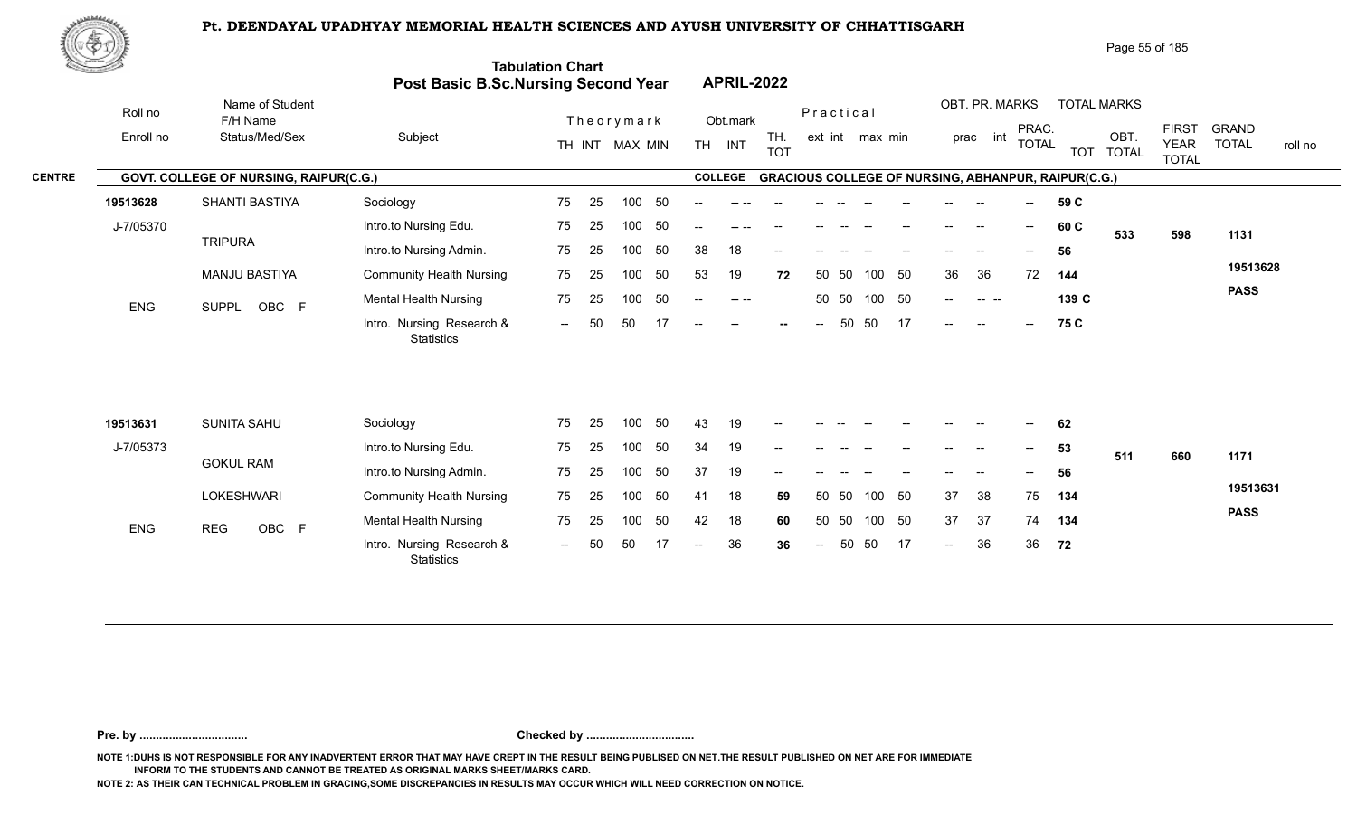# Pt. DEENDAYAL UPADHYAY MEMORIAL HEALTH SCIENCES AND AYUSH UNIVERSITY OF CHHATTISGARH

## Tabulation Chart
## Post Basic B.Sc.Nursing Second Year — APRIL-2022

**CENTRE:** GOVT. COLLEGE OF NURSING, RAIPUR(C.G.) — **COLLEGE:** GRACIOUS COLLEGE OF NURSING, ABHANPUR, RAIPUR(C.G.)

| Roll no / Enroll no | Name of Student / F/H Name / Status/Med/Sex | Subject | Theory TH | Theory INT | Theory MAX | Theory MIN | Obt. TH | Obt. INT | TH. TOT | Prac ext | Prac int | Prac max | Prac min | OBT. PR. prac | OBT. PR. int | PRAC. TOTAL | TOT | OBT. TOTAL | FIRST YEAR TOTAL | GRAND TOTAL / roll no |
|---|---|---|---|---|---|---|---|---|---|---|---|---|---|---|---|---|---|---|---|---|
| 19513628 | SHANTI BASTIYA | Sociology | 75 | 25 | 100 | 50 | -- | -- -- | -- | -- | -- | -- | -- | -- | -- | -- | 59 C | | | |
| J-7/05370 | TRIPURA | Intro.to Nursing Edu. | 75 | 25 | 100 | 50 | -- | -- -- | -- | -- | -- | -- | -- | -- | -- | -- | 60 C | 533 | 598 | 1131 |
| | | Intro.to Nursing Admin. | 75 | 25 | 100 | 50 | 38 | 18 | -- | -- | -- | -- | -- | -- | -- | -- | 56 | | | |
| | MANJU BASTIYA | Community Health Nursing | 75 | 25 | 100 | 50 | 53 | 19 | 72 | 50 | 50 | 100 | 50 | 36 | 36 | 72 | 144 | | | 19513628 |
| ENG | SUPPL OBC F | Mental Health Nursing | 75 | 25 | 100 | 50 | -- | -- -- | | 50 | 50 | 100 | 50 | -- | -- -- | | 139 C | | | PASS |
| | | Intro. Nursing Research & Statistics | -- | 50 | 50 | 17 | -- | -- | -- | -- | 50 | 50 | 17 | -- | -- | -- | 75 C | | | |
| 19513631 | SUNITA SAHU | Sociology | 75 | 25 | 100 | 50 | 43 | 19 | -- | -- | -- | -- | -- | -- | -- | -- | 62 | | | |
| J-7/05373 | GOKUL RAM | Intro.to Nursing Edu. | 75 | 25 | 100 | 50 | 34 | 19 | -- | -- | -- | -- | -- | -- | -- | -- | 53 | 511 | 660 | 1171 |
| | | Intro.to Nursing Admin. | 75 | 25 | 100 | 50 | 37 | 19 | -- | -- | -- | -- | -- | -- | -- | -- | 56 | | | |
| | LOKESHWARI | Community Health Nursing | 75 | 25 | 100 | 50 | 41 | 18 | 59 | 50 | 50 | 100 | 50 | 37 | 38 | 75 | 134 | | | 19513631 |
| ENG | REG OBC F | Mental Health Nursing | 75 | 25 | 100 | 50 | 42 | 18 | 60 | 50 | 50 | 100 | 50 | 37 | 37 | 74 | 134 | | | PASS |
| | | Intro. Nursing Research & Statistics | -- | 50 | 50 | 17 | -- | 36 | 36 | -- | 50 | 50 | 17 | -- | 36 | 36 | 72 | | | |

**Pre. by ................................** **Checked by ................................**

NOTE 1:DUHS IS NOT RESPONSIBLE FOR ANY INADVERTENT ERROR THAT MAY HAVE CREPT IN THE RESULT BEING PUBLISED ON NET.THE RESULT PUBLISHED ON NET ARE FOR IMMEDIATE INFORM TO THE STUDENTS AND CANNOT BE TREATED AS ORIGINAL MARKS SHEET/MARKS CARD.

NOTE 2: AS THEIR CAN TECHNICAL PROBLEM IN GRACING,SOME DISCREPANCIES IN RESULTS MAY OCCUR WHICH WILL NEED CORRECTION ON NOTICE.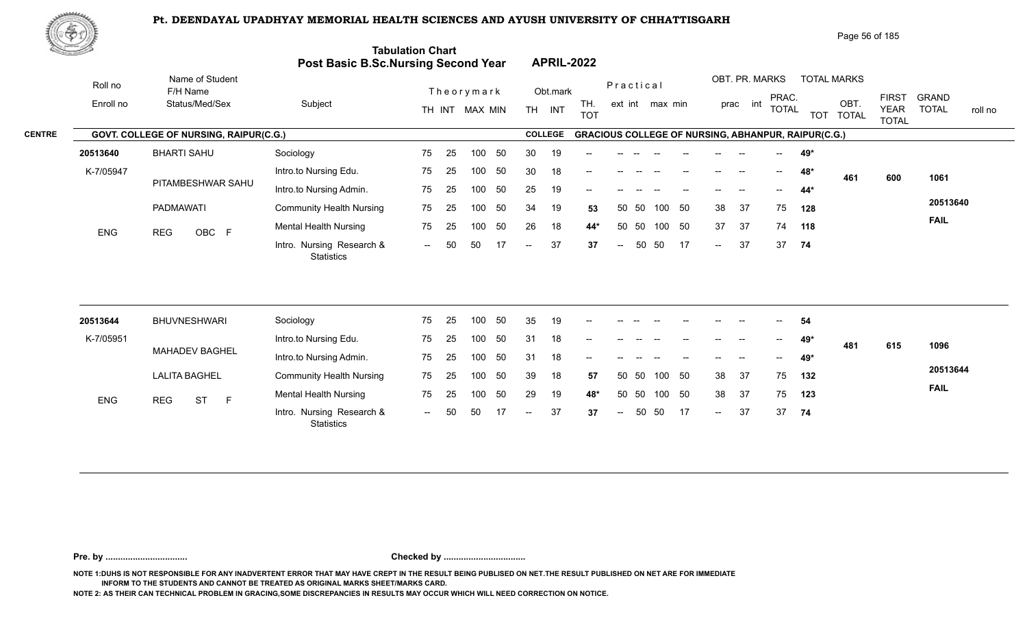# Pt. DEENDAYAL UPADHYAY MEMORIAL HEALTH SCIENCES AND AYUSH UNIVERSITY OF CHHATTISGARH

## Tabulation Chart
## Post Basic B.Sc.Nursing Second Year APRIL-2022

**CENTRE:** GOVT. COLLEGE OF NURSING, RAIPUR(C.G.)
**COLLEGE:** GRACIOUS COLLEGE OF NURSING, ABHANPUR, RAIPUR(C.G.)

| Roll no / Enroll no | Name of Student / F/H Name / Status/Med/Sex | Subject | Theory TH | Theory INT | MAX | MIN | Obt. TH | Obt. INT | TH. TOT | Prac ext | Prac int | max | min | OBT. PR. prac | OBT. PR. int | PRAC. TOTAL | TOT | OBT. TOTAL | FIRST YEAR TOTAL | GRAND TOTAL / roll no |
|---|---|---|---|---|---|---|---|---|---|---|---|---|---|---|---|---|---|---|---|---|
| 20513640 | BHARTI SAHU | Sociology | 75 | 25 | 100 | 50 | 30 | 19 | -- | -- | -- | -- | -- | -- | -- | -- | 49* | 461 | 600 | 1061 |
| K-7/05947 | PITAMBESHWAR SAHU | Intro.to Nursing Edu. | 75 | 25 | 100 | 50 | 30 | 18 | -- | -- | -- | -- | -- | -- | -- | -- | 48* | | | 20513640 |
| | PADMAWATI | Intro.to Nursing Admin. | 75 | 25 | 100 | 50 | 25 | 19 | -- | -- | -- | -- | -- | -- | -- | -- | 44* | | | FAIL |
| ENG | REG OBC F | Community Health Nursing | 75 | 25 | 100 | 50 | 34 | 19 | 53 | 50 | 50 | 100 | 50 | 38 | 37 | 75 | 128 | | | |
| | | Mental Health Nursing | 75 | 25 | 100 | 50 | 26 | 18 | 44* | 50 | 50 | 100 | 50 | 37 | 37 | 74 | 118 | | | |
| | | Intro. Nursing Research & Statistics | -- | 50 | 50 | 17 | -- | 37 | 37 | -- | 50 | 50 | 17 | -- | 37 | 37 | 74 | | | |
| 20513644 | BHUVNESHWARI | Sociology | 75 | 25 | 100 | 50 | 35 | 19 | -- | -- | -- | -- | -- | -- | -- | -- | 54 | 481 | 615 | 1096 |
| K-7/05951 | MAHADEV BAGHEL | Intro.to Nursing Edu. | 75 | 25 | 100 | 50 | 31 | 18 | -- | -- | -- | -- | -- | -- | -- | -- | 49* | | | 20513644 |
| | LALITA BAGHEL | Intro.to Nursing Admin. | 75 | 25 | 100 | 50 | 31 | 18 | -- | -- | -- | -- | -- | -- | -- | -- | 49* | | | FAIL |
| ENG | REG ST F | Community Health Nursing | 75 | 25 | 100 | 50 | 39 | 18 | 57 | 50 | 50 | 100 | 50 | 38 | 37 | 75 | 132 | | | |
| | | Mental Health Nursing | 75 | 25 | 100 | 50 | 29 | 19 | 48* | 50 | 50 | 100 | 50 | 38 | 37 | 75 | 123 | | | |
| | | Intro. Nursing Research & Statistics | -- | 50 | 50 | 17 | -- | 37 | 37 | -- | 50 | 50 | 17 | -- | 37 | 37 | 74 | | | |

**Pre. by ................................** **Checked by ................................**

NOTE 1:DUHS IS NOT RESPONSIBLE FOR ANY INADVERTENT ERROR THAT MAY HAVE CREPT IN THE RESULT BEING PUBLISED ON NET.THE RESULT PUBLISHED ON NET ARE FOR IMMEDIATE INFORM TO THE STUDENTS AND CANNOT BE TREATED AS ORIGINAL MARKS SHEET/MARKS CARD.

NOTE 2: AS THEIR CAN TECHNICAL PROBLEM IN GRACING,SOME DISCREPANCIES IN RESULTS MAY OCCUR WHICH WILL NEED CORRECTION ON NOTICE.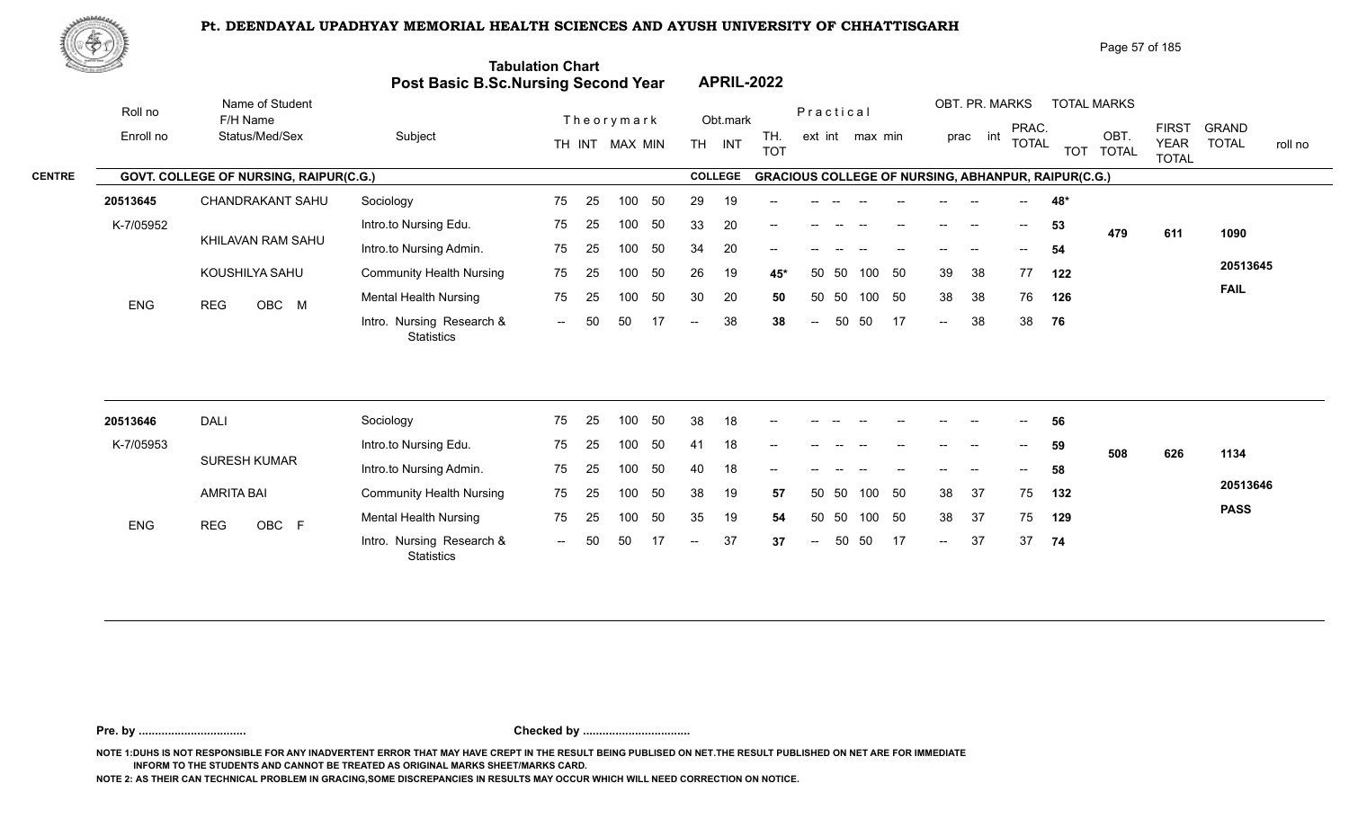# Pt. DEENDAYAL UPADHYAY MEMORIAL HEALTH SCIENCES AND AYUSH UNIVERSITY OF CHHATTISGARH

## Tabulation Chart
## Post Basic B.Sc.Nursing Second Year APRIL-2022

**CENTRE:** GOVT. COLLEGE OF NURSING, RAIPUR(C.G.)
**COLLEGE:** GRACIOUS COLLEGE OF NURSING, ABHANPUR, RAIPUR(C.G.)

| Roll no / Enroll no | Name of Student / F/H Name / Status/Med/Sex | Subject | Theory TH | Theory INT | MAX | MIN | Obt. TH | Obt. INT | TH. TOT | Prac ext | Prac int | max | min | OBT. PR. prac | OBT. PR. int | PRAC. TOTAL | TOT | OBT. TOTAL | FIRST YEAR TOTAL | GRAND TOTAL | roll no |
|---|---|---|---|---|---|---|---|---|---|---|---|---|---|---|---|---|---|---|---|---|---|
| 20513645 | CHANDRAKANT SAHU | Sociology | 75 | 25 | 100 | 50 | 29 | 19 | -- | -- | -- | -- | -- | -- | -- | -- | 48* | 479 | 611 | 1090 | 20513645 |
| K-7/05952 | KHILAVAN RAM SAHU | Intro.to Nursing Edu. | 75 | 25 | 100 | 50 | 33 | 20 | -- | -- | -- | -- | -- | -- | -- | -- | 53 | | | | FAIL |
| | KOUSHILYA SAHU | Intro.to Nursing Admin. | 75 | 25 | 100 | 50 | 34 | 20 | -- | -- | -- | -- | -- | -- | -- | -- | 54 | | | | |
| ENG | REG OBC M | Community Health Nursing | 75 | 25 | 100 | 50 | 26 | 19 | 45* | 50 | 50 | 100 | 50 | 39 | 38 | 77 | 122 | | | | |
| | | Mental Health Nursing | 75 | 25 | 100 | 50 | 30 | 20 | 50 | 50 | 50 | 100 | 50 | 38 | 38 | 76 | 126 | | | | |
| | | Intro. Nursing Research & Statistics | -- | 50 | 50 | 17 | -- | 38 | 38 | -- | 50 | 50 | 17 | -- | 38 | 38 | 76 | | | | |
| 20513646 | DALI | Sociology | 75 | 25 | 100 | 50 | 38 | 18 | -- | -- | -- | -- | -- | -- | -- | -- | 56 | 508 | 626 | 1134 | 20513646 |
| K-7/05953 | SURESH KUMAR | Intro.to Nursing Edu. | 75 | 25 | 100 | 50 | 41 | 18 | -- | -- | -- | -- | -- | -- | -- | -- | 59 | | | | PASS |
| | AMRITA BAI | Intro.to Nursing Admin. | 75 | 25 | 100 | 50 | 40 | 18 | -- | -- | -- | -- | -- | -- | -- | -- | 58 | | | | |
| ENG | REG OBC F | Community Health Nursing | 75 | 25 | 100 | 50 | 38 | 19 | 57 | 50 | 50 | 100 | 50 | 38 | 37 | 75 | 132 | | | | |
| | | Mental Health Nursing | 75 | 25 | 100 | 50 | 35 | 19 | 54 | 50 | 50 | 100 | 50 | 38 | 37 | 75 | 129 | | | | |
| | | Intro. Nursing Research & Statistics | -- | 50 | 50 | 17 | -- | 37 | 37 | -- | 50 | 50 | 17 | -- | 37 | 37 | 74 | | | | |

Pre. by ................................ Checked by ................................

NOTE 1:DUHS IS NOT RESPONSIBLE FOR ANY INADVERTENT ERROR THAT MAY HAVE CREPT IN THE RESULT BEING PUBLISED ON NET.THE RESULT PUBLISHED ON NET ARE FOR IMMEDIATE INFORM TO THE STUDENTS AND CANNOT BE TREATED AS ORIGINAL MARKS SHEET/MARKS CARD.

NOTE 2: AS THEIR CAN TECHNICAL PROBLEM IN GRACING,SOME DISCREPANCIES IN RESULTS MAY OCCUR WHICH WILL NEED CORRECTION ON NOTICE.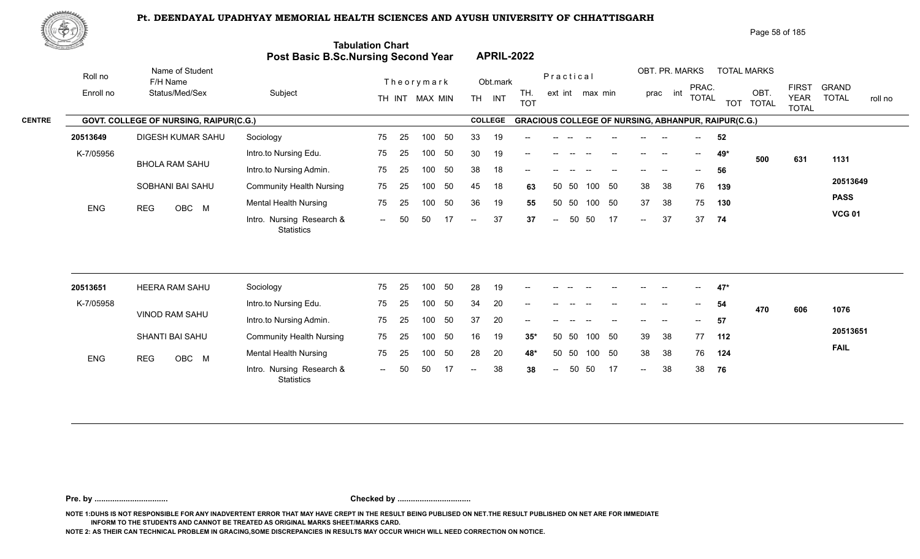# Pt. DEENDAYAL UPADHYAY MEMORIAL HEALTH SCIENCES AND AYUSH UNIVERSITY OF CHHATTISGARH

## Tabulation Chart
## Post Basic B.Sc.Nursing Second Year APRIL-2022

**CENTRE:** GOVT. COLLEGE OF NURSING, RAIPUR(C.G.) | **COLLEGE:** GRACIOUS COLLEGE OF NURSING, ABHANPUR, RAIPUR(C.G.)

| Roll no / Enroll no | Name of Student / F/H Name / Status/Med/Sex | Subject | Theory TH | Theory INT | MAX | MIN | Obt. TH | Obt. INT | TH. TOT | Practical ext | Practical int | max | min | OBT. PR. prac | OBT. PR. int | PRAC. TOTAL | TOT | OBT. TOTAL | FIRST YEAR TOTAL | GRAND TOTAL / roll no |
|---|---|---|---|---|---|---|---|---|---|---|---|---|---|---|---|---|---|---|---|---|
| 20513649 | DIGESH KUMAR SAHU | Sociology | 75 | 25 | 100 | 50 | 33 | 19 | -- | -- | -- | -- | -- | -- | -- | -- | 52 | 500 | 631 | 1131 |
| K-7/05956 | BHOLA RAM SAHU | Intro.to Nursing Edu. | 75 | 25 | 100 | 50 | 30 | 19 | -- | -- | -- | -- | -- | -- | -- | -- | 49* | | | 20513649 |
| | SOBHANI BAI SAHU | Intro.to Nursing Admin. | 75 | 25 | 100 | 50 | 38 | 18 | -- | -- | -- | -- | -- | -- | -- | -- | 56 | | | PASS |
| ENG | REG OBC M | Community Health Nursing | 75 | 25 | 100 | 50 | 45 | 18 | 63 | 50 | 50 | 100 | 50 | 38 | 38 | 76 | 139 | | | VCG 01 |
| | | Mental Health Nursing | 75 | 25 | 100 | 50 | 36 | 19 | 55 | 50 | 50 | 100 | 50 | 37 | 38 | 75 | 130 | | | |
| | | Intro. Nursing Research & Statistics | -- | 50 | 50 | 17 | -- | 37 | 37 | -- | 50 | 50 | 17 | -- | 37 | 37 | 74 | | | |
| 20513651 | HEERA RAM SAHU | Sociology | 75 | 25 | 100 | 50 | 28 | 19 | -- | -- | -- | -- | -- | -- | -- | -- | 47* | 470 | 606 | 1076 |
| K-7/05958 | VINOD RAM SAHU | Intro.to Nursing Edu. | 75 | 25 | 100 | 50 | 34 | 20 | -- | -- | -- | -- | -- | -- | -- | -- | 54 | | | 20513651 |
| | SHANTI BAI SAHU | Intro.to Nursing Admin. | 75 | 25 | 100 | 50 | 37 | 20 | -- | -- | -- | -- | -- | -- | -- | -- | 57 | | | FAIL |
| ENG | REG OBC M | Community Health Nursing | 75 | 25 | 100 | 50 | 16 | 19 | 35* | 50 | 50 | 100 | 50 | 39 | 38 | 77 | 112 | | | |
| | | Mental Health Nursing | 75 | 25 | 100 | 50 | 28 | 20 | 48* | 50 | 50 | 100 | 50 | 38 | 38 | 76 | 124 | | | |
| | | Intro. Nursing Research & Statistics | -- | 50 | 50 | 17 | -- | 38 | 38 | -- | 50 | 50 | 17 | -- | 38 | 38 | 76 | | | |

Pre. by ................................ Checked by ................................

NOTE 1:DUHS IS NOT RESPONSIBLE FOR ANY INADVERTENT ERROR THAT MAY HAVE CREPT IN THE RESULT BEING PUBLISED ON NET.THE RESULT PUBLISHED ON NET ARE FOR IMMEDIATE INFORM TO THE STUDENTS AND CANNOT BE TREATED AS ORIGINAL MARKS SHEET/MARKS CARD.

NOTE 2: AS THEIR CAN TECHNICAL PROBLEM IN GRACING,SOME DISCREPANCIES IN RESULTS MAY OCCUR WHICH WILL NEED CORRECTION ON NOTICE.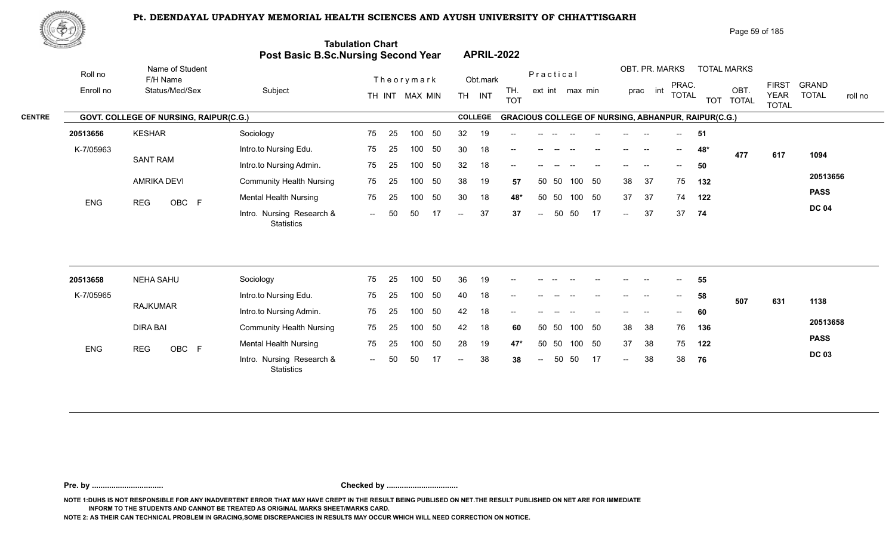# Pt. DEENDAYAL UPADHYAY MEMORIAL HEALTH SCIENCES AND AYUSH UNIVERSITY OF CHHATTISGARH

## Tabulation Chart
## Post Basic B.Sc.Nursing Second Year APRIL-2022

**CENTRE:** GOVT. COLLEGE OF NURSING, RAIPUR(C.G.) **COLLEGE:** GRACIOUS COLLEGE OF NURSING, ABHANPUR, RAIPUR(C.G.)

| Roll no / Enroll no | Name of Student / F/H Name / Status/Med/Sex | Subject | TH | INT | MAX | MIN | Obt. TH | Obt. INT | TH. TOT | ext | int | max | min | prac | int | PRAC. TOTAL | TOT | OBT. TOTAL | FIRST YEAR TOTAL | GRAND TOTAL | roll no |
|---|---|---|---|---|---|---|---|---|---|---|---|---|---|---|---|---|---|---|---|---|---|
| 20513656 | KESHAR | Sociology | 75 | 25 | 100 | 50 | 32 | 19 | -- | -- | -- | -- | -- | -- | -- | -- | 51 | | | | |
| K-7/05963 | SANT RAM | Intro.to Nursing Edu. | 75 | 25 | 100 | 50 | 30 | 18 | -- | -- | -- | -- | -- | -- | -- | -- | 48* | 477 | 617 | 1094 | |
| | | Intro.to Nursing Admin. | 75 | 25 | 100 | 50 | 32 | 18 | -- | -- | -- | -- | -- | -- | -- | -- | 50 | | | | |
| | AMRIKA DEVI | Community Health Nursing | 75 | 25 | 100 | 50 | 38 | 19 | 57 | 50 | 50 | 100 | 50 | 38 | 37 | 75 | 132 | | | | 20513656 |
| ENG | REG OBC F | Mental Health Nursing | 75 | 25 | 100 | 50 | 30 | 18 | 48* | 50 | 50 | 100 | 50 | 37 | 37 | 74 | 122 | | | | PASS |
| | | Intro. Nursing Research & Statistics | -- | 50 | 50 | 17 | -- | 37 | 37 | -- | 50 | 50 | 17 | -- | 37 | 37 | 74 | | | | DC 04 |
| 20513658 | NEHA SAHU | Sociology | 75 | 25 | 100 | 50 | 36 | 19 | -- | -- | -- | -- | -- | -- | -- | -- | 55 | | | | |
| K-7/05965 | RAJKUMAR | Intro.to Nursing Edu. | 75 | 25 | 100 | 50 | 40 | 18 | -- | -- | -- | -- | -- | -- | -- | -- | 58 | 507 | 631 | 1138 | |
| | | Intro.to Nursing Admin. | 75 | 25 | 100 | 50 | 42 | 18 | -- | -- | -- | -- | -- | -- | -- | -- | 60 | | | | |
| | DIRA BAI | Community Health Nursing | 75 | 25 | 100 | 50 | 42 | 18 | 60 | 50 | 50 | 100 | 50 | 38 | 38 | 76 | 136 | | | | 20513658 |
| ENG | REG OBC F | Mental Health Nursing | 75 | 25 | 100 | 50 | 28 | 19 | 47* | 50 | 50 | 100 | 50 | 37 | 38 | 75 | 122 | | | | PASS |
| | | Intro. Nursing Research & Statistics | -- | 50 | 50 | 17 | -- | 38 | 38 | -- | 50 | 50 | 17 | -- | 38 | 38 | 76 | | | | DC 03 |

**Pre. by ................................** **Checked by ................................**

NOTE 1:DUHS IS NOT RESPONSIBLE FOR ANY INADVERTENT ERROR THAT MAY HAVE CREPT IN THE RESULT BEING PUBLISED ON NET.THE RESULT PUBLISHED ON NET ARE FOR IMMEDIATE INFORM TO THE STUDENTS AND CANNOT BE TREATED AS ORIGINAL MARKS SHEET/MARKS CARD.

NOTE 2: AS THEIR CAN TECHNICAL PROBLEM IN GRACING,SOME DISCREPANCIES IN RESULTS MAY OCCUR WHICH WILL NEED CORRECTION ON NOTICE.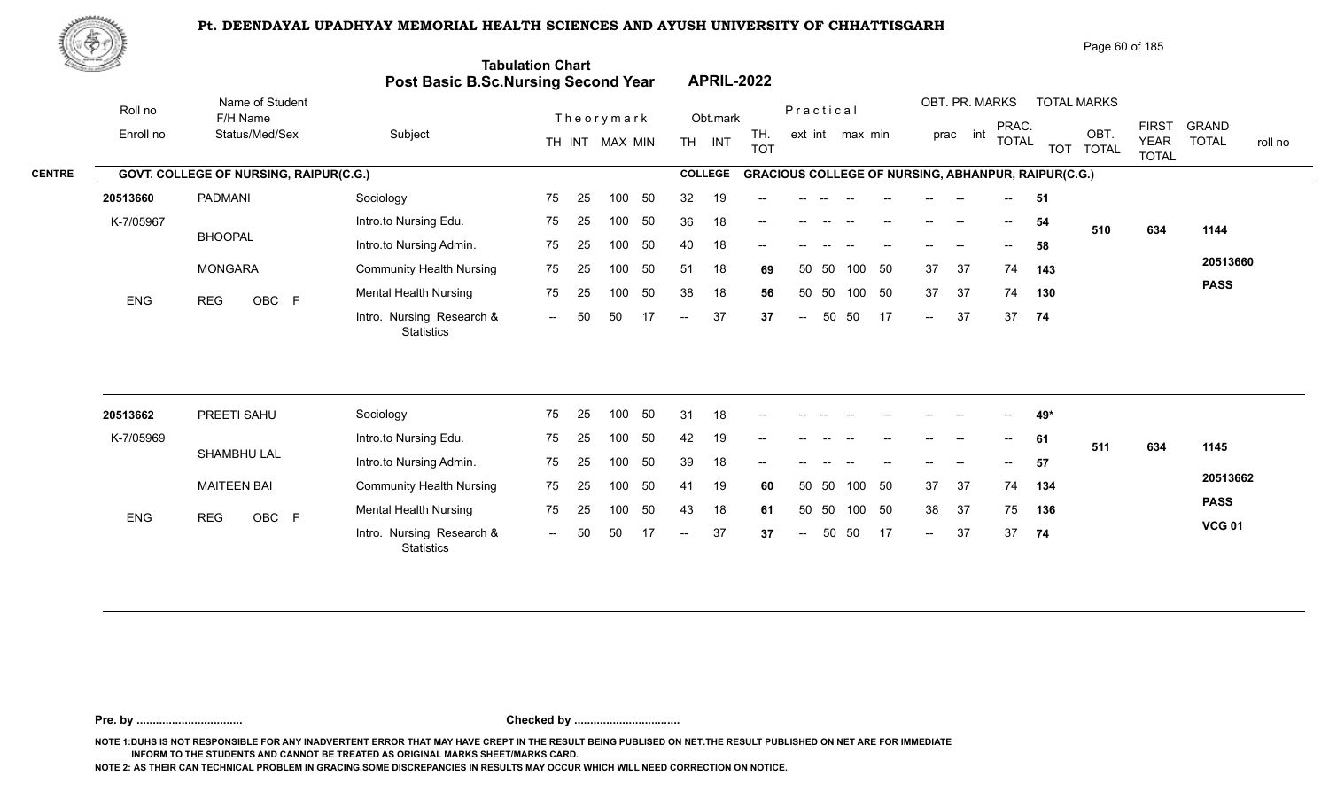# Pt. DEENDAYAL UPADHYAY MEMORIAL HEALTH SCIENCES AND AYUSH UNIVERSITY OF CHHATTISGARH

## Tabulation Chart
## Post Basic B.Sc.Nursing Second Year — APRIL-2022

**CENTRE:** GOVT. COLLEGE OF NURSING, RAIPUR(C.G.) — **COLLEGE:** GRACIOUS COLLEGE OF NURSING, ABHANPUR, RAIPUR(C.G.)

| Roll no / Enroll no | Name of Student / F/H Name / Status/Med/Sex | Subject | Theory TH | Theory INT | MAX | MIN | Obt. TH | Obt. INT | TH. TOT | Practical ext | Practical int | max | min | OBT. PR. prac | OBT. PR. int | PRAC. TOTAL | TOTAL MARKS TOT | OBT. TOTAL | FIRST YEAR TOTAL | GRAND TOTAL | roll no |
|---|---|---|---|---|---|---|---|---|---|---|---|---|---|---|---|---|---|---|---|---|---|
| 20513660 | PADMANI | Sociology | 75 | 25 | 100 | 50 | 32 | 19 | -- | -- | -- | -- | -- | -- | -- | -- | 51 | 510 | 634 | 1144 | 20513660 |
| K-7/05967 | BHOOPAL | Intro.to Nursing Edu. | 75 | 25 | 100 | 50 | 36 | 18 | -- | -- | -- | -- | -- | -- | -- | -- | 54 | | | | PASS |
| | | Intro.to Nursing Admin. | 75 | 25 | 100 | 50 | 40 | 18 | -- | -- | -- | -- | -- | -- | -- | -- | 58 | | | | |
| | MONGARA | Community Health Nursing | 75 | 25 | 100 | 50 | 51 | 18 | 69 | 50 | 50 | 100 | 50 | 37 | 37 | 74 | 143 | | | | |
| ENG | REG OBC F | Mental Health Nursing | 75 | 25 | 100 | 50 | 38 | 18 | 56 | 50 | 50 | 100 | 50 | 37 | 37 | 74 | 130 | | | | |
| | | Intro. Nursing Research & Statistics | -- | 50 | 50 | 17 | -- | 37 | 37 | -- | 50 | 50 | 17 | -- | 37 | 37 | 74 | | | | |
| 20513662 | PREETI SAHU | Sociology | 75 | 25 | 100 | 50 | 31 | 18 | -- | -- | -- | -- | -- | -- | -- | -- | 49* | 511 | 634 | 1145 | 20513662 |
| K-7/05969 | SHAMBHU LAL | Intro.to Nursing Edu. | 75 | 25 | 100 | 50 | 42 | 19 | -- | -- | -- | -- | -- | -- | -- | -- | 61 | | | | PASS |
| | | Intro.to Nursing Admin. | 75 | 25 | 100 | 50 | 39 | 18 | -- | -- | -- | -- | -- | -- | -- | -- | 57 | | | | VCG 01 |
| | MAITEEN BAI | Community Health Nursing | 75 | 25 | 100 | 50 | 41 | 19 | 60 | 50 | 50 | 100 | 50 | 37 | 37 | 74 | 134 | | | | |
| ENG | REG OBC F | Mental Health Nursing | 75 | 25 | 100 | 50 | 43 | 18 | 61 | 50 | 50 | 100 | 50 | 38 | 37 | 75 | 136 | | | | |
| | | Intro. Nursing Research & Statistics | -- | 50 | 50 | 17 | -- | 37 | 37 | -- | 50 | 50 | 17 | -- | 37 | 37 | 74 | | | | |

Pre. by ................................. Checked by .................................

NOTE 1:DUHS IS NOT RESPONSIBLE FOR ANY INADVERTENT ERROR THAT MAY HAVE CREPT IN THE RESULT BEING PUBLISED ON NET.THE RESULT PUBLISHED ON NET ARE FOR IMMEDIATE INFORM TO THE STUDENTS AND CANNOT BE TREATED AS ORIGINAL MARKS SHEET/MARKS CARD.

NOTE 2: AS THEIR CAN TECHNICAL PROBLEM IN GRACING,SOME DISCREPANCIES IN RESULTS MAY OCCUR WHICH WILL NEED CORRECTION ON NOTICE.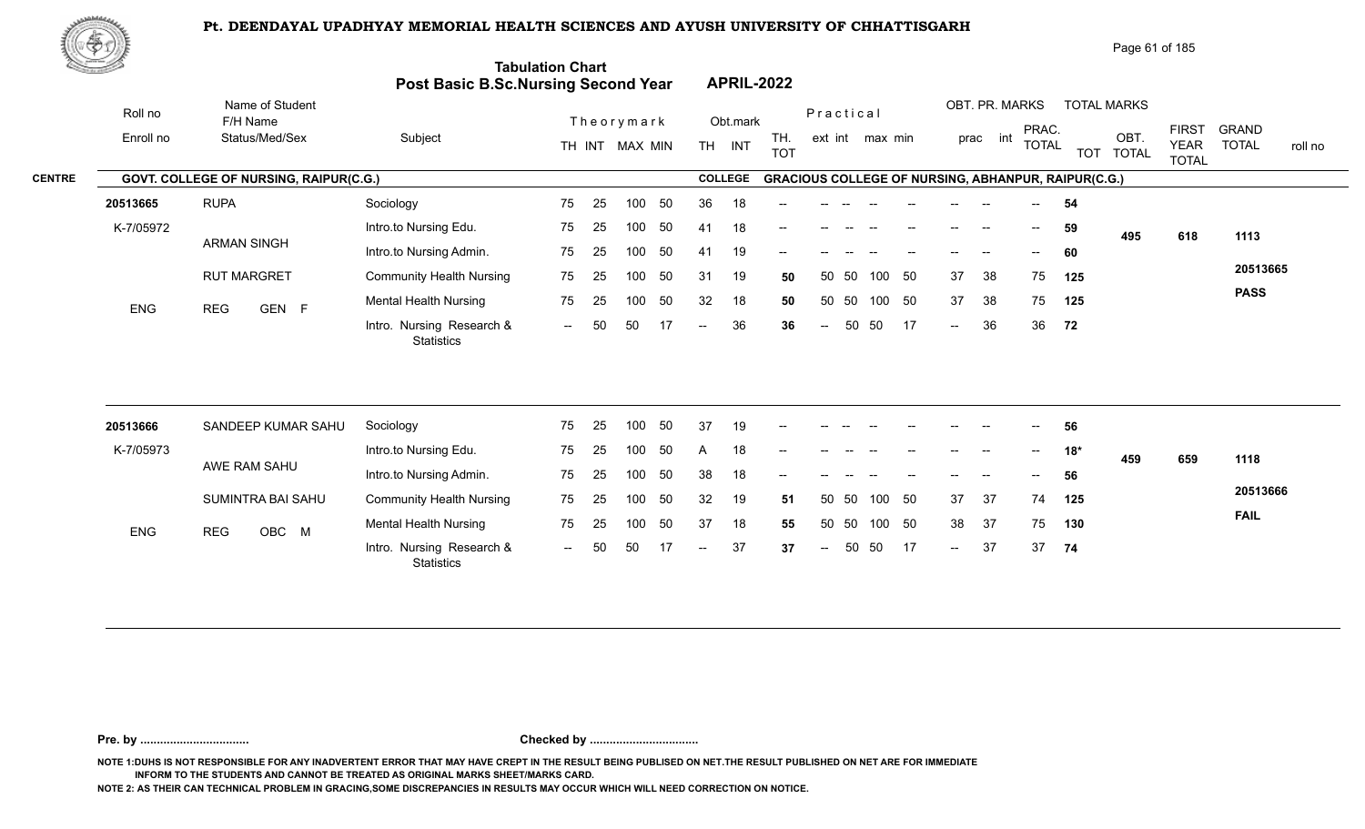# Pt. DEENDAYAL UPADHYAY MEMORIAL HEALTH SCIENCES AND AYUSH UNIVERSITY OF CHHATTISGARH

## Tabulation Chart
## Post Basic B.Sc.Nursing Second Year — APRIL-2022

**CENTRE:** GOVT. COLLEGE OF NURSING, RAIPUR(C.G.)
**COLLEGE:** GRACIOUS COLLEGE OF NURSING, ABHANPUR, RAIPUR(C.G.)

| Roll no / Enroll no | Name of Student / F/H Name / Status/Med/Sex | Subject | Theory TH | Theory INT | Theory MAX | Theory MIN | Obt. TH | Obt. INT | TH. TOT | Prac ext | Prac int | Prac max | Prac min | OBT. PR. prac | OBT. PR. int | PRAC. TOTAL | TOT | OBT. TOTAL | FIRST YEAR TOTAL | GRAND TOTAL / roll no |
|---|---|---|---|---|---|---|---|---|---|---|---|---|---|---|---|---|---|---|---|---|
| 20513665 | RUPA | Sociology | 75 | 25 | 100 | 50 | 36 | 18 | -- | -- | -- | -- | -- | -- | -- | -- | 54 | | | |
| K-7/05972 | ARMAN SINGH | Intro.to Nursing Edu. | 75 | 25 | 100 | 50 | 41 | 18 | -- | -- | -- | -- | -- | -- | -- | -- | 59 | 495 | 618 | 1113 |
| | RUT MARGRET | Intro.to Nursing Admin. | 75 | 25 | 100 | 50 | 41 | 19 | -- | -- | -- | -- | -- | -- | -- | -- | 60 | | | |
| | | Community Health Nursing | 75 | 25 | 100 | 50 | 31 | 19 | 50 | 50 | 50 | 100 | 50 | 37 | 38 | 75 | 125 | | | 20513665 |
| ENG | REG GEN F | Mental Health Nursing | 75 | 25 | 100 | 50 | 32 | 18 | 50 | 50 | 50 | 100 | 50 | 37 | 38 | 75 | 125 | | | PASS |
| | | Intro. Nursing Research & Statistics | -- | 50 | 50 | 17 | -- | 36 | 36 | -- | 50 | 50 | 17 | -- | 36 | 36 | 72 | | | |
| 20513666 | SANDEEP KUMAR SAHU | Sociology | 75 | 25 | 100 | 50 | 37 | 19 | -- | -- | -- | -- | -- | -- | -- | -- | 56 | | | |
| K-7/05973 | AWE RAM SAHU | Intro.to Nursing Edu. | 75 | 25 | 100 | 50 | A | 18 | -- | -- | -- | -- | -- | -- | -- | -- | 18* | 459 | 659 | 1118 |
| | SUMINTRA BAI SAHU | Intro.to Nursing Admin. | 75 | 25 | 100 | 50 | 38 | 18 | -- | -- | -- | -- | -- | -- | -- | -- | 56 | | | |
| | | Community Health Nursing | 75 | 25 | 100 | 50 | 32 | 19 | 51 | 50 | 50 | 100 | 50 | 37 | 37 | 74 | 125 | | | 20513666 |
| ENG | REG OBC M | Mental Health Nursing | 75 | 25 | 100 | 50 | 37 | 18 | 55 | 50 | 50 | 100 | 50 | 38 | 37 | 75 | 130 | | | FAIL |
| | | Intro. Nursing Research & Statistics | -- | 50 | 50 | 17 | -- | 37 | 37 | -- | 50 | 50 | 17 | -- | 37 | 37 | 74 | | | |

Pre. by ................................ Checked by ................................

NOTE 1:DUHS IS NOT RESPONSIBLE FOR ANY INADVERTENT ERROR THAT MAY HAVE CREPT IN THE RESULT BEING PUBLISED ON NET.THE RESULT PUBLISHED ON NET ARE FOR IMMEDIATE INFORM TO THE STUDENTS AND CANNOT BE TREATED AS ORIGINAL MARKS SHEET/MARKS CARD.

NOTE 2: AS THEIR CAN TECHNICAL PROBLEM IN GRACING,SOME DISCREPANCIES IN RESULTS MAY OCCUR WHICH WILL NEED CORRECTION ON NOTICE.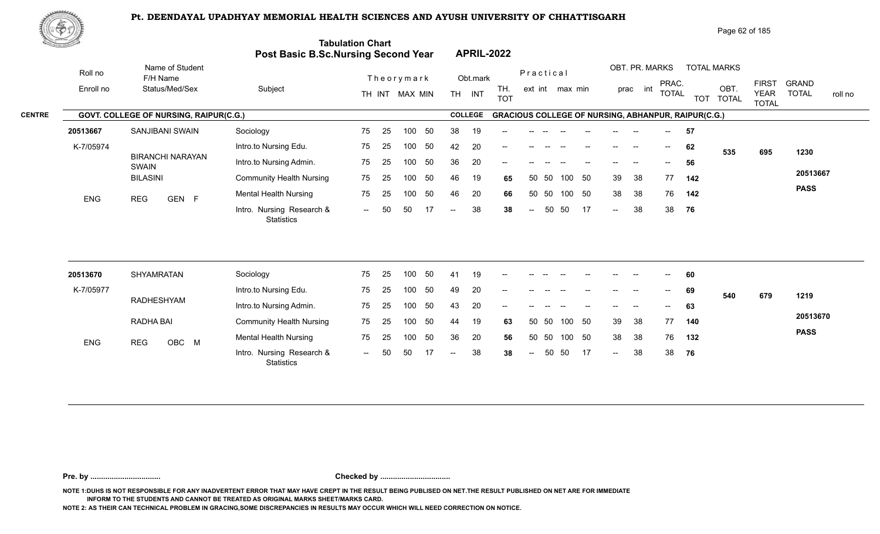# Pt. DEENDAYAL UPADHYAY MEMORIAL HEALTH SCIENCES AND AYUSH UNIVERSITY OF CHHATTISGARH

## Tabulation Chart
## Post Basic B.Sc.Nursing Second Year APRIL-2022

**CENTRE** GOVT. COLLEGE OF NURSING, RAIPUR(C.G.) — **COLLEGE** GRACIOUS COLLEGE OF NURSING, ABHANPUR, RAIPUR(C.G.)

| Roll no / Enroll no | Name of Student / F/H Name / Status/Med/Sex | Subject | Theory TH | Theory INT | MAX | MIN | Obt. TH | Obt. INT | TH. TOT | Practical ext | Practical int | max | min | OBT. PR. prac | OBT. PR. int | PRAC. TOTAL | TOT | OBT. TOTAL | FIRST YEAR TOTAL | GRAND TOTAL / roll no |
|---|---|---|---|---|---|---|---|---|---|---|---|---|---|---|---|---|---|---|---|---|
| 20513667 | SANJIBANI SWAIN | Sociology | 75 | 25 | 100 | 50 | 38 | 19 | -- | -- | -- | -- | -- | -- | -- | -- | 57 | 535 | 695 | 1230 |
| K-7/05974 | BIRANCHI NARAYAN SWAIN | Intro.to Nursing Edu. | 75 | 25 | 100 | 50 | 42 | 20 | -- | -- | -- | -- | -- | -- | -- | -- | 62 | | | 20513667 |
| | BILASINI | Intro.to Nursing Admin. | 75 | 25 | 100 | 50 | 36 | 20 | -- | -- | -- | -- | -- | -- | -- | -- | 56 | | | PASS |
| ENG | REG GEN F | Community Health Nursing | 75 | 25 | 100 | 50 | 46 | 19 | 65 | 50 | 50 | 100 | 50 | 39 | 38 | 77 | 142 | | | |
| | | Mental Health Nursing | 75 | 25 | 100 | 50 | 46 | 20 | 66 | 50 | 50 | 100 | 50 | 38 | 38 | 76 | 142 | | | |
| | | Intro. Nursing Research & Statistics | -- | 50 | 50 | 17 | -- | 38 | 38 | -- | 50 | 50 | 17 | -- | 38 | 38 | 76 | | | |
| 20513670 | SHYAMRATAN | Sociology | 75 | 25 | 100 | 50 | 41 | 19 | -- | -- | -- | -- | -- | -- | -- | -- | 60 | 540 | 679 | 1219 |
| K-7/05977 | RADHESHYAM | Intro.to Nursing Edu. | 75 | 25 | 100 | 50 | 49 | 20 | -- | -- | -- | -- | -- | -- | -- | -- | 69 | | | 20513670 |
| | RADHA BAI | Intro.to Nursing Admin. | 75 | 25 | 100 | 50 | 43 | 20 | -- | -- | -- | -- | -- | -- | -- | -- | 63 | | | PASS |
| ENG | REG OBC M | Community Health Nursing | 75 | 25 | 100 | 50 | 44 | 19 | 63 | 50 | 50 | 100 | 50 | 39 | 38 | 77 | 140 | | | |
| | | Mental Health Nursing | 75 | 25 | 100 | 50 | 36 | 20 | 56 | 50 | 50 | 100 | 50 | 38 | 38 | 76 | 132 | | | |
| | | Intro. Nursing Research & Statistics | -- | 50 | 50 | 17 | -- | 38 | 38 | -- | 50 | 50 | 17 | -- | 38 | 38 | 76 | | | |

**Pre. by .................................** **Checked by .................................**

NOTE 1:DUHS IS NOT RESPONSIBLE FOR ANY INADVERTENT ERROR THAT MAY HAVE CREPT IN THE RESULT BEING PUBLISED ON NET.THE RESULT PUBLISHED ON NET ARE FOR IMMEDIATE INFORM TO THE STUDENTS AND CANNOT BE TREATED AS ORIGINAL MARKS SHEET/MARKS CARD.

NOTE 2: AS THEIR CAN TECHNICAL PROBLEM IN GRACING,SOME DISCREPANCIES IN RESULTS MAY OCCUR WHICH WILL NEED CORRECTION ON NOTICE.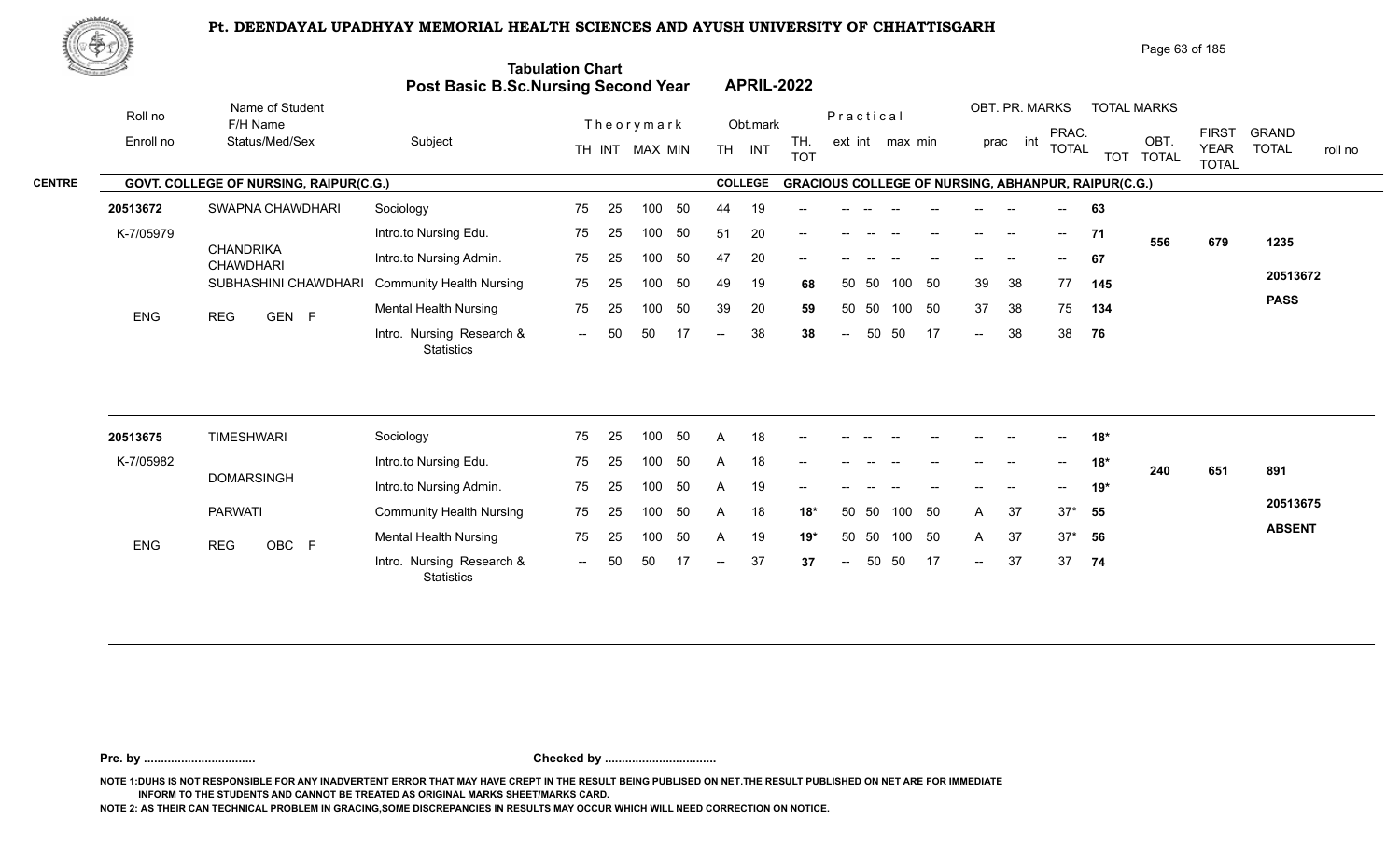# Pt. DEENDAYAL UPADHYAY MEMORIAL HEALTH SCIENCES AND AYUSH UNIVERSITY OF CHHATTISGARH

## Tabulation Chart
## Post Basic B.Sc.Nursing Second Year APRIL-2022

**CENTRE:** GOVT. COLLEGE OF NURSING, RAIPUR(C.G.) — **COLLEGE:** GRACIOUS COLLEGE OF NURSING, ABHANPUR, RAIPUR(C.G.)

| Roll no / Enroll no | Name of Student / F/H Name / Status/Med/Sex | Subject | Theory TH | Theory INT | MAX | MIN | Obt. TH | Obt. INT | TH. TOT | Prac ext | Prac int | max | min | OBT. PR. prac | OBT. PR. int | PRAC. TOTAL | TOT | OBT. TOTAL | FIRST YEAR TOTAL | GRAND TOTAL | roll no |
|---|---|---|---|---|---|---|---|---|---|---|---|---|---|---|---|---|---|---|---|---|---|
| 20513672 | SWAPNA CHAWDHARI | Sociology | 75 | 25 | 100 | 50 | 44 | 19 | -- | -- | -- | -- | -- | -- | -- | -- | 63 | | | | |
| K-7/05979 | CHANDRIKA CHAWDHARI | Intro.to Nursing Edu. | 75 | 25 | 100 | 50 | 51 | 20 | -- | -- | -- | -- | -- | -- | -- | -- | 71 | 556 | 679 | 1235 | |
| | | Intro.to Nursing Admin. | 75 | 25 | 100 | 50 | 47 | 20 | -- | -- | -- | -- | -- | -- | -- | -- | 67 | | | | |
| | SUBHASHINI CHAWDHARI | Community Health Nursing | 75 | 25 | 100 | 50 | 49 | 19 | 68 | 50 | 50 | 100 | 50 | 39 | 38 | 77 | 145 | | | | 20513672 |
| ENG | REG GEN F | Mental Health Nursing | 75 | 25 | 100 | 50 | 39 | 20 | 59 | 50 | 50 | 100 | 50 | 37 | 38 | 75 | 134 | | | | PASS |
| | | Intro. Nursing Research & Statistics | -- | 50 | 50 | 17 | -- | 38 | 38 | -- | 50 | 50 | 17 | -- | 38 | 38 | 76 | | | | |
| 20513675 | TIMESHWARI | Sociology | 75 | 25 | 100 | 50 | A | 18 | -- | -- | -- | -- | -- | -- | -- | -- | 18* | | | | |
| K-7/05982 | DOMARSINGH | Intro.to Nursing Edu. | 75 | 25 | 100 | 50 | A | 18 | -- | -- | -- | -- | -- | -- | -- | -- | 18* | 240 | 651 | 891 | |
| | | Intro.to Nursing Admin. | 75 | 25 | 100 | 50 | A | 19 | -- | -- | -- | -- | -- | -- | -- | -- | 19* | | | | |
| | PARWATI | Community Health Nursing | 75 | 25 | 100 | 50 | A | 18 | 18* | 50 | 50 | 100 | 50 | A | 37 | 37* | 55 | | | | 20513675 |
| ENG | REG OBC F | Mental Health Nursing | 75 | 25 | 100 | 50 | A | 19 | 19* | 50 | 50 | 100 | 50 | A | 37 | 37* | 56 | | | | ABSENT |
| | | Intro. Nursing Research & Statistics | -- | 50 | 50 | 17 | -- | 37 | 37 | -- | 50 | 50 | 17 | -- | 37 | 37 | 74 | | | | |

**Pre. by .................................** **Checked by .................................**

NOTE 1:DUHS IS NOT RESPONSIBLE FOR ANY INADVERTENT ERROR THAT MAY HAVE CREPT IN THE RESULT BEING PUBLISED ON NET.THE RESULT PUBLISHED ON NET ARE FOR IMMEDIATE INFORM TO THE STUDENTS AND CANNOT BE TREATED AS ORIGINAL MARKS SHEET/MARKS CARD.

NOTE 2: AS THEIR CAN TECHNICAL PROBLEM IN GRACING,SOME DISCREPANCIES IN RESULTS MAY OCCUR WHICH WILL NEED CORRECTION ON NOTICE.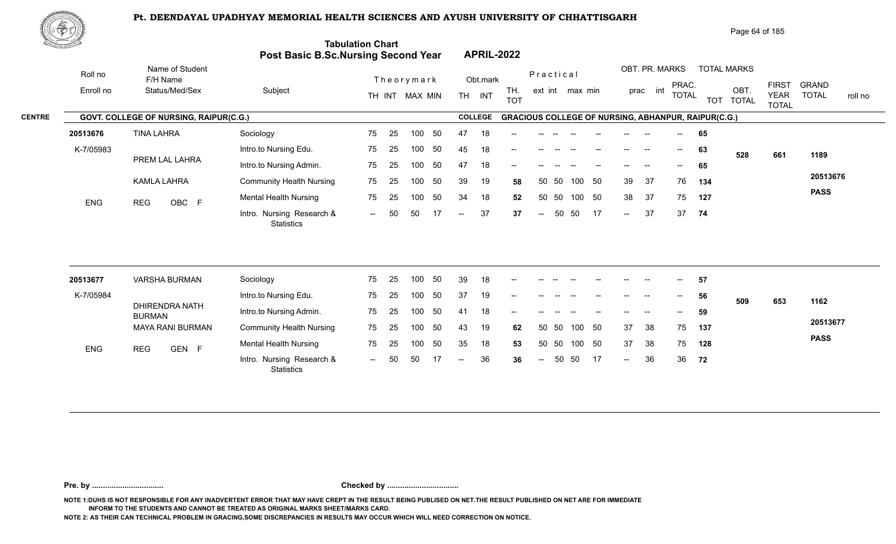# Pt. DEENDAYAL UPADHYAY MEMORIAL HEALTH SCIENCES AND AYUSH UNIVERSITY OF CHHATTISGARH

## Tabulation Chart
## Post Basic B.Sc.Nursing Second Year APRIL-2022

**CENTRE:** GOVT. COLLEGE OF NURSING, RAIPUR(C.G.)
**COLLEGE:** GRACIOUS COLLEGE OF NURSING, ABHANPUR, RAIPUR(C.G.)

| Roll no / Enroll no | Name of Student / F/H Name / Status/Med/Sex | Subject | Theory TH | Theory INT | MAX | MIN | Obt. TH | Obt. INT | TH. TOT | Prac ext | Prac int | max | min | OBT. PR. prac | OBT. PR. int | PRAC. TOTAL | TOT | OBT. TOTAL | FIRST YEAR TOTAL | GRAND TOTAL | roll no |
|---|---|---|---|---|---|---|---|---|---|---|---|---|---|---|---|---|---|---|---|---|---|
| 20513676 | TINA LAHRA | Sociology | 75 | 25 | 100 | 50 | 47 | 18 | -- | -- | -- | -- | -- | -- | -- | -- | 65 | 528 | 661 | 1189 | 20513676 |
| K-7/05983 | PREM LAL LAHRA | Intro.to Nursing Edu. | 75 | 25 | 100 | 50 | 45 | 18 | -- | -- | -- | -- | -- | -- | -- | -- | 63 | | | | PASS |
| | KAMLA LAHRA | Intro.to Nursing Admin. | 75 | 25 | 100 | 50 | 47 | 18 | -- | -- | -- | -- | -- | -- | -- | -- | 65 | | | | |
| ENG | REG OBC F | Community Health Nursing | 75 | 25 | 100 | 50 | 39 | 19 | 58 | 50 | 50 | 100 | 50 | 39 | 37 | 76 | 134 | | | | |
| | | Mental Health Nursing | 75 | 25 | 100 | 50 | 34 | 18 | 52 | 50 | 50 | 100 | 50 | 38 | 37 | 75 | 127 | | | | |
| | | Intro. Nursing Research & Statistics | -- | 50 | 50 | 17 | -- | 37 | 37 | -- | 50 | 50 | 17 | -- | 37 | 37 | 74 | | | | |
| 20513677 | VARSHA BURMAN | Sociology | 75 | 25 | 100 | 50 | 39 | 18 | -- | -- | -- | -- | -- | -- | -- | -- | 57 | 509 | 653 | 1162 | 20513677 |
| K-7/05984 | DHIRENDRA NATH BURMAN | Intro.to Nursing Edu. | 75 | 25 | 100 | 50 | 37 | 19 | -- | -- | -- | -- | -- | -- | -- | -- | 56 | | | | PASS |
| | MAYA RANI BURMAN | Intro.to Nursing Admin. | 75 | 25 | 100 | 50 | 41 | 18 | -- | -- | -- | -- | -- | -- | -- | -- | 59 | | | | |
| ENG | REG GEN F | Community Health Nursing | 75 | 25 | 100 | 50 | 43 | 19 | 62 | 50 | 50 | 100 | 50 | 37 | 38 | 75 | 137 | | | | |
| | | Mental Health Nursing | 75 | 25 | 100 | 50 | 35 | 18 | 53 | 50 | 50 | 100 | 50 | 37 | 38 | 75 | 128 | | | | |
| | | Intro. Nursing Research & Statistics | -- | 50 | 50 | 17 | -- | 36 | 36 | -- | 50 | 50 | 17 | -- | 36 | 36 | 72 | | | | |

**Pre. by ................................ Checked by ................................**

NOTE 1:DUHS IS NOT RESPONSIBLE FOR ANY INADVERTENT ERROR THAT MAY HAVE CREPT IN THE RESULT BEING PUBLISED ON NET.THE RESULT PUBLISHED ON NET ARE FOR IMMEDIATE INFORM TO THE STUDENTS AND CANNOT BE TREATED AS ORIGINAL MARKS SHEET/MARKS CARD.

NOTE 2: AS THEIR CAN TECHNICAL PROBLEM IN GRACING,SOME DISCREPANCIES IN RESULTS MAY OCCUR WHICH WILL NEED CORRECTION ON NOTICE.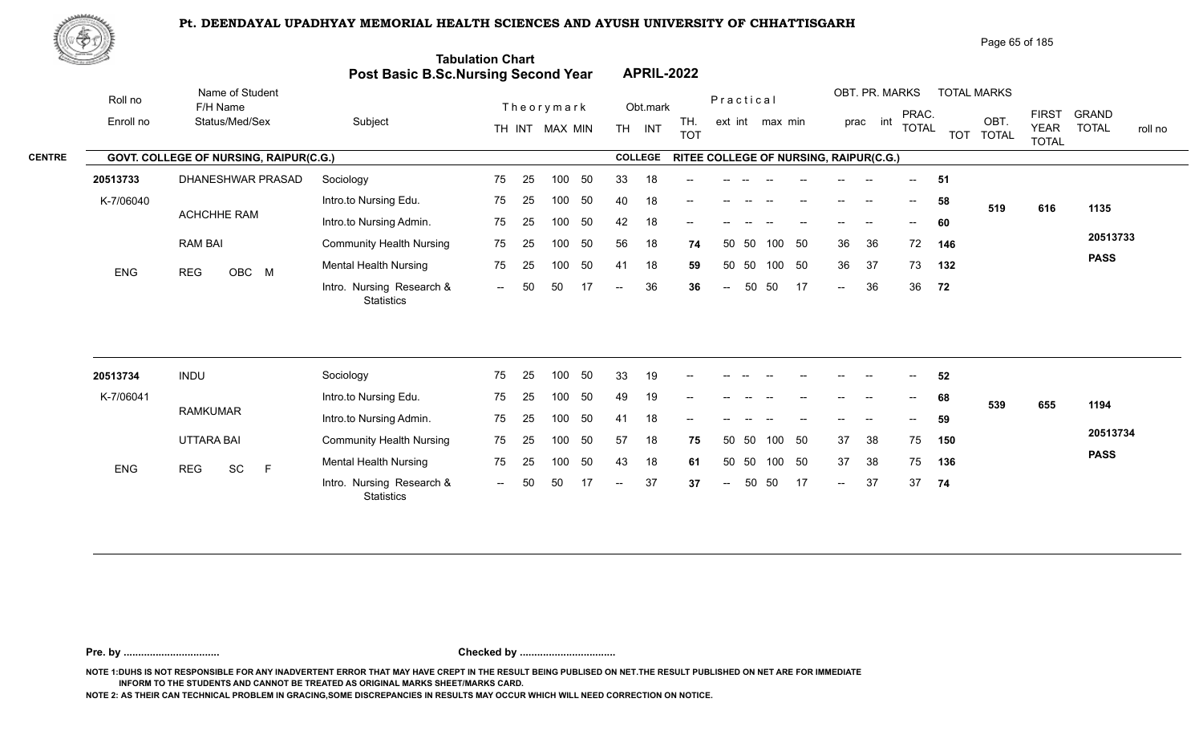# Pt. DEENDAYAL UPADHYAY MEMORIAL HEALTH SCIENCES AND AYUSH UNIVERSITY OF CHHATTISGARH

## Tabulation Chart
## Post Basic B.Sc.Nursing Second Year — APRIL-2022

**CENTRE:** GOVT. COLLEGE OF NURSING, RAIPUR(C.G.)
**COLLEGE:** RITEE COLLEGE OF NURSING, RAIPUR(C.G.)

| Roll no / Enroll no | Name of Student / F/H Name / Status/Med/Sex | Subject | Theory TH | Theory INT | Theory MAX | Theory MIN | Obt. TH | Obt. INT | TH. TOT | Prac. ext | Prac. int | Prac. max | Prac. min | OBT. PR. prac | OBT. PR. int | PRAC. TOTAL | TOT | OBT. TOTAL | FIRST YEAR TOTAL | GRAND TOTAL | roll no |
|---|---|---|---|---|---|---|---|---|---|---|---|---|---|---|---|---|---|---|---|---|---|
| 20513733 | DHANESHWAR PRASAD | Sociology | 75 | 25 | 100 | 50 | 33 | 18 | -- | -- | -- | -- | -- | -- | -- | -- | 51 | 519 | 616 | 1135 | 20513733 |
| K-7/06040 | ACHCHHE RAM | Intro.to Nursing Edu. | 75 | 25 | 100 | 50 | 40 | 18 | -- | -- | -- | -- | -- | -- | -- | -- | 58 | | | | PASS |
| | RAM BAI | Intro.to Nursing Admin. | 75 | 25 | 100 | 50 | 42 | 18 | -- | -- | -- | -- | -- | -- | -- | -- | 60 | | | | |
| ENG | REG OBC M | Community Health Nursing | 75 | 25 | 100 | 50 | 56 | 18 | 74 | 50 | 50 | 100 | 50 | 36 | 36 | 72 | 146 | | | | |
| | | Mental Health Nursing | 75 | 25 | 100 | 50 | 41 | 18 | 59 | 50 | 50 | 100 | 50 | 36 | 37 | 73 | 132 | | | | |
| | | Intro. Nursing Research & Statistics | -- | 50 | 50 | 17 | -- | 36 | 36 | -- | 50 | 50 | 17 | -- | 36 | 36 | 72 | | | | |
| 20513734 | INDU | Sociology | 75 | 25 | 100 | 50 | 33 | 19 | -- | -- | -- | -- | -- | -- | -- | -- | 52 | 539 | 655 | 1194 | 20513734 |
| K-7/06041 | RAMKUMAR | Intro.to Nursing Edu. | 75 | 25 | 100 | 50 | 49 | 19 | -- | -- | -- | -- | -- | -- | -- | -- | 68 | | | | PASS |
| | UTTARA BAI | Intro.to Nursing Admin. | 75 | 25 | 100 | 50 | 41 | 18 | -- | -- | -- | -- | -- | -- | -- | -- | 59 | | | | |
| ENG | REG SC F | Community Health Nursing | 75 | 25 | 100 | 50 | 57 | 18 | 75 | 50 | 50 | 100 | 50 | 37 | 38 | 75 | 150 | | | | |
| | | Mental Health Nursing | 75 | 25 | 100 | 50 | 43 | 18 | 61 | 50 | 50 | 100 | 50 | 37 | 38 | 75 | 136 | | | | |
| | | Intro. Nursing Research & Statistics | -- | 50 | 50 | 17 | -- | 37 | 37 | -- | 50 | 50 | 17 | -- | 37 | 37 | 74 | | | | |

**Pre. by ................................** **Checked by ................................**

NOTE 1:DUHS IS NOT RESPONSIBLE FOR ANY INADVERTENT ERROR THAT MAY HAVE CREPT IN THE RESULT BEING PUBLISED ON NET.THE RESULT PUBLISHED ON NET ARE FOR IMMEDIATE INFORM TO THE STUDENTS AND CANNOT BE TREATED AS ORIGINAL MARKS SHEET/MARKS CARD.

NOTE 2: AS THEIR CAN TECHNICAL PROBLEM IN GRACING,SOME DISCREPANCIES IN RESULTS MAY OCCUR WHICH WILL NEED CORRECTION ON NOTICE.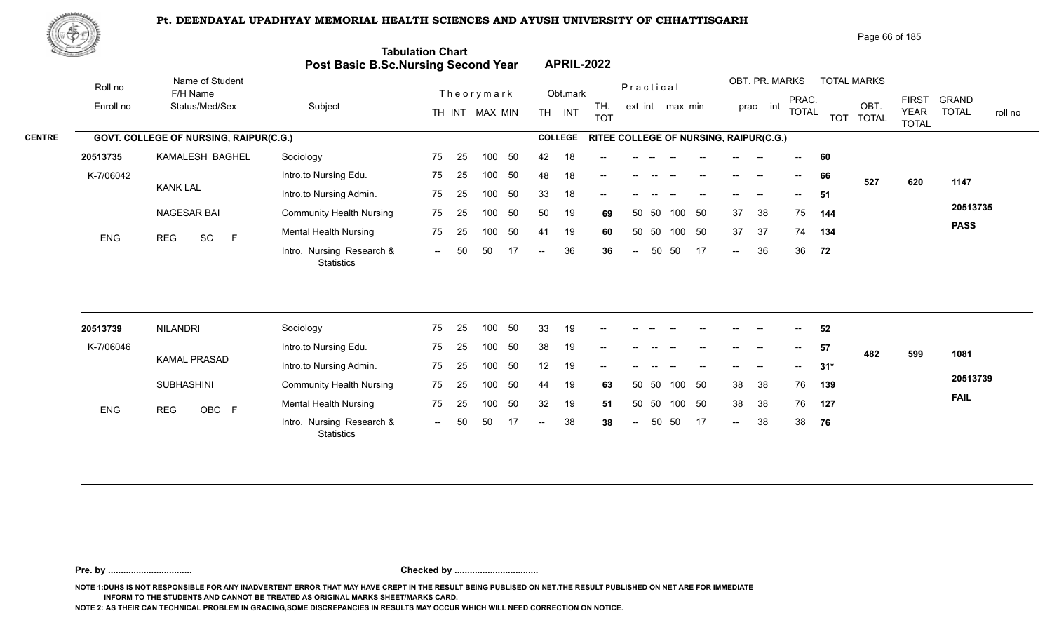# Pt. DEENDAYAL UPADHYAY MEMORIAL HEALTH SCIENCES AND AYUSH UNIVERSITY OF CHHATTISGARH

## Tabulation Chart
## Post Basic B.Sc.Nursing Second Year APRIL-2022

**CENTRE:** GOVT. COLLEGE OF NURSING, RAIPUR(C.G.) **COLLEGE:** RITEE COLLEGE OF NURSING, RAIPUR(C.G.)

| Roll no / Enroll no | Name of Student / F/H Name / Status/Med/Sex | Subject | TH | INT | MAX | MIN | Obt. TH | Obt. INT | TH. TOT | Prac ext | Prac int | max | min | OBT. PR. prac | OBT. PR. int | PRAC. TOTAL | TOT | OBT. TOTAL | FIRST YEAR TOTAL | GRAND TOTAL / roll no |
|---|---|---|---|---|---|---|---|---|---|---|---|---|---|---|---|---|---|---|---|---|
| 20513735 | KAMALESH BAGHEL | Sociology | 75 | 25 | 100 | 50 | 42 | 18 | -- | -- | -- | -- | -- | -- | -- | -- | 60 | | | |
| K-7/06042 | KANK LAL | Intro.to Nursing Edu. | 75 | 25 | 100 | 50 | 48 | 18 | -- | -- | -- | -- | -- | -- | -- | -- | 66 | 527 | 620 | 1147 |
| | NAGESAR BAI | Intro.to Nursing Admin. | 75 | 25 | 100 | 50 | 33 | 18 | -- | -- | -- | -- | -- | -- | -- | -- | 51 | | | 20513735 |
| ENG | REG SC F | Community Health Nursing | 75 | 25 | 100 | 50 | 50 | 19 | 69 | 50 | 50 | 100 | 50 | 37 | 38 | 75 | 144 | | | PASS |
| | | Mental Health Nursing | 75 | 25 | 100 | 50 | 41 | 19 | 60 | 50 | 50 | 100 | 50 | 37 | 37 | 74 | 134 | | | |
| | | Intro. Nursing Research & Statistics | -- | 50 | 50 | 17 | -- | 36 | 36 | -- | 50 | 50 | 17 | -- | 36 | 36 | 72 | | | |
| 20513739 | NILANDRI | Sociology | 75 | 25 | 100 | 50 | 33 | 19 | -- | -- | -- | -- | -- | -- | -- | -- | 52 | | | |
| K-7/06046 | KAMAL PRASAD | Intro.to Nursing Edu. | 75 | 25 | 100 | 50 | 38 | 19 | -- | -- | -- | -- | -- | -- | -- | -- | 57 | 482 | 599 | 1081 |
| | SUBHASHINI | Intro.to Nursing Admin. | 75 | 25 | 100 | 50 | 12 | 19 | -- | -- | -- | -- | -- | -- | -- | -- | 31* | | | 20513739 |
| ENG | REG OBC F | Community Health Nursing | 75 | 25 | 100 | 50 | 44 | 19 | 63 | 50 | 50 | 100 | 50 | 38 | 38 | 76 | 139 | | | FAIL |
| | | Mental Health Nursing | 75 | 25 | 100 | 50 | 32 | 19 | 51 | 50 | 50 | 100 | 50 | 38 | 38 | 76 | 127 | | | |
| | | Intro. Nursing Research & Statistics | -- | 50 | 50 | 17 | -- | 38 | 38 | -- | 50 | 50 | 17 | -- | 38 | 38 | 76 | | | |

Pre. by ................................ Checked by ................................

NOTE 1:DUHS IS NOT RESPONSIBLE FOR ANY INADVERTENT ERROR THAT MAY HAVE CREPT IN THE RESULT BEING PUBLISED ON NET.THE RESULT PUBLISHED ON NET ARE FOR IMMEDIATE INFORM TO THE STUDENTS AND CANNOT BE TREATED AS ORIGINAL MARKS SHEET/MARKS CARD.

NOTE 2: AS THEIR CAN TECHNICAL PROBLEM IN GRACING,SOME DISCREPANCIES IN RESULTS MAY OCCUR WHICH WILL NEED CORRECTION ON NOTICE.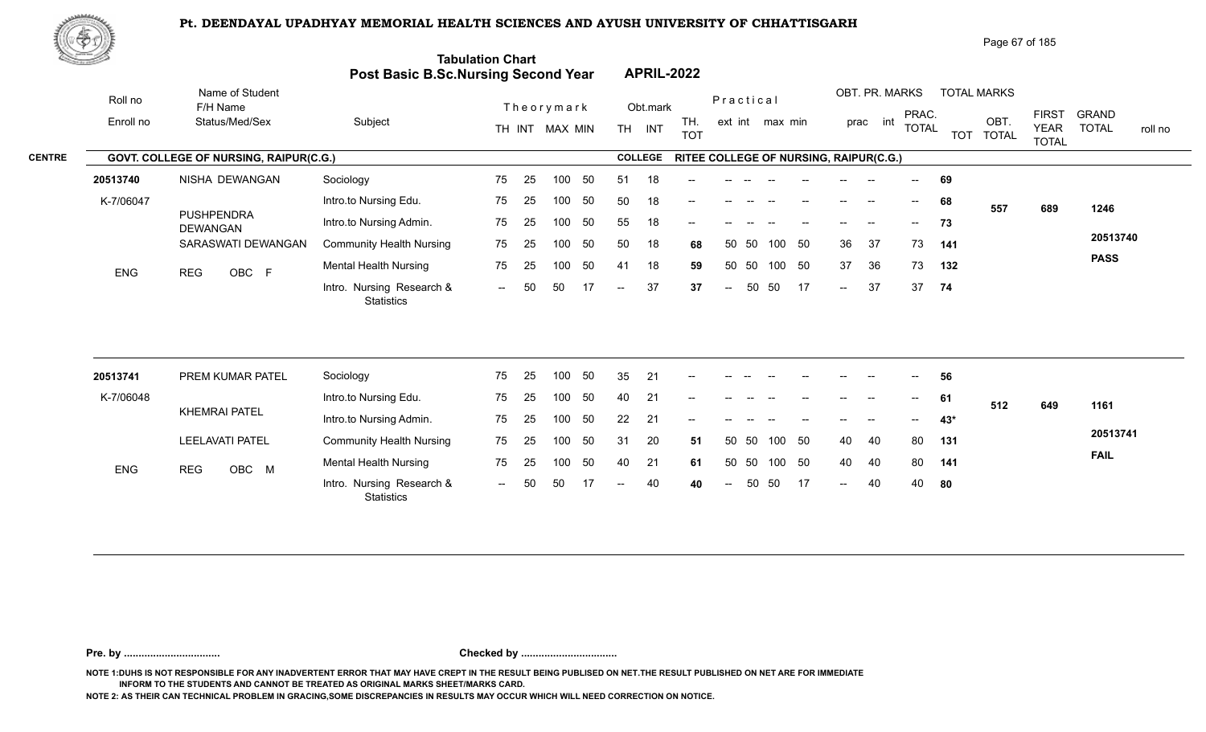# Pt. DEENDAYAL UPADHYAY MEMORIAL HEALTH SCIENCES AND AYUSH UNIVERSITY OF CHHATTISGARH

## Tabulation Chart
## Post Basic B.Sc.Nursing Second Year — APRIL-2022

**CENTRE:** GOVT. COLLEGE OF NURSING, RAIPUR(C.G.) — **COLLEGE:** RITEE COLLEGE OF NURSING, RAIPUR(C.G.)

| Roll no / Enroll no | Name of Student / F/H Name / Status/Med/Sex | Subject | Theory TH | Theory INT | MAX | MIN | Obt. TH | Obt. INT | TH. TOT | Prac ext | Prac int | max | min | OBT. PR. prac | OBT. PR. int | PRAC. TOTAL | TOT | OBT. TOTAL | FIRST YEAR TOTAL | GRAND TOTAL | roll no |
|---|---|---|---|---|---|---|---|---|---|---|---|---|---|---|---|---|---|---|---|---|---|
| 20513740 | NISHA DEWANGAN | Sociology | 75 | 25 | 100 | 50 | 51 | 18 | -- | -- | -- | -- | -- | -- | -- | -- | 69 | 557 | 689 | 1246 | 20513740 |
| K-7/06047 | PUSHPENDRA DEWANGAN | Intro.to Nursing Edu. | 75 | 25 | 100 | 50 | 50 | 18 | -- | -- | -- | -- | -- | -- | -- | -- | 68 | | | PASS | |
| | SARASWATI DEWANGAN | Intro.to Nursing Admin. | 75 | 25 | 100 | 50 | 55 | 18 | -- | -- | -- | -- | -- | -- | -- | -- | 73 | | | | |
| ENG | REG OBC F | Community Health Nursing | 75 | 25 | 100 | 50 | 50 | 18 | 68 | 50 | 50 | 100 | 50 | 36 | 37 | 73 | 141 | | | | |
| | | Mental Health Nursing | 75 | 25 | 100 | 50 | 41 | 18 | 59 | 50 | 50 | 100 | 50 | 37 | 36 | 73 | 132 | | | | |
| | | Intro. Nursing Research & Statistics | -- | 50 | 50 | 17 | -- | 37 | 37 | -- | 50 | 50 | 17 | -- | 37 | 37 | 74 | | | | |
| 20513741 | PREM KUMAR PATEL | Sociology | 75 | 25 | 100 | 50 | 35 | 21 | -- | -- | -- | -- | -- | -- | -- | -- | 56 | 512 | 649 | 1161 | 20513741 |
| K-7/06048 | KHEMRAI PATEL | Intro.to Nursing Edu. | 75 | 25 | 100 | 50 | 40 | 21 | -- | -- | -- | -- | -- | -- | -- | -- | 61 | | | FAIL | |
| | LEELAVATI PATEL | Intro.to Nursing Admin. | 75 | 25 | 100 | 50 | 22 | 21 | -- | -- | -- | -- | -- | -- | -- | -- | 43* | | | | |
| ENG | REG OBC M | Community Health Nursing | 75 | 25 | 100 | 50 | 31 | 20 | 51 | 50 | 50 | 100 | 50 | 40 | 40 | 80 | 131 | | | | |
| | | Mental Health Nursing | 75 | 25 | 100 | 50 | 40 | 21 | 61 | 50 | 50 | 100 | 50 | 40 | 40 | 80 | 141 | | | | |
| | | Intro. Nursing Research & Statistics | -- | 50 | 50 | 17 | -- | 40 | 40 | -- | 50 | 50 | 17 | -- | 40 | 40 | 80 | | | | |

Pre. by ................................ Checked by ................................

NOTE 1:DUHS IS NOT RESPONSIBLE FOR ANY INADVERTENT ERROR THAT MAY HAVE CREPT IN THE RESULT BEING PUBLISED ON NET.THE RESULT PUBLISHED ON NET ARE FOR IMMEDIATE INFORM TO THE STUDENTS AND CANNOT BE TREATED AS ORIGINAL MARKS SHEET/MARKS CARD.

NOTE 2: AS THEIR CAN TECHNICAL PROBLEM IN GRACING,SOME DISCREPANCIES IN RESULTS MAY OCCUR WHICH WILL NEED CORRECTION ON NOTICE.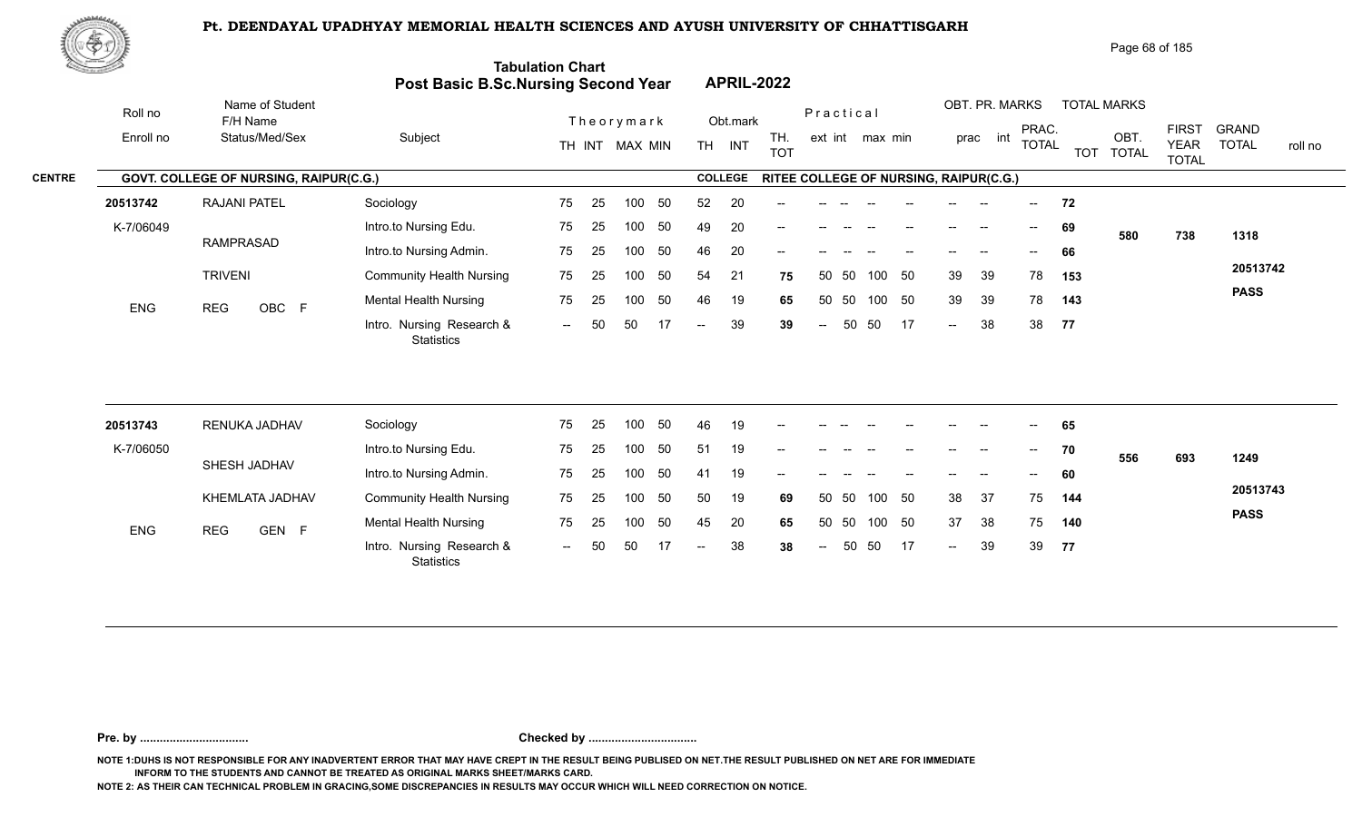# Pt. DEENDAYAL UPADHYAY MEMORIAL HEALTH SCIENCES AND AYUSH UNIVERSITY OF CHHATTISGARH

## Tabulation Chart
## Post Basic B.Sc.Nursing Second Year — APRIL-2022

**CENTRE:** GOVT. COLLEGE OF NURSING, RAIPUR(C.G.) — **COLLEGE:** RITEE COLLEGE OF NURSING, RAIPUR(C.G.)

| Roll no / Enroll no | Name of Student / F/H Name / Status/Med/Sex | Subject | Theory TH | Theory INT | MAX | MIN | Obt. TH | Obt. INT | TH. TOT | Prac ext | Prac int | max | min | OBT. PR. prac | OBT. PR. int | PRAC. TOTAL | TOT | OBT. TOTAL | FIRST YEAR TOTAL | GRAND TOTAL | roll no |
|---|---|---|---|---|---|---|---|---|---|---|---|---|---|---|---|---|---|---|---|---|---|
| 20513742 | RAJANI PATEL | Sociology | 75 | 25 | 100 | 50 | 52 | 20 | -- | -- | -- | -- | -- | -- | -- | -- | 72 | 580 | 738 | 1318 | 20513742 |
| K-7/06049 | RAMPRASAD | Intro.to Nursing Edu. | 75 | 25 | 100 | 50 | 49 | 20 | -- | -- | -- | -- | -- | -- | -- | -- | 69 | | | PASS | |
| | TRIVENI | Intro.to Nursing Admin. | 75 | 25 | 100 | 50 | 46 | 20 | -- | -- | -- | -- | -- | -- | -- | -- | 66 | | | | |
| ENG | REG OBC F | Community Health Nursing | 75 | 25 | 100 | 50 | 54 | 21 | 75 | 50 | 50 | 100 | 50 | 39 | 39 | 78 | 153 | | | | |
| | | Mental Health Nursing | 75 | 25 | 100 | 50 | 46 | 19 | 65 | 50 | 50 | 100 | 50 | 39 | 39 | 78 | 143 | | | | |
| | | Intro. Nursing Research & Statistics | -- | 50 | 50 | 17 | -- | 39 | 39 | -- | 50 | 50 | 17 | -- | 38 | 38 | 77 | | | | |
| 20513743 | RENUKA JADHAV | Sociology | 75 | 25 | 100 | 50 | 46 | 19 | -- | -- | -- | -- | -- | -- | -- | -- | 65 | 556 | 693 | 1249 | 20513743 |
| K-7/06050 | SHESH JADHAV | Intro.to Nursing Edu. | 75 | 25 | 100 | 50 | 51 | 19 | -- | -- | -- | -- | -- | -- | -- | -- | 70 | | | PASS | |
| | KHEMLATA JADHAV | Intro.to Nursing Admin. | 75 | 25 | 100 | 50 | 41 | 19 | -- | -- | -- | -- | -- | -- | -- | -- | 60 | | | | |
| ENG | REG GEN F | Community Health Nursing | 75 | 25 | 100 | 50 | 50 | 19 | 69 | 50 | 50 | 100 | 50 | 38 | 37 | 75 | 144 | | | | |
| | | Mental Health Nursing | 75 | 25 | 100 | 50 | 45 | 20 | 65 | 50 | 50 | 100 | 50 | 37 | 38 | 75 | 140 | | | | |
| | | Intro. Nursing Research & Statistics | -- | 50 | 50 | 17 | -- | 38 | 38 | -- | 50 | 50 | 17 | -- | 39 | 39 | 77 | | | | |

Pre. by ................................ Checked by ................................

NOTE 1:DUHS IS NOT RESPONSIBLE FOR ANY INADVERTENT ERROR THAT MAY HAVE CREPT IN THE RESULT BEING PUBLISED ON NET.THE RESULT PUBLISHED ON NET ARE FOR IMMEDIATE INFORM TO THE STUDENTS AND CANNOT BE TREATED AS ORIGINAL MARKS SHEET/MARKS CARD.

NOTE 2: AS THEIR CAN TECHNICAL PROBLEM IN GRACING,SOME DISCREPANCIES IN RESULTS MAY OCCUR WHICH WILL NEED CORRECTION ON NOTICE.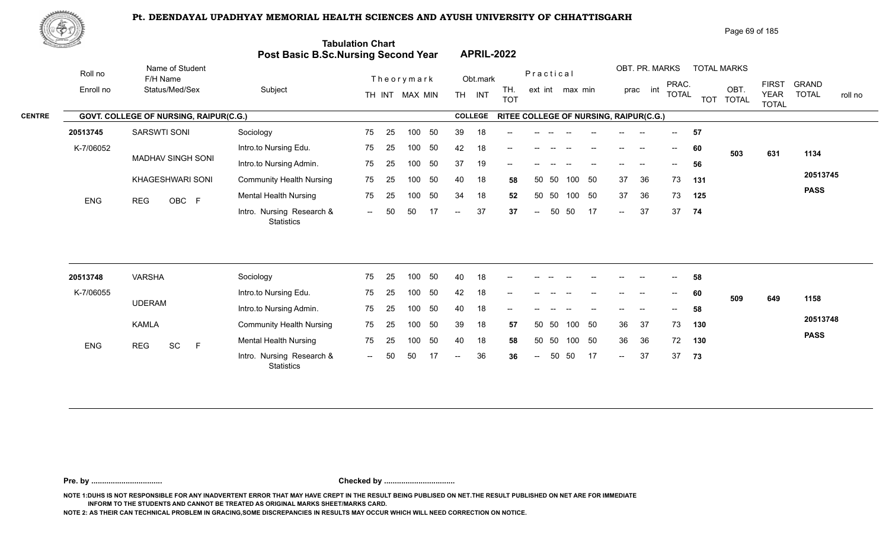**Pt. DEENDAYAL UPADHYAY MEMORIAL HEALTH SCIENCES AND AYUSH UNIVERSITY OF CHHATTISGARH**

**Tabulation Chart**
**Post Basic B.Sc.Nursing Second Year APRIL-2022**

CENTRE: **GOVT. COLLEGE OF NURSING, RAIPUR(C.G.)** COLLEGE: **RITEE COLLEGE OF NURSING, RAIPUR(C.G.)**

| Roll no / Enroll no | Name of Student / F/H Name / Status/Med/Sex | Subject | Theory TH | Theory INT | MAX | MIN | Obt. TH | Obt. INT | TH. TOT | Prac ext | Prac int | max | min | OBT. PR. prac | OBT. PR. int | PRAC. TOTAL | TOT | OBT. TOTAL | FIRST YEAR TOTAL | GRAND TOTAL / roll no |
|---|---|---|---|---|---|---|---|---|---|---|---|---|---|---|---|---|---|---|---|---|
| 20513745 | SARSWTI SONI | Sociology | 75 | 25 | 100 | 50 | 39 | 18 | -- | -- | -- | -- | -- | -- | -- | -- | 57 | 503 | 631 | 1134 |
| K-7/06052 | MADHAV SINGH SONI | Intro.to Nursing Edu. | 75 | 25 | 100 | 50 | 42 | 18 | -- | -- | -- | -- | -- | -- | -- | -- | 60 | | | 20513745 |
| | | Intro.to Nursing Admin. | 75 | 25 | 100 | 50 | 37 | 19 | -- | -- | -- | -- | -- | -- | -- | -- | 56 | | | PASS |
| | KHAGESHWARI SONI | Community Health Nursing | 75 | 25 | 100 | 50 | 40 | 18 | 58 | 50 | 50 | 100 | 50 | 37 | 36 | 73 | 131 | | | |
| ENG | REG OBC F | Mental Health Nursing | 75 | 25 | 100 | 50 | 34 | 18 | 52 | 50 | 50 | 100 | 50 | 37 | 36 | 73 | 125 | | | |
| | | Intro. Nursing Research & Statistics | -- | 50 | 50 | 17 | -- | 37 | 37 | -- | 50 | 50 | 17 | -- | 37 | 37 | 74 | | | |
| 20513748 | VARSHA | Sociology | 75 | 25 | 100 | 50 | 40 | 18 | -- | -- | -- | -- | -- | -- | -- | -- | 58 | 509 | 649 | 1158 |
| K-7/06055 | UDERAM | Intro.to Nursing Edu. | 75 | 25 | 100 | 50 | 42 | 18 | -- | -- | -- | -- | -- | -- | -- | -- | 60 | | | 20513748 |
| | | Intro.to Nursing Admin. | 75 | 25 | 100 | 50 | 40 | 18 | -- | -- | -- | -- | -- | -- | -- | -- | 58 | | | PASS |
| | KAMLA | Community Health Nursing | 75 | 25 | 100 | 50 | 39 | 18 | 57 | 50 | 50 | 100 | 50 | 36 | 37 | 73 | 130 | | | |
| ENG | REG SC F | Mental Health Nursing | 75 | 25 | 100 | 50 | 40 | 18 | 58 | 50 | 50 | 100 | 50 | 36 | 36 | 72 | 130 | | | |
| | | Intro. Nursing Research & Statistics | -- | 50 | 50 | 17 | -- | 36 | 36 | -- | 50 | 50 | 17 | -- | 37 | 37 | 73 | | | |

Pre. by ................................ Checked by ................................

NOTE 1:DUHS IS NOT RESPONSIBLE FOR ANY INADVERTENT ERROR THAT MAY HAVE CREPT IN THE RESULT BEING PUBLISED ON NET.THE RESULT PUBLISHED ON NET ARE FOR IMMEDIATE INFORM TO THE STUDENTS AND CANNOT BE TREATED AS ORIGINAL MARKS SHEET/MARKS CARD.

NOTE 2: AS THEIR CAN TECHNICAL PROBLEM IN GRACING,SOME DISCREPANCIES IN RESULTS MAY OCCUR WHICH WILL NEED CORRECTION ON NOTICE.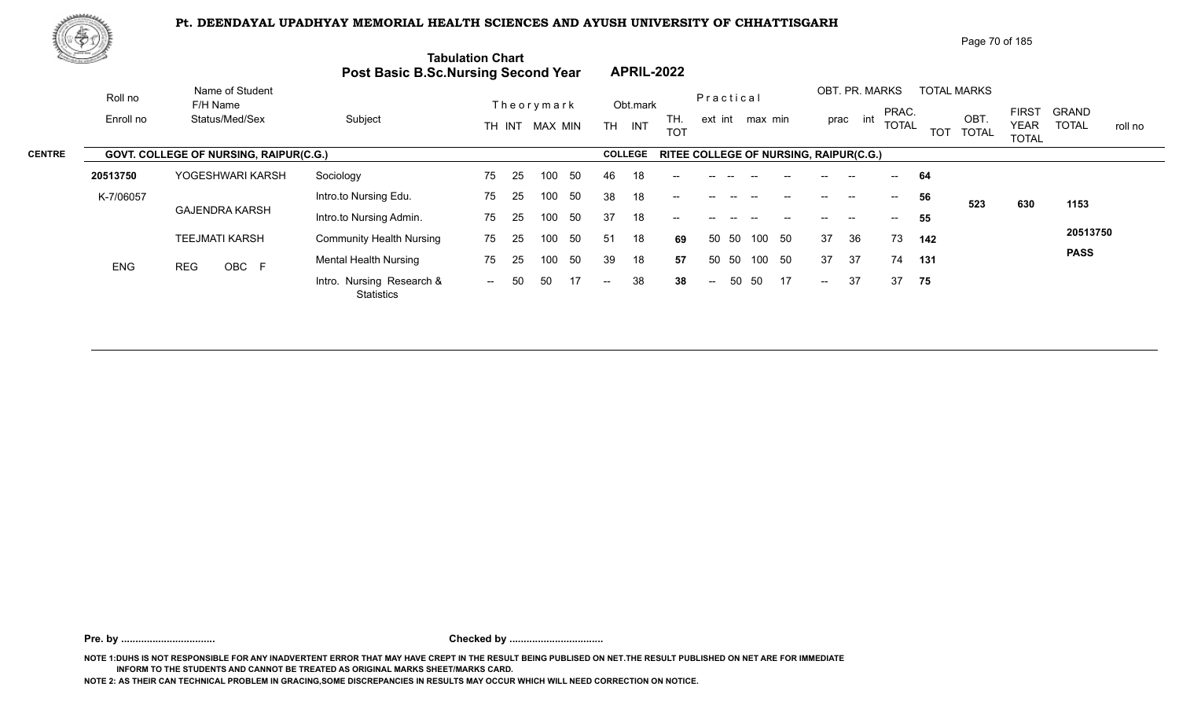# Pt. DEENDAYAL UPADHYAY MEMORIAL HEALTH SCIENCES AND AYUSH UNIVERSITY OF CHHATTISGARH

## Tabulation Chart
## Post Basic B.Sc.Nursing Second Year APRIL-2022

**CENTRE** GOVT. COLLEGE OF NURSING, RAIPUR(C.G.) **COLLEGE** RITEE COLLEGE OF NURSING, RAIPUR(C.G.)

| Roll no / Enroll no | Name of Student / F/H Name / Status/Med/Sex | Subject | Theory mark TH | INT | MAX | MIN | Obt.mark TH | INT | TH. TOT | Practical ext | int | max | min | OBT. PR. MARKS prac | int | PRAC. TOTAL | TOTAL MARKS TOT | OBT. TOTAL | FIRST YEAR TOTAL | GRAND TOTAL | roll no |
|---|---|---|---|---|---|---|---|---|---|---|---|---|---|---|---|---|---|---|---|---|---|
| 20513750 | YOGESHWARI KARSH | Sociology | 75 | 25 | 100 | 50 | 46 | 18 | -- | -- | -- | -- | -- | -- | -- | -- | 64 | | | | |
| K-7/06057 | GAJENDRA KARSH | Intro.to Nursing Edu. | 75 | 25 | 100 | 50 | 38 | 18 | -- | -- | -- | -- | -- | -- | -- | -- | 56 | 523 | 630 | 1153 | |
| | | Intro.to Nursing Admin. | 75 | 25 | 100 | 50 | 37 | 18 | -- | -- | -- | -- | -- | -- | -- | -- | 55 | | | | |
| | TEEJMATI KARSH | Community Health Nursing | 75 | 25 | 100 | 50 | 51 | 18 | 69 | 50 | 50 | 100 | 50 | 37 | 36 | 73 | 142 | | | | 20513750 |
| ENG | REG OBC F | Mental Health Nursing | 75 | 25 | 100 | 50 | 39 | 18 | 57 | 50 | 50 | 100 | 50 | 37 | 37 | 74 | 131 | | | | PASS |
| | | Intro. Nursing Research & Statistics | -- | 50 | 50 | 17 | -- | 38 | 38 | -- | 50 | 50 | 17 | -- | 37 | 37 | 75 | | | | |

**Pre. by .................................** **Checked by .................................**

**NOTE 1:DUHS IS NOT RESPONSIBLE FOR ANY INADVERTENT ERROR THAT MAY HAVE CREPT IN THE RESULT BEING PUBLISED ON NET.THE RESULT PUBLISHED ON NET ARE FOR IMMEDIATE INFORM TO THE STUDENTS AND CANNOT BE TREATED AS ORIGINAL MARKS SHEET/MARKS CARD.**

**NOTE 2: AS THEIR CAN TECHNICAL PROBLEM IN GRACING,SOME DISCREPANCIES IN RESULTS MAY OCCUR WHICH WILL NEED CORRECTION ON NOTICE.**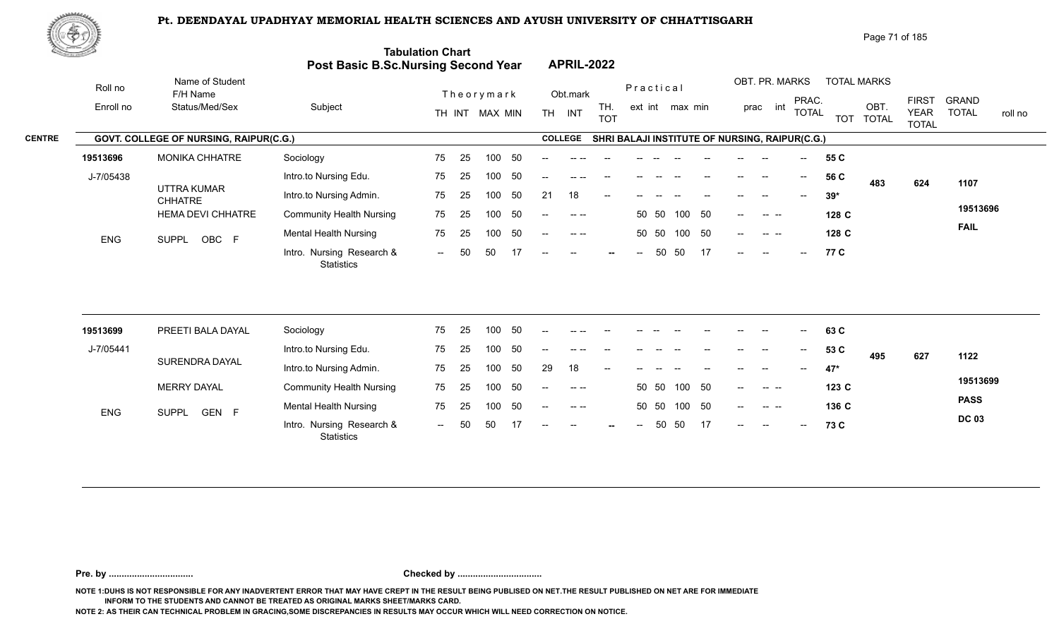# Pt. DEENDAYAL UPADHYAY MEMORIAL HEALTH SCIENCES AND AYUSH UNIVERSITY OF CHHATTISGARH

## Tabulation Chart
## Post Basic B.Sc.Nursing Second Year — APRIL-2022

**CENTRE:** GOVT. COLLEGE OF NURSING, RAIPUR(C.G.)
**COLLEGE:** SHRI BALAJI INSTITUTE OF NURSING, RAIPUR(C.G.)

| Roll no / Enroll no | Name of Student / F/H Name / Status/Med/Sex | Subject | TH | INT | MAX | MIN | Obt. TH | Obt. INT | TH. TOT | Prac ext | Prac int | max | min | OBT. PR. prac | OBT. PR. int | PRAC. TOTAL | TOT | OBT. TOTAL | FIRST YEAR TOTAL | GRAND TOTAL / roll no |
|---|---|---|---|---|---|---|---|---|---|---|---|---|---|---|---|---|---|---|---|---|
| 19513696 | MONIKA CHHATRE | Sociology | 75 | 25 | 100 | 50 | -- | -- -- | -- | -- | -- | -- | -- | -- | -- | -- | 55 C | | | |
| J-7/05438 | UTTRA KUMAR CHHATRE | Intro.to Nursing Edu. | 75 | 25 | 100 | 50 | -- | -- -- | -- | -- | -- | -- | -- | -- | -- | -- | 56 C | 483 | 624 | 1107 |
| | HEMA DEVI CHHATRE | Intro.to Nursing Admin. | 75 | 25 | 100 | 50 | 21 | 18 | -- | -- | -- | -- | -- | -- | -- | -- | 39* | | | 19513696 |
| ENG | SUPPL OBC F | Community Health Nursing | 75 | 25 | 100 | 50 | -- | -- -- | | 50 | 50 | 100 | 50 | -- | -- -- | | 128 C | | | FAIL |
| | | Mental Health Nursing | 75 | 25 | 100 | 50 | -- | -- -- | | 50 | 50 | 100 | 50 | -- | -- -- | | 128 C | | | |
| | | Intro. Nursing Research & Statistics | -- | 50 | 50 | 17 | -- | -- | -- | -- | 50 | 50 | 17 | -- | -- | -- | 77 C | | | |
| 19513699 | PREETI BALA DAYAL | Sociology | 75 | 25 | 100 | 50 | -- | -- -- | -- | -- | -- | -- | -- | -- | -- | -- | 63 C | | | |
| J-7/05441 | SURENDRA DAYAL | Intro.to Nursing Edu. | 75 | 25 | 100 | 50 | -- | -- -- | -- | -- | -- | -- | -- | -- | -- | -- | 53 C | 495 | 627 | 1122 |
| | MERRY DAYAL | Intro.to Nursing Admin. | 75 | 25 | 100 | 50 | 29 | 18 | -- | -- | -- | -- | -- | -- | -- | -- | 47* | | | 19513699 |
| ENG | SUPPL GEN F | Community Health Nursing | 75 | 25 | 100 | 50 | -- | -- -- | | 50 | 50 | 100 | 50 | -- | -- -- | | 123 C | | | PASS |
| | | Mental Health Nursing | 75 | 25 | 100 | 50 | -- | -- -- | | 50 | 50 | 100 | 50 | -- | -- -- | | 136 C | | | DC 03 |
| | | Intro. Nursing Research & Statistics | -- | 50 | 50 | 17 | -- | -- | -- | -- | 50 | 50 | 17 | -- | -- | -- | 73 C | | | |

**Pre. by ................................. Checked by .................................**

NOTE 1:DUHS IS NOT RESPONSIBLE FOR ANY INADVERTENT ERROR THAT MAY HAVE CREPT IN THE RESULT BEING PUBLISED ON NET.THE RESULT PUBLISHED ON NET ARE FOR IMMEDIATE INFORM TO THE STUDENTS AND CANNOT BE TREATED AS ORIGINAL MARKS SHEET/MARKS CARD.

NOTE 2: AS THEIR CAN TECHNICAL PROBLEM IN GRACING,SOME DISCREPANCIES IN RESULTS MAY OCCUR WHICH WILL NEED CORRECTION ON NOTICE.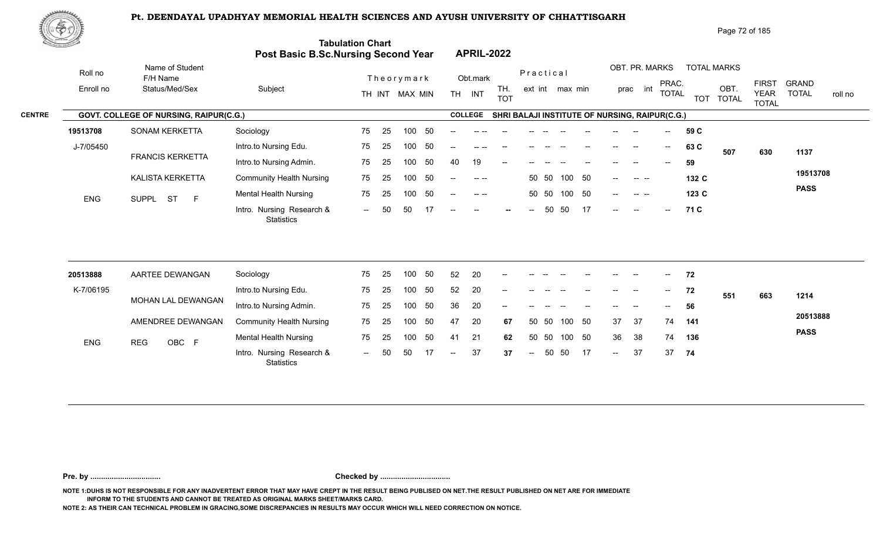# Pt. DEENDAYAL UPADHYAY MEMORIAL HEALTH SCIENCES AND AYUSH UNIVERSITY OF CHHATTISGARH

## Tabulation Chart
## Post Basic B.Sc.Nursing Second Year — APRIL-2022

**CENTRE:** GOVT. COLLEGE OF NURSING, RAIPUR(C.G.) — **COLLEGE:** SHRI BALAJI INSTITUTE OF NURSING, RAIPUR(C.G.)

| Roll no / Enroll no | Name of Student / F/H Name / Status/Med/Sex | Subject | TH | INT | MAX | MIN | Obt. TH | Obt. INT | TH. TOT | Prac ext | Prac int | Prac max | Prac min | OBT. PR. prac | OBT. PR. int | PRAC. TOTAL | TOT | OBT. TOTAL | FIRST YEAR TOTAL | GRAND TOTAL |
|---|---|---|---|---|---|---|---|---|---|---|---|---|---|---|---|---|---|---|---|---|
| 19513708 | SONAM KERKETTA | Sociology | 75 | 25 | 100 | 50 | -- | -- -- | -- | -- | -- | -- | -- | -- | -- | -- | 59 C | | | |
| J-7/05450 | FRANCIS KERKETTA | Intro.to Nursing Edu. | 75 | 25 | 100 | 50 | -- | -- -- | -- | -- | -- | -- | -- | -- | -- | -- | 63 C | 507 | 630 | 1137 |
| | KALISTA KERKETTA | Intro.to Nursing Admin. | 75 | 25 | 100 | 50 | 40 | 19 | -- | -- | -- | -- | -- | -- | -- | -- | 59 | | | 19513708 |
| ENG | SUPPL ST F | Community Health Nursing | 75 | 25 | 100 | 50 | -- | -- -- | | 50 | 50 | 100 | 50 | -- | -- -- | | 132 C | | | PASS |
| | | Mental Health Nursing | 75 | 25 | 100 | 50 | -- | -- -- | | 50 | 50 | 100 | 50 | -- | -- -- | | 123 C | | | |
| | | Intro. Nursing Research & Statistics | -- | 50 | 50 | 17 | -- | -- | -- | -- | 50 | 50 | 17 | -- | -- | -- | 71 C | | | |
| 20513888 | AARTEE DEWANGAN | Sociology | 75 | 25 | 100 | 50 | 52 | 20 | -- | -- | -- | -- | -- | -- | -- | -- | 72 | | | |
| K-7/06195 | MOHAN LAL DEWANGAN | Intro.to Nursing Edu. | 75 | 25 | 100 | 50 | 52 | 20 | -- | -- | -- | -- | -- | -- | -- | -- | 72 | 551 | 663 | 1214 |
| | AMENDREE DEWANGAN | Intro.to Nursing Admin. | 75 | 25 | 100 | 50 | 36 | 20 | -- | -- | -- | -- | -- | -- | -- | -- | 56 | | | 20513888 |
| ENG | REG OBC F | Community Health Nursing | 75 | 25 | 100 | 50 | 47 | 20 | 67 | 50 | 50 | 100 | 50 | 37 | 37 | 74 | 141 | | | PASS |
| | | Mental Health Nursing | 75 | 25 | 100 | 50 | 41 | 21 | 62 | 50 | 50 | 100 | 50 | 36 | 38 | 74 | 136 | | | |
| | | Intro. Nursing Research & Statistics | -- | 50 | 50 | 17 | -- | 37 | 37 | -- | 50 | 50 | 17 | -- | 37 | 37 | 74 | | | |

**Pre. by ................................ Checked by ................................**

NOTE 1:DUHS IS NOT RESPONSIBLE FOR ANY INADVERTENT ERROR THAT MAY HAVE CREPT IN THE RESULT BEING PUBLISED ON NET.THE RESULT PUBLISHED ON NET ARE FOR IMMEDIATE INFORM TO THE STUDENTS AND CANNOT BE TREATED AS ORIGINAL MARKS SHEET/MARKS CARD.

NOTE 2: AS THEIR CAN TECHNICAL PROBLEM IN GRACING,SOME DISCREPANCIES IN RESULTS MAY OCCUR WHICH WILL NEED CORRECTION ON NOTICE.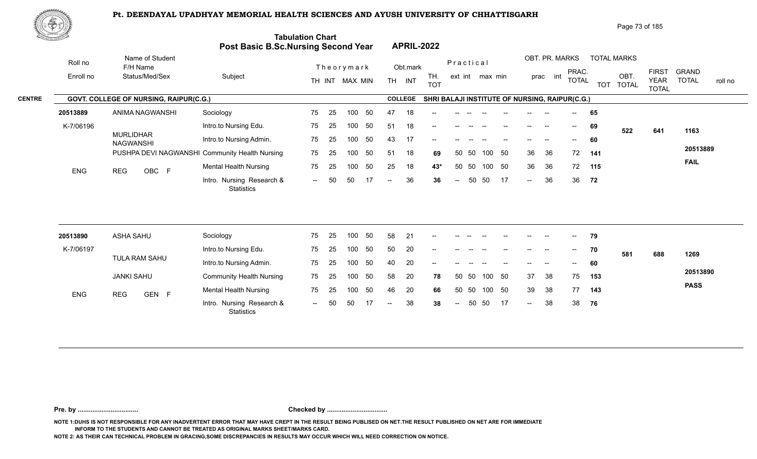# Pt. DEENDAYAL UPADHYAY MEMORIAL HEALTH SCIENCES AND AYUSH UNIVERSITY OF CHHATTISGARH

## Tabulation Chart
## Post Basic B.Sc.Nursing Second Year — APRIL-2022

**CENTRE:** GOVT. COLLEGE OF NURSING, RAIPUR(C.G.)  **COLLEGE:** SHRI BALAJI INSTITUTE OF NURSING, RAIPUR(C.G.)

| Roll no / Enroll no | Name of Student / F/H Name / Status/Med/Sex | Subject | TH | INT | MAX | MIN | Obt. TH | Obt. INT | TH. TOT | ext | int | max | min | prac | int | PRAC. TOTAL | TOT | OBT. TOTAL | FIRST YEAR TOTAL | GRAND TOTAL / roll no |
|---|---|---|---|---|---|---|---|---|---|---|---|---|---|---|---|---|---|---|---|---|
| 20513889 | ANIMA NAGWANSHI | Sociology | 75 | 25 | 100 | 50 | 47 | 18 | -- | -- | -- | -- | -- | -- | -- | -- | 65 | | | |
| K-7/06196 | MURLIDHAR NAGWANSHI | Intro.to Nursing Edu. | 75 | 25 | 100 | 50 | 51 | 18 | -- | -- | -- | -- | -- | -- | -- | -- | 69 | 522 | 641 | 1163 |
| | PUSHPA DEVI NAGWANSHI | Intro.to Nursing Admin. | 75 | 25 | 100 | 50 | 43 | 17 | -- | -- | -- | -- | -- | -- | -- | -- | 60 | | | |
| | | Community Health Nursing | 75 | 25 | 100 | 50 | 51 | 18 | 69 | 50 | 50 | 100 | 50 | 36 | 36 | 72 | 141 | | | 20513889 |
| ENG | REG OBC F | Mental Health Nursing | 75 | 25 | 100 | 50 | 25 | 18 | 43* | 50 | 50 | 100 | 50 | 36 | 36 | 72 | 115 | | | FAIL |
| | | Intro. Nursing Research & Statistics | -- | 50 | 50 | 17 | -- | 36 | 36 | -- | 50 | 50 | 17 | -- | 36 | 36 | 72 | | | |
| 20513890 | ASHA SAHU | Sociology | 75 | 25 | 100 | 50 | 58 | 21 | -- | -- | -- | -- | -- | -- | -- | -- | 79 | | | |
| K-7/06197 | TULA RAM SAHU | Intro.to Nursing Edu. | 75 | 25 | 100 | 50 | 50 | 20 | -- | -- | -- | -- | -- | -- | -- | -- | 70 | 581 | 688 | 1269 |
| | JANKI SAHU | Intro.to Nursing Admin. | 75 | 25 | 100 | 50 | 40 | 20 | -- | -- | -- | -- | -- | -- | -- | -- | 60 | | | |
| | | Community Health Nursing | 75 | 25 | 100 | 50 | 58 | 20 | 78 | 50 | 50 | 100 | 50 | 37 | 38 | 75 | 153 | | | 20513890 |
| ENG | REG GEN F | Mental Health Nursing | 75 | 25 | 100 | 50 | 46 | 20 | 66 | 50 | 50 | 100 | 50 | 39 | 38 | 77 | 143 | | | PASS |
| | | Intro. Nursing Research & Statistics | -- | 50 | 50 | 17 | -- | 38 | 38 | -- | 50 | 50 | 17 | -- | 38 | 38 | 76 | | | |

**Pre. by .................................** **Checked by .................................**

NOTE 1:DUHS IS NOT RESPONSIBLE FOR ANY INADVERTENT ERROR THAT MAY HAVE CREPT IN THE RESULT BEING PUBLISED ON NET.THE RESULT PUBLISHED ON NET ARE FOR IMMEDIATE INFORM TO THE STUDENTS AND CANNOT BE TREATED AS ORIGINAL MARKS SHEET/MARKS CARD.

NOTE 2: AS THEIR CAN TECHNICAL PROBLEM IN GRACING,SOME DISCREPANCIES IN RESULTS MAY OCCUR WHICH WILL NEED CORRECTION ON NOTICE.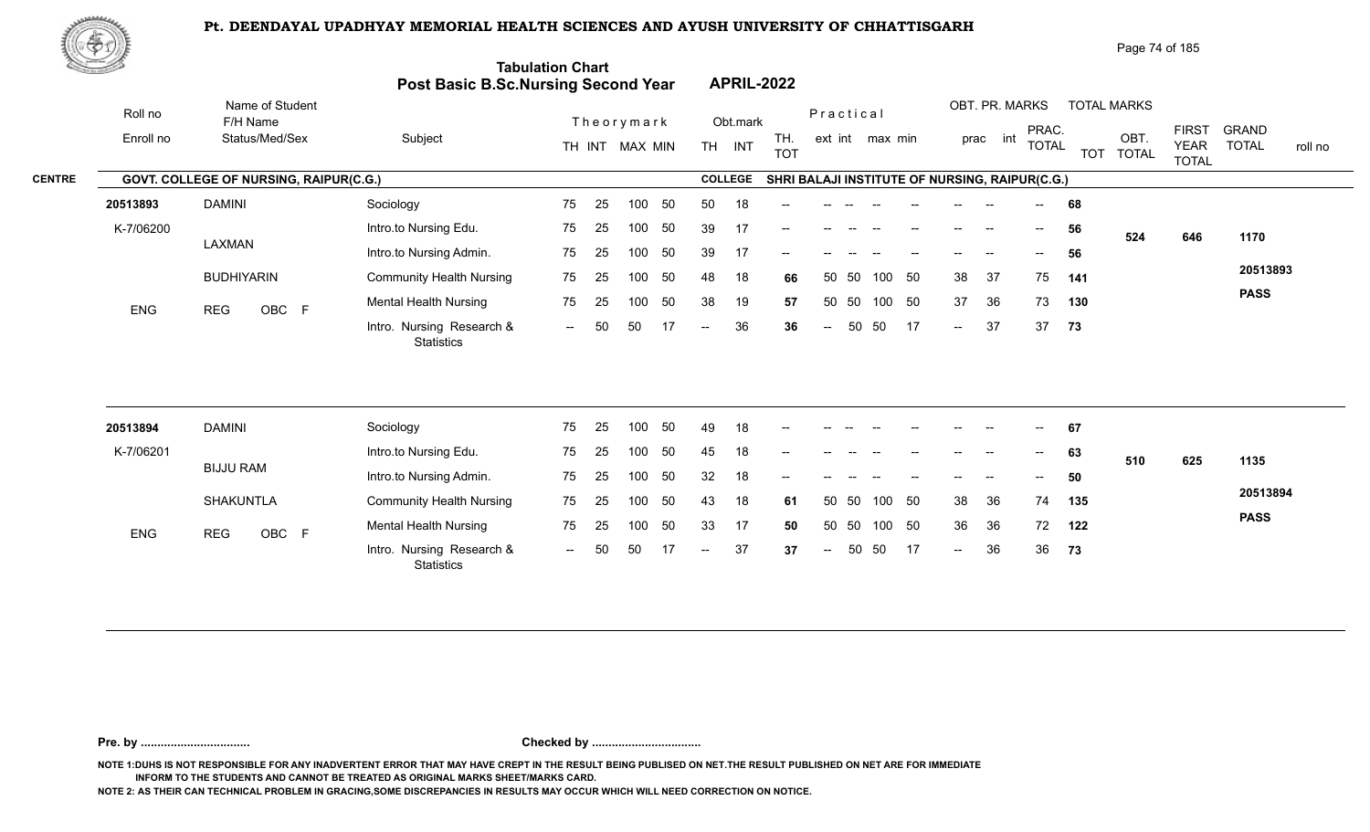# Pt. DEENDAYAL UPADHYAY MEMORIAL HEALTH SCIENCES AND AYUSH UNIVERSITY OF CHHATTISGARH

## Tabulation Chart
## Post Basic B.Sc.Nursing Second Year APRIL-2022

**CENTRE:** GOVT. COLLEGE OF NURSING, RAIPUR(C.G.) — **COLLEGE:** SHRI BALAJI INSTITUTE OF NURSING, RAIPUR(C.G.)

| Roll no / Enroll no | Name of Student / F/H Name / Status/Med/Sex | Subject | Theory TH | Theory INT | MAX | MIN | Obt. TH | Obt. INT | TH. TOT | Prac. ext | Prac. int | max | min | OBT. PR. prac | OBT. PR. int | PRAC. TOTAL | TOT | OBT. TOTAL | FIRST YEAR TOTAL | GRAND TOTAL / roll no |
|---|---|---|---|---|---|---|---|---|---|---|---|---|---|---|---|---|---|---|---|---|
| 20513893 | DAMINI | Sociology | 75 | 25 | 100 | 50 | 50 | 18 | -- | -- | -- | -- | -- | -- | -- | -- | 68 | 524 | 646 | 1170 |
| K-7/06200 | LAXMAN | Intro.to Nursing Edu. | 75 | 25 | 100 | 50 | 39 | 17 | -- | -- | -- | -- | -- | -- | -- | -- | 56 | | | 20513893 |
| | BUDHIYARIN | Intro.to Nursing Admin. | 75 | 25 | 100 | 50 | 39 | 17 | -- | -- | -- | -- | -- | -- | -- | -- | 56 | | | PASS |
| ENG | REG OBC F | Community Health Nursing | 75 | 25 | 100 | 50 | 48 | 18 | 66 | 50 | 50 | 100 | 50 | 38 | 37 | 75 | 141 | | | |
| | | Mental Health Nursing | 75 | 25 | 100 | 50 | 38 | 19 | 57 | 50 | 50 | 100 | 50 | 37 | 36 | 73 | 130 | | | |
| | | Intro. Nursing Research & Statistics | -- | 50 | 50 | 17 | -- | 36 | 36 | -- | 50 | 50 | 17 | -- | 37 | 37 | 73 | | | |
| 20513894 | DAMINI | Sociology | 75 | 25 | 100 | 50 | 49 | 18 | -- | -- | -- | -- | -- | -- | -- | -- | 67 | 510 | 625 | 1135 |
| K-7/06201 | BIJJU RAM | Intro.to Nursing Edu. | 75 | 25 | 100 | 50 | 45 | 18 | -- | -- | -- | -- | -- | -- | -- | -- | 63 | | | 20513894 |
| | SHAKUNTLA | Intro.to Nursing Admin. | 75 | 25 | 100 | 50 | 32 | 18 | -- | -- | -- | -- | -- | -- | -- | -- | 50 | | | PASS |
| ENG | REG OBC F | Community Health Nursing | 75 | 25 | 100 | 50 | 43 | 18 | 61 | 50 | 50 | 100 | 50 | 38 | 36 | 74 | 135 | | | |
| | | Mental Health Nursing | 75 | 25 | 100 | 50 | 33 | 17 | 50 | 50 | 50 | 100 | 50 | 36 | 36 | 72 | 122 | | | |
| | | Intro. Nursing Research & Statistics | -- | 50 | 50 | 17 | -- | 37 | 37 | -- | 50 | 50 | 17 | -- | 36 | 36 | 73 | | | |

**Pre. by .................................** **Checked by .................................**

NOTE 1:DUHS IS NOT RESPONSIBLE FOR ANY INADVERTENT ERROR THAT MAY HAVE CREPT IN THE RESULT BEING PUBLISED ON NET.THE RESULT PUBLISHED ON NET ARE FOR IMMEDIATE INFORM TO THE STUDENTS AND CANNOT BE TREATED AS ORIGINAL MARKS SHEET/MARKS CARD.

NOTE 2: AS THEIR CAN TECHNICAL PROBLEM IN GRACING,SOME DISCREPANCIES IN RESULTS MAY OCCUR WHICH WILL NEED CORRECTION ON NOTICE.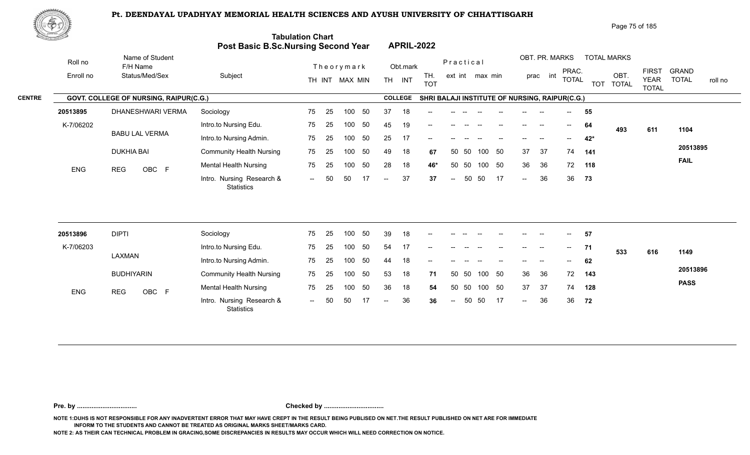# Pt. DEENDAYAL UPADHYAY MEMORIAL HEALTH SCIENCES AND AYUSH UNIVERSITY OF CHHATTISGARH

## Tabulation Chart
## Post Basic B.Sc.Nursing Second Year — APRIL-2022

**CENTRE:** GOVT. COLLEGE OF NURSING, RAIPUR(C.G.)
**COLLEGE:** SHRI BALAJI INSTITUTE OF NURSING, RAIPUR(C.G.)

| Roll no / Enroll no | Name of Student / F/H Name / Status/Med/Sex | Subject | TH | INT | MAX | MIN | Obt. TH | Obt. INT | TH. TOT | Prac ext | Prac int | max | min | OBT. PR. prac | OBT. PR. int | PRAC. TOTAL | TOT | OBT. TOTAL | FIRST YEAR TOTAL | GRAND TOTAL | roll no |
|---|---|---|---|---|---|---|---|---|---|---|---|---|---|---|---|---|---|---|---|---|---|
| 20513895 | DHANESHWARI VERMA | Sociology | 75 | 25 | 100 | 50 | 37 | 18 | -- | -- | -- | -- | -- | -- | -- | -- | 55 | 493 | 611 | 1104 | 20513895 |
| K-7/06202 | BABU LAL VERMA | Intro.to Nursing Edu. | 75 | 25 | 100 | 50 | 45 | 19 | -- | -- | -- | -- | -- | -- | -- | -- | 64 | | | | FAIL |
| | DUKHIA BAI | Intro.to Nursing Admin. | 75 | 25 | 100 | 50 | 25 | 17 | -- | -- | -- | -- | -- | -- | -- | -- | 42* | | | | |
| ENG | REG OBC F | Community Health Nursing | 75 | 25 | 100 | 50 | 49 | 18 | 67 | 50 | 50 | 100 | 50 | 37 | 37 | 74 | 141 | | | | |
| | | Mental Health Nursing | 75 | 25 | 100 | 50 | 28 | 18 | 46* | 50 | 50 | 100 | 50 | 36 | 36 | 72 | 118 | | | | |
| | | Intro. Nursing Research & Statistics | -- | 50 | 50 | 17 | -- | 37 | 37 | -- | 50 | 50 | 17 | -- | 36 | 36 | 73 | | | | |
| 20513896 | DIPTI | Sociology | 75 | 25 | 100 | 50 | 39 | 18 | -- | -- | -- | -- | -- | -- | -- | -- | 57 | 533 | 616 | 1149 | 20513896 |
| K-7/06203 | LAXMAN | Intro.to Nursing Edu. | 75 | 25 | 100 | 50 | 54 | 17 | -- | -- | -- | -- | -- | -- | -- | -- | 71 | | | | PASS |
| | BUDHIYARIN | Intro.to Nursing Admin. | 75 | 25 | 100 | 50 | 44 | 18 | -- | -- | -- | -- | -- | -- | -- | -- | 62 | | | | |
| ENG | REG OBC F | Community Health Nursing | 75 | 25 | 100 | 50 | 53 | 18 | 71 | 50 | 50 | 100 | 50 | 36 | 36 | 72 | 143 | | | | |
| | | Mental Health Nursing | 75 | 25 | 100 | 50 | 36 | 18 | 54 | 50 | 50 | 100 | 50 | 37 | 37 | 74 | 128 | | | | |
| | | Intro. Nursing Research & Statistics | -- | 50 | 50 | 17 | -- | 36 | 36 | -- | 50 | 50 | 17 | -- | 36 | 36 | 72 | | | | |

**Pre. by .................................** **Checked by .................................**

NOTE 1:DUHS IS NOT RESPONSIBLE FOR ANY INADVERTENT ERROR THAT MAY HAVE CREPT IN THE RESULT BEING PUBLISED ON NET.THE RESULT PUBLISHED ON NET ARE FOR IMMEDIATE INFORM TO THE STUDENTS AND CANNOT BE TREATED AS ORIGINAL MARKS SHEET/MARKS CARD.

NOTE 2: AS THEIR CAN TECHNICAL PROBLEM IN GRACING,SOME DISCREPANCIES IN RESULTS MAY OCCUR WHICH WILL NEED CORRECTION ON NOTICE.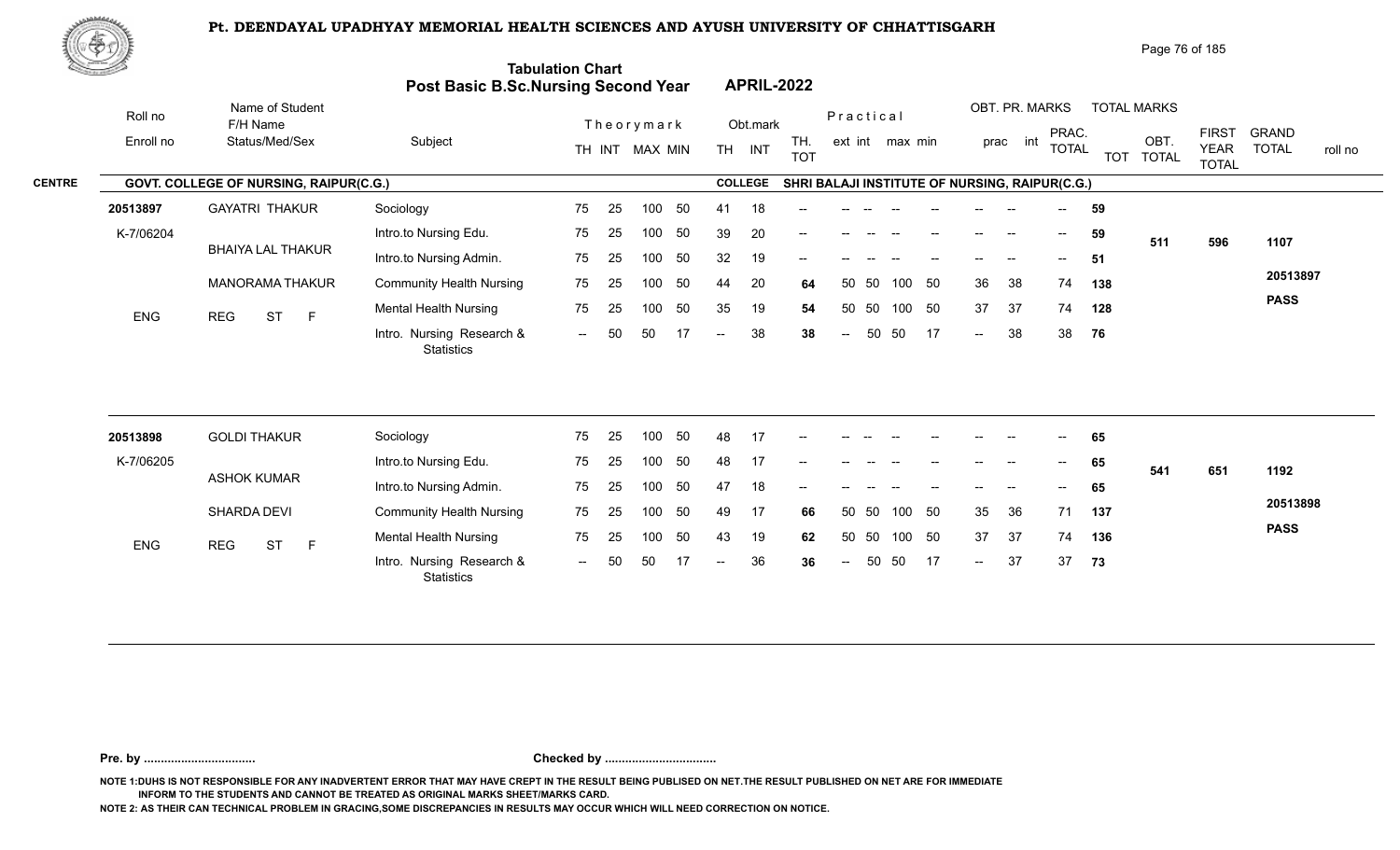# Pt. DEENDAYAL UPADHYAY MEMORIAL HEALTH SCIENCES AND AYUSH UNIVERSITY OF CHHATTISGARH

## Tabulation Chart
## Post Basic B.Sc.Nursing Second Year — APRIL-2022

**CENTRE:** GOVT. COLLEGE OF NURSING, RAIPUR(C.G.)
**COLLEGE:** SHRI BALAJI INSTITUTE OF NURSING, RAIPUR(C.G.)

| Roll no / Enroll no | Name of Student / F/H Name / Status/Med/Sex | Subject | Theory TH | Theory INT | MAX | MIN | Obt. TH | Obt. INT | TH. TOT | Practical ext | Practical int | max | min | OBT. PR. prac | OBT. PR. int | PRAC. TOTAL | TOT | OBT. TOTAL | FIRST YEAR TOTAL | GRAND TOTAL / roll no |
|---|---|---|---|---|---|---|---|---|---|---|---|---|---|---|---|---|---|---|---|---|
| 20513897 | GAYATRI THAKUR | Sociology | 75 | 25 | 100 | 50 | 41 | 18 | -- | -- | -- | -- | -- | -- | -- | -- | 59 | | | |
| K-7/06204 | BHAIYA LAL THAKUR | Intro.to Nursing Edu. | 75 | 25 | 100 | 50 | 39 | 20 | -- | -- | -- | -- | -- | -- | -- | -- | 59 | 511 | 596 | 1107 |
| | | Intro.to Nursing Admin. | 75 | 25 | 100 | 50 | 32 | 19 | -- | -- | -- | -- | -- | -- | -- | -- | 51 | | | |
| | MANORAMA THAKUR | Community Health Nursing | 75 | 25 | 100 | 50 | 44 | 20 | 64 | 50 | 50 | 100 | 50 | 36 | 38 | 74 | 138 | | | 20513897 |
| ENG | REG ST F | Mental Health Nursing | 75 | 25 | 100 | 50 | 35 | 19 | 54 | 50 | 50 | 100 | 50 | 37 | 37 | 74 | 128 | | | PASS |
| | | Intro. Nursing Research & Statistics | -- | 50 | 50 | 17 | -- | 38 | 38 | -- | 50 | 50 | 17 | -- | 38 | 38 | 76 | | | |
| 20513898 | GOLDI THAKUR | Sociology | 75 | 25 | 100 | 50 | 48 | 17 | -- | -- | -- | -- | -- | -- | -- | -- | 65 | | | |
| K-7/06205 | ASHOK KUMAR | Intro.to Nursing Edu. | 75 | 25 | 100 | 50 | 48 | 17 | -- | -- | -- | -- | -- | -- | -- | -- | 65 | 541 | 651 | 1192 |
| | | Intro.to Nursing Admin. | 75 | 25 | 100 | 50 | 47 | 18 | -- | -- | -- | -- | -- | -- | -- | -- | 65 | | | |
| | SHARDA DEVI | Community Health Nursing | 75 | 25 | 100 | 50 | 49 | 17 | 66 | 50 | 50 | 100 | 50 | 35 | 36 | 71 | 137 | | | 20513898 |
| ENG | REG ST F | Mental Health Nursing | 75 | 25 | 100 | 50 | 43 | 19 | 62 | 50 | 50 | 100 | 50 | 37 | 37 | 74 | 136 | | | PASS |
| | | Intro. Nursing Research & Statistics | -- | 50 | 50 | 17 | -- | 36 | 36 | -- | 50 | 50 | 17 | -- | 37 | 37 | 73 | | | |

Pre. by ................................ Checked by ................................

NOTE 1:DUHS IS NOT RESPONSIBLE FOR ANY INADVERTENT ERROR THAT MAY HAVE CREPT IN THE RESULT BEING PUBLISED ON NET.THE RESULT PUBLISHED ON NET ARE FOR IMMEDIATE INFORM TO THE STUDENTS AND CANNOT BE TREATED AS ORIGINAL MARKS SHEET/MARKS CARD.

NOTE 2: AS THEIR CAN TECHNICAL PROBLEM IN GRACING,SOME DISCREPANCIES IN RESULTS MAY OCCUR WHICH WILL NEED CORRECTION ON NOTICE.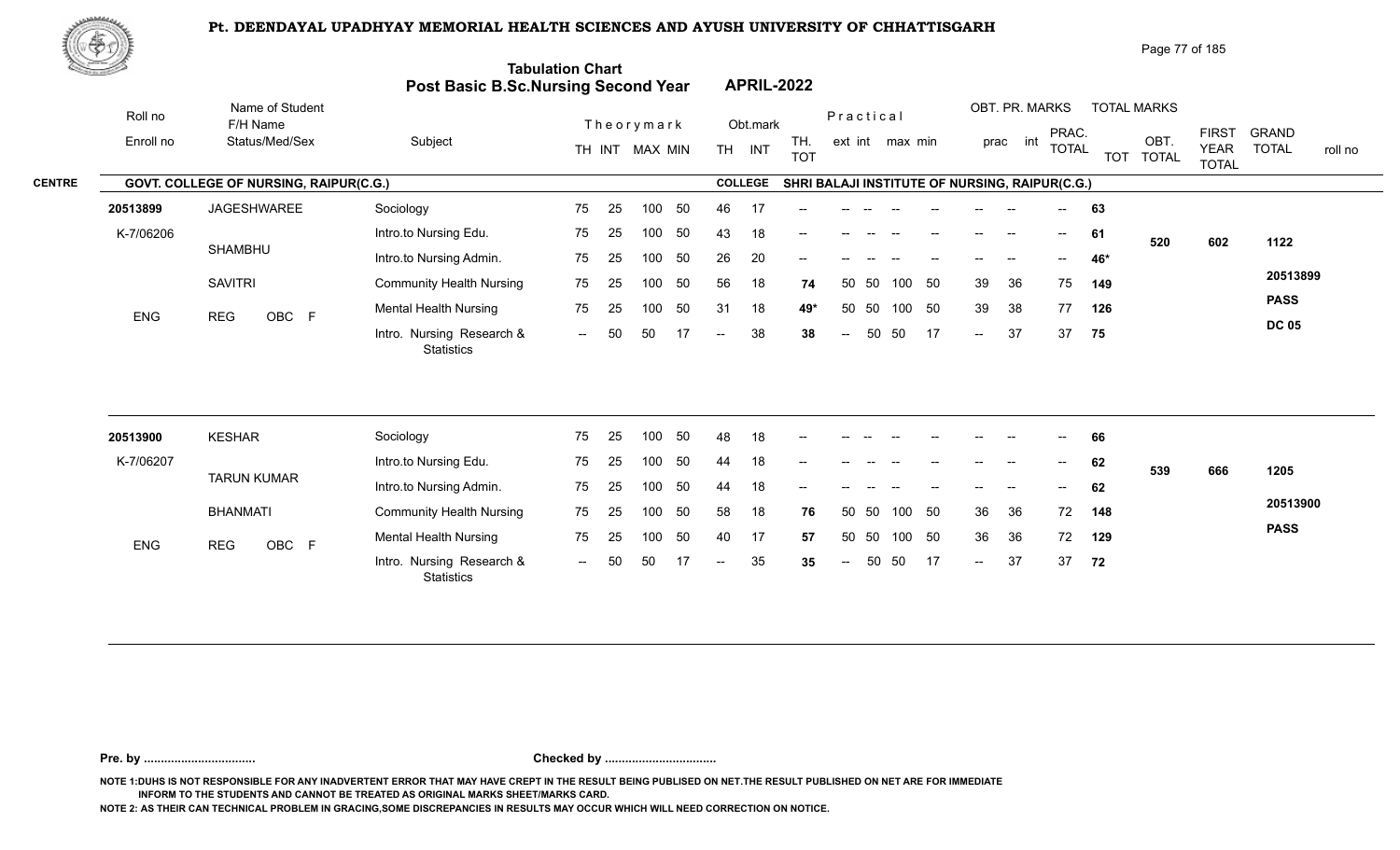# Pt. DEENDAYAL UPADHYAY MEMORIAL HEALTH SCIENCES AND AYUSH UNIVERSITY OF CHHATTISGARH

## Tabulation Chart
## Post Basic B.Sc.Nursing Second Year — APRIL-2022

**CENTRE:** GOVT. COLLEGE OF NURSING, RAIPUR(C.G.)
**COLLEGE:** SHRI BALAJI INSTITUTE OF NURSING, RAIPUR(C.G.)

| Roll no / Enroll no | Name of Student / F/H Name / Status/Med/Sex | Subject | Theory TH | Theory INT | MAX | MIN | Obt. TH | Obt. INT | TH. TOT | Prac ext | Prac int | max | min | prac | int | PRAC. TOTAL | TOT | OBT. TOTAL | FIRST YEAR TOTAL | GRAND TOTAL | roll no |
|---|---|---|---|---|---|---|---|---|---|---|---|---|---|---|---|---|---|---|---|---|---|
| 20513899 | JAGESHWAREE | Sociology | 75 | 25 | 100 | 50 | 46 | 17 | -- | -- | -- | -- | -- | -- | -- | -- | 63 | 520 | 602 | 1122 | 20513899 |
| K-7/06206 | SHAMBHU | Intro.to Nursing Edu. | 75 | 25 | 100 | 50 | 43 | 18 | -- | -- | -- | -- | -- | -- | -- | -- | 61 | | | | PASS |
| | SAVITRI | Intro.to Nursing Admin. | 75 | 25 | 100 | 50 | 26 | 20 | -- | -- | -- | -- | -- | -- | -- | -- | 46* | | | | DC 05 |
| ENG | REG OBC F | Community Health Nursing | 75 | 25 | 100 | 50 | 56 | 18 | 74 | 50 | 50 | 100 | 50 | 39 | 36 | 75 | 149 | | | | |
| | | Mental Health Nursing | 75 | 25 | 100 | 50 | 31 | 18 | 49* | 50 | 50 | 100 | 50 | 39 | 38 | 77 | 126 | | | | |
| | | Intro. Nursing Research & Statistics | -- | 50 | 50 | 17 | -- | 38 | 38 | -- | 50 | 50 | 17 | -- | 37 | 37 | 75 | | | | |
| 20513900 | KESHAR | Sociology | 75 | 25 | 100 | 50 | 48 | 18 | -- | -- | -- | -- | -- | -- | -- | -- | 66 | 539 | 666 | 1205 | 20513900 |
| K-7/06207 | TARUN KUMAR | Intro.to Nursing Edu. | 75 | 25 | 100 | 50 | 44 | 18 | -- | -- | -- | -- | -- | -- | -- | -- | 62 | | | | PASS |
| | BHANMATI | Intro.to Nursing Admin. | 75 | 25 | 100 | 50 | 44 | 18 | -- | -- | -- | -- | -- | -- | -- | -- | 62 | | | | |
| ENG | REG OBC F | Community Health Nursing | 75 | 25 | 100 | 50 | 58 | 18 | 76 | 50 | 50 | 100 | 50 | 36 | 36 | 72 | 148 | | | | |
| | | Mental Health Nursing | 75 | 25 | 100 | 50 | 40 | 17 | 57 | 50 | 50 | 100 | 50 | 36 | 36 | 72 | 129 | | | | |
| | | Intro. Nursing Research & Statistics | -- | 50 | 50 | 17 | -- | 35 | 35 | -- | 50 | 50 | 17 | -- | 37 | 37 | 72 | | | | |

**Pre. by ................................** **Checked by ................................**

NOTE 1:DUHS IS NOT RESPONSIBLE FOR ANY INADVERTENT ERROR THAT MAY HAVE CREPT IN THE RESULT BEING PUBLISED ON NET.THE RESULT PUBLISHED ON NET ARE FOR IMMEDIATE INFORM TO THE STUDENTS AND CANNOT BE TREATED AS ORIGINAL MARKS SHEET/MARKS CARD.

NOTE 2: AS THEIR CAN TECHNICAL PROBLEM IN GRACING,SOME DISCREPANCIES IN RESULTS MAY OCCUR WHICH WILL NEED CORRECTION ON NOTICE.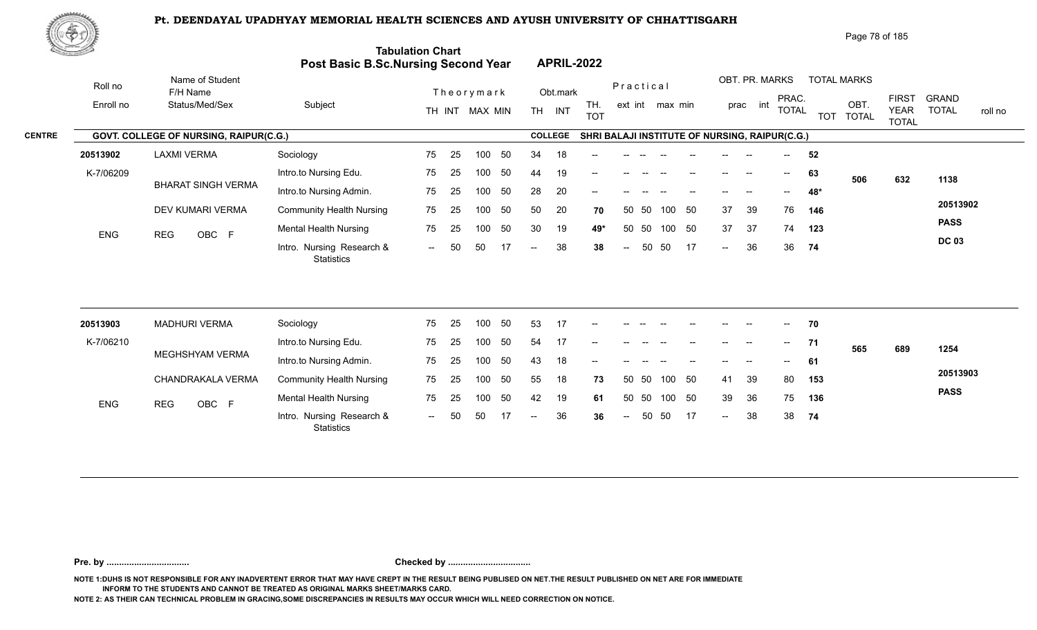# Pt. DEENDAYAL UPADHYAY MEMORIAL HEALTH SCIENCES AND AYUSH UNIVERSITY OF CHHATTISGARH

## Tabulation Chart
## Post Basic B.Sc.Nursing Second Year APRIL-2022

**CENTRE:** GOVT. COLLEGE OF NURSING, RAIPUR(C.G.) **COLLEGE:** SHRI BALAJI INSTITUTE OF NURSING, RAIPUR(C.G.)

| Roll no / Enroll no | Name of Student / F/H Name / Status/Med/Sex | Subject | Theory TH | Theory INT | MAX | MIN | Obt. TH | Obt. INT | TH. TOT | Practical ext | Practical int | max | min | OBT. PR. prac | OBT. PR. int | PRAC. TOTAL | TOT | OBT. TOTAL | FIRST YEAR TOTAL | GRAND TOTAL / roll no |
|---|---|---|---|---|---|---|---|---|---|---|---|---|---|---|---|---|---|---|---|---|
| 20513902 | LAXMI VERMA | Sociology | 75 | 25 | 100 | 50 | 34 | 18 | -- | -- | -- | -- | -- | -- | -- | -- | 52 | 506 | 632 | 1138 |
| K-7/06209 | BHARAT SINGH VERMA | Intro.to Nursing Edu. | 75 | 25 | 100 | 50 | 44 | 19 | -- | -- | -- | -- | -- | -- | -- | -- | 63 | | | 20513902 |
| | DEV KUMARI VERMA | Intro.to Nursing Admin. | 75 | 25 | 100 | 50 | 28 | 20 | -- | -- | -- | -- | -- | -- | -- | -- | 48* | | | PASS |
| ENG | REG OBC F | Community Health Nursing | 75 | 25 | 100 | 50 | 50 | 20 | 70 | 50 | 50 | 100 | 50 | 37 | 39 | 76 | 146 | | | DC 03 |
| | | Mental Health Nursing | 75 | 25 | 100 | 50 | 30 | 19 | 49* | 50 | 50 | 100 | 50 | 37 | 37 | 74 | 123 | | | |
| | | Intro. Nursing Research & Statistics | -- | 50 | 50 | 17 | -- | 38 | 38 | -- | 50 | 50 | 17 | -- | 36 | 36 | 74 | | | |
| 20513903 | MADHURI VERMA | Sociology | 75 | 25 | 100 | 50 | 53 | 17 | -- | -- | -- | -- | -- | -- | -- | -- | 70 | 565 | 689 | 1254 |
| K-7/06210 | MEGHSHYAM VERMA | Intro.to Nursing Edu. | 75 | 25 | 100 | 50 | 54 | 17 | -- | -- | -- | -- | -- | -- | -- | -- | 71 | | | 20513903 |
| | CHANDRAKALA VERMA | Intro.to Nursing Admin. | 75 | 25 | 100 | 50 | 43 | 18 | -- | -- | -- | -- | -- | -- | -- | -- | 61 | | | PASS |
| ENG | REG OBC F | Community Health Nursing | 75 | 25 | 100 | 50 | 55 | 18 | 73 | 50 | 50 | 100 | 50 | 41 | 39 | 80 | 153 | | | |
| | | Mental Health Nursing | 75 | 25 | 100 | 50 | 42 | 19 | 61 | 50 | 50 | 100 | 50 | 39 | 36 | 75 | 136 | | | |
| | | Intro. Nursing Research & Statistics | -- | 50 | 50 | 17 | -- | 36 | 36 | -- | 50 | 50 | 17 | -- | 38 | 38 | 74 | | | |

**Pre. by ................................** **Checked by ................................**

NOTE 1:DUHS IS NOT RESPONSIBLE FOR ANY INADVERTENT ERROR THAT MAY HAVE CREPT IN THE RESULT BEING PUBLISED ON NET.THE RESULT PUBLISHED ON NET ARE FOR IMMEDIATE INFORM TO THE STUDENTS AND CANNOT BE TREATED AS ORIGINAL MARKS SHEET/MARKS CARD.

NOTE 2: AS THEIR CAN TECHNICAL PROBLEM IN GRACING,SOME DISCREPANCIES IN RESULTS MAY OCCUR WHICH WILL NEED CORRECTION ON NOTICE.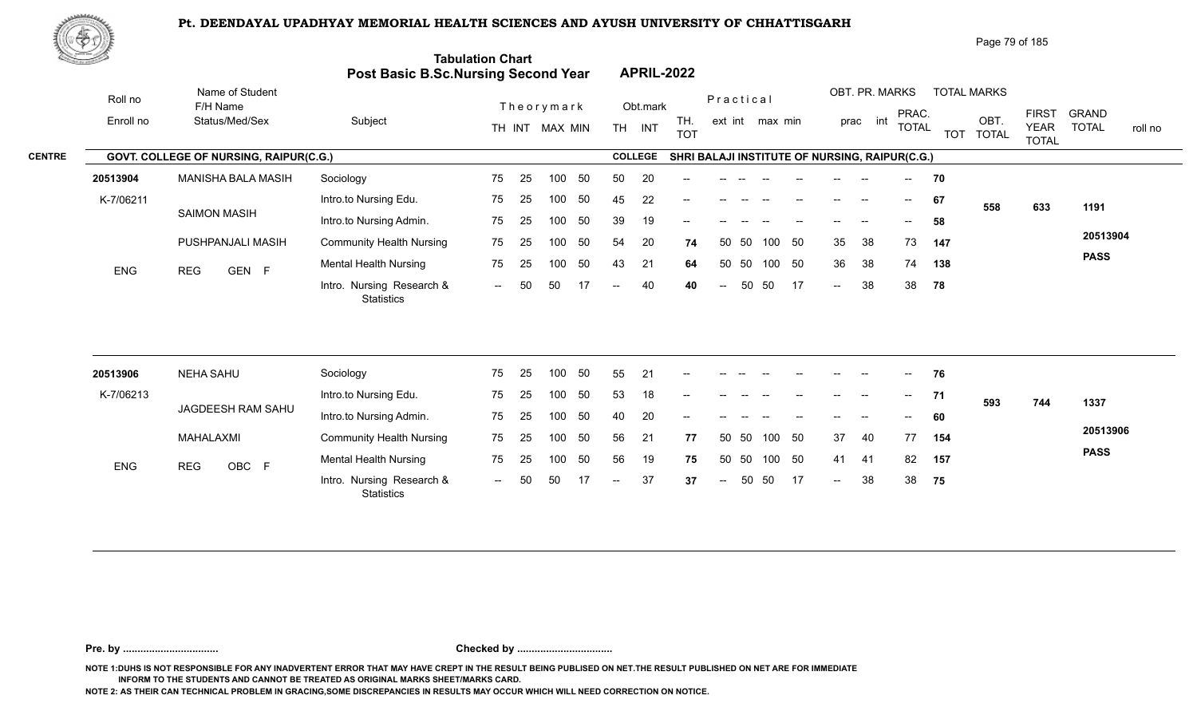# Pt. DEENDAYAL UPADHYAY MEMORIAL HEALTH SCIENCES AND AYUSH UNIVERSITY OF CHHATTISGARH

## Tabulation Chart
## Post Basic B.Sc.Nursing Second Year APRIL-2022

**CENTRE:** GOVT. COLLEGE OF NURSING, RAIPUR(C.G.) **COLLEGE:** SHRI BALAJI INSTITUTE OF NURSING, RAIPUR(C.G.)

| Roll no / Enroll no | Name of Student / F/H Name / Status/Med/Sex | Subject | Theory TH | Theory INT | Theory MAX | Theory MIN | Obt. TH | Obt. INT | TH. TOT | Prac. ext | Prac. int | Prac. max | Prac. min | OBT. PR. prac | OBT. PR. int | PRAC. TOTAL | TOT | OBT. TOTAL | FIRST YEAR TOTAL | GRAND TOTAL |
|---|---|---|---|---|---|---|---|---|---|---|---|---|---|---|---|---|---|---|---|---|
| 20513904 | MANISHA BALA MASIH | Sociology | 75 | 25 | 100 | 50 | 50 | 20 | -- | -- | -- | -- | -- | -- | -- | -- | 70 | | | |
| K-7/06211 | SAIMON MASIH | Intro.to Nursing Edu. | 75 | 25 | 100 | 50 | 45 | 22 | -- | -- | -- | -- | -- | -- | -- | -- | 67 | 558 | 633 | 1191 |
| | | Intro.to Nursing Admin. | 75 | 25 | 100 | 50 | 39 | 19 | -- | -- | -- | -- | -- | -- | -- | -- | 58 | | | |
| | PUSHPANJALI MASIH | Community Health Nursing | 75 | 25 | 100 | 50 | 54 | 20 | 74 | 50 | 50 | 100 | 50 | 35 | 38 | 73 | 147 | | | 20513904 |
| ENG | REG GEN F | Mental Health Nursing | 75 | 25 | 100 | 50 | 43 | 21 | 64 | 50 | 50 | 100 | 50 | 36 | 38 | 74 | 138 | | | PASS |
| | | Intro. Nursing Research & Statistics | -- | 50 | 50 | 17 | -- | 40 | 40 | -- | 50 | 50 | 17 | -- | 38 | 38 | 78 | | | |
| 20513906 | NEHA SAHU | Sociology | 75 | 25 | 100 | 50 | 55 | 21 | -- | -- | -- | -- | -- | -- | -- | -- | 76 | | | |
| K-7/06213 | JAGDEESH RAM SAHU | Intro.to Nursing Edu. | 75 | 25 | 100 | 50 | 53 | 18 | -- | -- | -- | -- | -- | -- | -- | -- | 71 | 593 | 744 | 1337 |
| | | Intro.to Nursing Admin. | 75 | 25 | 100 | 50 | 40 | 20 | -- | -- | -- | -- | -- | -- | -- | -- | 60 | | | |
| | MAHALAXMI | Community Health Nursing | 75 | 25 | 100 | 50 | 56 | 21 | 77 | 50 | 50 | 100 | 50 | 37 | 40 | 77 | 154 | | | 20513906 |
| ENG | REG OBC F | Mental Health Nursing | 75 | 25 | 100 | 50 | 56 | 19 | 75 | 50 | 50 | 100 | 50 | 41 | 41 | 82 | 157 | | | PASS |
| | | Intro. Nursing Research & Statistics | -- | 50 | 50 | 17 | -- | 37 | 37 | -- | 50 | 50 | 17 | -- | 38 | 38 | 75 | | | |

Pre. by ................................. Checked by .................................

NOTE 1:DUHS IS NOT RESPONSIBLE FOR ANY INADVERTENT ERROR THAT MAY HAVE CREPT IN THE RESULT BEING PUBLISED ON NET.THE RESULT PUBLISHED ON NET ARE FOR IMMEDIATE INFORM TO THE STUDENTS AND CANNOT BE TREATED AS ORIGINAL MARKS SHEET/MARKS CARD.

NOTE 2: AS THEIR CAN TECHNICAL PROBLEM IN GRACING,SOME DISCREPANCIES IN RESULTS MAY OCCUR WHICH WILL NEED CORRECTION ON NOTICE.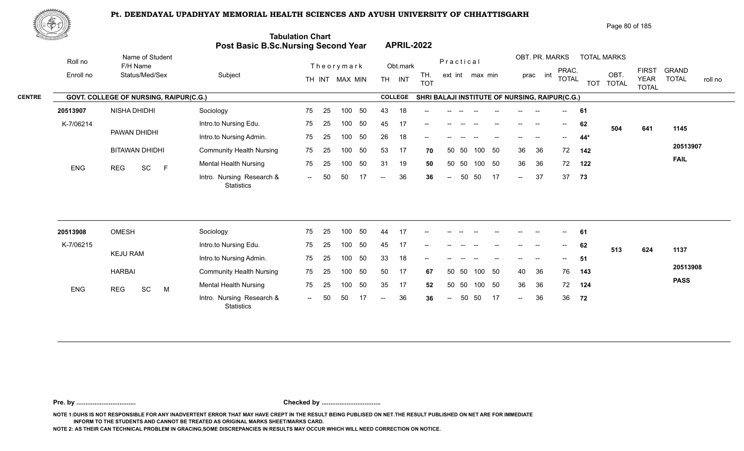# Pt. DEENDAYAL UPADHYAY MEMORIAL HEALTH SCIENCES AND AYUSH UNIVERSITY OF CHHATTISGARH

## Tabulation Chart
## Post Basic B.Sc.Nursing Second Year APRIL-2022

**CENTRE:** GOVT. COLLEGE OF NURSING, RAIPUR(C.G.) **COLLEGE:** SHRI BALAJI INSTITUTE OF NURSING, RAIPUR(C.G.)

| Roll no / Enroll no | Name of Student / F/H Name / Status/Med/Sex | Subject | Theory TH | Theory INT | MAX | MIN | Obt. TH | Obt. INT | TH. TOT | Prac ext | Prac int | max | min | OBT. PR. prac | OBT. PR. int | PRAC. TOTAL | TOT | OBT. TOTAL | FIRST YEAR TOTAL | GRAND TOTAL / roll no |
|---|---|---|---|---|---|---|---|---|---|---|---|---|---|---|---|---|---|---|---|---|
| 20513907 | NISHA DHIDHI | Sociology | 75 | 25 | 100 | 50 | 43 | 18 | -- | -- | -- | -- | -- | -- | -- | -- | 61 | | | |
| K-7/06214 | PAWAN DHIDHI | Intro.to Nursing Edu. | 75 | 25 | 100 | 50 | 45 | 17 | -- | -- | -- | -- | -- | -- | -- | -- | 62 | 504 | 641 | 1145 |
| | BITAWAN DHIDHI | Intro.to Nursing Admin. | 75 | 25 | 100 | 50 | 26 | 18 | -- | -- | -- | -- | -- | -- | -- | -- | 44* | | | |
| | | Community Health Nursing | 75 | 25 | 100 | 50 | 53 | 17 | 70 | 50 | 50 | 100 | 50 | 36 | 36 | 72 | 142 | | | 20513907 |
| ENG | REG SC F | Mental Health Nursing | 75 | 25 | 100 | 50 | 31 | 19 | 50 | 50 | 50 | 100 | 50 | 36 | 36 | 72 | 122 | | | FAIL |
| | | Intro. Nursing Research & Statistics | -- | 50 | 50 | 17 | -- | 36 | 36 | -- | 50 | 50 | 17 | -- | 37 | 37 | 73 | | | |
| 20513908 | OMESH | Sociology | 75 | 25 | 100 | 50 | 44 | 17 | -- | -- | -- | -- | -- | -- | -- | -- | 61 | | | |
| K-7/06215 | KEJU RAM | Intro.to Nursing Edu. | 75 | 25 | 100 | 50 | 45 | 17 | -- | -- | -- | -- | -- | -- | -- | -- | 62 | 513 | 624 | 1137 |
| | HARBAI | Intro.to Nursing Admin. | 75 | 25 | 100 | 50 | 33 | 18 | -- | -- | -- | -- | -- | -- | -- | -- | 51 | | | |
| | | Community Health Nursing | 75 | 25 | 100 | 50 | 50 | 17 | 67 | 50 | 50 | 100 | 50 | 40 | 36 | 76 | 143 | | | 20513908 |
| ENG | REG SC M | Mental Health Nursing | 75 | 25 | 100 | 50 | 35 | 17 | 52 | 50 | 50 | 100 | 50 | 36 | 36 | 72 | 124 | | | PASS |
| | | Intro. Nursing Research & Statistics | -- | 50 | 50 | 17 | -- | 36 | 36 | -- | 50 | 50 | 17 | -- | 36 | 36 | 72 | | | |

Pre. by ................................. Checked by .................................

NOTE 1:DUHS IS NOT RESPONSIBLE FOR ANY INADVERTENT ERROR THAT MAY HAVE CREPT IN THE RESULT BEING PUBLISED ON NET.THE RESULT PUBLISHED ON NET ARE FOR IMMEDIATE INFORM TO THE STUDENTS AND CANNOT BE TREATED AS ORIGINAL MARKS SHEET/MARKS CARD.

NOTE 2: AS THEIR CAN TECHNICAL PROBLEM IN GRACING,SOME DISCREPANCIES IN RESULTS MAY OCCUR WHICH WILL NEED CORRECTION ON NOTICE.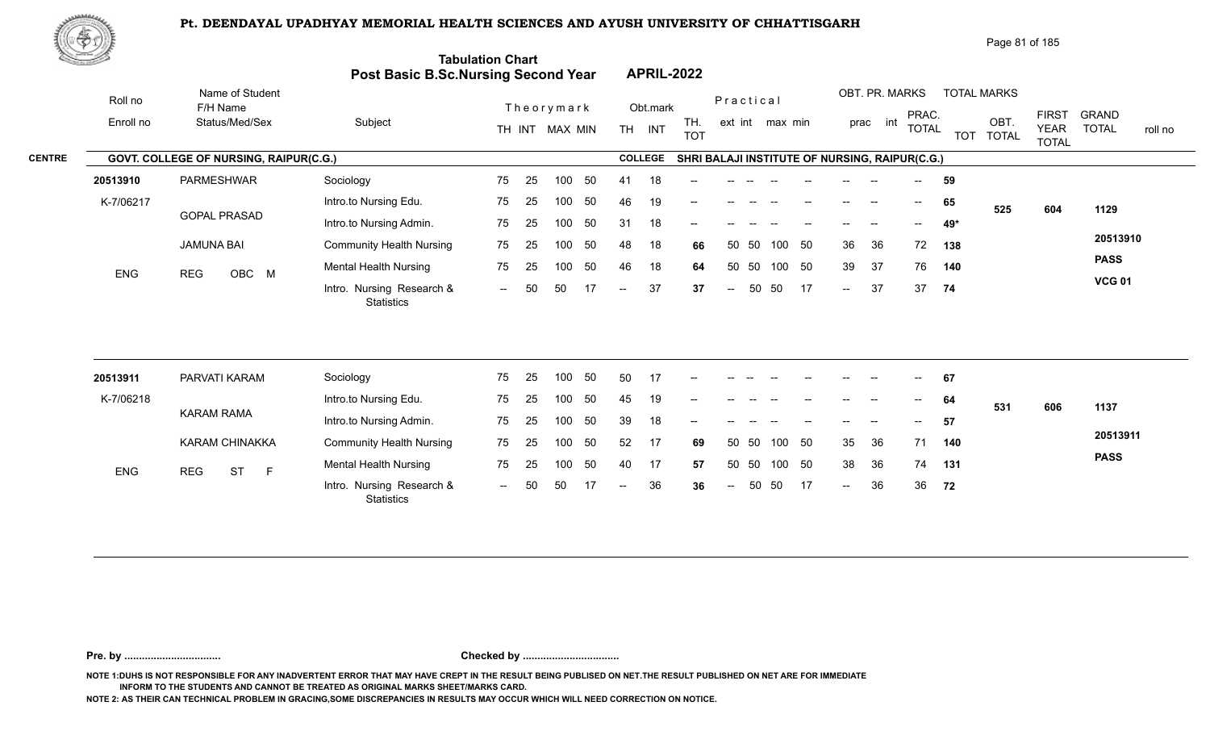# Pt. DEENDAYAL UPADHYAY MEMORIAL HEALTH SCIENCES AND AYUSH UNIVERSITY OF CHHATTISGARH

## Tabulation Chart
## Post Basic B.Sc.Nursing Second Year — APRIL-2022

**CENTRE:** GOVT. COLLEGE OF NURSING, RAIPUR(C.G.) — **COLLEGE:** SHRI BALAJI INSTITUTE OF NURSING, RAIPUR(C.G.)

| Roll no / Enroll no | Name of Student / F/H Name / Status/Med/Sex | Subject | TH | INT | MAX | MIN | Obt. TH | Obt. INT | TH. TOT | Prac. ext | Prac. int | max | min | OBT. PR. prac | OBT. PR. int | PRAC. TOTAL | TOT | OBT. TOTAL | FIRST YEAR TOTAL | GRAND TOTAL / roll no |
|---|---|---|---|---|---|---|---|---|---|---|---|---|---|---|---|---|---|---|---|---|
| 20513910 | PARMESHWAR | Sociology | 75 | 25 | 100 | 50 | 41 | 18 | -- | -- | -- | -- | -- | -- | -- | -- | 59 | | | |
| K-7/06217 | GOPAL PRASAD | Intro.to Nursing Edu. | 75 | 25 | 100 | 50 | 46 | 19 | -- | -- | -- | -- | -- | -- | -- | -- | 65 | 525 | 604 | 1129 |
| | | Intro.to Nursing Admin. | 75 | 25 | 100 | 50 | 31 | 18 | -- | -- | -- | -- | -- | -- | -- | -- | 49* | | | |
| | JAMUNA BAI | Community Health Nursing | 75 | 25 | 100 | 50 | 48 | 18 | 66 | 50 | 50 | 100 | 50 | 36 | 36 | 72 | 138 | | | 20513910 |
| ENG | REG OBC M | Mental Health Nursing | 75 | 25 | 100 | 50 | 46 | 18 | 64 | 50 | 50 | 100 | 50 | 39 | 37 | 76 | 140 | | | PASS |
| | | Intro. Nursing Research & Statistics | -- | 50 | 50 | 17 | -- | 37 | 37 | -- | 50 | 50 | 17 | -- | 37 | 37 | 74 | | | VCG 01 |
| 20513911 | PARVATI KARAM | Sociology | 75 | 25 | 100 | 50 | 50 | 17 | -- | -- | -- | -- | -- | -- | -- | -- | 67 | | | |
| K-7/06218 | KARAM RAMA | Intro.to Nursing Edu. | 75 | 25 | 100 | 50 | 45 | 19 | -- | -- | -- | -- | -- | -- | -- | -- | 64 | 531 | 606 | 1137 |
| | | Intro.to Nursing Admin. | 75 | 25 | 100 | 50 | 39 | 18 | -- | -- | -- | -- | -- | -- | -- | -- | 57 | | | |
| | KARAM CHINAKKA | Community Health Nursing | 75 | 25 | 100 | 50 | 52 | 17 | 69 | 50 | 50 | 100 | 50 | 35 | 36 | 71 | 140 | | | 20513911 |
| ENG | REG ST F | Mental Health Nursing | 75 | 25 | 100 | 50 | 40 | 17 | 57 | 50 | 50 | 100 | 50 | 38 | 36 | 74 | 131 | | | PASS |
| | | Intro. Nursing Research & Statistics | -- | 50 | 50 | 17 | -- | 36 | 36 | -- | 50 | 50 | 17 | -- | 36 | 36 | 72 | | | |

**Pre. by ................................** **Checked by ................................**

NOTE 1:DUHS IS NOT RESPONSIBLE FOR ANY INADVERTENT ERROR THAT MAY HAVE CREPT IN THE RESULT BEING PUBLISED ON NET.THE RESULT PUBLISHED ON NET ARE FOR IMMEDIATE INFORM TO THE STUDENTS AND CANNOT BE TREATED AS ORIGINAL MARKS SHEET/MARKS CARD.

NOTE 2: AS THEIR CAN TECHNICAL PROBLEM IN GRACING,SOME DISCREPANCIES IN RESULTS MAY OCCUR WHICH WILL NEED CORRECTION ON NOTICE.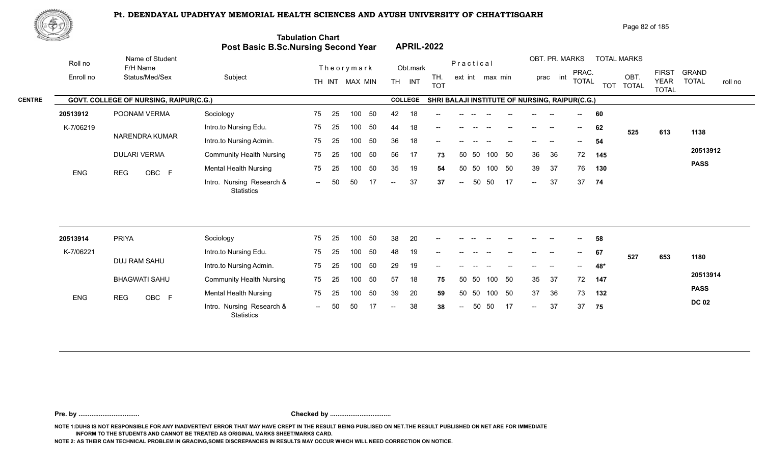# Pt. DEENDAYAL UPADHYAY MEMORIAL HEALTH SCIENCES AND AYUSH UNIVERSITY OF CHHATTISGARH

## Tabulation Chart
## Post Basic B.Sc.Nursing Second Year APRIL-2022

**CENTRE:** GOVT. COLLEGE OF NURSING, RAIPUR(C.G.) **COLLEGE:** SHRI BALAJI INSTITUTE OF NURSING, RAIPUR(C.G.)

| Roll no / Enroll no | Name of Student / F/H Name / Status/Med/Sex | Subject | Theory TH | Theory INT | MAX | MIN | Obt. TH | Obt. INT | TH. TOT | Prac ext | Prac int | max | min | OBT. PR. prac | OBT. PR. int | PRAC. TOTAL | TOT | OBT. TOTAL | FIRST YEAR TOTAL | GRAND TOTAL | roll no |
|---|---|---|---|---|---|---|---|---|---|---|---|---|---|---|---|---|---|---|---|---|---|
| 20513912 | POONAM VERMA | Sociology | 75 | 25 | 100 | 50 | 42 | 18 | -- | -- | -- | -- | -- | -- | -- | -- | 60 | 525 | 613 | 1138 | 20513912 |
| K-7/06219 | NARENDRA KUMAR | Intro.to Nursing Edu. | 75 | 25 | 100 | 50 | 44 | 18 | -- | -- | -- | -- | -- | -- | -- | -- | 62 | | | PASS | |
| | DULARI VERMA | Intro.to Nursing Admin. | 75 | 25 | 100 | 50 | 36 | 18 | -- | -- | -- | -- | -- | -- | -- | -- | 54 | | | | |
| ENG | REG OBC F | Community Health Nursing | 75 | 25 | 100 | 50 | 56 | 17 | 73 | 50 | 50 | 100 | 50 | 36 | 36 | 72 | 145 | | | | |
| | | Mental Health Nursing | 75 | 25 | 100 | 50 | 35 | 19 | 54 | 50 | 50 | 100 | 50 | 39 | 37 | 76 | 130 | | | | |
| | | Intro. Nursing Research & Statistics | -- | 50 | 50 | 17 | -- | 37 | 37 | -- | 50 | 50 | 17 | -- | 37 | 37 | 74 | | | | |
| 20513914 | PRIYA | Sociology | 75 | 25 | 100 | 50 | 38 | 20 | -- | -- | -- | -- | -- | -- | -- | -- | 58 | 527 | 653 | 1180 | 20513914 |
| K-7/06221 | DUJ RAM SAHU | Intro.to Nursing Edu. | 75 | 25 | 100 | 50 | 48 | 19 | -- | -- | -- | -- | -- | -- | -- | -- | 67 | | | PASS | |
| | BHAGWATI SAHU | Intro.to Nursing Admin. | 75 | 25 | 100 | 50 | 29 | 19 | -- | -- | -- | -- | -- | -- | -- | -- | 48* | | | DC 02 | |
| ENG | REG OBC F | Community Health Nursing | 75 | 25 | 100 | 50 | 57 | 18 | 75 | 50 | 50 | 100 | 50 | 35 | 37 | 72 | 147 | | | | |
| | | Mental Health Nursing | 75 | 25 | 100 | 50 | 39 | 20 | 59 | 50 | 50 | 100 | 50 | 37 | 36 | 73 | 132 | | | | |
| | | Intro. Nursing Research & Statistics | -- | 50 | 50 | 17 | -- | 38 | 38 | -- | 50 | 50 | 17 | -- | 37 | 37 | 75 | | | | |

**Pre. by .................................** **Checked by .................................**

NOTE 1:DUHS IS NOT RESPONSIBLE FOR ANY INADVERTENT ERROR THAT MAY HAVE CREPT IN THE RESULT BEING PUBLISED ON NET.THE RESULT PUBLISHED ON NET ARE FOR IMMEDIATE INFORM TO THE STUDENTS AND CANNOT BE TREATED AS ORIGINAL MARKS SHEET/MARKS CARD.

NOTE 2: AS THEIR CAN TECHNICAL PROBLEM IN GRACING,SOME DISCREPANCIES IN RESULTS MAY OCCUR WHICH WILL NEED CORRECTION ON NOTICE.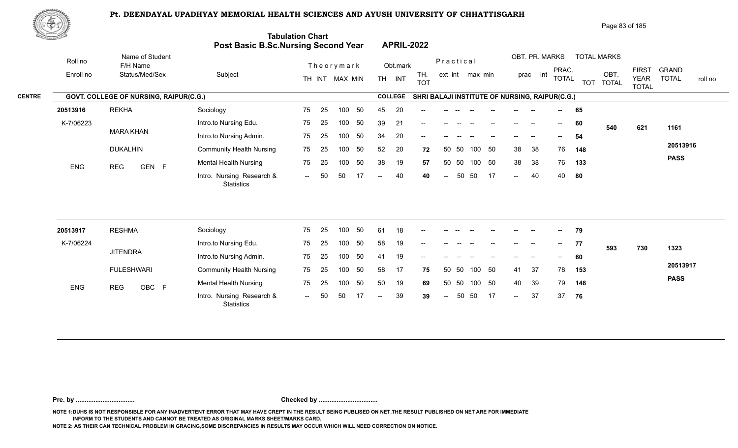# Pt. DEENDAYAL UPADHYAY MEMORIAL HEALTH SCIENCES AND AYUSH UNIVERSITY OF CHHATTISGARH

## Tabulation Chart
## Post Basic B.Sc.Nursing Second Year — APRIL-2022

**CENTRE:** GOVT. COLLEGE OF NURSING, RAIPUR(C.G.) **COLLEGE:** SHRI BALAJI INSTITUTE OF NURSING, RAIPUR(C.G.)

| Roll no / Enroll no | Name of Student / F/H Name / Status/Med/Sex | Subject | Theory TH | Theory INT | Theory MAX | Theory MIN | Obt. TH | Obt. INT | TH. TOT | Prac. ext | Prac. int | Prac. max | Prac. min | OBT. PR. prac | OBT. PR. int | PRAC. TOTAL | TOT | OBT. TOTAL | FIRST YEAR TOTAL | GRAND TOTAL / roll no |
|---|---|---|---|---|---|---|---|---|---|---|---|---|---|---|---|---|---|---|---|---|
| 20513916 | REKHA | Sociology | 75 | 25 | 100 | 50 | 45 | 20 | -- | -- | -- | -- | -- | -- | -- | -- | 65 | | | |
| K-7/06223 | MARA KHAN | Intro.to Nursing Edu. | 75 | 25 | 100 | 50 | 39 | 21 | -- | -- | -- | -- | -- | -- | -- | -- | 60 | 540 | 621 | 1161 |
| | | Intro.to Nursing Admin. | 75 | 25 | 100 | 50 | 34 | 20 | -- | -- | -- | -- | -- | -- | -- | -- | 54 | | | |
| | DUKALHIN | Community Health Nursing | 75 | 25 | 100 | 50 | 52 | 20 | 72 | 50 | 50 | 100 | 50 | 38 | 38 | 76 | 148 | | | 20513916 |
| ENG | REG GEN F | Mental Health Nursing | 75 | 25 | 100 | 50 | 38 | 19 | 57 | 50 | 50 | 100 | 50 | 38 | 38 | 76 | 133 | | | PASS |
| | | Intro. Nursing Research & Statistics | -- | 50 | 50 | 17 | -- | 40 | 40 | -- | 50 | 50 | 17 | -- | 40 | 40 | 80 | | | |
| 20513917 | RESHMA | Sociology | 75 | 25 | 100 | 50 | 61 | 18 | -- | -- | -- | -- | -- | -- | -- | -- | 79 | | | |
| K-7/06224 | JITENDRA | Intro.to Nursing Edu. | 75 | 25 | 100 | 50 | 58 | 19 | -- | -- | -- | -- | -- | -- | -- | -- | 77 | 593 | 730 | 1323 |
| | | Intro.to Nursing Admin. | 75 | 25 | 100 | 50 | 41 | 19 | -- | -- | -- | -- | -- | -- | -- | -- | 60 | | | |
| | FULESHWARI | Community Health Nursing | 75 | 25 | 100 | 50 | 58 | 17 | 75 | 50 | 50 | 100 | 50 | 41 | 37 | 78 | 153 | | | 20513917 |
| ENG | REG OBC F | Mental Health Nursing | 75 | 25 | 100 | 50 | 50 | 19 | 69 | 50 | 50 | 100 | 50 | 40 | 39 | 79 | 148 | | | PASS |
| | | Intro. Nursing Research & Statistics | -- | 50 | 50 | 17 | -- | 39 | 39 | -- | 50 | 50 | 17 | -- | 37 | 37 | 76 | | | |

**Pre. by ................................. Checked by .................................**

NOTE 1:DUHS IS NOT RESPONSIBLE FOR ANY INADVERTENT ERROR THAT MAY HAVE CREPT IN THE RESULT BEING PUBLISED ON NET.THE RESULT PUBLISHED ON NET ARE FOR IMMEDIATE INFORM TO THE STUDENTS AND CANNOT BE TREATED AS ORIGINAL MARKS SHEET/MARKS CARD.

NOTE 2: AS THEIR CAN TECHNICAL PROBLEM IN GRACING,SOME DISCREPANCIES IN RESULTS MAY OCCUR WHICH WILL NEED CORRECTION ON NOTICE.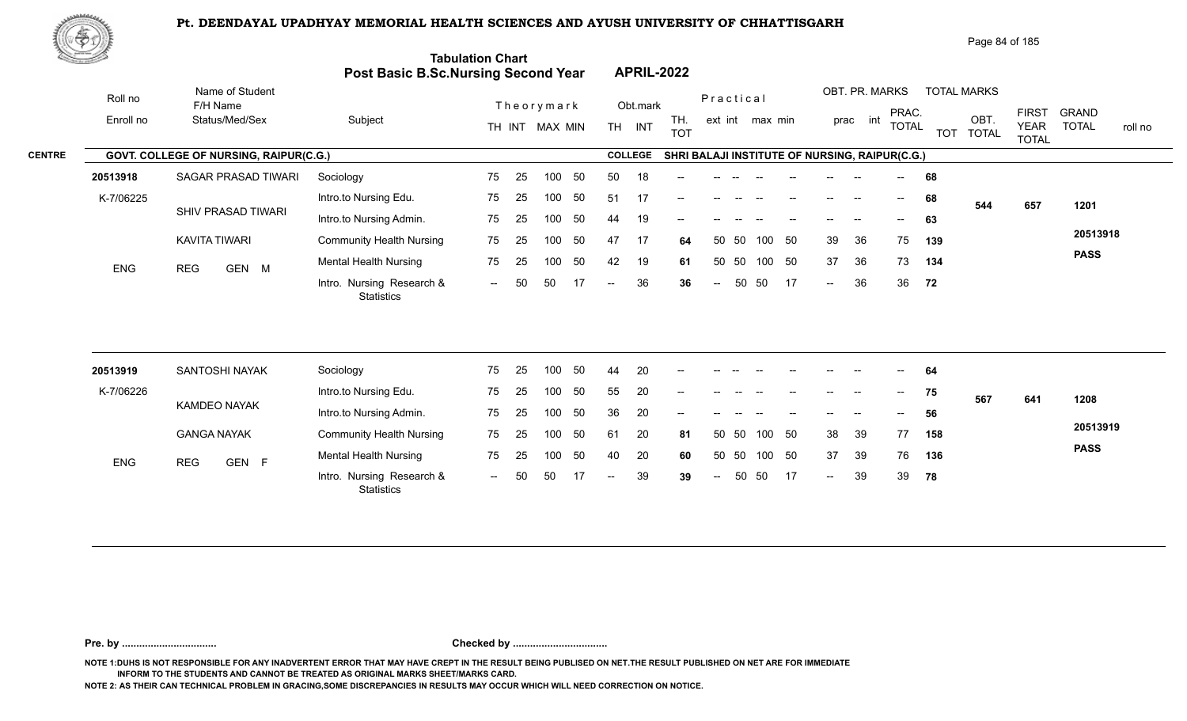# Pt. DEENDAYAL UPADHYAY MEMORIAL HEALTH SCIENCES AND AYUSH UNIVERSITY OF CHHATTISGARH

## Tabulation Chart
## Post Basic B.Sc.Nursing Second Year APRIL-2022

**CENTRE** GOVT. COLLEGE OF NURSING, RAIPUR(C.G.) **COLLEGE** SHRI BALAJI INSTITUTE OF NURSING, RAIPUR(C.G.)

| Roll no / Enroll no | Name of Student / F/H Name / Status/Med/Sex | Subject | TH | INT | MAX | MIN | Obt. TH | Obt. INT | TH. TOT | ext | int | max | min | prac | int | PRAC. TOTAL | TOT | OBT. TOTAL | FIRST YEAR TOTAL | GRAND TOTAL | roll no |
|---|---|---|---|---|---|---|---|---|---|---|---|---|---|---|---|---|---|---|---|---|---|
| 20513918 | SAGAR PRASAD TIWARI | Sociology | 75 | 25 | 100 | 50 | 50 | 18 | -- | -- | -- | -- | -- | -- | -- | -- | 68 | | | | |
| K-7/06225 | SHIV PRASAD TIWARI | Intro.to Nursing Edu. | 75 | 25 | 100 | 50 | 51 | 17 | -- | -- | -- | -- | -- | -- | -- | -- | 68 | 544 | 657 | 1201 | |
| | | Intro.to Nursing Admin. | 75 | 25 | 100 | 50 | 44 | 19 | -- | -- | -- | -- | -- | -- | -- | -- | 63 | | | | |
| | KAVITA TIWARI | Community Health Nursing | 75 | 25 | 100 | 50 | 47 | 17 | 64 | 50 | 50 | 100 | 50 | 39 | 36 | 75 | 139 | | | | 20513918 |
| ENG | REG GEN M | Mental Health Nursing | 75 | 25 | 100 | 50 | 42 | 19 | 61 | 50 | 50 | 100 | 50 | 37 | 36 | 73 | 134 | | | | PASS |
| | | Intro. Nursing Research & Statistics | -- | 50 | 50 | 17 | -- | 36 | 36 | -- | 50 | 50 | 17 | -- | 36 | 36 | 72 | | | | |
| 20513919 | SANTOSHI NAYAK | Sociology | 75 | 25 | 100 | 50 | 44 | 20 | -- | -- | -- | -- | -- | -- | -- | -- | 64 | | | | |
| K-7/06226 | KAMDEO NAYAK | Intro.to Nursing Edu. | 75 | 25 | 100 | 50 | 55 | 20 | -- | -- | -- | -- | -- | -- | -- | -- | 75 | 567 | 641 | 1208 | |
| | | Intro.to Nursing Admin. | 75 | 25 | 100 | 50 | 36 | 20 | -- | -- | -- | -- | -- | -- | -- | -- | 56 | | | | |
| | GANGA NAYAK | Community Health Nursing | 75 | 25 | 100 | 50 | 61 | 20 | 81 | 50 | 50 | 100 | 50 | 38 | 39 | 77 | 158 | | | | 20513919 |
| ENG | REG GEN F | Mental Health Nursing | 75 | 25 | 100 | 50 | 40 | 20 | 60 | 50 | 50 | 100 | 50 | 37 | 39 | 76 | 136 | | | | PASS |
| | | Intro. Nursing Research & Statistics | -- | 50 | 50 | 17 | -- | 39 | 39 | -- | 50 | 50 | 17 | -- | 39 | 39 | 78 | | | | |

**Pre. by ................................** **Checked by ................................**

NOTE 1:DUHS IS NOT RESPONSIBLE FOR ANY INADVERTENT ERROR THAT MAY HAVE CREPT IN THE RESULT BEING PUBLISED ON NET.THE RESULT PUBLISHED ON NET ARE FOR IMMEDIATE INFORM TO THE STUDENTS AND CANNOT BE TREATED AS ORIGINAL MARKS SHEET/MARKS CARD.

NOTE 2: AS THEIR CAN TECHNICAL PROBLEM IN GRACING,SOME DISCREPANCIES IN RESULTS MAY OCCUR WHICH WILL NEED CORRECTION ON NOTICE.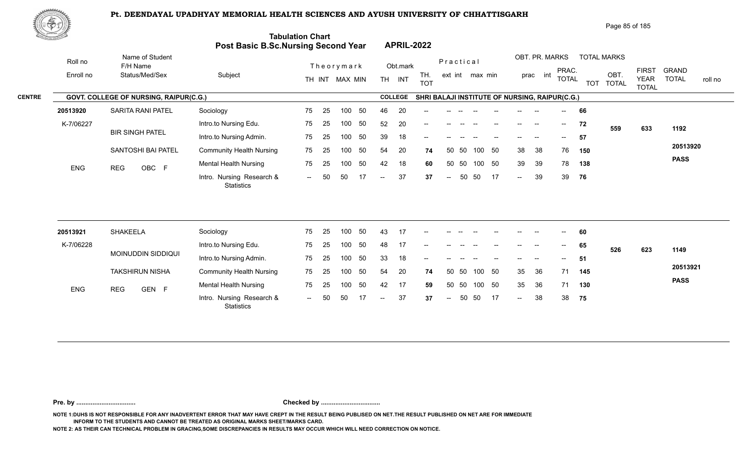# Pt. DEENDAYAL UPADHYAY MEMORIAL HEALTH SCIENCES AND AYUSH UNIVERSITY OF CHHATTISGARH

## Tabulation Chart
## Post Basic B.Sc.Nursing Second Year APRIL-2022

**CENTRE:** GOVT. COLLEGE OF NURSING, RAIPUR(C.G.) **COLLEGE:** SHRI BALAJI INSTITUTE OF NURSING, RAIPUR(C.G.)

| Roll no / Enroll no | Name of Student / F/H Name / Status/Med/Sex | Subject | Theory TH | Theory INT | MAX | MIN | Obt. TH | Obt. INT | TH. TOT | Prac ext | Prac int | max | min | OBT. PR. prac | OBT. PR. int | PRAC. TOTAL | TOT | OBT. TOTAL | FIRST YEAR TOTAL | GRAND TOTAL / roll no |
|---|---|---|---|---|---|---|---|---|---|---|---|---|---|---|---|---|---|---|---|---|
| 20513920 | SARITA RANI PATEL | Sociology | 75 | 25 | 100 | 50 | 46 | 20 | -- | -- | -- | -- | -- | -- | -- | -- | 66 | | | |
| K-7/06227 | BIR SINGH PATEL | Intro.to Nursing Edu. | 75 | 25 | 100 | 50 | 52 | 20 | -- | -- | -- | -- | -- | -- | -- | -- | 72 | 559 | 633 | 1192 |
| | SANTOSHI BAI PATEL | Intro.to Nursing Admin. | 75 | 25 | 100 | 50 | 39 | 18 | -- | -- | -- | -- | -- | -- | -- | -- | 57 | | | |
| ENG | REG OBC F | Community Health Nursing | 75 | 25 | 100 | 50 | 54 | 20 | 74 | 50 | 50 | 100 | 50 | 38 | 38 | 76 | 150 | | | 20513920 |
| | | Mental Health Nursing | 75 | 25 | 100 | 50 | 42 | 18 | 60 | 50 | 50 | 100 | 50 | 39 | 39 | 78 | 138 | | | PASS |
| | | Intro. Nursing Research & Statistics | -- | 50 | 50 | 17 | -- | 37 | 37 | -- | 50 | 50 | 17 | -- | 39 | 39 | 76 | | | |
| 20513921 | SHAKEELA | Sociology | 75 | 25 | 100 | 50 | 43 | 17 | -- | -- | -- | -- | -- | -- | -- | -- | 60 | | | |
| K-7/06228 | MOINUDDIN SIDDIQUI | Intro.to Nursing Edu. | 75 | 25 | 100 | 50 | 48 | 17 | -- | -- | -- | -- | -- | -- | -- | -- | 65 | 526 | 623 | 1149 |
| | TAKSHIRUN NISHA | Intro.to Nursing Admin. | 75 | 25 | 100 | 50 | 33 | 18 | -- | -- | -- | -- | -- | -- | -- | -- | 51 | | | |
| ENG | REG GEN F | Community Health Nursing | 75 | 25 | 100 | 50 | 54 | 20 | 74 | 50 | 50 | 100 | 50 | 35 | 36 | 71 | 145 | | | 20513921 |
| | | Mental Health Nursing | 75 | 25 | 100 | 50 | 42 | 17 | 59 | 50 | 50 | 100 | 50 | 35 | 36 | 71 | 130 | | | PASS |
| | | Intro. Nursing Research & Statistics | -- | 50 | 50 | 17 | -- | 37 | 37 | -- | 50 | 50 | 17 | -- | 38 | 38 | 75 | | | |

**Pre. by ................................** **Checked by ................................**

NOTE 1:DUHS IS NOT RESPONSIBLE FOR ANY INADVERTENT ERROR THAT MAY HAVE CREPT IN THE RESULT BEING PUBLISED ON NET.THE RESULT PUBLISHED ON NET ARE FOR IMMEDIATE INFORM TO THE STUDENTS AND CANNOT BE TREATED AS ORIGINAL MARKS SHEET/MARKS CARD.

NOTE 2: AS THEIR CAN TECHNICAL PROBLEM IN GRACING,SOME DISCREPANCIES IN RESULTS MAY OCCUR WHICH WILL NEED CORRECTION ON NOTICE.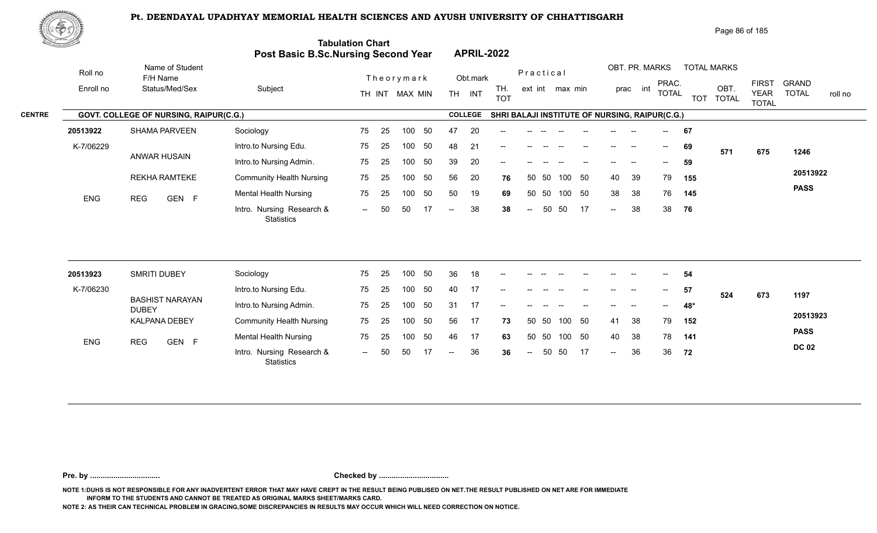# Pt. DEENDAYAL UPADHYAY MEMORIAL HEALTH SCIENCES AND AYUSH UNIVERSITY OF CHHATTISGARH

## Tabulation Chart
## Post Basic B.Sc.Nursing Second Year — APRIL-2022

**CENTRE:** GOVT. COLLEGE OF NURSING, RAIPUR(C.G.) — **COLLEGE:** SHRI BALAJI INSTITUTE OF NURSING, RAIPUR(C.G.)

| Roll no / Enroll no | Name of Student / F/H Name / Status/Med/Sex | Subject | Theory TH | Theory INT | MAX | MIN | Obt. TH | Obt. INT | TH. TOT | Prac ext | Prac int | max | min | OBT. PR. prac | OBT. PR. int | PRAC. TOTAL | TOT | OBT. TOTAL | FIRST YEAR TOTAL | GRAND TOTAL / roll no |
|---|---|---|---|---|---|---|---|---|---|---|---|---|---|---|---|---|---|---|---|---|
| 20513922 | SHAMA PARVEEN | Sociology | 75 | 25 | 100 | 50 | 47 | 20 | -- | -- | -- | -- | -- | -- | -- | -- | 67 | | | |
| K-7/06229 | ANWAR HUSAIN | Intro.to Nursing Edu. | 75 | 25 | 100 | 50 | 48 | 21 | -- | -- | -- | -- | -- | -- | -- | -- | 69 | 571 | 675 | 1246 |
| | | Intro.to Nursing Admin. | 75 | 25 | 100 | 50 | 39 | 20 | -- | -- | -- | -- | -- | -- | -- | -- | 59 | | | |
| | REKHA RAMTEKE | Community Health Nursing | 75 | 25 | 100 | 50 | 56 | 20 | 76 | 50 | 50 | 100 | 50 | 40 | 39 | 79 | 155 | | | 20513922 |
| ENG | REG GEN F | Mental Health Nursing | 75 | 25 | 100 | 50 | 50 | 19 | 69 | 50 | 50 | 100 | 50 | 38 | 38 | 76 | 145 | | | PASS |
| | | Intro. Nursing Research & Statistics | -- | 50 | 50 | 17 | -- | 38 | 38 | -- | 50 | 50 | 17 | -- | 38 | 38 | 76 | | | |
| 20513923 | SMRITI DUBEY | Sociology | 75 | 25 | 100 | 50 | 36 | 18 | -- | -- | -- | -- | -- | -- | -- | -- | 54 | | | |
| K-7/06230 | BASHIST NARAYAN DUBEY | Intro.to Nursing Edu. | 75 | 25 | 100 | 50 | 40 | 17 | -- | -- | -- | -- | -- | -- | -- | -- | 57 | 524 | 673 | 1197 |
| | | Intro.to Nursing Admin. | 75 | 25 | 100 | 50 | 31 | 17 | -- | -- | -- | -- | -- | -- | -- | -- | 48* | | | |
| | KALPANA DEBEY | Community Health Nursing | 75 | 25 | 100 | 50 | 56 | 17 | 73 | 50 | 50 | 100 | 50 | 41 | 38 | 79 | 152 | | | 20513923 |
| ENG | REG GEN F | Mental Health Nursing | 75 | 25 | 100 | 50 | 46 | 17 | 63 | 50 | 50 | 100 | 50 | 40 | 38 | 78 | 141 | | | PASS |
| | | Intro. Nursing Research & Statistics | -- | 50 | 50 | 17 | -- | 36 | 36 | -- | 50 | 50 | 17 | -- | 36 | 36 | 72 | | | DC 02 |

**Pre. by ................................** **Checked by ................................**

NOTE 1:DUHS IS NOT RESPONSIBLE FOR ANY INADVERTENT ERROR THAT MAY HAVE CREPT IN THE RESULT BEING PUBLISED ON NET.THE RESULT PUBLISHED ON NET ARE FOR IMMEDIATE INFORM TO THE STUDENTS AND CANNOT BE TREATED AS ORIGINAL MARKS SHEET/MARKS CARD.

NOTE 2: AS THEIR CAN TECHNICAL PROBLEM IN GRACING,SOME DISCREPANCIES IN RESULTS MAY OCCUR WHICH WILL NEED CORRECTION ON NOTICE.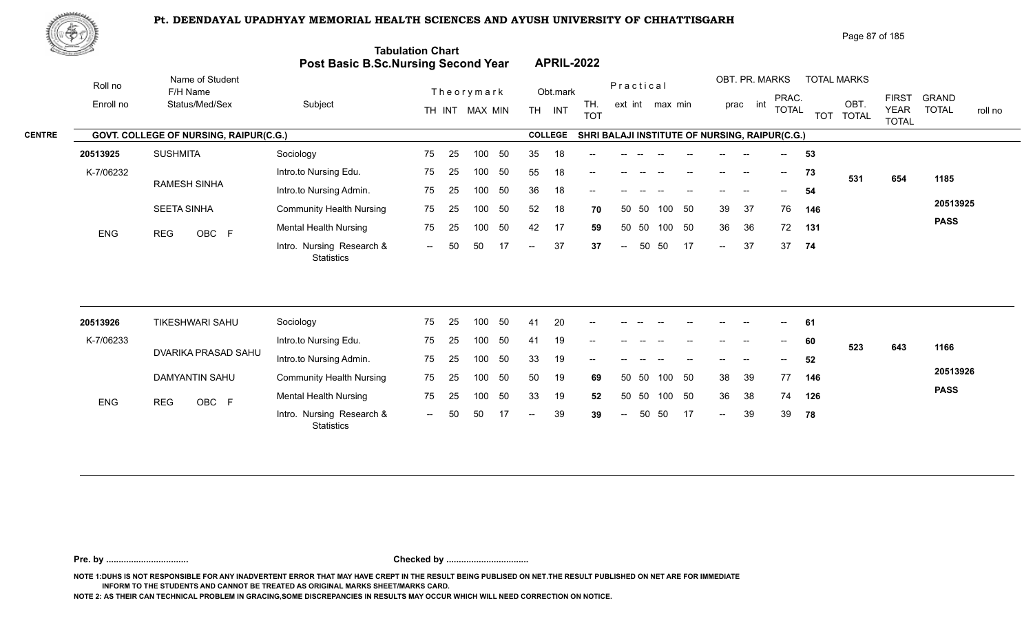# Pt. DEENDAYAL UPADHYAY MEMORIAL HEALTH SCIENCES AND AYUSH UNIVERSITY OF CHHATTISGARH

## Tabulation Chart
## Post Basic B.Sc.Nursing Second Year — APRIL-2022

**CENTRE:** GOVT. COLLEGE OF NURSING, RAIPUR(C.G.) — **COLLEGE:** SHRI BALAJI INSTITUTE OF NURSING, RAIPUR(C.G.)

| Roll no / Enroll no | Name of Student / F/H Name / Status/Med/Sex | Subject | TH | INT | MAX | MIN | Obt. TH | Obt. INT | TH. TOT | Prac ext | Prac int | max | min | OBT. PR. prac | OBT. PR. int | PRAC. TOTAL | TOT | OBT. TOTAL | FIRST YEAR TOTAL | GRAND TOTAL / roll no |
|---|---|---|---|---|---|---|---|---|---|---|---|---|---|---|---|---|---|---|---|---|
| 20513925 | SUSHMITA | Sociology | 75 | 25 | 100 | 50 | 35 | 18 | -- | -- | -- | -- | -- | -- | -- | -- | 53 | | | |
| K-7/06232 | RAMESH SINHA | Intro.to Nursing Edu. | 75 | 25 | 100 | 50 | 55 | 18 | -- | -- | -- | -- | -- | -- | -- | -- | 73 | 531 | 654 | 1185 |
| | | Intro.to Nursing Admin. | 75 | 25 | 100 | 50 | 36 | 18 | -- | -- | -- | -- | -- | -- | -- | -- | 54 | | | |
| | SEETA SINHA | Community Health Nursing | 75 | 25 | 100 | 50 | 52 | 18 | 70 | 50 | 50 | 100 | 50 | 39 | 37 | 76 | 146 | | | 20513925 |
| ENG | REG OBC F | Mental Health Nursing | 75 | 25 | 100 | 50 | 42 | 17 | 59 | 50 | 50 | 100 | 50 | 36 | 36 | 72 | 131 | | | PASS |
| | | Intro. Nursing Research & Statistics | -- | 50 | 50 | 17 | -- | 37 | 37 | -- | 50 | 50 | 17 | -- | 37 | 37 | 74 | | | |
| 20513926 | TIKESHWARI SAHU | Sociology | 75 | 25 | 100 | 50 | 41 | 20 | -- | -- | -- | -- | -- | -- | -- | -- | 61 | | | |
| K-7/06233 | DVARIKA PRASAD SAHU | Intro.to Nursing Edu. | 75 | 25 | 100 | 50 | 41 | 19 | -- | -- | -- | -- | -- | -- | -- | -- | 60 | 523 | 643 | 1166 |
| | | Intro.to Nursing Admin. | 75 | 25 | 100 | 50 | 33 | 19 | -- | -- | -- | -- | -- | -- | -- | -- | 52 | | | |
| | DAMYANTIN SAHU | Community Health Nursing | 75 | 25 | 100 | 50 | 50 | 19 | 69 | 50 | 50 | 100 | 50 | 38 | 39 | 77 | 146 | | | 20513926 |
| ENG | REG OBC F | Mental Health Nursing | 75 | 25 | 100 | 50 | 33 | 19 | 52 | 50 | 50 | 100 | 50 | 36 | 38 | 74 | 126 | | | PASS |
| | | Intro. Nursing Research & Statistics | -- | 50 | 50 | 17 | -- | 39 | 39 | -- | 50 | 50 | 17 | -- | 39 | 39 | 78 | | | |

**Pre. by ................................** **Checked by ................................**

NOTE 1:DUHS IS NOT RESPONSIBLE FOR ANY INADVERTENT ERROR THAT MAY HAVE CREPT IN THE RESULT BEING PUBLISED ON NET.THE RESULT PUBLISHED ON NET ARE FOR IMMEDIATE INFORM TO THE STUDENTS AND CANNOT BE TREATED AS ORIGINAL MARKS SHEET/MARKS CARD.

NOTE 2: AS THEIR CAN TECHNICAL PROBLEM IN GRACING,SOME DISCREPANCIES IN RESULTS MAY OCCUR WHICH WILL NEED CORRECTION ON NOTICE.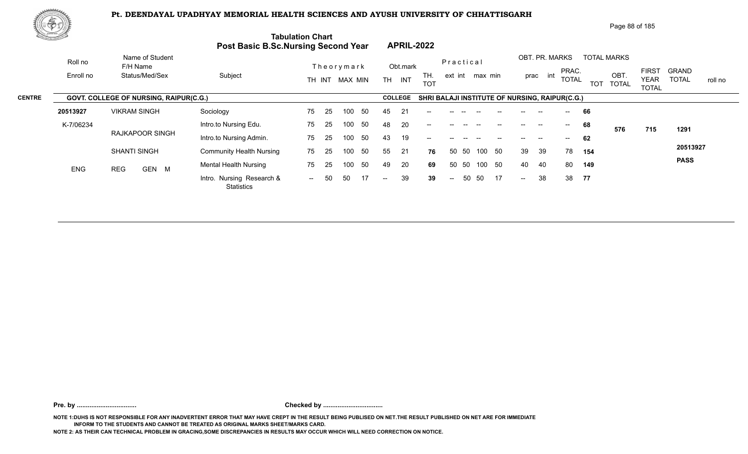# Pt. DEENDAYAL UPADHYAY MEMORIAL HEALTH SCIENCES AND AYUSH UNIVERSITY OF CHHATTISGARH

## Tabulation Chart
## Post Basic B.Sc.Nursing Second Year APRIL-2022

**CENTRE** GOVT. COLLEGE OF NURSING, RAIPUR(C.G.) **COLLEGE** SHRI BALAJI INSTITUTE OF NURSING, RAIPUR(C.G.)

| Roll no / Enroll no | Name of Student / F/H Name / Status/Med/Sex | Subject | Theory TH | Theory INT | Theory MAX | Theory MIN | Obt. TH | Obt. INT | TH. TOT | Prac. ext | Prac. int | Prac. max | Prac. min | OBT. PR. prac | OBT. PR. int | PRAC. TOTAL | TOT | OBT. TOTAL | FIRST YEAR TOTAL | GRAND TOTAL / roll no |
|---|---|---|---|---|---|---|---|---|---|---|---|---|---|---|---|---|---|---|---|---|
| 20513927 | VIKRAM SINGH | Sociology | 75 | 25 | 100 | 50 | 45 | 21 | -- | -- | -- | -- | -- | -- | -- | -- | 66 | | | |
| K-7/06234 | RAJKAPOOR SINGH | Intro.to Nursing Edu. | 75 | 25 | 100 | 50 | 48 | 20 | -- | -- | -- | -- | -- | -- | -- | -- | 68 | 576 | 715 | 1291 |
| | | Intro.to Nursing Admin. | 75 | 25 | 100 | 50 | 43 | 19 | -- | -- | -- | -- | -- | -- | -- | -- | 62 | | | |
| | SHANTI SINGH | Community Health Nursing | 75 | 25 | 100 | 50 | 55 | 21 | 76 | 50 | 50 | 100 | 50 | 39 | 39 | 78 | 154 | | | 20513927 |
| ENG | REG GEN M | Mental Health Nursing | 75 | 25 | 100 | 50 | 49 | 20 | 69 | 50 | 50 | 100 | 50 | 40 | 40 | 80 | 149 | | | PASS |
| | | Intro. Nursing Research & Statistics | -- | 50 | 50 | 17 | -- | 39 | 39 | -- | 50 | 50 | 17 | -- | 38 | 38 | 77 | | | |

**Pre. by ................................** **Checked by ................................**

NOTE 1:DUHS IS NOT RESPONSIBLE FOR ANY INADVERTENT ERROR THAT MAY HAVE CREPT IN THE RESULT BEING PUBLISED ON NET.THE RESULT PUBLISHED ON NET ARE FOR IMMEDIATE INFORM TO THE STUDENTS AND CANNOT BE TREATED AS ORIGINAL MARKS SHEET/MARKS CARD.

NOTE 2: AS THEIR CAN TECHNICAL PROBLEM IN GRACING,SOME DISCREPANCIES IN RESULTS MAY OCCUR WHICH WILL NEED CORRECTION ON NOTICE.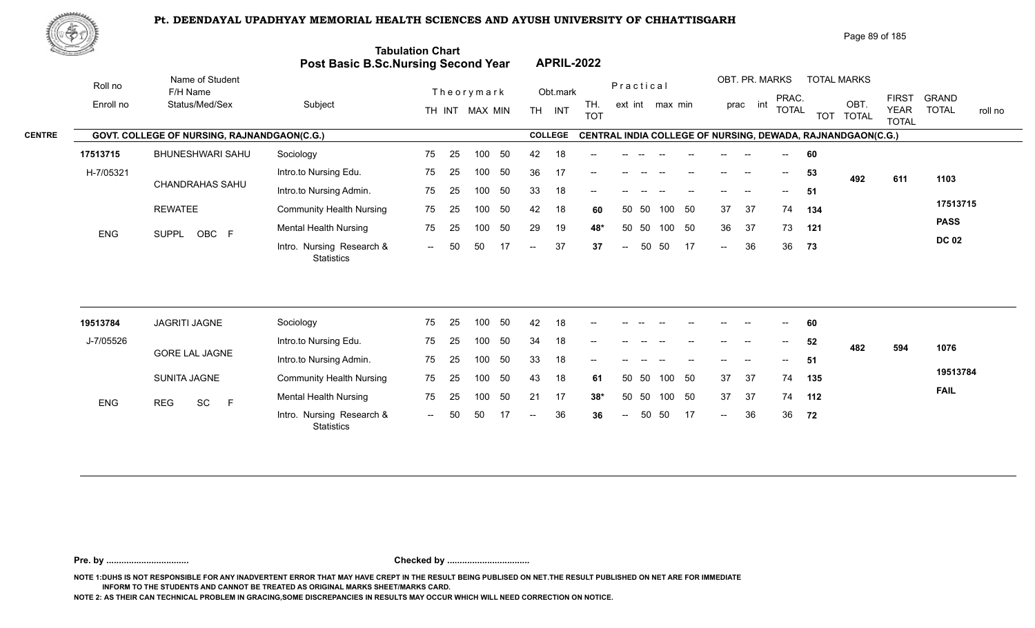# Pt. DEENDAYAL UPADHYAY MEMORIAL HEALTH SCIENCES AND AYUSH UNIVERSITY OF CHHATTISGARH

## Tabulation Chart
## Post Basic B.Sc.Nursing Second Year — APRIL-2022

**CENTRE:** GOVT. COLLEGE OF NURSING, RAJNANDGAON(C.G.)
**COLLEGE:** CENTRAL INDIA COLLEGE OF NURSING, DEWADA, RAJNANDGAON(C.G.)

| Roll no / Enroll no | Name of Student / F/H Name / Status/Med/Sex | Subject | Theory TH | Theory INT | MAX | MIN | Obt. TH | Obt. INT | TH. TOT | Prac ext | Prac int | max | min | OBT. PR. prac | OBT. PR. int | PRAC. TOTAL | TOT | OBT. TOTAL | FIRST YEAR TOTAL | GRAND TOTAL / roll no |
|---|---|---|---|---|---|---|---|---|---|---|---|---|---|---|---|---|---|---|---|---|
| 17513715 | BHUNESHWARI SAHU | Sociology | 75 | 25 | 100 | 50 | 42 | 18 | -- | -- | -- | -- | -- | -- | -- | -- | 60 | | | |
| H-7/05321 | CHANDRAHAS SAHU | Intro.to Nursing Edu. | 75 | 25 | 100 | 50 | 36 | 17 | -- | -- | -- | -- | -- | -- | -- | -- | 53 | 492 | 611 | 1103 |
| | | Intro.to Nursing Admin. | 75 | 25 | 100 | 50 | 33 | 18 | -- | -- | -- | -- | -- | -- | -- | -- | 51 | | | |
| | REWATEE | Community Health Nursing | 75 | 25 | 100 | 50 | 42 | 18 | 60 | 50 | 50 | 100 | 50 | 37 | 37 | 74 | 134 | | | 17513715 |
| ENG | SUPPL OBC F | Mental Health Nursing | 75 | 25 | 100 | 50 | 29 | 19 | 48* | 50 | 50 | 100 | 50 | 36 | 37 | 73 | 121 | | | PASS |
| | | Intro. Nursing Research & Statistics | -- | 50 | 50 | 17 | -- | 37 | 37 | -- | 50 | 50 | 17 | -- | 36 | 36 | 73 | | | DC 02 |
| 19513784 | JAGRITI JAGNE | Sociology | 75 | 25 | 100 | 50 | 42 | 18 | -- | -- | -- | -- | -- | -- | -- | -- | 60 | | | |
| J-7/05526 | GORE LAL JAGNE | Intro.to Nursing Edu. | 75 | 25 | 100 | 50 | 34 | 18 | -- | -- | -- | -- | -- | -- | -- | -- | 52 | 482 | 594 | 1076 |
| | | Intro.to Nursing Admin. | 75 | 25 | 100 | 50 | 33 | 18 | -- | -- | -- | -- | -- | -- | -- | -- | 51 | | | |
| | SUNITA JAGNE | Community Health Nursing | 75 | 25 | 100 | 50 | 43 | 18 | 61 | 50 | 50 | 100 | 50 | 37 | 37 | 74 | 135 | | | 19513784 |
| ENG | REG SC F | Mental Health Nursing | 75 | 25 | 100 | 50 | 21 | 17 | 38* | 50 | 50 | 100 | 50 | 37 | 37 | 74 | 112 | | | FAIL |
| | | Intro. Nursing Research & Statistics | -- | 50 | 50 | 17 | -- | 36 | 36 | -- | 50 | 50 | 17 | -- | 36 | 36 | 72 | | | |

Pre. by ................................ Checked by ................................

NOTE 1:DUHS IS NOT RESPONSIBLE FOR ANY INADVERTENT ERROR THAT MAY HAVE CREPT IN THE RESULT BEING PUBLISED ON NET.THE RESULT PUBLISHED ON NET ARE FOR IMMEDIATE INFORM TO THE STUDENTS AND CANNOT BE TREATED AS ORIGINAL MARKS SHEET/MARKS CARD.

NOTE 2: AS THEIR CAN TECHNICAL PROBLEM IN GRACING,SOME DISCREPANCIES IN RESULTS MAY OCCUR WHICH WILL NEED CORRECTION ON NOTICE.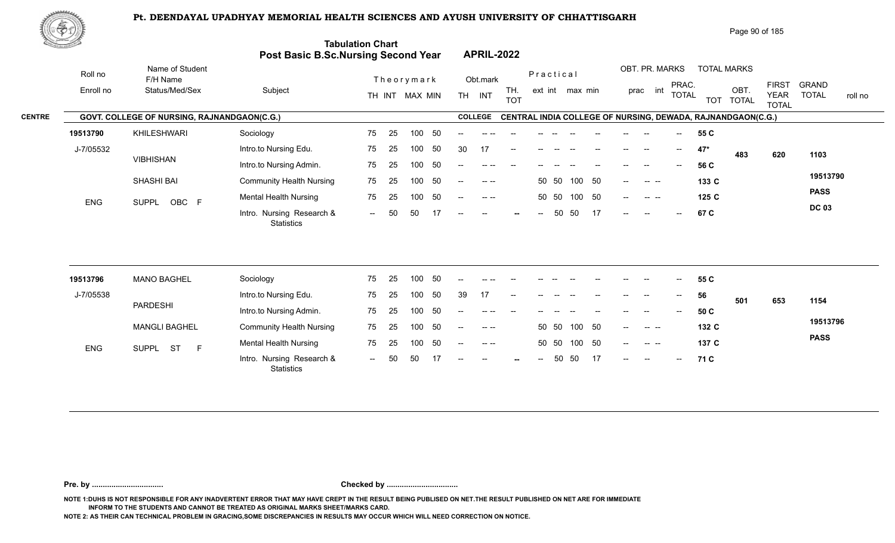# Pt. DEENDAYAL UPADHYAY MEMORIAL HEALTH SCIENCES AND AYUSH UNIVERSITY OF CHHATTISGARH

## Tabulation Chart
## Post Basic B.Sc.Nursing Second Year APRIL-2022

**CENTRE: GOVT. COLLEGE OF NURSING, RAJNANDGAON(C.G.)**
**COLLEGE: CENTRAL INDIA COLLEGE OF NURSING, DEWADA, RAJNANDGAON(C.G.)**

| Roll no / Enroll no | Name of Student / F/H Name / Status/Med/Sex | Subject | TH | INT | MAX | MIN | Obt. TH | Obt. INT | TH. TOT | Prac. ext | Prac. int | Prac. max | Prac. min | OBT. PR. prac | OBT. PR. int | PRAC. TOTAL | TOT | OBT. TOTAL | FIRST YEAR TOTAL | GRAND TOTAL / roll no |
|---|---|---|---|---|---|---|---|---|---|---|---|---|---|---|---|---|---|---|---|---|
| 19513790 | KHILESHWARI | Sociology | 75 | 25 | 100 | 50 | -- | -- -- | -- | -- | -- | -- | -- | -- | -- | -- | 55 C | | | |
| J-7/05532 | VIBHISHAN | Intro.to Nursing Edu. | 75 | 25 | 100 | 50 | 30 | 17 | -- | -- | -- | -- | -- | -- | -- | -- | 47* | 483 | 620 | 1103 |
| | | Intro.to Nursing Admin. | 75 | 25 | 100 | 50 | -- | -- -- | -- | -- | -- | -- | -- | -- | -- | -- | 56 C | | | |
| | SHASHI BAI | Community Health Nursing | 75 | 25 | 100 | 50 | -- | -- -- | | 50 | 50 | 100 | 50 | -- | -- -- | | 133 C | | | 19513790 |
| ENG | SUPPL OBC F | Mental Health Nursing | 75 | 25 | 100 | 50 | -- | -- -- | | 50 | 50 | 100 | 50 | -- | -- -- | | 125 C | | | PASS |
| | | Intro. Nursing Research & Statistics | -- | 50 | 50 | 17 | -- | -- | -- | -- | 50 | 50 | 17 | -- | -- | -- | 67 C | | | DC 03 |
| 19513796 | MANO BAGHEL | Sociology | 75 | 25 | 100 | 50 | -- | -- -- | -- | -- | -- | -- | -- | -- | -- | -- | 55 C | | | |
| J-7/05538 | PARDESHI | Intro.to Nursing Edu. | 75 | 25 | 100 | 50 | 39 | 17 | -- | -- | -- | -- | -- | -- | -- | -- | 56 | 501 | 653 | 1154 |
| | | Intro.to Nursing Admin. | 75 | 25 | 100 | 50 | -- | -- -- | -- | -- | -- | -- | -- | -- | -- | -- | 50 C | | | |
| | MANGLI BAGHEL | Community Health Nursing | 75 | 25 | 100 | 50 | -- | -- -- | | 50 | 50 | 100 | 50 | -- | -- -- | | 132 C | | | 19513796 |
| ENG | SUPPL ST F | Mental Health Nursing | 75 | 25 | 100 | 50 | -- | -- -- | | 50 | 50 | 100 | 50 | -- | -- -- | | 137 C | | | PASS |
| | | Intro. Nursing Research & Statistics | -- | 50 | 50 | 17 | -- | -- | -- | -- | 50 | 50 | 17 | -- | -- | -- | 71 C | | | |

**Pre. by ................................. Checked by .................................**

NOTE 1:DUHS IS NOT RESPONSIBLE FOR ANY INADVERTENT ERROR THAT MAY HAVE CREPT IN THE RESULT BEING PUBLISED ON NET.THE RESULT PUBLISHED ON NET ARE FOR IMMEDIATE INFORM TO THE STUDENTS AND CANNOT BE TREATED AS ORIGINAL MARKS SHEET/MARKS CARD.

NOTE 2: AS THEIR CAN TECHNICAL PROBLEM IN GRACING,SOME DISCREPANCIES IN RESULTS MAY OCCUR WHICH WILL NEED CORRECTION ON NOTICE.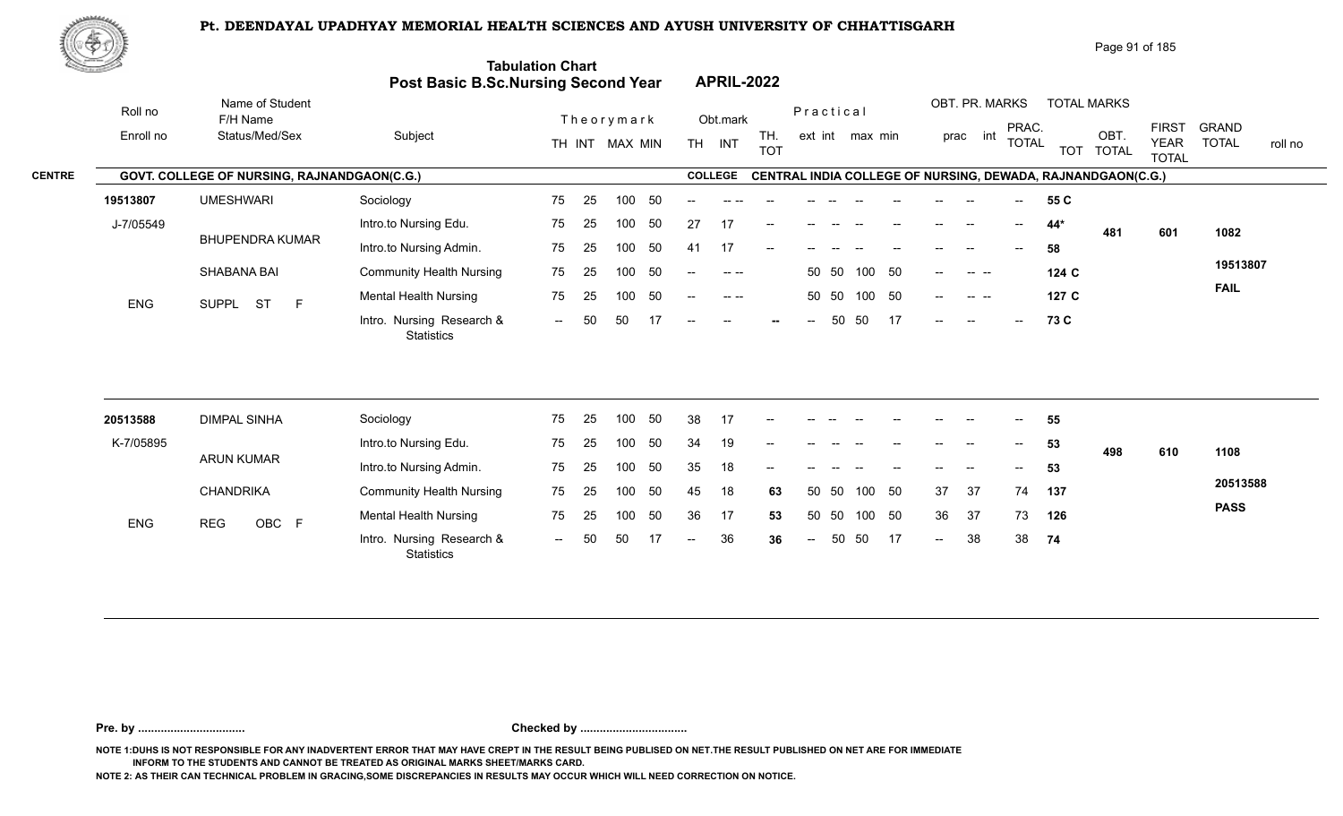# Pt. DEENDAYAL UPADHYAY MEMORIAL HEALTH SCIENCES AND AYUSH UNIVERSITY OF CHHATTISGARH

## Tabulation Chart
## Post Basic B.Sc.Nursing Second Year — APRIL-2022

**CENTRE:** GOVT. COLLEGE OF NURSING, RAJNANDGAON(C.G.)
**COLLEGE:** CENTRAL INDIA COLLEGE OF NURSING, DEWADA, RAJNANDGAON(C.G.)

| Roll no / Enroll no | Name of Student / F/H Name / Status/Med/Sex | Subject | Theory TH | Theory INT | MAX | MIN | Obt. TH | Obt. INT | TH. TOT | Prac ext | Prac int | max | min | OBT. PR. prac | OBT. PR. int | PRAC. TOTAL | TOT | OBT. TOTAL | FIRST YEAR TOTAL | GRAND TOTAL / roll no |
|---|---|---|---|---|---|---|---|---|---|---|---|---|---|---|---|---|---|---|---|---|
| 19513807 | UMESHWARI | Sociology | 75 | 25 | 100 | 50 | -- | -- -- | -- | -- | -- | -- | -- | -- | -- | -- | 55 C | 481 | 601 | 1082 |
| J-7/05549 | BHUPENDRA KUMAR | Intro.to Nursing Edu. | 75 | 25 | 100 | 50 | 27 | 17 | -- | -- | -- | -- | -- | -- | -- | -- | 44* | | | 19513807 |
| | SHABANA BAI | Intro.to Nursing Admin. | 75 | 25 | 100 | 50 | 41 | 17 | -- | -- | -- | -- | -- | -- | -- | -- | 58 | | | FAIL |
| ENG | SUPPL ST F | Community Health Nursing | 75 | 25 | 100 | 50 | -- | -- -- | | 50 | 50 | 100 | 50 | -- | -- -- | | 124 C | | | |
| | | Mental Health Nursing | 75 | 25 | 100 | 50 | -- | -- -- | | 50 | 50 | 100 | 50 | -- | -- -- | | 127 C | | | |
| | | Intro. Nursing Research & Statistics | -- | 50 | 50 | 17 | -- | -- | -- | -- | 50 | 50 | 17 | -- | -- | -- | 73 C | | | |
| 20513588 | DIMPAL SINHA | Sociology | 75 | 25 | 100 | 50 | 38 | 17 | -- | -- | -- | -- | -- | -- | -- | -- | 55 | 498 | 610 | 1108 |
| K-7/05895 | ARUN KUMAR | Intro.to Nursing Edu. | 75 | 25 | 100 | 50 | 34 | 19 | -- | -- | -- | -- | -- | -- | -- | -- | 53 | | | 20513588 |
| | CHANDRIKA | Intro.to Nursing Admin. | 75 | 25 | 100 | 50 | 35 | 18 | -- | -- | -- | -- | -- | -- | -- | -- | 53 | | | PASS |
| ENG | REG OBC F | Community Health Nursing | 75 | 25 | 100 | 50 | 45 | 18 | 63 | 50 | 50 | 100 | 50 | 37 | 37 | 74 | 137 | | | |
| | | Mental Health Nursing | 75 | 25 | 100 | 50 | 36 | 17 | 53 | 50 | 50 | 100 | 50 | 36 | 37 | 73 | 126 | | | |
| | | Intro. Nursing Research & Statistics | -- | 50 | 50 | 17 | -- | 36 | 36 | -- | 50 | 50 | 17 | -- | 38 | 38 | 74 | | | |

**Pre. by ................................** **Checked by ................................**

NOTE 1:DUHS IS NOT RESPONSIBLE FOR ANY INADVERTENT ERROR THAT MAY HAVE CREPT IN THE RESULT BEING PUBLISED ON NET.THE RESULT PUBLISHED ON NET ARE FOR IMMEDIATE INFORM TO THE STUDENTS AND CANNOT BE TREATED AS ORIGINAL MARKS SHEET/MARKS CARD.

NOTE 2: AS THEIR CAN TECHNICAL PROBLEM IN GRACING,SOME DISCREPANCIES IN RESULTS MAY OCCUR WHICH WILL NEED CORRECTION ON NOTICE.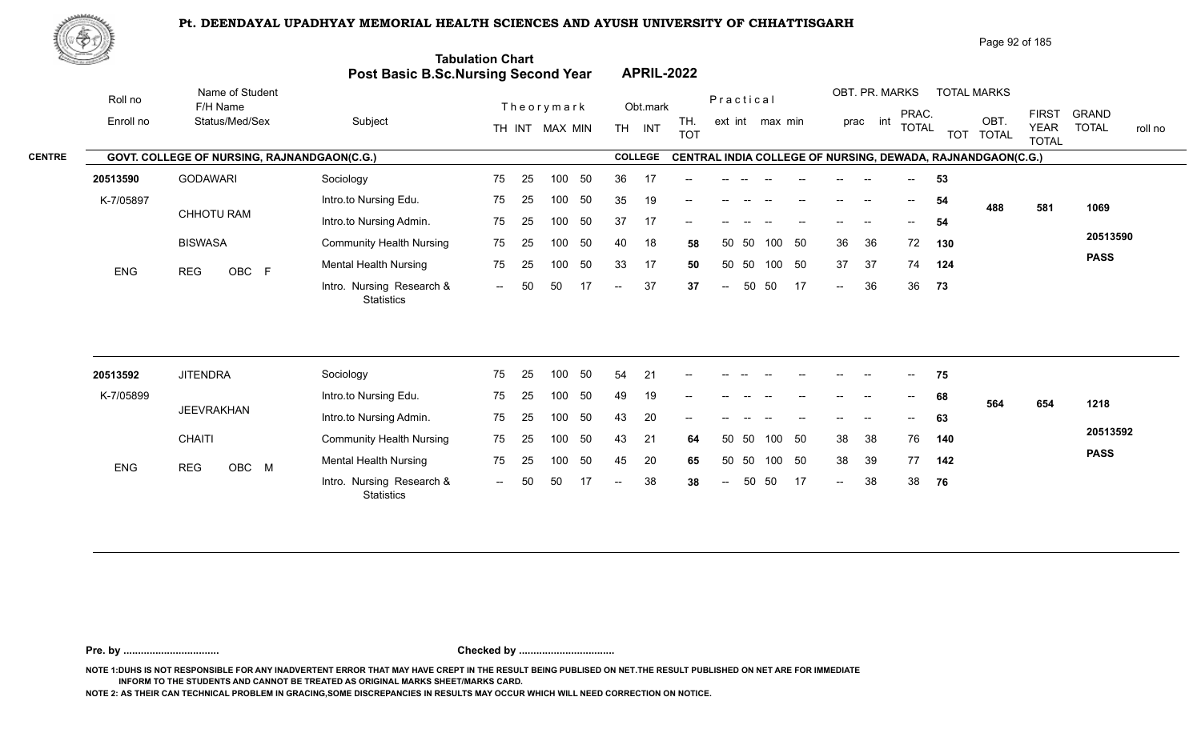# Pt. DEENDAYAL UPADHYAY MEMORIAL HEALTH SCIENCES AND AYUSH UNIVERSITY OF CHHATTISGARH

## Tabulation Chart
## Post Basic B.Sc.Nursing Second Year — APRIL-2022

**CENTRE:** GOVT. COLLEGE OF NURSING, RAJNANDGAON(C.G.)
**COLLEGE:** CENTRAL INDIA COLLEGE OF NURSING, DEWADA, RAJNANDGAON(C.G.)

| Roll no / Enroll no | Name of Student / F/H Name / Status/Med/Sex | Subject | Theory TH | Theory INT | MAX | MIN | Obt. TH | Obt. INT | TH. TOT | Prac ext | Prac int | max | min | OBT. PR. prac | OBT. PR. int | PRAC. TOTAL | TOT | OBT. TOTAL | FIRST YEAR TOTAL | GRAND TOTAL | roll no |
|---|---|---|---|---|---|---|---|---|---|---|---|---|---|---|---|---|---|---|---|---|---|
| 20513590 | GODAWARI | Sociology | 75 | 25 | 100 | 50 | 36 | 17 | -- | -- | -- | -- | -- | -- | -- | -- | 53 | 488 | 581 | 1069 | 20513590 |
| K-7/05897 | CHHOTU RAM | Intro.to Nursing Edu. | 75 | 25 | 100 | 50 | 35 | 19 | -- | -- | -- | -- | -- | -- | -- | -- | 54 | | | | PASS |
| | BISWASA | Intro.to Nursing Admin. | 75 | 25 | 100 | 50 | 37 | 17 | -- | -- | -- | -- | -- | -- | -- | -- | 54 | | | | |
| ENG | REG OBC F | Community Health Nursing | 75 | 25 | 100 | 50 | 40 | 18 | 58 | 50 | 50 | 100 | 50 | 36 | 36 | 72 | 130 | | | | |
| | | Mental Health Nursing | 75 | 25 | 100 | 50 | 33 | 17 | 50 | 50 | 50 | 100 | 50 | 37 | 37 | 74 | 124 | | | | |
| | | Intro. Nursing Research & Statistics | -- | 50 | 50 | 17 | -- | 37 | 37 | -- | 50 | 50 | 17 | -- | 36 | 36 | 73 | | | | |
| 20513592 | JITENDRA | Sociology | 75 | 25 | 100 | 50 | 54 | 21 | -- | -- | -- | -- | -- | -- | -- | -- | 75 | 564 | 654 | 1218 | 20513592 |
| K-7/05899 | JEEVRAKHAN | Intro.to Nursing Edu. | 75 | 25 | 100 | 50 | 49 | 19 | -- | -- | -- | -- | -- | -- | -- | -- | 68 | | | | PASS |
| | CHAITI | Intro.to Nursing Admin. | 75 | 25 | 100 | 50 | 43 | 20 | -- | -- | -- | -- | -- | -- | -- | -- | 63 | | | | |
| ENG | REG OBC M | Community Health Nursing | 75 | 25 | 100 | 50 | 43 | 21 | 64 | 50 | 50 | 100 | 50 | 38 | 38 | 76 | 140 | | | | |
| | | Mental Health Nursing | 75 | 25 | 100 | 50 | 45 | 20 | 65 | 50 | 50 | 100 | 50 | 38 | 39 | 77 | 142 | | | | |
| | | Intro. Nursing Research & Statistics | -- | 50 | 50 | 17 | -- | 38 | 38 | -- | 50 | 50 | 17 | -- | 38 | 38 | 76 | | | | |

**Pre. by .................................** **Checked by .................................**

NOTE 1:DUHS IS NOT RESPONSIBLE FOR ANY INADVERTENT ERROR THAT MAY HAVE CREPT IN THE RESULT BEING PUBLISED ON NET.THE RESULT PUBLISHED ON NET ARE FOR IMMEDIATE INFORM TO THE STUDENTS AND CANNOT BE TREATED AS ORIGINAL MARKS SHEET/MARKS CARD.

NOTE 2: AS THEIR CAN TECHNICAL PROBLEM IN GRACING,SOME DISCREPANCIES IN RESULTS MAY OCCUR WHICH WILL NEED CORRECTION ON NOTICE.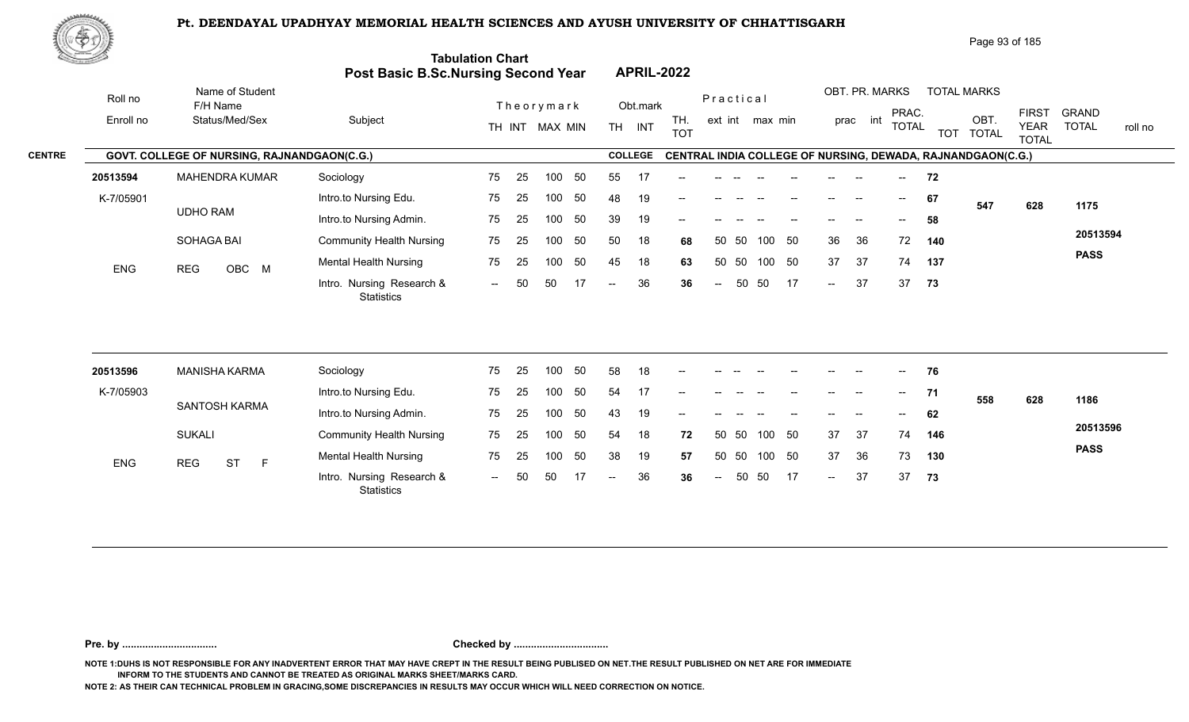# Pt. DEENDAYAL UPADHYAY MEMORIAL HEALTH SCIENCES AND AYUSH UNIVERSITY OF CHHATTISGARH

## Tabulation Chart
## Post Basic B.Sc.Nursing Second Year — APRIL-2022

**CENTRE:** GOVT. COLLEGE OF NURSING, RAJNANDGAON(C.G.)
**COLLEGE:** CENTRAL INDIA COLLEGE OF NURSING, DEWADA, RAJNANDGAON(C.G.)

| Roll no / Enroll no | Name of Student / F/H Name / Status/Med/Sex | Subject | Theory TH | Theory INT | MAX | MIN | Obt. TH | Obt. INT | TH. TOT | Prac ext | Prac int | max | min | OBT. PR. prac | OBT. PR. int | PRAC. TOTAL | TOT | OBT. TOTAL | FIRST YEAR TOTAL | GRAND TOTAL | roll no |
|---|---|---|---|---|---|---|---|---|---|---|---|---|---|---|---|---|---|---|---|---|---|
| 20513594 | MAHENDRA KUMAR | Sociology | 75 | 25 | 100 | 50 | 55 | 17 | -- | -- | -- | -- | -- | -- | -- | -- | 72 | 547 | 628 | 1175 | |
| K-7/05901 | UDHO RAM | Intro.to Nursing Edu. | 75 | 25 | 100 | 50 | 48 | 19 | -- | -- | -- | -- | -- | -- | -- | -- | 67 | | | | |
| | SOHAGA BAI | Intro.to Nursing Admin. | 75 | 25 | 100 | 50 | 39 | 19 | -- | -- | -- | -- | -- | -- | -- | -- | 58 | | | | |
| ENG | REG OBC M | Community Health Nursing | 75 | 25 | 100 | 50 | 50 | 18 | 68 | 50 | 50 | 100 | 50 | 36 | 36 | 72 | 140 | | | | 20513594 |
| | | Mental Health Nursing | 75 | 25 | 100 | 50 | 45 | 18 | 63 | 50 | 50 | 100 | 50 | 37 | 37 | 74 | 137 | | | | PASS |
| | | Intro. Nursing Research & Statistics | -- | 50 | 50 | 17 | -- | 36 | 36 | -- | 50 | 50 | 17 | -- | 37 | 37 | 73 | | | | |
| 20513596 | MANISHA KARMA | Sociology | 75 | 25 | 100 | 50 | 58 | 18 | -- | -- | -- | -- | -- | -- | -- | -- | 76 | 558 | 628 | 1186 | |
| K-7/05903 | SANTOSH KARMA | Intro.to Nursing Edu. | 75 | 25 | 100 | 50 | 54 | 17 | -- | -- | -- | -- | -- | -- | -- | -- | 71 | | | | |
| | SUKALI | Intro.to Nursing Admin. | 75 | 25 | 100 | 50 | 43 | 19 | -- | -- | -- | -- | -- | -- | -- | -- | 62 | | | | |
| ENG | REG ST F | Community Health Nursing | 75 | 25 | 100 | 50 | 54 | 18 | 72 | 50 | 50 | 100 | 50 | 37 | 37 | 74 | 146 | | | | 20513596 |
| | | Mental Health Nursing | 75 | 25 | 100 | 50 | 38 | 19 | 57 | 50 | 50 | 100 | 50 | 37 | 36 | 73 | 130 | | | | PASS |
| | | Intro. Nursing Research & Statistics | -- | 50 | 50 | 17 | -- | 36 | 36 | -- | 50 | 50 | 17 | -- | 37 | 37 | 73 | | | | |

Pre. by ................................ Checked by ................................

NOTE 1:DUHS IS NOT RESPONSIBLE FOR ANY INADVERTENT ERROR THAT MAY HAVE CREPT IN THE RESULT BEING PUBLISED ON NET.THE RESULT PUBLISHED ON NET ARE FOR IMMEDIATE INFORM TO THE STUDENTS AND CANNOT BE TREATED AS ORIGINAL MARKS SHEET/MARKS CARD.

NOTE 2: AS THEIR CAN TECHNICAL PROBLEM IN GRACING,SOME DISCREPANCIES IN RESULTS MAY OCCUR WHICH WILL NEED CORRECTION ON NOTICE.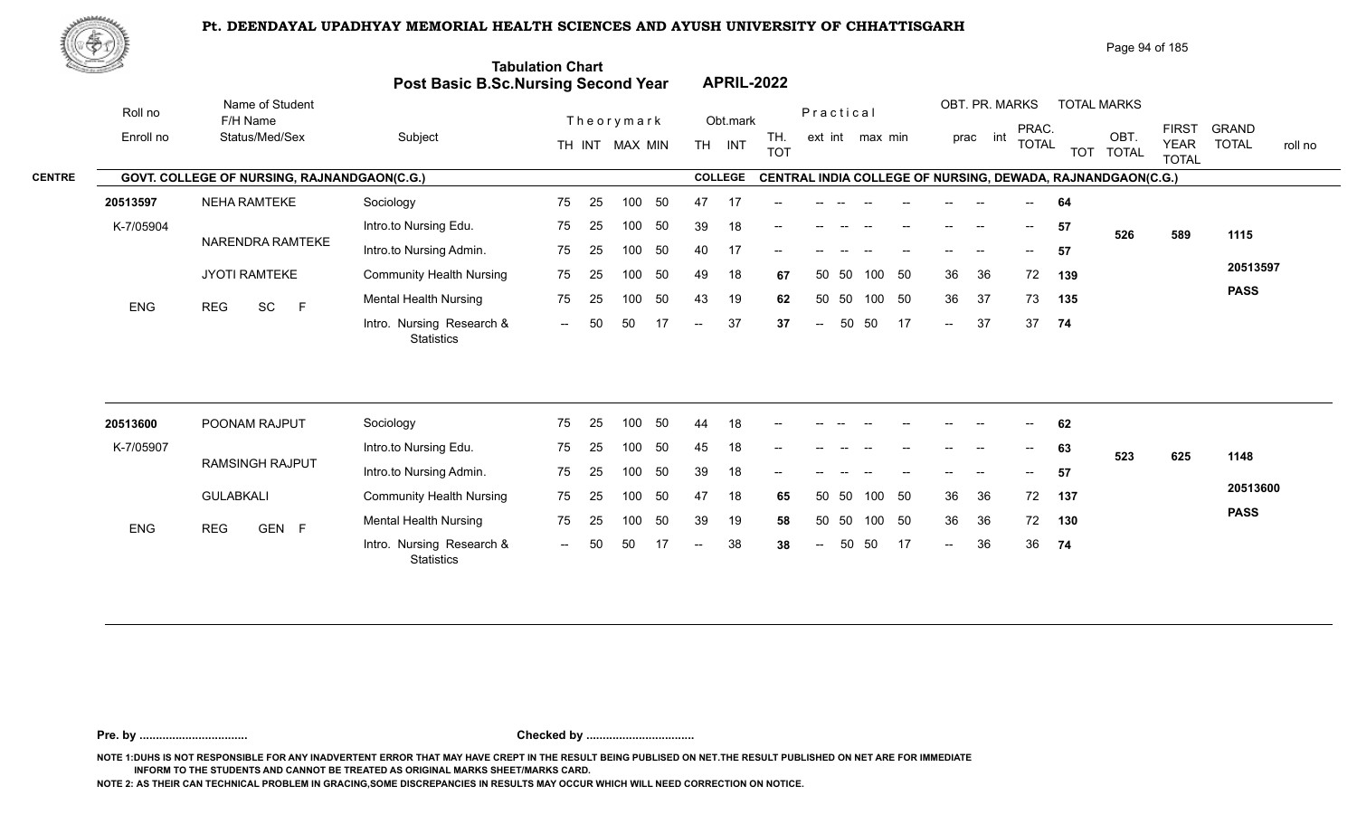# Pt. DEENDAYAL UPADHYAY MEMORIAL HEALTH SCIENCES AND AYUSH UNIVERSITY OF CHHATTISGARH

## Tabulation Chart
## Post Basic B.Sc.Nursing Second Year — APRIL-2022

**CENTRE:** GOVT. COLLEGE OF NURSING, RAJNANDGAON(C.G.)
**COLLEGE:** CENTRAL INDIA COLLEGE OF NURSING, DEWADA, RAJNANDGAON(C.G.)

| Roll no / Enroll no | Name of Student / F/H Name / Status/Med/Sex | Subject | Theory TH | Theory INT | MAX | MIN | Obt. TH | Obt. INT | TH. TOT | Prac ext | Prac int | max | min | OBT. PR. prac | OBT. PR. int | PRAC. TOTAL | TOT | OBT. TOTAL | FIRST YEAR TOTAL | GRAND TOTAL / roll no |
|---|---|---|---|---|---|---|---|---|---|---|---|---|---|---|---|---|---|---|---|---|
| 20513597 | NEHA RAMTEKE | Sociology | 75 | 25 | 100 | 50 | 47 | 17 | -- | -- | -- | -- | -- | -- | -- | -- | 64 | | | |
| K-7/05904 | NARENDRA RAMTEKE | Intro.to Nursing Edu. | 75 | 25 | 100 | 50 | 39 | 18 | -- | -- | -- | -- | -- | -- | -- | -- | 57 | 526 | 589 | 1115 |
| | | Intro.to Nursing Admin. | 75 | 25 | 100 | 50 | 40 | 17 | -- | -- | -- | -- | -- | -- | -- | -- | 57 | | | |
| | JYOTI RAMTEKE | Community Health Nursing | 75 | 25 | 100 | 50 | 49 | 18 | 67 | 50 | 50 | 100 | 50 | 36 | 36 | 72 | 139 | | | 20513597 |
| ENG | REG SC F | Mental Health Nursing | 75 | 25 | 100 | 50 | 43 | 19 | 62 | 50 | 50 | 100 | 50 | 36 | 37 | 73 | 135 | | | PASS |
| | | Intro. Nursing Research & Statistics | -- | 50 | 50 | 17 | -- | 37 | 37 | -- | 50 | 50 | 17 | -- | 37 | 37 | 74 | | | |
| 20513600 | POONAM RAJPUT | Sociology | 75 | 25 | 100 | 50 | 44 | 18 | -- | -- | -- | -- | -- | -- | -- | -- | 62 | | | |
| K-7/05907 | RAMSINGH RAJPUT | Intro.to Nursing Edu. | 75 | 25 | 100 | 50 | 45 | 18 | -- | -- | -- | -- | -- | -- | -- | -- | 63 | 523 | 625 | 1148 |
| | | Intro.to Nursing Admin. | 75 | 25 | 100 | 50 | 39 | 18 | -- | -- | -- | -- | -- | -- | -- | -- | 57 | | | |
| | GULABKALI | Community Health Nursing | 75 | 25 | 100 | 50 | 47 | 18 | 65 | 50 | 50 | 100 | 50 | 36 | 36 | 72 | 137 | | | 20513600 |
| ENG | REG GEN F | Mental Health Nursing | 75 | 25 | 100 | 50 | 39 | 19 | 58 | 50 | 50 | 100 | 50 | 36 | 36 | 72 | 130 | | | PASS |
| | | Intro. Nursing Research & Statistics | -- | 50 | 50 | 17 | -- | 38 | 38 | -- | 50 | 50 | 17 | -- | 36 | 36 | 74 | | | |

**Pre. by ................................** **Checked by ................................**

NOTE 1:DUHS IS NOT RESPONSIBLE FOR ANY INADVERTENT ERROR THAT MAY HAVE CREPT IN THE RESULT BEING PUBLISED ON NET.THE RESULT PUBLISHED ON NET ARE FOR IMMEDIATE INFORM TO THE STUDENTS AND CANNOT BE TREATED AS ORIGINAL MARKS SHEET/MARKS CARD.

NOTE 2: AS THEIR CAN TECHNICAL PROBLEM IN GRACING,SOME DISCREPANCIES IN RESULTS MAY OCCUR WHICH WILL NEED CORRECTION ON NOTICE.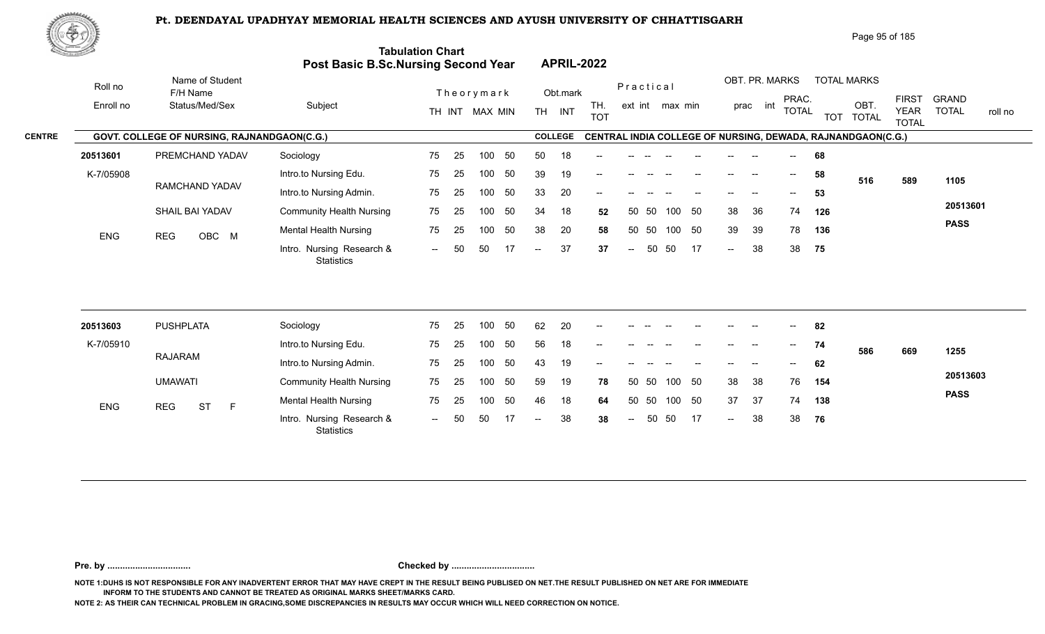# Pt. DEENDAYAL UPADHYAY MEMORIAL HEALTH SCIENCES AND AYUSH UNIVERSITY OF CHHATTISGARH

## Tabulation Chart
## Post Basic B.Sc.Nursing Second Year — APRIL-2022

**CENTRE:** GOVT. COLLEGE OF NURSING, RAJNANDGAON(C.G.)
**COLLEGE:** CENTRAL INDIA COLLEGE OF NURSING, DEWADA, RAJNANDGAON(C.G.)

| Roll no / Enroll no | Name of Student / F/H Name / Status/Med/Sex | Subject | Theory TH | Theory INT | MAX | MIN | Obt. TH | Obt. INT | TH. TOT | Prac ext | Prac int | max | min | OBT. PR. prac | OBT. PR. int | PRAC. TOTAL | TOT | OBT. TOTAL | FIRST YEAR TOTAL | GRAND TOTAL | roll no |
|---|---|---|---|---|---|---|---|---|---|---|---|---|---|---|---|---|---|---|---|---|---|
| 20513601 | PREMCHAND YADAV | Sociology | 75 | 25 | 100 | 50 | 50 | 18 | -- | -- | -- | -- | -- | -- | -- | -- | 68 | 516 | 589 | 1105 | 20513601 |
| K-7/05908 | RAMCHAND YADAV | Intro.to Nursing Edu. | 75 | 25 | 100 | 50 | 39 | 19 | -- | -- | -- | -- | -- | -- | -- | -- | 58 | | | PASS | |
| | SHAIL BAI YADAV | Intro.to Nursing Admin. | 75 | 25 | 100 | 50 | 33 | 20 | -- | -- | -- | -- | -- | -- | -- | -- | 53 | | | | |
| ENG | REG OBC M | Community Health Nursing | 75 | 25 | 100 | 50 | 34 | 18 | 52 | 50 | 50 | 100 | 50 | 38 | 36 | 74 | 126 | | | | |
| | | Mental Health Nursing | 75 | 25 | 100 | 50 | 38 | 20 | 58 | 50 | 50 | 100 | 50 | 39 | 39 | 78 | 136 | | | | |
| | | Intro. Nursing Research & Statistics | -- | 50 | 50 | 17 | -- | 37 | 37 | -- | 50 | 50 | 17 | -- | 38 | 38 | 75 | | | | |
| 20513603 | PUSHPLATA | Sociology | 75 | 25 | 100 | 50 | 62 | 20 | -- | -- | -- | -- | -- | -- | -- | -- | 82 | 586 | 669 | 1255 | 20513603 |
| K-7/05910 | RAJARAM | Intro.to Nursing Edu. | 75 | 25 | 100 | 50 | 56 | 18 | -- | -- | -- | -- | -- | -- | -- | -- | 74 | | | PASS | |
| | UMAWATI | Intro.to Nursing Admin. | 75 | 25 | 100 | 50 | 43 | 19 | -- | -- | -- | -- | -- | -- | -- | -- | 62 | | | | |
| ENG | REG ST F | Community Health Nursing | 75 | 25 | 100 | 50 | 59 | 19 | 78 | 50 | 50 | 100 | 50 | 38 | 38 | 76 | 154 | | | | |
| | | Mental Health Nursing | 75 | 25 | 100 | 50 | 46 | 18 | 64 | 50 | 50 | 100 | 50 | 37 | 37 | 74 | 138 | | | | |
| | | Intro. Nursing Research & Statistics | -- | 50 | 50 | 17 | -- | 38 | 38 | -- | 50 | 50 | 17 | -- | 38 | 38 | 76 | | | | |

Pre. by ................................ Checked by ................................

NOTE 1:DUHS IS NOT RESPONSIBLE FOR ANY INADVERTENT ERROR THAT MAY HAVE CREPT IN THE RESULT BEING PUBLISED ON NET.THE RESULT PUBLISHED ON NET ARE FOR IMMEDIATE INFORM TO THE STUDENTS AND CANNOT BE TREATED AS ORIGINAL MARKS SHEET/MARKS CARD.

NOTE 2: AS THEIR CAN TECHNICAL PROBLEM IN GRACING,SOME DISCREPANCIES IN RESULTS MAY OCCUR WHICH WILL NEED CORRECTION ON NOTICE.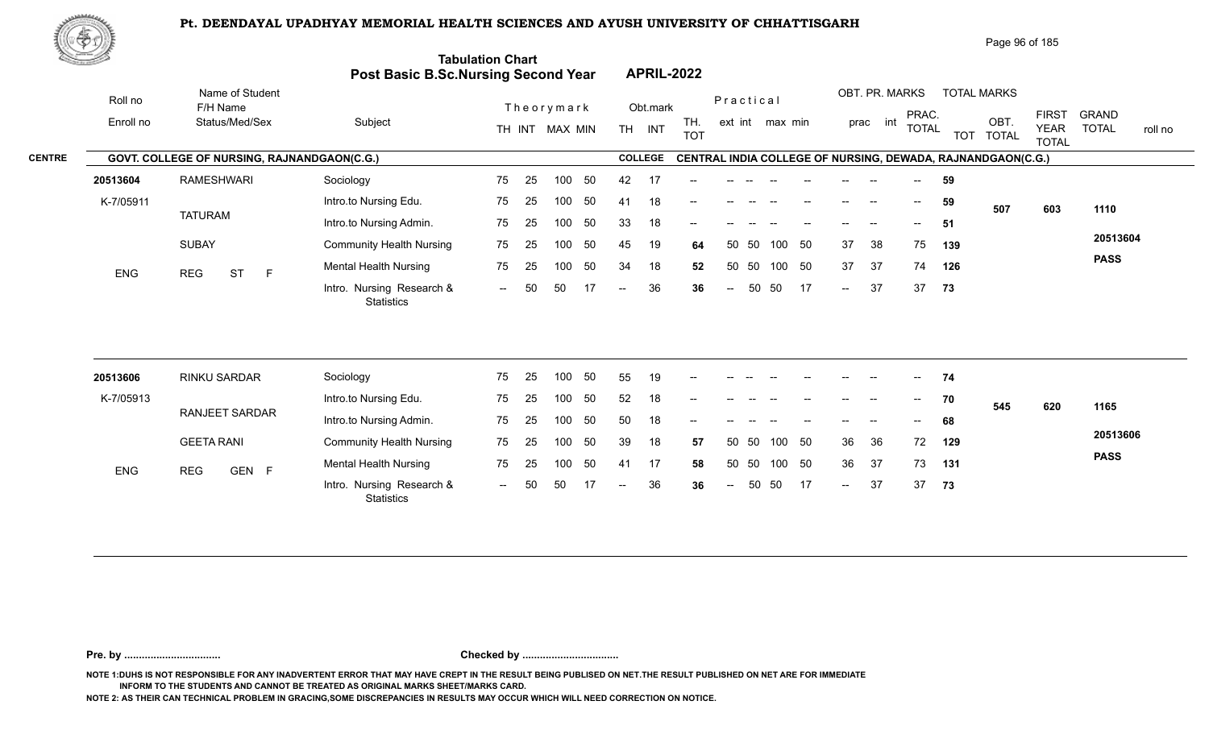# Pt. DEENDAYAL UPADHYAY MEMORIAL HEALTH SCIENCES AND AYUSH UNIVERSITY OF CHHATTISGARH

## Tabulation Chart
## Post Basic B.Sc.Nursing Second Year — APRIL-2022

**CENTRE:** GOVT. COLLEGE OF NURSING, RAJNANDGAON(C.G.)
**COLLEGE:** CENTRAL INDIA COLLEGE OF NURSING, DEWADA, RAJNANDGAON(C.G.)

| Roll no / Enroll no | Name of Student / F/H Name / Status/Med/Sex | Subject | Theory TH | Theory INT | Theory MAX | Theory MIN | Obt. TH | Obt. INT | TH. TOT | Prac. ext | Prac. int | Prac. max | Prac. min | OBT. PR. prac | OBT. PR. int | PRAC. TOTAL | TOT | OBT. TOTAL | FIRST YEAR TOTAL | GRAND TOTAL / roll no |
|---|---|---|---|---|---|---|---|---|---|---|---|---|---|---|---|---|---|---|---|---|
| 20513604 | RAMESHWARI | Sociology | 75 | 25 | 100 | 50 | 42 | 17 | -- | -- | -- | -- | -- | -- | -- | -- | 59 | | | |
| K-7/05911 | TATURAM | Intro.to Nursing Edu. | 75 | 25 | 100 | 50 | 41 | 18 | -- | -- | -- | -- | -- | -- | -- | -- | 59 | 507 | 603 | 1110 |
| | | Intro.to Nursing Admin. | 75 | 25 | 100 | 50 | 33 | 18 | -- | -- | -- | -- | -- | -- | -- | -- | 51 | | | |
| | SUBAY | Community Health Nursing | 75 | 25 | 100 | 50 | 45 | 19 | 64 | 50 | 50 | 100 | 50 | 37 | 38 | 75 | 139 | | | 20513604 |
| ENG | REG ST F | Mental Health Nursing | 75 | 25 | 100 | 50 | 34 | 18 | 52 | 50 | 50 | 100 | 50 | 37 | 37 | 74 | 126 | | | PASS |
| | | Intro. Nursing Research & Statistics | -- | 50 | 50 | 17 | -- | 36 | 36 | -- | 50 | 50 | 17 | -- | 37 | 37 | 73 | | | |
| 20513606 | RINKU SARDAR | Sociology | 75 | 25 | 100 | 50 | 55 | 19 | -- | -- | -- | -- | -- | -- | -- | -- | 74 | | | |
| K-7/05913 | RANJEET SARDAR | Intro.to Nursing Edu. | 75 | 25 | 100 | 50 | 52 | 18 | -- | -- | -- | -- | -- | -- | -- | -- | 70 | 545 | 620 | 1165 |
| | | Intro.to Nursing Admin. | 75 | 25 | 100 | 50 | 50 | 18 | -- | -- | -- | -- | -- | -- | -- | -- | 68 | | | |
| | GEETA RANI | Community Health Nursing | 75 | 25 | 100 | 50 | 39 | 18 | 57 | 50 | 50 | 100 | 50 | 36 | 36 | 72 | 129 | | | 20513606 |
| ENG | REG GEN F | Mental Health Nursing | 75 | 25 | 100 | 50 | 41 | 17 | 58 | 50 | 50 | 100 | 50 | 36 | 37 | 73 | 131 | | | PASS |
| | | Intro. Nursing Research & Statistics | -- | 50 | 50 | 17 | -- | 36 | 36 | -- | 50 | 50 | 17 | -- | 37 | 37 | 73 | | | |

**Pre. by .................................** **Checked by .................................**

NOTE 1:DUHS IS NOT RESPONSIBLE FOR ANY INADVERTENT ERROR THAT MAY HAVE CREPT IN THE RESULT BEING PUBLISED ON NET.THE RESULT PUBLISHED ON NET ARE FOR IMMEDIATE INFORM TO THE STUDENTS AND CANNOT BE TREATED AS ORIGINAL MARKS SHEET/MARKS CARD.

NOTE 2: AS THEIR CAN TECHNICAL PROBLEM IN GRACING,SOME DISCREPANCIES IN RESULTS MAY OCCUR WHICH WILL NEED CORRECTION ON NOTICE.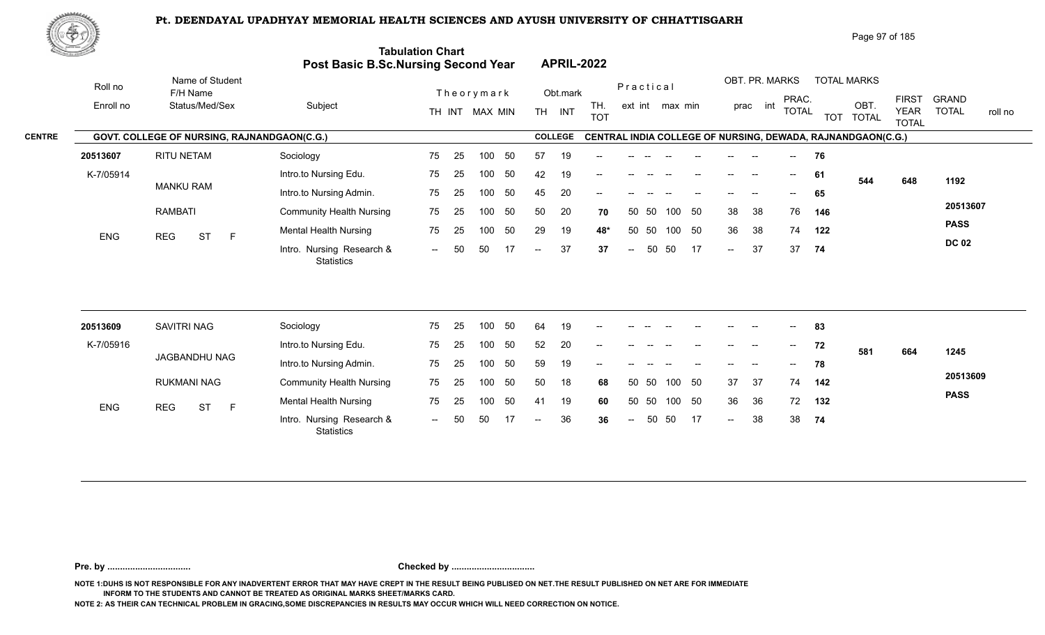# Pt. DEENDAYAL UPADHYAY MEMORIAL HEALTH SCIENCES AND AYUSH UNIVERSITY OF CHHATTISGARH

## Tabulation Chart
## Post Basic B.Sc.Nursing Second Year — APRIL-2022

**CENTRE:** GOVT. COLLEGE OF NURSING, RAJNANDGAON(C.G.)
**COLLEGE:** CENTRAL INDIA COLLEGE OF NURSING, DEWADA, RAJNANDGAON(C.G.)

| Roll no / Enroll no | Name of Student / F/H Name / Status/Med/Sex | Subject | Theory TH | Theory INT | MAX | MIN | Obt. TH | Obt. INT | TH. TOT | Prac. ext | Prac. int | max | min | OBT. PR. prac | OBT. PR. int | PRAC. TOTAL | TOT | OBT. TOTAL | FIRST YEAR TOTAL | GRAND TOTAL / roll no |
|---|---|---|---|---|---|---|---|---|---|---|---|---|---|---|---|---|---|---|---|---|
| 20513607 | RITU NETAM | Sociology | 75 | 25 | 100 | 50 | 57 | 19 | -- | -- | -- | -- | -- | -- | -- | -- | 76 | | | |
| K-7/05914 | MANKU RAM | Intro.to Nursing Edu. | 75 | 25 | 100 | 50 | 42 | 19 | -- | -- | -- | -- | -- | -- | -- | -- | 61 | 544 | 648 | 1192 |
| | RAMBATI | Intro.to Nursing Admin. | 75 | 25 | 100 | 50 | 45 | 20 | -- | -- | -- | -- | -- | -- | -- | -- | 65 | | | |
| | | Community Health Nursing | 75 | 25 | 100 | 50 | 50 | 20 | 70 | 50 | 50 | 100 | 50 | 38 | 38 | 76 | 146 | | | 20513607 |
| ENG | REG ST F | Mental Health Nursing | 75 | 25 | 100 | 50 | 29 | 19 | 48* | 50 | 50 | 100 | 50 | 36 | 38 | 74 | 122 | | | PASS |
| | | Intro. Nursing Research & Statistics | -- | 50 | 50 | 17 | -- | 37 | 37 | -- | 50 | 50 | 17 | -- | 37 | 37 | 74 | | | DC 02 |
| 20513609 | SAVITRI NAG | Sociology | 75 | 25 | 100 | 50 | 64 | 19 | -- | -- | -- | -- | -- | -- | -- | -- | 83 | | | |
| K-7/05916 | JAGBANDHU NAG | Intro.to Nursing Edu. | 75 | 25 | 100 | 50 | 52 | 20 | -- | -- | -- | -- | -- | -- | -- | -- | 72 | 581 | 664 | 1245 |
| | RUKMANI NAG | Intro.to Nursing Admin. | 75 | 25 | 100 | 50 | 59 | 19 | -- | -- | -- | -- | -- | -- | -- | -- | 78 | | | |
| | | Community Health Nursing | 75 | 25 | 100 | 50 | 50 | 18 | 68 | 50 | 50 | 100 | 50 | 37 | 37 | 74 | 142 | | | 20513609 |
| ENG | REG ST F | Mental Health Nursing | 75 | 25 | 100 | 50 | 41 | 19 | 60 | 50 | 50 | 100 | 50 | 36 | 36 | 72 | 132 | | | PASS |
| | | Intro. Nursing Research & Statistics | -- | 50 | 50 | 17 | -- | 36 | 36 | -- | 50 | 50 | 17 | -- | 38 | 38 | 74 | | | |

**Pre. by ................................** **Checked by ................................**

NOTE 1:DUHS IS NOT RESPONSIBLE FOR ANY INADVERTENT ERROR THAT MAY HAVE CREPT IN THE RESULT BEING PUBLISED ON NET.THE RESULT PUBLISHED ON NET ARE FOR IMMEDIATE INFORM TO THE STUDENTS AND CANNOT BE TREATED AS ORIGINAL MARKS SHEET/MARKS CARD.

NOTE 2: AS THEIR CAN TECHNICAL PROBLEM IN GRACING,SOME DISCREPANCIES IN RESULTS MAY OCCUR WHICH WILL NEED CORRECTION ON NOTICE.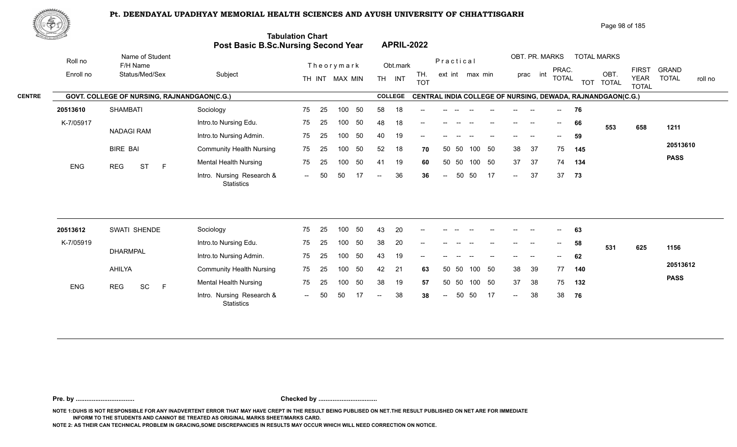# Pt. DEENDAYAL UPADHYAY MEMORIAL HEALTH SCIENCES AND AYUSH UNIVERSITY OF CHHATTISGARH

## Tabulation Chart
## Post Basic B.Sc.Nursing Second Year — APRIL-2022

**CENTRE:** GOVT. COLLEGE OF NURSING, RAJNANDGAON(C.G.)
**COLLEGE:** CENTRAL INDIA COLLEGE OF NURSING, DEWADA, RAJNANDGAON(C.G.)

| Roll no / Enroll no | Name of Student / F/H Name / Status/Med/Sex | Subject | Theory TH | Theory INT | Theory MAX | Theory MIN | Obt. TH | Obt. INT | TH. TOT | Practical ext | Practical int | Practical max | Practical min | OBT. PR. prac | OBT. PR. int | PRAC. TOTAL | TOTAL MARKS TOT | OBT. TOTAL | FIRST YEAR TOTAL | GRAND TOTAL | roll no |
|---|---|---|---|---|---|---|---|---|---|---|---|---|---|---|---|---|---|---|---|---|---|
| 20513610 | SHAMBATI | Sociology | 75 | 25 | 100 | 50 | 58 | 18 | -- | -- | -- | -- | -- | -- | -- | -- | 76 | | | | |
| K-7/05917 | NADAGI RAM | Intro.to Nursing Edu. | 75 | 25 | 100 | 50 | 48 | 18 | -- | -- | -- | -- | -- | -- | -- | -- | 66 | 553 | 658 | 1211 | |
| | | Intro.to Nursing Admin. | 75 | 25 | 100 | 50 | 40 | 19 | -- | -- | -- | -- | -- | -- | -- | -- | 59 | | | | |
| | BIRE BAI | Community Health Nursing | 75 | 25 | 100 | 50 | 52 | 18 | 70 | 50 | 50 | 100 | 50 | 38 | 37 | 75 | 145 | | | | 20513610 |
| ENG | REG ST F | Mental Health Nursing | 75 | 25 | 100 | 50 | 41 | 19 | 60 | 50 | 50 | 100 | 50 | 37 | 37 | 74 | 134 | | | PASS | |
| | | Intro. Nursing Research & Statistics | -- | 50 | 50 | 17 | -- | 36 | 36 | -- | 50 | 50 | 17 | -- | 37 | 37 | 73 | | | | |
| 20513612 | SWATI SHENDE | Sociology | 75 | 25 | 100 | 50 | 43 | 20 | -- | -- | -- | -- | -- | -- | -- | -- | 63 | | | | |
| K-7/05919 | DHARMPAL | Intro.to Nursing Edu. | 75 | 25 | 100 | 50 | 38 | 20 | -- | -- | -- | -- | -- | -- | -- | -- | 58 | 531 | 625 | 1156 | |
| | | Intro.to Nursing Admin. | 75 | 25 | 100 | 50 | 43 | 19 | -- | -- | -- | -- | -- | -- | -- | -- | 62 | | | | |
| | AHILYA | Community Health Nursing | 75 | 25 | 100 | 50 | 42 | 21 | 63 | 50 | 50 | 100 | 50 | 38 | 39 | 77 | 140 | | | | 20513612 |
| ENG | REG SC F | Mental Health Nursing | 75 | 25 | 100 | 50 | 38 | 19 | 57 | 50 | 50 | 100 | 50 | 37 | 38 | 75 | 132 | | | PASS | |
| | | Intro. Nursing Research & Statistics | -- | 50 | 50 | 17 | -- | 38 | 38 | -- | 50 | 50 | 17 | -- | 38 | 38 | 76 | | | | |

**Pre. by ................................** **Checked by ................................**

NOTE 1:DUHS IS NOT RESPONSIBLE FOR ANY INADVERTENT ERROR THAT MAY HAVE CREPT IN THE RESULT BEING PUBLISED ON NET.THE RESULT PUBLISHED ON NET ARE FOR IMMEDIATE INFORM TO THE STUDENTS AND CANNOT BE TREATED AS ORIGINAL MARKS SHEET/MARKS CARD.

NOTE 2: AS THEIR CAN TECHNICAL PROBLEM IN GRACING,SOME DISCREPANCIES IN RESULTS MAY OCCUR WHICH WILL NEED CORRECTION ON NOTICE.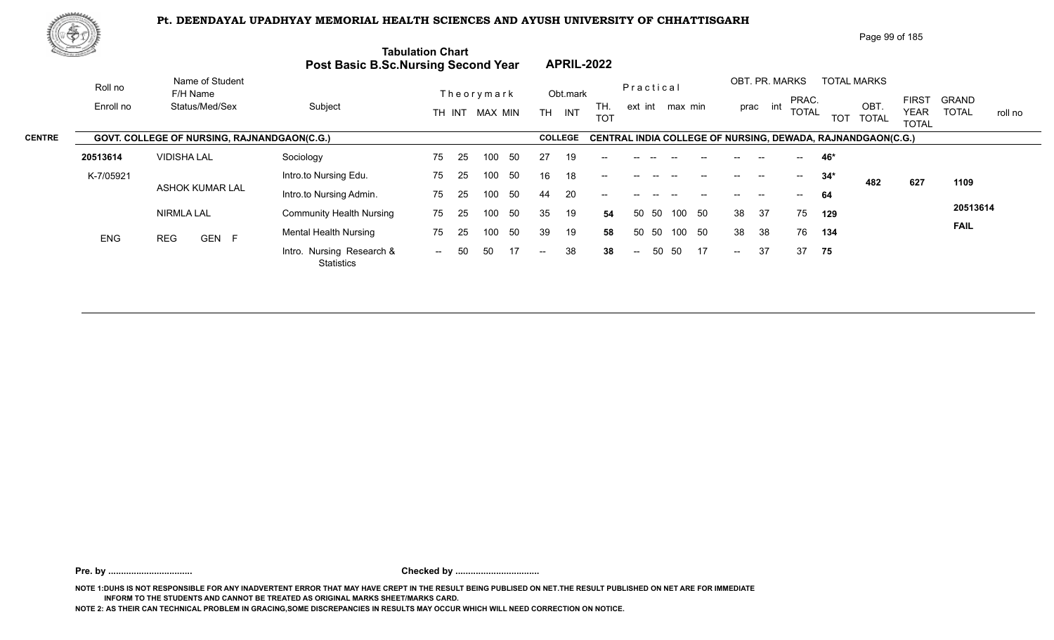# Pt. DEENDAYAL UPADHYAY MEMORIAL HEALTH SCIENCES AND AYUSH UNIVERSITY OF CHHATTISGARH

## Tabulation Chart
## Post Basic B.Sc.Nursing Second Year APRIL-2022

**CENTRE:** GOVT. COLLEGE OF NURSING, RAJNANDGAON(C.G.)
**COLLEGE:** CENTRAL INDIA COLLEGE OF NURSING, DEWADA, RAJNANDGAON(C.G.)

| Roll no / Enroll no | Name of Student / F/H Name / Status/Med/Sex | Subject | Theory TH | Theory INT | Theory MAX | Theory MIN | Obt. TH | Obt. INT | TH. TOT | Practical ext | Practical int | Practical max | Practical min | OBT. PR. prac | OBT. PR. int | PRAC. TOTAL | TOTAL MARKS TOT | OBT. TOTAL | FIRST YEAR TOTAL | GRAND TOTAL | roll no |
|---|---|---|---|---|---|---|---|---|---|---|---|---|---|---|---|---|---|---|---|---|---|
| 20513614 | VIDISHA LAL | Sociology | 75 | 25 | 100 | 50 | 27 | 19 | -- | -- | -- | -- | -- | -- | -- | -- | 46* | 482 | 627 | 1109 | 20513614 |
| K-7/05921 | ASHOK KUMAR LAL | Intro.to Nursing Edu. | 75 | 25 | 100 | 50 | 16 | 18 | -- | -- | -- | -- | -- | -- | -- | -- | 34* | | | | FAIL |
| | | Intro.to Nursing Admin. | 75 | 25 | 100 | 50 | 44 | 20 | -- | -- | -- | -- | -- | -- | -- | -- | 64 | | | | |
| | NIRMLA LAL | Community Health Nursing | 75 | 25 | 100 | 50 | 35 | 19 | 54 | 50 | 50 | 100 | 50 | 38 | 37 | 75 | 129 | | | | |
| ENG | REG GEN F | Mental Health Nursing | 75 | 25 | 100 | 50 | 39 | 19 | 58 | 50 | 50 | 100 | 50 | 38 | 38 | 76 | 134 | | | | |
| | | Intro. Nursing Research & Statistics | -- | 50 | 50 | 17 | -- | 38 | 38 | -- | 50 | 50 | 17 | -- | 37 | 37 | 75 | | | | |

**Pre. by .................................** **Checked by .................................**

NOTE 1:DUHS IS NOT RESPONSIBLE FOR ANY INADVERTENT ERROR THAT MAY HAVE CREPT IN THE RESULT BEING PUBLISED ON NET.THE RESULT PUBLISHED ON NET ARE FOR IMMEDIATE INFORM TO THE STUDENTS AND CANNOT BE TREATED AS ORIGINAL MARKS SHEET/MARKS CARD.

NOTE 2: AS THEIR CAN TECHNICAL PROBLEM IN GRACING,SOME DISCREPANCIES IN RESULTS MAY OCCUR WHICH WILL NEED CORRECTION ON NOTICE.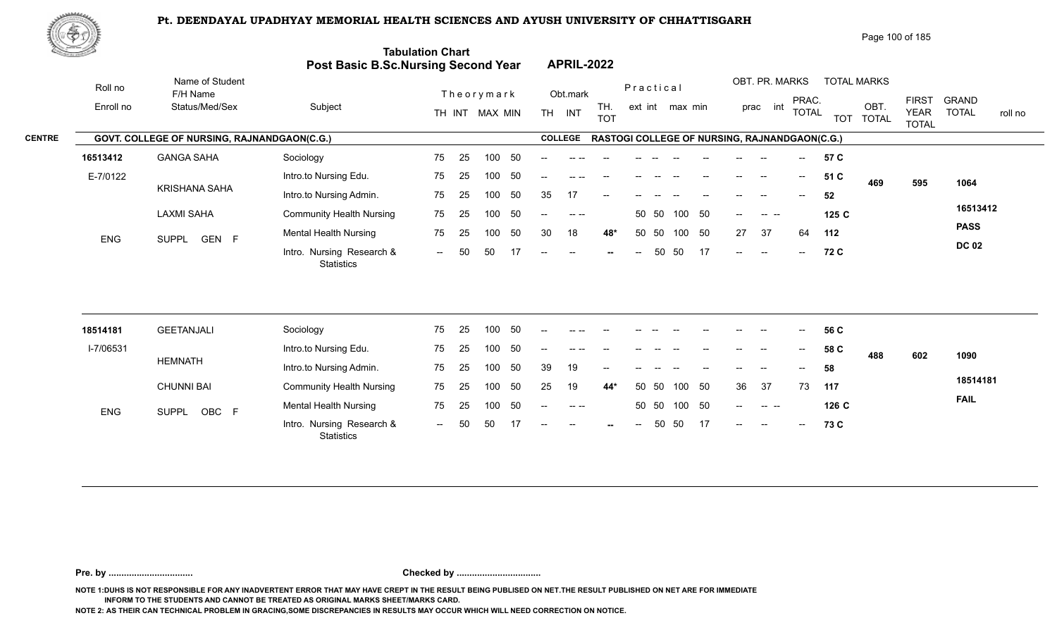# Pt. DEENDAYAL UPADHYAY MEMORIAL HEALTH SCIENCES AND AYUSH UNIVERSITY OF CHHATTISGARH

## Tabulation Chart
## Post Basic B.Sc.Nursing Second Year — APRIL-2022

**CENTRE:** GOVT. COLLEGE OF NURSING, RAJNANDGAON(C.G.)
**COLLEGE:** RASTOGI COLLEGE OF NURSING, RAJNANDGAON(C.G.)

| Roll no / Enroll no | Name of Student / F/H Name / Status/Med/Sex | Subject | TH | INT | MAX | MIN | Obt. TH | Obt. INT | TH. TOT | Prac ext | Prac int | Prac max | Prac min | OBT. PR. prac | OBT. PR. int | PRAC. TOTAL | TOT | OBT. TOTAL | FIRST YEAR TOTAL | GRAND TOTAL | roll no |
|---|---|---|---|---|---|---|---|---|---|---|---|---|---|---|---|---|---|---|---|---|---|
| 16513412 | GANGA SAHA | Sociology | 75 | 25 | 100 | 50 | -- | -- -- | -- | -- | -- | -- | -- | -- | -- | -- | 57 C | 469 | 595 | 1064 | 16513412 |
| E-7/0122 | KRISHANA SAHA | Intro.to Nursing Edu. | 75 | 25 | 100 | 50 | -- | -- -- | -- | -- | -- | -- | -- | -- | -- | -- | 51 C | | | | PASS |
| | LAXMI SAHA | Intro.to Nursing Admin. | 75 | 25 | 100 | 50 | 35 | 17 | -- | -- | -- | -- | -- | -- | -- | -- | 52 | | | | DC 02 |
| ENG | SUPPL GEN F | Community Health Nursing | 75 | 25 | 100 | 50 | -- | -- -- | | 50 | 50 | 100 | 50 | -- | -- -- | | 125 C | | | | |
| | | Mental Health Nursing | 75 | 25 | 100 | 50 | 30 | 18 | 48* | 50 | 50 | 100 | 50 | 27 | 37 | 64 | 112 | | | | |
| | | Intro. Nursing Research & Statistics | -- | 50 | 50 | 17 | -- | -- | -- | -- | 50 | 50 | 17 | -- | -- | -- | 72 C | | | | |
| 18514181 | GEETANJALI | Sociology | 75 | 25 | 100 | 50 | -- | -- -- | -- | -- | -- | -- | -- | -- | -- | -- | 56 C | 488 | 602 | 1090 | 18514181 |
| I-7/06531 | HEMNATH | Intro.to Nursing Edu. | 75 | 25 | 100 | 50 | -- | -- -- | -- | -- | -- | -- | -- | -- | -- | -- | 58 C | | | | FAIL |
| | CHUNNI BAI | Intro.to Nursing Admin. | 75 | 25 | 100 | 50 | 39 | 19 | -- | -- | -- | -- | -- | -- | -- | -- | 58 | | | | |
| ENG | SUPPL OBC F | Community Health Nursing | 75 | 25 | 100 | 50 | 25 | 19 | 44* | 50 | 50 | 100 | 50 | 36 | 37 | 73 | 117 | | | | |
| | | Mental Health Nursing | 75 | 25 | 100 | 50 | -- | -- -- | | 50 | 50 | 100 | 50 | -- | -- -- | | 126 C | | | | |
| | | Intro. Nursing Research & Statistics | -- | 50 | 50 | 17 | -- | -- | -- | -- | 50 | 50 | 17 | -- | -- | -- | 73 C | | | | |

Pre. by ................................ Checked by ................................

NOTE 1:DUHS IS NOT RESPONSIBLE FOR ANY INADVERTENT ERROR THAT MAY HAVE CREPT IN THE RESULT BEING PUBLISED ON NET.THE RESULT PUBLISHED ON NET ARE FOR IMMEDIATE INFORM TO THE STUDENTS AND CANNOT BE TREATED AS ORIGINAL MARKS SHEET/MARKS CARD.

NOTE 2: AS THEIR CAN TECHNICAL PROBLEM IN GRACING,SOME DISCREPANCIES IN RESULTS MAY OCCUR WHICH WILL NEED CORRECTION ON NOTICE.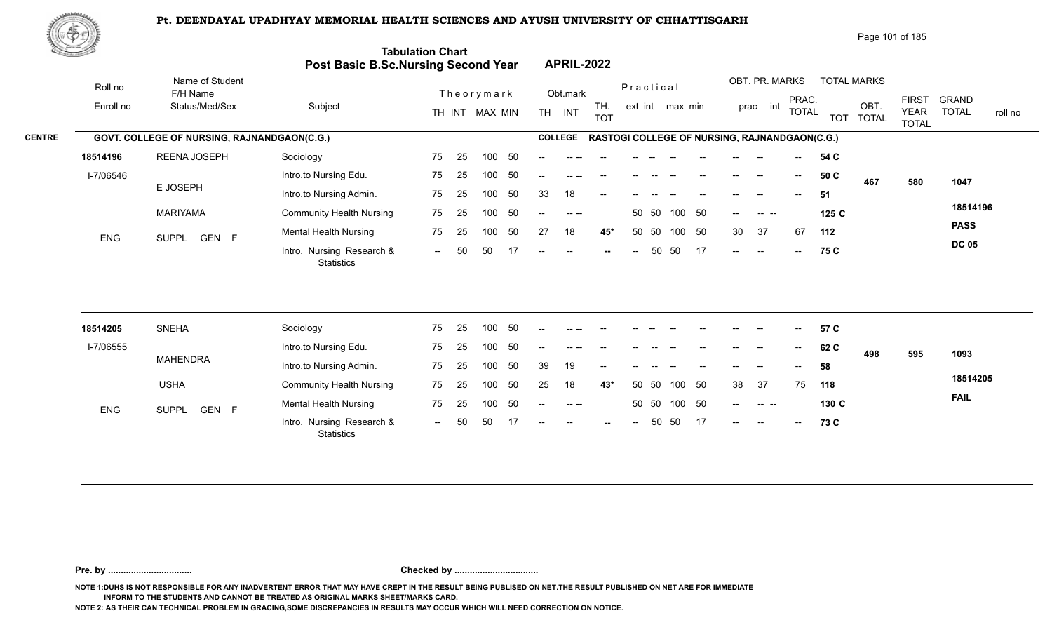# Pt. DEENDAYAL UPADHYAY MEMORIAL HEALTH SCIENCES AND AYUSH UNIVERSITY OF CHHATTISGARH

## Tabulation Chart
## Post Basic B.Sc.Nursing Second Year — APRIL-2022

**CENTRE:** GOVT. COLLEGE OF NURSING, RAJNANDGAON(C.G.)
**COLLEGE:** RASTOGI COLLEGE OF NURSING, RAJNANDGAON(C.G.)

| Roll no / Enroll no | Name of Student / F/H Name / Status/Med/Sex | Subject | TH | INT | MAX | MIN | Obt. TH | Obt. INT | TH. TOT | Prac. ext | Prac. int | Prac. max | Prac. min | OBT. PR. prac | OBT. PR. int | PRAC. TOTAL | TOT | OBT. TOTAL | FIRST YEAR TOTAL | GRAND TOTAL | roll no |
|---|---|---|---|---|---|---|---|---|---|---|---|---|---|---|---|---|---|---|---|---|---|
| 18514196 | REENA JOSEPH | Sociology | 75 | 25 | 100 | 50 | -- | -- -- | -- | -- | -- | -- | -- | -- | -- | -- | 54 C | 467 | 580 | 1047 | 18514196 |
| I-7/06546 | E JOSEPH | Intro.to Nursing Edu. | 75 | 25 | 100 | 50 | -- | -- -- | -- | -- | -- | -- | -- | -- | -- | -- | 50 C | | | | PASS |
| | MARIYAMA | Intro.to Nursing Admin. | 75 | 25 | 100 | 50 | 33 | 18 | -- | -- | -- | -- | -- | -- | -- | -- | 51 | | | | DC 05 |
| ENG | SUPPL GEN F | Community Health Nursing | 75 | 25 | 100 | 50 | -- | -- -- | | 50 | 50 | 100 | 50 | -- | -- -- | | 125 C | | | | |
| | | Mental Health Nursing | 75 | 25 | 100 | 50 | 27 | 18 | 45* | 50 | 50 | 100 | 50 | 30 | 37 | 67 | 112 | | | | |
| | | Intro. Nursing Research & Statistics | -- | 50 | 50 | 17 | -- | -- | -- | -- | 50 | 50 | 17 | -- | -- | -- | 75 C | | | | |
| 18514205 | SNEHA | Sociology | 75 | 25 | 100 | 50 | -- | -- -- | -- | -- | -- | -- | -- | -- | -- | -- | 57 C | 498 | 595 | 1093 | 18514205 |
| I-7/06555 | MAHENDRA | Intro.to Nursing Edu. | 75 | 25 | 100 | 50 | -- | -- -- | -- | -- | -- | -- | -- | -- | -- | -- | 62 C | | | | FAIL |
| | USHA | Intro.to Nursing Admin. | 75 | 25 | 100 | 50 | 39 | 19 | -- | -- | -- | -- | -- | -- | -- | -- | 58 | | | | |
| ENG | SUPPL GEN F | Community Health Nursing | 75 | 25 | 100 | 50 | 25 | 18 | 43* | 50 | 50 | 100 | 50 | 38 | 37 | 75 | 118 | | | | |
| | | Mental Health Nursing | 75 | 25 | 100 | 50 | -- | -- -- | | 50 | 50 | 100 | 50 | -- | -- -- | | 130 C | | | | |
| | | Intro. Nursing Research & Statistics | -- | 50 | 50 | 17 | -- | -- | -- | -- | 50 | 50 | 17 | -- | -- | -- | 73 C | | | | |

Pre. by ................................ Checked by ................................

NOTE 1:DUHS IS NOT RESPONSIBLE FOR ANY INADVERTENT ERROR THAT MAY HAVE CREPT IN THE RESULT BEING PUBLISED ON NET.THE RESULT PUBLISHED ON NET ARE FOR IMMEDIATE INFORM TO THE STUDENTS AND CANNOT BE TREATED AS ORIGINAL MARKS SHEET/MARKS CARD.

NOTE 2: AS THEIR CAN TECHNICAL PROBLEM IN GRACING,SOME DISCREPANCIES IN RESULTS MAY OCCUR WHICH WILL NEED CORRECTION ON NOTICE.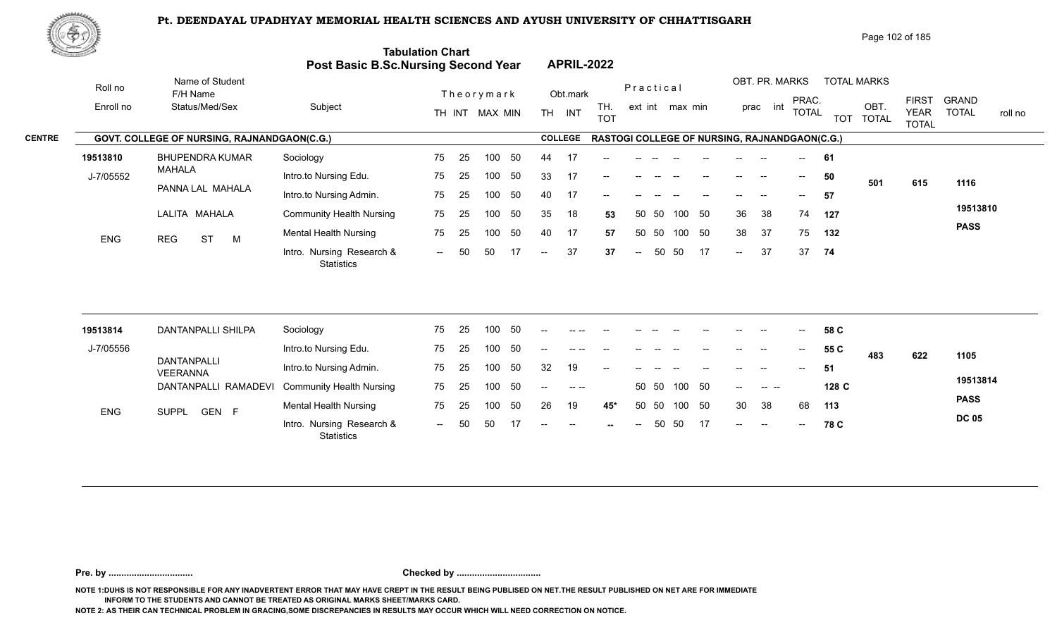# Pt. DEENDAYAL UPADHYAY MEMORIAL HEALTH SCIENCES AND AYUSH UNIVERSITY OF CHHATTISGARH

## Tabulation Chart
## Post Basic B.Sc.Nursing Second Year — APRIL-2022

**CENTRE:** GOVT. COLLEGE OF NURSING, RAJNANDGAON(C.G.)
**COLLEGE:** RASTOGI COLLEGE OF NURSING, RAJNANDGAON(C.G.)

| Roll no / Enroll no | Name of Student / F/H Name / Status/Med/Sex | Subject | Theory TH | Theory INT | MAX | MIN | Obt. TH | Obt. INT | TH. TOT | Prac ext | Prac int | max | min | OBT. PR. prac | OBT. PR. int | PRAC. TOTAL | TOT | OBT. TOTAL | FIRST YEAR TOTAL | GRAND TOTAL / roll no |
|---|---|---|---|---|---|---|---|---|---|---|---|---|---|---|---|---|---|---|---|---|
| 19513810 | BHUPENDRA KUMAR MAHALA | Sociology | 75 | 25 | 100 | 50 | 44 | 17 | -- | -- | -- | -- | -- | -- | -- | -- | 61 | 501 | 615 | 1116 |
| J-7/05552 | PANNA LAL MAHALA | Intro.to Nursing Edu. | 75 | 25 | 100 | 50 | 33 | 17 | -- | -- | -- | -- | -- | -- | -- | -- | 50 | | | 19513810 |
| | LALITA MAHALA | Intro.to Nursing Admin. | 75 | 25 | 100 | 50 | 40 | 17 | -- | -- | -- | -- | -- | -- | -- | -- | 57 | | | PASS |
| ENG | REG ST M | Community Health Nursing | 75 | 25 | 100 | 50 | 35 | 18 | 53 | 50 | 50 | 100 | 50 | 36 | 38 | 74 | 127 | | | |
| | | Mental Health Nursing | 75 | 25 | 100 | 50 | 40 | 17 | 57 | 50 | 50 | 100 | 50 | 38 | 37 | 75 | 132 | | | |
| | | Intro. Nursing Research & Statistics | -- | 50 | 50 | 17 | -- | 37 | 37 | -- | 50 | 50 | 17 | -- | 37 | 37 | 74 | | | |
| 19513814 | DANTANPALLI SHILPA | Sociology | 75 | 25 | 100 | 50 | -- | -- -- | -- | -- | -- | -- | -- | -- | -- | -- | 58 C | 483 | 622 | 1105 |
| J-7/05556 | DANTANPALLI VEERANNA | Intro.to Nursing Edu. | 75 | 25 | 100 | 50 | -- | -- -- | -- | -- | -- | -- | -- | -- | -- | -- | 55 C | | | 19513814 |
| | DANTANPALLI RAMADEVI | Intro.to Nursing Admin. | 75 | 25 | 100 | 50 | 32 | 19 | -- | -- | -- | -- | -- | -- | -- | -- | 51 | | | PASS |
| ENG | SUPPL GEN F | Community Health Nursing | 75 | 25 | 100 | 50 | -- | -- -- | | 50 | 50 | 100 | 50 | -- | -- -- | | 128 C | | | DC 05 |
| | | Mental Health Nursing | 75 | 25 | 100 | 50 | 26 | 19 | 45* | 50 | 50 | 100 | 50 | 30 | 38 | 68 | 113 | | | |
| | | Intro. Nursing Research & Statistics | -- | 50 | 50 | 17 | -- | -- | -- | -- | 50 | 50 | 17 | -- | -- | -- | 78 C | | | |

**Pre. by ................................** **Checked by ................................**

NOTE 1:DUHS IS NOT RESPONSIBLE FOR ANY INADVERTENT ERROR THAT MAY HAVE CREPT IN THE RESULT BEING PUBLISED ON NET.THE RESULT PUBLISHED ON NET ARE FOR IMMEDIATE INFORM TO THE STUDENTS AND CANNOT BE TREATED AS ORIGINAL MARKS SHEET/MARKS CARD.

NOTE 2: AS THEIR CAN TECHNICAL PROBLEM IN GRACING,SOME DISCREPANCIES IN RESULTS MAY OCCUR WHICH WILL NEED CORRECTION ON NOTICE.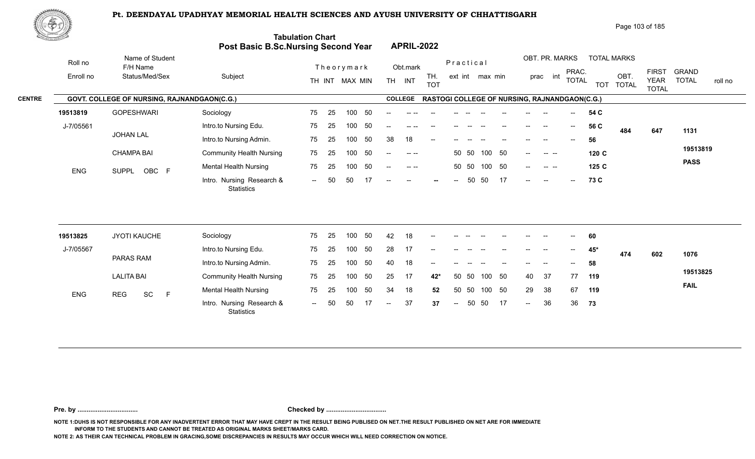# Pt. DEENDAYAL UPADHYAY MEMORIAL HEALTH SCIENCES AND AYUSH UNIVERSITY OF CHHATTISGARH

## Tabulation Chart
## Post Basic B.Sc.Nursing Second Year — APRIL-2022

**CENTRE:** GOVT. COLLEGE OF NURSING, RAJNANDGAON(C.G.) — **COLLEGE:** RASTOGI COLLEGE OF NURSING, RAJNANDGAON(C.G.)

| Roll no / Enroll no | Name of Student / F/H Name / Status/Med/Sex | Subject | Theory TH | Theory INT | MAX | MIN | Obt. TH | Obt. INT | TH. TOT | Practical ext | Practical int | max | min | OBT. PR. prac | OBT. PR. int | PRAC. TOTAL | TOT | OBT. TOTAL | FIRST YEAR TOTAL | GRAND TOTAL / roll no |
|---|---|---|---|---|---|---|---|---|---|---|---|---|---|---|---|---|---|---|---|---|
| 19513819 | GOPESHWARI | Sociology | 75 | 25 | 100 | 50 | -- | -- -- | -- | -- | -- | -- | -- | -- | -- | -- | 54 C | | | |
| J-7/05561 | | Intro.to Nursing Edu. | 75 | 25 | 100 | 50 | -- | -- -- | -- | -- | -- | -- | -- | -- | -- | -- | 56 C | 484 | 647 | 1131 |
| | JOHAN LAL | Intro.to Nursing Admin. | 75 | 25 | 100 | 50 | 38 | 18 | -- | -- | -- | -- | -- | -- | -- | -- | 56 | | | |
| | CHAMPA BAI | Community Health Nursing | 75 | 25 | 100 | 50 | -- | -- -- | | 50 | 50 | 100 | 50 | -- | -- -- | | 120 C | | | 19513819 |
| ENG | SUPPL OBC F | Mental Health Nursing | 75 | 25 | 100 | 50 | -- | -- -- | | 50 | 50 | 100 | 50 | -- | -- -- | | 125 C | | | PASS |
| | | Intro. Nursing Research & Statistics | -- | 50 | 50 | 17 | -- | -- | -- | -- | 50 | 50 | 17 | -- | -- | -- | 73 C | | | |
| 19513825 | JYOTI KAUCHE | Sociology | 75 | 25 | 100 | 50 | 42 | 18 | -- | -- | -- | -- | -- | -- | -- | -- | 60 | | | |
| J-7/05567 | | Intro.to Nursing Edu. | 75 | 25 | 100 | 50 | 28 | 17 | -- | -- | -- | -- | -- | -- | -- | -- | 45* | 474 | 602 | 1076 |
| | PARAS RAM | Intro.to Nursing Admin. | 75 | 25 | 100 | 50 | 40 | 18 | -- | -- | -- | -- | -- | -- | -- | -- | 58 | | | |
| | LALITA BAI | Community Health Nursing | 75 | 25 | 100 | 50 | 25 | 17 | 42* | 50 | 50 | 100 | 50 | 40 | 37 | 77 | 119 | | | 19513825 |
| ENG | REG SC F | Mental Health Nursing | 75 | 25 | 100 | 50 | 34 | 18 | 52 | 50 | 50 | 100 | 50 | 29 | 38 | 67 | 119 | | | FAIL |
| | | Intro. Nursing Research & Statistics | -- | 50 | 50 | 17 | -- | 37 | 37 | -- | 50 | 50 | 17 | -- | 36 | 36 | 73 | | | |

Pre. by ................................ Checked by ................................

NOTE 1:DUHS IS NOT RESPONSIBLE FOR ANY INADVERTENT ERROR THAT MAY HAVE CREPT IN THE RESULT BEING PUBLISED ON NET.THE RESULT PUBLISHED ON NET ARE FOR IMMEDIATE INFORM TO THE STUDENTS AND CANNOT BE TREATED AS ORIGINAL MARKS SHEET/MARKS CARD.

NOTE 2: AS THEIR CAN TECHNICAL PROBLEM IN GRACING,SOME DISCREPANCIES IN RESULTS MAY OCCUR WHICH WILL NEED CORRECTION ON NOTICE.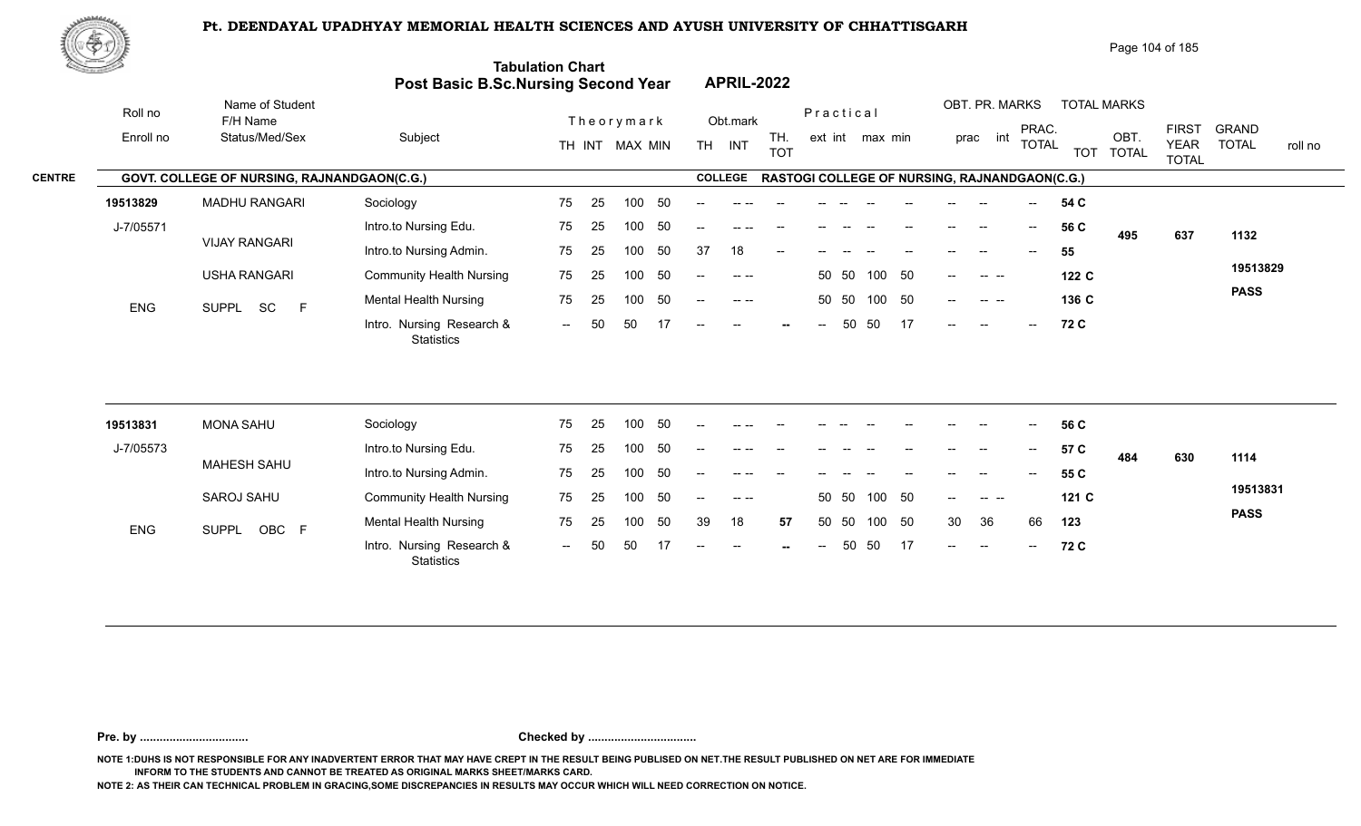# Pt. DEENDAYAL UPADHYAY MEMORIAL HEALTH SCIENCES AND AYUSH UNIVERSITY OF CHHATTISGARH

## Tabulation Chart
## Post Basic B.Sc.Nursing Second Year — APRIL-2022

**CENTRE:** GOVT. COLLEGE OF NURSING, RAJNANDGAON(C.G.) — **COLLEGE:** RASTOGI COLLEGE OF NURSING, RAJNANDGAON(C.G.)

| Roll no / Enroll no | Name of Student / F/H Name / Status/Med/Sex | Subject | TH | INT | MAX | MIN | Obt. TH | Obt. INT | TH. TOT | Prac. ext | Prac. int | Prac. max | Prac. min | OBT. PR. prac | OBT. PR. int | PRAC. TOTAL | TOT | OBT. TOTAL | FIRST YEAR TOTAL | GRAND TOTAL | roll no |
|---|---|---|---|---|---|---|---|---|---|---|---|---|---|---|---|---|---|---|---|---|---|
| 19513829 | MADHU RANGARI | Sociology | 75 | 25 | 100 | 50 | -- | -- -- | -- | -- | -- | -- | -- | -- | -- | -- | 54 C | 495 | 637 | 1132 | 19513829 |
| J-7/05571 | VIJAY RANGARI | Intro.to Nursing Edu. | 75 | 25 | 100 | 50 | -- | -- -- | -- | -- | -- | -- | -- | -- | -- | -- | 56 C | | | | PASS |
| | USHA RANGARI | Intro.to Nursing Admin. | 75 | 25 | 100 | 50 | 37 | 18 | -- | -- | -- | -- | -- | -- | -- | -- | 55 | | | | |
| ENG | SUPPL SC F | Community Health Nursing | 75 | 25 | 100 | 50 | -- | -- -- | | 50 | 50 | 100 | 50 | -- | -- -- | | 122 C | | | | |
| | | Mental Health Nursing | 75 | 25 | 100 | 50 | -- | -- -- | | 50 | 50 | 100 | 50 | -- | -- -- | | 136 C | | | | |
| | | Intro. Nursing Research & Statistics | -- | 50 | 50 | 17 | -- | -- | -- | -- | 50 | 50 | 17 | -- | -- | -- | 72 C | | | | |
| 19513831 | MONA SAHU | Sociology | 75 | 25 | 100 | 50 | -- | -- -- | -- | -- | -- | -- | -- | -- | -- | -- | 56 C | 484 | 630 | 1114 | 19513831 |
| J-7/05573 | MAHESH SAHU | Intro.to Nursing Edu. | 75 | 25 | 100 | 50 | -- | -- -- | -- | -- | -- | -- | -- | -- | -- | -- | 57 C | | | | PASS |
| | SAROJ SAHU | Intro.to Nursing Admin. | 75 | 25 | 100 | 50 | -- | -- -- | -- | -- | -- | -- | -- | -- | -- | -- | 55 C | | | | |
| ENG | SUPPL OBC F | Community Health Nursing | 75 | 25 | 100 | 50 | -- | -- -- | | 50 | 50 | 100 | 50 | -- | -- -- | | 121 C | | | | |
| | | Mental Health Nursing | 75 | 25 | 100 | 50 | 39 | 18 | 57 | 50 | 50 | 100 | 50 | 30 | 36 | 66 | 123 | | | | |
| | | Intro. Nursing Research & Statistics | -- | 50 | 50 | 17 | -- | -- | -- | -- | 50 | 50 | 17 | -- | -- | -- | 72 C | | | | |

**Pre. by ................................** **Checked by ................................**

NOTE 1:DUHS IS NOT RESPONSIBLE FOR ANY INADVERTENT ERROR THAT MAY HAVE CREPT IN THE RESULT BEING PUBLISED ON NET.THE RESULT PUBLISHED ON NET ARE FOR IMMEDIATE INFORM TO THE STUDENTS AND CANNOT BE TREATED AS ORIGINAL MARKS SHEET/MARKS CARD.

NOTE 2: AS THEIR CAN TECHNICAL PROBLEM IN GRACING,SOME DISCREPANCIES IN RESULTS MAY OCCUR WHICH WILL NEED CORRECTION ON NOTICE.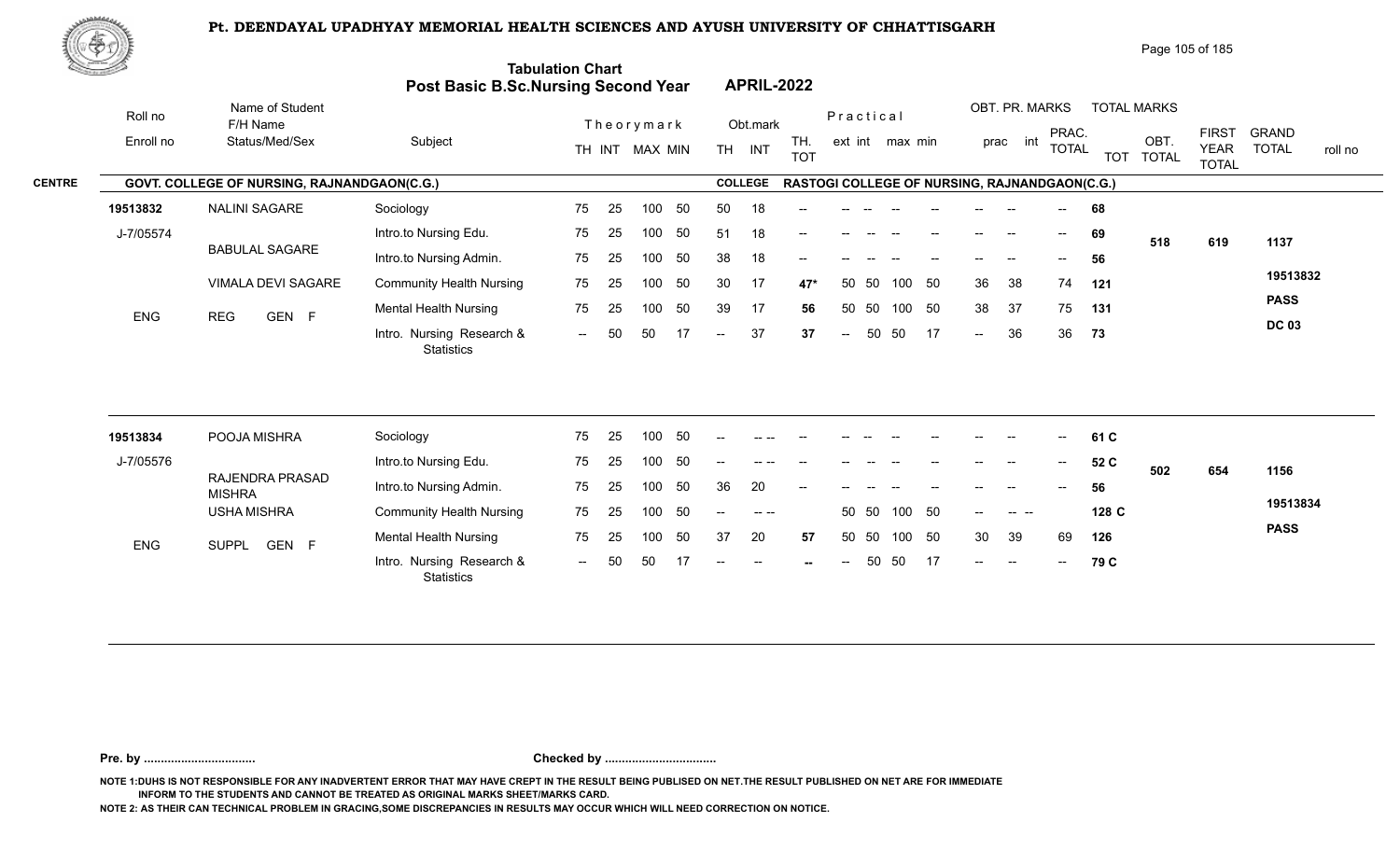# Pt. DEENDAYAL UPADHYAY MEMORIAL HEALTH SCIENCES AND AYUSH UNIVERSITY OF CHHATTISGARH

## Tabulation Chart
## Post Basic B.Sc.Nursing Second Year — APRIL-2022

**CENTRE:** GOVT. COLLEGE OF NURSING, RAJNANDGAON(C.G.) — **COLLEGE:** RASTOGI COLLEGE OF NURSING, RAJNANDGAON(C.G.)

| Roll no / Enroll no | Name of Student / F/H Name / Status/Med/Sex | Subject | TH | INT | MAX | MIN | Obt. TH | Obt. INT | TH. TOT | ext | int | max | min | prac | int | PRAC. TOTAL | TOT | OBT. TOTAL | FIRST YEAR TOTAL | GRAND TOTAL / roll no |
|---|---|---|---|---|---|---|---|---|---|---|---|---|---|---|---|---|---|---|---|---|
| 19513832 | NALINI SAGARE | Sociology | 75 | 25 | 100 | 50 | 50 | 18 | -- | -- | -- | -- | -- | -- | -- | -- | 68 | | | |
| J-7/05574 | BABULAL SAGARE | Intro.to Nursing Edu. | 75 | 25 | 100 | 50 | 51 | 18 | -- | -- | -- | -- | -- | -- | -- | -- | 69 | 518 | 619 | 1137 |
| | | Intro.to Nursing Admin. | 75 | 25 | 100 | 50 | 38 | 18 | -- | -- | -- | -- | -- | -- | -- | -- | 56 | | | |
| | VIMALA DEVI SAGARE | Community Health Nursing | 75 | 25 | 100 | 50 | 30 | 17 | 47* | 50 | 50 | 100 | 50 | 36 | 38 | 74 | 121 | | | 19513832 |
| ENG | REG GEN F | Mental Health Nursing | 75 | 25 | 100 | 50 | 39 | 17 | 56 | 50 | 50 | 100 | 50 | 38 | 37 | 75 | 131 | | | PASS |
| | | Intro. Nursing Research & Statistics | -- | 50 | 50 | 17 | -- | 37 | 37 | -- | 50 | 50 | 17 | -- | 36 | 36 | 73 | | | DC 03 |
| 19513834 | POOJA MISHRA | Sociology | 75 | 25 | 100 | 50 | -- | -- -- | -- | -- | -- | -- | -- | -- | -- | -- | 61 C | | | |
| J-7/05576 | RAJENDRA PRASAD MISHRA | Intro.to Nursing Edu. | 75 | 25 | 100 | 50 | -- | -- -- | -- | -- | -- | -- | -- | -- | -- | -- | 52 C | 502 | 654 | 1156 |
| | | Intro.to Nursing Admin. | 75 | 25 | 100 | 50 | 36 | 20 | -- | -- | -- | -- | -- | -- | -- | -- | 56 | | | |
| | USHA MISHRA | Community Health Nursing | 75 | 25 | 100 | 50 | -- | -- -- | | 50 | 50 | 100 | 50 | -- | -- -- | | 128 C | | | 19513834 |
| ENG | SUPPL GEN F | Mental Health Nursing | 75 | 25 | 100 | 50 | 37 | 20 | 57 | 50 | 50 | 100 | 50 | 30 | 39 | 69 | 126 | | | PASS |
| | | Intro. Nursing Research & Statistics | -- | 50 | 50 | 17 | -- | -- | -- | -- | 50 | 50 | 17 | -- | -- | -- | 79 C | | | |

**Pre. by ................................** **Checked by ................................**

NOTE 1:DUHS IS NOT RESPONSIBLE FOR ANY INADVERTENT ERROR THAT MAY HAVE CREPT IN THE RESULT BEING PUBLISED ON NET.THE RESULT PUBLISHED ON NET ARE FOR IMMEDIATE INFORM TO THE STUDENTS AND CANNOT BE TREATED AS ORIGINAL MARKS SHEET/MARKS CARD.

NOTE 2: AS THEIR CAN TECHNICAL PROBLEM IN GRACING,SOME DISCREPANCIES IN RESULTS MAY OCCUR WHICH WILL NEED CORRECTION ON NOTICE.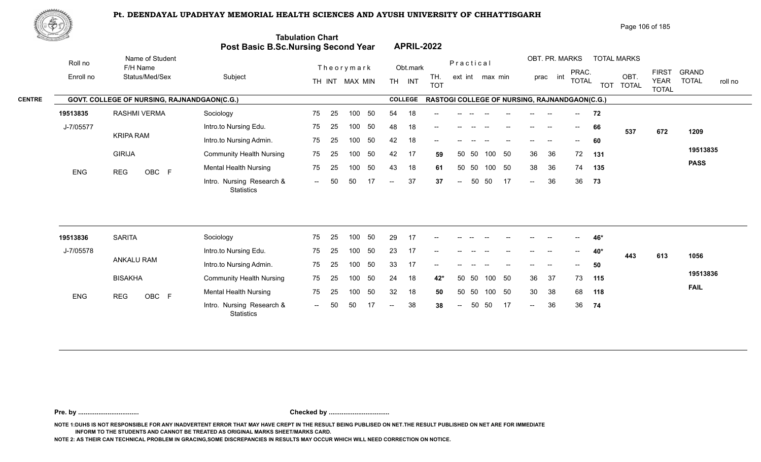# Pt. DEENDAYAL UPADHYAY MEMORIAL HEALTH SCIENCES AND AYUSH UNIVERSITY OF CHHATTISGARH

## Tabulation Chart
## Post Basic B.Sc.Nursing Second Year — APRIL-2022

**CENTRE:** GOVT. COLLEGE OF NURSING, RAJNANDGAON(C.G.)
**COLLEGE:** RASTOGI COLLEGE OF NURSING, RAJNANDGAON(C.G.)

| Roll no / Enroll no | Name of Student / F/H Name / Status/Med/Sex | Subject | Theory TH | Theory INT | MAX | MIN | Obt. TH | Obt. INT | TH. TOT | Pr. ext | Pr. int | max | min | OBT. PR. prac | OBT. PR. int | PRAC. TOTAL | TOT | OBT. TOTAL | FIRST YEAR TOTAL | GRAND TOTAL | roll no |
|---|---|---|---|---|---|---|---|---|---|---|---|---|---|---|---|---|---|---|---|---|---|
| 19513835 | RASHMI VERMA | Sociology | 75 | 25 | 100 | 50 | 54 | 18 | -- | -- | -- | -- | -- | -- | -- | -- | 72 | 537 | 672 | 1209 | 19513835 |
| J-7/05577 | KRIPA RAM | Intro.to Nursing Edu. | 75 | 25 | 100 | 50 | 48 | 18 | -- | -- | -- | -- | -- | -- | -- | -- | 66 | | | | PASS |
| | GIRIJA | Intro.to Nursing Admin. | 75 | 25 | 100 | 50 | 42 | 18 | -- | -- | -- | -- | -- | -- | -- | -- | 60 | | | | |
| ENG | REG OBC F | Community Health Nursing | 75 | 25 | 100 | 50 | 42 | 17 | 59 | 50 | 50 | 100 | 50 | 36 | 36 | 72 | 131 | | | | |
| | | Mental Health Nursing | 75 | 25 | 100 | 50 | 43 | 18 | 61 | 50 | 50 | 100 | 50 | 38 | 36 | 74 | 135 | | | | |
| | | Intro. Nursing Research & Statistics | -- | 50 | 50 | 17 | -- | 37 | 37 | -- | 50 | 50 | 17 | -- | 36 | 36 | 73 | | | | |
| 19513836 | SARITA | Sociology | 75 | 25 | 100 | 50 | 29 | 17 | -- | -- | -- | -- | -- | -- | -- | -- | 46* | 443 | 613 | 1056 | 19513836 |
| J-7/05578 | ANKALU RAM | Intro.to Nursing Edu. | 75 | 25 | 100 | 50 | 23 | 17 | -- | -- | -- | -- | -- | -- | -- | -- | 40* | | | | FAIL |
| | BISAKHA | Intro.to Nursing Admin. | 75 | 25 | 100 | 50 | 33 | 17 | -- | -- | -- | -- | -- | -- | -- | -- | 50 | | | | |
| ENG | REG OBC F | Community Health Nursing | 75 | 25 | 100 | 50 | 24 | 18 | 42* | 50 | 50 | 100 | 50 | 36 | 37 | 73 | 115 | | | | |
| | | Mental Health Nursing | 75 | 25 | 100 | 50 | 32 | 18 | 50 | 50 | 50 | 100 | 50 | 30 | 38 | 68 | 118 | | | | |
| | | Intro. Nursing Research & Statistics | -- | 50 | 50 | 17 | -- | 38 | 38 | -- | 50 | 50 | 17 | -- | 36 | 36 | 74 | | | | |

**Pre. by .................................** **Checked by .................................**

NOTE 1:DUHS IS NOT RESPONSIBLE FOR ANY INADVERTENT ERROR THAT MAY HAVE CREPT IN THE RESULT BEING PUBLISED ON NET.THE RESULT PUBLISHED ON NET ARE FOR IMMEDIATE INFORM TO THE STUDENTS AND CANNOT BE TREATED AS ORIGINAL MARKS SHEET/MARKS CARD.

NOTE 2: AS THEIR CAN TECHNICAL PROBLEM IN GRACING,SOME DISCREPANCIES IN RESULTS MAY OCCUR WHICH WILL NEED CORRECTION ON NOTICE.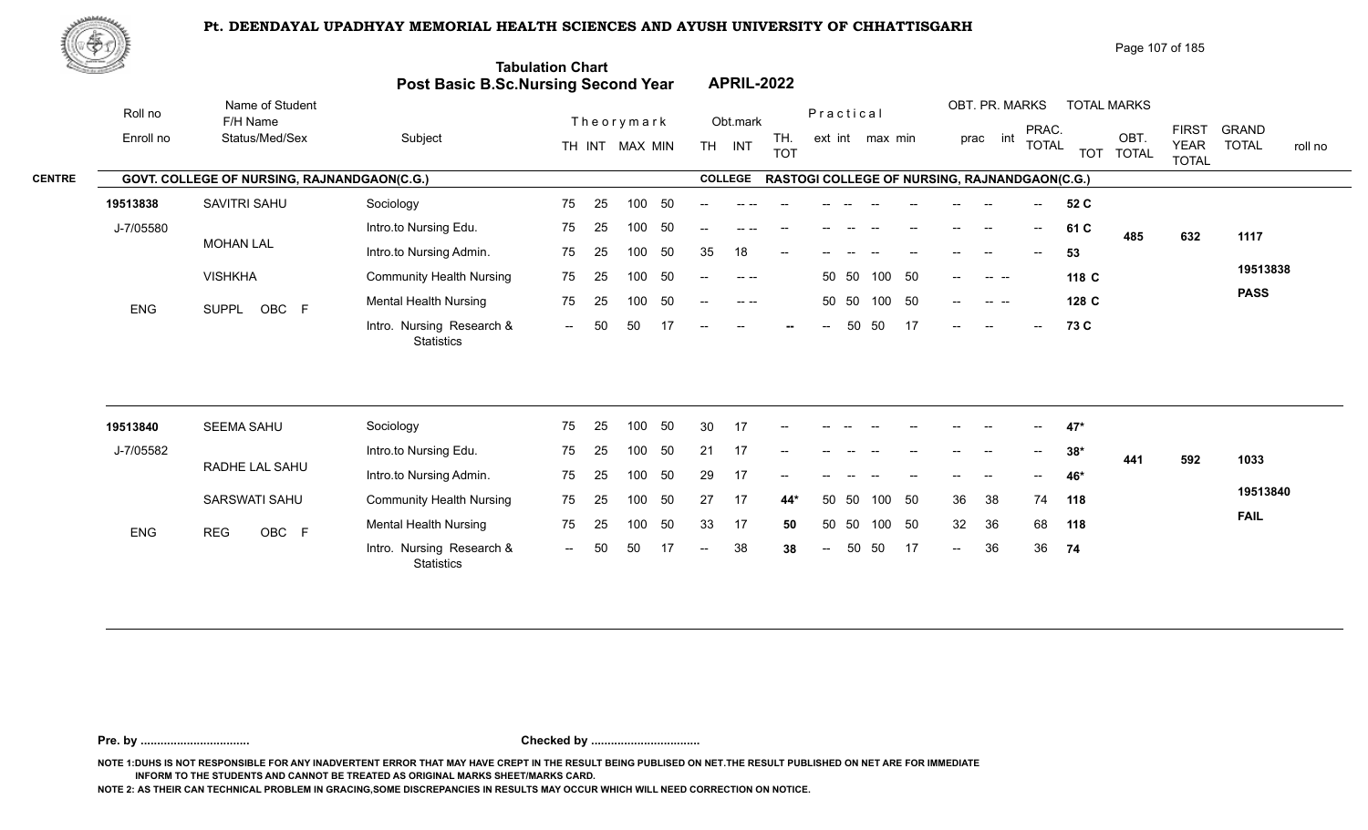# Pt. DEENDAYAL UPADHYAY MEMORIAL HEALTH SCIENCES AND AYUSH UNIVERSITY OF CHHATTISGARH

## Tabulation Chart
## Post Basic B.Sc.Nursing Second Year APRIL-2022

**CENTRE:** GOVT. COLLEGE OF NURSING, RAJNANDGAON(C.G.) — **COLLEGE:** RASTOGI COLLEGE OF NURSING, RAJNANDGAON(C.G.)

| Roll no / Enroll no | Name of Student / F/H Name / Status/Med/Sex | Subject | Theory TH | Theory INT | MAX | MIN | Obt. TH | Obt. INT | TH. TOT | Prac ext | Prac int | max | min | OBT. PR. prac | OBT. PR. int | PRAC. TOTAL | TOT | OBT. TOTAL | FIRST YEAR TOTAL | GRAND TOTAL / roll no |
|---|---|---|---|---|---|---|---|---|---|---|---|---|---|---|---|---|---|---|---|---|
| 19513838 | SAVITRI SAHU | Sociology | 75 | 25 | 100 | 50 | -- | -- -- | -- | -- | -- -- | -- | -- | -- | -- | -- | 52 C | 485 | 632 | 1117 |
| J-7/05580 | MOHAN LAL | Intro.to Nursing Edu. | 75 | 25 | 100 | 50 | -- | -- -- | -- | -- | -- -- | -- | -- | -- | -- | -- | 61 C | | | |
| | | Intro.to Nursing Admin. | 75 | 25 | 100 | 50 | 35 | 18 | -- | -- | -- -- | -- | -- | -- | -- | -- | 53 | | | |
| | VISHKHA | Community Health Nursing | 75 | 25 | 100 | 50 | -- | -- -- | | 50 | 50 | 100 | 50 | -- | -- -- | | 118 C | | | 19513838 |
| ENG | SUPPL OBC F | Mental Health Nursing | 75 | 25 | 100 | 50 | -- | -- -- | | 50 | 50 | 100 | 50 | -- | -- -- | | 128 C | | | PASS |
| | | Intro. Nursing Research & Statistics | -- | 50 | 50 | 17 | -- | -- | -- | -- | 50 | 50 | 17 | -- | -- | -- | 73 C | | | |
| 19513840 | SEEMA SAHU | Sociology | 75 | 25 | 100 | 50 | 30 | 17 | -- | -- | -- -- | -- | -- | -- | -- | -- | 47* | 441 | 592 | 1033 |
| J-7/05582 | RADHE LAL SAHU | Intro.to Nursing Edu. | 75 | 25 | 100 | 50 | 21 | 17 | -- | -- | -- -- | -- | -- | -- | -- | -- | 38* | | | |
| | | Intro.to Nursing Admin. | 75 | 25 | 100 | 50 | 29 | 17 | -- | -- | -- -- | -- | -- | -- | -- | -- | 46* | | | |
| | SARSWATI SAHU | Community Health Nursing | 75 | 25 | 100 | 50 | 27 | 17 | 44* | 50 | 50 | 100 | 50 | 36 | 38 | 74 | 118 | | | 19513840 |
| ENG | REG OBC F | Mental Health Nursing | 75 | 25 | 100 | 50 | 33 | 17 | 50 | 50 | 50 | 100 | 50 | 32 | 36 | 68 | 118 | | | FAIL |
| | | Intro. Nursing Research & Statistics | -- | 50 | 50 | 17 | -- | 38 | 38 | -- | 50 | 50 | 17 | -- | 36 | 36 | 74 | | | |

**Pre. by .................................** **Checked by .................................**

NOTE 1:DUHS IS NOT RESPONSIBLE FOR ANY INADVERTENT ERROR THAT MAY HAVE CREPT IN THE RESULT BEING PUBLISED ON NET.THE RESULT PUBLISHED ON NET ARE FOR IMMEDIATE INFORM TO THE STUDENTS AND CANNOT BE TREATED AS ORIGINAL MARKS SHEET/MARKS CARD.

NOTE 2: AS THEIR CAN TECHNICAL PROBLEM IN GRACING,SOME DISCREPANCIES IN RESULTS MAY OCCUR WHICH WILL NEED CORRECTION ON NOTICE.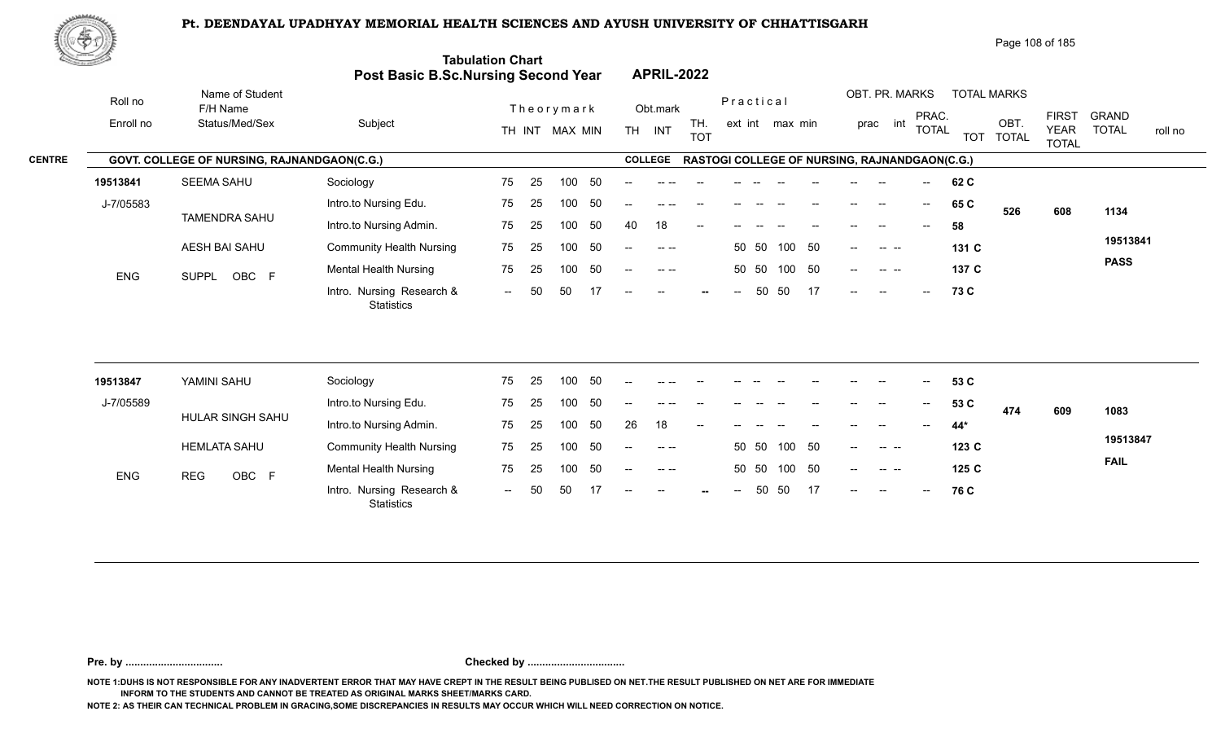# Pt. DEENDAYAL UPADHYAY MEMORIAL HEALTH SCIENCES AND AYUSH UNIVERSITY OF CHHATTISGARH

## Tabulation Chart
## Post Basic B.Sc.Nursing Second Year — APRIL-2022

**CENTRE:** GOVT. COLLEGE OF NURSING, RAJNANDGAON(C.G.) — **COLLEGE:** RASTOGI COLLEGE OF NURSING, RAJNANDGAON(C.G.)

| Roll no / Enroll no | Name of Student / F/H Name / Status/Med/Sex | Subject | TH | INT | MAX | MIN | Obt. TH | Obt. INT | TH. TOT | Prac ext | Prac int | max | min | prac | int | PRAC. TOTAL | TOT | OBT. TOTAL | FIRST YEAR TOTAL | GRAND TOTAL | roll no |
|---|---|---|---|---|---|---|---|---|---|---|---|---|---|---|---|---|---|---|---|---|---|
| 19513841 | SEEMA SAHU | Sociology | 75 | 25 | 100 | 50 | -- | -- -- | -- | -- | -- | -- | -- | -- | -- | -- | 62 C | 526 | 608 | 1134 | 19513841 PASS |
| J-7/05583 | TAMENDRA SAHU | Intro.to Nursing Edu. | 75 | 25 | 100 | 50 | -- | -- -- | -- | -- | -- | -- | -- | -- | -- | -- | 65 C | | | | |
| | | Intro.to Nursing Admin. | 75 | 25 | 100 | 50 | 40 | 18 | -- | -- | -- | -- | -- | -- | -- | -- | 58 | | | | |
| | AESH BAI SAHU | Community Health Nursing | 75 | 25 | 100 | 50 | -- | -- -- | | 50 | 50 | 100 | 50 | -- | -- -- | | 131 C | | | | |
| ENG | SUPPL OBC F | Mental Health Nursing | 75 | 25 | 100 | 50 | -- | -- -- | | 50 | 50 | 100 | 50 | -- | -- -- | | 137 C | | | | |
| | | Intro. Nursing Research & Statistics | -- | 50 | 50 | 17 | -- | -- | -- | -- | 50 | 50 | 17 | -- | -- | -- | 73 C | | | | |
| 19513847 | YAMINI SAHU | Sociology | 75 | 25 | 100 | 50 | -- | -- -- | -- | -- | -- | -- | -- | -- | -- | -- | 53 C | 474 | 609 | 1083 | 19513847 FAIL |
| J-7/05589 | HULAR SINGH SAHU | Intro.to Nursing Edu. | 75 | 25 | 100 | 50 | -- | -- -- | -- | -- | -- | -- | -- | -- | -- | -- | 53 C | | | | |
| | | Intro.to Nursing Admin. | 75 | 25 | 100 | 50 | 26 | 18 | -- | -- | -- | -- | -- | -- | -- | -- | 44* | | | | |
| | HEMLATA SAHU | Community Health Nursing | 75 | 25 | 100 | 50 | -- | -- -- | | 50 | 50 | 100 | 50 | -- | -- -- | | 123 C | | | | |
| ENG | REG OBC F | Mental Health Nursing | 75 | 25 | 100 | 50 | -- | -- -- | | 50 | 50 | 100 | 50 | -- | -- -- | | 125 C | | | | |
| | | Intro. Nursing Research & Statistics | -- | 50 | 50 | 17 | -- | -- | -- | -- | 50 | 50 | 17 | -- | -- | -- | 76 C | | | | |

**Pre. by ................................** **Checked by ................................**

NOTE 1:DUHS IS NOT RESPONSIBLE FOR ANY INADVERTENT ERROR THAT MAY HAVE CREPT IN THE RESULT BEING PUBLISED ON NET.THE RESULT PUBLISHED ON NET ARE FOR IMMEDIATE INFORM TO THE STUDENTS AND CANNOT BE TREATED AS ORIGINAL MARKS SHEET/MARKS CARD.

NOTE 2: AS THEIR CAN TECHNICAL PROBLEM IN GRACING,SOME DISCREPANCIES IN RESULTS MAY OCCUR WHICH WILL NEED CORRECTION ON NOTICE.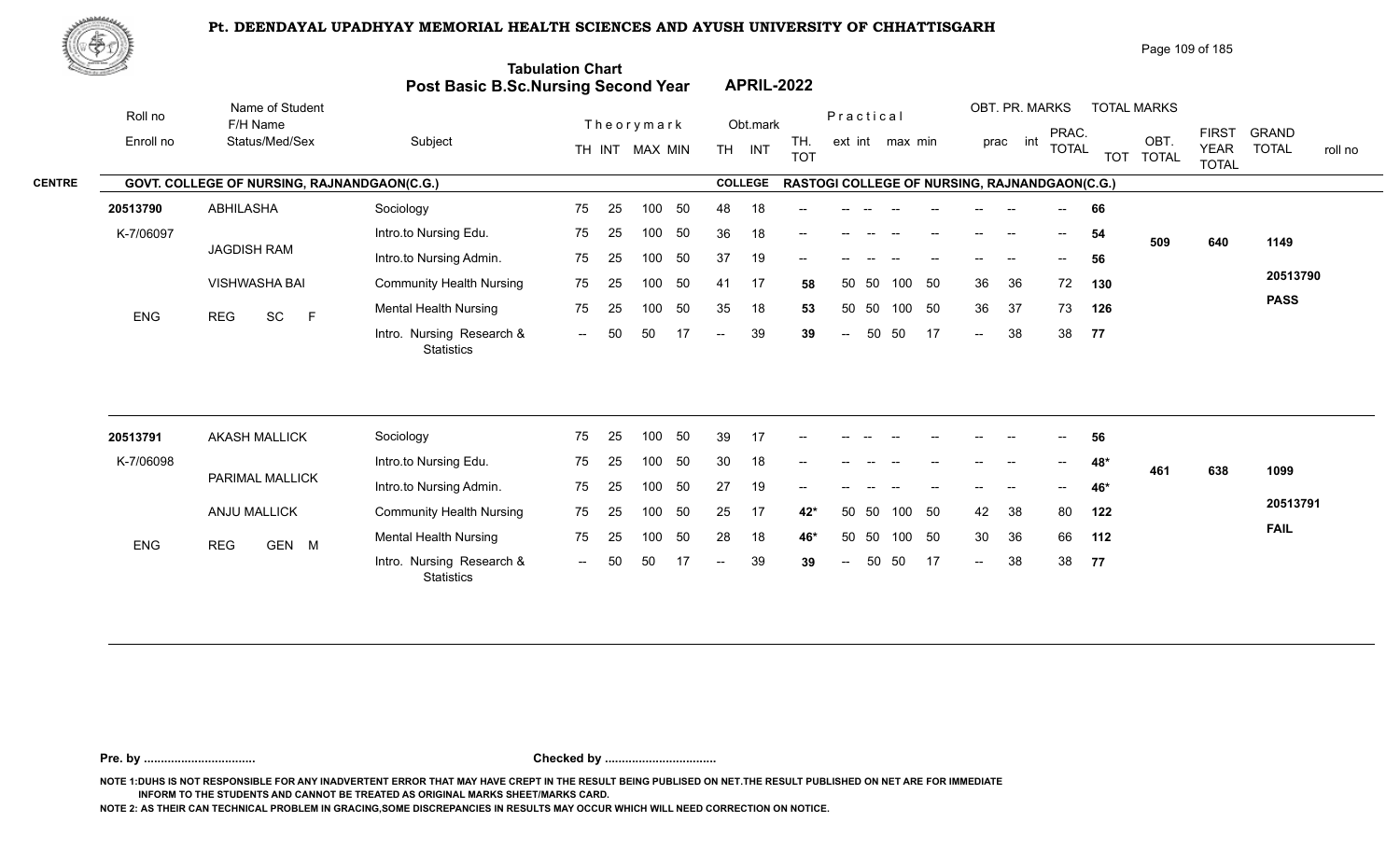# Pt. DEENDAYAL UPADHYAY MEMORIAL HEALTH SCIENCES AND AYUSH UNIVERSITY OF CHHATTISGARH

## Tabulation Chart
## Post Basic B.Sc.Nursing Second Year — APRIL-2022

**CENTRE:** GOVT. COLLEGE OF NURSING, RAJNANDGAON(C.G.) — **COLLEGE:** RASTOGI COLLEGE OF NURSING, RAJNANDGAON(C.G.)

| Roll no / Enroll no | Name of Student / F/H Name / Status/Med/Sex | Subject | TH | INT | MAX | MIN | Obt. TH | Obt. INT | TH. TOT | Prac ext | Prac int | Prac max | Prac min | prac | int | PRAC. TOTAL | TOT | OBT. TOTAL | FIRST YEAR TOTAL | GRAND TOTAL / roll no |
|---|---|---|---|---|---|---|---|---|---|---|---|---|---|---|---|---|---|---|---|---|
| 20513790 | ABHILASHA | Sociology | 75 | 25 | 100 | 50 | 48 | 18 | -- | -- | -- | -- | -- | -- | -- | -- | 66 | 509 | 640 | 1149 |
| K-7/06097 | JAGDISH RAM | Intro.to Nursing Edu. | 75 | 25 | 100 | 50 | 36 | 18 | -- | -- | -- | -- | -- | -- | -- | -- | 54 | | | 20513790 |
| | VISHWASHA BAI | Intro.to Nursing Admin. | 75 | 25 | 100 | 50 | 37 | 19 | -- | -- | -- | -- | -- | -- | -- | -- | 56 | | | PASS |
| ENG | REG SC F | Community Health Nursing | 75 | 25 | 100 | 50 | 41 | 17 | 58 | 50 | 50 | 100 | 50 | 36 | 36 | 72 | 130 | | | |
| | | Mental Health Nursing | 75 | 25 | 100 | 50 | 35 | 18 | 53 | 50 | 50 | 100 | 50 | 36 | 37 | 73 | 126 | | | |
| | | Intro. Nursing Research & Statistics | -- | 50 | 50 | 17 | -- | 39 | 39 | -- | 50 | 50 | 17 | -- | 38 | 38 | 77 | | | |
| 20513791 | AKASH MALLICK | Sociology | 75 | 25 | 100 | 50 | 39 | 17 | -- | -- | -- | -- | -- | -- | -- | -- | 56 | 461 | 638 | 1099 |
| K-7/06098 | PARIMAL MALLICK | Intro.to Nursing Edu. | 75 | 25 | 100 | 50 | 30 | 18 | -- | -- | -- | -- | -- | -- | -- | -- | 48* | | | 20513791 |
| | ANJU MALLICK | Intro.to Nursing Admin. | 75 | 25 | 100 | 50 | 27 | 19 | -- | -- | -- | -- | -- | -- | -- | -- | 46* | | | FAIL |
| ENG | REG GEN M | Community Health Nursing | 75 | 25 | 100 | 50 | 25 | 17 | 42* | 50 | 50 | 100 | 50 | 42 | 38 | 80 | 122 | | | |
| | | Mental Health Nursing | 75 | 25 | 100 | 50 | 28 | 18 | 46* | 50 | 50 | 100 | 50 | 30 | 36 | 66 | 112 | | | |
| | | Intro. Nursing Research & Statistics | -- | 50 | 50 | 17 | -- | 39 | 39 | -- | 50 | 50 | 17 | -- | 38 | 38 | 77 | | | |

**Pre. by .................................** **Checked by .................................**

NOTE 1:DUHS IS NOT RESPONSIBLE FOR ANY INADVERTENT ERROR THAT MAY HAVE CREPT IN THE RESULT BEING PUBLISED ON NET.THE RESULT PUBLISHED ON NET ARE FOR IMMEDIATE INFORM TO THE STUDENTS AND CANNOT BE TREATED AS ORIGINAL MARKS SHEET/MARKS CARD.

NOTE 2: AS THEIR CAN TECHNICAL PROBLEM IN GRACING,SOME DISCREPANCIES IN RESULTS MAY OCCUR WHICH WILL NEED CORRECTION ON NOTICE.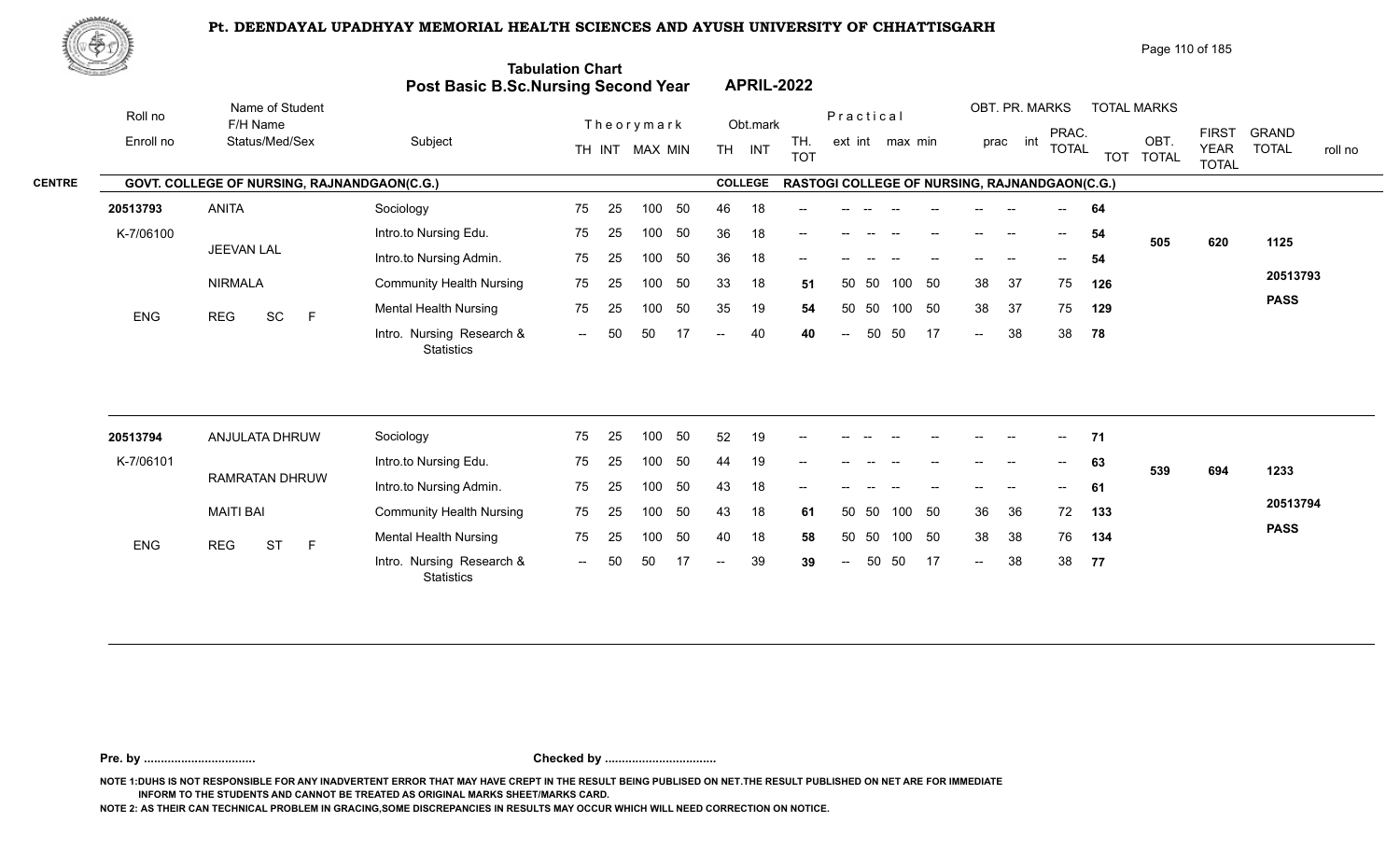# Pt. DEENDAYAL UPADHYAY MEMORIAL HEALTH SCIENCES AND AYUSH UNIVERSITY OF CHHATTISGARH

## Tabulation Chart
## Post Basic B.Sc.Nursing Second Year — APRIL-2022

**CENTRE:** GOVT. COLLEGE OF NURSING, RAJNANDGAON(C.G.)
**COLLEGE:** RASTOGI COLLEGE OF NURSING, RAJNANDGAON(C.G.)

| Roll no / Enroll no | Name of Student / F/H Name / Status/Med/Sex | Subject | Theory TH | Theory INT | MAX | MIN | Obt. TH | Obt. INT | TH. TOT | Prac. ext | Prac. int | max | min | OBT. PR. prac | OBT. PR. int | PRAC. TOTAL | TOT | OBT. TOTAL | FIRST YEAR TOTAL | GRAND TOTAL |
|---|---|---|---|---|---|---|---|---|---|---|---|---|---|---|---|---|---|---|---|---|
| 20513793 | ANITA | Sociology | 75 | 25 | 100 | 50 | 46 | 18 | -- | -- | -- | -- | -- | -- | -- | -- | 64 | 505 | 620 | 1125 |
| K-7/06100 | JEEVAN LAL | Intro.to Nursing Edu. | 75 | 25 | 100 | 50 | 36 | 18 | -- | -- | -- | -- | -- | -- | -- | -- | 54 | | | |
| | | Intro.to Nursing Admin. | 75 | 25 | 100 | 50 | 36 | 18 | -- | -- | -- | -- | -- | -- | -- | -- | 54 | | | |
| | NIRMALA | Community Health Nursing | 75 | 25 | 100 | 50 | 33 | 18 | 51 | 50 | 50 | 100 | 50 | 38 | 37 | 75 | 126 | | | 20513793 |
| ENG | REG SC F | Mental Health Nursing | 75 | 25 | 100 | 50 | 35 | 19 | 54 | 50 | 50 | 100 | 50 | 38 | 37 | 75 | 129 | | | PASS |
| | | Intro. Nursing Research & Statistics | -- | 50 | 50 | 17 | -- | 40 | 40 | -- | 50 | 50 | 17 | -- | 38 | 38 | 78 | | | |
| 20513794 | ANJULATA DHRUW | Sociology | 75 | 25 | 100 | 50 | 52 | 19 | -- | -- | -- | -- | -- | -- | -- | -- | 71 | 539 | 694 | 1233 |
| K-7/06101 | RAMRATAN DHRUW | Intro.to Nursing Edu. | 75 | 25 | 100 | 50 | 44 | 19 | -- | -- | -- | -- | -- | -- | -- | -- | 63 | | | |
| | | Intro.to Nursing Admin. | 75 | 25 | 100 | 50 | 43 | 18 | -- | -- | -- | -- | -- | -- | -- | -- | 61 | | | |
| | MAITI BAI | Community Health Nursing | 75 | 25 | 100 | 50 | 43 | 18 | 61 | 50 | 50 | 100 | 50 | 36 | 36 | 72 | 133 | | | 20513794 |
| ENG | REG ST F | Mental Health Nursing | 75 | 25 | 100 | 50 | 40 | 18 | 58 | 50 | 50 | 100 | 50 | 38 | 38 | 76 | 134 | | | PASS |
| | | Intro. Nursing Research & Statistics | -- | 50 | 50 | 17 | -- | 39 | 39 | -- | 50 | 50 | 17 | -- | 38 | 38 | 77 | | | |

**Pre. by ................................** **Checked by ................................**

NOTE 1:DUHS IS NOT RESPONSIBLE FOR ANY INADVERTENT ERROR THAT MAY HAVE CREPT IN THE RESULT BEING PUBLISED ON NET.THE RESULT PUBLISHED ON NET ARE FOR IMMEDIATE INFORM TO THE STUDENTS AND CANNOT BE TREATED AS ORIGINAL MARKS SHEET/MARKS CARD.

NOTE 2: AS THEIR CAN TECHNICAL PROBLEM IN GRACING,SOME DISCREPANCIES IN RESULTS MAY OCCUR WHICH WILL NEED CORRECTION ON NOTICE.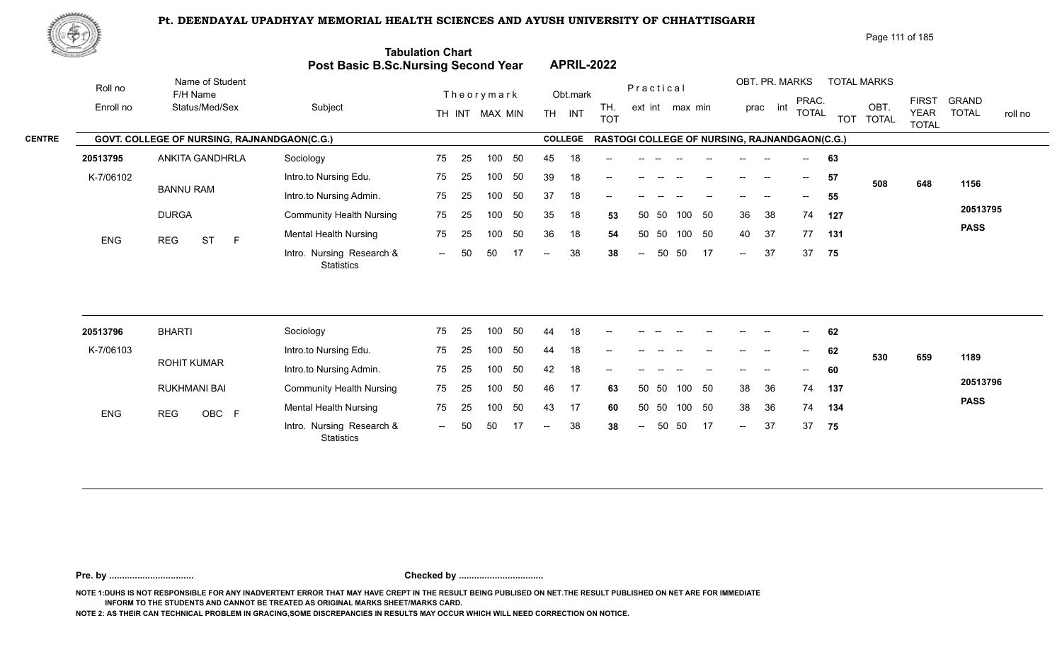# Pt. DEENDAYAL UPADHYAY MEMORIAL HEALTH SCIENCES AND AYUSH UNIVERSITY OF CHHATTISGARH

## Tabulation Chart
## Post Basic B.Sc.Nursing Second Year APRIL-2022

**CENTRE:** GOVT. COLLEGE OF NURSING, RAJNANDGAON(C.G.) — **COLLEGE:** RASTOGI COLLEGE OF NURSING, RAJNANDGAON(C.G.)

| Roll no / Enroll no | Name of Student / F/H Name / Status/Med/Sex | Subject | TH | INT | MAX | MIN | Obt. TH | Obt. INT | TH. TOT | Prac. ext | Prac. int | Prac. max | Prac. min | OBT. PR. prac | OBT. PR. int | PRAC. TOTAL | TOT | OBT. TOTAL | FIRST YEAR TOTAL | GRAND TOTAL / roll no |
|---|---|---|---|---|---|---|---|---|---|---|---|---|---|---|---|---|---|---|---|---|
| 20513795 | ANKITA GANDHRLA | Sociology | 75 | 25 | 100 | 50 | 45 | 18 | -- | -- | -- | -- | -- | -- | -- | -- | 63 | | | |
| K-7/06102 | BANNU RAM | Intro.to Nursing Edu. | 75 | 25 | 100 | 50 | 39 | 18 | -- | -- | -- | -- | -- | -- | -- | -- | 57 | 508 | 648 | 1156 |
| | DURGA | Intro.to Nursing Admin. | 75 | 25 | 100 | 50 | 37 | 18 | -- | -- | -- | -- | -- | -- | -- | -- | 55 | | | 20513795 |
| ENG | REG ST F | Community Health Nursing | 75 | 25 | 100 | 50 | 35 | 18 | 53 | 50 | 50 | 100 | 50 | 36 | 38 | 74 | 127 | | | PASS |
| | | Mental Health Nursing | 75 | 25 | 100 | 50 | 36 | 18 | 54 | 50 | 50 | 100 | 50 | 40 | 37 | 77 | 131 | | | |
| | | Intro. Nursing Research & Statistics | -- | 50 | 50 | 17 | -- | 38 | 38 | -- | 50 | 50 | 17 | -- | 37 | 37 | 75 | | | |
| 20513796 | BHARTI | Sociology | 75 | 25 | 100 | 50 | 44 | 18 | -- | -- | -- | -- | -- | -- | -- | -- | 62 | | | |
| K-7/06103 | ROHIT KUMAR | Intro.to Nursing Edu. | 75 | 25 | 100 | 50 | 44 | 18 | -- | -- | -- | -- | -- | -- | -- | -- | 62 | 530 | 659 | 1189 |
| | RUKHMANI BAI | Intro.to Nursing Admin. | 75 | 25 | 100 | 50 | 42 | 18 | -- | -- | -- | -- | -- | -- | -- | -- | 60 | | | 20513796 |
| ENG | REG OBC F | Community Health Nursing | 75 | 25 | 100 | 50 | 46 | 17 | 63 | 50 | 50 | 100 | 50 | 38 | 36 | 74 | 137 | | | PASS |
| | | Mental Health Nursing | 75 | 25 | 100 | 50 | 43 | 17 | 60 | 50 | 50 | 100 | 50 | 38 | 36 | 74 | 134 | | | |
| | | Intro. Nursing Research & Statistics | -- | 50 | 50 | 17 | -- | 38 | 38 | -- | 50 | 50 | 17 | -- | 37 | 37 | 75 | | | |

Pre. by ................................. Checked by .................................

NOTE 1:DUHS IS NOT RESPONSIBLE FOR ANY INADVERTENT ERROR THAT MAY HAVE CREPT IN THE RESULT BEING PUBLISED ON NET.THE RESULT PUBLISHED ON NET ARE FOR IMMEDIATE INFORM TO THE STUDENTS AND CANNOT BE TREATED AS ORIGINAL MARKS SHEET/MARKS CARD.

NOTE 2: AS THEIR CAN TECHNICAL PROBLEM IN GRACING,SOME DISCREPANCIES IN RESULTS MAY OCCUR WHICH WILL NEED CORRECTION ON NOTICE.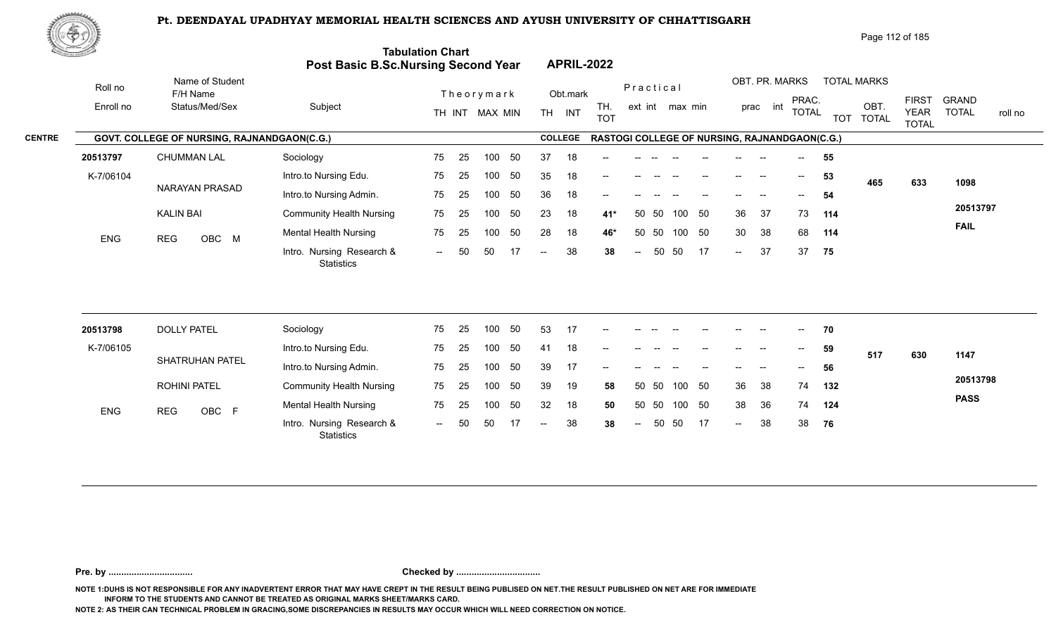# Pt. DEENDAYAL UPADHYAY MEMORIAL HEALTH SCIENCES AND AYUSH UNIVERSITY OF CHHATTISGARH

## Tabulation Chart
## Post Basic B.Sc.Nursing Second Year — APRIL-2022

**CENTRE:** GOVT. COLLEGE OF NURSING, RAJNANDGAON(C.G.) — **COLLEGE:** RASTOGI COLLEGE OF NURSING, RAJNANDGAON(C.G.)

| Roll no / Enroll no | Name of Student / F/H Name / Status/Med/Sex | Subject | TH | INT | MAX | MIN | Obt. TH | Obt. INT | TH. TOT | ext | int | max | min | prac | int | PRAC. TOTAL | TOT | OBT. TOTAL | FIRST YEAR TOTAL | GRAND TOTAL / roll no |
|---|---|---|---|---|---|---|---|---|---|---|---|---|---|---|---|---|---|---|---|---|
| 20513797 | CHUMMAN LAL | Sociology | 75 | 25 | 100 | 50 | 37 | 18 | -- | -- | -- | -- | -- | -- | -- | -- | 55 | | | |
| K-7/06104 | NARAYAN PRASAD | Intro.to Nursing Edu. | 75 | 25 | 100 | 50 | 35 | 18 | -- | -- | -- | -- | -- | -- | -- | -- | 53 | 465 | 633 | 1098 |
| | | Intro.to Nursing Admin. | 75 | 25 | 100 | 50 | 36 | 18 | -- | -- | -- | -- | -- | -- | -- | -- | 54 | | | |
| | KALIN BAI | Community Health Nursing | 75 | 25 | 100 | 50 | 23 | 18 | 41* | 50 | 50 | 100 | 50 | 36 | 37 | 73 | 114 | | | 20513797 |
| ENG | REG OBC M | Mental Health Nursing | 75 | 25 | 100 | 50 | 28 | 18 | 46* | 50 | 50 | 100 | 50 | 30 | 38 | 68 | 114 | | | FAIL |
| | | Intro. Nursing Research & Statistics | -- | 50 | 50 | 17 | -- | 38 | 38 | -- | 50 | 50 | 17 | -- | 37 | 37 | 75 | | | |
| 20513798 | DOLLY PATEL | Sociology | 75 | 25 | 100 | 50 | 53 | 17 | -- | -- | -- | -- | -- | -- | -- | -- | 70 | | | |
| K-7/06105 | SHATRUHAN PATEL | Intro.to Nursing Edu. | 75 | 25 | 100 | 50 | 41 | 18 | -- | -- | -- | -- | -- | -- | -- | -- | 59 | 517 | 630 | 1147 |
| | | Intro.to Nursing Admin. | 75 | 25 | 100 | 50 | 39 | 17 | -- | -- | -- | -- | -- | -- | -- | -- | 56 | | | |
| | ROHINI PATEL | Community Health Nursing | 75 | 25 | 100 | 50 | 39 | 19 | 58 | 50 | 50 | 100 | 50 | 36 | 38 | 74 | 132 | | | 20513798 |
| ENG | REG OBC F | Mental Health Nursing | 75 | 25 | 100 | 50 | 32 | 18 | 50 | 50 | 50 | 100 | 50 | 38 | 36 | 74 | 124 | | | PASS |
| | | Intro. Nursing Research & Statistics | -- | 50 | 50 | 17 | -- | 38 | 38 | -- | 50 | 50 | 17 | -- | 38 | 38 | 76 | | | |

**Pre. by .................................** **Checked by .................................**

NOTE 1:DUHS IS NOT RESPONSIBLE FOR ANY INADVERTENT ERROR THAT MAY HAVE CREPT IN THE RESULT BEING PUBLISED ON NET.THE RESULT PUBLISHED ON NET ARE FOR IMMEDIATE INFORM TO THE STUDENTS AND CANNOT BE TREATED AS ORIGINAL MARKS SHEET/MARKS CARD.

NOTE 2: AS THEIR CAN TECHNICAL PROBLEM IN GRACING,SOME DISCREPANCIES IN RESULTS MAY OCCUR WHICH WILL NEED CORRECTION ON NOTICE.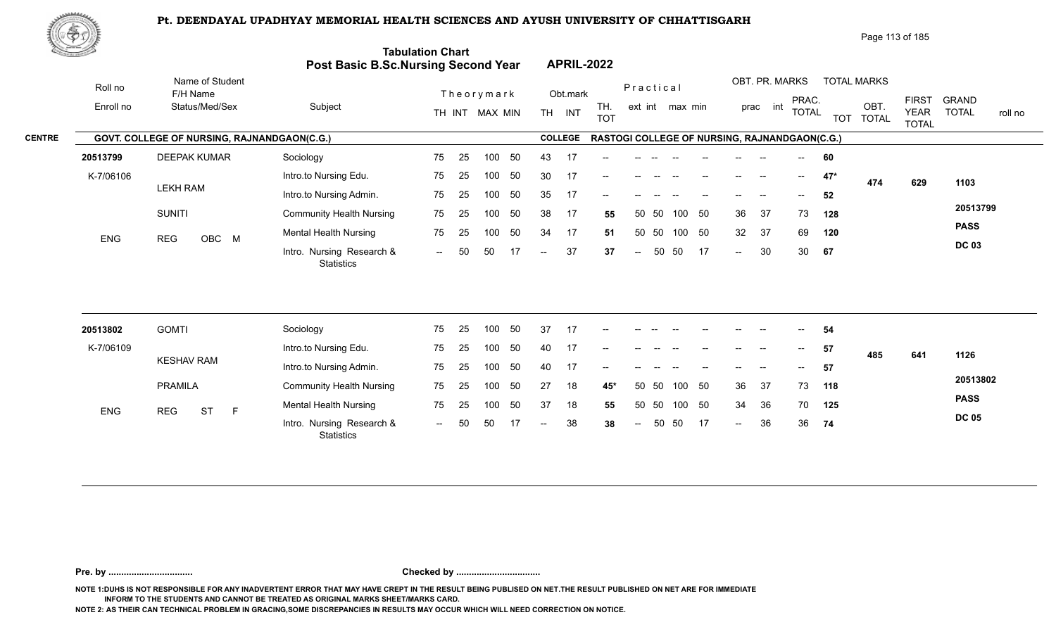# Pt. DEENDAYAL UPADHYAY MEMORIAL HEALTH SCIENCES AND AYUSH UNIVERSITY OF CHHATTISGARH

## Tabulation Chart
## Post Basic B.Sc.Nursing Second Year APRIL-2022

CENTRE: GOVT. COLLEGE OF NURSING, RAJNANDGAON(C.G.)
COLLEGE: RASTOGI COLLEGE OF NURSING, RAJNANDGAON(C.G.)

| Roll no / Enroll no | Name of Student / F/H Name / Status/Med/Sex | Subject | Theory TH | Theory INT | MAX | MIN | Obt. TH | Obt. INT | TH. TOT | Prac ext | Prac int | max | min | OBT. PR. prac | OBT. PR. int | PRAC. TOTAL | TOT | OBT. TOTAL | FIRST YEAR TOTAL | GRAND TOTAL |
|---|---|---|---|---|---|---|---|---|---|---|---|---|---|---|---|---|---|---|---|---|
| 20513799 | DEEPAK KUMAR | Sociology | 75 | 25 | 100 | 50 | 43 | 17 | -- | -- | -- | -- | -- | -- | -- | -- | 60 | 474 | 629 | 1103 |
| K-7/06106 | LEKH RAM | Intro.to Nursing Edu. | 75 | 25 | 100 | 50 | 30 | 17 | -- | -- | -- | -- | -- | -- | -- | -- | 47* | | | 20513799 |
| | SUNITI | Intro.to Nursing Admin. | 75 | 25 | 100 | 50 | 35 | 17 | -- | -- | -- | -- | -- | -- | -- | -- | 52 | | | PASS |
| ENG | REG OBC M | Community Health Nursing | 75 | 25 | 100 | 50 | 38 | 17 | 55 | 50 | 50 | 100 | 50 | 36 | 37 | 73 | 128 | | | DC 03 |
| | | Mental Health Nursing | 75 | 25 | 100 | 50 | 34 | 17 | 51 | 50 | 50 | 100 | 50 | 32 | 37 | 69 | 120 | | | |
| | | Intro. Nursing Research & Statistics | -- | 50 | 50 | 17 | -- | 37 | 37 | -- | 50 | 50 | 17 | -- | 30 | 30 | 67 | | | |
| 20513802 | GOMTI | Sociology | 75 | 25 | 100 | 50 | 37 | 17 | -- | -- | -- | -- | -- | -- | -- | -- | 54 | 485 | 641 | 1126 |
| K-7/06109 | KESHAV RAM | Intro.to Nursing Edu. | 75 | 25 | 100 | 50 | 40 | 17 | -- | -- | -- | -- | -- | -- | -- | -- | 57 | | | 20513802 |
| | PRAMILA | Intro.to Nursing Admin. | 75 | 25 | 100 | 50 | 40 | 17 | -- | -- | -- | -- | -- | -- | -- | -- | 57 | | | PASS |
| ENG | REG ST F | Community Health Nursing | 75 | 25 | 100 | 50 | 27 | 18 | 45* | 50 | 50 | 100 | 50 | 36 | 37 | 73 | 118 | | | DC 05 |
| | | Mental Health Nursing | 75 | 25 | 100 | 50 | 37 | 18 | 55 | 50 | 50 | 100 | 50 | 34 | 36 | 70 | 125 | | | |
| | | Intro. Nursing Research & Statistics | -- | 50 | 50 | 17 | -- | 38 | 38 | -- | 50 | 50 | 17 | -- | 36 | 36 | 74 | | | |

Pre. by ................................ Checked by ................................

NOTE 1:DUHS IS NOT RESPONSIBLE FOR ANY INADVERTENT ERROR THAT MAY HAVE CREPT IN THE RESULT BEING PUBLISED ON NET.THE RESULT PUBLISHED ON NET ARE FOR IMMEDIATE INFORM TO THE STUDENTS AND CANNOT BE TREATED AS ORIGINAL MARKS SHEET/MARKS CARD.

NOTE 2: AS THEIR CAN TECHNICAL PROBLEM IN GRACING,SOME DISCREPANCIES IN RESULTS MAY OCCUR WHICH WILL NEED CORRECTION ON NOTICE.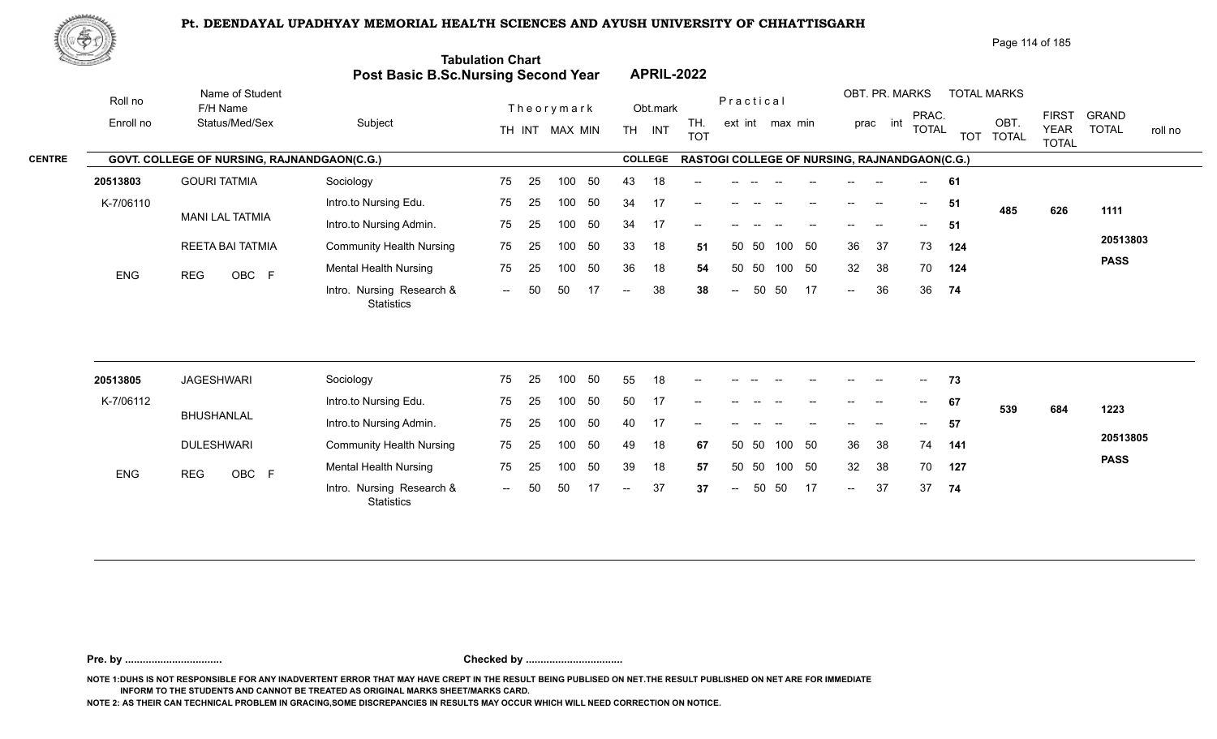# Pt. DEENDAYAL UPADHYAY MEMORIAL HEALTH SCIENCES AND AYUSH UNIVERSITY OF CHHATTISGARH

## Tabulation Chart
## Post Basic B.Sc.Nursing Second Year — APRIL-2022

**CENTRE:** GOVT. COLLEGE OF NURSING, RAJNANDGAON(C.G.)
**COLLEGE:** RASTOGI COLLEGE OF NURSING, RAJNANDGAON(C.G.)

| Roll no / Enroll no | Name of Student / F/H Name / Status/Med/Sex | Subject | Theory TH | Theory INT | Theory MAX | Theory MIN | Obt. TH | Obt. INT | TH. TOT | Prac ext | Prac int | Prac max | Prac min | OBT. PR. prac | OBT. PR. int | PRAC. TOTAL | TOT | OBT. TOTAL | FIRST YEAR TOTAL | GRAND TOTAL / roll no |
|---|---|---|---|---|---|---|---|---|---|---|---|---|---|---|---|---|---|---|---|---|
| 20513803 | GOURI TATMIA | Sociology | 75 | 25 | 100 | 50 | 43 | 18 | -- | -- | -- | -- | -- | -- | -- | -- | 61 | 485 | 626 | 1111 |
| K-7/06110 | MANI LAL TATMIA | Intro.to Nursing Edu. | 75 | 25 | 100 | 50 | 34 | 17 | -- | -- | -- | -- | -- | -- | -- | -- | 51 | | | |
| | | Intro.to Nursing Admin. | 75 | 25 | 100 | 50 | 34 | 17 | -- | -- | -- | -- | -- | -- | -- | -- | 51 | | | |
| | REETA BAI TATMIA | Community Health Nursing | 75 | 25 | 100 | 50 | 33 | 18 | 51 | 50 | 50 | 100 | 50 | 36 | 37 | 73 | 124 | | | 20513803 |
| ENG | REG OBC F | Mental Health Nursing | 75 | 25 | 100 | 50 | 36 | 18 | 54 | 50 | 50 | 100 | 50 | 32 | 38 | 70 | 124 | | | PASS |
| | | Intro. Nursing Research & Statistics | -- | 50 | 50 | 17 | -- | 38 | 38 | -- | 50 | 50 | 17 | -- | 36 | 36 | 74 | | | |
| 20513805 | JAGESHWARI | Sociology | 75 | 25 | 100 | 50 | 55 | 18 | -- | -- | -- | -- | -- | -- | -- | -- | 73 | 539 | 684 | 1223 |
| K-7/06112 | BHUSHANLAL | Intro.to Nursing Edu. | 75 | 25 | 100 | 50 | 50 | 17 | -- | -- | -- | -- | -- | -- | -- | -- | 67 | | | |
| | | Intro.to Nursing Admin. | 75 | 25 | 100 | 50 | 40 | 17 | -- | -- | -- | -- | -- | -- | -- | -- | 57 | | | |
| | DULESHWARI | Community Health Nursing | 75 | 25 | 100 | 50 | 49 | 18 | 67 | 50 | 50 | 100 | 50 | 36 | 38 | 74 | 141 | | | 20513805 |
| ENG | REG OBC F | Mental Health Nursing | 75 | 25 | 100 | 50 | 39 | 18 | 57 | 50 | 50 | 100 | 50 | 32 | 38 | 70 | 127 | | | PASS |
| | | Intro. Nursing Research & Statistics | -- | 50 | 50 | 17 | -- | 37 | 37 | -- | 50 | 50 | 17 | -- | 37 | 37 | 74 | | | |

Pre. by ................................ Checked by ................................

NOTE 1:DUHS IS NOT RESPONSIBLE FOR ANY INADVERTENT ERROR THAT MAY HAVE CREPT IN THE RESULT BEING PUBLISED ON NET.THE RESULT PUBLISHED ON NET ARE FOR IMMEDIATE INFORM TO THE STUDENTS AND CANNOT BE TREATED AS ORIGINAL MARKS SHEET/MARKS CARD.

NOTE 2: AS THEIR CAN TECHNICAL PROBLEM IN GRACING,SOME DISCREPANCIES IN RESULTS MAY OCCUR WHICH WILL NEED CORRECTION ON NOTICE.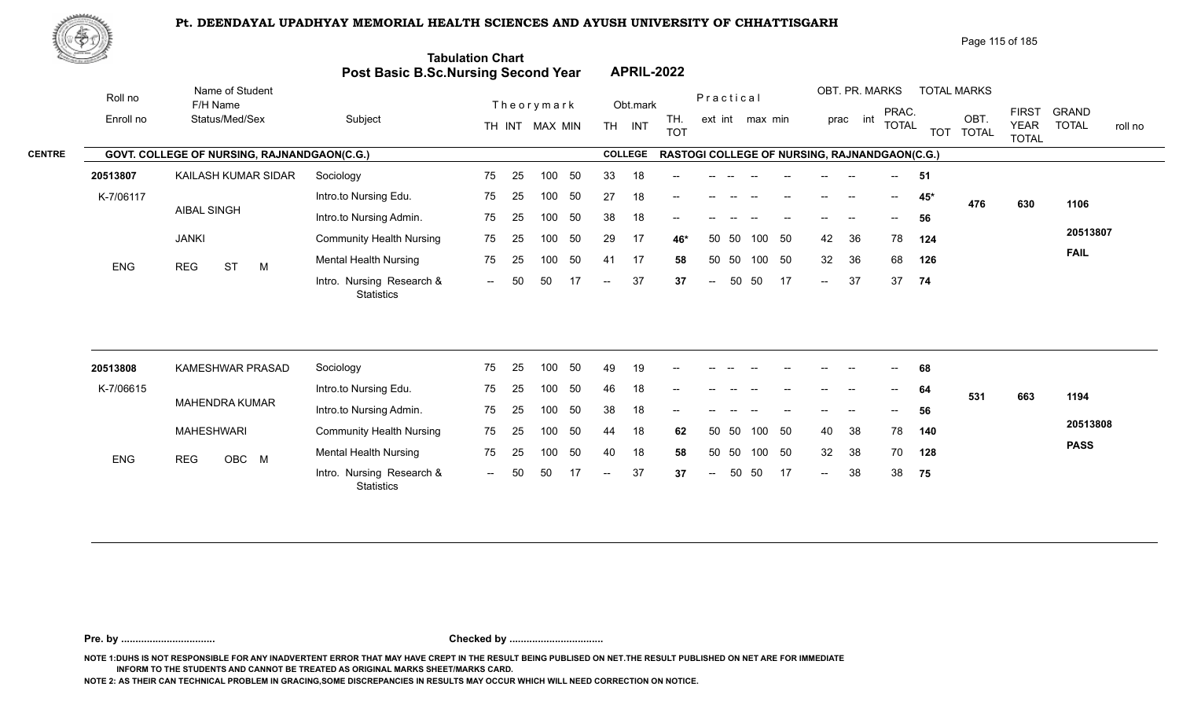# Pt. DEENDAYAL UPADHYAY MEMORIAL HEALTH SCIENCES AND AYUSH UNIVERSITY OF CHHATTISGARH

## Tabulation Chart
## Post Basic B.Sc.Nursing Second Year — APRIL-2022

**CENTRE:** GOVT. COLLEGE OF NURSING, RAJNANDGAON(C.G.) — **COLLEGE:** RASTOGI COLLEGE OF NURSING, RAJNANDGAON(C.G.)

| Roll no / Enroll no | Name of Student / F/H Name / Status/Med/Sex | Subject | Theory TH | Theory INT | MAX | MIN | Obt. TH | Obt. INT | TH. TOT | Prac ext | Prac int | max | min | OBT. PR. prac | OBT. PR. int | PRAC. TOTAL | TOT | OBT. TOTAL | FIRST YEAR TOTAL | GRAND TOTAL / roll no |
|---|---|---|---|---|---|---|---|---|---|---|---|---|---|---|---|---|---|---|---|---|
| 20513807 | KAILASH KUMAR SIDAR | Sociology | 75 | 25 | 100 | 50 | 33 | 18 | -- | -- | -- | -- | -- | -- | -- | -- | 51 | 476 | 630 | 1106 |
| K-7/06117 | AIBAL SINGH | Intro.to Nursing Edu. | 75 | 25 | 100 | 50 | 27 | 18 | -- | -- | -- | -- | -- | -- | -- | -- | 45* | | | 20513807 |
| | JANKI | Intro.to Nursing Admin. | 75 | 25 | 100 | 50 | 38 | 18 | -- | -- | -- | -- | -- | -- | -- | -- | 56 | | | FAIL |
| ENG | REG ST M | Community Health Nursing | 75 | 25 | 100 | 50 | 29 | 17 | 46* | 50 | 50 | 100 | 50 | 42 | 36 | 78 | 124 | | | |
| | | Mental Health Nursing | 75 | 25 | 100 | 50 | 41 | 17 | 58 | 50 | 50 | 100 | 50 | 32 | 36 | 68 | 126 | | | |
| | | Intro. Nursing Research & Statistics | -- | 50 | 50 | 17 | -- | 37 | 37 | -- | 50 | 50 | 17 | -- | 37 | 37 | 74 | | | |
| 20513808 | KAMESHWAR PRASAD | Sociology | 75 | 25 | 100 | 50 | 49 | 19 | -- | -- | -- | -- | -- | -- | -- | -- | 68 | 531 | 663 | 1194 |
| K-7/06615 | MAHENDRA KUMAR | Intro.to Nursing Edu. | 75 | 25 | 100 | 50 | 46 | 18 | -- | -- | -- | -- | -- | -- | -- | -- | 64 | | | 20513808 |
| | MAHESHWARI | Intro.to Nursing Admin. | 75 | 25 | 100 | 50 | 38 | 18 | -- | -- | -- | -- | -- | -- | -- | -- | 56 | | | PASS |
| ENG | REG OBC M | Community Health Nursing | 75 | 25 | 100 | 50 | 44 | 18 | 62 | 50 | 50 | 100 | 50 | 40 | 38 | 78 | 140 | | | |
| | | Mental Health Nursing | 75 | 25 | 100 | 50 | 40 | 18 | 58 | 50 | 50 | 100 | 50 | 32 | 38 | 70 | 128 | | | |
| | | Intro. Nursing Research & Statistics | -- | 50 | 50 | 17 | -- | 37 | 37 | -- | 50 | 50 | 17 | -- | 38 | 38 | 75 | | | |

**Pre. by .................................** **Checked by .................................**

NOTE 1:DUHS IS NOT RESPONSIBLE FOR ANY INADVERTENT ERROR THAT MAY HAVE CREPT IN THE RESULT BEING PUBLISED ON NET.THE RESULT PUBLISHED ON NET ARE FOR IMMEDIATE INFORM TO THE STUDENTS AND CANNOT BE TREATED AS ORIGINAL MARKS SHEET/MARKS CARD.

NOTE 2: AS THEIR CAN TECHNICAL PROBLEM IN GRACING,SOME DISCREPANCIES IN RESULTS MAY OCCUR WHICH WILL NEED CORRECTION ON NOTICE.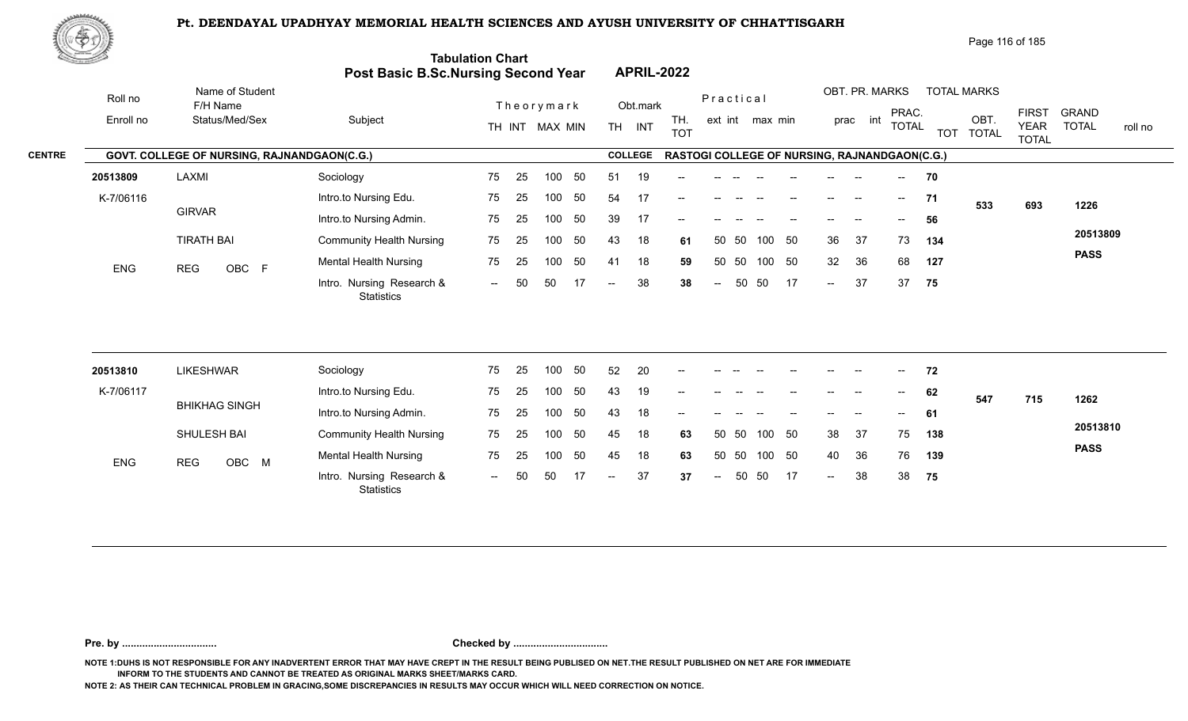# Pt. DEENDAYAL UPADHYAY MEMORIAL HEALTH SCIENCES AND AYUSH UNIVERSITY OF CHHATTISGARH

## Tabulation Chart
## Post Basic B.Sc.Nursing Second Year APRIL-2022

**CENTRE:** GOVT. COLLEGE OF NURSING, RAJNANDGAON(C.G.)
**COLLEGE:** RASTOGI COLLEGE OF NURSING, RAJNANDGAON(C.G.)

| Roll no / Enroll no | Name of Student / F/H Name / Status/Med/Sex | Subject | Theory TH | Theory INT | Theory MAX | Theory MIN | Obt. TH | Obt. INT | TH. TOT | Prac ext | Prac int | Prac max | Prac min | OBT. PR. prac | OBT. PR. int | PRAC. TOTAL | TOT | OBT. TOTAL | FIRST YEAR TOTAL | GRAND TOTAL | roll no |
|---|---|---|---|---|---|---|---|---|---|---|---|---|---|---|---|---|---|---|---|---|---|
| 20513809 | LAXMI | Sociology | 75 | 25 | 100 | 50 | 51 | 19 | -- | -- | -- | -- | -- | -- | -- | -- | 70 | | | | |
| K-7/06116 | GIRVAR | Intro.to Nursing Edu. | 75 | 25 | 100 | 50 | 54 | 17 | -- | -- | -- | -- | -- | -- | -- | -- | 71 | 533 | 693 | 1226 | |
| | | Intro.to Nursing Admin. | 75 | 25 | 100 | 50 | 39 | 17 | -- | -- | -- | -- | -- | -- | -- | -- | 56 | | | | |
| | TIRATH BAI | Community Health Nursing | 75 | 25 | 100 | 50 | 43 | 18 | 61 | 50 | 50 | 100 | 50 | 36 | 37 | 73 | 134 | | | | 20513809 |
| ENG | REG OBC F | Mental Health Nursing | 75 | 25 | 100 | 50 | 41 | 18 | 59 | 50 | 50 | 100 | 50 | 32 | 36 | 68 | 127 | | | | PASS |
| | | Intro. Nursing Research & Statistics | -- | 50 | 50 | 17 | -- | 38 | 38 | -- | 50 | 50 | 17 | -- | 37 | 37 | 75 | | | | |
| 20513810 | LIKESHWAR | Sociology | 75 | 25 | 100 | 50 | 52 | 20 | -- | -- | -- | -- | -- | -- | -- | -- | 72 | | | | |
| K-7/06117 | BHIKHAG SINGH | Intro.to Nursing Edu. | 75 | 25 | 100 | 50 | 43 | 19 | -- | -- | -- | -- | -- | -- | -- | -- | 62 | 547 | 715 | 1262 | |
| | | Intro.to Nursing Admin. | 75 | 25 | 100 | 50 | 43 | 18 | -- | -- | -- | -- | -- | -- | -- | -- | 61 | | | | |
| | SHULESH BAI | Community Health Nursing | 75 | 25 | 100 | 50 | 45 | 18 | 63 | 50 | 50 | 100 | 50 | 38 | 37 | 75 | 138 | | | | 20513810 |
| ENG | REG OBC M | Mental Health Nursing | 75 | 25 | 100 | 50 | 45 | 18 | 63 | 50 | 50 | 100 | 50 | 40 | 36 | 76 | 139 | | | | PASS |
| | | Intro. Nursing Research & Statistics | -- | 50 | 50 | 17 | -- | 37 | 37 | -- | 50 | 50 | 17 | -- | 38 | 38 | 75 | | | | |

**Pre. by .................................** **Checked by .................................**

NOTE 1:DUHS IS NOT RESPONSIBLE FOR ANY INADVERTENT ERROR THAT MAY HAVE CREPT IN THE RESULT BEING PUBLISED ON NET.THE RESULT PUBLISHED ON NET ARE FOR IMMEDIATE INFORM TO THE STUDENTS AND CANNOT BE TREATED AS ORIGINAL MARKS SHEET/MARKS CARD.

NOTE 2: AS THEIR CAN TECHNICAL PROBLEM IN GRACING,SOME DISCREPANCIES IN RESULTS MAY OCCUR WHICH WILL NEED CORRECTION ON NOTICE.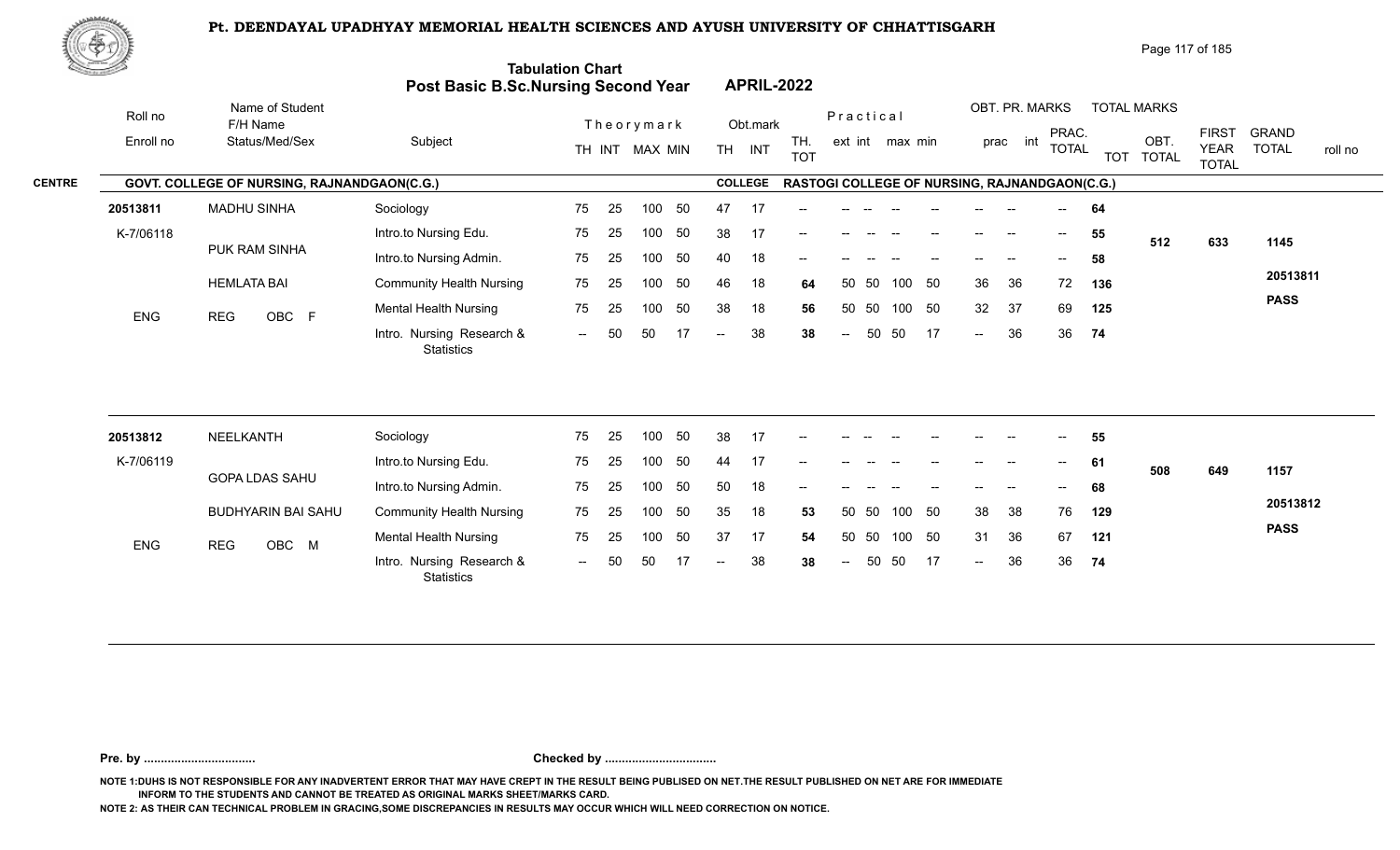# Pt. DEENDAYAL UPADHYAY MEMORIAL HEALTH SCIENCES AND AYUSH UNIVERSITY OF CHHATTISGARH

## Tabulation Chart
## Post Basic B.Sc.Nursing Second Year APRIL-2022

**CENTRE:** GOVT. COLLEGE OF NURSING, RAJNANDGAON(C.G.) — **COLLEGE:** RASTOGI COLLEGE OF NURSING, RAJNANDGAON(C.G.)

| Roll no / Enroll no | Name of Student / F/H Name / Status/Med/Sex | Subject | TH | INT | MAX | MIN | Obt. TH | Obt. INT | TH. TOT | Prac. ext | Prac. int | max | min | prac | int | PRAC. TOTAL | TOT | OBT. TOTAL | FIRST YEAR TOTAL | GRAND TOTAL | roll no |
|---|---|---|---|---|---|---|---|---|---|---|---|---|---|---|---|---|---|---|---|---|---|
| 20513811 | MADHU SINHA | Sociology | 75 | 25 | 100 | 50 | 47 | 17 | -- | -- | -- | -- | -- | -- | -- | -- | 64 | 512 | 633 | 1145 | 20513811 |
| K-7/06118 | PUK RAM SINHA | Intro.to Nursing Edu. | 75 | 25 | 100 | 50 | 38 | 17 | -- | -- | -- | -- | -- | -- | -- | -- | 55 | | | | PASS |
| | HEMLATA BAI | Intro.to Nursing Admin. | 75 | 25 | 100 | 50 | 40 | 18 | -- | -- | -- | -- | -- | -- | -- | -- | 58 | | | | |
| ENG | REG OBC F | Community Health Nursing | 75 | 25 | 100 | 50 | 46 | 18 | 64 | 50 | 50 | 100 | 50 | 36 | 36 | 72 | 136 | | | | |
| | | Mental Health Nursing | 75 | 25 | 100 | 50 | 38 | 18 | 56 | 50 | 50 | 100 | 50 | 32 | 37 | 69 | 125 | | | | |
| | | Intro. Nursing Research & Statistics | -- | 50 | 50 | 17 | -- | 38 | 38 | -- | 50 | 50 | 17 | -- | 36 | 36 | 74 | | | | |
| 20513812 | NEELKANTH | Sociology | 75 | 25 | 100 | 50 | 38 | 17 | -- | -- | -- | -- | -- | -- | -- | -- | 55 | 508 | 649 | 1157 | 20513812 |
| K-7/06119 | GOPA LDAS SAHU | Intro.to Nursing Edu. | 75 | 25 | 100 | 50 | 44 | 17 | -- | -- | -- | -- | -- | -- | -- | -- | 61 | | | | PASS |
| | BUDHYARIN BAI SAHU | Intro.to Nursing Admin. | 75 | 25 | 100 | 50 | 50 | 18 | -- | -- | -- | -- | -- | -- | -- | -- | 68 | | | | |
| ENG | REG OBC M | Community Health Nursing | 75 | 25 | 100 | 50 | 35 | 18 | 53 | 50 | 50 | 100 | 50 | 38 | 38 | 76 | 129 | | | | |
| | | Mental Health Nursing | 75 | 25 | 100 | 50 | 37 | 17 | 54 | 50 | 50 | 100 | 50 | 31 | 36 | 67 | 121 | | | | |
| | | Intro. Nursing Research & Statistics | -- | 50 | 50 | 17 | -- | 38 | 38 | -- | 50 | 50 | 17 | -- | 36 | 36 | 74 | | | | |

Pre. by ................................. Checked by .................................

NOTE 1:DUHS IS NOT RESPONSIBLE FOR ANY INADVERTENT ERROR THAT MAY HAVE CREPT IN THE RESULT BEING PUBLISED ON NET.THE RESULT PUBLISHED ON NET ARE FOR IMMEDIATE INFORM TO THE STUDENTS AND CANNOT BE TREATED AS ORIGINAL MARKS SHEET/MARKS CARD.

NOTE 2: AS THEIR CAN TECHNICAL PROBLEM IN GRACING,SOME DISCREPANCIES IN RESULTS MAY OCCUR WHICH WILL NEED CORRECTION ON NOTICE.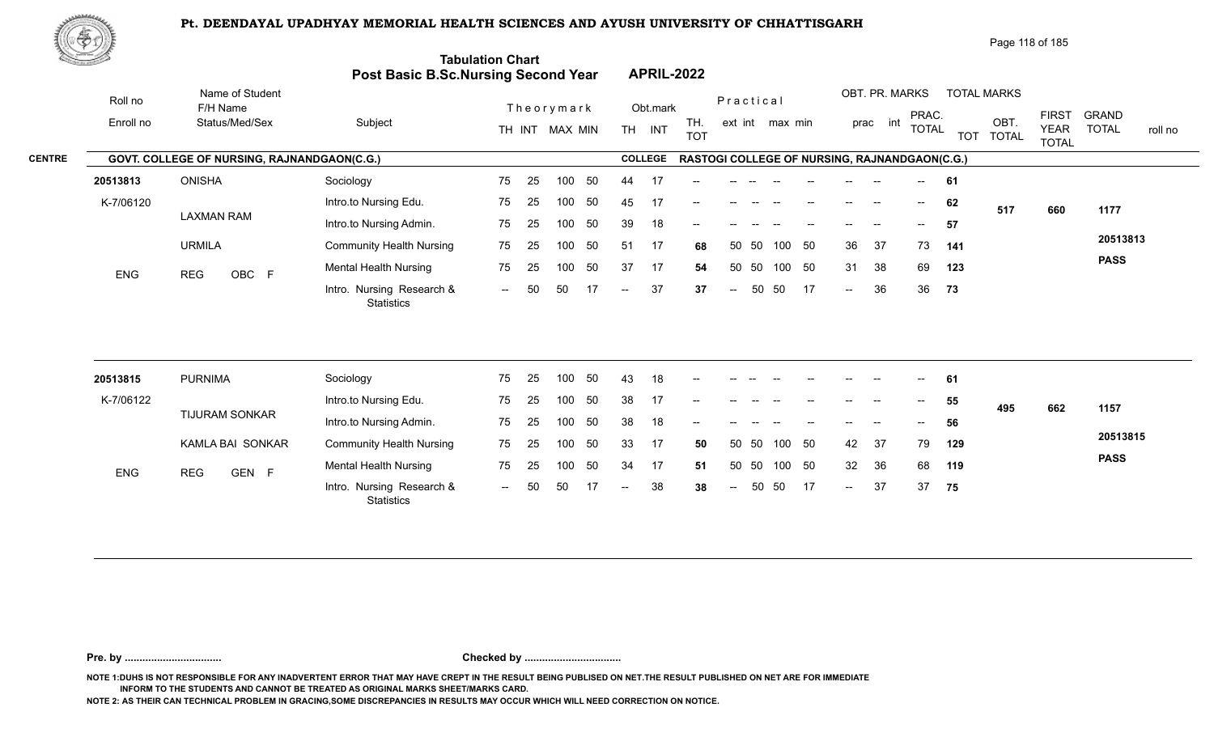# Pt. DEENDAYAL UPADHYAY MEMORIAL HEALTH SCIENCES AND AYUSH UNIVERSITY OF CHHATTISGARH

## Tabulation Chart
## Post Basic B.Sc.Nursing Second Year — APRIL-2022

**CENTRE:** GOVT. COLLEGE OF NURSING, RAJNANDGAON(C.G.)
**COLLEGE:** RASTOGI COLLEGE OF NURSING, RAJNANDGAON(C.G.)

| Roll no / Enroll no | Name of Student / F/H Name / Status/Med/Sex | Subject | Theory TH | Theory INT | Theory MAX | Theory MIN | Obt. TH | Obt. INT | TH. TOT | Prac. ext | Prac. int | Prac. max | Prac. min | OBT. PR. prac | OBT. PR. int | PRAC. TOTAL | TOT | OBT. TOTAL | FIRST YEAR TOTAL | GRAND TOTAL / roll no |
|---|---|---|---|---|---|---|---|---|---|---|---|---|---|---|---|---|---|---|---|---|
| 20513813 | ONISHA | Sociology | 75 | 25 | 100 | 50 | 44 | 17 | -- | -- | -- | -- | -- | -- | -- | -- | 61 | 517 | 660 | 1177 |
| K-7/06120 | LAXMAN RAM | Intro.to Nursing Edu. | 75 | 25 | 100 | 50 | 45 | 17 | -- | -- | -- | -- | -- | -- | -- | -- | 62 | | | 20513813 |
| | URMILA | Intro.to Nursing Admin. | 75 | 25 | 100 | 50 | 39 | 18 | -- | -- | -- | -- | -- | -- | -- | -- | 57 | | | PASS |
| ENG | REG OBC F | Community Health Nursing | 75 | 25 | 100 | 50 | 51 | 17 | 68 | 50 | 50 | 100 | 50 | 36 | 37 | 73 | 141 | | | |
| | | Mental Health Nursing | 75 | 25 | 100 | 50 | 37 | 17 | 54 | 50 | 50 | 100 | 50 | 31 | 38 | 69 | 123 | | | |
| | | Intro. Nursing Research & Statistics | -- | 50 | 50 | 17 | -- | 37 | 37 | -- | 50 | 50 | 17 | -- | 36 | 36 | 73 | | | |
| 20513815 | PURNIMA | Sociology | 75 | 25 | 100 | 50 | 43 | 18 | -- | -- | -- | -- | -- | -- | -- | -- | 61 | 495 | 662 | 1157 |
| K-7/06122 | TIJURAM SONKAR | Intro.to Nursing Edu. | 75 | 25 | 100 | 50 | 38 | 17 | -- | -- | -- | -- | -- | -- | -- | -- | 55 | | | 20513815 |
| | KAMLA BAI SONKAR | Intro.to Nursing Admin. | 75 | 25 | 100 | 50 | 38 | 18 | -- | -- | -- | -- | -- | -- | -- | -- | 56 | | | PASS |
| ENG | REG GEN F | Community Health Nursing | 75 | 25 | 100 | 50 | 33 | 17 | 50 | 50 | 50 | 100 | 50 | 42 | 37 | 79 | 129 | | | |
| | | Mental Health Nursing | 75 | 25 | 100 | 50 | 34 | 17 | 51 | 50 | 50 | 100 | 50 | 32 | 36 | 68 | 119 | | | |
| | | Intro. Nursing Research & Statistics | -- | 50 | 50 | 17 | -- | 38 | 38 | -- | 50 | 50 | 17 | -- | 37 | 37 | 75 | | | |

**Pre. by .................................** **Checked by .................................**

NOTE 1:DUHS IS NOT RESPONSIBLE FOR ANY INADVERTENT ERROR THAT MAY HAVE CREPT IN THE RESULT BEING PUBLISED ON NET.THE RESULT PUBLISHED ON NET ARE FOR IMMEDIATE INFORM TO THE STUDENTS AND CANNOT BE TREATED AS ORIGINAL MARKS SHEET/MARKS CARD.

NOTE 2: AS THEIR CAN TECHNICAL PROBLEM IN GRACING,SOME DISCREPANCIES IN RESULTS MAY OCCUR WHICH WILL NEED CORRECTION ON NOTICE.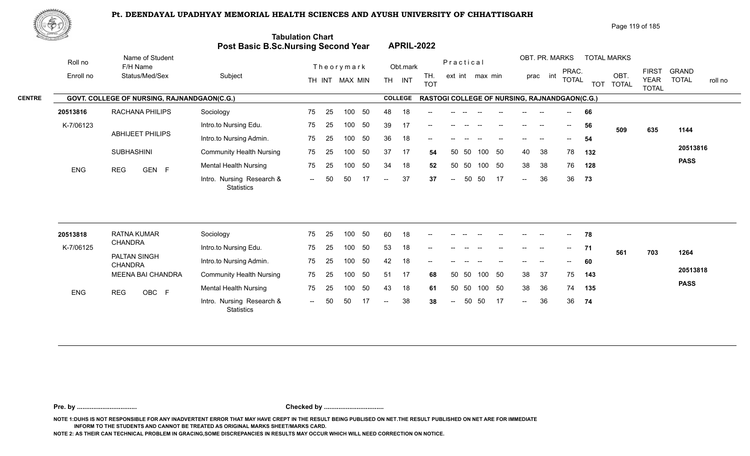# Pt. DEENDAYAL UPADHYAY MEMORIAL HEALTH SCIENCES AND AYUSH UNIVERSITY OF CHHATTISGARH

## Tabulation Chart
## Post Basic B.Sc.Nursing Second Year — APRIL-2022

**CENTRE:** GOVT. COLLEGE OF NURSING, RAJNANDGAON(C.G.) — **COLLEGE:** RASTOGI COLLEGE OF NURSING, RAJNANDGAON(C.G.)

| Roll no / Enroll no | Name of Student / F/H Name / Status/Med/Sex | Subject | TH | INT | MAX | MIN | Obt. TH | Obt. INT | TH. TOT | ext | int | max | min | prac | int | PRAC. TOTAL | TOT | OBT. TOTAL | FIRST YEAR TOTAL | GRAND TOTAL / roll no |
|---|---|---|---|---|---|---|---|---|---|---|---|---|---|---|---|---|---|---|---|---|
| 20513816 | RACHANA PHILIPS | Sociology | 75 | 25 | 100 | 50 | 48 | 18 | -- | -- | -- | -- | -- | -- | -- | -- | 66 | | | |
| K-7/06123 | ABHIJEET PHILIPS | Intro.to Nursing Edu. | 75 | 25 | 100 | 50 | 39 | 17 | -- | -- | -- | -- | -- | -- | -- | -- | 56 | 509 | 635 | 1144 |
| | | Intro.to Nursing Admin. | 75 | 25 | 100 | 50 | 36 | 18 | -- | -- | -- | -- | -- | -- | -- | -- | 54 | | | |
| | SUBHASHINI | Community Health Nursing | 75 | 25 | 100 | 50 | 37 | 17 | 54 | 50 | 50 | 100 | 50 | 40 | 38 | 78 | 132 | | | 20513816 |
| ENG | REG GEN F | Mental Health Nursing | 75 | 25 | 100 | 50 | 34 | 18 | 52 | 50 | 50 | 100 | 50 | 38 | 38 | 76 | 128 | | | PASS |
| | | Intro. Nursing Research & Statistics | -- | 50 | 50 | 17 | -- | 37 | 37 | -- | 50 | 50 | 17 | -- | 36 | 36 | 73 | | | |
| 20513818 | RATNA KUMAR CHANDRA | Sociology | 75 | 25 | 100 | 50 | 60 | 18 | -- | -- | -- | -- | -- | -- | -- | -- | 78 | | | |
| K-7/06125 | PALTAN SINGH CHANDRA | Intro.to Nursing Edu. | 75 | 25 | 100 | 50 | 53 | 18 | -- | -- | -- | -- | -- | -- | -- | -- | 71 | 561 | 703 | 1264 |
| | | Intro.to Nursing Admin. | 75 | 25 | 100 | 50 | 42 | 18 | -- | -- | -- | -- | -- | -- | -- | -- | 60 | | | |
| | MEENA BAI CHANDRA | Community Health Nursing | 75 | 25 | 100 | 50 | 51 | 17 | 68 | 50 | 50 | 100 | 50 | 38 | 37 | 75 | 143 | | | 20513818 |
| ENG | REG OBC F | Mental Health Nursing | 75 | 25 | 100 | 50 | 43 | 18 | 61 | 50 | 50 | 100 | 50 | 38 | 36 | 74 | 135 | | | PASS |
| | | Intro. Nursing Research & Statistics | -- | 50 | 50 | 17 | -- | 38 | 38 | -- | 50 | 50 | 17 | -- | 36 | 36 | 74 | | | |

Pre. by ................................ Checked by ................................

NOTE 1:DUHS IS NOT RESPONSIBLE FOR ANY INADVERTENT ERROR THAT MAY HAVE CREPT IN THE RESULT BEING PUBLISED ON NET.THE RESULT PUBLISHED ON NET ARE FOR IMMEDIATE INFORM TO THE STUDENTS AND CANNOT BE TREATED AS ORIGINAL MARKS SHEET/MARKS CARD.

NOTE 2: AS THEIR CAN TECHNICAL PROBLEM IN GRACING,SOME DISCREPANCIES IN RESULTS MAY OCCUR WHICH WILL NEED CORRECTION ON NOTICE.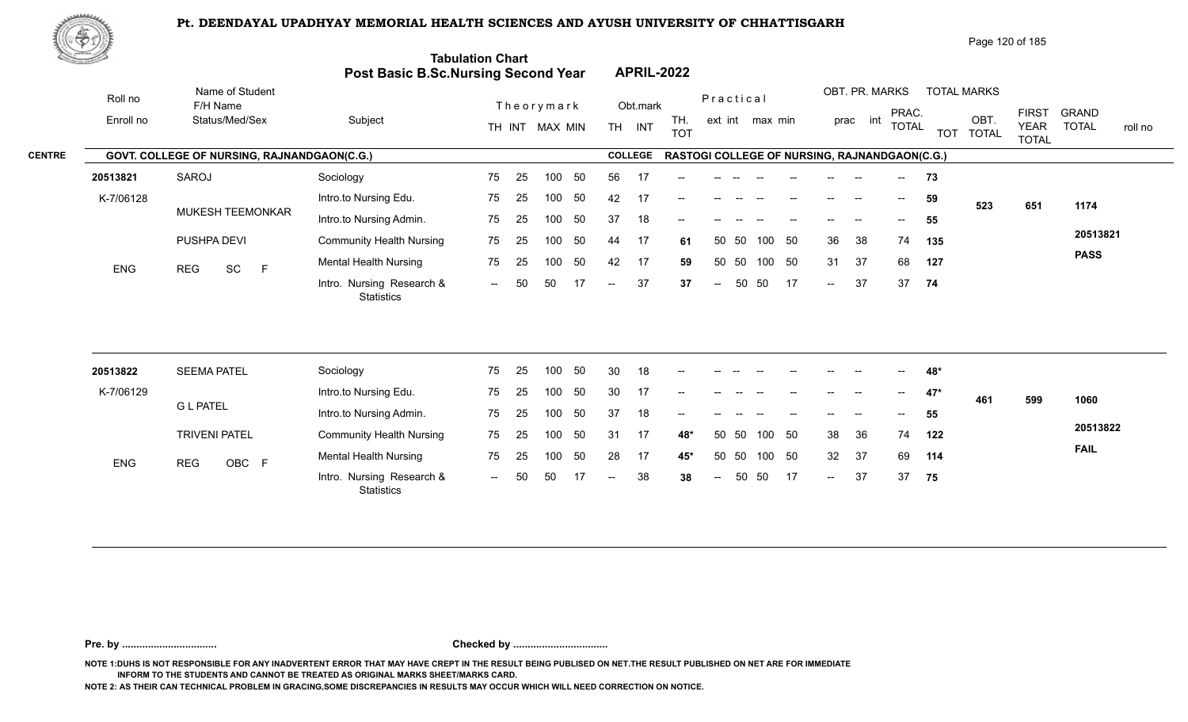# Pt. DEENDAYAL UPADHYAY MEMORIAL HEALTH SCIENCES AND AYUSH UNIVERSITY OF CHHATTISGARH

## Tabulation Chart
## Post Basic B.Sc.Nursing Second Year — APRIL-2022

**CENTRE:** GOVT. COLLEGE OF NURSING, RAJNANDGAON(C.G.)
**COLLEGE:** RASTOGI COLLEGE OF NURSING, RAJNANDGAON(C.G.)

| Roll no / Enroll no | Name of Student / F/H Name / Status/Med/Sex | Subject | TH | INT | MAX | MIN | Obt. TH | Obt. INT | TH. TOT | ext | int | max | min | prac | int | PRAC. TOTAL | TOT | OBT. TOTAL | FIRST YEAR TOTAL | GRAND TOTAL / roll no |
|---|---|---|---|---|---|---|---|---|---|---|---|---|---|---|---|---|---|---|---|---|
| 20513821 | SAROJ | Sociology | 75 | 25 | 100 | 50 | 56 | 17 | -- | -- | -- | -- | -- | -- | -- | -- | 73 | | | |
| K-7/06128 | MUKESH TEEMONKAR | Intro.to Nursing Edu. | 75 | 25 | 100 | 50 | 42 | 17 | -- | -- | -- | -- | -- | -- | -- | -- | 59 | 523 | 651 | 1174 |
| | | Intro.to Nursing Admin. | 75 | 25 | 100 | 50 | 37 | 18 | -- | -- | -- | -- | -- | -- | -- | -- | 55 | | | |
| | PUSHPA DEVI | Community Health Nursing | 75 | 25 | 100 | 50 | 44 | 17 | 61 | 50 | 50 | 100 | 50 | 36 | 38 | 74 | 135 | | | 20513821 |
| ENG | REG SC F | Mental Health Nursing | 75 | 25 | 100 | 50 | 42 | 17 | 59 | 50 | 50 | 100 | 50 | 31 | 37 | 68 | 127 | | | PASS |
| | | Intro. Nursing Research & Statistics | -- | 50 | 50 | 17 | -- | 37 | 37 | -- | 50 | 50 | 17 | -- | 37 | 37 | 74 | | | |
| 20513822 | SEEMA PATEL | Sociology | 75 | 25 | 100 | 50 | 30 | 18 | -- | -- | -- | -- | -- | -- | -- | -- | 48* | | | |
| K-7/06129 | G L PATEL | Intro.to Nursing Edu. | 75 | 25 | 100 | 50 | 30 | 17 | -- | -- | -- | -- | -- | -- | -- | -- | 47* | 461 | 599 | 1060 |
| | | Intro.to Nursing Admin. | 75 | 25 | 100 | 50 | 37 | 18 | -- | -- | -- | -- | -- | -- | -- | -- | 55 | | | |
| | TRIVENI PATEL | Community Health Nursing | 75 | 25 | 100 | 50 | 31 | 17 | 48* | 50 | 50 | 100 | 50 | 38 | 36 | 74 | 122 | | | 20513822 |
| ENG | REG OBC F | Mental Health Nursing | 75 | 25 | 100 | 50 | 28 | 17 | 45* | 50 | 50 | 100 | 50 | 32 | 37 | 69 | 114 | | | FAIL |
| | | Intro. Nursing Research & Statistics | -- | 50 | 50 | 17 | -- | 38 | 38 | -- | 50 | 50 | 17 | -- | 37 | 37 | 75 | | | |

**Pre. by ................................ Checked by ................................**

NOTE 1:DUHS IS NOT RESPONSIBLE FOR ANY INADVERTENT ERROR THAT MAY HAVE CREPT IN THE RESULT BEING PUBLISED ON NET.THE RESULT PUBLISHED ON NET ARE FOR IMMEDIATE INFORM TO THE STUDENTS AND CANNOT BE TREATED AS ORIGINAL MARKS SHEET/MARKS CARD.

NOTE 2: AS THEIR CAN TECHNICAL PROBLEM IN GRACING,SOME DISCREPANCIES IN RESULTS MAY OCCUR WHICH WILL NEED CORRECTION ON NOTICE.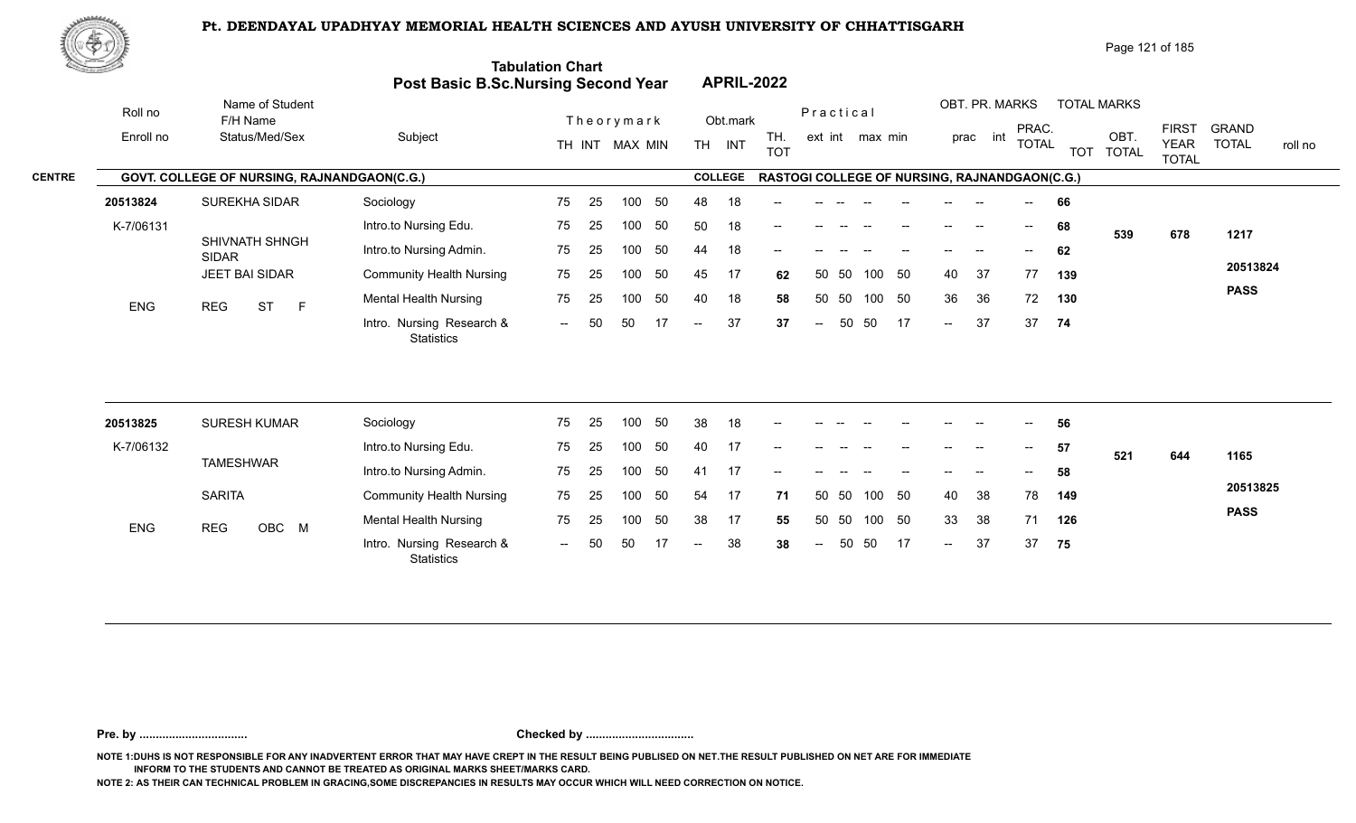# Pt. DEENDAYAL UPADHYAY MEMORIAL HEALTH SCIENCES AND AYUSH UNIVERSITY OF CHHATTISGARH

## Tabulation Chart
## Post Basic B.Sc.Nursing Second Year APRIL-2022

**CENTRE:** GOVT. COLLEGE OF NURSING, RAJNANDGAON(C.G.) **COLLEGE:** RASTOGI COLLEGE OF NURSING, RAJNANDGAON(C.G.)

| Roll no / Enroll no | Name of Student / F/H Name / Status/Med/Sex | Subject | TH | INT | MAX | MIN | Obt. TH | Obt. INT | TH. TOT | ext | int | max | min | prac | int | PRAC. TOTAL | TOT | OBT. TOTAL | FIRST YEAR TOTAL | GRAND TOTAL | roll no |
|---|---|---|---|---|---|---|---|---|---|---|---|---|---|---|---|---|---|---|---|---|---|
| 20513824 | SUREKHA SIDAR | Sociology | 75 | 25 | 100 | 50 | 48 | 18 | -- | -- | -- | -- | -- | -- | -- | -- | 66 | 539 | 678 | 1217 | 20513824 |
| K-7/06131 | SHIVNATH SHNGH SIDAR | Intro.to Nursing Edu. | 75 | 25 | 100 | 50 | 50 | 18 | -- | -- | -- | -- | -- | -- | -- | -- | 68 | | | | PASS |
| | JEET BAI SIDAR | Intro.to Nursing Admin. | 75 | 25 | 100 | 50 | 44 | 18 | -- | -- | -- | -- | -- | -- | -- | -- | 62 | | | | |
| | | Community Health Nursing | 75 | 25 | 100 | 50 | 45 | 17 | 62 | 50 | 50 | 100 | 50 | 40 | 37 | 77 | 139 | | | | |
| ENG | REG ST F | Mental Health Nursing | 75 | 25 | 100 | 50 | 40 | 18 | 58 | 50 | 50 | 100 | 50 | 36 | 36 | 72 | 130 | | | | |
| | | Intro. Nursing Research & Statistics | -- | 50 | 50 | 17 | -- | 37 | 37 | -- | 50 | 50 | 17 | -- | 37 | 37 | 74 | | | | |
| 20513825 | SURESH KUMAR | Sociology | 75 | 25 | 100 | 50 | 38 | 18 | -- | -- | -- | -- | -- | -- | -- | -- | 56 | 521 | 644 | 1165 | 20513825 |
| K-7/06132 | TAMESHWAR | Intro.to Nursing Edu. | 75 | 25 | 100 | 50 | 40 | 17 | -- | -- | -- | -- | -- | -- | -- | -- | 57 | | | | PASS |
| | SARITA | Intro.to Nursing Admin. | 75 | 25 | 100 | 50 | 41 | 17 | -- | -- | -- | -- | -- | -- | -- | -- | 58 | | | | |
| | | Community Health Nursing | 75 | 25 | 100 | 50 | 54 | 17 | 71 | 50 | 50 | 100 | 50 | 40 | 38 | 78 | 149 | | | | |
| ENG | REG OBC M | Mental Health Nursing | 75 | 25 | 100 | 50 | 38 | 17 | 55 | 50 | 50 | 100 | 50 | 33 | 38 | 71 | 126 | | | | |
| | | Intro. Nursing Research & Statistics | -- | 50 | 50 | 17 | -- | 38 | 38 | -- | 50 | 50 | 17 | -- | 37 | 37 | 75 | | | | |

**Pre. by .................................** **Checked by .................................**

NOTE 1:DUHS IS NOT RESPONSIBLE FOR ANY INADVERTENT ERROR THAT MAY HAVE CREPT IN THE RESULT BEING PUBLISED ON NET.THE RESULT PUBLISHED ON NET ARE FOR IMMEDIATE INFORM TO THE STUDENTS AND CANNOT BE TREATED AS ORIGINAL MARKS SHEET/MARKS CARD.

NOTE 2: AS THEIR CAN TECHNICAL PROBLEM IN GRACING,SOME DISCREPANCIES IN RESULTS MAY OCCUR WHICH WILL NEED CORRECTION ON NOTICE.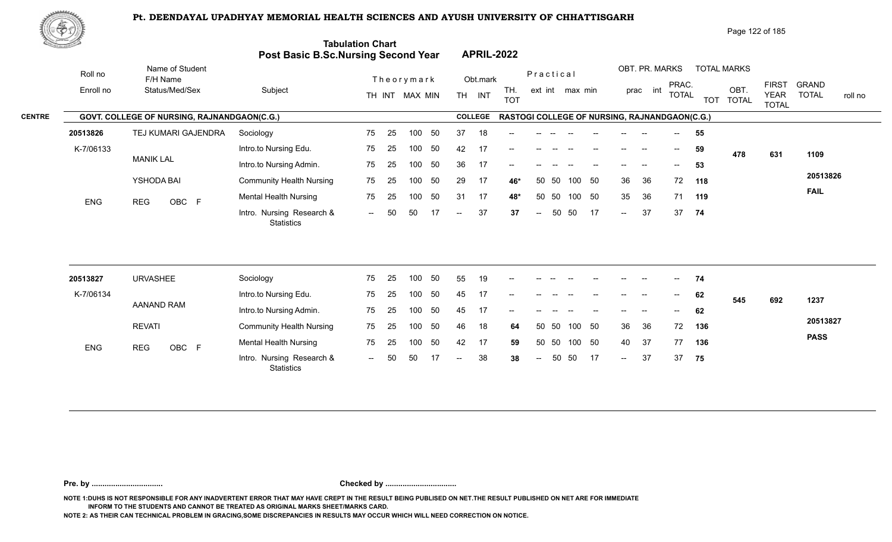# Pt. DEENDAYAL UPADHYAY MEMORIAL HEALTH SCIENCES AND AYUSH UNIVERSITY OF CHHATTISGARH

## Tabulation Chart
## Post Basic B.Sc.Nursing Second Year — APRIL-2022

**CENTRE:** GOVT. COLLEGE OF NURSING, RAJNANDGAON(C.G.)
**COLLEGE:** RASTOGI COLLEGE OF NURSING, RAJNANDGAON(C.G.)

| Roll no / Enroll no | Name of Student / F/H Name / Status/Med/Sex | Subject | Theory TH | Theory INT | MAX | MIN | Obt. TH | Obt. INT | TH. TOT | Prac. ext | Prac. int | max | min | OBT. PR. prac | OBT. PR. int | PRAC. TOTAL | TOT | OBT. TOTAL | FIRST YEAR TOTAL | GRAND TOTAL | roll no |
|---|---|---|---|---|---|---|---|---|---|---|---|---|---|---|---|---|---|---|---|---|---|
| 20513826 | TEJ KUMARI GAJENDRA | Sociology | 75 | 25 | 100 | 50 | 37 | 18 | -- | -- | -- | -- | -- | -- | -- | -- | 55 | | | | |
| K-7/06133 | MANIK LAL | Intro.to Nursing Edu. | 75 | 25 | 100 | 50 | 42 | 17 | -- | -- | -- | -- | -- | -- | -- | -- | 59 | 478 | 631 | 1109 | |
| | | Intro.to Nursing Admin. | 75 | 25 | 100 | 50 | 36 | 17 | -- | -- | -- | -- | -- | -- | -- | -- | 53 | | | | |
| | YSHODA BAI | Community Health Nursing | 75 | 25 | 100 | 50 | 29 | 17 | 46* | 50 | 50 | 100 | 50 | 36 | 36 | 72 | 118 | | | | 20513826 |
| ENG | REG OBC F | Mental Health Nursing | 75 | 25 | 100 | 50 | 31 | 17 | 48* | 50 | 50 | 100 | 50 | 35 | 36 | 71 | 119 | | | FAIL | |
| | | Intro. Nursing Research & Statistics | -- | 50 | 50 | 17 | -- | 37 | 37 | -- | 50 | 50 | 17 | -- | 37 | 37 | 74 | | | | |
| 20513827 | URVASHEE | Sociology | 75 | 25 | 100 | 50 | 55 | 19 | -- | -- | -- | -- | -- | -- | -- | -- | 74 | | | | |
| K-7/06134 | AANAND RAM | Intro.to Nursing Edu. | 75 | 25 | 100 | 50 | 45 | 17 | -- | -- | -- | -- | -- | -- | -- | -- | 62 | 545 | 692 | 1237 | |
| | | Intro.to Nursing Admin. | 75 | 25 | 100 | 50 | 45 | 17 | -- | -- | -- | -- | -- | -- | -- | -- | 62 | | | | |
| | REVATI | Community Health Nursing | 75 | 25 | 100 | 50 | 46 | 18 | 64 | 50 | 50 | 100 | 50 | 36 | 36 | 72 | 136 | | | | 20513827 |
| ENG | REG OBC F | Mental Health Nursing | 75 | 25 | 100 | 50 | 42 | 17 | 59 | 50 | 50 | 100 | 50 | 40 | 37 | 77 | 136 | | | PASS | |
| | | Intro. Nursing Research & Statistics | -- | 50 | 50 | 17 | -- | 38 | 38 | -- | 50 | 50 | 17 | -- | 37 | 37 | 75 | | | | |

**Pre. by .................................** **Checked by .................................**

NOTE 1:DUHS IS NOT RESPONSIBLE FOR ANY INADVERTENT ERROR THAT MAY HAVE CREPT IN THE RESULT BEING PUBLISED ON NET.THE RESULT PUBLISHED ON NET ARE FOR IMMEDIATE INFORM TO THE STUDENTS AND CANNOT BE TREATED AS ORIGINAL MARKS SHEET/MARKS CARD.

NOTE 2: AS THEIR CAN TECHNICAL PROBLEM IN GRACING,SOME DISCREPANCIES IN RESULTS MAY OCCUR WHICH WILL NEED CORRECTION ON NOTICE.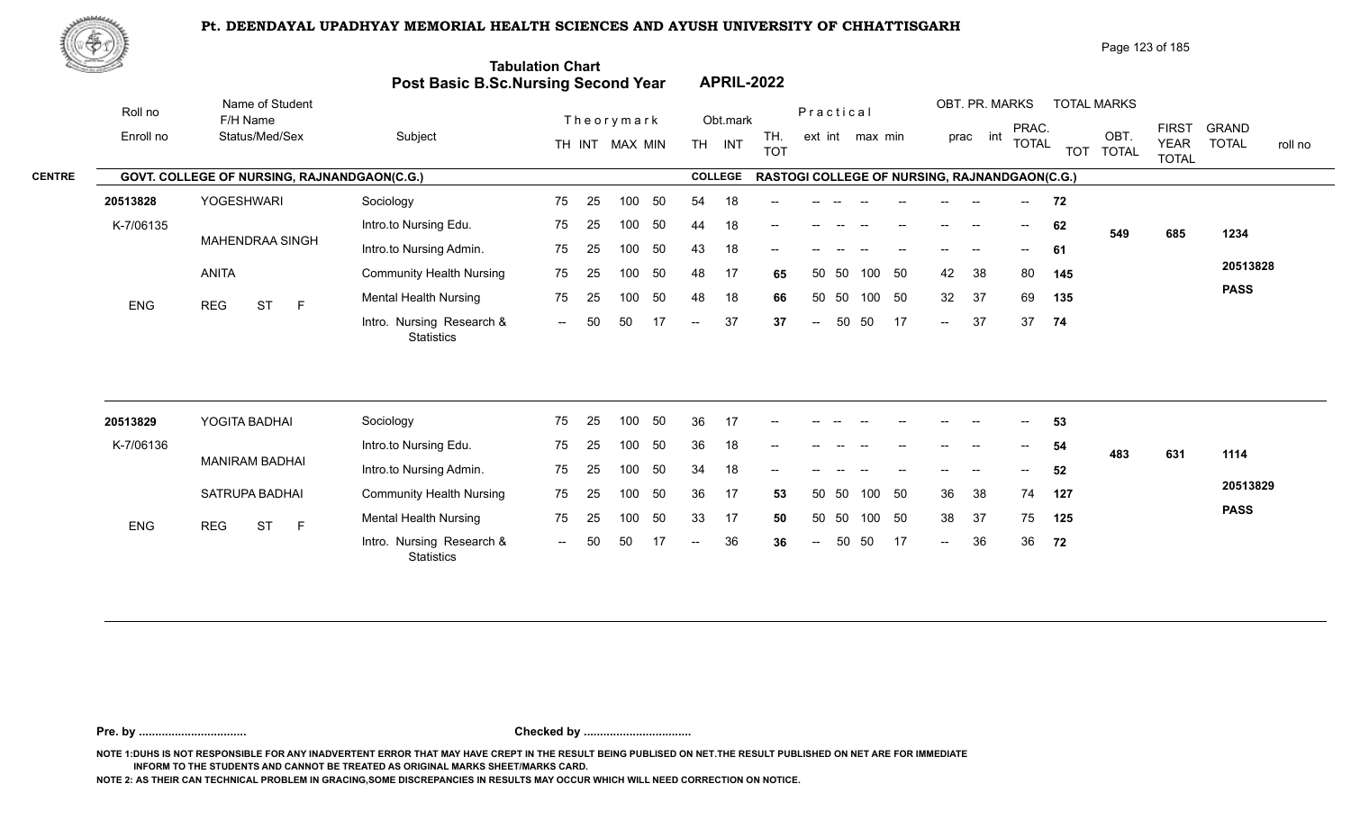# Pt. DEENDAYAL UPADHYAY MEMORIAL HEALTH SCIENCES AND AYUSH UNIVERSITY OF CHHATTISGARH

## Tabulation Chart
## Post Basic B.Sc.Nursing Second Year — APRIL-2022

**CENTRE:** GOVT. COLLEGE OF NURSING, RAJNANDGAON(C.G.)  **COLLEGE:** RASTOGI COLLEGE OF NURSING, RAJNANDGAON(C.G.)

| Roll no / Enroll no | Name of Student / F/H Name / Status/Med/Sex | Subject | Theory TH | Theory INT | MAX | MIN | Obt. TH | Obt. INT | TH. TOT | Prac. ext | Prac. int | max | min | OBT. PR. prac | OBT. PR. int | PRAC. TOTAL | TOTAL MARKS TOT | OBT. TOTAL | FIRST YEAR TOTAL | GRAND TOTAL / roll no |
|---|---|---|---|---|---|---|---|---|---|---|---|---|---|---|---|---|---|---|---|---|
| 20513828 | YOGESHWARI | Sociology | 75 | 25 | 100 | 50 | 54 | 18 | -- | -- | -- | -- | -- | -- | -- | -- | 72 | 549 | 685 | 1234 |
| K-7/06135 | MAHENDRAA SINGH | Intro.to Nursing Edu. | 75 | 25 | 100 | 50 | 44 | 18 | -- | -- | -- | -- | -- | -- | -- | -- | 62 | | | 20513828 |
| | ANITA | Intro.to Nursing Admin. | 75 | 25 | 100 | 50 | 43 | 18 | -- | -- | -- | -- | -- | -- | -- | -- | 61 | | | PASS |
| ENG | REG ST F | Community Health Nursing | 75 | 25 | 100 | 50 | 48 | 17 | 65 | 50 | 50 | 100 | 50 | 42 | 38 | 80 | 145 | | | |
| | | Mental Health Nursing | 75 | 25 | 100 | 50 | 48 | 18 | 66 | 50 | 50 | 100 | 50 | 32 | 37 | 69 | 135 | | | |
| | | Intro. Nursing Research & Statistics | -- | 50 | 50 | 17 | -- | 37 | 37 | -- | 50 | 50 | 17 | -- | 37 | 37 | 74 | | | |
| 20513829 | YOGITA BADHAI | Sociology | 75 | 25 | 100 | 50 | 36 | 17 | -- | -- | -- | -- | -- | -- | -- | -- | 53 | 483 | 631 | 1114 |
| K-7/06136 | MANIRAM BADHAI | Intro.to Nursing Edu. | 75 | 25 | 100 | 50 | 36 | 18 | -- | -- | -- | -- | -- | -- | -- | -- | 54 | | | 20513829 |
| | SATRUPA BADHAI | Intro.to Nursing Admin. | 75 | 25 | 100 | 50 | 34 | 18 | -- | -- | -- | -- | -- | -- | -- | -- | 52 | | | PASS |
| ENG | REG ST F | Community Health Nursing | 75 | 25 | 100 | 50 | 36 | 17 | 53 | 50 | 50 | 100 | 50 | 36 | 38 | 74 | 127 | | | |
| | | Mental Health Nursing | 75 | 25 | 100 | 50 | 33 | 17 | 50 | 50 | 50 | 100 | 50 | 38 | 37 | 75 | 125 | | | |
| | | Intro. Nursing Research & Statistics | -- | 50 | 50 | 17 | -- | 36 | 36 | -- | 50 | 50 | 17 | -- | 36 | 36 | 72 | | | |

**Pre. by ................................** **Checked by ................................**

NOTE 1:DUHS IS NOT RESPONSIBLE FOR ANY INADVERTENT ERROR THAT MAY HAVE CREPT IN THE RESULT BEING PUBLISED ON NET.THE RESULT PUBLISHED ON NET ARE FOR IMMEDIATE INFORM TO THE STUDENTS AND CANNOT BE TREATED AS ORIGINAL MARKS SHEET/MARKS CARD.

NOTE 2: AS THEIR CAN TECHNICAL PROBLEM IN GRACING,SOME DISCREPANCIES IN RESULTS MAY OCCUR WHICH WILL NEED CORRECTION ON NOTICE.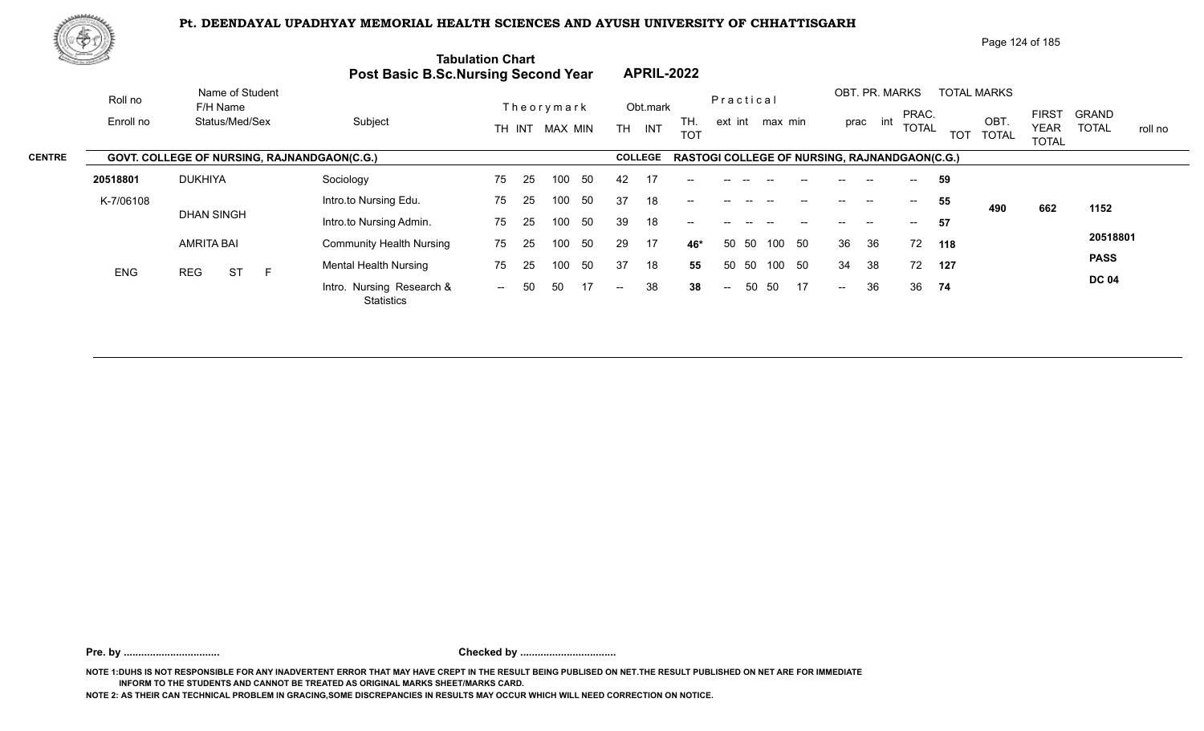# Pt. DEENDAYAL UPADHYAY MEMORIAL HEALTH SCIENCES AND AYUSH UNIVERSITY OF CHHATTISGARH

## Tabulation Chart
## Post Basic B.Sc.Nursing Second Year APRIL-2022

**CENTRE** GOVT. COLLEGE OF NURSING, RAJNANDGAON(C.G.) **COLLEGE** RASTOGI COLLEGE OF NURSING, RAJNANDGAON(C.G.)

| Roll no / Enroll no | Name of Student / F/H Name / Status/Med/Sex | Subject | Theory mark TH | INT | MAX | MIN | Obt.mark TH | INT | TH. TOT | Practical ext | int | max | min | OBT. PR. MARKS prac | int | PRAC. TOTAL | TOTAL MARKS TOT | OBT. TOTAL | FIRST YEAR TOTAL | GRAND TOTAL / roll no |
|---|---|---|---|---|---|---|---|---|---|---|---|---|---|---|---|---|---|---|---|---|
| 20518801 | DUKHIYA | Sociology | 75 | 25 | 100 | 50 | 42 | 17 | -- | -- | -- | -- | -- | -- | -- | -- | 59 | | | |
| K-7/06108 | DHAN SINGH | Intro.to Nursing Edu. | 75 | 25 | 100 | 50 | 37 | 18 | -- | -- | -- | -- | -- | -- | -- | -- | 55 | 490 | 662 | 1152 |
| | | Intro.to Nursing Admin. | 75 | 25 | 100 | 50 | 39 | 18 | -- | -- | -- | -- | -- | -- | -- | -- | 57 | | | |
| | AMRITA BAI | Community Health Nursing | 75 | 25 | 100 | 50 | 29 | 17 | 46* | 50 | 50 | 100 | 50 | 36 | 36 | 72 | 118 | | | 20518801 |
| ENG | REG ST F | Mental Health Nursing | 75 | 25 | 100 | 50 | 37 | 18 | 55 | 50 | 50 | 100 | 50 | 34 | 38 | 72 | 127 | | | PASS |
| | | Intro. Nursing Research & Statistics | -- | 50 | 50 | 17 | -- | 38 | 38 | -- | 50 | 50 | 17 | -- | 36 | 36 | 74 | | | DC 04 |

**Pre. by .................................** **Checked by .................................**

NOTE 1:DUHS IS NOT RESPONSIBLE FOR ANY INADVERTENT ERROR THAT MAY HAVE CREPT IN THE RESULT BEING PUBLISED ON NET.THE RESULT PUBLISHED ON NET ARE FOR IMMEDIATE INFORM TO THE STUDENTS AND CANNOT BE TREATED AS ORIGINAL MARKS SHEET/MARKS CARD.

NOTE 2: AS THEIR CAN TECHNICAL PROBLEM IN GRACING,SOME DISCREPANCIES IN RESULTS MAY OCCUR WHICH WILL NEED CORRECTION ON NOTICE.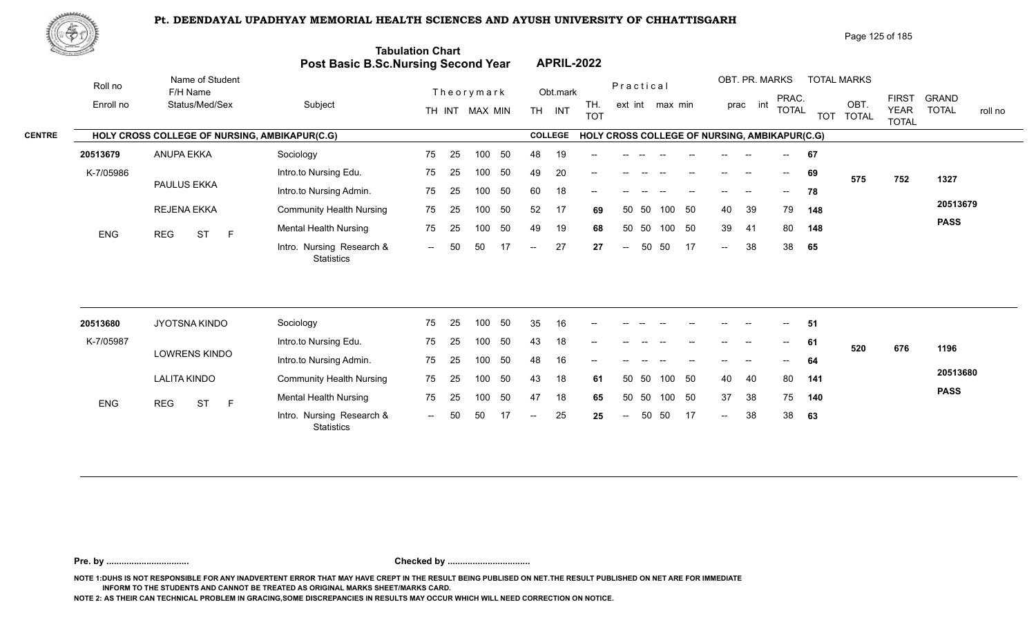# Pt. DEENDAYAL UPADHYAY MEMORIAL HEALTH SCIENCES AND AYUSH UNIVERSITY OF CHHATTISGARH

## Tabulation Chart
## Post Basic B.Sc.Nursing Second Year APRIL-2022

**CENTRE: HOLY CROSS COLLEGE OF NURSING, AMBIKAPUR(C.G)** | **COLLEGE: HOLY CROSS COLLEGE OF NURSING, AMBIKAPUR(C.G)**

| Roll no / Enroll no | Name of Student / F/H Name / Status/Med/Sex | Subject | TH | INT | MAX | MIN | Obt. TH | Obt. INT | TH. TOT | ext | int | max | min | prac | int | PRAC. TOTAL | TOT | OBT. TOTAL | FIRST YEAR TOTAL | GRAND TOTAL / roll no |
|---|---|---|---|---|---|---|---|---|---|---|---|---|---|---|---|---|---|---|---|---|
| 20513679 | ANUPA EKKA | Sociology | 75 | 25 | 100 | 50 | 48 | 19 | -- | -- | -- | -- | -- | -- | -- | -- | 67 | | | |
| K-7/05986 | PAULUS EKKA | Intro.to Nursing Edu. | 75 | 25 | 100 | 50 | 49 | 20 | -- | -- | -- | -- | -- | -- | -- | -- | 69 | 575 | 752 | 1327 |
| | REJENA EKKA | Intro.to Nursing Admin. | 75 | 25 | 100 | 50 | 60 | 18 | -- | -- | -- | -- | -- | -- | -- | -- | 78 | | | |
| | | Community Health Nursing | 75 | 25 | 100 | 50 | 52 | 17 | 69 | 50 | 50 | 100 | 50 | 40 | 39 | 79 | 148 | | | 20513679 |
| ENG | REG ST F | Mental Health Nursing | 75 | 25 | 100 | 50 | 49 | 19 | 68 | 50 | 50 | 100 | 50 | 39 | 41 | 80 | 148 | | | PASS |
| | | Intro. Nursing Research & Statistics | -- | 50 | 50 | 17 | -- | 27 | 27 | -- | 50 | 50 | 17 | -- | 38 | 38 | 65 | | | |
| 20513680 | JYOTSNA KINDO | Sociology | 75 | 25 | 100 | 50 | 35 | 16 | -- | -- | -- | -- | -- | -- | -- | -- | 51 | | | |
| K-7/05987 | LOWRENS KINDO | Intro.to Nursing Edu. | 75 | 25 | 100 | 50 | 43 | 18 | -- | -- | -- | -- | -- | -- | -- | -- | 61 | 520 | 676 | 1196 |
| | LALITA KINDO | Intro.to Nursing Admin. | 75 | 25 | 100 | 50 | 48 | 16 | -- | -- | -- | -- | -- | -- | -- | -- | 64 | | | |
| | | Community Health Nursing | 75 | 25 | 100 | 50 | 43 | 18 | 61 | 50 | 50 | 100 | 50 | 40 | 40 | 80 | 141 | | | 20513680 |
| ENG | REG ST F | Mental Health Nursing | 75 | 25 | 100 | 50 | 47 | 18 | 65 | 50 | 50 | 100 | 50 | 37 | 38 | 75 | 140 | | | PASS |
| | | Intro. Nursing Research & Statistics | -- | 50 | 50 | 17 | -- | 25 | 25 | -- | 50 | 50 | 17 | -- | 38 | 38 | 63 | | | |

**Pre. by .................................** **Checked by .................................**

NOTE 1:DUHS IS NOT RESPONSIBLE FOR ANY INADVERTENT ERROR THAT MAY HAVE CREPT IN THE RESULT BEING PUBLISED ON NET.THE RESULT PUBLISHED ON NET ARE FOR IMMEDIATE INFORM TO THE STUDENTS AND CANNOT BE TREATED AS ORIGINAL MARKS SHEET/MARKS CARD.

NOTE 2: AS THEIR CAN TECHNICAL PROBLEM IN GRACING,SOME DISCREPANCIES IN RESULTS MAY OCCUR WHICH WILL NEED CORRECTION ON NOTICE.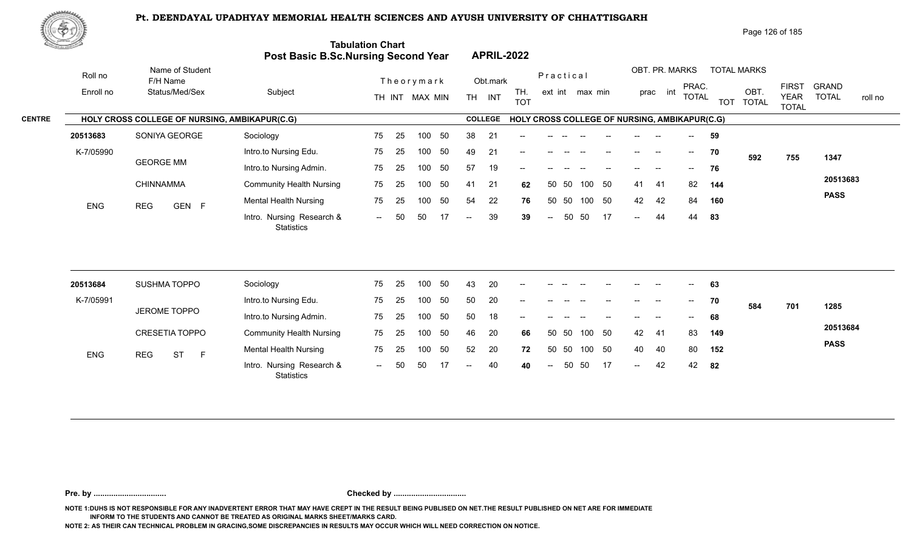# Pt. DEENDAYAL UPADHYAY MEMORIAL HEALTH SCIENCES AND AYUSH UNIVERSITY OF CHHATTISGARH

## Tabulation Chart
## Post Basic B.Sc.Nursing Second Year — APRIL-2022

**CENTRE:** HOLY CROSS COLLEGE OF NURSING, AMBIKAPUR(C.G) — **COLLEGE:** HOLY CROSS COLLEGE OF NURSING, AMBIKAPUR(C.G)

| Roll no / Enroll no | Name of Student / F/H Name / Status/Med/Sex | Subject | Theory TH | Theory INT | Theory MAX | Theory MIN | Obt. TH | Obt. INT | TH. TOT | Prac ext | Prac int | Prac max | Prac min | OBT. PR. prac | OBT. PR. int | PRAC. TOTAL | TOT | OBT. TOTAL | FIRST YEAR TOTAL | GRAND TOTAL | roll no |
|---|---|---|---|---|---|---|---|---|---|---|---|---|---|---|---|---|---|---|---|---|---|
| 20513683 | SONIYA GEORGE | Sociology | 75 | 25 | 100 | 50 | 38 | 21 | -- | -- | -- | -- | -- | -- | -- | -- | 59 | | | | |
| K-7/05990 | GEORGE MM | Intro.to Nursing Edu. | 75 | 25 | 100 | 50 | 49 | 21 | -- | -- | -- | -- | -- | -- | -- | -- | 70 | 592 | 755 | 1347 | |
| | CHINNAMMA | Intro.to Nursing Admin. | 75 | 25 | 100 | 50 | 57 | 19 | -- | -- | -- | -- | -- | -- | -- | -- | 76 | | | | |
| | | Community Health Nursing | 75 | 25 | 100 | 50 | 41 | 21 | 62 | 50 | 50 | 100 | 50 | 41 | 41 | 82 | 144 | | | | 20513683 |
| ENG | REG GEN F | Mental Health Nursing | 75 | 25 | 100 | 50 | 54 | 22 | 76 | 50 | 50 | 100 | 50 | 42 | 42 | 84 | 160 | | | PASS | |
| | | Intro. Nursing Research & Statistics | -- | 50 | 50 | 17 | -- | 39 | 39 | -- | 50 | 50 | 17 | -- | 44 | 44 | 83 | | | | |
| 20513684 | SUSHMA TOPPO | Sociology | 75 | 25 | 100 | 50 | 43 | 20 | -- | -- | -- | -- | -- | -- | -- | -- | 63 | | | | |
| K-7/05991 | JEROME TOPPO | Intro.to Nursing Edu. | 75 | 25 | 100 | 50 | 50 | 20 | -- | -- | -- | -- | -- | -- | -- | -- | 70 | 584 | 701 | 1285 | |
| | CRESETIA TOPPO | Intro.to Nursing Admin. | 75 | 25 | 100 | 50 | 50 | 18 | -- | -- | -- | -- | -- | -- | -- | -- | 68 | | | | |
| | | Community Health Nursing | 75 | 25 | 100 | 50 | 46 | 20 | 66 | 50 | 50 | 100 | 50 | 42 | 41 | 83 | 149 | | | | 20513684 |
| ENG | REG ST F | Mental Health Nursing | 75 | 25 | 100 | 50 | 52 | 20 | 72 | 50 | 50 | 100 | 50 | 40 | 40 | 80 | 152 | | | PASS | |
| | | Intro. Nursing Research & Statistics | -- | 50 | 50 | 17 | -- | 40 | 40 | -- | 50 | 50 | 17 | -- | 42 | 42 | 82 | | | | |

Pre. by ................................ Checked by ................................

NOTE 1:DUHS IS NOT RESPONSIBLE FOR ANY INADVERTENT ERROR THAT MAY HAVE CREPT IN THE RESULT BEING PUBLISED ON NET.THE RESULT PUBLISHED ON NET ARE FOR IMMEDIATE INFORM TO THE STUDENTS AND CANNOT BE TREATED AS ORIGINAL MARKS SHEET/MARKS CARD.

NOTE 2: AS THEIR CAN TECHNICAL PROBLEM IN GRACING,SOME DISCREPANCIES IN RESULTS MAY OCCUR WHICH WILL NEED CORRECTION ON NOTICE.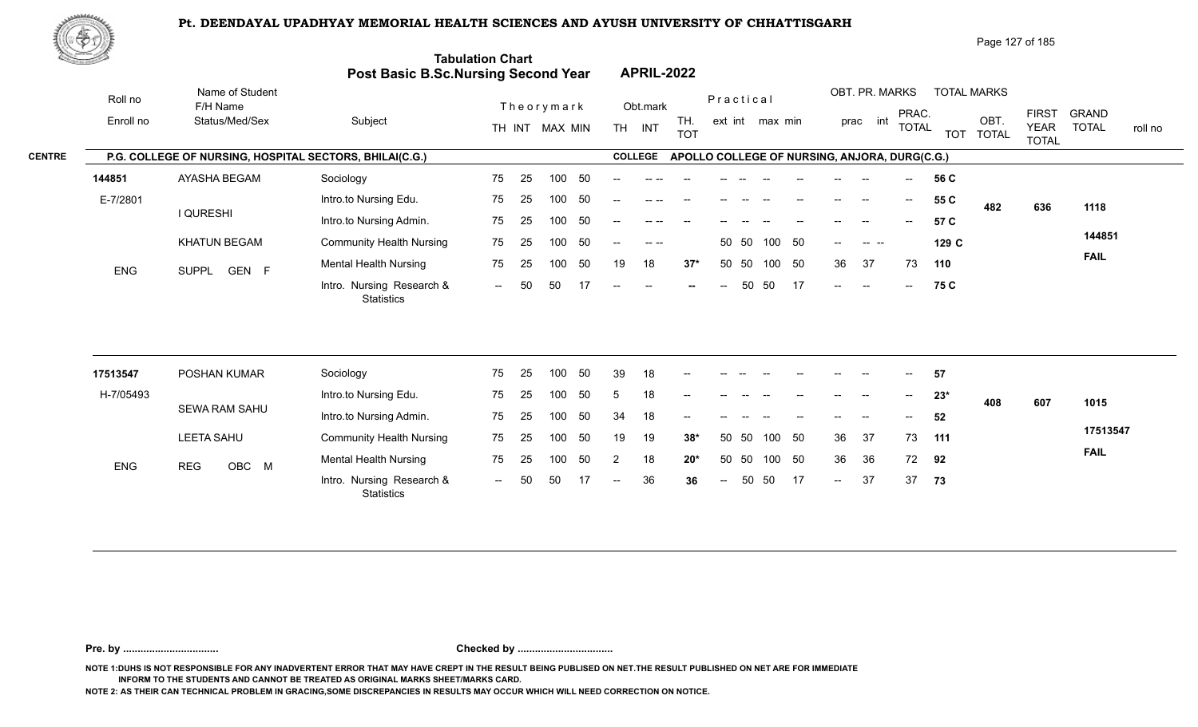# Pt. DEENDAYAL UPADHYAY MEMORIAL HEALTH SCIENCES AND AYUSH UNIVERSITY OF CHHATTISGARH

## Tabulation Chart
## Post Basic B.Sc.Nursing Second Year APRIL-2022

**CENTRE:** P.G. COLLEGE OF NURSING, HOSPITAL SECTORS, BHILAI(C.G.) — **COLLEGE:** APOLLO COLLEGE OF NURSING, ANJORA, DURG(C.G.)

| Roll no / Enroll no | Name of Student / F/H Name / Status/Med/Sex | Subject | Theory TH | Theory INT | MAX | MIN | Obt. TH | Obt. INT | TH. TOT | Prac ext | Prac int | max | min | OBT. PR. prac | OBT. PR. int | PRAC. TOTAL | TOT | OBT. TOTAL | FIRST YEAR TOTAL | GRAND TOTAL / roll no |
|---|---|---|---|---|---|---|---|---|---|---|---|---|---|---|---|---|---|---|---|---|
| 144851 | AYASHA BEGAM | Sociology | 75 | 25 | 100 | 50 | -- | -- -- | -- | -- | -- | -- | -- | -- | -- | -- | 56 C | 482 | 636 | 1118 |
| E-7/2801 | I QURESHI | Intro.to Nursing Edu. | 75 | 25 | 100 | 50 | -- | -- -- | -- | -- | -- | -- | -- | -- | -- | -- | 55 C | | | 144851 |
| | KHATUN BEGAM | Intro.to Nursing Admin. | 75 | 25 | 100 | 50 | -- | -- -- | -- | -- | -- | -- | -- | -- | -- | -- | 57 C | | | FAIL |
| ENG | SUPPL GEN F | Community Health Nursing | 75 | 25 | 100 | 50 | -- | -- -- | | 50 | 50 | 100 | 50 | -- | -- -- | | 129 C | | | |
| | | Mental Health Nursing | 75 | 25 | 100 | 50 | 19 | 18 | 37* | 50 | 50 | 100 | 50 | 36 | 37 | 73 | 110 | | | |
| | | Intro. Nursing Research & Statistics | -- | 50 | 50 | 17 | -- | -- | -- | -- | 50 | 50 | 17 | -- | -- | -- | 75 C | | | |
| 17513547 | POSHAN KUMAR | Sociology | 75 | 25 | 100 | 50 | 39 | 18 | -- | -- | -- | -- | -- | -- | -- | -- | 57 | 408 | 607 | 1015 |
| H-7/05493 | SEWA RAM SAHU | Intro.to Nursing Edu. | 75 | 25 | 100 | 50 | 5 | 18 | -- | -- | -- | -- | -- | -- | -- | -- | 23* | | | 17513547 |
| | LEETA SAHU | Intro.to Nursing Admin. | 75 | 25 | 100 | 50 | 34 | 18 | -- | -- | -- | -- | -- | -- | -- | -- | 52 | | | FAIL |
| ENG | REG OBC M | Community Health Nursing | 75 | 25 | 100 | 50 | 19 | 19 | 38* | 50 | 50 | 100 | 50 | 36 | 37 | 73 | 111 | | | |
| | | Mental Health Nursing | 75 | 25 | 100 | 50 | 2 | 18 | 20* | 50 | 50 | 100 | 50 | 36 | 36 | 72 | 92 | | | |
| | | Intro. Nursing Research & Statistics | -- | 50 | 50 | 17 | -- | 36 | 36 | -- | 50 | 50 | 17 | -- | 37 | 37 | 73 | | | |

Pre. by ................................. Checked by .................................

NOTE 1:DUHS IS NOT RESPONSIBLE FOR ANY INADVERTENT ERROR THAT MAY HAVE CREPT IN THE RESULT BEING PUBLISED ON NET.THE RESULT PUBLISHED ON NET ARE FOR IMMEDIATE INFORM TO THE STUDENTS AND CANNOT BE TREATED AS ORIGINAL MARKS SHEET/MARKS CARD.

NOTE 2: AS THEIR CAN TECHNICAL PROBLEM IN GRACING,SOME DISCREPANCIES IN RESULTS MAY OCCUR WHICH WILL NEED CORRECTION ON NOTICE.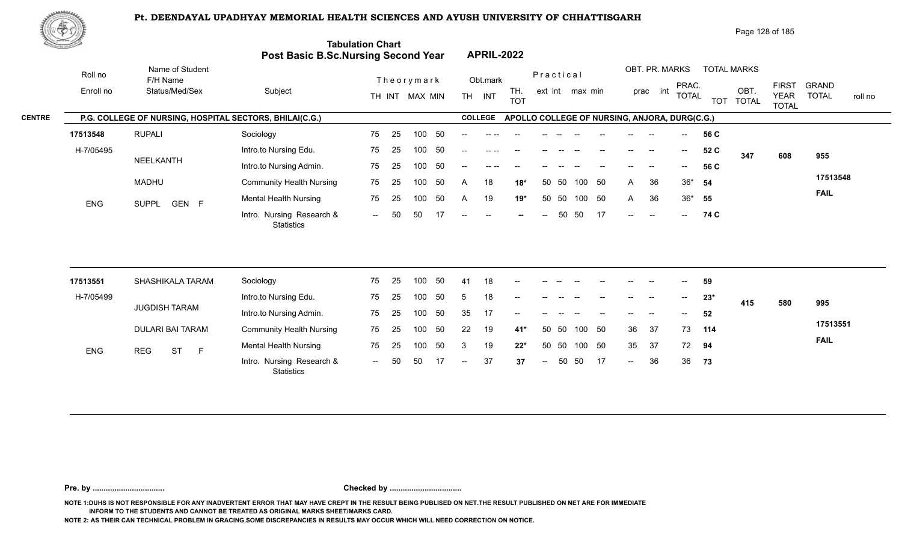# Pt. DEENDAYAL UPADHYAY MEMORIAL HEALTH SCIENCES AND AYUSH UNIVERSITY OF CHHATTISGARH

## Tabulation Chart
## Post Basic B.Sc.Nursing Second Year APRIL-2022

**CENTRE:** P.G. COLLEGE OF NURSING, HOSPITAL SECTORS, BHILAI(C.G.)
**COLLEGE:** APOLLO COLLEGE OF NURSING, ANJORA, DURG(C.G.)

| Roll no / Enroll no | Name of Student / F/H Name / Status/Med/Sex | Subject | Theory TH | Theory INT | MAX | MIN | Obt. TH | Obt. INT | TH. TOT | Prac ext | Prac int | max | min | OBT. PR. prac | OBT. PR. int | PRAC. TOTAL | TOT | OBT. TOTAL | FIRST YEAR TOTAL | GRAND TOTAL / roll no |
|---|---|---|---|---|---|---|---|---|---|---|---|---|---|---|---|---|---|---|---|---|
| 17513548 | RUPALI | Sociology | 75 | 25 | 100 | 50 | -- | -- -- | -- | -- | -- | -- | -- | -- | -- | -- | 56 C | 347 | 608 | 955 |
| H-7/05495 | NEELKANTH | Intro.to Nursing Edu. | 75 | 25 | 100 | 50 | -- | -- -- | -- | -- | -- | -- | -- | -- | -- | -- | 52 C | | | 17513548 |
| | MADHU | Intro.to Nursing Admin. | 75 | 25 | 100 | 50 | -- | -- -- | -- | -- | -- | -- | -- | -- | -- | -- | 56 C | | | FAIL |
| ENG | SUPPL GEN F | Community Health Nursing | 75 | 25 | 100 | 50 | A | 18 | 18* | 50 | 50 | 100 | 50 | A | 36 | 36* | 54 | | | |
| | | Mental Health Nursing | 75 | 25 | 100 | 50 | A | 19 | 19* | 50 | 50 | 100 | 50 | A | 36 | 36* | 55 | | | |
| | | Intro. Nursing Research & Statistics | -- | 50 | 50 | 17 | -- | -- | -- | -- | 50 | 50 | 17 | -- | -- | -- | 74 C | | | |
| 17513551 | SHASHIKALA TARAM | Sociology | 75 | 25 | 100 | 50 | 41 | 18 | -- | -- | -- | -- | -- | -- | -- | -- | 59 | 415 | 580 | 995 |
| H-7/05499 | JUGDISH TARAM | Intro.to Nursing Edu. | 75 | 25 | 100 | 50 | 5 | 18 | -- | -- | -- | -- | -- | -- | -- | -- | 23* | | | 17513551 |
| | DULARI BAI TARAM | Intro.to Nursing Admin. | 75 | 25 | 100 | 50 | 35 | 17 | -- | -- | -- | -- | -- | -- | -- | -- | 52 | | | FAIL |
| ENG | REG ST F | Community Health Nursing | 75 | 25 | 100 | 50 | 22 | 19 | 41* | 50 | 50 | 100 | 50 | 36 | 37 | 73 | 114 | | | |
| | | Mental Health Nursing | 75 | 25 | 100 | 50 | 3 | 19 | 22* | 50 | 50 | 100 | 50 | 35 | 37 | 72 | 94 | | | |
| | | Intro. Nursing Research & Statistics | -- | 50 | 50 | 17 | -- | 37 | 37 | -- | 50 | 50 | 17 | -- | 36 | 36 | 73 | | | |

**Pre. by .................................** **Checked by .................................**

NOTE 1:DUHS IS NOT RESPONSIBLE FOR ANY INADVERTENT ERROR THAT MAY HAVE CREPT IN THE RESULT BEING PUBLISED ON NET.THE RESULT PUBLISHED ON NET ARE FOR IMMEDIATE INFORM TO THE STUDENTS AND CANNOT BE TREATED AS ORIGINAL MARKS SHEET/MARKS CARD.

NOTE 2: AS THEIR CAN TECHNICAL PROBLEM IN GRACING,SOME DISCREPANCIES IN RESULTS MAY OCCUR WHICH WILL NEED CORRECTION ON NOTICE.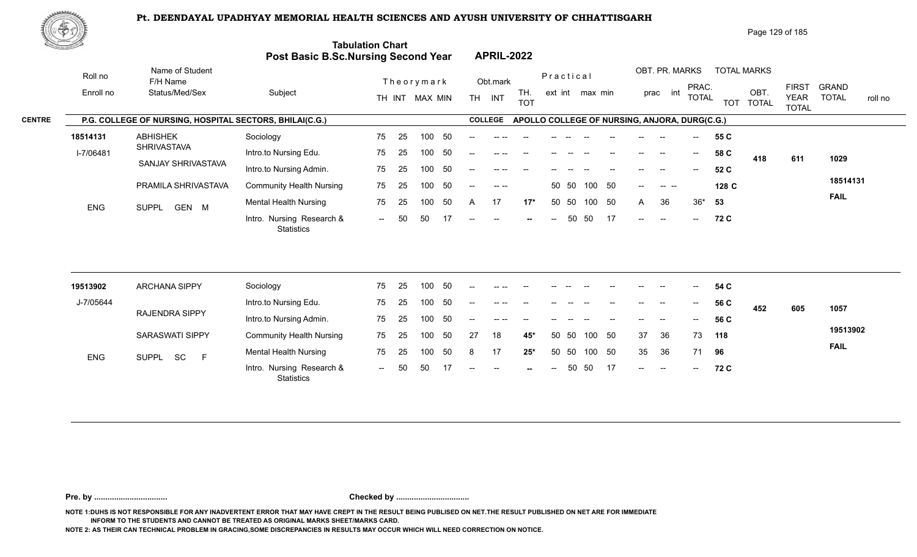# Pt. DEENDAYAL UPADHYAY MEMORIAL HEALTH SCIENCES AND AYUSH UNIVERSITY OF CHHATTISGARH

## Tabulation Chart
## Post Basic B.Sc.Nursing Second Year — APRIL-2022

**CENTRE:** P.G. COLLEGE OF NURSING, HOSPITAL SECTORS, BHILAI(C.G.) — **COLLEGE:** APOLLO COLLEGE OF NURSING, ANJORA, DURG(C.G.)

| Roll no / Enroll no | Name of Student / F/H Name / Status/Med/Sex | Subject | Theory TH | Theory INT | Theory MAX | Theory MIN | Obt. TH | Obt. INT | TH. TOT | Practical ext | Practical int | Practical max | Practical min | OBT. PR. prac | OBT. PR. int | PRAC. TOTAL | TOT | OBT. TOTAL | FIRST YEAR TOTAL | GRAND TOTAL / roll no |
|---|---|---|---|---|---|---|---|---|---|---|---|---|---|---|---|---|---|---|---|---|
| 18514131 | ABHISHEK SHRIVASTAVA | Sociology | 75 | 25 | 100 | 50 | -- | -- -- | -- | -- | -- | -- | -- | -- | -- | -- | 55 C | 418 | 611 | 1029 |
| I-7/06481 | SANJAY SHRIVASTAVA | Intro.to Nursing Edu. | 75 | 25 | 100 | 50 | -- | -- -- | -- | -- | -- | -- | -- | -- | -- | -- | 58 C | | | 18514131 |
| | PRAMILA SHRIVASTAVA | Intro.to Nursing Admin. | 75 | 25 | 100 | 50 | -- | -- -- | -- | -- | -- | -- | -- | -- | -- | -- | 52 C | | | FAIL |
| ENG | SUPPL GEN M | Community Health Nursing | 75 | 25 | 100 | 50 | -- | -- -- | | 50 | 50 | 100 | 50 | -- | -- -- | | 128 C | | | |
| | | Mental Health Nursing | 75 | 25 | 100 | 50 | A | 17 | 17* | 50 | 50 | 100 | 50 | A | 36 | 36* | 53 | | | |
| | | Intro. Nursing Research & Statistics | -- | 50 | 50 | 17 | -- | -- | -- | -- | 50 | 50 | 17 | -- | -- | -- | 72 C | | | |
| 19513902 | ARCHANA SIPPY | Sociology | 75 | 25 | 100 | 50 | -- | -- -- | -- | -- | -- | -- | -- | -- | -- | -- | 54 C | 452 | 605 | 1057 |
| J-7/05644 | RAJENDRA SIPPY | Intro.to Nursing Edu. | 75 | 25 | 100 | 50 | -- | -- -- | -- | -- | -- | -- | -- | -- | -- | -- | 56 C | | | 19513902 |
| | SARASWATI SIPPY | Intro.to Nursing Admin. | 75 | 25 | 100 | 50 | -- | -- -- | -- | -- | -- | -- | -- | -- | -- | -- | 56 C | | | FAIL |
| ENG | SUPPL SC F | Community Health Nursing | 75 | 25 | 100 | 50 | 27 | 18 | 45* | 50 | 50 | 100 | 50 | 37 | 36 | 73 | 118 | | | |
| | | Mental Health Nursing | 75 | 25 | 100 | 50 | 8 | 17 | 25* | 50 | 50 | 100 | 50 | 35 | 36 | 71 | 96 | | | |
| | | Intro. Nursing Research & Statistics | -- | 50 | 50 | 17 | -- | -- | -- | -- | 50 | 50 | 17 | -- | -- | -- | 72 C | | | |

**Pre. by ................................** **Checked by ................................**

NOTE 1:DUHS IS NOT RESPONSIBLE FOR ANY INADVERTENT ERROR THAT MAY HAVE CREPT IN THE RESULT BEING PUBLISED ON NET.THE RESULT PUBLISHED ON NET ARE FOR IMMEDIATE INFORM TO THE STUDENTS AND CANNOT BE TREATED AS ORIGINAL MARKS SHEET/MARKS CARD.

NOTE 2: AS THEIR CAN TECHNICAL PROBLEM IN GRACING,SOME DISCREPANCIES IN RESULTS MAY OCCUR WHICH WILL NEED CORRECTION ON NOTICE.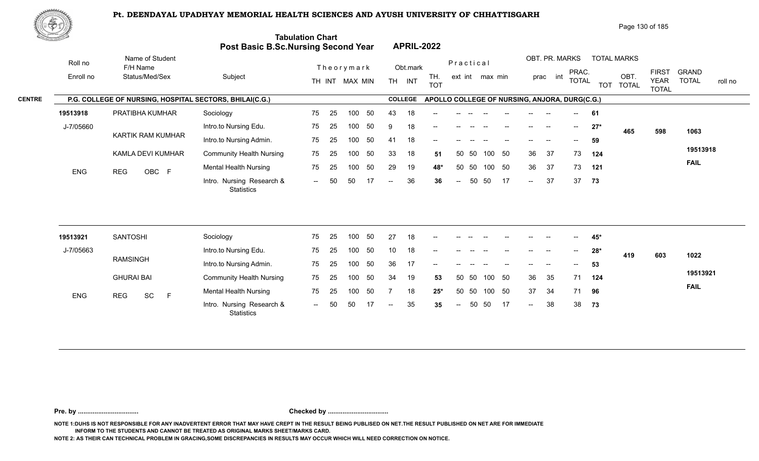# Pt. DEENDAYAL UPADHYAY MEMORIAL HEALTH SCIENCES AND AYUSH UNIVERSITY OF CHHATTISGARH

## Tabulation Chart
## Post Basic B.Sc.Nursing Second Year APRIL-2022

**CENTRE:** P.G. COLLEGE OF NURSING, HOSPITAL SECTORS, BHILAI(C.G.) — **COLLEGE:** APOLLO COLLEGE OF NURSING, ANJORA, DURG(C.G.)

| Roll no / Enroll no | Name of Student / F/H Name / Status/Med/Sex | Subject | Theory TH | Theory INT | Theory MAX | Theory MIN | Obt. TH | Obt. INT | TH. TOT | Practical ext | Practical int | Practical max | Practical min | OBT. PR. prac | OBT. PR. int | PRAC. TOTAL | TOT | OBT. TOTAL | FIRST YEAR TOTAL | GRAND TOTAL / roll no |
|---|---|---|---|---|---|---|---|---|---|---|---|---|---|---|---|---|---|---|---|---|
| 19513918 | PRATIBHA KUMHAR | Sociology | 75 | 25 | 100 | 50 | 43 | 18 | -- | -- | -- | -- | -- | -- | -- | -- | 61 | | | |
| J-7/05660 | KARTIK RAM KUMHAR | Intro.to Nursing Edu. | 75 | 25 | 100 | 50 | 9 | 18 | -- | -- | -- | -- | -- | -- | -- | -- | 27* | 465 | 598 | 1063 |
| | | Intro.to Nursing Admin. | 75 | 25 | 100 | 50 | 41 | 18 | -- | -- | -- | -- | -- | -- | -- | -- | 59 | | | |
| | KAMLA DEVI KUMHAR | Community Health Nursing | 75 | 25 | 100 | 50 | 33 | 18 | 51 | 50 | 50 | 100 | 50 | 36 | 37 | 73 | 124 | | | 19513918 |
| ENG | REG OBC F | Mental Health Nursing | 75 | 25 | 100 | 50 | 29 | 19 | 48* | 50 | 50 | 100 | 50 | 36 | 37 | 73 | 121 | | | FAIL |
| | | Intro. Nursing Research & Statistics | -- | 50 | 50 | 17 | -- | 36 | 36 | -- | 50 | 50 | 17 | -- | 37 | 37 | 73 | | | |
| 19513921 | SANTOSHI | Sociology | 75 | 25 | 100 | 50 | 27 | 18 | -- | -- | -- | -- | -- | -- | -- | -- | 45* | | | |
| J-7/05663 | RAMSINGH | Intro.to Nursing Edu. | 75 | 25 | 100 | 50 | 10 | 18 | -- | -- | -- | -- | -- | -- | -- | -- | 28* | 419 | 603 | 1022 |
| | | Intro.to Nursing Admin. | 75 | 25 | 100 | 50 | 36 | 17 | -- | -- | -- | -- | -- | -- | -- | -- | 53 | | | |
| | GHURAI BAI | Community Health Nursing | 75 | 25 | 100 | 50 | 34 | 19 | 53 | 50 | 50 | 100 | 50 | 36 | 35 | 71 | 124 | | | 19513921 |
| ENG | REG SC F | Mental Health Nursing | 75 | 25 | 100 | 50 | 7 | 18 | 25* | 50 | 50 | 100 | 50 | 37 | 34 | 71 | 96 | | | FAIL |
| | | Intro. Nursing Research & Statistics | -- | 50 | 50 | 17 | -- | 35 | 35 | -- | 50 | 50 | 17 | -- | 38 | 38 | 73 | | | |

**Pre. by .................................** **Checked by .................................**

NOTE 1:DUHS IS NOT RESPONSIBLE FOR ANY INADVERTENT ERROR THAT MAY HAVE CREPT IN THE RESULT BEING PUBLISED ON NET.THE RESULT PUBLISHED ON NET ARE FOR IMMEDIATE INFORM TO THE STUDENTS AND CANNOT BE TREATED AS ORIGINAL MARKS SHEET/MARKS CARD.

NOTE 2: AS THEIR CAN TECHNICAL PROBLEM IN GRACING,SOME DISCREPANCIES IN RESULTS MAY OCCUR WHICH WILL NEED CORRECTION ON NOTICE.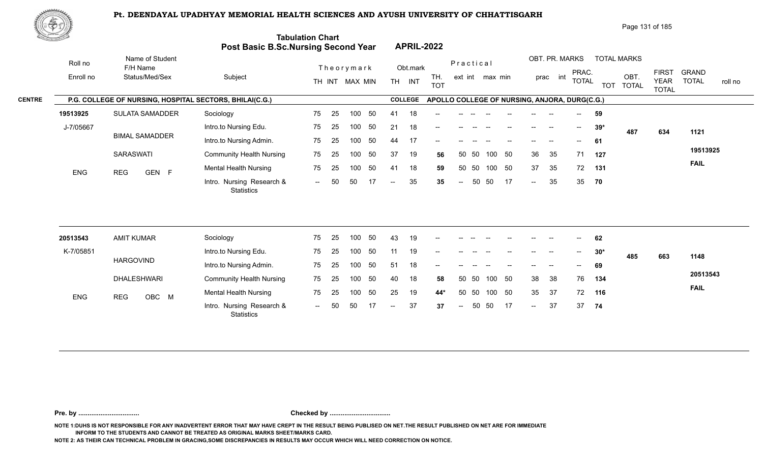# Pt. DEENDAYAL UPADHYAY MEMORIAL HEALTH SCIENCES AND AYUSH UNIVERSITY OF CHHATTISGARH

## Tabulation Chart
## Post Basic B.Sc.Nursing Second Year — APRIL-2022

**CENTRE:** P.G. COLLEGE OF NURSING, HOSPITAL SECTORS, BHILAI(C.G.)
**COLLEGE:** APOLLO COLLEGE OF NURSING, ANJORA, DURG(C.G.)

| Roll no / Enroll no | Name of Student / F/H Name / Status/Med/Sex | Subject | Theory TH | Theory INT | Theory MAX | Theory MIN | Obt. TH | Obt. INT | TH. TOT | Pr. ext | Pr. int | Pr. max | Pr. min | OBT. PR. prac | OBT. PR. int | PRAC. TOTAL | TOT | OBT. TOTAL | FIRST YEAR TOTAL | GRAND TOTAL | roll no |
|---|---|---|---|---|---|---|---|---|---|---|---|---|---|---|---|---|---|---|---|---|---|
| 19513925 | SULATA SAMADDER | Sociology | 75 | 25 | 100 | 50 | 41 | 18 | -- | -- | -- | -- | -- | -- | -- | -- | 59 | 487 | 634 | 1121 | 19513925 FAIL |
| J-7/05667 | BIMAL SAMADDER | Intro.to Nursing Edu. | 75 | 25 | 100 | 50 | 21 | 18 | -- | -- | -- | -- | -- | -- | -- | -- | 39* | | | | |
| | SARASWATI | Intro.to Nursing Admin. | 75 | 25 | 100 | 50 | 44 | 17 | -- | -- | -- | -- | -- | -- | -- | -- | 61 | | | | |
| ENG | REG GEN F | Community Health Nursing | 75 | 25 | 100 | 50 | 37 | 19 | 56 | 50 | 50 | 100 | 50 | 36 | 35 | 71 | 127 | | | | |
| | | Mental Health Nursing | 75 | 25 | 100 | 50 | 41 | 18 | 59 | 50 | 50 | 100 | 50 | 37 | 35 | 72 | 131 | | | | |
| | | Intro. Nursing Research & Statistics | -- | 50 | 50 | 17 | -- | 35 | 35 | -- | 50 | 50 | 17 | -- | 35 | 35 | 70 | | | | |
| 20513543 | AMIT KUMAR | Sociology | 75 | 25 | 100 | 50 | 43 | 19 | -- | -- | -- | -- | -- | -- | -- | -- | 62 | 485 | 663 | 1148 | 20513543 FAIL |
| K-7/05851 | HARGOVIND | Intro.to Nursing Edu. | 75 | 25 | 100 | 50 | 11 | 19 | -- | -- | -- | -- | -- | -- | -- | -- | 30* | | | | |
| | DHALESHWARI | Intro.to Nursing Admin. | 75 | 25 | 100 | 50 | 51 | 18 | -- | -- | -- | -- | -- | -- | -- | -- | 69 | | | | |
| ENG | REG OBC M | Community Health Nursing | 75 | 25 | 100 | 50 | 40 | 18 | 58 | 50 | 50 | 100 | 50 | 38 | 38 | 76 | 134 | | | | |
| | | Mental Health Nursing | 75 | 25 | 100 | 50 | 25 | 19 | 44* | 50 | 50 | 100 | 50 | 35 | 37 | 72 | 116 | | | | |
| | | Intro. Nursing Research & Statistics | -- | 50 | 50 | 17 | -- | 37 | 37 | -- | 50 | 50 | 17 | -- | 37 | 37 | 74 | | | | |

**Pre. by ................................** **Checked by ................................**

NOTE 1:DUHS IS NOT RESPONSIBLE FOR ANY INADVERTENT ERROR THAT MAY HAVE CREPT IN THE RESULT BEING PUBLISED ON NET.THE RESULT PUBLISHED ON NET ARE FOR IMMEDIATE INFORM TO THE STUDENTS AND CANNOT BE TREATED AS ORIGINAL MARKS SHEET/MARKS CARD.

NOTE 2: AS THEIR CAN TECHNICAL PROBLEM IN GRACING,SOME DISCREPANCIES IN RESULTS MAY OCCUR WHICH WILL NEED CORRECTION ON NOTICE.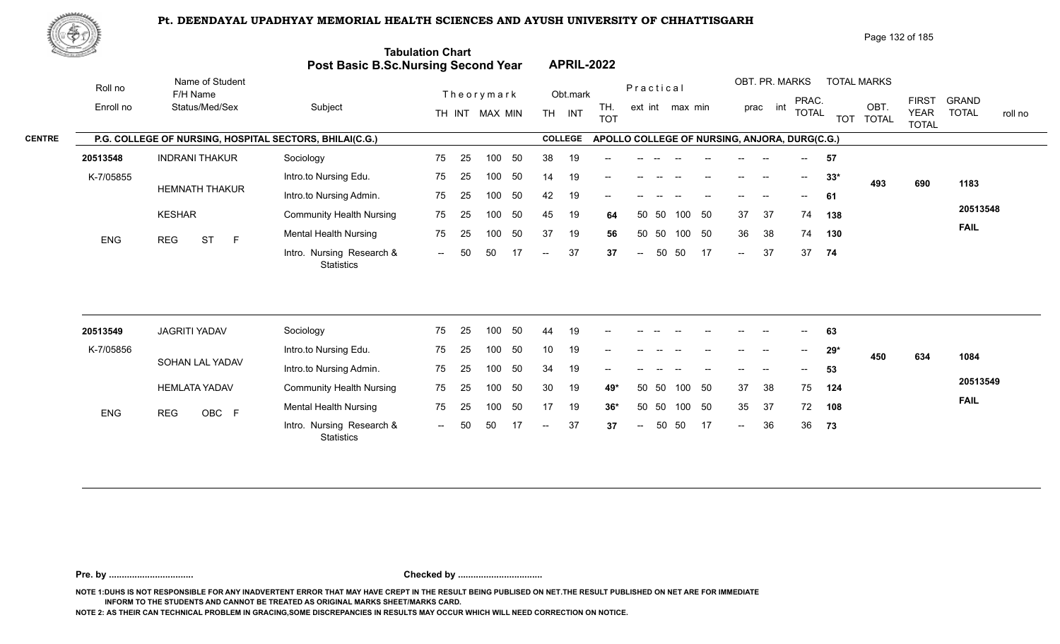# Pt. DEENDAYAL UPADHYAY MEMORIAL HEALTH SCIENCES AND AYUSH UNIVERSITY OF CHHATTISGARH

## Tabulation Chart
## Post Basic B.Sc.Nursing Second Year — APRIL-2022

**CENTRE:** P.G. COLLEGE OF NURSING, HOSPITAL SECTORS, BHILAI(C.G.)
**COLLEGE:** APOLLO COLLEGE OF NURSING, ANJORA, DURG(C.G.)

| Roll no / Enroll no | Name of Student / F/H Name / Status/Med/Sex | Subject | Theory TH | Theory INT | Theory MAX | Theory MIN | Obt. TH | Obt. INT | TH. TOT | Prac ext | Prac int | Prac max | Prac min | OBT. PR. prac | OBT. PR. int | PRAC. TOTAL | TOT | OBT. TOTAL | FIRST YEAR TOTAL | GRAND TOTAL / roll no |
|---|---|---|---|---|---|---|---|---|---|---|---|---|---|---|---|---|---|---|---|---|
| 20513548 | INDRANI THAKUR | Sociology | 75 | 25 | 100 | 50 | 38 | 19 | -- | -- | -- | -- | -- | -- | -- | -- | 57 | | | |
| K-7/05855 | HEMNATH THAKUR | Intro.to Nursing Edu. | 75 | 25 | 100 | 50 | 14 | 19 | -- | -- | -- | -- | -- | -- | -- | -- | 33* | 493 | 690 | 1183 |
| | KESHAR | Intro.to Nursing Admin. | 75 | 25 | 100 | 50 | 42 | 19 | -- | -- | -- | -- | -- | -- | -- | -- | 61 | | | |
| ENG | REG ST F | Community Health Nursing | 75 | 25 | 100 | 50 | 45 | 19 | 64 | 50 | 50 | 100 | 50 | 37 | 37 | 74 | 138 | | | 20513548 |
| | | Mental Health Nursing | 75 | 25 | 100 | 50 | 37 | 19 | 56 | 50 | 50 | 100 | 50 | 36 | 38 | 74 | 130 | | | FAIL |
| | | Intro. Nursing Research & Statistics | -- | 50 | 50 | 17 | -- | 37 | 37 | -- | 50 | 50 | 17 | -- | 37 | 37 | 74 | | | |
| 20513549 | JAGRITI YADAV | Sociology | 75 | 25 | 100 | 50 | 44 | 19 | -- | -- | -- | -- | -- | -- | -- | -- | 63 | | | |
| K-7/05856 | SOHAN LAL YADAV | Intro.to Nursing Edu. | 75 | 25 | 100 | 50 | 10 | 19 | -- | -- | -- | -- | -- | -- | -- | -- | 29* | 450 | 634 | 1084 |
| | HEMLATA YADAV | Intro.to Nursing Admin. | 75 | 25 | 100 | 50 | 34 | 19 | -- | -- | -- | -- | -- | -- | -- | -- | 53 | | | |
| ENG | REG OBC F | Community Health Nursing | 75 | 25 | 100 | 50 | 30 | 19 | 49* | 50 | 50 | 100 | 50 | 37 | 38 | 75 | 124 | | | 20513549 |
| | | Mental Health Nursing | 75 | 25 | 100 | 50 | 17 | 19 | 36* | 50 | 50 | 100 | 50 | 35 | 37 | 72 | 108 | | | FAIL |
| | | Intro. Nursing Research & Statistics | -- | 50 | 50 | 17 | -- | 37 | 37 | -- | 50 | 50 | 17 | -- | 36 | 36 | 73 | | | |

**Pre. by ................................** **Checked by ................................**

NOTE 1:DUHS IS NOT RESPONSIBLE FOR ANY INADVERTENT ERROR THAT MAY HAVE CREPT IN THE RESULT BEING PUBLISED ON NET.THE RESULT PUBLISHED ON NET ARE FOR IMMEDIATE INFORM TO THE STUDENTS AND CANNOT BE TREATED AS ORIGINAL MARKS SHEET/MARKS CARD.

NOTE 2: AS THEIR CAN TECHNICAL PROBLEM IN GRACING,SOME DISCREPANCIES IN RESULTS MAY OCCUR WHICH WILL NEED CORRECTION ON NOTICE.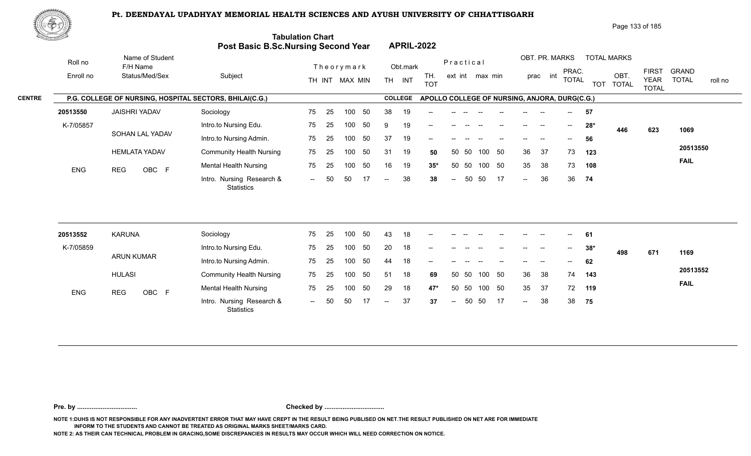# Pt. DEENDAYAL UPADHYAY MEMORIAL HEALTH SCIENCES AND AYUSH UNIVERSITY OF CHHATTISGARH

## Tabulation Chart
## Post Basic B.Sc.Nursing Second Year APRIL-2022

**CENTRE:** P.G. COLLEGE OF NURSING, HOSPITAL SECTORS, BHILAI(C.G.)
**COLLEGE:** APOLLO COLLEGE OF NURSING, ANJORA, DURG(C.G.)

| Roll no / Enroll no | Name of Student / F/H Name / Status/Med/Sex | Subject | Theory TH | Theory INT | Theory MAX | Theory MIN | Obt. TH | Obt. INT | TH. TOT | Prac ext | Prac int | Prac max | Prac min | OBT. PR. prac | OBT. PR. int | PRAC. TOTAL | TOT | OBT. TOTAL | FIRST YEAR TOTAL | GRAND TOTAL | roll no |
|---|---|---|---|---|---|---|---|---|---|---|---|---|---|---|---|---|---|---|---|---|---|
| 20513550 | JAISHRI YADAV | Sociology | 75 | 25 | 100 | 50 | 38 | 19 | -- | -- | -- | -- | -- | -- | -- | -- | 57 | | | | |
| K-7/05857 | SOHAN LAL YADAV | Intro.to Nursing Edu. | 75 | 25 | 100 | 50 | 9 | 19 | -- | -- | -- | -- | -- | -- | -- | -- | 28* | 446 | 623 | 1069 | |
| | | Intro.to Nursing Admin. | 75 | 25 | 100 | 50 | 37 | 19 | -- | -- | -- | -- | -- | -- | -- | -- | 56 | | | | |
| | HEMLATA YADAV | Community Health Nursing | 75 | 25 | 100 | 50 | 31 | 19 | 50 | 50 | 50 | 100 | 50 | 36 | 37 | 73 | 123 | | | | 20513550 |
| ENG | REG OBC F | Mental Health Nursing | 75 | 25 | 100 | 50 | 16 | 19 | 35* | 50 | 50 | 100 | 50 | 35 | 38 | 73 | 108 | | | | FAIL |
| | | Intro. Nursing Research & Statistics | -- | 50 | 50 | 17 | -- | 38 | 38 | -- | 50 | 50 | 17 | -- | 36 | 36 | 74 | | | | |
| 20513552 | KARUNA | Sociology | 75 | 25 | 100 | 50 | 43 | 18 | -- | -- | -- | -- | -- | -- | -- | -- | 61 | | | | |
| K-7/05859 | ARUN KUMAR | Intro.to Nursing Edu. | 75 | 25 | 100 | 50 | 20 | 18 | -- | -- | -- | -- | -- | -- | -- | -- | 38* | 498 | 671 | 1169 | |
| | | Intro.to Nursing Admin. | 75 | 25 | 100 | 50 | 44 | 18 | -- | -- | -- | -- | -- | -- | -- | -- | 62 | | | | |
| | HULASI | Community Health Nursing | 75 | 25 | 100 | 50 | 51 | 18 | 69 | 50 | 50 | 100 | 50 | 36 | 38 | 74 | 143 | | | | 20513552 |
| ENG | REG OBC F | Mental Health Nursing | 75 | 25 | 100 | 50 | 29 | 18 | 47* | 50 | 50 | 100 | 50 | 35 | 37 | 72 | 119 | | | | FAIL |
| | | Intro. Nursing Research & Statistics | -- | 50 | 50 | 17 | -- | 37 | 37 | -- | 50 | 50 | 17 | -- | 38 | 38 | 75 | | | | |

Pre. by ................................. Checked by .................................

NOTE 1:DUHS IS NOT RESPONSIBLE FOR ANY INADVERTENT ERROR THAT MAY HAVE CREPT IN THE RESULT BEING PUBLISED ON NET.THE RESULT PUBLISHED ON NET ARE FOR IMMEDIATE INFORM TO THE STUDENTS AND CANNOT BE TREATED AS ORIGINAL MARKS SHEET/MARKS CARD.

NOTE 2: AS THEIR CAN TECHNICAL PROBLEM IN GRACING,SOME DISCREPANCIES IN RESULTS MAY OCCUR WHICH WILL NEED CORRECTION ON NOTICE.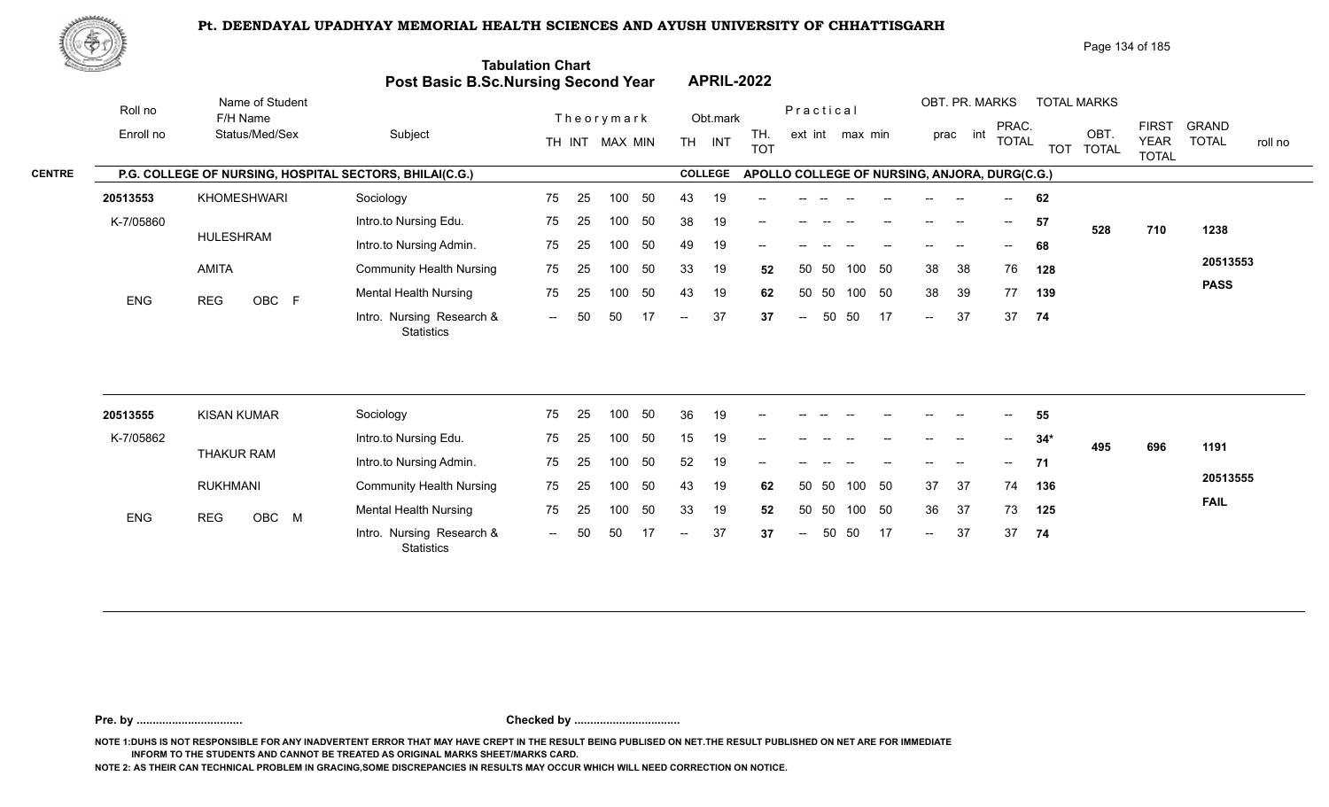# Pt. DEENDAYAL UPADHYAY MEMORIAL HEALTH SCIENCES AND AYUSH UNIVERSITY OF CHHATTISGARH

## Tabulation Chart
## Post Basic B.Sc.Nursing Second Year APRIL-2022

**CENTRE:** P.G. COLLEGE OF NURSING, HOSPITAL SECTORS, BHILAI(C.G.)
**COLLEGE:** APOLLO COLLEGE OF NURSING, ANJORA, DURG(C.G.)

| Roll no / Enroll no | Name of Student / F/H Name / Status/Med/Sex | Subject | Theory TH | Theory INT | MAX | MIN | Obt. TH | Obt. INT | TH. TOT | Prac. ext | Prac. int | max | min | OBT. PR. prac | OBT. PR. int | PRAC. TOTAL | TOT | OBT. TOTAL | FIRST YEAR TOTAL | GRAND TOTAL / roll no |
|---|---|---|---|---|---|---|---|---|---|---|---|---|---|---|---|---|---|---|---|---|
| 20513553 | KHOMESHWARI | Sociology | 75 | 25 | 100 | 50 | 43 | 19 | -- | -- | -- | -- | -- | -- | -- | -- | 62 | 528 | 710 | 1238 |
| K-7/05860 | HULESHRAM | Intro.to Nursing Edu. | 75 | 25 | 100 | 50 | 38 | 19 | -- | -- | -- | -- | -- | -- | -- | -- | 57 | | | 20513553 |
| | | Intro.to Nursing Admin. | 75 | 25 | 100 | 50 | 49 | 19 | -- | -- | -- | -- | -- | -- | -- | -- | 68 | | | PASS |
| | AMITA | Community Health Nursing | 75 | 25 | 100 | 50 | 33 | 19 | 52 | 50 | 50 | 100 | 50 | 38 | 38 | 76 | 128 | | | |
| ENG | REG OBC F | Mental Health Nursing | 75 | 25 | 100 | 50 | 43 | 19 | 62 | 50 | 50 | 100 | 50 | 38 | 39 | 77 | 139 | | | |
| | | Intro. Nursing Research & Statistics | -- | 50 | 50 | 17 | -- | 37 | 37 | -- | 50 | 50 | 17 | -- | 37 | 37 | 74 | | | |
| 20513555 | KISAN KUMAR | Sociology | 75 | 25 | 100 | 50 | 36 | 19 | -- | -- | -- | -- | -- | -- | -- | -- | 55 | 495 | 696 | 1191 |
| K-7/05862 | THAKUR RAM | Intro.to Nursing Edu. | 75 | 25 | 100 | 50 | 15 | 19 | -- | -- | -- | -- | -- | -- | -- | -- | 34* | | | 20513555 |
| | | Intro.to Nursing Admin. | 75 | 25 | 100 | 50 | 52 | 19 | -- | -- | -- | -- | -- | -- | -- | -- | 71 | | | FAIL |
| | RUKHMANI | Community Health Nursing | 75 | 25 | 100 | 50 | 43 | 19 | 62 | 50 | 50 | 100 | 50 | 37 | 37 | 74 | 136 | | | |
| ENG | REG OBC M | Mental Health Nursing | 75 | 25 | 100 | 50 | 33 | 19 | 52 | 50 | 50 | 100 | 50 | 36 | 37 | 73 | 125 | | | |
| | | Intro. Nursing Research & Statistics | -- | 50 | 50 | 17 | -- | 37 | 37 | -- | 50 | 50 | 17 | -- | 37 | 37 | 74 | | | |

Pre. by ................................. Checked by .................................

NOTE 1:DUHS IS NOT RESPONSIBLE FOR ANY INADVERTENT ERROR THAT MAY HAVE CREPT IN THE RESULT BEING PUBLISED ON NET.THE RESULT PUBLISHED ON NET ARE FOR IMMEDIATE INFORM TO THE STUDENTS AND CANNOT BE TREATED AS ORIGINAL MARKS SHEET/MARKS CARD.

NOTE 2: AS THEIR CAN TECHNICAL PROBLEM IN GRACING,SOME DISCREPANCIES IN RESULTS MAY OCCUR WHICH WILL NEED CORRECTION ON NOTICE.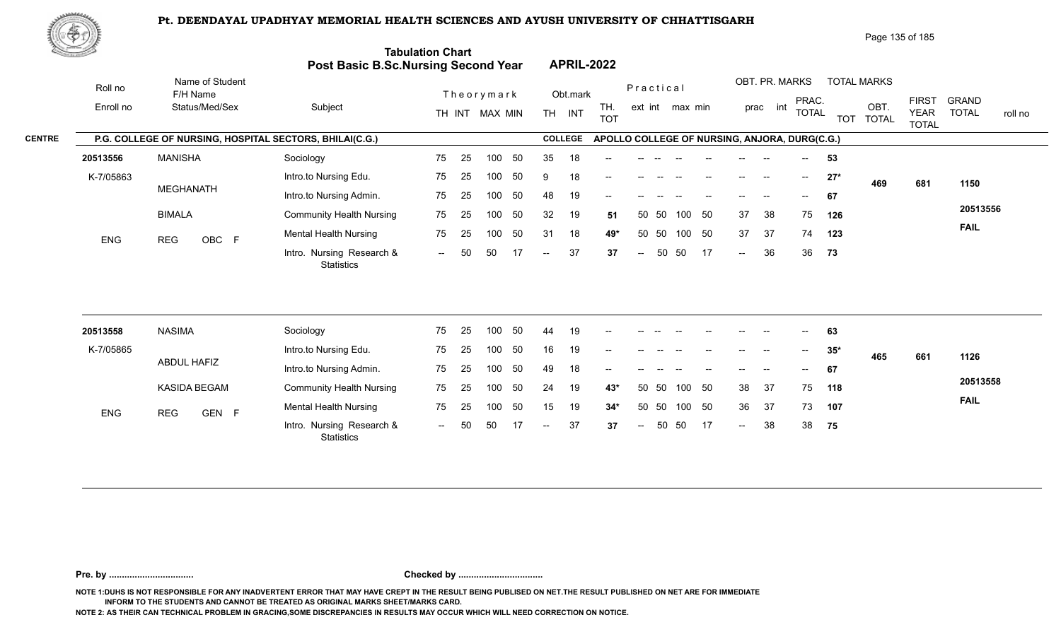# Pt. DEENDAYAL UPADHYAY MEMORIAL HEALTH SCIENCES AND AYUSH UNIVERSITY OF CHHATTISGARH

## Tabulation Chart
## Post Basic B.Sc.Nursing Second Year APRIL-2022

CENTRE: P.G. COLLEGE OF NURSING, HOSPITAL SECTORS, BHILAI(C.G.) — COLLEGE: APOLLO COLLEGE OF NURSING, ANJORA, DURG(C.G.)

| Roll no / Enroll no | Name of Student / F/H Name / Status/Med/Sex | Subject | Theorymark TH | INT | MAX | MIN | Obt.mark TH | INT | TH. TOT | Practical ext | int | max | min | OBT. PR. MARKS prac | int | PRAC. TOTAL | TOT | OBT. TOTAL | FIRST YEAR TOTAL | GRAND TOTAL / roll no |
|---|---|---|---|---|---|---|---|---|---|---|---|---|---|---|---|---|---|---|---|---|
| 20513556 | MANISHA | Sociology | 75 | 25 | 100 | 50 | 35 | 18 | -- | -- | -- | -- | -- | -- | -- | -- | 53 | | | |
| K-7/05863 | MEGHANATH | Intro.to Nursing Edu. | 75 | 25 | 100 | 50 | 9 | 18 | -- | -- | -- | -- | -- | -- | -- | -- | 27* | 469 | 681 | 1150 |
| | | Intro.to Nursing Admin. | 75 | 25 | 100 | 50 | 48 | 19 | -- | -- | -- | -- | -- | -- | -- | -- | 67 | | | |
| | BIMALA | Community Health Nursing | 75 | 25 | 100 | 50 | 32 | 19 | 51 | 50 | 50 | 100 | 50 | 37 | 38 | 75 | 126 | | | 20513556 |
| ENG | REG OBC F | Mental Health Nursing | 75 | 25 | 100 | 50 | 31 | 18 | 49* | 50 | 50 | 100 | 50 | 37 | 37 | 74 | 123 | | | FAIL |
| | | Intro. Nursing Research & Statistics | -- | 50 | 50 | 17 | -- | 37 | 37 | -- | 50 | 50 | 17 | -- | 36 | 36 | 73 | | | |
| 20513558 | NASIMA | Sociology | 75 | 25 | 100 | 50 | 44 | 19 | -- | -- | -- | -- | -- | -- | -- | -- | 63 | | | |
| K-7/05865 | ABDUL HAFIZ | Intro.to Nursing Edu. | 75 | 25 | 100 | 50 | 16 | 19 | -- | -- | -- | -- | -- | -- | -- | -- | 35* | 465 | 661 | 1126 |
| | | Intro.to Nursing Admin. | 75 | 25 | 100 | 50 | 49 | 18 | -- | -- | -- | -- | -- | -- | -- | -- | 67 | | | |
| | KASIDA BEGAM | Community Health Nursing | 75 | 25 | 100 | 50 | 24 | 19 | 43* | 50 | 50 | 100 | 50 | 38 | 37 | 75 | 118 | | | 20513558 |
| ENG | REG GEN F | Mental Health Nursing | 75 | 25 | 100 | 50 | 15 | 19 | 34* | 50 | 50 | 100 | 50 | 36 | 37 | 73 | 107 | | | FAIL |
| | | Intro. Nursing Research & Statistics | -- | 50 | 50 | 17 | -- | 37 | 37 | -- | 50 | 50 | 17 | -- | 38 | 38 | 75 | | | |

Pre. by ................................. Checked by .................................

NOTE 1:DUHS IS NOT RESPONSIBLE FOR ANY INADVERTENT ERROR THAT MAY HAVE CREPT IN THE RESULT BEING PUBLISED ON NET.THE RESULT PUBLISHED ON NET ARE FOR IMMEDIATE INFORM TO THE STUDENTS AND CANNOT BE TREATED AS ORIGINAL MARKS SHEET/MARKS CARD.

NOTE 2: AS THEIR CAN TECHNICAL PROBLEM IN GRACING,SOME DISCREPANCIES IN RESULTS MAY OCCUR WHICH WILL NEED CORRECTION ON NOTICE.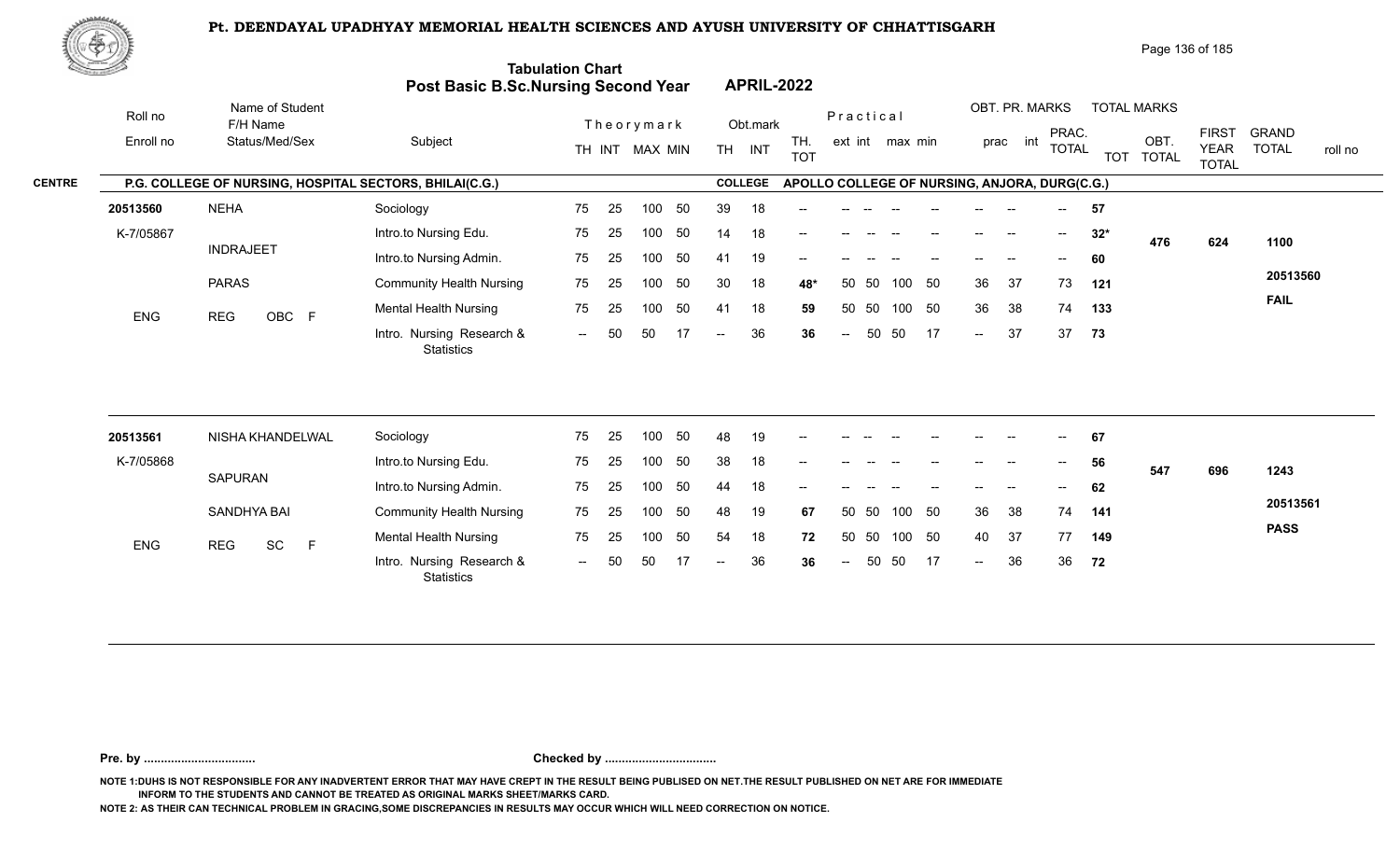# Pt. DEENDAYAL UPADHYAY MEMORIAL HEALTH SCIENCES AND AYUSH UNIVERSITY OF CHHATTISGARH

## Tabulation Chart
## Post Basic B.Sc.Nursing Second Year — APRIL-2022

**CENTRE:** P.G. COLLEGE OF NURSING, HOSPITAL SECTORS, BHILAI(C.G.) — **COLLEGE:** APOLLO COLLEGE OF NURSING, ANJORA, DURG(C.G.)

| Roll no / Enroll no | Name of Student / F/H Name / Status/Med/Sex | Subject | TH | INT | MAX | MIN | Obt. TH | Obt. INT | TH. TOT | Prac ext | Prac int | Prac max | Prac min | OBT. PR. prac | OBT. PR. int | PRAC. TOTAL | TOT | OBT. TOTAL | FIRST YEAR TOTAL | GRAND TOTAL / roll no |
|---|---|---|---|---|---|---|---|---|---|---|---|---|---|---|---|---|---|---|---|---|
| 20513560 | NEHA | Sociology | 75 | 25 | 100 | 50 | 39 | 18 | -- | -- | -- | -- | -- | -- | -- | -- | 57 | | | |
| K-7/05867 | INDRAJEET | Intro.to Nursing Edu. | 75 | 25 | 100 | 50 | 14 | 18 | -- | -- | -- | -- | -- | -- | -- | -- | 32* | 476 | 624 | 1100 |
| | PARAS | Intro.to Nursing Admin. | 75 | 25 | 100 | 50 | 41 | 19 | -- | -- | -- | -- | -- | -- | -- | -- | 60 | | | |
| | | Community Health Nursing | 75 | 25 | 100 | 50 | 30 | 18 | 48* | 50 | 50 | 100 | 50 | 36 | 37 | 73 | 121 | | | 20513560 |
| ENG | REG OBC F | Mental Health Nursing | 75 | 25 | 100 | 50 | 41 | 18 | 59 | 50 | 50 | 100 | 50 | 36 | 38 | 74 | 133 | | | FAIL |
| | | Intro. Nursing Research & Statistics | -- | 50 | 50 | 17 | -- | 36 | 36 | -- | 50 | 50 | 17 | -- | 37 | 37 | 73 | | | |
| 20513561 | NISHA KHANDELWAL | Sociology | 75 | 25 | 100 | 50 | 48 | 19 | -- | -- | -- | -- | -- | -- | -- | -- | 67 | | | |
| K-7/05868 | SAPURAN | Intro.to Nursing Edu. | 75 | 25 | 100 | 50 | 38 | 18 | -- | -- | -- | -- | -- | -- | -- | -- | 56 | 547 | 696 | 1243 |
| | SANDHYA BAI | Intro.to Nursing Admin. | 75 | 25 | 100 | 50 | 44 | 18 | -- | -- | -- | -- | -- | -- | -- | -- | 62 | | | |
| | | Community Health Nursing | 75 | 25 | 100 | 50 | 48 | 19 | 67 | 50 | 50 | 100 | 50 | 36 | 38 | 74 | 141 | | | 20513561 |
| ENG | REG SC F | Mental Health Nursing | 75 | 25 | 100 | 50 | 54 | 18 | 72 | 50 | 50 | 100 | 50 | 40 | 37 | 77 | 149 | | | PASS |
| | | Intro. Nursing Research & Statistics | -- | 50 | 50 | 17 | -- | 36 | 36 | -- | 50 | 50 | 17 | -- | 36 | 36 | 72 | | | |

**Pre. by ................................** **Checked by ................................**

NOTE 1:DUHS IS NOT RESPONSIBLE FOR ANY INADVERTENT ERROR THAT MAY HAVE CREPT IN THE RESULT BEING PUBLISED ON NET.THE RESULT PUBLISHED ON NET ARE FOR IMMEDIATE INFORM TO THE STUDENTS AND CANNOT BE TREATED AS ORIGINAL MARKS SHEET/MARKS CARD.

NOTE 2: AS THEIR CAN TECHNICAL PROBLEM IN GRACING,SOME DISCREPANCIES IN RESULTS MAY OCCUR WHICH WILL NEED CORRECTION ON NOTICE.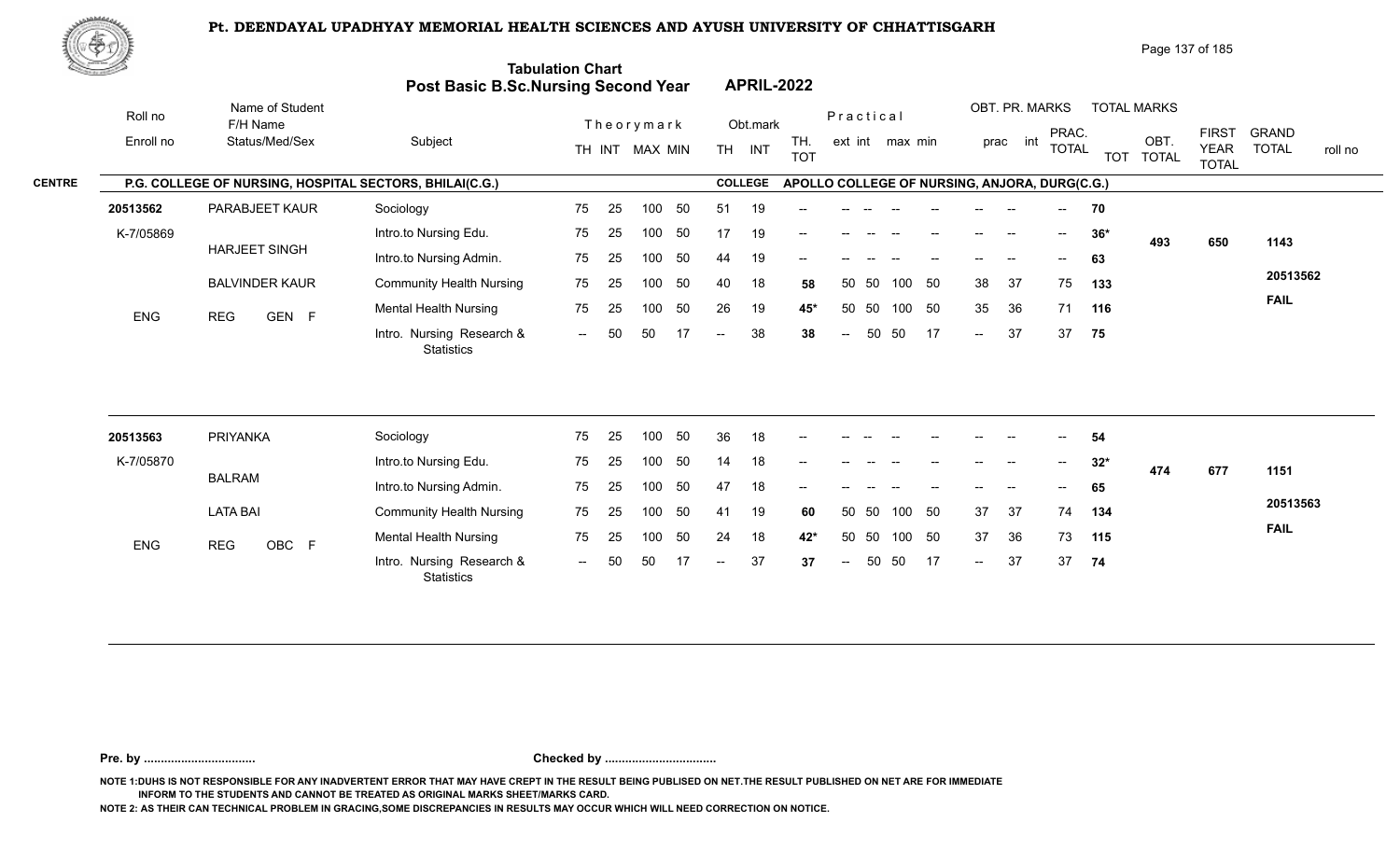# Pt. DEENDAYAL UPADHYAY MEMORIAL HEALTH SCIENCES AND AYUSH UNIVERSITY OF CHHATTISGARH

## Tabulation Chart
## Post Basic B.Sc.Nursing Second Year APRIL-2022

**CENTRE:** P.G. COLLEGE OF NURSING, HOSPITAL SECTORS, BHILAI(C.G.) — **COLLEGE:** APOLLO COLLEGE OF NURSING, ANJORA, DURG(C.G.)

| Roll no / Enroll no | Name of Student / F/H Name / Status/Med/Sex | Subject | Theory TH | Theory INT | Theory MAX | Theory MIN | Obt. TH | Obt. INT | TH. TOT | Practical ext | Practical int | Practical max | Practical min | OBT. PR. prac | OBT. PR. int | PRAC. TOTAL | TOT | OBT. TOTAL | FIRST YEAR TOTAL | GRAND TOTAL | roll no |
|---|---|---|---|---|---|---|---|---|---|---|---|---|---|---|---|---|---|---|---|---|---|
| 20513562 | PARABJEET KAUR | Sociology | 75 | 25 | 100 | 50 | 51 | 19 | -- | -- | -- | -- | -- | -- | -- | -- | 70 | | | | |
| K-7/05869 | HARJEET SINGH | Intro.to Nursing Edu. | 75 | 25 | 100 | 50 | 17 | 19 | -- | -- | -- | -- | -- | -- | -- | -- | 36* | 493 | 650 | 1143 | |
| | | Intro.to Nursing Admin. | 75 | 25 | 100 | 50 | 44 | 19 | -- | -- | -- | -- | -- | -- | -- | -- | 63 | | | | |
| | BALVINDER KAUR | Community Health Nursing | 75 | 25 | 100 | 50 | 40 | 18 | 58 | 50 | 50 | 100 | 50 | 38 | 37 | 75 | 133 | | | | 20513562 |
| ENG | REG GEN F | Mental Health Nursing | 75 | 25 | 100 | 50 | 26 | 19 | 45* | 50 | 50 | 100 | 50 | 35 | 36 | 71 | 116 | | | | FAIL |
| | | Intro. Nursing Research & Statistics | -- | 50 | 50 | 17 | -- | 38 | 38 | -- | 50 | 50 | 17 | -- | 37 | 37 | 75 | | | | |
| 20513563 | PRIYANKA | Sociology | 75 | 25 | 100 | 50 | 36 | 18 | -- | -- | -- | -- | -- | -- | -- | -- | 54 | | | | |
| K-7/05870 | BALRAM | Intro.to Nursing Edu. | 75 | 25 | 100 | 50 | 14 | 18 | -- | -- | -- | -- | -- | -- | -- | -- | 32* | 474 | 677 | 1151 | |
| | | Intro.to Nursing Admin. | 75 | 25 | 100 | 50 | 47 | 18 | -- | -- | -- | -- | -- | -- | -- | -- | 65 | | | | |
| | LATA BAI | Community Health Nursing | 75 | 25 | 100 | 50 | 41 | 19 | 60 | 50 | 50 | 100 | 50 | 37 | 37 | 74 | 134 | | | | 20513563 |
| ENG | REG OBC F | Mental Health Nursing | 75 | 25 | 100 | 50 | 24 | 18 | 42* | 50 | 50 | 100 | 50 | 37 | 36 | 73 | 115 | | | | FAIL |
| | | Intro. Nursing Research & Statistics | -- | 50 | 50 | 17 | -- | 37 | 37 | -- | 50 | 50 | 17 | -- | 37 | 37 | 74 | | | | |

**Pre. by .................................** **Checked by .................................**

NOTE 1:DUHS IS NOT RESPONSIBLE FOR ANY INADVERTENT ERROR THAT MAY HAVE CREPT IN THE RESULT BEING PUBLISED ON NET.THE RESULT PUBLISHED ON NET ARE FOR IMMEDIATE INFORM TO THE STUDENTS AND CANNOT BE TREATED AS ORIGINAL MARKS SHEET/MARKS CARD.

NOTE 2: AS THEIR CAN TECHNICAL PROBLEM IN GRACING,SOME DISCREPANCIES IN RESULTS MAY OCCUR WHICH WILL NEED CORRECTION ON NOTICE.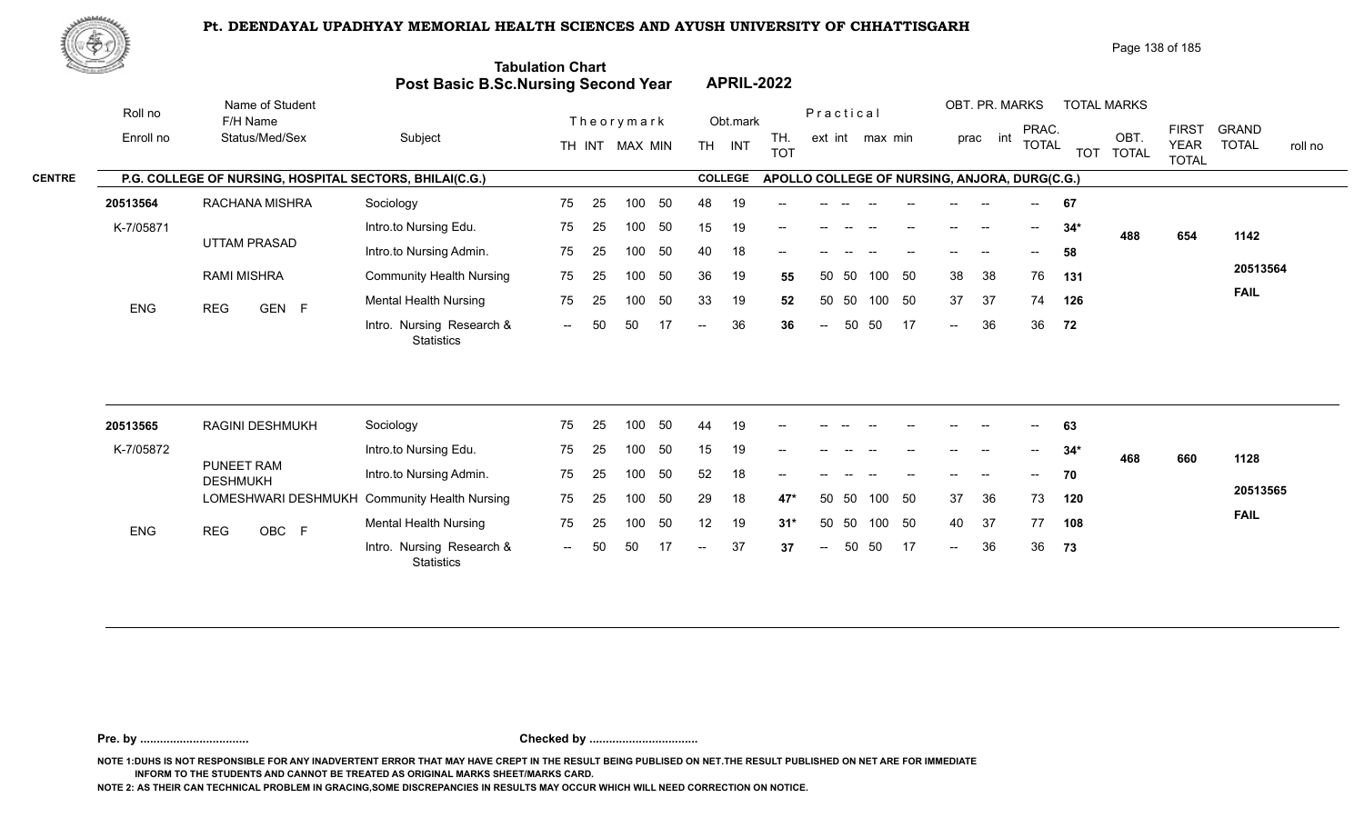# Pt. DEENDAYAL UPADHYAY MEMORIAL HEALTH SCIENCES AND AYUSH UNIVERSITY OF CHHATTISGARH

## Tabulation Chart
## Post Basic B.Sc.Nursing Second Year — APRIL-2022

**CENTRE:** P.G. COLLEGE OF NURSING, HOSPITAL SECTORS, BHILAI(C.G.)
**COLLEGE:** APOLLO COLLEGE OF NURSING, ANJORA, DURG(C.G.)

| Roll no / Enroll no | Name of Student / F/H Name / Status/Med/Sex | Subject | Theory TH | Theory INT | Theory MAX | Theory MIN | Obt. TH | Obt. INT | TH. TOT | Practical ext | Practical int | Practical max | Practical min | OBT. PR. prac | OBT. PR. int | PRAC. TOTAL | TOTAL MARKS TOT | OBT. TOTAL | FIRST YEAR TOTAL | GRAND TOTAL | roll no |
|---|---|---|---|---|---|---|---|---|---|---|---|---|---|---|---|---|---|---|---|---|---|
| 20513564 | RACHANA MISHRA | Sociology | 75 | 25 | 100 | 50 | 48 | 19 | -- | -- | -- | -- | -- | -- | -- | -- | 67 | 488 | 654 | 1142 | 20513564 |
| K-7/05871 | UTTAM PRASAD | Intro.to Nursing Edu. | 75 | 25 | 100 | 50 | 15 | 19 | -- | -- | -- | -- | -- | -- | -- | -- | 34* | | | | FAIL |
| | RAMI MISHRA | Intro.to Nursing Admin. | 75 | 25 | 100 | 50 | 40 | 18 | -- | -- | -- | -- | -- | -- | -- | -- | 58 | | | | |
| ENG | REG GEN F | Community Health Nursing | 75 | 25 | 100 | 50 | 36 | 19 | 55 | 50 | 50 | 100 | 50 | 38 | 38 | 76 | 131 | | | | |
| | | Mental Health Nursing | 75 | 25 | 100 | 50 | 33 | 19 | 52 | 50 | 50 | 100 | 50 | 37 | 37 | 74 | 126 | | | | |
| | | Intro. Nursing Research & Statistics | -- | 50 | 50 | 17 | -- | 36 | 36 | -- | 50 | 50 | 17 | -- | 36 | 36 | 72 | | | | |
| 20513565 | RAGINI DESHMUKH | Sociology | 75 | 25 | 100 | 50 | 44 | 19 | -- | -- | -- | -- | -- | -- | -- | -- | 63 | 468 | 660 | 1128 | 20513565 |
| K-7/05872 | PUNEET RAM DESHMUKH | Intro.to Nursing Edu. | 75 | 25 | 100 | 50 | 15 | 19 | -- | -- | -- | -- | -- | -- | -- | -- | 34* | | | | FAIL |
| | LOMESHWARI DESHMUKH | Intro.to Nursing Admin. | 75 | 25 | 100 | 50 | 52 | 18 | -- | -- | -- | -- | -- | -- | -- | -- | 70 | | | | |
| ENG | REG OBC F | Community Health Nursing | 75 | 25 | 100 | 50 | 29 | 18 | 47* | 50 | 50 | 100 | 50 | 37 | 36 | 73 | 120 | | | | |
| | | Mental Health Nursing | 75 | 25 | 100 | 50 | 12 | 19 | 31* | 50 | 50 | 100 | 50 | 40 | 37 | 77 | 108 | | | | |
| | | Intro. Nursing Research & Statistics | -- | 50 | 50 | 17 | -- | 37 | 37 | -- | 50 | 50 | 17 | -- | 36 | 36 | 73 | | | | |

Pre. by ................................ Checked by ................................

NOTE 1:DUHS IS NOT RESPONSIBLE FOR ANY INADVERTENT ERROR THAT MAY HAVE CREPT IN THE RESULT BEING PUBLISED ON NET.THE RESULT PUBLISHED ON NET ARE FOR IMMEDIATE INFORM TO THE STUDENTS AND CANNOT BE TREATED AS ORIGINAL MARKS SHEET/MARKS CARD.

NOTE 2: AS THEIR CAN TECHNICAL PROBLEM IN GRACING,SOME DISCREPANCIES IN RESULTS MAY OCCUR WHICH WILL NEED CORRECTION ON NOTICE.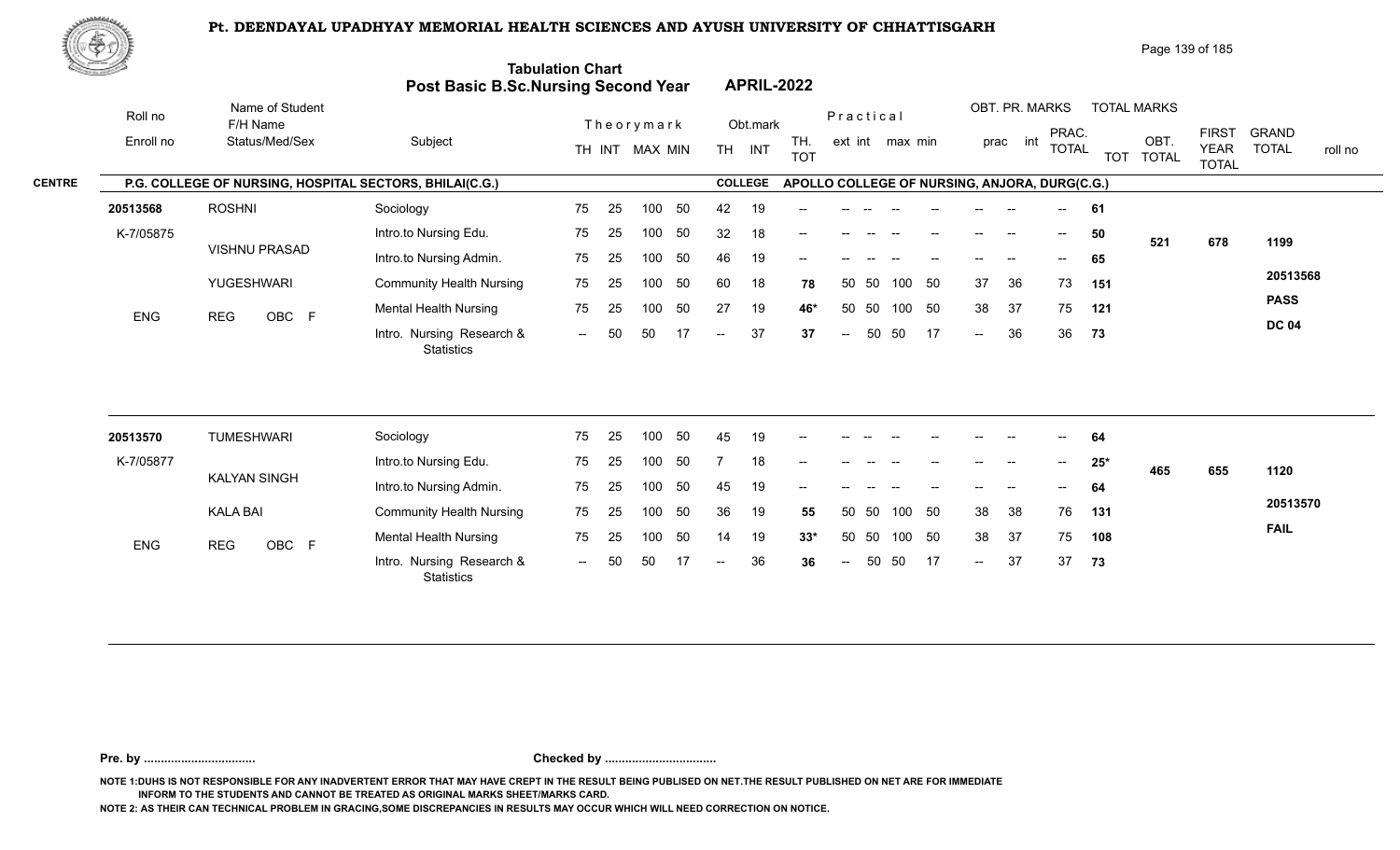# Pt. DEENDAYAL UPADHYAY MEMORIAL HEALTH SCIENCES AND AYUSH UNIVERSITY OF CHHATTISGARH

## Tabulation Chart
## Post Basic B.Sc.Nursing Second Year APRIL-2022

**CENTRE:** P.G. COLLEGE OF NURSING, HOSPITAL SECTORS, BHILAI(C.G.) **COLLEGE:** APOLLO COLLEGE OF NURSING, ANJORA, DURG(C.G.)

| Roll no / Enroll no | Name of Student / F/H Name / Status/Med/Sex | Subject | Theory TH | Theory INT | MAX | MIN | Obt. TH | Obt. INT | TH. TOT | Practical ext | Practical int | max | min | OBT. PR. prac | OBT. PR. int | PRAC. TOTAL | TOT | OBT. TOTAL | FIRST YEAR TOTAL | GRAND TOTAL | roll no |
|---|---|---|---|---|---|---|---|---|---|---|---|---|---|---|---|---|---|---|---|---|---|
| 20513568 | ROSHNI | Sociology | 75 | 25 | 100 | 50 | 42 | 19 | -- | -- | -- | -- | -- | -- | -- | -- | 61 | | | | |
| K-7/05875 | VISHNU PRASAD | Intro.to Nursing Edu. | 75 | 25 | 100 | 50 | 32 | 18 | -- | -- | -- | -- | -- | -- | -- | -- | 50 | 521 | 678 | 1199 | |
| | | Intro.to Nursing Admin. | 75 | 25 | 100 | 50 | 46 | 19 | -- | -- | -- | -- | -- | -- | -- | -- | 65 | | | | |
| | YUGESHWARI | Community Health Nursing | 75 | 25 | 100 | 50 | 60 | 18 | 78 | 50 | 50 | 100 | 50 | 37 | 36 | 73 | 151 | | | | 20513568 |
| ENG | REG OBC F | Mental Health Nursing | 75 | 25 | 100 | 50 | 27 | 19 | 46* | 50 | 50 | 100 | 50 | 38 | 37 | 75 | 121 | | | PASS | |
| | | Intro. Nursing Research & Statistics | -- | 50 | 50 | 17 | -- | 37 | 37 | -- | 50 | 50 | 17 | -- | 36 | 36 | 73 | | | DC 04 | |
| 20513570 | TUMESHWARI | Sociology | 75 | 25 | 100 | 50 | 45 | 19 | -- | -- | -- | -- | -- | -- | -- | -- | 64 | | | | |
| K-7/05877 | KALYAN SINGH | Intro.to Nursing Edu. | 75 | 25 | 100 | 50 | 7 | 18 | -- | -- | -- | -- | -- | -- | -- | -- | 25* | 465 | 655 | 1120 | |
| | | Intro.to Nursing Admin. | 75 | 25 | 100 | 50 | 45 | 19 | -- | -- | -- | -- | -- | -- | -- | -- | 64 | | | | |
| | KALA BAI | Community Health Nursing | 75 | 25 | 100 | 50 | 36 | 19 | 55 | 50 | 50 | 100 | 50 | 38 | 38 | 76 | 131 | | | | 20513570 |
| ENG | REG OBC F | Mental Health Nursing | 75 | 25 | 100 | 50 | 14 | 19 | 33* | 50 | 50 | 100 | 50 | 38 | 37 | 75 | 108 | | | FAIL | |
| | | Intro. Nursing Research & Statistics | -- | 50 | 50 | 17 | -- | 36 | 36 | -- | 50 | 50 | 17 | -- | 37 | 37 | 73 | | | | |

Pre. by ................................. Checked by .................................

NOTE 1:DUHS IS NOT RESPONSIBLE FOR ANY INADVERTENT ERROR THAT MAY HAVE CREPT IN THE RESULT BEING PUBLISED ON NET.THE RESULT PUBLISHED ON NET ARE FOR IMMEDIATE INFORM TO THE STUDENTS AND CANNOT BE TREATED AS ORIGINAL MARKS SHEET/MARKS CARD.

NOTE 2: AS THEIR CAN TECHNICAL PROBLEM IN GRACING,SOME DISCREPANCIES IN RESULTS MAY OCCUR WHICH WILL NEED CORRECTION ON NOTICE.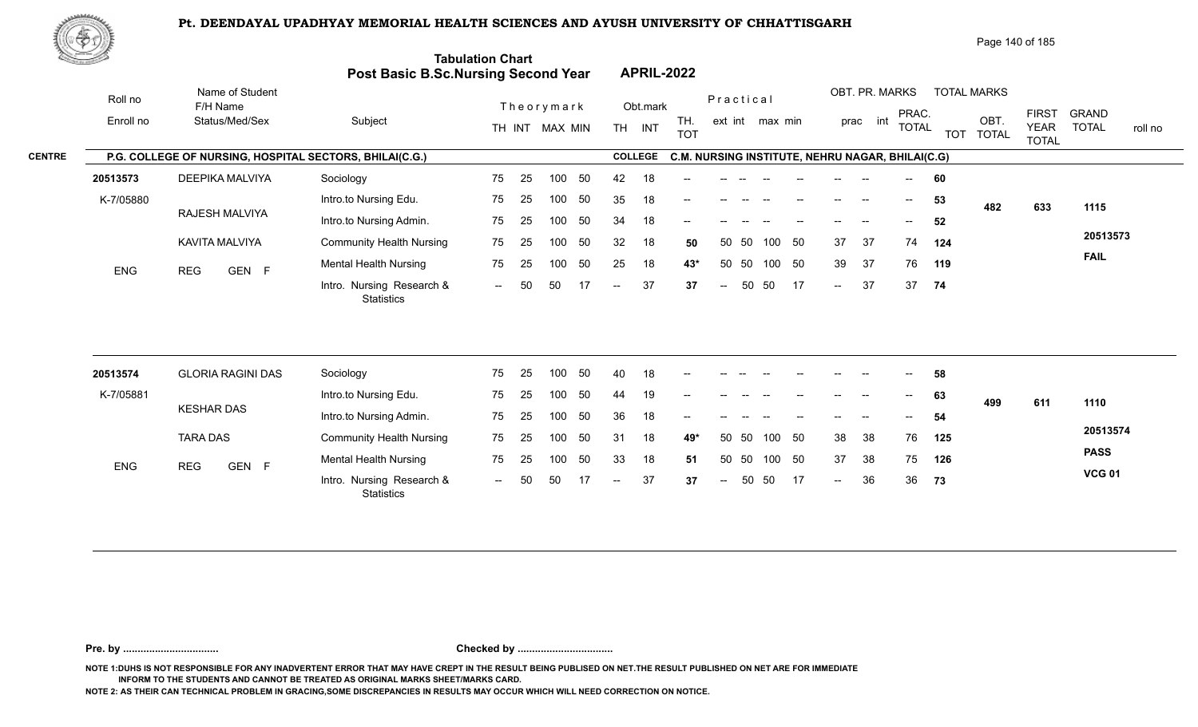# Pt. DEENDAYAL UPADHYAY MEMORIAL HEALTH SCIENCES AND AYUSH UNIVERSITY OF CHHATTISGARH

## Tabulation Chart
## Post Basic B.Sc.Nursing Second Year — APRIL-2022

**CENTRE:** P.G. COLLEGE OF NURSING, HOSPITAL SECTORS, BHILAI(C.G.)
**COLLEGE:** C.M. NURSING INSTITUTE, NEHRU NAGAR, BHILAI(C.G)

| Roll no / Enroll no | Name of Student / F/H Name / Status/Med/Sex | Subject | Theory TH | Theory INT | Theory MAX | Theory MIN | Obt. TH | Obt. INT | TH. TOT | Practical ext | Practical int | Practical max | Practical min | OBT. PR. prac | OBT. PR. int | PRAC. TOTAL | TOT | OBT. TOTAL | FIRST YEAR TOTAL | GRAND TOTAL | roll no |
|---|---|---|---|---|---|---|---|---|---|---|---|---|---|---|---|---|---|---|---|---|---|
| 20513573 | DEEPIKA MALVIYA | Sociology | 75 | 25 | 100 | 50 | 42 | 18 | -- | -- | -- | -- | -- | -- | -- | -- | 60 | | | | |
| K-7/05880 | RAJESH MALVIYA | Intro.to Nursing Edu. | 75 | 25 | 100 | 50 | 35 | 18 | -- | -- | -- | -- | -- | -- | -- | -- | 53 | 482 | 633 | 1115 | |
| | KAVITA MALVIYA | Intro.to Nursing Admin. | 75 | 25 | 100 | 50 | 34 | 18 | -- | -- | -- | -- | -- | -- | -- | -- | 52 | | | | |
| | | Community Health Nursing | 75 | 25 | 100 | 50 | 32 | 18 | 50 | 50 | 50 | 100 | 50 | 37 | 37 | 74 | 124 | | | | 20513573 |
| ENG | REG GEN F | Mental Health Nursing | 75 | 25 | 100 | 50 | 25 | 18 | 43* | 50 | 50 | 100 | 50 | 39 | 37 | 76 | 119 | | | | FAIL |
| | | Intro. Nursing Research & Statistics | -- | 50 | 50 | 17 | -- | 37 | 37 | -- | 50 | 50 | 17 | -- | 37 | 37 | 74 | | | | |
| 20513574 | GLORIA RAGINI DAS | Sociology | 75 | 25 | 100 | 50 | 40 | 18 | -- | -- | -- | -- | -- | -- | -- | -- | 58 | | | | |
| K-7/05881 | KESHAR DAS | Intro.to Nursing Edu. | 75 | 25 | 100 | 50 | 44 | 19 | -- | -- | -- | -- | -- | -- | -- | -- | 63 | 499 | 611 | 1110 | |
| | TARA DAS | Intro.to Nursing Admin. | 75 | 25 | 100 | 50 | 36 | 18 | -- | -- | -- | -- | -- | -- | -- | -- | 54 | | | | |
| | | Community Health Nursing | 75 | 25 | 100 | 50 | 31 | 18 | 49* | 50 | 50 | 100 | 50 | 38 | 38 | 76 | 125 | | | | 20513574 |
| ENG | REG GEN F | Mental Health Nursing | 75 | 25 | 100 | 50 | 33 | 18 | 51 | 50 | 50 | 100 | 50 | 37 | 38 | 75 | 126 | | | | PASS |
| | | Intro. Nursing Research & Statistics | -- | 50 | 50 | 17 | -- | 37 | 37 | -- | 50 | 50 | 17 | -- | 36 | 36 | 73 | | | | VCG 01 |

**Pre. by ................................** **Checked by ................................**

NOTE 1:DUHS IS NOT RESPONSIBLE FOR ANY INADVERTENT ERROR THAT MAY HAVE CREPT IN THE RESULT BEING PUBLISED ON NET.THE RESULT PUBLISHED ON NET ARE FOR IMMEDIATE INFORM TO THE STUDENTS AND CANNOT BE TREATED AS ORIGINAL MARKS SHEET/MARKS CARD.

NOTE 2: AS THEIR CAN TECHNICAL PROBLEM IN GRACING,SOME DISCREPANCIES IN RESULTS MAY OCCUR WHICH WILL NEED CORRECTION ON NOTICE.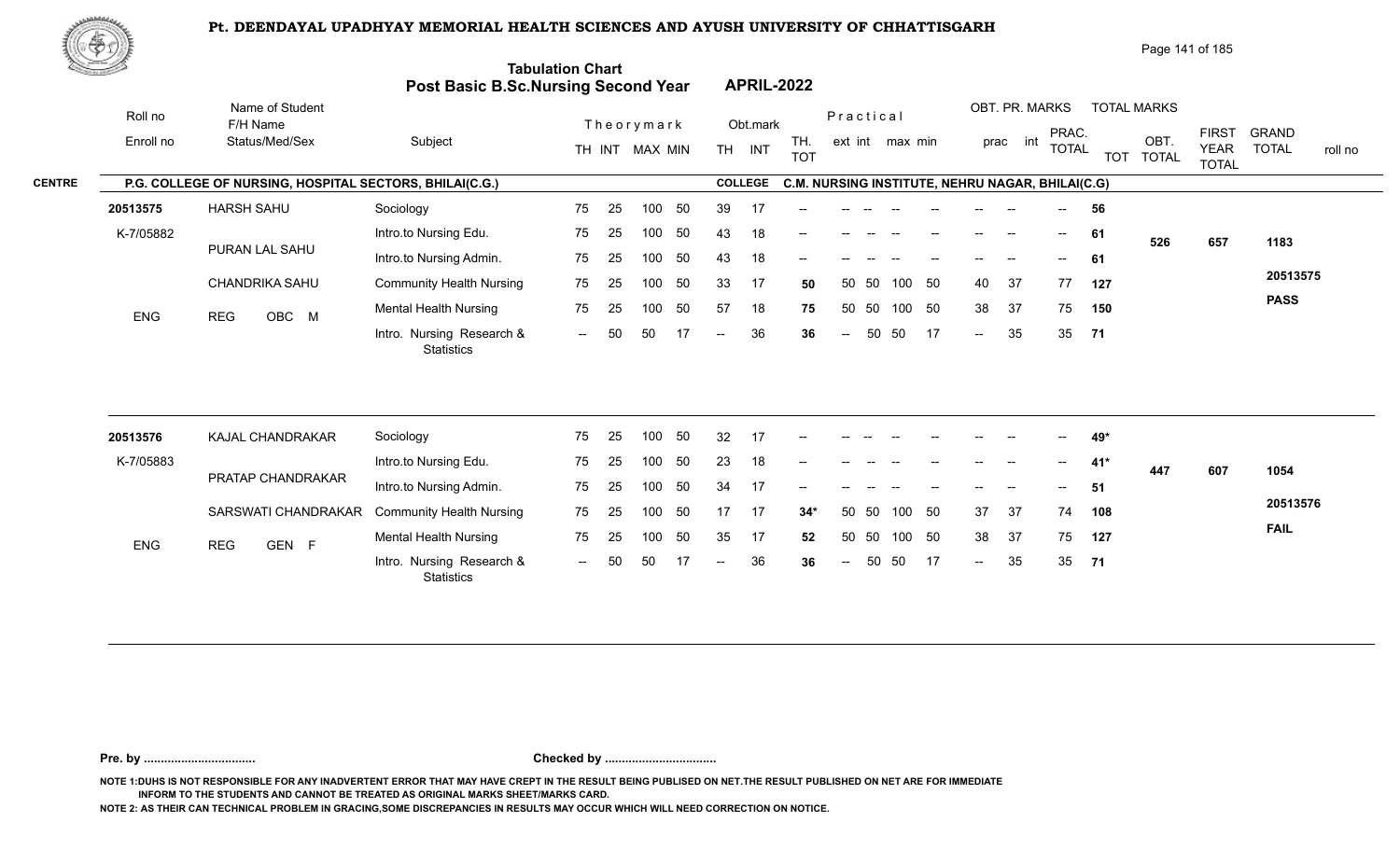# Pt. DEENDAYAL UPADHYAY MEMORIAL HEALTH SCIENCES AND AYUSH UNIVERSITY OF CHHATTISGARH

## Tabulation Chart
## Post Basic B.Sc.Nursing Second Year APRIL-2022

**CENTRE:** P.G. COLLEGE OF NURSING, HOSPITAL SECTORS, BHILAI(C.G.)
**COLLEGE:** C.M. NURSING INSTITUTE, NEHRU NAGAR, BHILAI(C.G)

| Roll no / Enroll no | Name of Student / F/H Name / Status/Med/Sex | Subject | Theory TH | Theory INT | MAX | MIN | Obt. TH | Obt. INT | TH. TOT | Prac. ext | Prac. int | max | min | OBT. PR. prac | OBT. PR. int | PRAC. TOTAL | TOT | OBT. TOTAL | FIRST YEAR TOTAL | GRAND TOTAL / roll no |
|---|---|---|---|---|---|---|---|---|---|---|---|---|---|---|---|---|---|---|---|---|
| 20513575 | HARSH SAHU | Sociology | 75 | 25 | 100 | 50 | 39 | 17 | -- | -- | -- | -- | -- | -- | -- | -- | 56 | 526 | 657 | 1183 |
| K-7/05882 | PURAN LAL SAHU | Intro.to Nursing Edu. | 75 | 25 | 100 | 50 | 43 | 18 | -- | -- | -- | -- | -- | -- | -- | -- | 61 | | | 20513575 |
| | CHANDRIKA SAHU | Intro.to Nursing Admin. | 75 | 25 | 100 | 50 | 43 | 18 | -- | -- | -- | -- | -- | -- | -- | -- | 61 | | | PASS |
| ENG | REG OBC M | Community Health Nursing | 75 | 25 | 100 | 50 | 33 | 17 | 50 | 50 | 50 | 100 | 50 | 40 | 37 | 77 | 127 | | | |
| | | Mental Health Nursing | 75 | 25 | 100 | 50 | 57 | 18 | 75 | 50 | 50 | 100 | 50 | 38 | 37 | 75 | 150 | | | |
| | | Intro. Nursing Research & Statistics | -- | 50 | 50 | 17 | -- | 36 | 36 | -- | 50 | 50 | 17 | -- | 35 | 35 | 71 | | | |
| 20513576 | KAJAL CHANDRAKAR | Sociology | 75 | 25 | 100 | 50 | 32 | 17 | -- | -- | -- | -- | -- | -- | -- | -- | 49* | 447 | 607 | 1054 |
| K-7/05883 | PRATAP CHANDRAKAR | Intro.to Nursing Edu. | 75 | 25 | 100 | 50 | 23 | 18 | -- | -- | -- | -- | -- | -- | -- | -- | 41* | | | 20513576 |
| | SARSWATI CHANDRAKAR | Intro.to Nursing Admin. | 75 | 25 | 100 | 50 | 34 | 17 | -- | -- | -- | -- | -- | -- | -- | -- | 51 | | | FAIL |
| ENG | REG GEN F | Community Health Nursing | 75 | 25 | 100 | 50 | 17 | 17 | 34* | 50 | 50 | 100 | 50 | 37 | 37 | 74 | 108 | | | |
| | | Mental Health Nursing | 75 | 25 | 100 | 50 | 35 | 17 | 52 | 50 | 50 | 100 | 50 | 38 | 37 | 75 | 127 | | | |
| | | Intro. Nursing Research & Statistics | -- | 50 | 50 | 17 | -- | 36 | 36 | -- | 50 | 50 | 17 | -- | 35 | 35 | 71 | | | |

**Pre. by ................................** **Checked by ................................**

NOTE 1:DUHS IS NOT RESPONSIBLE FOR ANY INADVERTENT ERROR THAT MAY HAVE CREPT IN THE RESULT BEING PUBLISED ON NET.THE RESULT PUBLISHED ON NET ARE FOR IMMEDIATE INFORM TO THE STUDENTS AND CANNOT BE TREATED AS ORIGINAL MARKS SHEET/MARKS CARD.

NOTE 2: AS THEIR CAN TECHNICAL PROBLEM IN GRACING,SOME DISCREPANCIES IN RESULTS MAY OCCUR WHICH WILL NEED CORRECTION ON NOTICE.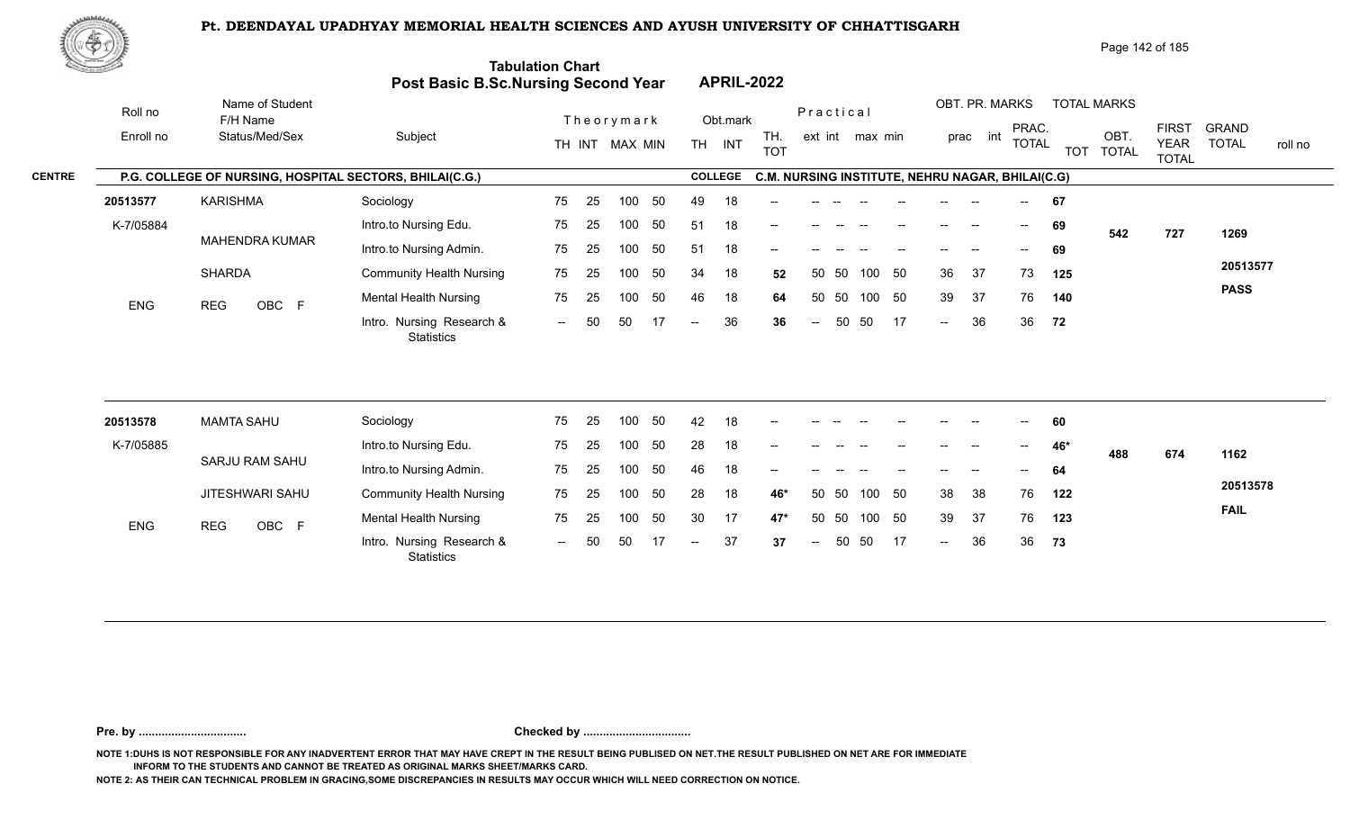# Pt. DEENDAYAL UPADHYAY MEMORIAL HEALTH SCIENCES AND AYUSH UNIVERSITY OF CHHATTISGARH

## Tabulation Chart
## Post Basic B.Sc.Nursing Second Year APRIL-2022

**CENTRE:** P.G. COLLEGE OF NURSING, HOSPITAL SECTORS, BHILAI(C.G.)    **COLLEGE:** C.M. NURSING INSTITUTE, NEHRU NAGAR, BHILAI(C.G)

| Roll no / Enroll no | Name of Student / F/H Name / Status/Med/Sex | Subject | TH | INT | MAX | MIN | Obt. TH | Obt. INT | TH. TOT | Prac ext | Prac int | max | min | prac | int | PRAC. TOTAL | TOT | OBT. TOTAL | FIRST YEAR TOTAL | GRAND TOTAL / roll no |
|---|---|---|---|---|---|---|---|---|---|---|---|---|---|---|---|---|---|---|---|---|
| 20513577 | KARISHMA | Sociology | 75 | 25 | 100 | 50 | 49 | 18 | -- | -- | -- | -- | -- | -- | -- | -- | 67 | 542 | 727 | 1269 |
| K-7/05884 | MAHENDRA KUMAR | Intro.to Nursing Edu. | 75 | 25 | 100 | 50 | 51 | 18 | -- | -- | -- | -- | -- | -- | -- | -- | 69 | | | 20513577 |
| | SHARDA | Intro.to Nursing Admin. | 75 | 25 | 100 | 50 | 51 | 18 | -- | -- | -- | -- | -- | -- | -- | -- | 69 | | | PASS |
| ENG | REG OBC F | Community Health Nursing | 75 | 25 | 100 | 50 | 34 | 18 | 52 | 50 | 50 | 100 | 50 | 36 | 37 | 73 | 125 | | | |
| | | Mental Health Nursing | 75 | 25 | 100 | 50 | 46 | 18 | 64 | 50 | 50 | 100 | 50 | 39 | 37 | 76 | 140 | | | |
| | | Intro. Nursing Research & Statistics | -- | 50 | 50 | 17 | -- | 36 | 36 | -- | 50 | 50 | 17 | -- | 36 | 36 | 72 | | | |
| 20513578 | MAMTA SAHU | Sociology | 75 | 25 | 100 | 50 | 42 | 18 | -- | -- | -- | -- | -- | -- | -- | -- | 60 | 488 | 674 | 1162 |
| K-7/05885 | SARJU RAM SAHU | Intro.to Nursing Edu. | 75 | 25 | 100 | 50 | 28 | 18 | -- | -- | -- | -- | -- | -- | -- | -- | 46* | | | 20513578 |
| | JITESHWARI SAHU | Intro.to Nursing Admin. | 75 | 25 | 100 | 50 | 46 | 18 | -- | -- | -- | -- | -- | -- | -- | -- | 64 | | | FAIL |
| ENG | REG OBC F | Community Health Nursing | 75 | 25 | 100 | 50 | 28 | 18 | 46* | 50 | 50 | 100 | 50 | 38 | 38 | 76 | 122 | | | |
| | | Mental Health Nursing | 75 | 25 | 100 | 50 | 30 | 17 | 47* | 50 | 50 | 100 | 50 | 39 | 37 | 76 | 123 | | | |
| | | Intro. Nursing Research & Statistics | -- | 50 | 50 | 17 | -- | 37 | 37 | -- | 50 | 50 | 17 | -- | 36 | 36 | 73 | | | |

Pre. by ................................ Checked by ................................

NOTE 1:DUHS IS NOT RESPONSIBLE FOR ANY INADVERTENT ERROR THAT MAY HAVE CREPT IN THE RESULT BEING PUBLISED ON NET.THE RESULT PUBLISHED ON NET ARE FOR IMMEDIATE INFORM TO THE STUDENTS AND CANNOT BE TREATED AS ORIGINAL MARKS SHEET/MARKS CARD.

NOTE 2: AS THEIR CAN TECHNICAL PROBLEM IN GRACING,SOME DISCREPANCIES IN RESULTS MAY OCCUR WHICH WILL NEED CORRECTION ON NOTICE.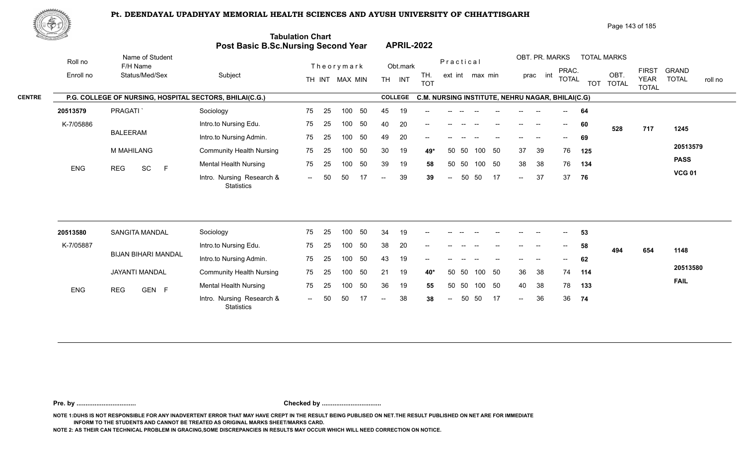# Pt. DEENDAYAL UPADHYAY MEMORIAL HEALTH SCIENCES AND AYUSH UNIVERSITY OF CHHATTISGARH

## Tabulation Chart
## Post Basic B.Sc.Nursing Second Year APRIL-2022

**CENTRE:** P.G. COLLEGE OF NURSING, HOSPITAL SECTORS, BHILAI(C.G.)
**COLLEGE:** C.M. NURSING INSTITUTE, NEHRU NAGAR, BHILAI(C.G)

| Roll no / Enroll no | Name of Student / F/H Name / Status/Med/Sex | Subject | Theory TH | Theory INT | Theory MAX | Theory MIN | Obt. TH | Obt. INT | TH. TOT | Practical ext | Practical int | Practical max | Practical min | OBT. PR. prac | OBT. PR. int | PRAC. TOTAL | TOT | OBT. TOTAL | FIRST YEAR TOTAL | GRAND TOTAL / roll no |
|---|---|---|---|---|---|---|---|---|---|---|---|---|---|---|---|---|---|---|---|---|
| 20513579 | PRAGATI ` | Sociology | 75 | 25 | 100 | 50 | 45 | 19 | -- | -- | -- | -- | -- | -- | -- | -- | 64 | 528 | 717 | 1245 |
| K-7/05886 | BALEERAM | Intro.to Nursing Edu. | 75 | 25 | 100 | 50 | 40 | 20 | -- | -- | -- | -- | -- | -- | -- | -- | 60 | | | 20513579 |
| | M MAHILANG | Intro.to Nursing Admin. | 75 | 25 | 100 | 50 | 49 | 20 | -- | -- | -- | -- | -- | -- | -- | -- | 69 | | | PASS |
| ENG | REG SC F | Community Health Nursing | 75 | 25 | 100 | 50 | 30 | 19 | 49* | 50 | 50 | 100 | 50 | 37 | 39 | 76 | 125 | | | VCG 01 |
| | | Mental Health Nursing | 75 | 25 | 100 | 50 | 39 | 19 | 58 | 50 | 50 | 100 | 50 | 38 | 38 | 76 | 134 | | | |
| | | Intro. Nursing Research & Statistics | -- | 50 | 50 | 17 | -- | 39 | 39 | -- | 50 | 50 | 17 | -- | 37 | 37 | 76 | | | |
| 20513580 | SANGITA MANDAL | Sociology | 75 | 25 | 100 | 50 | 34 | 19 | -- | -- | -- | -- | -- | -- | -- | -- | 53 | 494 | 654 | 1148 |
| K-7/05887 | BIJAN BIHARI MANDAL | Intro.to Nursing Edu. | 75 | 25 | 100 | 50 | 38 | 20 | -- | -- | -- | -- | -- | -- | -- | -- | 58 | | | 20513580 |
| | JAYANTI MANDAL | Intro.to Nursing Admin. | 75 | 25 | 100 | 50 | 43 | 19 | -- | -- | -- | -- | -- | -- | -- | -- | 62 | | | FAIL |
| ENG | REG GEN F | Community Health Nursing | 75 | 25 | 100 | 50 | 21 | 19 | 40* | 50 | 50 | 100 | 50 | 36 | 38 | 74 | 114 | | | |
| | | Mental Health Nursing | 75 | 25 | 100 | 50 | 36 | 19 | 55 | 50 | 50 | 100 | 50 | 40 | 38 | 78 | 133 | | | |
| | | Intro. Nursing Research & Statistics | -- | 50 | 50 | 17 | -- | 38 | 38 | -- | 50 | 50 | 17 | -- | 36 | 36 | 74 | | | |

**Pre. by ................................** **Checked by ................................**

NOTE 1:DUHS IS NOT RESPONSIBLE FOR ANY INADVERTENT ERROR THAT MAY HAVE CREPT IN THE RESULT BEING PUBLISED ON NET.THE RESULT PUBLISHED ON NET ARE FOR IMMEDIATE INFORM TO THE STUDENTS AND CANNOT BE TREATED AS ORIGINAL MARKS SHEET/MARKS CARD.

NOTE 2: AS THEIR CAN TECHNICAL PROBLEM IN GRACING,SOME DISCREPANCIES IN RESULTS MAY OCCUR WHICH WILL NEED CORRECTION ON NOTICE.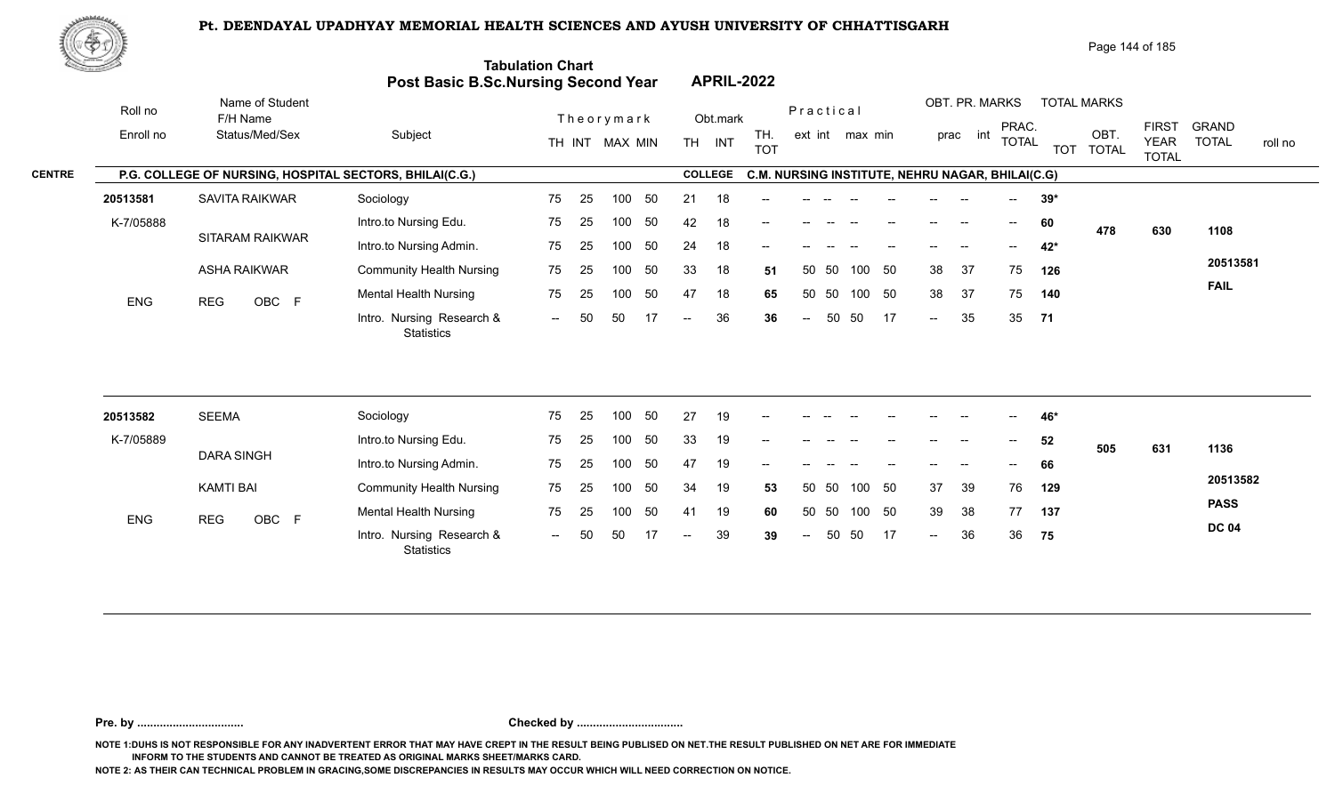# Pt. DEENDAYAL UPADHYAY MEMORIAL HEALTH SCIENCES AND AYUSH UNIVERSITY OF CHHATTISGARH

## Tabulation Chart
## Post Basic B.Sc.Nursing Second Year — APRIL-2022

**CENTRE:** P.G. COLLEGE OF NURSING, HOSPITAL SECTORS, BHILAI(C.G.) — **COLLEGE:** C.M. NURSING INSTITUTE, NEHRU NAGAR, BHILAI(C.G)

| Roll no / Enroll no | Name of Student / F/H Name / Status/Med/Sex | Subject | Theory TH | Theory INT | MAX | MIN | Obt. TH | Obt. INT | TH. TOT | Pr. ext | Pr. int | Pr. max | Pr. min | OBT. PR. prac | OBT. PR. int | PRAC. TOTAL | TOTAL MARKS TOT | OBT. TOTAL | FIRST YEAR TOTAL | GRAND TOTAL | roll no |
|---|---|---|---|---|---|---|---|---|---|---|---|---|---|---|---|---|---|---|---|---|---|
| 20513581 | SAVITA RAIKWAR | Sociology | 75 | 25 | 100 | 50 | 21 | 18 | -- | -- | -- | -- | -- | -- | -- | -- | 39* | | | | |
| K-7/05888 | SITARAM RAIKWAR | Intro.to Nursing Edu. | 75 | 25 | 100 | 50 | 42 | 18 | -- | -- | -- | -- | -- | -- | -- | -- | 60 | 478 | 630 | 1108 | |
| | | Intro.to Nursing Admin. | 75 | 25 | 100 | 50 | 24 | 18 | -- | -- | -- | -- | -- | -- | -- | -- | 42* | | | | |
| | ASHA RAIKWAR | Community Health Nursing | 75 | 25 | 100 | 50 | 33 | 18 | 51 | 50 | 50 | 100 | 50 | 38 | 37 | 75 | 126 | | | | 20513581 |
| ENG | REG OBC F | Mental Health Nursing | 75 | 25 | 100 | 50 | 47 | 18 | 65 | 50 | 50 | 100 | 50 | 38 | 37 | 75 | 140 | | | | FAIL |
| | | Intro. Nursing Research & Statistics | -- | 50 | 50 | 17 | -- | 36 | 36 | -- | 50 | 50 | 17 | -- | 35 | 35 | 71 | | | | |
| 20513582 | SEEMA | Sociology | 75 | 25 | 100 | 50 | 27 | 19 | -- | -- | -- | -- | -- | -- | -- | -- | 46* | | | | |
| K-7/05889 | DARA SINGH | Intro.to Nursing Edu. | 75 | 25 | 100 | 50 | 33 | 19 | -- | -- | -- | -- | -- | -- | -- | -- | 52 | 505 | 631 | 1136 | |
| | | Intro.to Nursing Admin. | 75 | 25 | 100 | 50 | 47 | 19 | -- | -- | -- | -- | -- | -- | -- | -- | 66 | | | | |
| | KAMTI BAI | Community Health Nursing | 75 | 25 | 100 | 50 | 34 | 19 | 53 | 50 | 50 | 100 | 50 | 37 | 39 | 76 | 129 | | | | 20513582 |
| ENG | REG OBC F | Mental Health Nursing | 75 | 25 | 100 | 50 | 41 | 19 | 60 | 50 | 50 | 100 | 50 | 39 | 38 | 77 | 137 | | | | PASS |
| | | Intro. Nursing Research & Statistics | -- | 50 | 50 | 17 | -- | 39 | 39 | -- | 50 | 50 | 17 | -- | 36 | 36 | 75 | | | | DC 04 |

Pre. by ................................ Checked by ................................

NOTE 1:DUHS IS NOT RESPONSIBLE FOR ANY INADVERTENT ERROR THAT MAY HAVE CREPT IN THE RESULT BEING PUBLISED ON NET.THE RESULT PUBLISHED ON NET ARE FOR IMMEDIATE INFORM TO THE STUDENTS AND CANNOT BE TREATED AS ORIGINAL MARKS SHEET/MARKS CARD.

NOTE 2: AS THEIR CAN TECHNICAL PROBLEM IN GRACING,SOME DISCREPANCIES IN RESULTS MAY OCCUR WHICH WILL NEED CORRECTION ON NOTICE.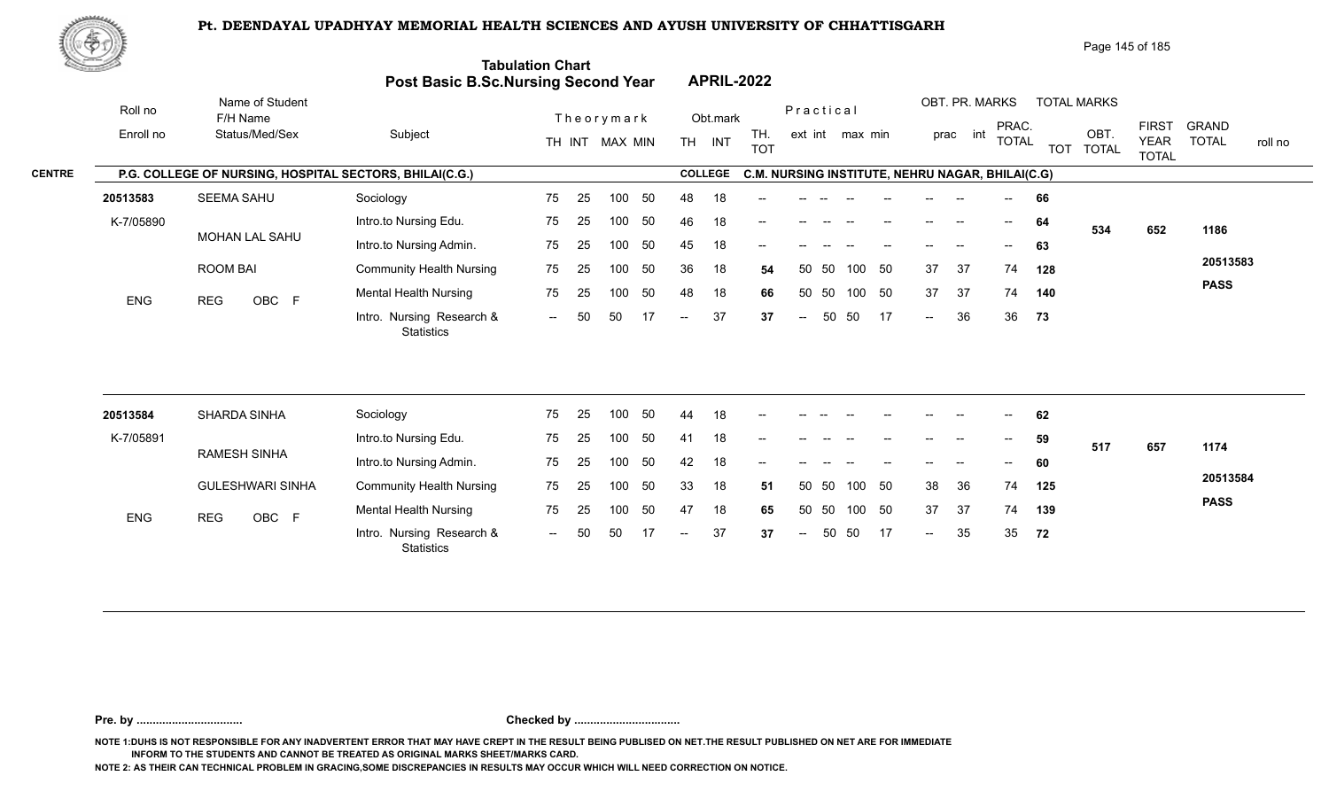# Pt. DEENDAYAL UPADHYAY MEMORIAL HEALTH SCIENCES AND AYUSH UNIVERSITY OF CHHATTISGARH

## Tabulation Chart
## Post Basic B.Sc.Nursing Second Year — APRIL-2022

**CENTRE:** P.G. COLLEGE OF NURSING, HOSPITAL SECTORS, BHILAI(C.G.)
**COLLEGE:** C.M. NURSING INSTITUTE, NEHRU NAGAR, BHILAI(C.G)

| Roll no / Enroll no | Name of Student / F/H Name / Status/Med/Sex | Subject | TH | INT | MAX | MIN | Obt. TH | Obt. INT | TH. TOT | ext | int | max | min | prac | int | PRAC. TOTAL | TOT | OBT. TOTAL | FIRST YEAR TOTAL | GRAND TOTAL / roll no |
|---|---|---|---|---|---|---|---|---|---|---|---|---|---|---|---|---|---|---|---|---|
| 20513583 | SEEMA SAHU | Sociology | 75 | 25 | 100 | 50 | 48 | 18 | -- | -- | -- | -- | -- | -- | -- | -- | 66 | 534 | 652 | 1186 |
| K-7/05890 | MOHAN LAL SAHU | Intro.to Nursing Edu. | 75 | 25 | 100 | 50 | 46 | 18 | -- | -- | -- | -- | -- | -- | -- | -- | 64 | | | 20513583 |
| | ROOM BAI | Intro.to Nursing Admin. | 75 | 25 | 100 | 50 | 45 | 18 | -- | -- | -- | -- | -- | -- | -- | -- | 63 | | | PASS |
| ENG | REG OBC F | Community Health Nursing | 75 | 25 | 100 | 50 | 36 | 18 | 54 | 50 | 50 | 100 | 50 | 37 | 37 | 74 | 128 | | | |
| | | Mental Health Nursing | 75 | 25 | 100 | 50 | 48 | 18 | 66 | 50 | 50 | 100 | 50 | 37 | 37 | 74 | 140 | | | |
| | | Intro. Nursing Research & Statistics | -- | 50 | 50 | 17 | -- | 37 | 37 | -- | 50 | 50 | 17 | -- | 36 | 36 | 73 | | | |
| 20513584 | SHARDA SINHA | Sociology | 75 | 25 | 100 | 50 | 44 | 18 | -- | -- | -- | -- | -- | -- | -- | -- | 62 | 517 | 657 | 1174 |
| K-7/05891 | RAMESH SINHA | Intro.to Nursing Edu. | 75 | 25 | 100 | 50 | 41 | 18 | -- | -- | -- | -- | -- | -- | -- | -- | 59 | | | 20513584 |
| | GULESHWARI SINHA | Intro.to Nursing Admin. | 75 | 25 | 100 | 50 | 42 | 18 | -- | -- | -- | -- | -- | -- | -- | -- | 60 | | | PASS |
| ENG | REG OBC F | Community Health Nursing | 75 | 25 | 100 | 50 | 33 | 18 | 51 | 50 | 50 | 100 | 50 | 38 | 36 | 74 | 125 | | | |
| | | Mental Health Nursing | 75 | 25 | 100 | 50 | 47 | 18 | 65 | 50 | 50 | 100 | 50 | 37 | 37 | 74 | 139 | | | |
| | | Intro. Nursing Research & Statistics | -- | 50 | 50 | 17 | -- | 37 | 37 | -- | 50 | 50 | 17 | -- | 35 | 35 | 72 | | | |

Pre. by ................................ Checked by ................................

NOTE 1:DUHS IS NOT RESPONSIBLE FOR ANY INADVERTENT ERROR THAT MAY HAVE CREPT IN THE RESULT BEING PUBLISED ON NET.THE RESULT PUBLISHED ON NET ARE FOR IMMEDIATE INFORM TO THE STUDENTS AND CANNOT BE TREATED AS ORIGINAL MARKS SHEET/MARKS CARD.

NOTE 2: AS THEIR CAN TECHNICAL PROBLEM IN GRACING,SOME DISCREPANCIES IN RESULTS MAY OCCUR WHICH WILL NEED CORRECTION ON NOTICE.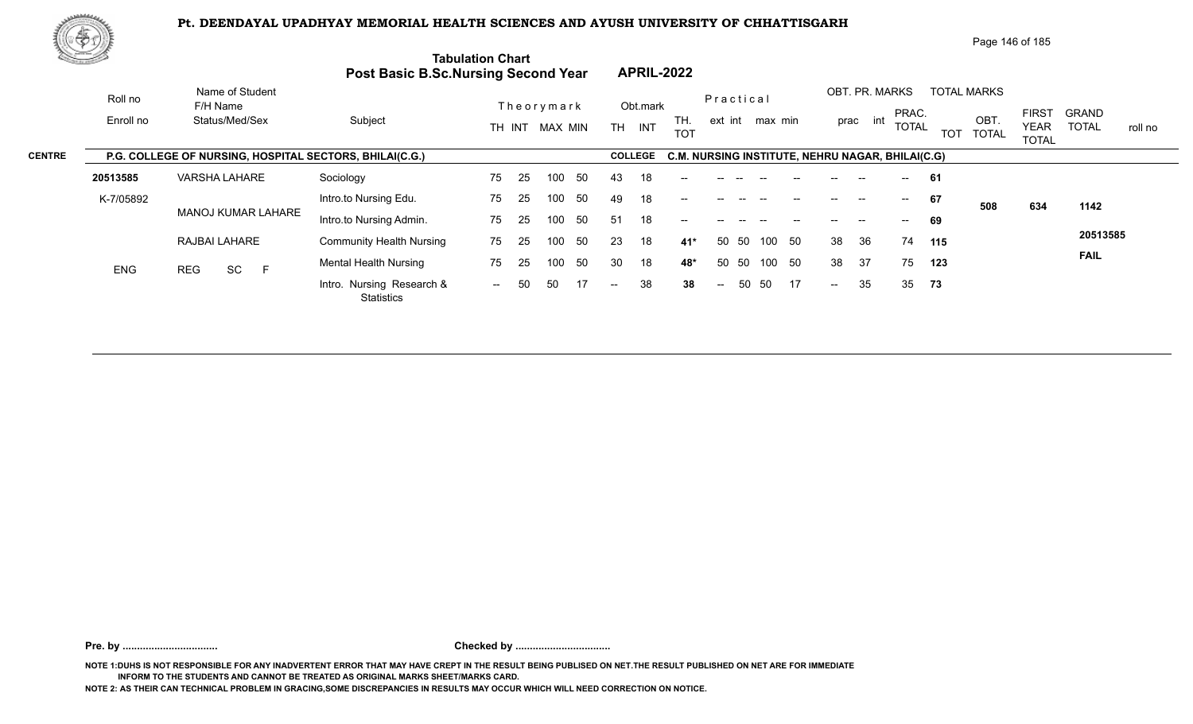# Pt. DEENDAYAL UPADHYAY MEMORIAL HEALTH SCIENCES AND AYUSH UNIVERSITY OF CHHATTISGARH

## Tabulation Chart
## Post Basic B.Sc.Nursing Second Year — APRIL-2022

**CENTRE:** P.G. COLLEGE OF NURSING, HOSPITAL SECTORS, BHILAI(C.G.)
**COLLEGE:** C.M. NURSING INSTITUTE, NEHRU NAGAR, BHILAI(C.G)

| Roll no / Enroll no | Name of Student / F/H Name / Status/Med/Sex | Subject | Theory TH | Theory INT | MAX | MIN | Obt. TH | Obt. INT | TH. TOT | Practical ext | Practical int | max | min | OBT. PR. prac | OBT. PR. int | PRAC. TOTAL | TOT | OBT. TOTAL | FIRST YEAR TOTAL | GRAND TOTAL / roll no |
|---|---|---|---|---|---|---|---|---|---|---|---|---|---|---|---|---|---|---|---|---|
| 20513585 | VARSHA LAHARE | Sociology | 75 | 25 | 100 | 50 | 43 | 18 | -- | -- | -- | -- | -- | -- | -- | -- | 61 | | | |
| K-7/05892 | MANOJ KUMAR LAHARE | Intro.to Nursing Edu. | 75 | 25 | 100 | 50 | 49 | 18 | -- | -- | -- | -- | -- | -- | -- | -- | 67 | 508 | 634 | 1142 |
| | | Intro.to Nursing Admin. | 75 | 25 | 100 | 50 | 51 | 18 | -- | -- | -- | -- | -- | -- | -- | -- | 69 | | | |
| | RAJBAI LAHARE | Community Health Nursing | 75 | 25 | 100 | 50 | 23 | 18 | 41* | 50 | 50 | 100 | 50 | 38 | 36 | 74 | 115 | | | 20513585 |
| ENG | REG SC F | Mental Health Nursing | 75 | 25 | 100 | 50 | 30 | 18 | 48* | 50 | 50 | 100 | 50 | 38 | 37 | 75 | 123 | | | FAIL |
| | | Intro. Nursing Research & Statistics | -- | 50 | 50 | 17 | -- | 38 | 38 | -- | 50 | 50 | 17 | -- | 35 | 35 | 73 | | | |

**Pre. by .................................** **Checked by .................................**

NOTE 1:DUHS IS NOT RESPONSIBLE FOR ANY INADVERTENT ERROR THAT MAY HAVE CREPT IN THE RESULT BEING PUBLISED ON NET.THE RESULT PUBLISHED ON NET ARE FOR IMMEDIATE INFORM TO THE STUDENTS AND CANNOT BE TREATED AS ORIGINAL MARKS SHEET/MARKS CARD.

NOTE 2: AS THEIR CAN TECHNICAL PROBLEM IN GRACING,SOME DISCREPANCIES IN RESULTS MAY OCCUR WHICH WILL NEED CORRECTION ON NOTICE.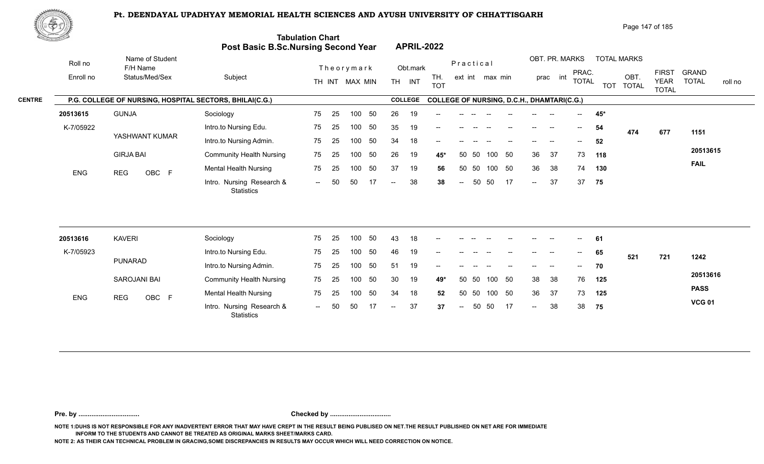# Pt. DEENDAYAL UPADHYAY MEMORIAL HEALTH SCIENCES AND AYUSH UNIVERSITY OF CHHATTISGARH

## Tabulation Chart
## Post Basic B.Sc.Nursing Second Year APRIL-2022

**CENTRE:** P.G. COLLEGE OF NURSING, HOSPITAL SECTORS, BHILAI(C.G.) **COLLEGE:** COLLEGE OF NURSING, D.C.H., DHAMTARI(C.G.)

| Roll no / Enroll no | Name of Student / F/H Name / Status/Med/Sex | Subject | Theory TH | Theory INT | MAX | MIN | Obt. TH | Obt. INT | TH. TOT | Prac ext | Prac int | max | min | OBT. PR. prac | OBT. PR. int | PRAC. TOTAL | TOT | OBT. TOTAL | FIRST YEAR TOTAL | GRAND TOTAL / roll no |
|---|---|---|---|---|---|---|---|---|---|---|---|---|---|---|---|---|---|---|---|---|
| 20513615 | GUNJA | Sociology | 75 | 25 | 100 | 50 | 26 | 19 | -- | -- | -- | -- | -- | -- | -- | -- | 45* | | | |
| K-7/05922 | YASHWANT KUMAR | Intro.to Nursing Edu. | 75 | 25 | 100 | 50 | 35 | 19 | -- | -- | -- | -- | -- | -- | -- | -- | 54 | 474 | 677 | 1151 |
| | | Intro.to Nursing Admin. | 75 | 25 | 100 | 50 | 34 | 18 | -- | -- | -- | -- | -- | -- | -- | -- | 52 | | | |
| | GIRJA BAI | Community Health Nursing | 75 | 25 | 100 | 50 | 26 | 19 | 45* | 50 | 50 | 100 | 50 | 36 | 37 | 73 | 118 | | | 20513615 |
| ENG | REG OBC F | Mental Health Nursing | 75 | 25 | 100 | 50 | 37 | 19 | 56 | 50 | 50 | 100 | 50 | 36 | 38 | 74 | 130 | | | FAIL |
| | | Intro. Nursing Research & Statistics | -- | 50 | 50 | 17 | -- | 38 | 38 | -- | 50 | 50 | 17 | -- | 37 | 37 | 75 | | | |
| 20513616 | KAVERI | Sociology | 75 | 25 | 100 | 50 | 43 | 18 | -- | -- | -- | -- | -- | -- | -- | -- | 61 | | | |
| K-7/05923 | PUNARAD | Intro.to Nursing Edu. | 75 | 25 | 100 | 50 | 46 | 19 | -- | -- | -- | -- | -- | -- | -- | -- | 65 | 521 | 721 | 1242 |
| | | Intro.to Nursing Admin. | 75 | 25 | 100 | 50 | 51 | 19 | -- | -- | -- | -- | -- | -- | -- | -- | 70 | | | |
| | SAROJANI BAI | Community Health Nursing | 75 | 25 | 100 | 50 | 30 | 19 | 49* | 50 | 50 | 100 | 50 | 38 | 38 | 76 | 125 | | | 20513616 |
| ENG | REG OBC F | Mental Health Nursing | 75 | 25 | 100 | 50 | 34 | 18 | 52 | 50 | 50 | 100 | 50 | 36 | 37 | 73 | 125 | | | PASS |
| | | Intro. Nursing Research & Statistics | -- | 50 | 50 | 17 | -- | 37 | 37 | -- | 50 | 50 | 17 | -- | 38 | 38 | 75 | | | VCG 01 |

Pre. by ................................ Checked by ................................

NOTE 1:DUHS IS NOT RESPONSIBLE FOR ANY INADVERTENT ERROR THAT MAY HAVE CREPT IN THE RESULT BEING PUBLISED ON NET.THE RESULT PUBLISHED ON NET ARE FOR IMMEDIATE INFORM TO THE STUDENTS AND CANNOT BE TREATED AS ORIGINAL MARKS SHEET/MARKS CARD.

NOTE 2: AS THEIR CAN TECHNICAL PROBLEM IN GRACING,SOME DISCREPANCIES IN RESULTS MAY OCCUR WHICH WILL NEED CORRECTION ON NOTICE.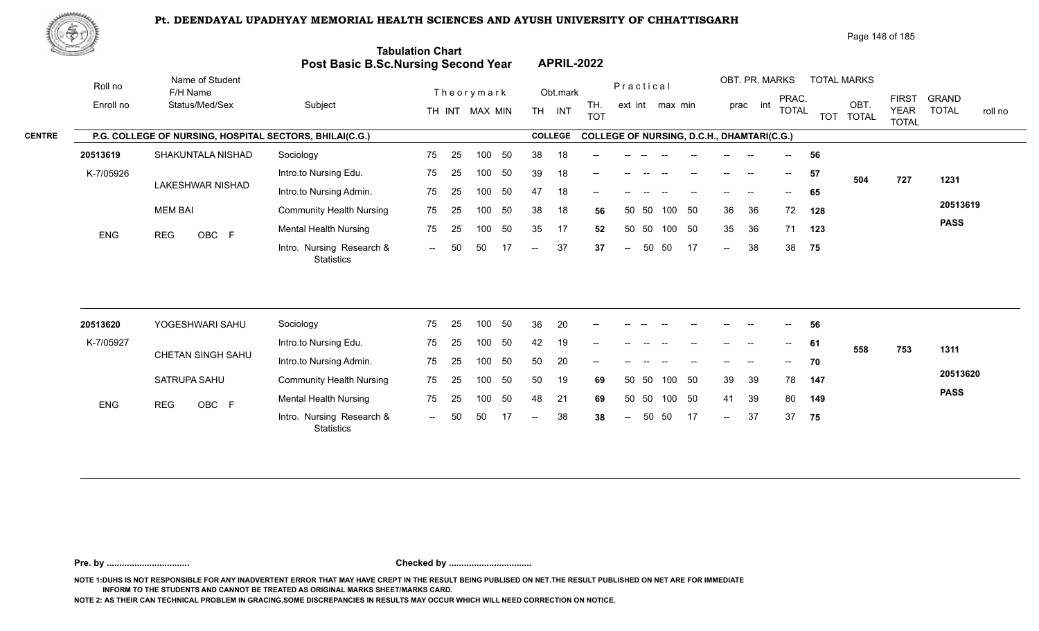# Pt. DEENDAYAL UPADHYAY MEMORIAL HEALTH SCIENCES AND AYUSH UNIVERSITY OF CHHATTISGARH

## Tabulation Chart
## Post Basic B.Sc.Nursing Second Year — APRIL-2022

**CENTRE:** P.G. COLLEGE OF NURSING, HOSPITAL SECTORS, BHILAI(C.G.) — **COLLEGE:** COLLEGE OF NURSING, D.C.H., DHAMTARI(C.G.)

| Roll no / Enroll no | Name of Student / F/H Name / Status/Med/Sex | Subject | Theory TH | Theory INT | MAX | MIN | Obt. TH | Obt. INT | TH. TOT | Prac ext | Prac int | Prac max | Prac min | OBT. PR. prac | OBT. PR. int | PRAC. TOTAL | TOT | OBT. TOTAL | FIRST YEAR TOTAL | GRAND TOTAL / roll no |
|---|---|---|---|---|---|---|---|---|---|---|---|---|---|---|---|---|---|---|---|---|
| 20513619 | SHAKUNTALA NISHAD | Sociology | 75 | 25 | 100 | 50 | 38 | 18 | -- | -- | -- | -- | -- | -- | -- | -- | 56 | 504 | 727 | 1231 |
| K-7/05926 | LAKESHWAR NISHAD | Intro.to Nursing Edu. | 75 | 25 | 100 | 50 | 39 | 18 | -- | -- | -- | -- | -- | -- | -- | -- | 57 | | | |
| | | Intro.to Nursing Admin. | 75 | 25 | 100 | 50 | 47 | 18 | -- | -- | -- | -- | -- | -- | -- | -- | 65 | | | |
| | MEM BAI | Community Health Nursing | 75 | 25 | 100 | 50 | 38 | 18 | 56 | 50 | 50 | 100 | 50 | 36 | 36 | 72 | 128 | | | 20513619 |
| ENG | REG OBC F | Mental Health Nursing | 75 | 25 | 100 | 50 | 35 | 17 | 52 | 50 | 50 | 100 | 50 | 35 | 36 | 71 | 123 | | | PASS |
| | | Intro. Nursing Research & Statistics | -- | 50 | 50 | 17 | -- | 37 | 37 | -- | 50 | 50 | 17 | -- | 38 | 38 | 75 | | | |
| 20513620 | YOGESHWARI SAHU | Sociology | 75 | 25 | 100 | 50 | 36 | 20 | -- | -- | -- | -- | -- | -- | -- | -- | 56 | 558 | 753 | 1311 |
| K-7/05927 | CHETAN SINGH SAHU | Intro.to Nursing Edu. | 75 | 25 | 100 | 50 | 42 | 19 | -- | -- | -- | -- | -- | -- | -- | -- | 61 | | | |
| | | Intro.to Nursing Admin. | 75 | 25 | 100 | 50 | 50 | 20 | -- | -- | -- | -- | -- | -- | -- | -- | 70 | | | |
| | SATRUPA SAHU | Community Health Nursing | 75 | 25 | 100 | 50 | 50 | 19 | 69 | 50 | 50 | 100 | 50 | 39 | 39 | 78 | 147 | | | 20513620 |
| ENG | REG OBC F | Mental Health Nursing | 75 | 25 | 100 | 50 | 48 | 21 | 69 | 50 | 50 | 100 | 50 | 41 | 39 | 80 | 149 | | | PASS |
| | | Intro. Nursing Research & Statistics | -- | 50 | 50 | 17 | -- | 38 | 38 | -- | 50 | 50 | 17 | -- | 37 | 37 | 75 | | | |

Pre. by ................................ Checked by ................................

NOTE 1:DUHS IS NOT RESPONSIBLE FOR ANY INADVERTENT ERROR THAT MAY HAVE CREPT IN THE RESULT BEING PUBLISED ON NET.THE RESULT PUBLISHED ON NET ARE FOR IMMEDIATE INFORM TO THE STUDENTS AND CANNOT BE TREATED AS ORIGINAL MARKS SHEET/MARKS CARD.

NOTE 2: AS THEIR CAN TECHNICAL PROBLEM IN GRACING,SOME DISCREPANCIES IN RESULTS MAY OCCUR WHICH WILL NEED CORRECTION ON NOTICE.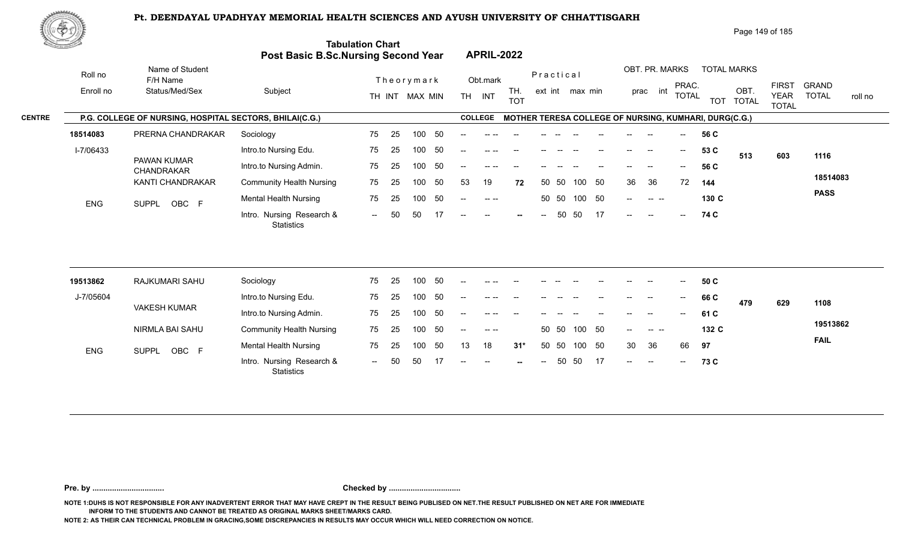# Pt. DEENDAYAL UPADHYAY MEMORIAL HEALTH SCIENCES AND AYUSH UNIVERSITY OF CHHATTISGARH

## Tabulation Chart
## Post Basic B.Sc.Nursing Second Year — APRIL-2022

**CENTRE:** P.G. COLLEGE OF NURSING, HOSPITAL SECTORS, BHILAI(C.G.) — **COLLEGE:** MOTHER TERESA COLLEGE OF NURSING, KUMHARI, DURG(C.G.)

| Roll no / Enroll no | Name of Student / F/H Name / Status/Med/Sex | Subject | TH | INT | MAX | MIN | Obt. TH | Obt. INT | TH. TOT | Prac ext | Prac int | Prac max | Prac min | OBT. PR. prac | OBT. PR. int | PRAC. TOTAL | TOT | OBT. TOTAL | FIRST YEAR TOTAL | GRAND TOTAL / roll no |
|---|---|---|---|---|---|---|---|---|---|---|---|---|---|---|---|---|---|---|---|---|
| 18514083 | PRERNA CHANDRAKAR | Sociology | 75 | 25 | 100 | 50 | -- | -- -- | -- | -- | -- | -- | -- | -- | -- | -- | 56 C | 513 | 603 | 1116 |
| I-7/06433 | PAWAN KUMAR CHANDRAKAR | Intro.to Nursing Edu. | 75 | 25 | 100 | 50 | -- | -- -- | -- | -- | -- | -- | -- | -- | -- | -- | 53 C | | | 18514083 |
| | KANTI CHANDRAKAR | Intro.to Nursing Admin. | 75 | 25 | 100 | 50 | -- | -- -- | -- | -- | -- | -- | -- | -- | -- | -- | 56 C | | | PASS |
| | | Community Health Nursing | 75 | 25 | 100 | 50 | 53 | 19 | 72 | 50 | 50 | 100 | 50 | 36 | 36 | 72 | 144 | | | |
| ENG | SUPPL OBC F | Mental Health Nursing | 75 | 25 | 100 | 50 | -- | -- -- | | 50 | 50 | 100 | 50 | -- | -- -- | | 130 C | | | |
| | | Intro. Nursing Research & Statistics | -- | 50 | 50 | 17 | -- | -- | -- | -- | 50 | 50 | 17 | -- | -- | -- | 74 C | | | |
| 19513862 | RAJKUMARI SAHU | Sociology | 75 | 25 | 100 | 50 | -- | -- -- | -- | -- | -- | -- | -- | -- | -- | -- | 50 C | 479 | 629 | 1108 |
| J-7/05604 | VAKESH KUMAR | Intro.to Nursing Edu. | 75 | 25 | 100 | 50 | -- | -- -- | -- | -- | -- | -- | -- | -- | -- | -- | 66 C | | | 19513862 |
| | NIRMLA BAI SAHU | Intro.to Nursing Admin. | 75 | 25 | 100 | 50 | -- | -- -- | -- | -- | -- | -- | -- | -- | -- | -- | 61 C | | | FAIL |
| | | Community Health Nursing | 75 | 25 | 100 | 50 | -- | -- -- | | 50 | 50 | 100 | 50 | -- | -- -- | | 132 C | | | |
| ENG | SUPPL OBC F | Mental Health Nursing | 75 | 25 | 100 | 50 | 13 | 18 | 31* | 50 | 50 | 100 | 50 | 30 | 36 | 66 | 97 | | | |
| | | Intro. Nursing Research & Statistics | -- | 50 | 50 | 17 | -- | -- | -- | -- | 50 | 50 | 17 | -- | -- | -- | 73 C | | | |

**Pre. by ................................** **Checked by ................................**

NOTE 1:DUHS IS NOT RESPONSIBLE FOR ANY INADVERTENT ERROR THAT MAY HAVE CREPT IN THE RESULT BEING PUBLISED ON NET.THE RESULT PUBLISHED ON NET ARE FOR IMMEDIATE INFORM TO THE STUDENTS AND CANNOT BE TREATED AS ORIGINAL MARKS SHEET/MARKS CARD.

NOTE 2: AS THEIR CAN TECHNICAL PROBLEM IN GRACING,SOME DISCREPANCIES IN RESULTS MAY OCCUR WHICH WILL NEED CORRECTION ON NOTICE.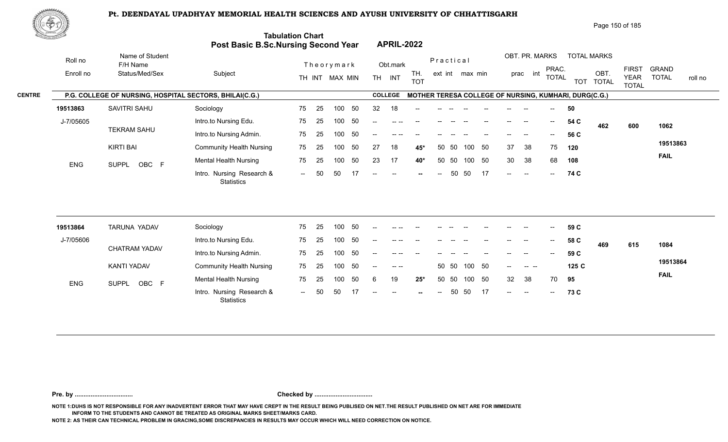# Pt. DEENDAYAL UPADHYAY MEMORIAL HEALTH SCIENCES AND AYUSH UNIVERSITY OF CHHATTISGARH

## Tabulation Chart
## Post Basic B.Sc.Nursing Second Year — APRIL-2022

**CENTRE:** P.G. COLLEGE OF NURSING, HOSPITAL SECTORS, BHILAI(C.G.)
**COLLEGE:** MOTHER TERESA COLLEGE OF NURSING, KUMHARI, DURG(C.G.)

| Roll no / Enroll no | Name of Student / F/H Name / Status/Med/Sex | Subject | TH | INT | MAX | MIN | Obt. TH | Obt. INT | TH. TOT | Prac. ext | Prac. int | max | min | OBT. PR. prac | OBT. PR. int | PRAC. TOTAL | TOT | OBT. TOTAL | FIRST YEAR TOTAL | GRAND TOTAL / roll no |
|---|---|---|---|---|---|---|---|---|---|---|---|---|---|---|---|---|---|---|---|---|
| 19513863 | SAVITRI SAHU | Sociology | 75 | 25 | 100 | 50 | 32 | 18 | -- | -- | -- | -- | -- | -- | -- | -- | 50 | 462 | 600 | 1062 |
| J-7/05605 | TEKRAM SAHU | Intro.to Nursing Edu. | 75 | 25 | 100 | 50 | -- | -- -- | -- | -- | -- | -- | -- | -- | -- | -- | 54 C | | | 19513863 |
| | KIRTI BAI | Intro.to Nursing Admin. | 75 | 25 | 100 | 50 | -- | -- -- | -- | -- | -- | -- | -- | -- | -- | -- | 56 C | | | FAIL |
| ENG | SUPPL OBC F | Community Health Nursing | 75 | 25 | 100 | 50 | 27 | 18 | 45* | 50 | 50 | 100 | 50 | 37 | 38 | 75 | 120 | | | |
| | | Mental Health Nursing | 75 | 25 | 100 | 50 | 23 | 17 | 40* | 50 | 50 | 100 | 50 | 30 | 38 | 68 | 108 | | | |
| | | Intro. Nursing Research & Statistics | -- | 50 | 50 | 17 | -- | -- | -- | -- | 50 | 50 | 17 | -- | -- | -- | 74 C | | | |
| 19513864 | TARUNA YADAV | Sociology | 75 | 25 | 100 | 50 | -- | -- -- | -- | -- | -- | -- | -- | -- | -- | -- | 59 C | 469 | 615 | 1084 |
| J-7/05606 | CHATRAM YADAV | Intro.to Nursing Edu. | 75 | 25 | 100 | 50 | -- | -- -- | -- | -- | -- | -- | -- | -- | -- | -- | 58 C | | | 19513864 |
| | KANTI YADAV | Intro.to Nursing Admin. | 75 | 25 | 100 | 50 | -- | -- -- | -- | -- | -- | -- | -- | -- | -- | -- | 59 C | | | FAIL |
| ENG | SUPPL OBC F | Community Health Nursing | 75 | 25 | 100 | 50 | -- | -- -- | | 50 | 50 | 100 | 50 | -- | -- -- | | 125 C | | | |
| | | Mental Health Nursing | 75 | 25 | 100 | 50 | 6 | 19 | 25* | 50 | 50 | 100 | 50 | 32 | 38 | 70 | 95 | | | |
| | | Intro. Nursing Research & Statistics | -- | 50 | 50 | 17 | -- | -- | -- | -- | 50 | 50 | 17 | -- | -- | -- | 73 C | | | |

Pre. by ................................. Checked by .................................

NOTE 1:DUHS IS NOT RESPONSIBLE FOR ANY INADVERTENT ERROR THAT MAY HAVE CREPT IN THE RESULT BEING PUBLISED ON NET.THE RESULT PUBLISHED ON NET ARE FOR IMMEDIATE INFORM TO THE STUDENTS AND CANNOT BE TREATED AS ORIGINAL MARKS SHEET/MARKS CARD.

NOTE 2: AS THEIR CAN TECHNICAL PROBLEM IN GRACING,SOME DISCREPANCIES IN RESULTS MAY OCCUR WHICH WILL NEED CORRECTION ON NOTICE.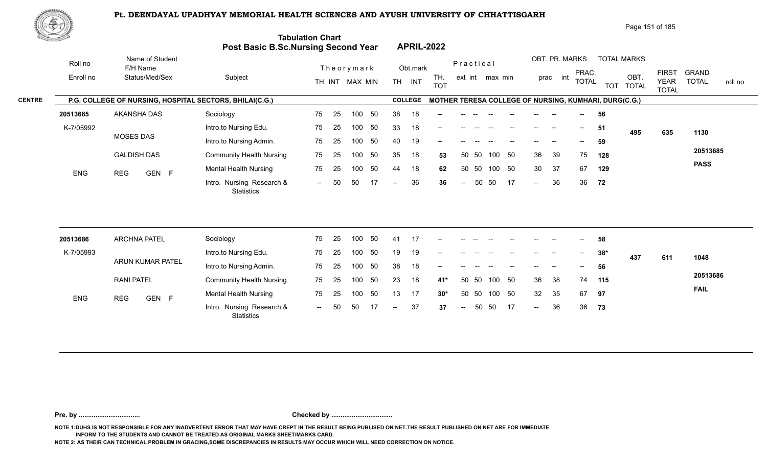# Pt. DEENDAYAL UPADHYAY MEMORIAL HEALTH SCIENCES AND AYUSH UNIVERSITY OF CHHATTISGARH

## Tabulation Chart
## Post Basic B.Sc.Nursing Second Year — APRIL-2022

**CENTRE:** P.G. COLLEGE OF NURSING, HOSPITAL SECTORS, BHILAI(C.G.)
**COLLEGE:** MOTHER TERESA COLLEGE OF NURSING, KUMHARI, DURG(C.G.)

| Roll no / Enroll no | Name of Student / F/H Name / Status/Med/Sex | Subject | Theory TH | Theory INT | MAX | MIN | Obt. TH | Obt. INT | TH. TOT | Prac. ext | Prac. int | max | min | OBT. PR. prac | OBT. PR. int | PRAC. TOTAL | TOT | OBT. TOTAL | FIRST YEAR TOTAL | GRAND TOTAL / roll no |
|---|---|---|---|---|---|---|---|---|---|---|---|---|---|---|---|---|---|---|---|---|
| 20513685 | AKANSHA DAS | Sociology | 75 | 25 | 100 | 50 | 38 | 18 | -- | -- | -- | -- | -- | -- | -- | -- | 56 | | | |
| K-7/05992 | MOSES DAS | Intro.to Nursing Edu. | 75 | 25 | 100 | 50 | 33 | 18 | -- | -- | -- | -- | -- | -- | -- | -- | 51 | 495 | 635 | 1130 |
| | | Intro.to Nursing Admin. | 75 | 25 | 100 | 50 | 40 | 19 | -- | -- | -- | -- | -- | -- | -- | -- | 59 | | | |
| | GALDISH DAS | Community Health Nursing | 75 | 25 | 100 | 50 | 35 | 18 | 53 | 50 | 50 | 100 | 50 | 36 | 39 | 75 | 128 | | | 20513685 |
| ENG | REG GEN F | Mental Health Nursing | 75 | 25 | 100 | 50 | 44 | 18 | 62 | 50 | 50 | 100 | 50 | 30 | 37 | 67 | 129 | | | PASS |
| | | Intro. Nursing Research & Statistics | -- | 50 | 50 | 17 | -- | 36 | 36 | -- | 50 | 50 | 17 | -- | 36 | 36 | 72 | | | |
| 20513686 | ARCHNA PATEL | Sociology | 75 | 25 | 100 | 50 | 41 | 17 | -- | -- | -- | -- | -- | -- | -- | -- | 58 | | | |
| K-7/05993 | ARUN KUMAR PATEL | Intro.to Nursing Edu. | 75 | 25 | 100 | 50 | 19 | 19 | -- | -- | -- | -- | -- | -- | -- | -- | 38* | 437 | 611 | 1048 |
| | | Intro.to Nursing Admin. | 75 | 25 | 100 | 50 | 38 | 18 | -- | -- | -- | -- | -- | -- | -- | -- | 56 | | | |
| | RANI PATEL | Community Health Nursing | 75 | 25 | 100 | 50 | 23 | 18 | 41* | 50 | 50 | 100 | 50 | 36 | 38 | 74 | 115 | | | 20513686 |
| ENG | REG GEN F | Mental Health Nursing | 75 | 25 | 100 | 50 | 13 | 17 | 30* | 50 | 50 | 100 | 50 | 32 | 35 | 67 | 97 | | | FAIL |
| | | Intro. Nursing Research & Statistics | -- | 50 | 50 | 17 | -- | 37 | 37 | -- | 50 | 50 | 17 | -- | 36 | 36 | 73 | | | |

**Pre. by .................................** **Checked by .................................**

NOTE 1:DUHS IS NOT RESPONSIBLE FOR ANY INADVERTENT ERROR THAT MAY HAVE CREPT IN THE RESULT BEING PUBLISED ON NET.THE RESULT PUBLISHED ON NET ARE FOR IMMEDIATE INFORM TO THE STUDENTS AND CANNOT BE TREATED AS ORIGINAL MARKS SHEET/MARKS CARD.

NOTE 2: AS THEIR CAN TECHNICAL PROBLEM IN GRACING,SOME DISCREPANCIES IN RESULTS MAY OCCUR WHICH WILL NEED CORRECTION ON NOTICE.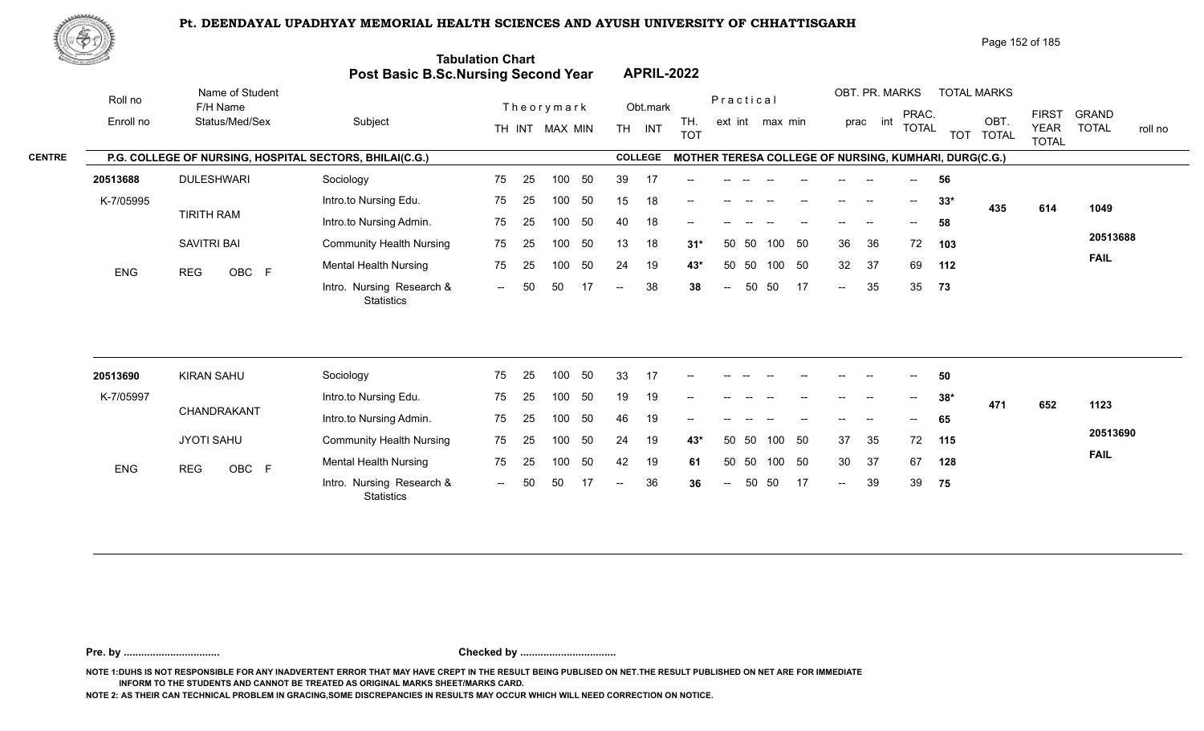# Pt. DEENDAYAL UPADHYAY MEMORIAL HEALTH SCIENCES AND AYUSH UNIVERSITY OF CHHATTISGARH

## Tabulation Chart
## Post Basic B.Sc.Nursing Second Year APRIL-2022

**CENTRE:** P.G. COLLEGE OF NURSING, HOSPITAL SECTORS, BHILAI(C.G.)
**COLLEGE:** MOTHER TERESA COLLEGE OF NURSING, KUMHARI, DURG(C.G.)

| Roll no / Enroll no | Name of Student / F/H Name / Status/Med/Sex | Subject | TH | INT | MAX | MIN | Obt. TH | Obt. INT | TH. TOT | Prac. ext | Prac. int | max | min | OBT. PR. prac | OBT. PR. int | PRAC. TOTAL | TOT | OBT. TOTAL | FIRST YEAR TOTAL | GRAND TOTAL / roll no |
|---|---|---|---|---|---|---|---|---|---|---|---|---|---|---|---|---|---|---|---|---|
| 20513688 | DULESHWARI | Sociology | 75 | 25 | 100 | 50 | 39 | 17 | -- | -- | -- | -- | -- | -- | -- | -- | 56 | | | |
| K-7/05995 | TIRITH RAM | Intro.to Nursing Edu. | 75 | 25 | 100 | 50 | 15 | 18 | -- | -- | -- | -- | -- | -- | -- | -- | 33* | 435 | 614 | 1049 |
| | SAVITRI BAI | Intro.to Nursing Admin. | 75 | 25 | 100 | 50 | 40 | 18 | -- | -- | -- | -- | -- | -- | -- | -- | 58 | | | |
| | | Community Health Nursing | 75 | 25 | 100 | 50 | 13 | 18 | 31* | 50 | 50 | 100 | 50 | 36 | 36 | 72 | 103 | | | 20513688 |
| ENG | REG OBC F | Mental Health Nursing | 75 | 25 | 100 | 50 | 24 | 19 | 43* | 50 | 50 | 100 | 50 | 32 | 37 | 69 | 112 | | | FAIL |
| | | Intro. Nursing Research & Statistics | -- | 50 | 50 | 17 | -- | 38 | 38 | -- | 50 | 50 | 17 | -- | 35 | 35 | 73 | | | |
| 20513690 | KIRAN SAHU | Sociology | 75 | 25 | 100 | 50 | 33 | 17 | -- | -- | -- | -- | -- | -- | -- | -- | 50 | | | |
| K-7/05997 | CHANDRAKANT | Intro.to Nursing Edu. | 75 | 25 | 100 | 50 | 19 | 19 | -- | -- | -- | -- | -- | -- | -- | -- | 38* | 471 | 652 | 1123 |
| | JYOTI SAHU | Intro.to Nursing Admin. | 75 | 25 | 100 | 50 | 46 | 19 | -- | -- | -- | -- | -- | -- | -- | -- | 65 | | | |
| | | Community Health Nursing | 75 | 25 | 100 | 50 | 24 | 19 | 43* | 50 | 50 | 100 | 50 | 37 | 35 | 72 | 115 | | | 20513690 |
| ENG | REG OBC F | Mental Health Nursing | 75 | 25 | 100 | 50 | 42 | 19 | 61 | 50 | 50 | 100 | 50 | 30 | 37 | 67 | 128 | | | FAIL |
| | | Intro. Nursing Research & Statistics | -- | 50 | 50 | 17 | -- | 36 | 36 | -- | 50 | 50 | 17 | -- | 39 | 39 | 75 | | | |

Pre. by ................................. Checked by .................................

NOTE 1:DUHS IS NOT RESPONSIBLE FOR ANY INADVERTENT ERROR THAT MAY HAVE CREPT IN THE RESULT BEING PUBLISED ON NET.THE RESULT PUBLISHED ON NET ARE FOR IMMEDIATE INFORM TO THE STUDENTS AND CANNOT BE TREATED AS ORIGINAL MARKS SHEET/MARKS CARD.

NOTE 2: AS THEIR CAN TECHNICAL PROBLEM IN GRACING,SOME DISCREPANCIES IN RESULTS MAY OCCUR WHICH WILL NEED CORRECTION ON NOTICE.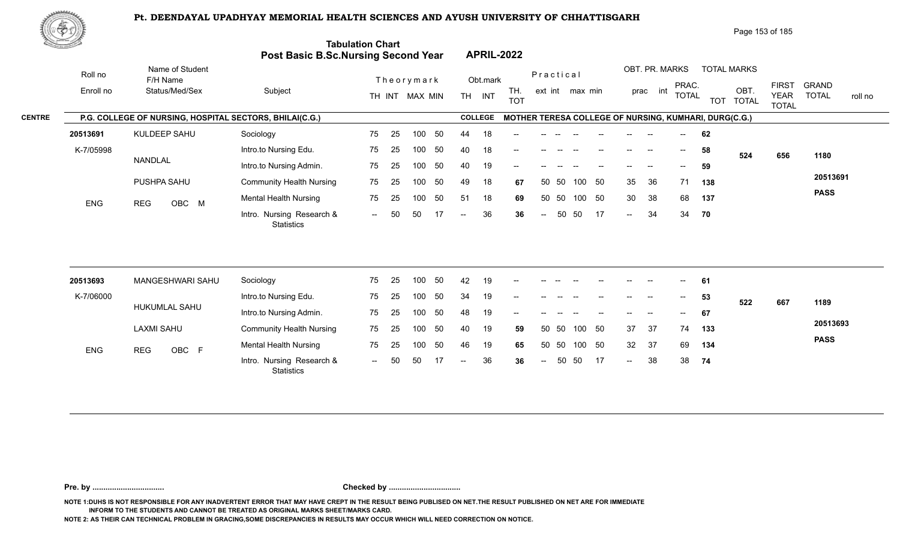# Pt. DEENDAYAL UPADHYAY MEMORIAL HEALTH SCIENCES AND AYUSH UNIVERSITY OF CHHATTISGARH

## Tabulation Chart
## Post Basic B.Sc.Nursing Second Year APRIL-2022

**CENTRE:** P.G. COLLEGE OF NURSING, HOSPITAL SECTORS, BHILAI(C.G.)
**COLLEGE:** MOTHER TERESA COLLEGE OF NURSING, KUMHARI, DURG(C.G.)

| Roll no / Enroll no | Name of Student / F/H Name / Status/Med/Sex | Subject | Theorymark TH | INT | MAX | MIN | Obt.mark TH | INT | TH. TOT | Practical ext | int | max | min | OBT. PR. MARKS prac | int | PRAC. TOTAL | TOT | OBT. TOTAL | FIRST YEAR TOTAL | GRAND TOTAL / roll no |
|---|---|---|---|---|---|---|---|---|---|---|---|---|---|---|---|---|---|---|---|---|
| 20513691 | KULDEEP SAHU | Sociology | 75 | 25 | 100 | 50 | 44 | 18 | -- | -- | -- | -- | -- | -- | -- | -- | 62 | 524 | 656 | 1180 |
| K-7/05998 | NANDLAL | Intro.to Nursing Edu. | 75 | 25 | 100 | 50 | 40 | 18 | -- | -- | -- | -- | -- | -- | -- | -- | 58 | | | |
| | | Intro.to Nursing Admin. | 75 | 25 | 100 | 50 | 40 | 19 | -- | -- | -- | -- | -- | -- | -- | -- | 59 | | | |
| | PUSHPA SAHU | Community Health Nursing | 75 | 25 | 100 | 50 | 49 | 18 | 67 | 50 | 50 | 100 | 50 | 35 | 36 | 71 | 138 | | | 20513691 |
| ENG | REG OBC M | Mental Health Nursing | 75 | 25 | 100 | 50 | 51 | 18 | 69 | 50 | 50 | 100 | 50 | 30 | 38 | 68 | 137 | | | PASS |
| | | Intro. Nursing Research & Statistics | -- | 50 | 50 | 17 | -- | 36 | 36 | -- | 50 | 50 | 17 | -- | 34 | 34 | 70 | | | |
| 20513693 | MANGESHWARI SAHU | Sociology | 75 | 25 | 100 | 50 | 42 | 19 | -- | -- | -- | -- | -- | -- | -- | -- | 61 | 522 | 667 | 1189 |
| K-7/06000 | HUKUMLAL SAHU | Intro.to Nursing Edu. | 75 | 25 | 100 | 50 | 34 | 19 | -- | -- | -- | -- | -- | -- | -- | -- | 53 | | | |
| | | Intro.to Nursing Admin. | 75 | 25 | 100 | 50 | 48 | 19 | -- | -- | -- | -- | -- | -- | -- | -- | 67 | | | |
| | LAXMI SAHU | Community Health Nursing | 75 | 25 | 100 | 50 | 40 | 19 | 59 | 50 | 50 | 100 | 50 | 37 | 37 | 74 | 133 | | | 20513693 |
| ENG | REG OBC F | Mental Health Nursing | 75 | 25 | 100 | 50 | 46 | 19 | 65 | 50 | 50 | 100 | 50 | 32 | 37 | 69 | 134 | | | PASS |
| | | Intro. Nursing Research & Statistics | -- | 50 | 50 | 17 | -- | 36 | 36 | -- | 50 | 50 | 17 | -- | 38 | 38 | 74 | | | |

**Pre. by ................................** **Checked by ................................**

NOTE 1:DUHS IS NOT RESPONSIBLE FOR ANY INADVERTENT ERROR THAT MAY HAVE CREPT IN THE RESULT BEING PUBLISED ON NET.THE RESULT PUBLISHED ON NET ARE FOR IMMEDIATE INFORM TO THE STUDENTS AND CANNOT BE TREATED AS ORIGINAL MARKS SHEET/MARKS CARD.

NOTE 2: AS THEIR CAN TECHNICAL PROBLEM IN GRACING,SOME DISCREPANCIES IN RESULTS MAY OCCUR WHICH WILL NEED CORRECTION ON NOTICE.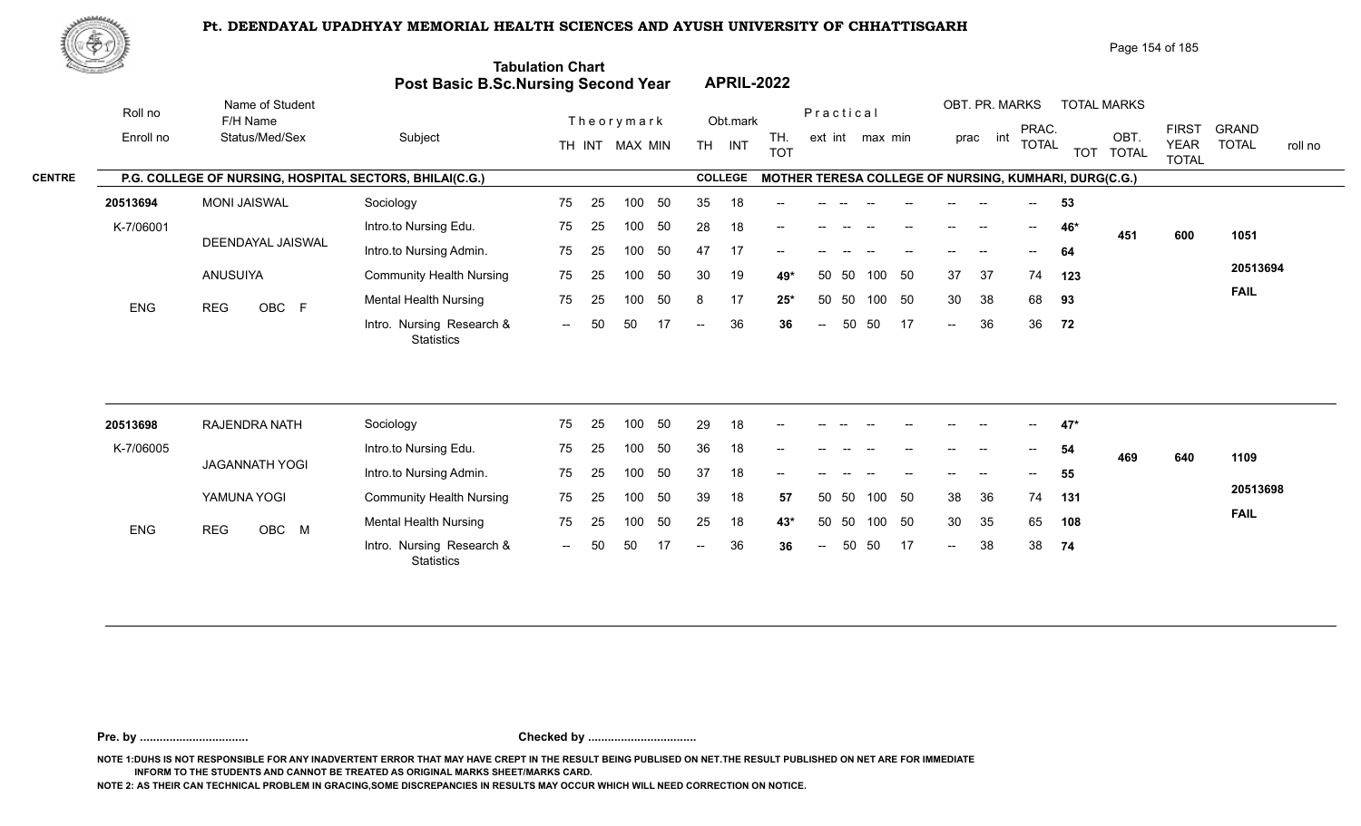# Pt. DEENDAYAL UPADHYAY MEMORIAL HEALTH SCIENCES AND AYUSH UNIVERSITY OF CHHATTISGARH

## Tabulation Chart
## Post Basic B.Sc.Nursing Second Year — APRIL-2022

**CENTRE:** P.G. COLLEGE OF NURSING, HOSPITAL SECTORS, BHILAI(C.G.) — **COLLEGE:** MOTHER TERESA COLLEGE OF NURSING, KUMHARI, DURG(C.G.)

| Roll no / Enroll no | Name of Student / F/H Name / Status/Med/Sex | Subject | Theory mark TH | INT | MAX | MIN | Obt.mark TH | INT | TH. TOT | Practical ext | int | max | min | OBT. PR. MARKS prac | int | PRAC. TOTAL | TOTAL MARKS TOT | OBT. TOTAL | FIRST YEAR TOTAL | GRAND TOTAL / roll no |
|---|---|---|---|---|---|---|---|---|---|---|---|---|---|---|---|---|---|---|---|---|
| 20513694 | MONI JAISWAL | Sociology | 75 | 25 | 100 | 50 | 35 | 18 | -- | -- | -- | -- | -- | -- | -- | -- | 53 | | | |
| K-7/06001 | DEENDAYAL JAISWAL | Intro.to Nursing Edu. | 75 | 25 | 100 | 50 | 28 | 18 | -- | -- | -- | -- | -- | -- | -- | -- | 46* | 451 | 600 | 1051 |
| | ANUSUIYA | Intro.to Nursing Admin. | 75 | 25 | 100 | 50 | 47 | 17 | -- | -- | -- | -- | -- | -- | -- | -- | 64 | | | |
| ENG | REG OBC F | Community Health Nursing | 75 | 25 | 100 | 50 | 30 | 19 | 49* | 50 | 50 | 100 | 50 | 37 | 37 | 74 | 123 | | | 20513694 |
| | | Mental Health Nursing | 75 | 25 | 100 | 50 | 8 | 17 | 25* | 50 | 50 | 100 | 50 | 30 | 38 | 68 | 93 | | | FAIL |
| | | Intro. Nursing Research & Statistics | -- | 50 | 50 | 17 | -- | 36 | 36 | -- | 50 | 50 | 17 | -- | 36 | 36 | 72 | | | |
| 20513698 | RAJENDRA NATH | Sociology | 75 | 25 | 100 | 50 | 29 | 18 | -- | -- | -- | -- | -- | -- | -- | -- | 47* | | | |
| K-7/06005 | JAGANNATH YOGI | Intro.to Nursing Edu. | 75 | 25 | 100 | 50 | 36 | 18 | -- | -- | -- | -- | -- | -- | -- | -- | 54 | 469 | 640 | 1109 |
| | YAMUNA YOGI | Intro.to Nursing Admin. | 75 | 25 | 100 | 50 | 37 | 18 | -- | -- | -- | -- | -- | -- | -- | -- | 55 | | | |
| ENG | REG OBC M | Community Health Nursing | 75 | 25 | 100 | 50 | 39 | 18 | 57 | 50 | 50 | 100 | 50 | 38 | 36 | 74 | 131 | | | 20513698 |
| | | Mental Health Nursing | 75 | 25 | 100 | 50 | 25 | 18 | 43* | 50 | 50 | 100 | 50 | 30 | 35 | 65 | 108 | | | FAIL |
| | | Intro. Nursing Research & Statistics | -- | 50 | 50 | 17 | -- | 36 | 36 | -- | 50 | 50 | 17 | -- | 38 | 38 | 74 | | | |

Pre. by ................................ Checked by ................................

NOTE 1:DUHS IS NOT RESPONSIBLE FOR ANY INADVERTENT ERROR THAT MAY HAVE CREPT IN THE RESULT BEING PUBLISED ON NET.THE RESULT PUBLISHED ON NET ARE FOR IMMEDIATE INFORM TO THE STUDENTS AND CANNOT BE TREATED AS ORIGINAL MARKS SHEET/MARKS CARD.

NOTE 2: AS THEIR CAN TECHNICAL PROBLEM IN GRACING,SOME DISCREPANCIES IN RESULTS MAY OCCUR WHICH WILL NEED CORRECTION ON NOTICE.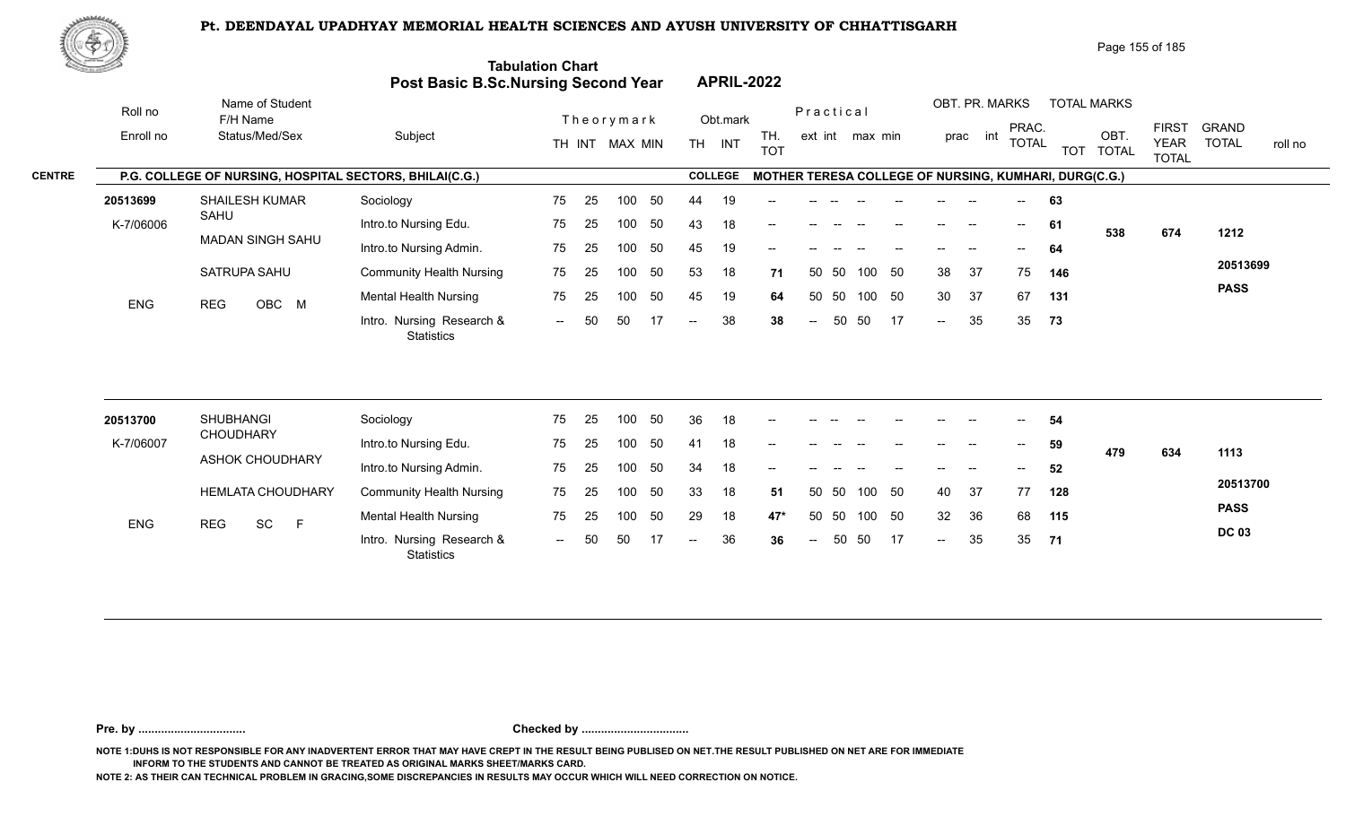# Pt. DEENDAYAL UPADHYAY MEMORIAL HEALTH SCIENCES AND AYUSH UNIVERSITY OF CHHATTISGARH

## Tabulation Chart
## Post Basic B.Sc.Nursing Second Year — APRIL-2022

**CENTRE:** P.G. COLLEGE OF NURSING, HOSPITAL SECTORS, BHILAI(C.G.) — **COLLEGE:** MOTHER TERESA COLLEGE OF NURSING, KUMHARI, DURG(C.G.)

| Roll no / Enroll no | Name of Student / F/H Name / Status/Med/Sex | Subject | TH | INT | MAX | MIN | Obt. TH | Obt. INT | TH. TOT | ext | int | max | min | prac | int | PRAC. TOTAL | TOT | OBT. TOTAL | FIRST YEAR TOTAL | GRAND TOTAL | roll no |
|---|---|---|---|---|---|---|---|---|---|---|---|---|---|---|---|---|---|---|---|---|---|
| 20513699 | SHAILESH KUMAR SAHU | Sociology | 75 | 25 | 100 | 50 | 44 | 19 | -- | -- | -- | -- | -- | -- | -- | -- | 63 | 538 | 674 | 1212 | 20513699 |
| K-7/06006 | MADAN SINGH SAHU | Intro.to Nursing Edu. | 75 | 25 | 100 | 50 | 43 | 18 | -- | -- | -- | -- | -- | -- | -- | -- | 61 | | | | PASS |
| | SATRUPA SAHU | Intro.to Nursing Admin. | 75 | 25 | 100 | 50 | 45 | 19 | -- | -- | -- | -- | -- | -- | -- | -- | 64 | | | | |
| ENG | REG OBC M | Community Health Nursing | 75 | 25 | 100 | 50 | 53 | 18 | 71 | 50 | 50 | 100 | 50 | 38 | 37 | 75 | 146 | | | | |
| | | Mental Health Nursing | 75 | 25 | 100 | 50 | 45 | 19 | 64 | 50 | 50 | 100 | 50 | 30 | 37 | 67 | 131 | | | | |
| | | Intro. Nursing Research & Statistics | -- | 50 | 50 | 17 | -- | 38 | 38 | -- | 50 | 50 | 17 | -- | 35 | 35 | 73 | | | | |
| 20513700 | SHUBHANGI CHOUDHARY | Sociology | 75 | 25 | 100 | 50 | 36 | 18 | -- | -- | -- | -- | -- | -- | -- | -- | 54 | 479 | 634 | 1113 | 20513700 |
| K-7/06007 | ASHOK CHOUDHARY | Intro.to Nursing Edu. | 75 | 25 | 100 | 50 | 41 | 18 | -- | -- | -- | -- | -- | -- | -- | -- | 59 | | | | PASS |
| | HEMLATA CHOUDHARY | Intro.to Nursing Admin. | 75 | 25 | 100 | 50 | 34 | 18 | -- | -- | -- | -- | -- | -- | -- | -- | 52 | | | | DC 03 |
| ENG | REG SC F | Community Health Nursing | 75 | 25 | 100 | 50 | 33 | 18 | 51 | 50 | 50 | 100 | 50 | 40 | 37 | 77 | 128 | | | | |
| | | Mental Health Nursing | 75 | 25 | 100 | 50 | 29 | 18 | 47* | 50 | 50 | 100 | 50 | 32 | 36 | 68 | 115 | | | | |
| | | Intro. Nursing Research & Statistics | -- | 50 | 50 | 17 | -- | 36 | 36 | -- | 50 | 50 | 17 | -- | 35 | 35 | 71 | | | | |

**Pre. by ................................** **Checked by ................................**

NOTE 1:DUHS IS NOT RESPONSIBLE FOR ANY INADVERTENT ERROR THAT MAY HAVE CREPT IN THE RESULT BEING PUBLISED ON NET.THE RESULT PUBLISHED ON NET ARE FOR IMMEDIATE INFORM TO THE STUDENTS AND CANNOT BE TREATED AS ORIGINAL MARKS SHEET/MARKS CARD.

NOTE 2: AS THEIR CAN TECHNICAL PROBLEM IN GRACING,SOME DISCREPANCIES IN RESULTS MAY OCCUR WHICH WILL NEED CORRECTION ON NOTICE.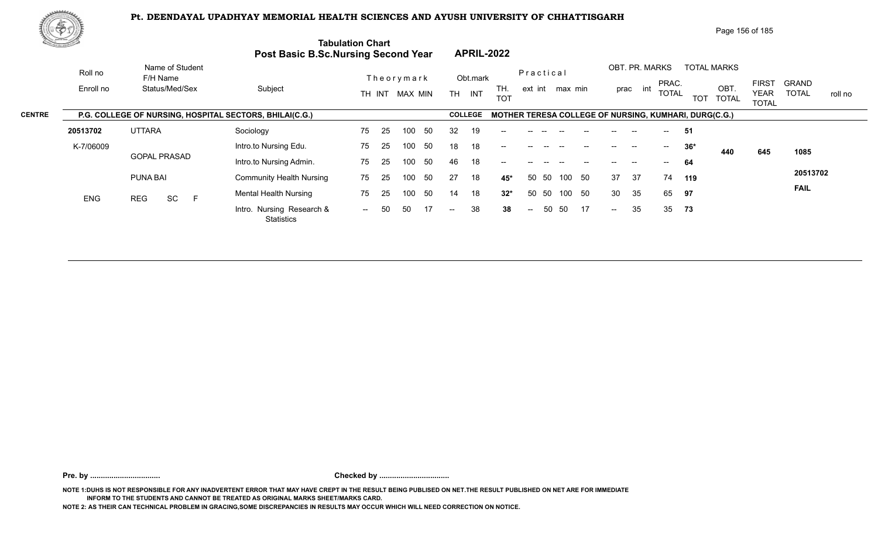# Pt. DEENDAYAL UPADHYAY MEMORIAL HEALTH SCIENCES AND AYUSH UNIVERSITY OF CHHATTISGARH

## Tabulation Chart
## Post Basic B.Sc.Nursing Second Year — APRIL-2022

**CENTRE:** P.G. COLLEGE OF NURSING, HOSPITAL SECTORS, BHILAI(C.G.)

**COLLEGE:** MOTHER TERESA COLLEGE OF NURSING, KUMHARI, DURG(C.G.)

| Roll no / Enroll no | Name of Student / F/H Name / Status/Med/Sex | Subject | Theory TH | Theory INT | MAX | MIN | Obt. TH | Obt. INT | TH. TOT | Prac. ext | Prac. int | max | min | OBT. PR. prac | OBT. PR. int | PRAC. TOTAL | TOT | OBT. TOTAL | FIRST YEAR TOTAL | GRAND TOTAL | roll no |
|---|---|---|---|---|---|---|---|---|---|---|---|---|---|---|---|---|---|---|---|---|---|
| 20513702 | UTTARA | Sociology | 75 | 25 | 100 | 50 | 32 | 19 | -- | -- | -- | -- | -- | -- | -- | -- | 51 | 440 | 645 | 1085 | 20513702 |
| K-7/06009 | GOPAL PRASAD | Intro.to Nursing Edu. | 75 | 25 | 100 | 50 | 18 | 18 | -- | -- | -- | -- | -- | -- | -- | -- | 36* | | | FAIL | |
| | | Intro.to Nursing Admin. | 75 | 25 | 100 | 50 | 46 | 18 | -- | -- | -- | -- | -- | -- | -- | -- | 64 | | | | |
| | PUNA BAI | Community Health Nursing | 75 | 25 | 100 | 50 | 27 | 18 | 45* | 50 | 50 | 100 | 50 | 37 | 37 | 74 | 119 | | | | |
| ENG | REG SC F | Mental Health Nursing | 75 | 25 | 100 | 50 | 14 | 18 | 32* | 50 | 50 | 100 | 50 | 30 | 35 | 65 | 97 | | | | |
| | | Intro. Nursing Research & Statistics | -- | 50 | 50 | 17 | -- | 38 | 38 | -- | 50 | 50 | 17 | -- | 35 | 35 | 73 | | | | |

**Pre. by .................................** **Checked by .................................**

NOTE 1:DUHS IS NOT RESPONSIBLE FOR ANY INADVERTENT ERROR THAT MAY HAVE CREPT IN THE RESULT BEING PUBLISED ON NET.THE RESULT PUBLISHED ON NET ARE FOR IMMEDIATE INFORM TO THE STUDENTS AND CANNOT BE TREATED AS ORIGINAL MARKS SHEET/MARKS CARD.

NOTE 2: AS THEIR CAN TECHNICAL PROBLEM IN GRACING,SOME DISCREPANCIES IN RESULTS MAY OCCUR WHICH WILL NEED CORRECTION ON NOTICE.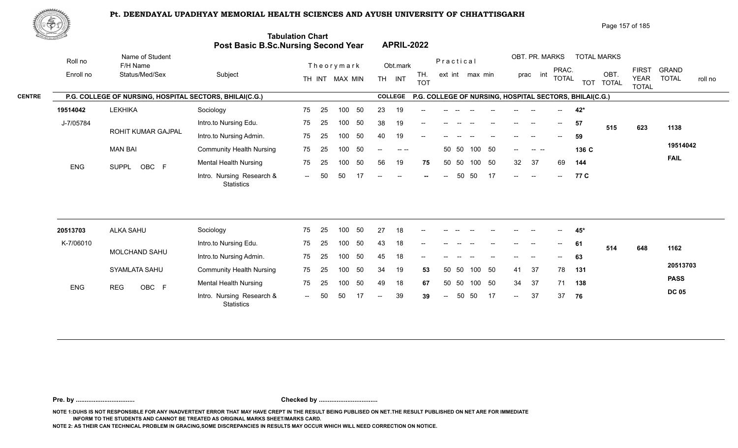# Pt. DEENDAYAL UPADHYAY MEMORIAL HEALTH SCIENCES AND AYUSH UNIVERSITY OF CHHATTISGARH

## Tabulation Chart
## Post Basic B.Sc.Nursing Second Year — APRIL-2022

**CENTRE:** P.G. COLLEGE OF NURSING, HOSPITAL SECTORS, BHILAI(C.G.) — **COLLEGE:** P.G. COLLEGE OF NURSING, HOSPITAL SECTORS, BHILAI(C.G.)

| Roll no / Enroll no | Name of Student / F/H Name / Status/Med/Sex | Subject | Theory TH | Theory INT | Theory MAX | Theory MIN | Obt. TH | Obt. INT | TH. TOT | Prac. ext | Prac. int | Prac. max | Prac. min | OBT. PR. prac | OBT. PR. int | PRAC. TOTAL | TOT | OBT. TOTAL | FIRST YEAR TOTAL | GRAND TOTAL | roll no |
|---|---|---|---|---|---|---|---|---|---|---|---|---|---|---|---|---|---|---|---|---|---|
| 19514042 | LEKHIKA | Sociology | 75 | 25 | 100 | 50 | 23 | 19 | -- | -- | -- | -- | -- | -- | -- | -- | 42* | | | | |
| J-7/05784 | ROHIT KUMAR GAJPAL | Intro.to Nursing Edu. | 75 | 25 | 100 | 50 | 38 | 19 | -- | -- | -- | -- | -- | -- | -- | -- | 57 | 515 | 623 | 1138 | |
| | MAN BAI | Intro.to Nursing Admin. | 75 | 25 | 100 | 50 | 40 | 19 | -- | -- | -- | -- | -- | -- | -- | -- | 59 | | | | 19514042 |
| ENG | SUPPL OBC F | Community Health Nursing | 75 | 25 | 100 | 50 | -- | -- -- | | 50 | 50 | 100 | 50 | -- | -- -- | | 136 C | | | | FAIL |
| | | Mental Health Nursing | 75 | 25 | 100 | 50 | 56 | 19 | 75 | 50 | 50 | 100 | 50 | 32 | 37 | 69 | 144 | | | | |
| | | Intro. Nursing Research & Statistics | -- | 50 | 50 | 17 | -- | -- | -- | -- | 50 | 50 | 17 | -- | -- | -- | 77 C | | | | |
| 20513703 | ALKA SAHU | Sociology | 75 | 25 | 100 | 50 | 27 | 18 | -- | -- | -- | -- | -- | -- | -- | -- | 45* | | | | |
| K-7/06010 | MOLCHAND SAHU | Intro.to Nursing Edu. | 75 | 25 | 100 | 50 | 43 | 18 | -- | -- | -- | -- | -- | -- | -- | -- | 61 | 514 | 648 | 1162 | |
| | SYAMLATA SAHU | Intro.to Nursing Admin. | 75 | 25 | 100 | 50 | 45 | 18 | -- | -- | -- | -- | -- | -- | -- | -- | 63 | | | | 20513703 |
| ENG | REG OBC F | Community Health Nursing | 75 | 25 | 100 | 50 | 34 | 19 | 53 | 50 | 50 | 100 | 50 | 41 | 37 | 78 | 131 | | | | PASS |
| | | Mental Health Nursing | 75 | 25 | 100 | 50 | 49 | 18 | 67 | 50 | 50 | 100 | 50 | 34 | 37 | 71 | 138 | | | | DC 05 |
| | | Intro. Nursing Research & Statistics | -- | 50 | 50 | 17 | -- | 39 | 39 | -- | 50 | 50 | 17 | -- | 37 | 37 | 76 | | | | |

**Pre. by .................................** **Checked by .................................**

NOTE 1:DUHS IS NOT RESPONSIBLE FOR ANY INADVERTENT ERROR THAT MAY HAVE CREPT IN THE RESULT BEING PUBLISED ON NET.THE RESULT PUBLISHED ON NET ARE FOR IMMEDIATE INFORM TO THE STUDENTS AND CANNOT BE TREATED AS ORIGINAL MARKS SHEET/MARKS CARD.

NOTE 2: AS THEIR CAN TECHNICAL PROBLEM IN GRACING,SOME DISCREPANCIES IN RESULTS MAY OCCUR WHICH WILL NEED CORRECTION ON NOTICE.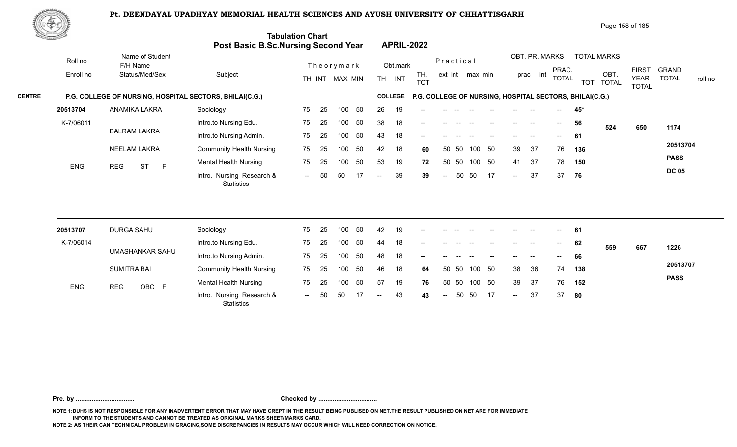# Pt. DEENDAYAL UPADHYAY MEMORIAL HEALTH SCIENCES AND AYUSH UNIVERSITY OF CHHATTISGARH

## Tabulation Chart
## Post Basic B.Sc.Nursing Second Year — APRIL-2022

**CENTRE:** P.G. COLLEGE OF NURSING, HOSPITAL SECTORS, BHILAI(C.G.) — **COLLEGE:** P.G. COLLEGE OF NURSING, HOSPITAL SECTORS, BHILAI(C.G.)

| Roll no / Enroll no | Name of Student / F/H Name / Status/Med/Sex | Subject | Theory TH | Theory INT | Theory MAX | Theory MIN | Obt. TH | Obt. INT | TH. TOT | Prac. ext | Prac. int | Prac. max | Prac. min | OBT. PR. prac | OBT. PR. int | PRAC. TOTAL | TOT | OBT. TOTAL | FIRST YEAR TOTAL | GRAND TOTAL | roll no |
|---|---|---|---|---|---|---|---|---|---|---|---|---|---|---|---|---|---|---|---|---|---|
| 20513704 | ANAMIKA LAKRA | Sociology | 75 | 25 | 100 | 50 | 26 | 19 | -- | -- | -- | -- | -- | -- | -- | -- | 45* | | | | |
| K-7/06011 | BALRAM LAKRA | Intro.to Nursing Edu. | 75 | 25 | 100 | 50 | 38 | 18 | -- | -- | -- | -- | -- | -- | -- | -- | 56 | 524 | 650 | 1174 | |
| | | Intro.to Nursing Admin. | 75 | 25 | 100 | 50 | 43 | 18 | -- | -- | -- | -- | -- | -- | -- | -- | 61 | | | | |
| | NEELAM LAKRA | Community Health Nursing | 75 | 25 | 100 | 50 | 42 | 18 | 60 | 50 | 50 | 100 | 50 | 39 | 37 | 76 | 136 | | | | 20513704 |
| ENG | REG ST F | Mental Health Nursing | 75 | 25 | 100 | 50 | 53 | 19 | 72 | 50 | 50 | 100 | 50 | 41 | 37 | 78 | 150 | | | | PASS |
| | | Intro. Nursing Research & Statistics | -- | 50 | 50 | 17 | -- | 39 | 39 | -- | 50 | 50 | 17 | -- | 37 | 37 | 76 | | | | DC 05 |
| 20513707 | DURGA SAHU | Sociology | 75 | 25 | 100 | 50 | 42 | 19 | -- | -- | -- | -- | -- | -- | -- | -- | 61 | | | | |
| K-7/06014 | UMASHANKAR SAHU | Intro.to Nursing Edu. | 75 | 25 | 100 | 50 | 44 | 18 | -- | -- | -- | -- | -- | -- | -- | -- | 62 | 559 | 667 | 1226 | |
| | | Intro.to Nursing Admin. | 75 | 25 | 100 | 50 | 48 | 18 | -- | -- | -- | -- | -- | -- | -- | -- | 66 | | | | |
| | SUMITRA BAI | Community Health Nursing | 75 | 25 | 100 | 50 | 46 | 18 | 64 | 50 | 50 | 100 | 50 | 38 | 36 | 74 | 138 | | | | 20513707 |
| ENG | REG OBC F | Mental Health Nursing | 75 | 25 | 100 | 50 | 57 | 19 | 76 | 50 | 50 | 100 | 50 | 39 | 37 | 76 | 152 | | | | PASS |
| | | Intro. Nursing Research & Statistics | -- | 50 | 50 | 17 | -- | 43 | 43 | -- | 50 | 50 | 17 | -- | 37 | 37 | 80 | | | | |

**Pre. by ................................** **Checked by ................................**

NOTE 1:DUHS IS NOT RESPONSIBLE FOR ANY INADVERTENT ERROR THAT MAY HAVE CREPT IN THE RESULT BEING PUBLISED ON NET.THE RESULT PUBLISHED ON NET ARE FOR IMMEDIATE INFORM TO THE STUDENTS AND CANNOT BE TREATED AS ORIGINAL MARKS SHEET/MARKS CARD.

NOTE 2: AS THEIR CAN TECHNICAL PROBLEM IN GRACING,SOME DISCREPANCIES IN RESULTS MAY OCCUR WHICH WILL NEED CORRECTION ON NOTICE.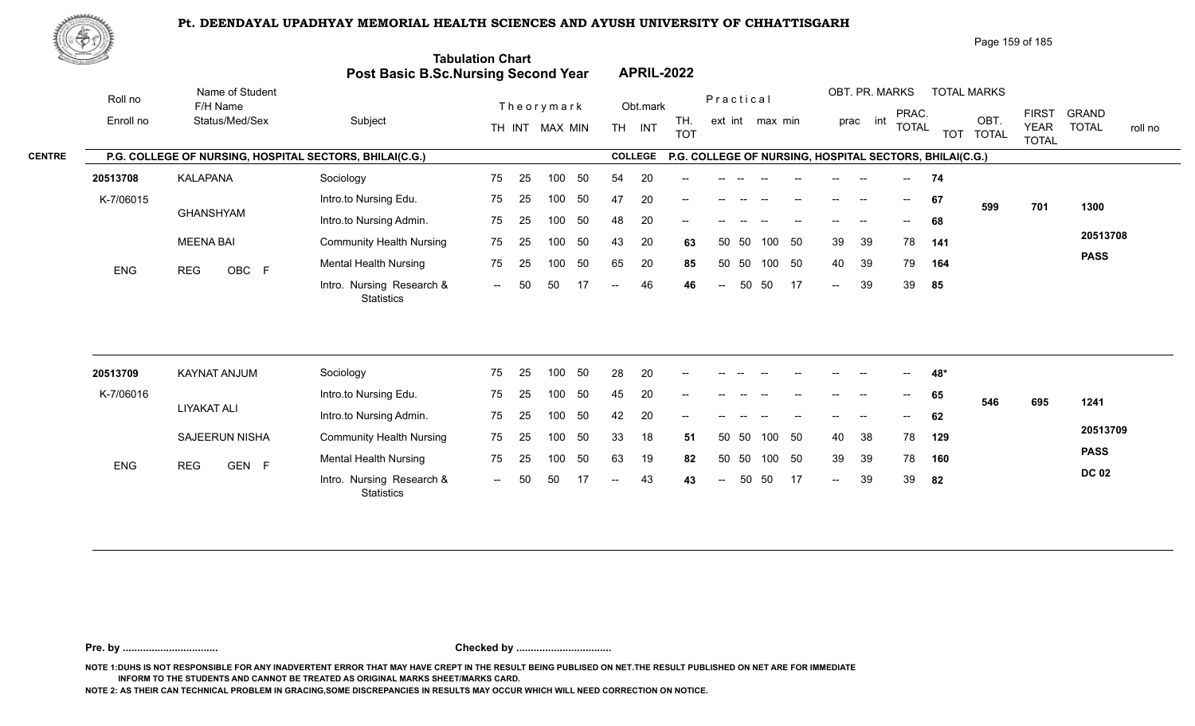# Pt. DEENDAYAL UPADHYAY MEMORIAL HEALTH SCIENCES AND AYUSH UNIVERSITY OF CHHATTISGARH

## Tabulation Chart
## Post Basic B.Sc.Nursing Second Year — APRIL-2022

**CENTRE:** P.G. COLLEGE OF NURSING, HOSPITAL SECTORS, BHILAI(C.G.)
**COLLEGE:** P.G. COLLEGE OF NURSING, HOSPITAL SECTORS, BHILAI(C.G.)

| Roll no / Enroll no | Name of Student / F/H Name / Status/Med/Sex | Subject | Theory TH | Theory INT | MAX | MIN | Obt. TH | Obt. INT | TH. TOT | Prac. ext | Prac. int | max | min | OBT. PR. prac | OBT. PR. int | PRAC. TOTAL | TOT | OBT. TOTAL | FIRST YEAR TOTAL | GRAND TOTAL | roll no |
|---|---|---|---|---|---|---|---|---|---|---|---|---|---|---|---|---|---|---|---|---|---|
| 20513708 | KALAPANA | Sociology | 75 | 25 | 100 | 50 | 54 | 20 | -- | -- | -- | -- | -- | -- | -- | -- | 74 | 599 | 701 | 1300 | |
| K-7/06015 | GHANSHYAM | Intro.to Nursing Edu. | 75 | 25 | 100 | 50 | 47 | 20 | -- | -- | -- | -- | -- | -- | -- | -- | 67 | | | | |
| | | Intro.to Nursing Admin. | 75 | 25 | 100 | 50 | 48 | 20 | -- | -- | -- | -- | -- | -- | -- | -- | 68 | | | | |
| | MEENA BAI | Community Health Nursing | 75 | 25 | 100 | 50 | 43 | 20 | 63 | 50 | 50 | 100 | 50 | 39 | 39 | 78 | 141 | | | | 20513708 |
| ENG | REG OBC F | Mental Health Nursing | 75 | 25 | 100 | 50 | 65 | 20 | 85 | 50 | 50 | 100 | 50 | 40 | 39 | 79 | 164 | | | PASS | |
| | | Intro. Nursing Research & Statistics | -- | 50 | 50 | 17 | -- | 46 | 46 | -- | 50 | 50 | 17 | -- | 39 | 39 | 85 | | | | |
| 20513709 | KAYNAT ANJUM | Sociology | 75 | 25 | 100 | 50 | 28 | 20 | -- | -- | -- | -- | -- | -- | -- | -- | 48* | 546 | 695 | 1241 | |
| K-7/06016 | LIYAKAT ALI | Intro.to Nursing Edu. | 75 | 25 | 100 | 50 | 45 | 20 | -- | -- | -- | -- | -- | -- | -- | -- | 65 | | | | |
| | | Intro.to Nursing Admin. | 75 | 25 | 100 | 50 | 42 | 20 | -- | -- | -- | -- | -- | -- | -- | -- | 62 | | | | |
| | SAJEERUN NISHA | Community Health Nursing | 75 | 25 | 100 | 50 | 33 | 18 | 51 | 50 | 50 | 100 | 50 | 40 | 38 | 78 | 129 | | | | 20513709 |
| ENG | REG GEN F | Mental Health Nursing | 75 | 25 | 100 | 50 | 63 | 19 | 82 | 50 | 50 | 100 | 50 | 39 | 39 | 78 | 160 | | | PASS | |
| | | Intro. Nursing Research & Statistics | -- | 50 | 50 | 17 | -- | 43 | 43 | -- | 50 | 50 | 17 | -- | 39 | 39 | 82 | | | DC 02 | |

Pre. by .................................                Checked by .................................

NOTE 1:DUHS IS NOT RESPONSIBLE FOR ANY INADVERTENT ERROR THAT MAY HAVE CREPT IN THE RESULT BEING PUBLISED ON NET.THE RESULT PUBLISHED ON NET ARE FOR IMMEDIATE INFORM TO THE STUDENTS AND CANNOT BE TREATED AS ORIGINAL MARKS SHEET/MARKS CARD.

NOTE 2: AS THEIR CAN TECHNICAL PROBLEM IN GRACING,SOME DISCREPANCIES IN RESULTS MAY OCCUR WHICH WILL NEED CORRECTION ON NOTICE.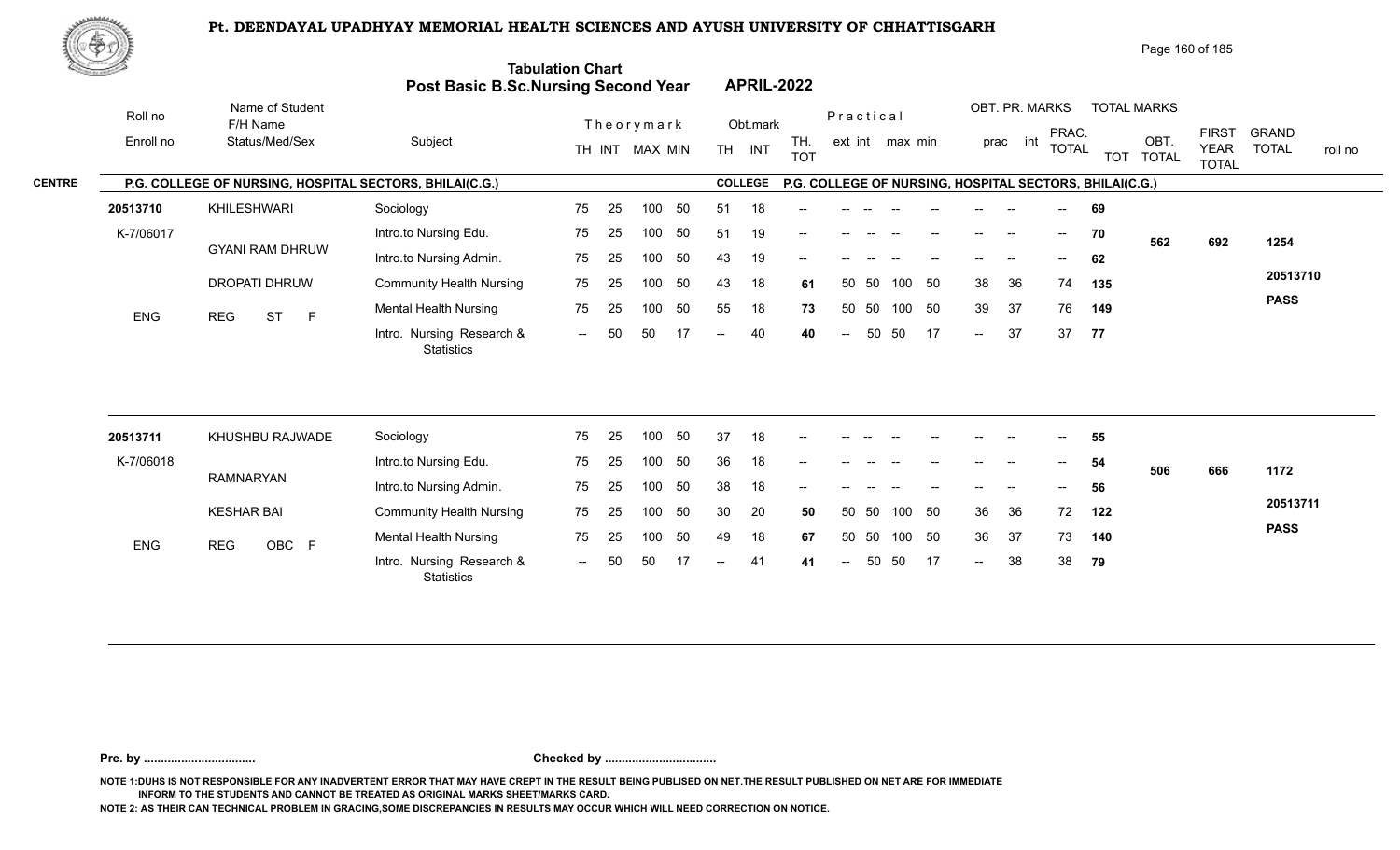# Pt. DEENDAYAL UPADHYAY MEMORIAL HEALTH SCIENCES AND AYUSH UNIVERSITY OF CHHATTISGARH

## Tabulation Chart
## Post Basic B.Sc.Nursing Second Year APRIL-2022

**CENTRE:** P.G. COLLEGE OF NURSING, HOSPITAL SECTORS, BHILAI(C.G.) — **COLLEGE:** P.G. COLLEGE OF NURSING, HOSPITAL SECTORS, BHILAI(C.G.)

| Roll no / Enroll no | Name of Student / F/H Name / Status/Med/Sex | Subject | Theory TH | Theory INT | MAX | MIN | Obt. TH | Obt. INT | TH. TOT | Prac. ext | Prac. int | max | min | OBT. prac | OBT. int | PRAC. TOTAL | TOT | OBT. TOTAL | FIRST YEAR TOTAL | GRAND TOTAL / roll no |
|---|---|---|---|---|---|---|---|---|---|---|---|---|---|---|---|---|---|---|---|---|
| 20513710 | KHILESHWARI | Sociology | 75 | 25 | 100 | 50 | 51 | 18 | -- | -- | -- | -- | -- | -- | -- | -- | 69 | | | |
| K-7/06017 | GYANI RAM DHRUW | Intro.to Nursing Edu. | 75 | 25 | 100 | 50 | 51 | 19 | -- | -- | -- | -- | -- | -- | -- | -- | 70 | 562 | 692 | 1254 |
| | | Intro.to Nursing Admin. | 75 | 25 | 100 | 50 | 43 | 19 | -- | -- | -- | -- | -- | -- | -- | -- | 62 | | | |
| | DROPATI DHRUW | Community Health Nursing | 75 | 25 | 100 | 50 | 43 | 18 | 61 | 50 | 50 | 100 | 50 | 38 | 36 | 74 | 135 | | | 20513710 |
| ENG | REG ST F | Mental Health Nursing | 75 | 25 | 100 | 50 | 55 | 18 | 73 | 50 | 50 | 100 | 50 | 39 | 37 | 76 | 149 | | | PASS |
| | | Intro. Nursing Research & Statistics | -- | 50 | 50 | 17 | -- | 40 | 40 | -- | 50 | 50 | 17 | -- | 37 | 37 | 77 | | | |
| 20513711 | KHUSHBU RAJWADE | Sociology | 75 | 25 | 100 | 50 | 37 | 18 | -- | -- | -- | -- | -- | -- | -- | -- | 55 | | | |
| K-7/06018 | RAMNARYAN | Intro.to Nursing Edu. | 75 | 25 | 100 | 50 | 36 | 18 | -- | -- | -- | -- | -- | -- | -- | -- | 54 | 506 | 666 | 1172 |
| | | Intro.to Nursing Admin. | 75 | 25 | 100 | 50 | 38 | 18 | -- | -- | -- | -- | -- | -- | -- | -- | 56 | | | |
| | KESHAR BAI | Community Health Nursing | 75 | 25 | 100 | 50 | 30 | 20 | 50 | 50 | 50 | 100 | 50 | 36 | 36 | 72 | 122 | | | 20513711 |
| ENG | REG OBC F | Mental Health Nursing | 75 | 25 | 100 | 50 | 49 | 18 | 67 | 50 | 50 | 100 | 50 | 36 | 37 | 73 | 140 | | | PASS |
| | | Intro. Nursing Research & Statistics | -- | 50 | 50 | 17 | -- | 41 | 41 | -- | 50 | 50 | 17 | -- | 38 | 38 | 79 | | | |

Pre. by ................................ Checked by ................................

NOTE 1:DUHS IS NOT RESPONSIBLE FOR ANY INADVERTENT ERROR THAT MAY HAVE CREPT IN THE RESULT BEING PUBLISED ON NET.THE RESULT PUBLISHED ON NET ARE FOR IMMEDIATE INFORM TO THE STUDENTS AND CANNOT BE TREATED AS ORIGINAL MARKS SHEET/MARKS CARD.

NOTE 2: AS THEIR CAN TECHNICAL PROBLEM IN GRACING,SOME DISCREPANCIES IN RESULTS MAY OCCUR WHICH WILL NEED CORRECTION ON NOTICE.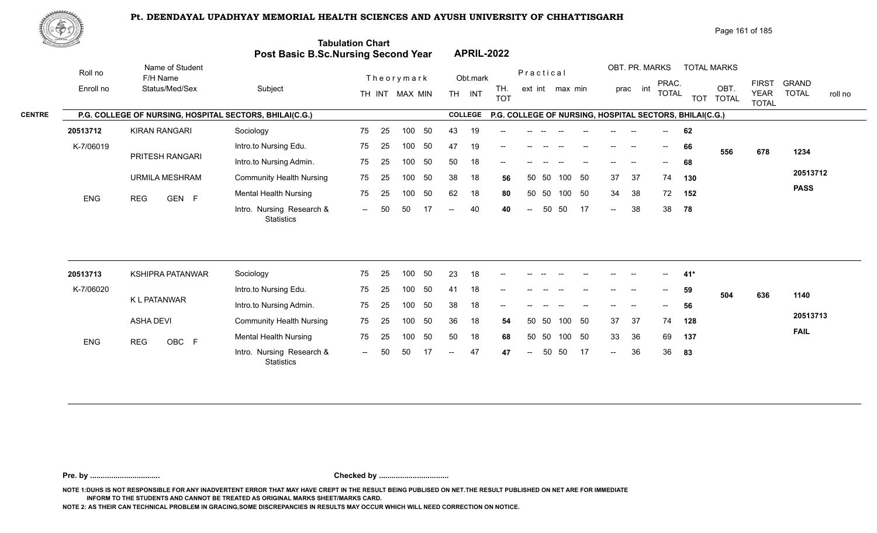# Pt. DEENDAYAL UPADHYAY MEMORIAL HEALTH SCIENCES AND AYUSH UNIVERSITY OF CHHATTISGARH

## Tabulation Chart
## Post Basic B.Sc.Nursing Second Year — APRIL-2022

**CENTRE:** P.G. COLLEGE OF NURSING, HOSPITAL SECTORS, BHILAI(C.G.)
**COLLEGE:** P.G. COLLEGE OF NURSING, HOSPITAL SECTORS, BHILAI(C.G.)

| Roll no / Enroll no | Name of Student / F/H Name / Status/Med/Sex | Subject | Theory TH | Theory INT | Theory MAX | Theory MIN | Obt. TH | Obt. INT | TH. TOT | Prac ext | Prac int | Prac max | Prac min | OBT. PR. prac | OBT. PR. int | PRAC. TOTAL | TOT | OBT. TOTAL | FIRST YEAR TOTAL | GRAND TOTAL / roll no |
|---|---|---|---|---|---|---|---|---|---|---|---|---|---|---|---|---|---|---|---|---|
| 20513712 | KIRAN RANGARI | Sociology | 75 | 25 | 100 | 50 | 43 | 19 | -- | -- | -- | -- | -- | -- | -- | -- | 62 | | | |
| K-7/06019 | PRITESH RANGARI | Intro.to Nursing Edu. | 75 | 25 | 100 | 50 | 47 | 19 | -- | -- | -- | -- | -- | -- | -- | -- | 66 | 556 | 678 | 1234 |
| | URMILA MESHRAM | Intro.to Nursing Admin. | 75 | 25 | 100 | 50 | 50 | 18 | -- | -- | -- | -- | -- | -- | -- | -- | 68 | | | |
| ENG | REG GEN F | Community Health Nursing | 75 | 25 | 100 | 50 | 38 | 18 | 56 | 50 | 50 | 100 | 50 | 37 | 37 | 74 | 130 | | | 20513712 |
| | | Mental Health Nursing | 75 | 25 | 100 | 50 | 62 | 18 | 80 | 50 | 50 | 100 | 50 | 34 | 38 | 72 | 152 | | | PASS |
| | | Intro. Nursing Research & Statistics | -- | 50 | 50 | 17 | -- | 40 | 40 | -- | 50 | 50 | 17 | -- | 38 | 38 | 78 | | | |
| 20513713 | KSHIPRA PATANWAR | Sociology | 75 | 25 | 100 | 50 | 23 | 18 | -- | -- | -- | -- | -- | -- | -- | -- | 41* | | | |
| K-7/06020 | K L PATANWAR | Intro.to Nursing Edu. | 75 | 25 | 100 | 50 | 41 | 18 | -- | -- | -- | -- | -- | -- | -- | -- | 59 | 504 | 636 | 1140 |
| | ASHA DEVI | Intro.to Nursing Admin. | 75 | 25 | 100 | 50 | 38 | 18 | -- | -- | -- | -- | -- | -- | -- | -- | 56 | | | |
| ENG | REG OBC F | Community Health Nursing | 75 | 25 | 100 | 50 | 36 | 18 | 54 | 50 | 50 | 100 | 50 | 37 | 37 | 74 | 128 | | | 20513713 |
| | | Mental Health Nursing | 75 | 25 | 100 | 50 | 50 | 18 | 68 | 50 | 50 | 100 | 50 | 33 | 36 | 69 | 137 | | | FAIL |
| | | Intro. Nursing Research & Statistics | -- | 50 | 50 | 17 | -- | 47 | 47 | -- | 50 | 50 | 17 | -- | 36 | 36 | 83 | | | |

Pre. by ................................. Checked by .................................

NOTE 1:DUHS IS NOT RESPONSIBLE FOR ANY INADVERTENT ERROR THAT MAY HAVE CREPT IN THE RESULT BEING PUBLISED ON NET.THE RESULT PUBLISHED ON NET ARE FOR IMMEDIATE INFORM TO THE STUDENTS AND CANNOT BE TREATED AS ORIGINAL MARKS SHEET/MARKS CARD.

NOTE 2: AS THEIR CAN TECHNICAL PROBLEM IN GRACING,SOME DISCREPANCIES IN RESULTS MAY OCCUR WHICH WILL NEED CORRECTION ON NOTICE.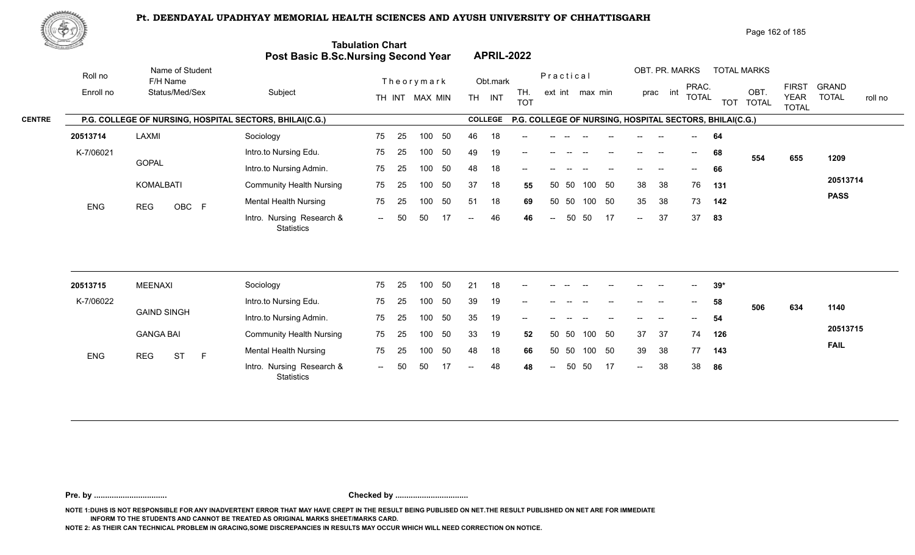# Pt. DEENDAYAL UPADHYAY MEMORIAL HEALTH SCIENCES AND AYUSH UNIVERSITY OF CHHATTISGARH

## Tabulation Chart
## Post Basic B.Sc.Nursing Second Year APRIL-2022

**CENTRE** P.G. COLLEGE OF NURSING, HOSPITAL SECTORS, BHILAI(C.G.) **COLLEGE** P.G. COLLEGE OF NURSING, HOSPITAL SECTORS, BHILAI(C.G.)

| Roll no / Enroll no | Name of Student / F/H Name / Status/Med/Sex | Subject | Theory TH | Theory INT | MAX | MIN | Obt. TH | Obt. INT | TH. TOT | Practical ext | Practical int | max | min | OBT. PR. prac | OBT. PR. int | PRAC. TOTAL | TOTAL MARKS TOT | OBT. TOTAL | FIRST YEAR TOTAL | GRAND TOTAL | roll no |
|---|---|---|---|---|---|---|---|---|---|---|---|---|---|---|---|---|---|---|---|---|---|
| 20513714 | LAXMI | Sociology | 75 | 25 | 100 | 50 | 46 | 18 | -- | -- | -- | -- | -- | -- | -- | -- | 64 | | | | |
| K-7/06021 | GOPAL | Intro.to Nursing Edu. | 75 | 25 | 100 | 50 | 49 | 19 | -- | -- | -- | -- | -- | -- | -- | -- | 68 | 554 | 655 | 1209 | |
| | | Intro.to Nursing Admin. | 75 | 25 | 100 | 50 | 48 | 18 | -- | -- | -- | -- | -- | -- | -- | -- | 66 | | | | |
| | KOMALBATI | Community Health Nursing | 75 | 25 | 100 | 50 | 37 | 18 | 55 | 50 | 50 | 100 | 50 | 38 | 38 | 76 | 131 | | | | 20513714 |
| ENG | REG OBC F | Mental Health Nursing | 75 | 25 | 100 | 50 | 51 | 18 | 69 | 50 | 50 | 100 | 50 | 35 | 38 | 73 | 142 | | | | PASS |
| | | Intro. Nursing Research & Statistics | -- | 50 | 50 | 17 | -- | 46 | 46 | -- | 50 | 50 | 17 | -- | 37 | 37 | 83 | | | | |
| 20513715 | MEENAXI | Sociology | 75 | 25 | 100 | 50 | 21 | 18 | -- | -- | -- | -- | -- | -- | -- | -- | 39* | | | | |
| K-7/06022 | GAIND SINGH | Intro.to Nursing Edu. | 75 | 25 | 100 | 50 | 39 | 19 | -- | -- | -- | -- | -- | -- | -- | -- | 58 | 506 | 634 | 1140 | |
| | | Intro.to Nursing Admin. | 75 | 25 | 100 | 50 | 35 | 19 | -- | -- | -- | -- | -- | -- | -- | -- | 54 | | | | |
| | GANGA BAI | Community Health Nursing | 75 | 25 | 100 | 50 | 33 | 19 | 52 | 50 | 50 | 100 | 50 | 37 | 37 | 74 | 126 | | | | 20513715 |
| ENG | REG ST F | Mental Health Nursing | 75 | 25 | 100 | 50 | 48 | 18 | 66 | 50 | 50 | 100 | 50 | 39 | 38 | 77 | 143 | | | | FAIL |
| | | Intro. Nursing Research & Statistics | -- | 50 | 50 | 17 | -- | 48 | 48 | -- | 50 | 50 | 17 | -- | 38 | 38 | 86 | | | | |

**Pre. by .................................** **Checked by .................................**

NOTE 1:DUHS IS NOT RESPONSIBLE FOR ANY INADVERTENT ERROR THAT MAY HAVE CREPT IN THE RESULT BEING PUBLISED ON NET.THE RESULT PUBLISHED ON NET ARE FOR IMMEDIATE INFORM TO THE STUDENTS AND CANNOT BE TREATED AS ORIGINAL MARKS SHEET/MARKS CARD.

NOTE 2: AS THEIR CAN TECHNICAL PROBLEM IN GRACING,SOME DISCREPANCIES IN RESULTS MAY OCCUR WHICH WILL NEED CORRECTION ON NOTICE.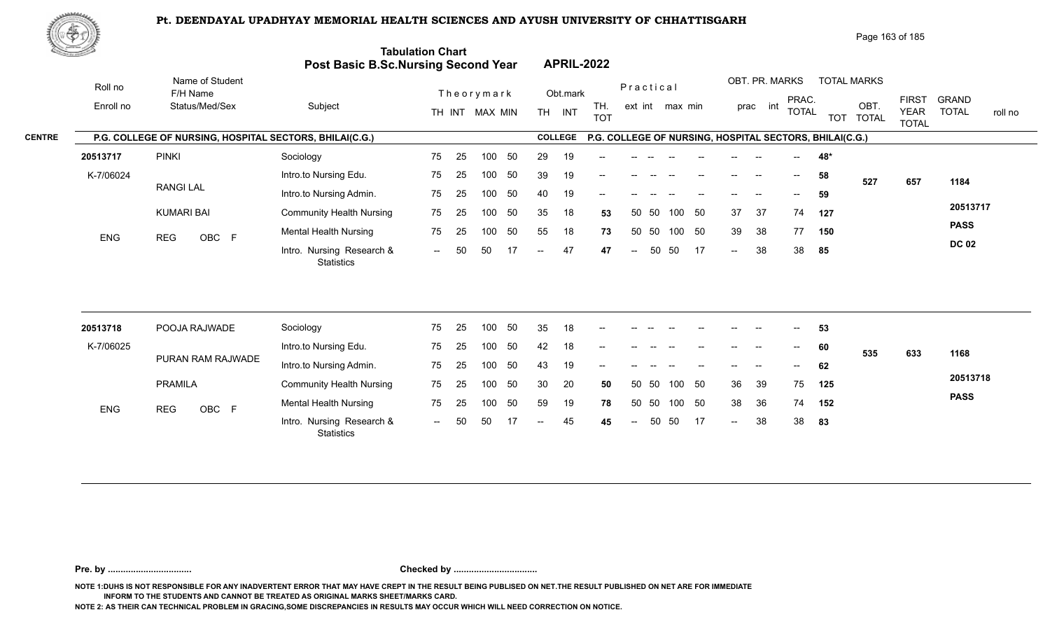# Pt. DEENDAYAL UPADHYAY MEMORIAL HEALTH SCIENCES AND AYUSH UNIVERSITY OF CHHATTISGARH

## Tabulation Chart
## Post Basic B.Sc.Nursing Second Year — APRIL-2022

**CENTRE:** P.G. COLLEGE OF NURSING, HOSPITAL SECTORS, BHILAI(C.G.) — **COLLEGE:** P.G. COLLEGE OF NURSING, HOSPITAL SECTORS, BHILAI(C.G.)

| Roll no / Enroll no | Name of Student / F/H Name / Status/Med/Sex | Subject | Theory TH | Theory INT | Theory MAX | Theory MIN | Obt. TH | Obt. INT | TH. TOT | Practical ext | Practical int | Practical max | Practical min | OBT. PR. prac | OBT. PR. int | PRAC. TOTAL | TOTAL MARKS TOT | TOTAL MARKS OBT. TOTAL | FIRST YEAR TOTAL | GRAND TOTAL / roll no |
|---|---|---|---|---|---|---|---|---|---|---|---|---|---|---|---|---|---|---|---|---|
| 20513717 | PINKI | Sociology | 75 | 25 | 100 | 50 | 29 | 19 | -- | -- | -- | -- | -- | -- | -- | -- | 48* | 527 | 657 | 1184 |
| K-7/06024 | RANGI LAL | Intro.to Nursing Edu. | 75 | 25 | 100 | 50 | 39 | 19 | -- | -- | -- | -- | -- | -- | -- | -- | 58 | | | 20513717 |
| | KUMARI BAI | Intro.to Nursing Admin. | 75 | 25 | 100 | 50 | 40 | 19 | -- | -- | -- | -- | -- | -- | -- | -- | 59 | | | PASS |
| ENG | REG OBC F | Community Health Nursing | 75 | 25 | 100 | 50 | 35 | 18 | 53 | 50 | 50 | 100 | 50 | 37 | 37 | 74 | 127 | | | DC 02 |
| | | Mental Health Nursing | 75 | 25 | 100 | 50 | 55 | 18 | 73 | 50 | 50 | 100 | 50 | 39 | 38 | 77 | 150 | | | |
| | | Intro. Nursing Research & Statistics | -- | 50 | 50 | 17 | -- | 47 | 47 | -- | 50 | 50 | 17 | -- | 38 | 38 | 85 | | | |
| 20513718 | POOJA RAJWADE | Sociology | 75 | 25 | 100 | 50 | 35 | 18 | -- | -- | -- | -- | -- | -- | -- | -- | 53 | 535 | 633 | 1168 |
| K-7/06025 | PURAN RAM RAJWADE | Intro.to Nursing Edu. | 75 | 25 | 100 | 50 | 42 | 18 | -- | -- | -- | -- | -- | -- | -- | -- | 60 | | | 20513718 |
| | PRAMILA | Intro.to Nursing Admin. | 75 | 25 | 100 | 50 | 43 | 19 | -- | -- | -- | -- | -- | -- | -- | -- | 62 | | | PASS |
| ENG | REG OBC F | Community Health Nursing | 75 | 25 | 100 | 50 | 30 | 20 | 50 | 50 | 50 | 100 | 50 | 36 | 39 | 75 | 125 | | | |
| | | Mental Health Nursing | 75 | 25 | 100 | 50 | 59 | 19 | 78 | 50 | 50 | 100 | 50 | 38 | 36 | 74 | 152 | | | |
| | | Intro. Nursing Research & Statistics | -- | 50 | 50 | 17 | -- | 45 | 45 | -- | 50 | 50 | 17 | -- | 38 | 38 | 83 | | | |

Pre. by ................................ Checked by ................................

NOTE 1:DUHS IS NOT RESPONSIBLE FOR ANY INADVERTENT ERROR THAT MAY HAVE CREPT IN THE RESULT BEING PUBLISED ON NET.THE RESULT PUBLISHED ON NET ARE FOR IMMEDIATE INFORM TO THE STUDENTS AND CANNOT BE TREATED AS ORIGINAL MARKS SHEET/MARKS CARD.

NOTE 2: AS THEIR CAN TECHNICAL PROBLEM IN GRACING,SOME DISCREPANCIES IN RESULTS MAY OCCUR WHICH WILL NEED CORRECTION ON NOTICE.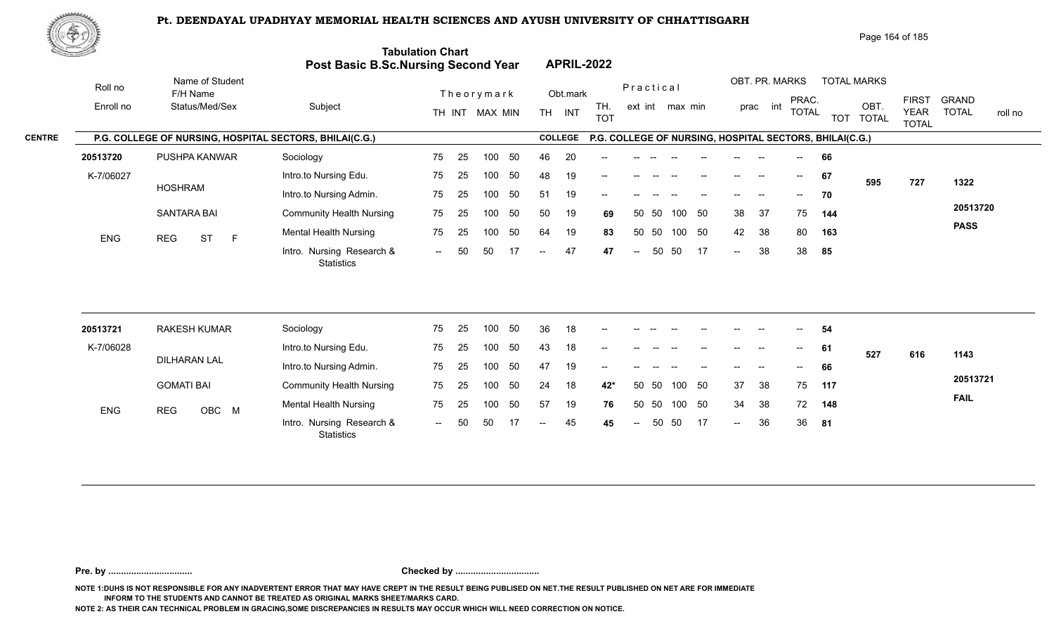# Pt. DEENDAYAL UPADHYAY MEMORIAL HEALTH SCIENCES AND AYUSH UNIVERSITY OF CHHATTISGARH

## Tabulation Chart
## Post Basic B.Sc.Nursing Second Year — APRIL-2022

**CENTRE:** P.G. COLLEGE OF NURSING, HOSPITAL SECTORS, BHILAI(C.G.) — **COLLEGE:** P.G. COLLEGE OF NURSING, HOSPITAL SECTORS, BHILAI(C.G.)

| Roll no / Enroll no | Name of Student / F/H Name / Status/Med/Sex | Subject | Theory TH | Theory INT | MAX | MIN | Obt. TH | Obt. INT | TH. TOT | Prac ext | Prac int | max | min | OBT. PR. prac | OBT. PR. int | PRAC. TOTAL | TOT | OBT. TOTAL | FIRST YEAR TOTAL | GRAND TOTAL / roll no |
|---|---|---|---|---|---|---|---|---|---|---|---|---|---|---|---|---|---|---|---|---|
| 20513720 | PUSHPA KANWAR | Sociology | 75 | 25 | 100 | 50 | 46 | 20 | -- | -- | -- | -- | -- | -- | -- | -- | 66 | | | |
| K-7/06027 | HOSHRAM | Intro.to Nursing Edu. | 75 | 25 | 100 | 50 | 48 | 19 | -- | -- | -- | -- | -- | -- | -- | -- | 67 | 595 | 727 | 1322 |
| | | Intro.to Nursing Admin. | 75 | 25 | 100 | 50 | 51 | 19 | -- | -- | -- | -- | -- | -- | -- | -- | 70 | | | |
| | SANTARA BAI | Community Health Nursing | 75 | 25 | 100 | 50 | 50 | 19 | 69 | 50 | 50 | 100 | 50 | 38 | 37 | 75 | 144 | | | 20513720 |
| ENG | REG ST F | Mental Health Nursing | 75 | 25 | 100 | 50 | 64 | 19 | 83 | 50 | 50 | 100 | 50 | 42 | 38 | 80 | 163 | | | PASS |
| | | Intro. Nursing Research & Statistics | -- | 50 | 50 | 17 | -- | 47 | 47 | -- | 50 | 50 | 17 | -- | 38 | 38 | 85 | | | |
| 20513721 | RAKESH KUMAR | Sociology | 75 | 25 | 100 | 50 | 36 | 18 | -- | -- | -- | -- | -- | -- | -- | -- | 54 | | | |
| K-7/06028 | DILHARAN LAL | Intro.to Nursing Edu. | 75 | 25 | 100 | 50 | 43 | 18 | -- | -- | -- | -- | -- | -- | -- | -- | 61 | 527 | 616 | 1143 |
| | | Intro.to Nursing Admin. | 75 | 25 | 100 | 50 | 47 | 19 | -- | -- | -- | -- | -- | -- | -- | -- | 66 | | | |
| | GOMATI BAI | Community Health Nursing | 75 | 25 | 100 | 50 | 24 | 18 | 42* | 50 | 50 | 100 | 50 | 37 | 38 | 75 | 117 | | | 20513721 |
| ENG | REG OBC M | Mental Health Nursing | 75 | 25 | 100 | 50 | 57 | 19 | 76 | 50 | 50 | 100 | 50 | 34 | 38 | 72 | 148 | | | FAIL |
| | | Intro. Nursing Research & Statistics | -- | 50 | 50 | 17 | -- | 45 | 45 | -- | 50 | 50 | 17 | -- | 36 | 36 | 81 | | | |

Pre. by ................................ Checked by ................................

NOTE 1:DUHS IS NOT RESPONSIBLE FOR ANY INADVERTENT ERROR THAT MAY HAVE CREPT IN THE RESULT BEING PUBLISED ON NET.THE RESULT PUBLISHED ON NET ARE FOR IMMEDIATE INFORM TO THE STUDENTS AND CANNOT BE TREATED AS ORIGINAL MARKS SHEET/MARKS CARD.

NOTE 2: AS THEIR CAN TECHNICAL PROBLEM IN GRACING,SOME DISCREPANCIES IN RESULTS MAY OCCUR WHICH WILL NEED CORRECTION ON NOTICE.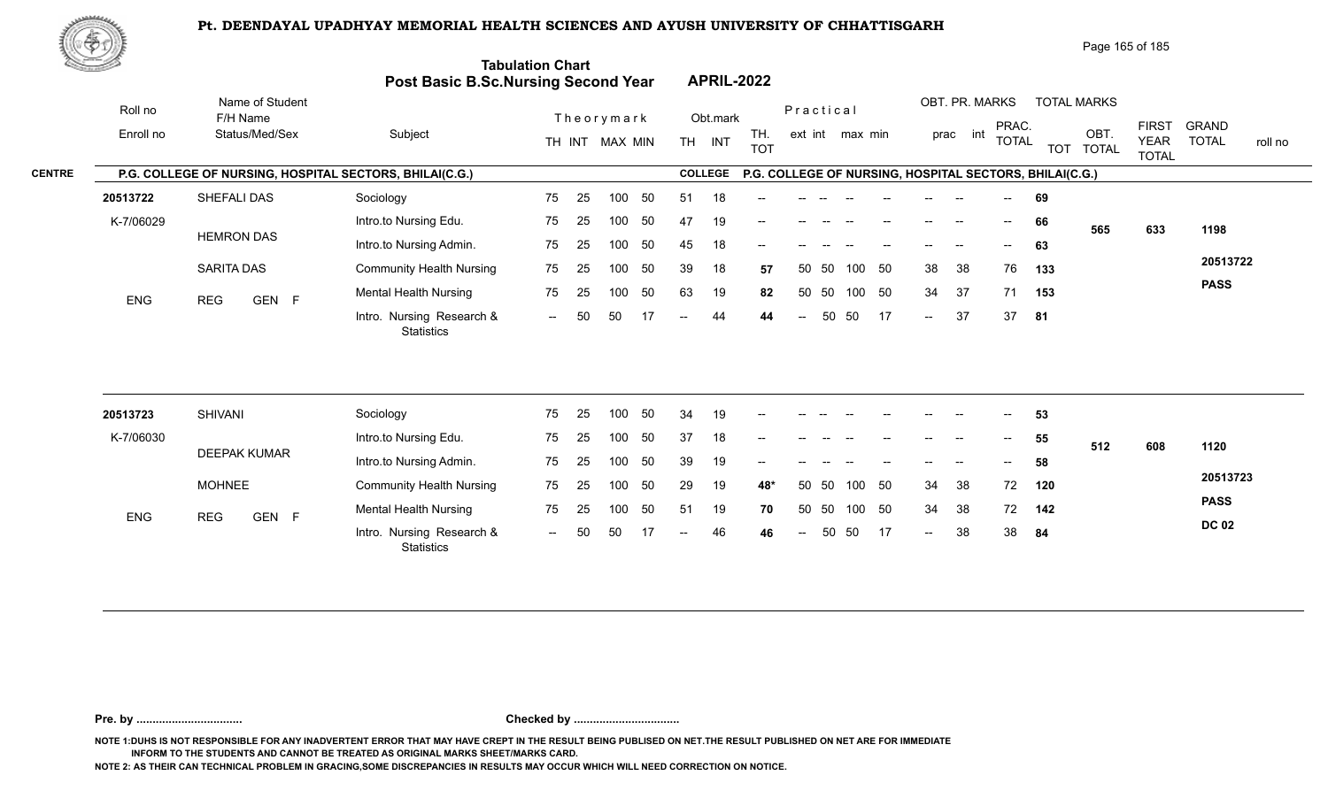# Pt. DEENDAYAL UPADHYAY MEMORIAL HEALTH SCIENCES AND AYUSH UNIVERSITY OF CHHATTISGARH

## Tabulation Chart
## Post Basic B.Sc.Nursing Second Year — APRIL-2022

**CENTRE: P.G. COLLEGE OF NURSING, HOSPITAL SECTORS, BHILAI(C.G.)** — **COLLEGE: P.G. COLLEGE OF NURSING, HOSPITAL SECTORS, BHILAI(C.G.)**

| Roll no / Enroll no | Name of Student / F/H Name / Status/Med/Sex | Subject | Theory TH | Theory INT | Theory MAX | Theory MIN | Obt. TH | Obt. INT | TH. TOT | Practical ext | Practical int | Practical max | Practical min | OBT. PR. prac | OBT. PR. int | PRAC. TOTAL | TOTAL MARKS TOT | OBT. TOTAL | FIRST YEAR TOTAL | GRAND TOTAL / roll no |
|---|---|---|---|---|---|---|---|---|---|---|---|---|---|---|---|---|---|---|---|---|
| 20513722 | SHEFALI DAS | Sociology | 75 | 25 | 100 | 50 | 51 | 18 | -- | -- | -- | -- | -- | -- | -- | -- | 69 | | | |
| K-7/06029 | HEMRON DAS | Intro.to Nursing Edu. | 75 | 25 | 100 | 50 | 47 | 19 | -- | -- | -- | -- | -- | -- | -- | -- | 66 | 565 | 633 | 1198 |
| | | Intro.to Nursing Admin. | 75 | 25 | 100 | 50 | 45 | 18 | -- | -- | -- | -- | -- | -- | -- | -- | 63 | | | |
| | SARITA DAS | Community Health Nursing | 75 | 25 | 100 | 50 | 39 | 18 | 57 | 50 | 50 | 100 | 50 | 38 | 38 | 76 | 133 | | | 20513722 |
| ENG | REG GEN F | Mental Health Nursing | 75 | 25 | 100 | 50 | 63 | 19 | 82 | 50 | 50 | 100 | 50 | 34 | 37 | 71 | 153 | | | PASS |
| | | Intro. Nursing Research & Statistics | -- | 50 | 50 | 17 | -- | 44 | 44 | -- | 50 | 50 | 17 | -- | 37 | 37 | 81 | | | |
| 20513723 | SHIVANI | Sociology | 75 | 25 | 100 | 50 | 34 | 19 | -- | -- | -- | -- | -- | -- | -- | -- | 53 | | | |
| K-7/06030 | DEEPAK KUMAR | Intro.to Nursing Edu. | 75 | 25 | 100 | 50 | 37 | 18 | -- | -- | -- | -- | -- | -- | -- | -- | 55 | 512 | 608 | 1120 |
| | | Intro.to Nursing Admin. | 75 | 25 | 100 | 50 | 39 | 19 | -- | -- | -- | -- | -- | -- | -- | -- | 58 | | | |
| | MOHNEE | Community Health Nursing | 75 | 25 | 100 | 50 | 29 | 19 | 48* | 50 | 50 | 100 | 50 | 34 | 38 | 72 | 120 | | | 20513723 |
| ENG | REG GEN F | Mental Health Nursing | 75 | 25 | 100 | 50 | 51 | 19 | 70 | 50 | 50 | 100 | 50 | 34 | 38 | 72 | 142 | | | PASS |
| | | Intro. Nursing Research & Statistics | -- | 50 | 50 | 17 | -- | 46 | 46 | -- | 50 | 50 | 17 | -- | 38 | 38 | 84 | | | DC 02 |

**Pre. by ................................ Checked by ................................**

NOTE 1:DUHS IS NOT RESPONSIBLE FOR ANY INADVERTENT ERROR THAT MAY HAVE CREPT IN THE RESULT BEING PUBLISED ON NET.THE RESULT PUBLISHED ON NET ARE FOR IMMEDIATE INFORM TO THE STUDENTS AND CANNOT BE TREATED AS ORIGINAL MARKS SHEET/MARKS CARD.

NOTE 2: AS THEIR CAN TECHNICAL PROBLEM IN GRACING,SOME DISCREPANCIES IN RESULTS MAY OCCUR WHICH WILL NEED CORRECTION ON NOTICE.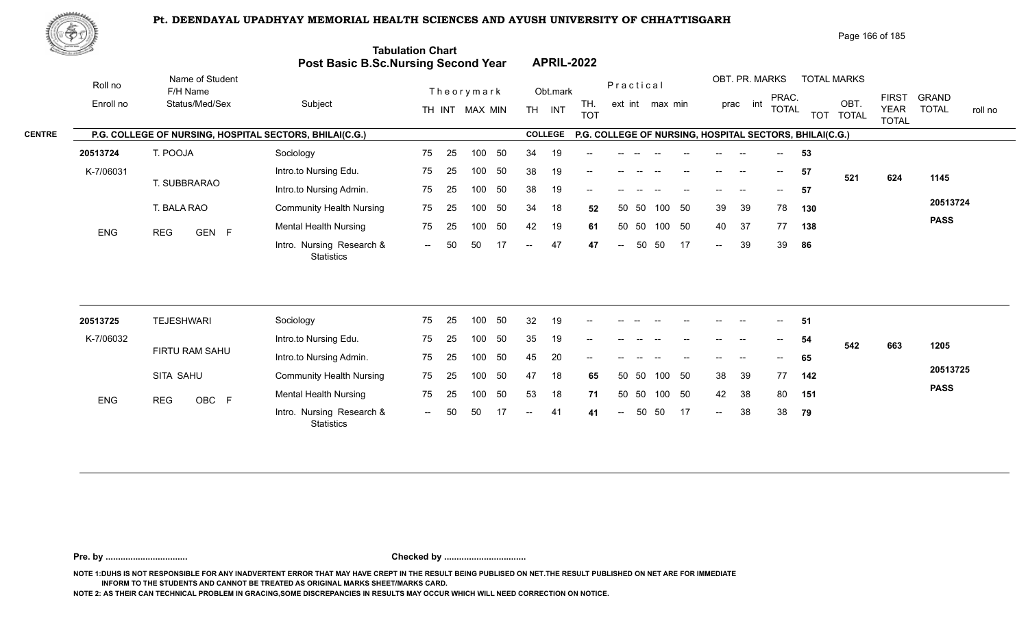# Pt. DEENDAYAL UPADHYAY MEMORIAL HEALTH SCIENCES AND AYUSH UNIVERSITY OF CHHATTISGARH

## Tabulation Chart
## Post Basic B.Sc.Nursing Second Year APRIL-2022

| Roll no / Enroll no | Name of Student / F/H Name / Status/Med/Sex | Subject | Theorymark TH | INT | MAX | MIN | Obt.mark TH | INT | TH. TOT | Practical ext | int | max | min | OBT. PR. MARKS prac | int | PRAC. TOTAL | TOTAL MARKS TOT | OBT. TOTAL | FIRST YEAR TOTAL | GRAND TOTAL / roll no |
|---|---|---|---|---|---|---|---|---|---|---|---|---|---|---|---|---|---|---|---|---|
| **CENTRE** | **P.G. COLLEGE OF NURSING, HOSPITAL SECTORS, BHILAI(C.G.)** | | | | | | **COLLEGE** | | **P.G. COLLEGE OF NURSING, HOSPITAL SECTORS, BHILAI(C.G.)** | | | | | | | | | | | |
| **20513724** | T. POOJA | Sociology | 75 | 25 | 100 | 50 | 34 | 19 | -- | -- | -- | -- | -- | -- | -- | -- | **53** | | | |
| K-7/06031 | T. SUBBRARAO | Intro.to Nursing Edu. | 75 | 25 | 100 | 50 | 38 | 19 | -- | -- | -- | -- | -- | -- | -- | -- | **57** | **521** | **624** | **1145** |
| | T. BALA RAO | Intro.to Nursing Admin. | 75 | 25 | 100 | 50 | 38 | 19 | -- | -- | -- | -- | -- | -- | -- | -- | **57** | | | **20513724** |
| | | Community Health Nursing | 75 | 25 | 100 | 50 | 34 | 18 | **52** | 50 | 50 | 100 | 50 | 39 | 39 | 78 | **130** | | | **PASS** |
| ENG | REG GEN F | Mental Health Nursing | 75 | 25 | 100 | 50 | 42 | 19 | **61** | 50 | 50 | 100 | 50 | 40 | 37 | 77 | **138** | | | |
| | | Intro. Nursing Research & Statistics | -- | 50 | 50 | 17 | -- | 47 | **47** | -- | 50 | 50 | 17 | -- | 39 | 39 | **86** | | | |
| **20513725** | TEJESHWARI | Sociology | 75 | 25 | 100 | 50 | 32 | 19 | -- | -- | -- | -- | -- | -- | -- | -- | **51** | | | |
| K-7/06032 | FIRTU RAM SAHU | Intro.to Nursing Edu. | 75 | 25 | 100 | 50 | 35 | 19 | -- | -- | -- | -- | -- | -- | -- | -- | **54** | **542** | **663** | **1205** |
| | SITA SAHU | Intro.to Nursing Admin. | 75 | 25 | 100 | 50 | 45 | 20 | -- | -- | -- | -- | -- | -- | -- | -- | **65** | | | **20513725** |
| | | Community Health Nursing | 75 | 25 | 100 | 50 | 47 | 18 | **65** | 50 | 50 | 100 | 50 | 38 | 39 | 77 | **142** | | | **PASS** |
| ENG | REG OBC F | Mental Health Nursing | 75 | 25 | 100 | 50 | 53 | 18 | **71** | 50 | 50 | 100 | 50 | 42 | 38 | 80 | **151** | | | |
| | | Intro. Nursing Research & Statistics | -- | 50 | 50 | 17 | -- | 41 | **41** | -- | 50 | 50 | 17 | -- | 38 | 38 | **79** | | | |

**Pre. by .................................** **Checked by .................................**

**NOTE 1:DUHS IS NOT RESPONSIBLE FOR ANY INADVERTENT ERROR THAT MAY HAVE CREPT IN THE RESULT BEING PUBLISED ON NET.THE RESULT PUBLISHED ON NET ARE FOR IMMEDIATE INFORM TO THE STUDENTS AND CANNOT BE TREATED AS ORIGINAL MARKS SHEET/MARKS CARD.**

**NOTE 2: AS THEIR CAN TECHNICAL PROBLEM IN GRACING,SOME DISCREPANCIES IN RESULTS MAY OCCUR WHICH WILL NEED CORRECTION ON NOTICE.**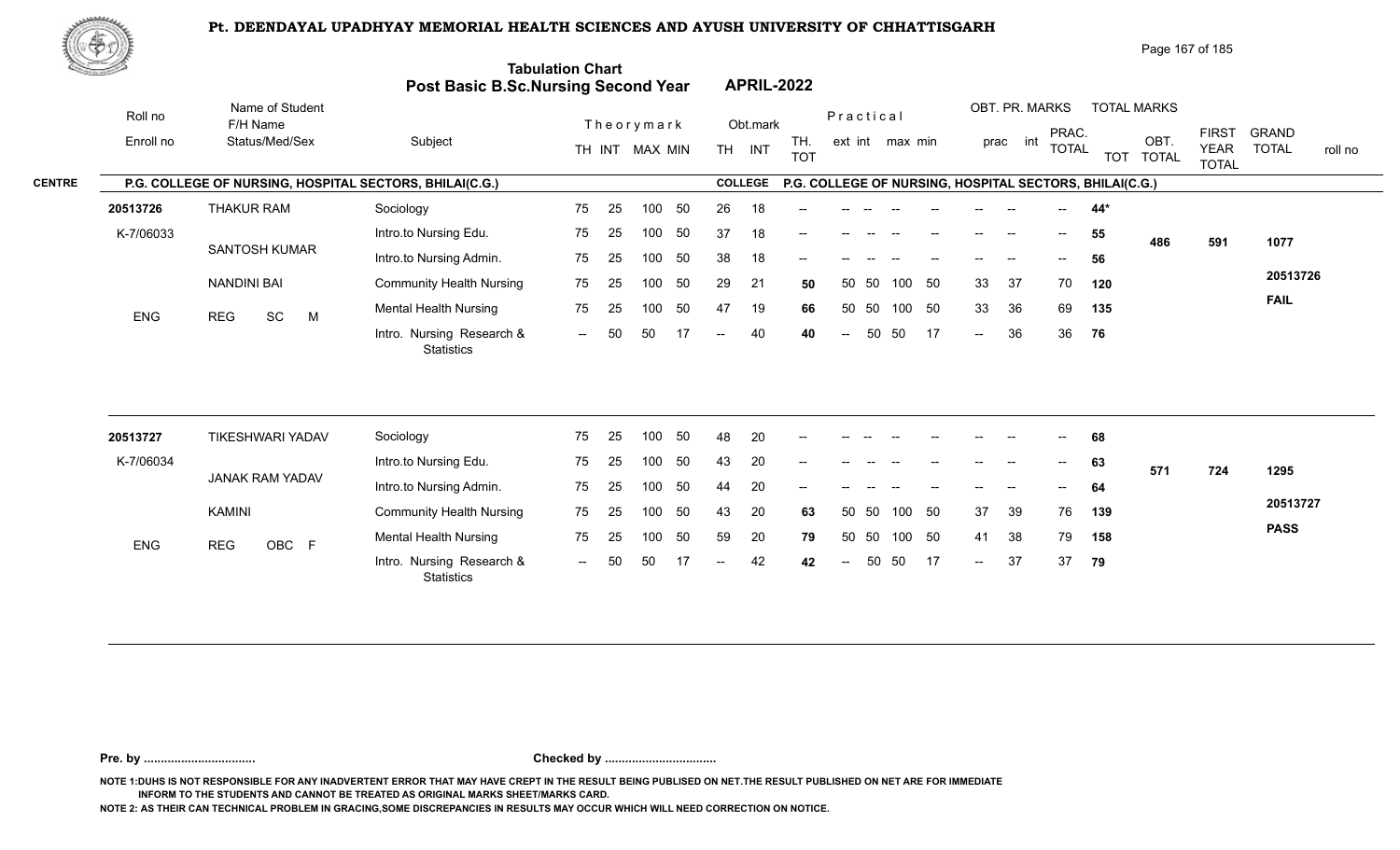# Pt. DEENDAYAL UPADHYAY MEMORIAL HEALTH SCIENCES AND AYUSH UNIVERSITY OF CHHATTISGARH

## Tabulation Chart
## Post Basic B.Sc.Nursing Second Year APRIL-2022

**CENTRE: P.G. COLLEGE OF NURSING, HOSPITAL SECTORS, BHILAI(C.G.)**
**COLLEGE: P.G. COLLEGE OF NURSING, HOSPITAL SECTORS, BHILAI(C.G.)**

| Roll no / Enroll no | Name of Student / F/H Name / Status/Med/Sex | Subject | Theory TH | Theory INT | Theory MAX | Theory MIN | Obt. TH | Obt. INT | TH. TOT | Practical ext | Practical int | Practical max | Practical min | OBT. PR. prac | OBT. PR. int | PRAC. TOTAL | TOT | OBT. TOTAL | FIRST YEAR TOTAL | GRAND TOTAL / roll no |
|---|---|---|---|---|---|---|---|---|---|---|---|---|---|---|---|---|---|---|---|---|
| 20513726 | THAKUR RAM | Sociology | 75 | 25 | 100 | 50 | 26 | 18 | -- | -- | -- | -- | -- | -- | -- | -- | 44* | | | |
| K-7/06033 | SANTOSH KUMAR | Intro.to Nursing Edu. | 75 | 25 | 100 | 50 | 37 | 18 | -- | -- | -- | -- | -- | -- | -- | -- | 55 | 486 | 591 | 1077 |
| | | Intro.to Nursing Admin. | 75 | 25 | 100 | 50 | 38 | 18 | -- | -- | -- | -- | -- | -- | -- | -- | 56 | | | |
| | NANDINI BAI | Community Health Nursing | 75 | 25 | 100 | 50 | 29 | 21 | 50 | 50 | 50 | 100 | 50 | 33 | 37 | 70 | 120 | | | 20513726 |
| ENG | REG SC M | Mental Health Nursing | 75 | 25 | 100 | 50 | 47 | 19 | 66 | 50 | 50 | 100 | 50 | 33 | 36 | 69 | 135 | | | FAIL |
| | | Intro. Nursing Research & Statistics | -- | 50 | 50 | 17 | -- | 40 | 40 | -- | 50 | 50 | 17 | -- | 36 | 36 | 76 | | | |
| 20513727 | TIKESHWARI YADAV | Sociology | 75 | 25 | 100 | 50 | 48 | 20 | -- | -- | -- | -- | -- | -- | -- | -- | 68 | | | |
| K-7/06034 | JANAK RAM YADAV | Intro.to Nursing Edu. | 75 | 25 | 100 | 50 | 43 | 20 | -- | -- | -- | -- | -- | -- | -- | -- | 63 | 571 | 724 | 1295 |
| | | Intro.to Nursing Admin. | 75 | 25 | 100 | 50 | 44 | 20 | -- | -- | -- | -- | -- | -- | -- | -- | 64 | | | |
| | KAMINI | Community Health Nursing | 75 | 25 | 100 | 50 | 43 | 20 | 63 | 50 | 50 | 100 | 50 | 37 | 39 | 76 | 139 | | | 20513727 |
| ENG | REG OBC F | Mental Health Nursing | 75 | 25 | 100 | 50 | 59 | 20 | 79 | 50 | 50 | 100 | 50 | 41 | 38 | 79 | 158 | | | PASS |
| | | Intro. Nursing Research & Statistics | -- | 50 | 50 | 17 | -- | 42 | 42 | -- | 50 | 50 | 17 | -- | 37 | 37 | 79 | | | |

Pre. by ................................ Checked by ................................

NOTE 1:DUHS IS NOT RESPONSIBLE FOR ANY INADVERTENT ERROR THAT MAY HAVE CREPT IN THE RESULT BEING PUBLISED ON NET.THE RESULT PUBLISHED ON NET ARE FOR IMMEDIATE INFORM TO THE STUDENTS AND CANNOT BE TREATED AS ORIGINAL MARKS SHEET/MARKS CARD.

NOTE 2: AS THEIR CAN TECHNICAL PROBLEM IN GRACING,SOME DISCREPANCIES IN RESULTS MAY OCCUR WHICH WILL NEED CORRECTION ON NOTICE.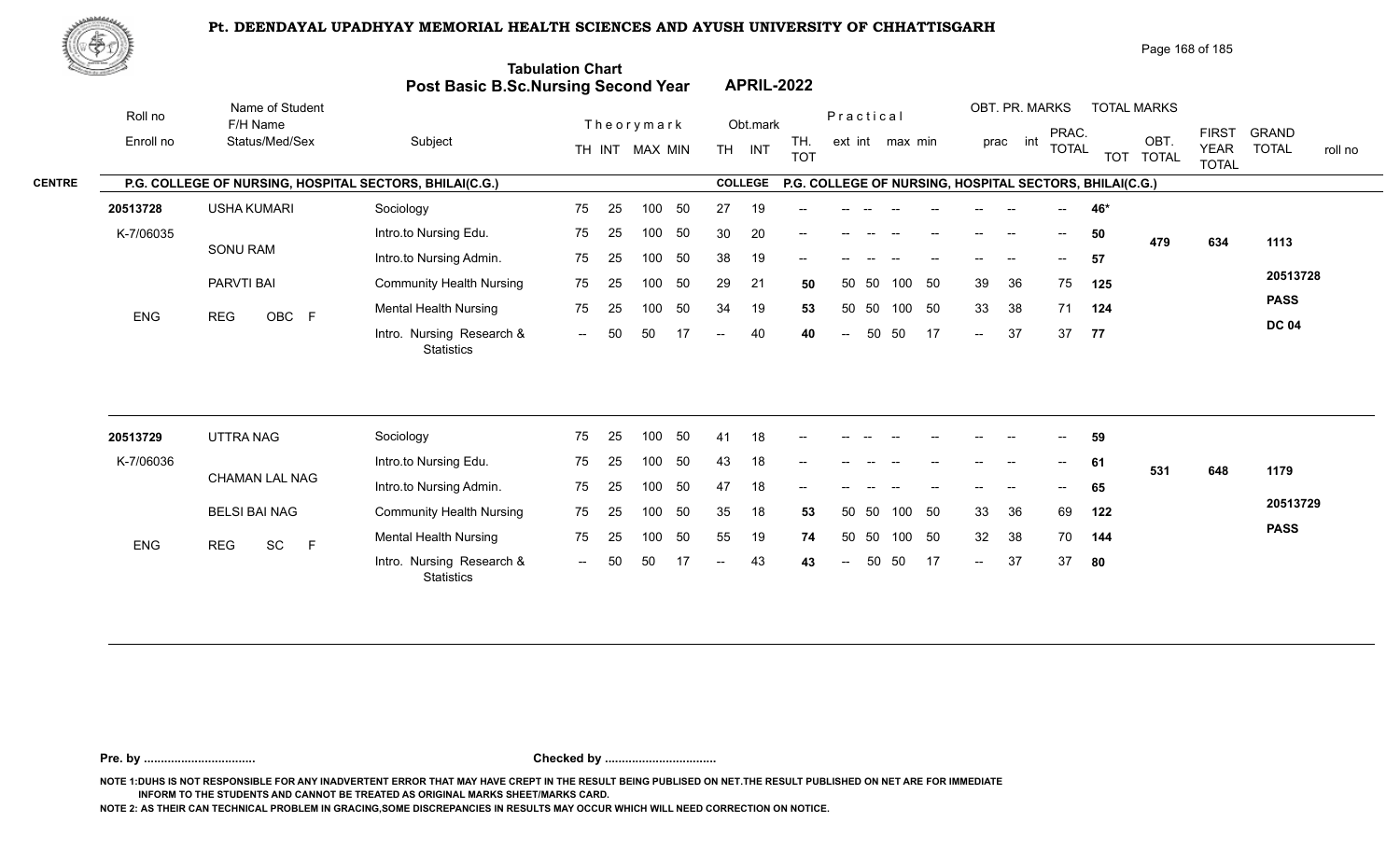# Pt. DEENDAYAL UPADHYAY MEMORIAL HEALTH SCIENCES AND AYUSH UNIVERSITY OF CHHATTISGARH

## Tabulation Chart
## Post Basic B.Sc.Nursing Second Year — APRIL-2022

**CENTRE:** P.G. COLLEGE OF NURSING, HOSPITAL SECTORS, BHILAI(C.G.)

**COLLEGE:** P.G. COLLEGE OF NURSING, HOSPITAL SECTORS, BHILAI(C.G.)

| Roll no / Enroll no | Name of Student / F/H Name / Status/Med/Sex | Subject | Theory TH | Theory INT | Theory MAX | Theory MIN | Obt. TH | Obt. INT | TH. TOT | Prac ext | Prac int | Prac max | Prac min | OBT. PR. prac | OBT. PR. int | PRAC. TOTAL | TOT | OBT. TOTAL | FIRST YEAR TOTAL | GRAND TOTAL | roll no |
|---|---|---|---|---|---|---|---|---|---|---|---|---|---|---|---|---|---|---|---|---|---|
| 20513728 | USHA KUMARI | Sociology | 75 | 25 | 100 | 50 | 27 | 19 | -- | -- | -- | -- | -- | -- | -- | -- | 46* | | | | |
| K-7/06035 | SONU RAM | Intro.to Nursing Edu. | 75 | 25 | 100 | 50 | 30 | 20 | -- | -- | -- | -- | -- | -- | -- | -- | 50 | 479 | 634 | 1113 | |
| | PARVTI BAI | Intro.to Nursing Admin. | 75 | 25 | 100 | 50 | 38 | 19 | -- | -- | -- | -- | -- | -- | -- | -- | 57 | | | | 20513728 |
| ENG | REG OBC F | Community Health Nursing | 75 | 25 | 100 | 50 | 29 | 21 | 50 | 50 | 50 | 100 | 50 | 39 | 36 | 75 | 125 | | | | PASS |
| | | Mental Health Nursing | 75 | 25 | 100 | 50 | 34 | 19 | 53 | 50 | 50 | 100 | 50 | 33 | 38 | 71 | 124 | | | | DC 04 |
| | | Intro. Nursing Research & Statistics | -- | 50 | 50 | 17 | -- | 40 | 40 | -- | 50 | 50 | 17 | -- | 37 | 37 | 77 | | | | |
| 20513729 | UTTRA NAG | Sociology | 75 | 25 | 100 | 50 | 41 | 18 | -- | -- | -- | -- | -- | -- | -- | -- | 59 | | | | |
| K-7/06036 | CHAMAN LAL NAG | Intro.to Nursing Edu. | 75 | 25 | 100 | 50 | 43 | 18 | -- | -- | -- | -- | -- | -- | -- | -- | 61 | 531 | 648 | 1179 | |
| | BELSI BAI NAG | Intro.to Nursing Admin. | 75 | 25 | 100 | 50 | 47 | 18 | -- | -- | -- | -- | -- | -- | -- | -- | 65 | | | | 20513729 |
| ENG | REG SC F | Community Health Nursing | 75 | 25 | 100 | 50 | 35 | 18 | 53 | 50 | 50 | 100 | 50 | 33 | 36 | 69 | 122 | | | | PASS |
| | | Mental Health Nursing | 75 | 25 | 100 | 50 | 55 | 19 | 74 | 50 | 50 | 100 | 50 | 32 | 38 | 70 | 144 | | | | |
| | | Intro. Nursing Research & Statistics | -- | 50 | 50 | 17 | -- | 43 | 43 | -- | 50 | 50 | 17 | -- | 37 | 37 | 80 | | | | |

**Pre. by ................................** **Checked by ................................**

NOTE 1:DUHS IS NOT RESPONSIBLE FOR ANY INADVERTENT ERROR THAT MAY HAVE CREPT IN THE RESULT BEING PUBLISED ON NET.THE RESULT PUBLISHED ON NET ARE FOR IMMEDIATE INFORM TO THE STUDENTS AND CANNOT BE TREATED AS ORIGINAL MARKS SHEET/MARKS CARD.

NOTE 2: AS THEIR CAN TECHNICAL PROBLEM IN GRACING,SOME DISCREPANCIES IN RESULTS MAY OCCUR WHICH WILL NEED CORRECTION ON NOTICE.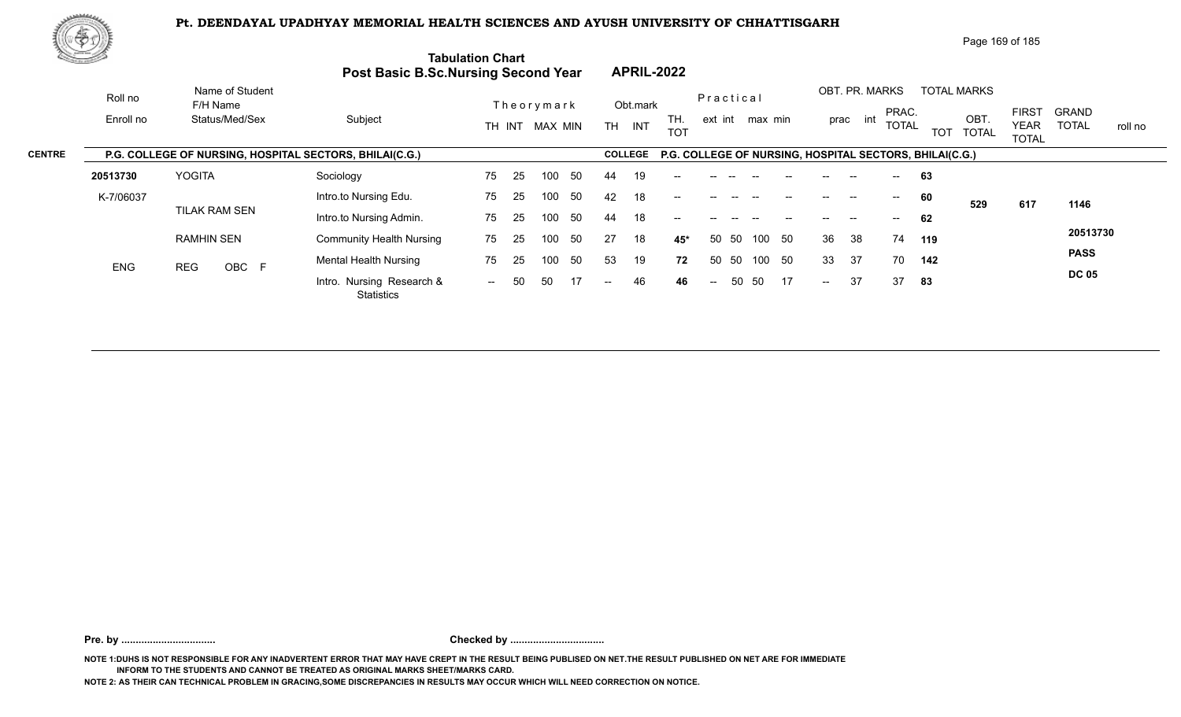# Pt. DEENDAYAL UPADHYAY MEMORIAL HEALTH SCIENCES AND AYUSH UNIVERSITY OF CHHATTISGARH

## Tabulation Chart
## Post Basic B.Sc.Nursing Second Year — APRIL-2022

**CENTRE:** P.G. COLLEGE OF NURSING, HOSPITAL SECTORS, BHILAI(C.G.)

**COLLEGE:** P.G. COLLEGE OF NURSING, HOSPITAL SECTORS, BHILAI(C.G.)

| Roll no / Enroll no | Name of Student / F/H Name / Status/Med/Sex | Subject | Theory TH | Theory INT | Theory MAX | Theory MIN | Obt. TH | Obt. INT | TH. TOT | Prac. ext | Prac. int | Prac. max | Prac. min | Obt. prac | Obt. int | PRAC. TOTAL | TOT | OBT. TOTAL | FIRST YEAR TOTAL | GRAND TOTAL / roll no |
|---|---|---|---|---|---|---|---|---|---|---|---|---|---|---|---|---|---|---|---|---|
| 20513730 | YOGITA | Sociology | 75 | 25 | 100 | 50 | 44 | 19 | -- | -- | -- | -- | -- | -- | -- | -- | 63 | | | |
| K-7/06037 | TILAK RAM SEN | Intro.to Nursing Edu. | 75 | 25 | 100 | 50 | 42 | 18 | -- | -- | -- | -- | -- | -- | -- | -- | 60 | 529 | 617 | 1146 |
| | | Intro.to Nursing Admin. | 75 | 25 | 100 | 50 | 44 | 18 | -- | -- | -- | -- | -- | -- | -- | -- | 62 | | | |
| | RAMHIN SEN | Community Health Nursing | 75 | 25 | 100 | 50 | 27 | 18 | 45* | 50 | 50 | 100 | 50 | 36 | 38 | 74 | 119 | | | 20513730 |
| ENG | REG OBC F | Mental Health Nursing | 75 | 25 | 100 | 50 | 53 | 19 | 72 | 50 | 50 | 100 | 50 | 33 | 37 | 70 | 142 | | | PASS |
| | | Intro. Nursing Research & Statistics | -- | 50 | 50 | 17 | -- | 46 | 46 | -- | 50 | 50 | 17 | -- | 37 | 37 | 83 | | | DC 05 |

**Pre. by ................................** **Checked by ................................**

NOTE 1:DUHS IS NOT RESPONSIBLE FOR ANY INADVERTENT ERROR THAT MAY HAVE CREPT IN THE RESULT BEING PUBLISED ON NET.THE RESULT PUBLISHED ON NET ARE FOR IMMEDIATE INFORM TO THE STUDENTS AND CANNOT BE TREATED AS ORIGINAL MARKS SHEET/MARKS CARD.

NOTE 2: AS THEIR CAN TECHNICAL PROBLEM IN GRACING,SOME DISCREPANCIES IN RESULTS MAY OCCUR WHICH WILL NEED CORRECTION ON NOTICE.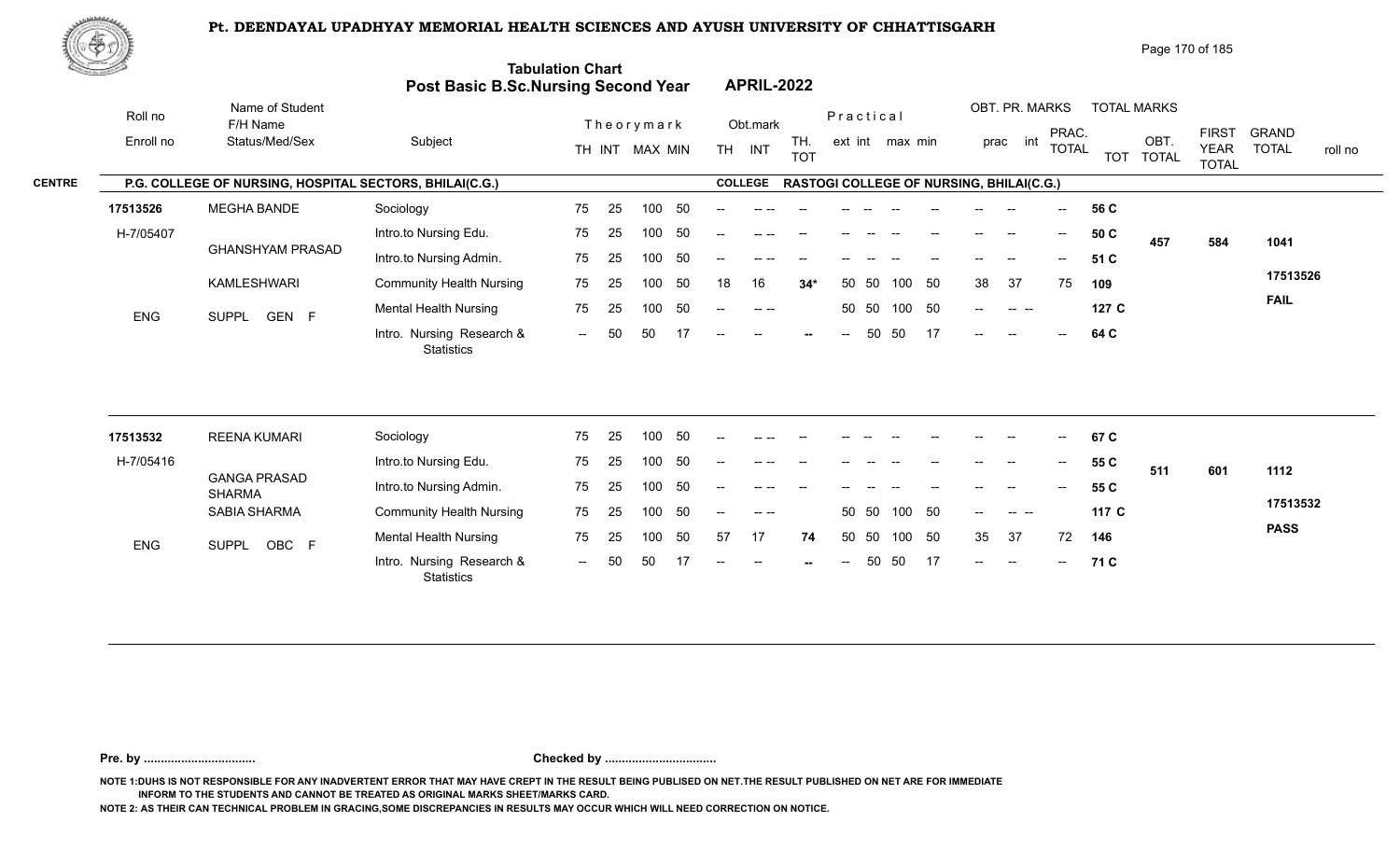# Pt. DEENDAYAL UPADHYAY MEMORIAL HEALTH SCIENCES AND AYUSH UNIVERSITY OF CHHATTISGARH

## Tabulation Chart
## Post Basic B.Sc.Nursing Second Year APRIL-2022

**CENTRE** P.G. COLLEGE OF NURSING, HOSPITAL SECTORS, BHILAI(C.G.) **COLLEGE** RASTOGI COLLEGE OF NURSING, BHILAI(C.G.)

| Roll no / Enroll no | Name of Student / F/H Name / Status/Med/Sex | Subject | TH | INT | MAX | MIN | Obt. TH | Obt. INT | TH. TOT | Prac. ext | Prac. int | max | min | OBT. PR. prac | OBT. PR. int | PRAC. TOTAL | TOT | OBT. TOTAL | FIRST YEAR TOTAL | GRAND TOTAL / roll no |
|---|---|---|---|---|---|---|---|---|---|---|---|---|---|---|---|---|---|---|---|---|
| 17513526 | MEGHA BANDE | Sociology | 75 | 25 | 100 | 50 | -- | -- -- | -- | -- | -- | -- | -- | -- | -- | -- | 56 C | 457 | 584 | 1041 |
| H-7/05407 | GHANSHYAM PRASAD | Intro.to Nursing Edu. | 75 | 25 | 100 | 50 | -- | -- -- | -- | -- | -- | -- | -- | -- | -- | -- | 50 C | | | |
| | | Intro.to Nursing Admin. | 75 | 25 | 100 | 50 | -- | -- -- | -- | -- | -- | -- | -- | -- | -- | -- | 51 C | | | |
| | KAMLESHWARI | Community Health Nursing | 75 | 25 | 100 | 50 | 18 | 16 | 34* | 50 | 50 | 100 | 50 | 38 | 37 | 75 | 109 | | | 17513526 |
| ENG | SUPPL GEN F | Mental Health Nursing | 75 | 25 | 100 | 50 | -- | -- -- | | 50 | 50 | 100 | 50 | -- | -- -- | | 127 C | | | FAIL |
| | | Intro. Nursing Research & Statistics | -- | 50 | 50 | 17 | -- | -- | -- | -- | 50 | 50 | 17 | -- | -- | -- | 64 C | | | |
| 17513532 | REENA KUMARI | Sociology | 75 | 25 | 100 | 50 | -- | -- -- | -- | -- | -- | -- | -- | -- | -- | -- | 67 C | 511 | 601 | 1112 |
| H-7/05416 | GANGA PRASAD SHARMA | Intro.to Nursing Edu. | 75 | 25 | 100 | 50 | -- | -- -- | -- | -- | -- | -- | -- | -- | -- | -- | 55 C | | | |
| | | Intro.to Nursing Admin. | 75 | 25 | 100 | 50 | -- | -- -- | -- | -- | -- | -- | -- | -- | -- | -- | 55 C | | | |
| | SABIA SHARMA | Community Health Nursing | 75 | 25 | 100 | 50 | -- | -- -- | | 50 | 50 | 100 | 50 | -- | -- -- | | 117 C | | | 17513532 |
| ENG | SUPPL OBC F | Mental Health Nursing | 75 | 25 | 100 | 50 | 57 | 17 | 74 | 50 | 50 | 100 | 50 | 35 | 37 | 72 | 146 | | | PASS |
| | | Intro. Nursing Research & Statistics | -- | 50 | 50 | 17 | -- | -- | -- | -- | 50 | 50 | 17 | -- | -- | -- | 71 C | | | |

Pre. by ................................. Checked by .................................

NOTE 1:DUHS IS NOT RESPONSIBLE FOR ANY INADVERTENT ERROR THAT MAY HAVE CREPT IN THE RESULT BEING PUBLISED ON NET.THE RESULT PUBLISHED ON NET ARE FOR IMMEDIATE INFORM TO THE STUDENTS AND CANNOT BE TREATED AS ORIGINAL MARKS SHEET/MARKS CARD.

NOTE 2: AS THEIR CAN TECHNICAL PROBLEM IN GRACING,SOME DISCREPANCIES IN RESULTS MAY OCCUR WHICH WILL NEED CORRECTION ON NOTICE.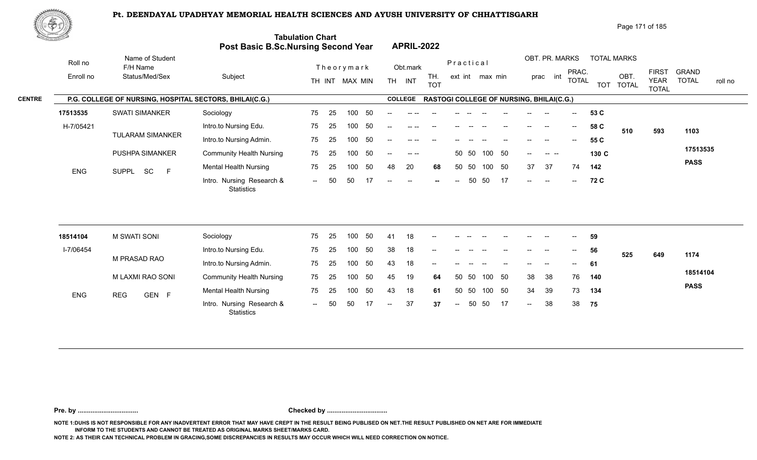# Pt. DEENDAYAL UPADHYAY MEMORIAL HEALTH SCIENCES AND AYUSH UNIVERSITY OF CHHATTISGARH

## Tabulation Chart
## Post Basic B.Sc.Nursing Second Year APRIL-2022

**CENTRE:** P.G. COLLEGE OF NURSING, HOSPITAL SECTORS, BHILAI(C.G.) **COLLEGE:** RASTOGI COLLEGE OF NURSING, BHILAI(C.G.)

| Roll no / Enroll no | Name of Student / F/H Name / Status/Med/Sex | Subject | TH | INT | MAX | MIN | Obt. TH | Obt. INT | TH. TOT | Prac. ext | Prac. int | max | min | OBT. PR. prac | OBT. PR. int | PRAC. TOTAL | TOT | OBT. TOTAL | FIRST YEAR TOTAL | GRAND TOTAL / roll no |
|---|---|---|---|---|---|---|---|---|---|---|---|---|---|---|---|---|---|---|---|---|
| 17513535 | SWATI SIMANKER | Sociology | 75 | 25 | 100 | 50 | -- | -- -- | -- | -- | -- | -- | -- | -- | -- | -- | 53 C | | | |
| H-7/05421 | TULARAM SIMANKER | Intro.to Nursing Edu. | 75 | 25 | 100 | 50 | -- | -- -- | -- | -- | -- | -- | -- | -- | -- | -- | 58 C | 510 | 593 | 1103 |
| | | Intro.to Nursing Admin. | 75 | 25 | 100 | 50 | -- | -- -- | -- | -- | -- | -- | -- | -- | -- | -- | 55 C | | | |
| | PUSHPA SIMANKER | Community Health Nursing | 75 | 25 | 100 | 50 | -- | -- -- | | 50 | 50 | 100 | 50 | -- | -- -- | | 130 C | | | 17513535 |
| ENG | SUPPL SC F | Mental Health Nursing | 75 | 25 | 100 | 50 | 48 | 20 | 68 | 50 | 50 | 100 | 50 | 37 | 37 | 74 | 142 | | | PASS |
| | | Intro. Nursing Research & Statistics | -- | 50 | 50 | 17 | -- | -- | -- | -- | 50 | 50 | 17 | -- | -- | -- | 72 C | | | |
| 18514104 | M SWATI SONI | Sociology | 75 | 25 | 100 | 50 | 41 | 18 | -- | -- | -- | -- | -- | -- | -- | -- | 59 | | | |
| I-7/06454 | M PRASAD RAO | Intro.to Nursing Edu. | 75 | 25 | 100 | 50 | 38 | 18 | -- | -- | -- | -- | -- | -- | -- | -- | 56 | 525 | 649 | 1174 |
| | | Intro.to Nursing Admin. | 75 | 25 | 100 | 50 | 43 | 18 | -- | -- | -- | -- | -- | -- | -- | -- | 61 | | | |
| | M LAXMI RAO SONI | Community Health Nursing | 75 | 25 | 100 | 50 | 45 | 19 | 64 | 50 | 50 | 100 | 50 | 38 | 38 | 76 | 140 | | | 18514104 |
| ENG | REG GEN F | Mental Health Nursing | 75 | 25 | 100 | 50 | 43 | 18 | 61 | 50 | 50 | 100 | 50 | 34 | 39 | 73 | 134 | | | PASS |
| | | Intro. Nursing Research & Statistics | -- | 50 | 50 | 17 | -- | 37 | 37 | -- | 50 | 50 | 17 | -- | 38 | 38 | 75 | | | |

**Pre. by .................................** **Checked by .................................**

NOTE 1:DUHS IS NOT RESPONSIBLE FOR ANY INADVERTENT ERROR THAT MAY HAVE CREPT IN THE RESULT BEING PUBLISED ON NET.THE RESULT PUBLISHED ON NET ARE FOR IMMEDIATE INFORM TO THE STUDENTS AND CANNOT BE TREATED AS ORIGINAL MARKS SHEET/MARKS CARD.

NOTE 2: AS THEIR CAN TECHNICAL PROBLEM IN GRACING,SOME DISCREPANCIES IN RESULTS MAY OCCUR WHICH WILL NEED CORRECTION ON NOTICE.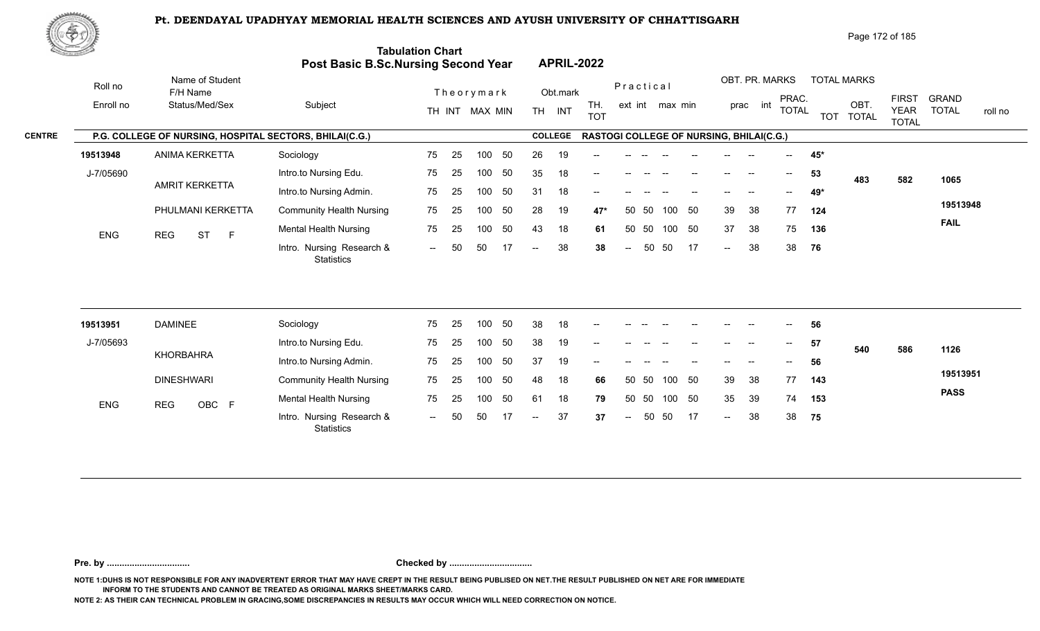# Pt. DEENDAYAL UPADHYAY MEMORIAL HEALTH SCIENCES AND AYUSH UNIVERSITY OF CHHATTISGARH

## Tabulation Chart
## Post Basic B.Sc.Nursing Second Year — APRIL-2022

**CENTRE:** P.G. COLLEGE OF NURSING, HOSPITAL SECTORS, BHILAI(C.G.)
**COLLEGE:** RASTOGI COLLEGE OF NURSING, BHILAI(C.G.)

| Roll no / Enroll no | Name of Student / F/H Name / Status/Med/Sex | Subject | Theory TH | Theory INT | MAX | MIN | Obt. TH | Obt. INT | TH. TOT | Prac. ext | Prac. int | max | min | OBT. PR. prac | OBT. PR. int | PRAC. TOTAL | TOT | OBT. TOTAL | FIRST YEAR TOTAL | GRAND TOTAL / roll no |
|---|---|---|---|---|---|---|---|---|---|---|---|---|---|---|---|---|---|---|---|---|
| 19513948 | ANIMA KERKETTA | Sociology | 75 | 25 | 100 | 50 | 26 | 19 | -- | -- | -- | -- | -- | -- | -- | -- | 45* | | | |
| J-7/05690 | AMRIT KERKETTA | Intro.to Nursing Edu. | 75 | 25 | 100 | 50 | 35 | 18 | -- | -- | -- | -- | -- | -- | -- | -- | 53 | 483 | 582 | 1065 |
| | | Intro.to Nursing Admin. | 75 | 25 | 100 | 50 | 31 | 18 | -- | -- | -- | -- | -- | -- | -- | -- | 49* | | | |
| | PHULMANI KERKETTA | Community Health Nursing | 75 | 25 | 100 | 50 | 28 | 19 | 47* | 50 | 50 | 100 | 50 | 39 | 38 | 77 | 124 | | | 19513948 |
| ENG | REG ST F | Mental Health Nursing | 75 | 25 | 100 | 50 | 43 | 18 | 61 | 50 | 50 | 100 | 50 | 37 | 38 | 75 | 136 | | | FAIL |
| | | Intro. Nursing Research & Statistics | -- | 50 | 50 | 17 | -- | 38 | 38 | -- | 50 | 50 | 17 | -- | 38 | 38 | 76 | | | |
| 19513951 | DAMINEE | Sociology | 75 | 25 | 100 | 50 | 38 | 18 | -- | -- | -- | -- | -- | -- | -- | -- | 56 | | | |
| J-7/05693 | KHORBAHRA | Intro.to Nursing Edu. | 75 | 25 | 100 | 50 | 38 | 19 | -- | -- | -- | -- | -- | -- | -- | -- | 57 | 540 | 586 | 1126 |
| | | Intro.to Nursing Admin. | 75 | 25 | 100 | 50 | 37 | 19 | -- | -- | -- | -- | -- | -- | -- | -- | 56 | | | |
| | DINESHWARI | Community Health Nursing | 75 | 25 | 100 | 50 | 48 | 18 | 66 | 50 | 50 | 100 | 50 | 39 | 38 | 77 | 143 | | | 19513951 |
| ENG | REG OBC F | Mental Health Nursing | 75 | 25 | 100 | 50 | 61 | 18 | 79 | 50 | 50 | 100 | 50 | 35 | 39 | 74 | 153 | | | PASS |
| | | Intro. Nursing Research & Statistics | -- | 50 | 50 | 17 | -- | 37 | 37 | -- | 50 | 50 | 17 | -- | 38 | 38 | 75 | | | |

Pre. by ................................. Checked by .................................

NOTE 1:DUHS IS NOT RESPONSIBLE FOR ANY INADVERTENT ERROR THAT MAY HAVE CREPT IN THE RESULT BEING PUBLISED ON NET.THE RESULT PUBLISHED ON NET ARE FOR IMMEDIATE INFORM TO THE STUDENTS AND CANNOT BE TREATED AS ORIGINAL MARKS SHEET/MARKS CARD.

NOTE 2: AS THEIR CAN TECHNICAL PROBLEM IN GRACING,SOME DISCREPANCIES IN RESULTS MAY OCCUR WHICH WILL NEED CORRECTION ON NOTICE.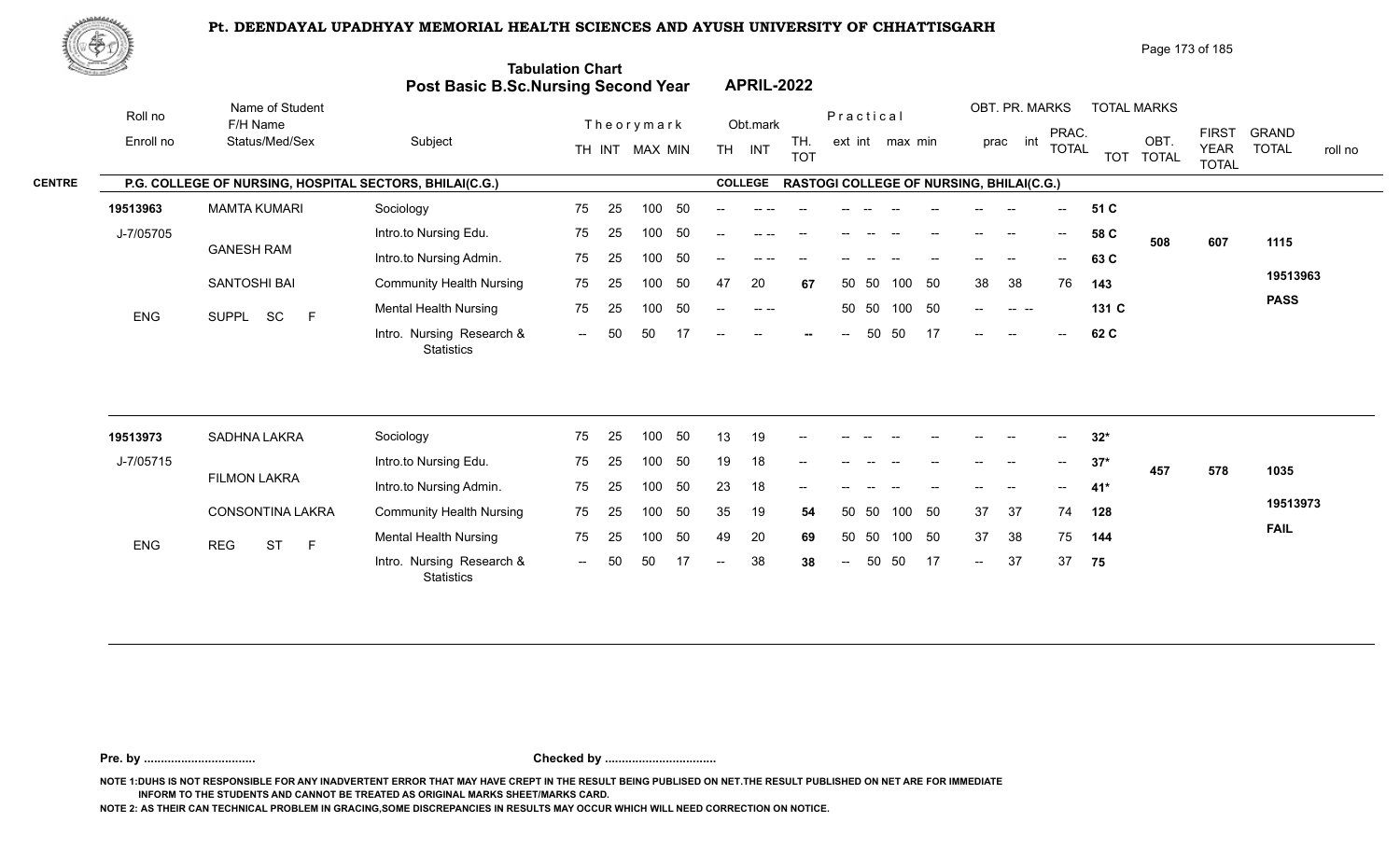# Pt. DEENDAYAL UPADHYAY MEMORIAL HEALTH SCIENCES AND AYUSH UNIVERSITY OF CHHATTISGARH

## Tabulation Chart
## Post Basic B.Sc.Nursing Second Year APRIL-2022

**CENTRE:** P.G. COLLEGE OF NURSING, HOSPITAL SECTORS, BHILAI(C.G.) **COLLEGE:** RASTOGI COLLEGE OF NURSING, BHILAI(C.G.)

| Roll no / Enroll no | Name of Student / F/H Name / Status/Med/Sex | Subject | Theory TH | Theory INT | Theory MAX | Theory MIN | Obt. TH | Obt. INT | TH. TOT | Prac ext | Prac int | Prac max | Prac min | OBT. PR. prac | OBT. PR. int | PRAC. TOTAL | TOT | OBT. TOTAL | FIRST YEAR TOTAL | GRAND TOTAL / roll no |
|---|---|---|---|---|---|---|---|---|---|---|---|---|---|---|---|---|---|---|---|---|
| 19513963 | MAMTA KUMARI | Sociology | 75 | 25 | 100 | 50 | -- | -- -- | -- | -- | -- | -- | -- | -- | -- | -- | 51 C | | | |
| J-7/05705 | GANESH RAM | Intro.to Nursing Edu. | 75 | 25 | 100 | 50 | -- | -- -- | -- | -- | -- | -- | -- | -- | -- | -- | 58 C | 508 | 607 | 1115 |
| | | Intro.to Nursing Admin. | 75 | 25 | 100 | 50 | -- | -- -- | -- | -- | -- | -- | -- | -- | -- | -- | 63 C | | | |
| | SANTOSHI BAI | Community Health Nursing | 75 | 25 | 100 | 50 | 47 | 20 | 67 | 50 | 50 | 100 | 50 | 38 | 38 | 76 | 143 | | | 19513963 |
| ENG | SUPPL SC F | Mental Health Nursing | 75 | 25 | 100 | 50 | -- | -- -- | | 50 | 50 | 100 | 50 | -- | -- -- | | 131 C | | | PASS |
| | | Intro. Nursing Research & Statistics | -- | 50 | 50 | 17 | -- | -- | -- | -- | 50 | 50 | 17 | -- | -- | -- | 62 C | | | |
| 19513973 | SADHNA LAKRA | Sociology | 75 | 25 | 100 | 50 | 13 | 19 | -- | -- | -- | -- | -- | -- | -- | -- | 32* | | | |
| J-7/05715 | FILMON LAKRA | Intro.to Nursing Edu. | 75 | 25 | 100 | 50 | 19 | 18 | -- | -- | -- | -- | -- | -- | -- | -- | 37* | 457 | 578 | 1035 |
| | | Intro.to Nursing Admin. | 75 | 25 | 100 | 50 | 23 | 18 | -- | -- | -- | -- | -- | -- | -- | -- | 41* | | | |
| | CONSONTINA LAKRA | Community Health Nursing | 75 | 25 | 100 | 50 | 35 | 19 | 54 | 50 | 50 | 100 | 50 | 37 | 37 | 74 | 128 | | | 19513973 |
| ENG | REG ST F | Mental Health Nursing | 75 | 25 | 100 | 50 | 49 | 20 | 69 | 50 | 50 | 100 | 50 | 37 | 38 | 75 | 144 | | | FAIL |
| | | Intro. Nursing Research & Statistics | -- | 50 | 50 | 17 | -- | 38 | 38 | -- | 50 | 50 | 17 | -- | 37 | 37 | 75 | | | |

**Pre. by ................................** **Checked by ................................**

NOTE 1:DUHS IS NOT RESPONSIBLE FOR ANY INADVERTENT ERROR THAT MAY HAVE CREPT IN THE RESULT BEING PUBLISED ON NET.THE RESULT PUBLISHED ON NET ARE FOR IMMEDIATE INFORM TO THE STUDENTS AND CANNOT BE TREATED AS ORIGINAL MARKS SHEET/MARKS CARD.

NOTE 2: AS THEIR CAN TECHNICAL PROBLEM IN GRACING,SOME DISCREPANCIES IN RESULTS MAY OCCUR WHICH WILL NEED CORRECTION ON NOTICE.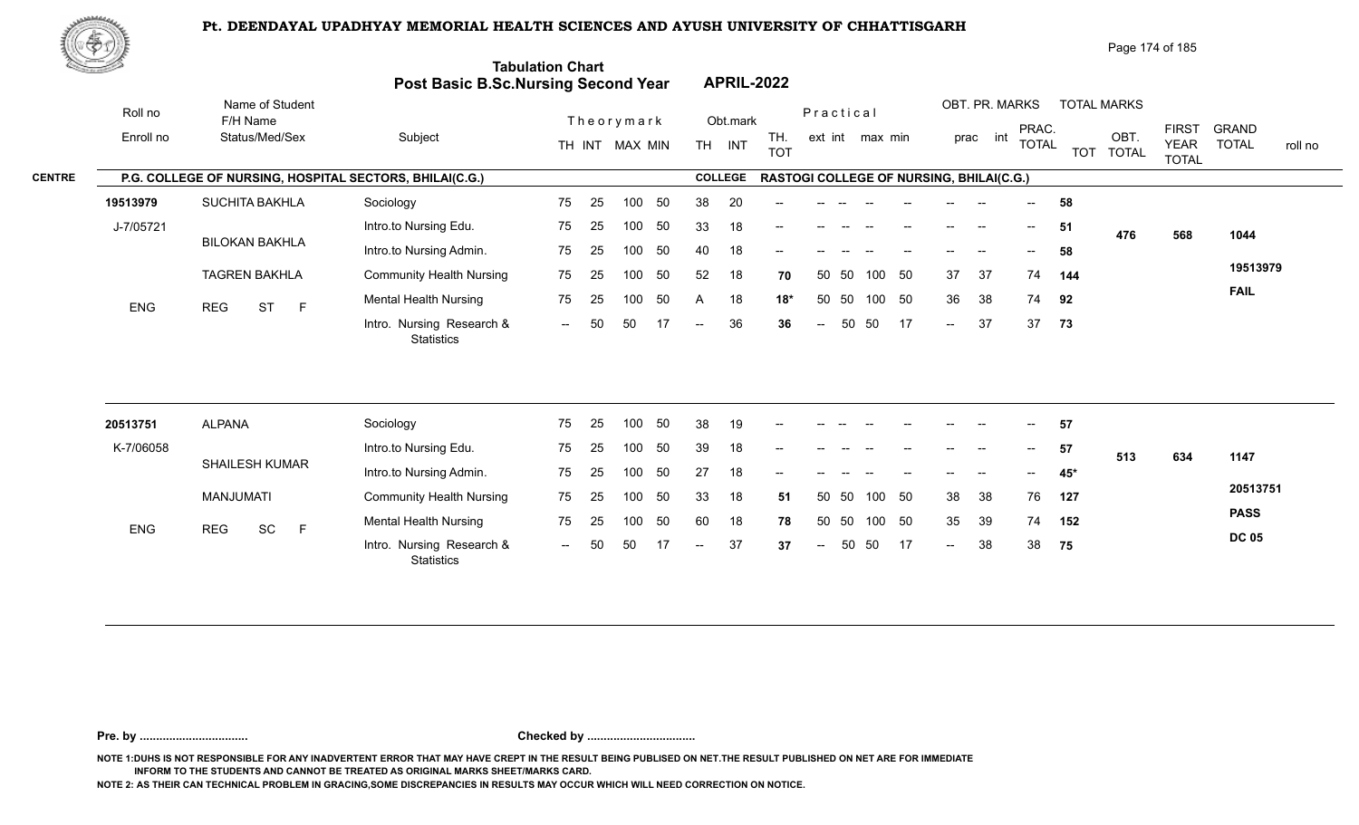# Pt. DEENDAYAL UPADHYAY MEMORIAL HEALTH SCIENCES AND AYUSH UNIVERSITY OF CHHATTISGARH

## Tabulation Chart
## Post Basic B.Sc.Nursing Second Year — APRIL-2022

**CENTRE:** P.G. COLLEGE OF NURSING, HOSPITAL SECTORS, BHILAI(C.G.)
**COLLEGE:** RASTOGI COLLEGE OF NURSING, BHILAI(C.G.)

| Roll no / Enroll no | Name of Student / F/H Name / Status/Med/Sex | Subject | Theory TH | Theory INT | Theory MAX | Theory MIN | Obt. TH | Obt. INT | TH. TOT | Practical ext | Practical int | Practical max | Practical min | OBT. PR. prac | OBT. PR. int | PRAC. TOTAL | TOT | OBT. TOTAL | FIRST YEAR TOTAL | GRAND TOTAL / roll no |
|---|---|---|---|---|---|---|---|---|---|---|---|---|---|---|---|---|---|---|---|---|
| 19513979 | SUCHITA BAKHLA | Sociology | 75 | 25 | 100 | 50 | 38 | 20 | -- | -- | -- | -- | -- | -- | -- | -- | 58 | | | |
| J-7/05721 | BILOKAN BAKHLA | Intro.to Nursing Edu. | 75 | 25 | 100 | 50 | 33 | 18 | -- | -- | -- | -- | -- | -- | -- | -- | 51 | 476 | 568 | 1044 |
| | | Intro.to Nursing Admin. | 75 | 25 | 100 | 50 | 40 | 18 | -- | -- | -- | -- | -- | -- | -- | -- | 58 | | | |
| | TAGREN BAKHLA | Community Health Nursing | 75 | 25 | 100 | 50 | 52 | 18 | 70 | 50 | 50 | 100 | 50 | 37 | 37 | 74 | 144 | | | 19513979 |
| ENG | REG ST F | Mental Health Nursing | 75 | 25 | 100 | 50 | A | 18 | 18* | 50 | 50 | 100 | 50 | 36 | 38 | 74 | 92 | | | FAIL |
| | | Intro. Nursing Research & Statistics | -- | 50 | 50 | 17 | -- | 36 | 36 | -- | 50 | 50 | 17 | -- | 37 | 37 | 73 | | | |
| 20513751 | ALPANA | Sociology | 75 | 25 | 100 | 50 | 38 | 19 | -- | -- | -- | -- | -- | -- | -- | -- | 57 | | | |
| K-7/06058 | SHAILESH KUMAR | Intro.to Nursing Edu. | 75 | 25 | 100 | 50 | 39 | 18 | -- | -- | -- | -- | -- | -- | -- | -- | 57 | 513 | 634 | 1147 |
| | | Intro.to Nursing Admin. | 75 | 25 | 100 | 50 | 27 | 18 | -- | -- | -- | -- | -- | -- | -- | -- | 45* | | | |
| | MANJUMATI | Community Health Nursing | 75 | 25 | 100 | 50 | 33 | 18 | 51 | 50 | 50 | 100 | 50 | 38 | 38 | 76 | 127 | | | 20513751 |
| ENG | REG SC F | Mental Health Nursing | 75 | 25 | 100 | 50 | 60 | 18 | 78 | 50 | 50 | 100 | 50 | 35 | 39 | 74 | 152 | | | PASS |
| | | Intro. Nursing Research & Statistics | -- | 50 | 50 | 17 | -- | 37 | 37 | -- | 50 | 50 | 17 | -- | 38 | 38 | 75 | | | DC 05 |

**Pre. by .................................** **Checked by .................................**

NOTE 1:DUHS IS NOT RESPONSIBLE FOR ANY INADVERTENT ERROR THAT MAY HAVE CREPT IN THE RESULT BEING PUBLISED ON NET.THE RESULT PUBLISHED ON NET ARE FOR IMMEDIATE INFORM TO THE STUDENTS AND CANNOT BE TREATED AS ORIGINAL MARKS SHEET/MARKS CARD.

NOTE 2: AS THEIR CAN TECHNICAL PROBLEM IN GRACING,SOME DISCREPANCIES IN RESULTS MAY OCCUR WHICH WILL NEED CORRECTION ON NOTICE.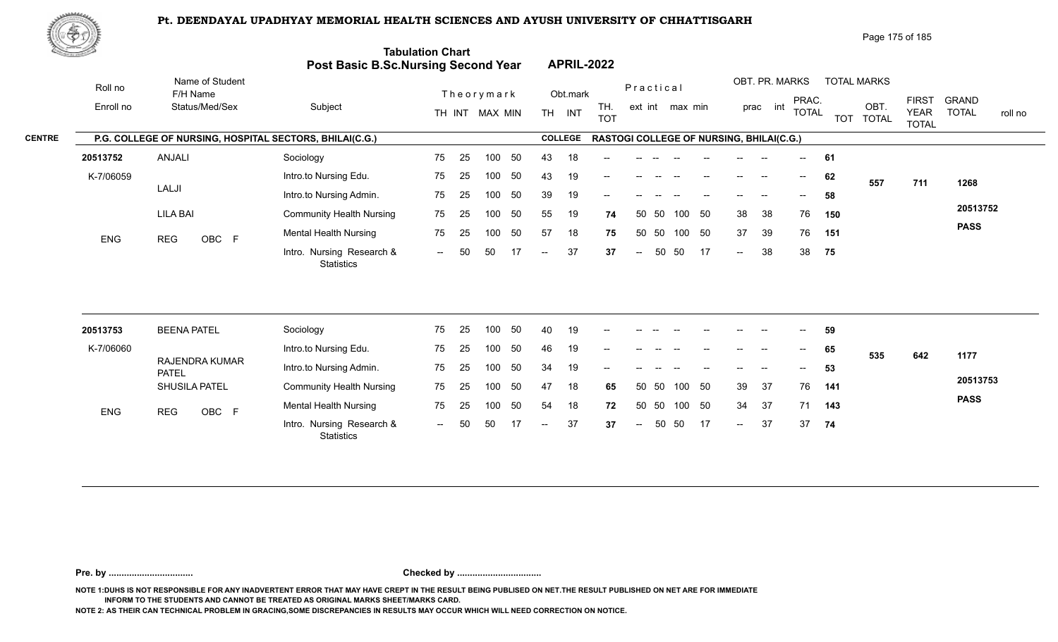# Pt. DEENDAYAL UPADHYAY MEMORIAL HEALTH SCIENCES AND AYUSH UNIVERSITY OF CHHATTISGARH

## Tabulation Chart
## Post Basic B.Sc.Nursing Second Year APRIL-2022

**CENTRE:** P.G. COLLEGE OF NURSING, HOSPITAL SECTORS, BHILAI(C.G.) **COLLEGE:** RASTOGI COLLEGE OF NURSING, BHILAI(C.G.)

| Roll no / Enroll no | Name of Student / F/H Name / Status/Med/Sex | Subject | Theory TH | Theory INT | MAX | MIN | Obt. TH | Obt. INT | TH. TOT | Prac. ext | Prac. int | max | min | OBT. PR. prac | OBT. PR. int | PRAC. TOTAL | TOT | OBT. TOTAL | FIRST YEAR TOTAL | GRAND TOTAL / roll no |
|---|---|---|---|---|---|---|---|---|---|---|---|---|---|---|---|---|---|---|---|---|
| 20513752 | ANJALI | Sociology | 75 | 25 | 100 | 50 | 43 | 18 | -- | -- | -- | -- | -- | -- | -- | -- | 61 | | | |
| K-7/06059 | LALJI | Intro.to Nursing Edu. | 75 | 25 | 100 | 50 | 43 | 19 | -- | -- | -- | -- | -- | -- | -- | -- | 62 | 557 | 711 | 1268 |
| | | Intro.to Nursing Admin. | 75 | 25 | 100 | 50 | 39 | 19 | -- | -- | -- | -- | -- | -- | -- | -- | 58 | | | |
| | LILA BAI | Community Health Nursing | 75 | 25 | 100 | 50 | 55 | 19 | 74 | 50 | 50 | 100 | 50 | 38 | 38 | 76 | 150 | | | 20513752 |
| ENG | REG OBC F | Mental Health Nursing | 75 | 25 | 100 | 50 | 57 | 18 | 75 | 50 | 50 | 100 | 50 | 37 | 39 | 76 | 151 | | | PASS |
| | | Intro. Nursing Research & Statistics | -- | 50 | 50 | 17 | -- | 37 | 37 | -- | 50 | 50 | 17 | -- | 38 | 38 | 75 | | | |
| 20513753 | BEENA PATEL | Sociology | 75 | 25 | 100 | 50 | 40 | 19 | -- | -- | -- | -- | -- | -- | -- | -- | 59 | | | |
| K-7/06060 | RAJENDRA KUMAR PATEL | Intro.to Nursing Edu. | 75 | 25 | 100 | 50 | 46 | 19 | -- | -- | -- | -- | -- | -- | -- | -- | 65 | 535 | 642 | 1177 |
| | | Intro.to Nursing Admin. | 75 | 25 | 100 | 50 | 34 | 19 | -- | -- | -- | -- | -- | -- | -- | -- | 53 | | | |
| | SHUSILA PATEL | Community Health Nursing | 75 | 25 | 100 | 50 | 47 | 18 | 65 | 50 | 50 | 100 | 50 | 39 | 37 | 76 | 141 | | | 20513753 |
| ENG | REG OBC F | Mental Health Nursing | 75 | 25 | 100 | 50 | 54 | 18 | 72 | 50 | 50 | 100 | 50 | 34 | 37 | 71 | 143 | | | PASS |
| | | Intro. Nursing Research & Statistics | -- | 50 | 50 | 17 | -- | 37 | 37 | -- | 50 | 50 | 17 | -- | 37 | 37 | 74 | | | |

**Pre. by .................................** **Checked by .................................**

NOTE 1:DUHS IS NOT RESPONSIBLE FOR ANY INADVERTENT ERROR THAT MAY HAVE CREPT IN THE RESULT BEING PUBLISED ON NET.THE RESULT PUBLISHED ON NET ARE FOR IMMEDIATE INFORM TO THE STUDENTS AND CANNOT BE TREATED AS ORIGINAL MARKS SHEET/MARKS CARD.

NOTE 2: AS THEIR CAN TECHNICAL PROBLEM IN GRACING,SOME DISCREPANCIES IN RESULTS MAY OCCUR WHICH WILL NEED CORRECTION ON NOTICE.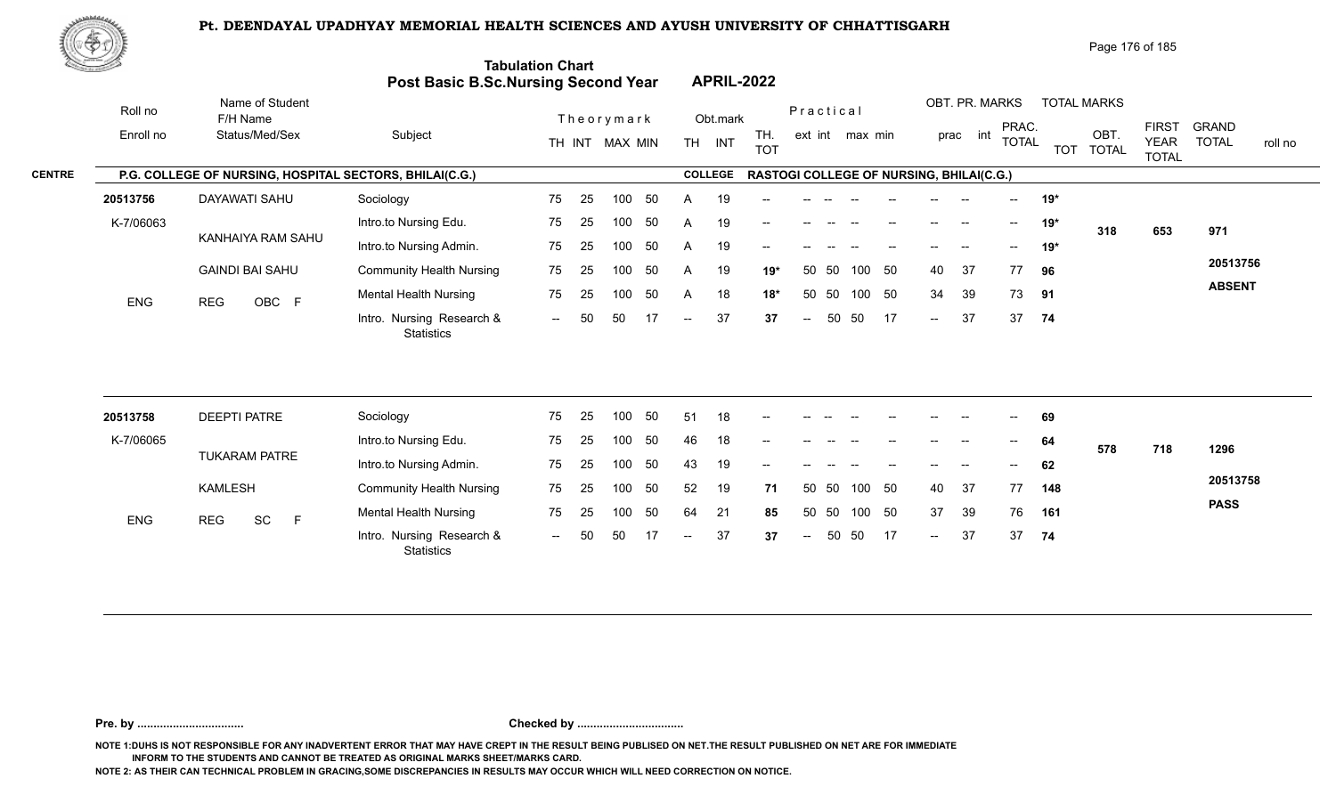# Pt. DEENDAYAL UPADHYAY MEMORIAL HEALTH SCIENCES AND AYUSH UNIVERSITY OF CHHATTISGARH

## Tabulation Chart
## Post Basic B.Sc.Nursing Second Year — APRIL-2022

**CENTRE:** P.G. COLLEGE OF NURSING, HOSPITAL SECTORS, BHILAI(C.G.) — **COLLEGE:** RASTOGI COLLEGE OF NURSING, BHILAI(C.G.)

| Roll no / Enroll no | Name of Student / F/H Name / Status/Med/Sex | Subject | Theory TH | Theory INT | MAX | MIN | Obt. TH | Obt. INT | TH. TOT | Prac. ext | Prac. int | max | min | OBT. PR. prac | OBT. PR. int | PRAC. TOTAL | TOT | OBT. TOTAL | FIRST YEAR TOTAL | GRAND TOTAL / roll no |
|---|---|---|---|---|---|---|---|---|---|---|---|---|---|---|---|---|---|---|---|---|
| 20513756 | DAYAWATI SAHU | Sociology | 75 | 25 | 100 | 50 | A | 19 | -- | -- | -- | -- | -- | -- | -- | -- | 19* | | | |
| K-7/06063 | KANHAIYA RAM SAHU | Intro.to Nursing Edu. | 75 | 25 | 100 | 50 | A | 19 | -- | -- | -- | -- | -- | -- | -- | -- | 19* | 318 | 653 | 971 |
| | | Intro.to Nursing Admin. | 75 | 25 | 100 | 50 | A | 19 | -- | -- | -- | -- | -- | -- | -- | -- | 19* | | | |
| | GAINDI BAI SAHU | Community Health Nursing | 75 | 25 | 100 | 50 | A | 19 | 19* | 50 | 50 | 100 | 50 | 40 | 37 | 77 | 96 | | | 20513756 |
| ENG | REG OBC F | Mental Health Nursing | 75 | 25 | 100 | 50 | A | 18 | 18* | 50 | 50 | 100 | 50 | 34 | 39 | 73 | 91 | | | ABSENT |
| | | Intro. Nursing Research & Statistics | -- | 50 | 50 | 17 | -- | 37 | 37 | -- | 50 | 50 | 17 | -- | 37 | 37 | 74 | | | |
| 20513758 | DEEPTI PATRE | Sociology | 75 | 25 | 100 | 50 | 51 | 18 | -- | -- | -- | -- | -- | -- | -- | -- | 69 | | | |
| K-7/06065 | TUKARAM PATRE | Intro.to Nursing Edu. | 75 | 25 | 100 | 50 | 46 | 18 | -- | -- | -- | -- | -- | -- | -- | -- | 64 | 578 | 718 | 1296 |
| | | Intro.to Nursing Admin. | 75 | 25 | 100 | 50 | 43 | 19 | -- | -- | -- | -- | -- | -- | -- | -- | 62 | | | |
| | KAMLESH | Community Health Nursing | 75 | 25 | 100 | 50 | 52 | 19 | 71 | 50 | 50 | 100 | 50 | 40 | 37 | 77 | 148 | | | 20513758 |
| ENG | REG SC F | Mental Health Nursing | 75 | 25 | 100 | 50 | 64 | 21 | 85 | 50 | 50 | 100 | 50 | 37 | 39 | 76 | 161 | | | PASS |
| | | Intro. Nursing Research & Statistics | -- | 50 | 50 | 17 | -- | 37 | 37 | -- | 50 | 50 | 17 | -- | 37 | 37 | 74 | | | |

Pre. by ................................ Checked by ................................

NOTE 1:DUHS IS NOT RESPONSIBLE FOR ANY INADVERTENT ERROR THAT MAY HAVE CREPT IN THE RESULT BEING PUBLISED ON NET.THE RESULT PUBLISHED ON NET ARE FOR IMMEDIATE INFORM TO THE STUDENTS AND CANNOT BE TREATED AS ORIGINAL MARKS SHEET/MARKS CARD.

NOTE 2: AS THEIR CAN TECHNICAL PROBLEM IN GRACING,SOME DISCREPANCIES IN RESULTS MAY OCCUR WHICH WILL NEED CORRECTION ON NOTICE.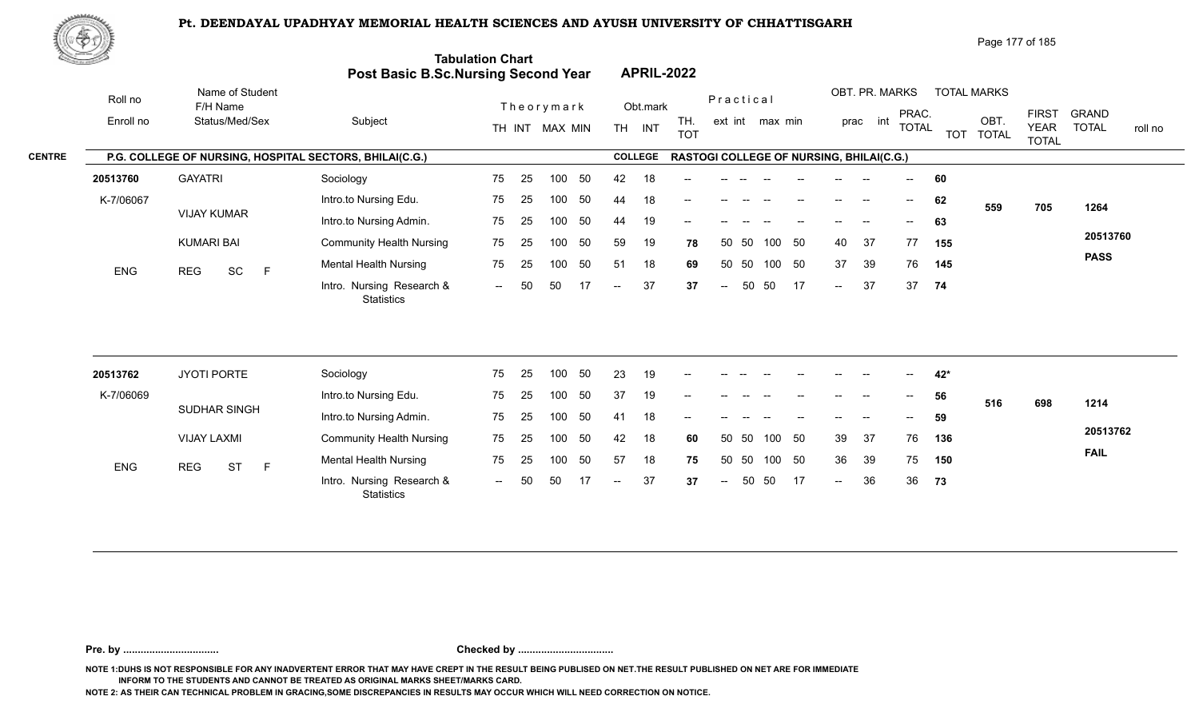# Pt. DEENDAYAL UPADHYAY MEMORIAL HEALTH SCIENCES AND AYUSH UNIVERSITY OF CHHATTISGARH

## Tabulation Chart
## Post Basic B.Sc.Nursing Second Year — APRIL-2022

**CENTRE:** P.G. COLLEGE OF NURSING, HOSPITAL SECTORS, BHILAI(C.G.)
**COLLEGE:** RASTOGI COLLEGE OF NURSING, BHILAI(C.G.)

| Roll no / Enroll no | Name of Student / F/H Name / Status/Med/Sex | Subject | TH | INT | MAX | MIN | Obt. TH | Obt. INT | TH. TOT | ext | int | max | min | prac | int | PRAC. TOTAL | TOT | OBT. TOTAL | FIRST YEAR TOTAL | GRAND TOTAL / roll no |
|---|---|---|---|---|---|---|---|---|---|---|---|---|---|---|---|---|---|---|---|---|
| 20513760 | GAYATRI | Sociology | 75 | 25 | 100 | 50 | 42 | 18 | -- | -- | -- | -- | -- | -- | -- | -- | 60 | | | |
| K-7/06067 | VIJAY KUMAR | Intro.to Nursing Edu. | 75 | 25 | 100 | 50 | 44 | 18 | -- | -- | -- | -- | -- | -- | -- | -- | 62 | 559 | 705 | 1264 |
| | | Intro.to Nursing Admin. | 75 | 25 | 100 | 50 | 44 | 19 | -- | -- | -- | -- | -- | -- | -- | -- | 63 | | | |
| | KUMARI BAI | Community Health Nursing | 75 | 25 | 100 | 50 | 59 | 19 | 78 | 50 | 50 | 100 | 50 | 40 | 37 | 77 | 155 | | | 20513760 |
| ENG | REG SC F | Mental Health Nursing | 75 | 25 | 100 | 50 | 51 | 18 | 69 | 50 | 50 | 100 | 50 | 37 | 39 | 76 | 145 | | | PASS |
| | | Intro. Nursing Research & Statistics | -- | 50 | 50 | 17 | -- | 37 | 37 | -- | 50 | 50 | 17 | -- | 37 | 37 | 74 | | | |
| 20513762 | JYOTI PORTE | Sociology | 75 | 25 | 100 | 50 | 23 | 19 | -- | -- | -- | -- | -- | -- | -- | -- | 42* | | | |
| K-7/06069 | SUDHAR SINGH | Intro.to Nursing Edu. | 75 | 25 | 100 | 50 | 37 | 19 | -- | -- | -- | -- | -- | -- | -- | -- | 56 | 516 | 698 | 1214 |
| | | Intro.to Nursing Admin. | 75 | 25 | 100 | 50 | 41 | 18 | -- | -- | -- | -- | -- | -- | -- | -- | 59 | | | |
| | VIJAY LAXMI | Community Health Nursing | 75 | 25 | 100 | 50 | 42 | 18 | 60 | 50 | 50 | 100 | 50 | 39 | 37 | 76 | 136 | | | 20513762 |
| ENG | REG ST F | Mental Health Nursing | 75 | 25 | 100 | 50 | 57 | 18 | 75 | 50 | 50 | 100 | 50 | 36 | 39 | 75 | 150 | | | FAIL |
| | | Intro. Nursing Research & Statistics | -- | 50 | 50 | 17 | -- | 37 | 37 | -- | 50 | 50 | 17 | -- | 36 | 36 | 73 | | | |

**Pre. by ................................** **Checked by ................................**

NOTE 1:DUHS IS NOT RESPONSIBLE FOR ANY INADVERTENT ERROR THAT MAY HAVE CREPT IN THE RESULT BEING PUBLISED ON NET.THE RESULT PUBLISHED ON NET ARE FOR IMMEDIATE INFORM TO THE STUDENTS AND CANNOT BE TREATED AS ORIGINAL MARKS SHEET/MARKS CARD.

NOTE 2: AS THEIR CAN TECHNICAL PROBLEM IN GRACING,SOME DISCREPANCIES IN RESULTS MAY OCCUR WHICH WILL NEED CORRECTION ON NOTICE.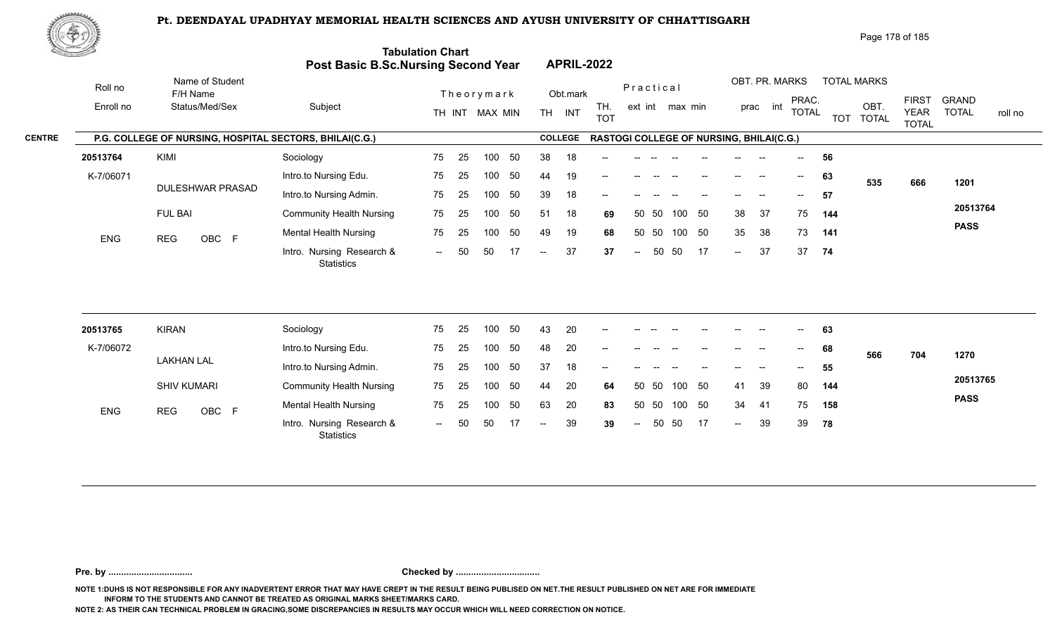# Pt. DEENDAYAL UPADHYAY MEMORIAL HEALTH SCIENCES AND AYUSH UNIVERSITY OF CHHATTISGARH

## Tabulation Chart
## Post Basic B.Sc.Nursing Second Year — APRIL-2022

**CENTRE:** P.G. COLLEGE OF NURSING, HOSPITAL SECTORS, BHILAI(C.G.)
**COLLEGE:** RASTOGI COLLEGE OF NURSING, BHILAI(C.G.)

| Roll no / Enroll no | Name of Student / F/H Name / Status/Med/Sex | Subject | Theory TH | Theory INT | MAX | MIN | Obt. TH | Obt. INT | TH. TOT | Prac ext | Prac int | max | min | OBT. PR. prac | OBT. PR. int | PRAC. TOTAL | TOT | OBT. TOTAL | FIRST YEAR TOTAL | GRAND TOTAL / roll no |
|---|---|---|---|---|---|---|---|---|---|---|---|---|---|---|---|---|---|---|---|---|
| 20513764 | KIMI | Sociology | 75 | 25 | 100 | 50 | 38 | 18 | -- | -- | -- | -- | -- | -- | -- | -- | 56 | | | |
| K-7/06071 | DULESHWAR PRASAD | Intro.to Nursing Edu. | 75 | 25 | 100 | 50 | 44 | 19 | -- | -- | -- | -- | -- | -- | -- | -- | 63 | 535 | 666 | 1201 |
| | | Intro.to Nursing Admin. | 75 | 25 | 100 | 50 | 39 | 18 | -- | -- | -- | -- | -- | -- | -- | -- | 57 | | | |
| | FUL BAI | Community Health Nursing | 75 | 25 | 100 | 50 | 51 | 18 | 69 | 50 | 50 | 100 | 50 | 38 | 37 | 75 | 144 | | | 20513764 |
| ENG | REG OBC F | Mental Health Nursing | 75 | 25 | 100 | 50 | 49 | 19 | 68 | 50 | 50 | 100 | 50 | 35 | 38 | 73 | 141 | | | PASS |
| | | Intro. Nursing Research & Statistics | -- | 50 | 50 | 17 | -- | 37 | 37 | -- | 50 | 50 | 17 | -- | 37 | 37 | 74 | | | |
| 20513765 | KIRAN | Sociology | 75 | 25 | 100 | 50 | 43 | 20 | -- | -- | -- | -- | -- | -- | -- | -- | 63 | | | |
| K-7/06072 | LAKHAN LAL | Intro.to Nursing Edu. | 75 | 25 | 100 | 50 | 48 | 20 | -- | -- | -- | -- | -- | -- | -- | -- | 68 | 566 | 704 | 1270 |
| | | Intro.to Nursing Admin. | 75 | 25 | 100 | 50 | 37 | 18 | -- | -- | -- | -- | -- | -- | -- | -- | 55 | | | |
| | SHIV KUMARI | Community Health Nursing | 75 | 25 | 100 | 50 | 44 | 20 | 64 | 50 | 50 | 100 | 50 | 41 | 39 | 80 | 144 | | | 20513765 |
| ENG | REG OBC F | Mental Health Nursing | 75 | 25 | 100 | 50 | 63 | 20 | 83 | 50 | 50 | 100 | 50 | 34 | 41 | 75 | 158 | | | PASS |
| | | Intro. Nursing Research & Statistics | -- | 50 | 50 | 17 | -- | 39 | 39 | -- | 50 | 50 | 17 | -- | 39 | 39 | 78 | | | |

Pre. by ................................ Checked by ................................

NOTE 1:DUHS IS NOT RESPONSIBLE FOR ANY INADVERTENT ERROR THAT MAY HAVE CREPT IN THE RESULT BEING PUBLISED ON NET.THE RESULT PUBLISHED ON NET ARE FOR IMMEDIATE INFORM TO THE STUDENTS AND CANNOT BE TREATED AS ORIGINAL MARKS SHEET/MARKS CARD.

NOTE 2: AS THEIR CAN TECHNICAL PROBLEM IN GRACING,SOME DISCREPANCIES IN RESULTS MAY OCCUR WHICH WILL NEED CORRECTION ON NOTICE.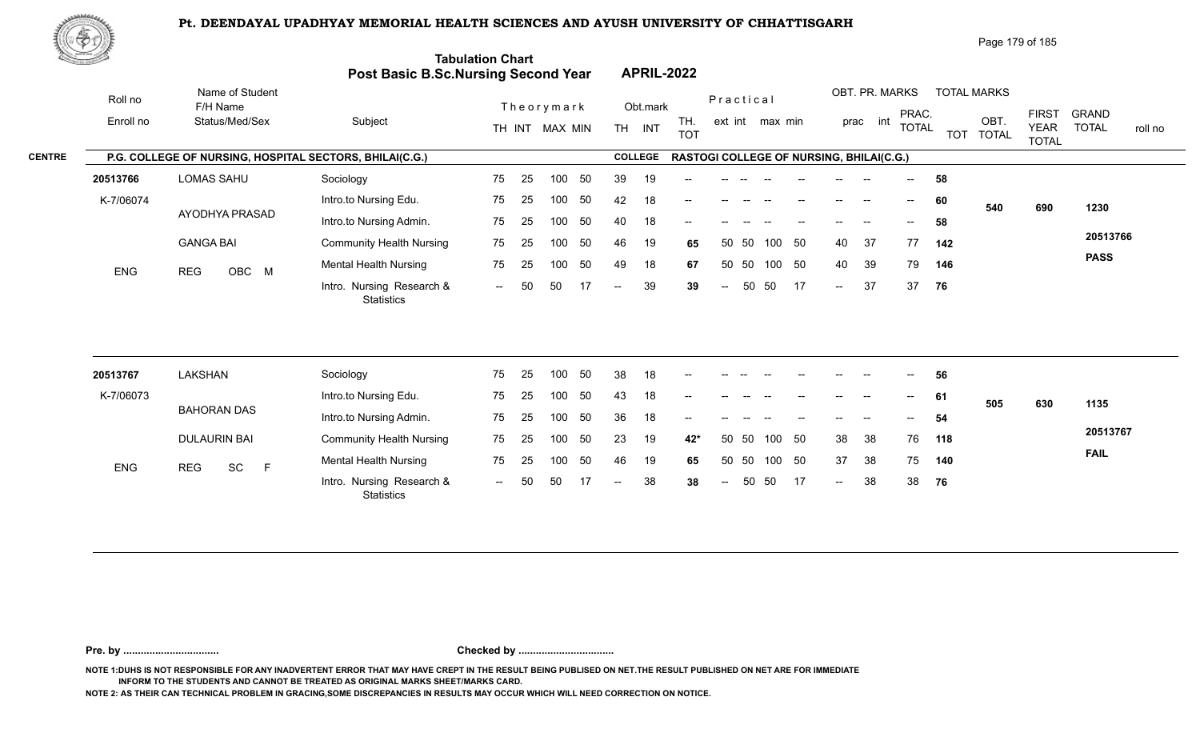# Pt. DEENDAYAL UPADHYAY MEMORIAL HEALTH SCIENCES AND AYUSH UNIVERSITY OF CHHATTISGARH

## Tabulation Chart
## Post Basic B.Sc.Nursing Second Year — APRIL-2022

**CENTRE:** P.G. COLLEGE OF NURSING, HOSPITAL SECTORS, BHILAI(C.G.)  
**COLLEGE:** RASTOGI COLLEGE OF NURSING, BHILAI(C.G.)

| Roll no / Enroll no | Name of Student / F/H Name / Status/Med/Sex | Subject | Theory TH | Theory INT | Theory MAX | Theory MIN | Obt. TH | Obt. INT | TH. TOT | Practical ext | Practical int | Practical max | Practical min | OBT. PR. prac | OBT. PR. int | PRAC. TOTAL | TOT | OBT. TOTAL | FIRST YEAR TOTAL | GRAND TOTAL / roll no |
|---|---|---|---|---|---|---|---|---|---|---|---|---|---|---|---|---|---|---|---|---|
| 20513766 | LOMAS SAHU | Sociology | 75 | 25 | 100 | 50 | 39 | 19 | -- | -- | -- | -- | -- | -- | -- | -- | 58 | | | |
| K-7/06074 | AYODHYA PRASAD | Intro.to Nursing Edu. | 75 | 25 | 100 | 50 | 42 | 18 | -- | -- | -- | -- | -- | -- | -- | -- | 60 | 540 | 690 | 1230 |
| | GANGA BAI | Intro.to Nursing Admin. | 75 | 25 | 100 | 50 | 40 | 18 | -- | -- | -- | -- | -- | -- | -- | -- | 58 | | | |
| ENG | REG OBC M | Community Health Nursing | 75 | 25 | 100 | 50 | 46 | 19 | 65 | 50 | 50 | 100 | 50 | 40 | 37 | 77 | 142 | | | 20513766 |
| | | Mental Health Nursing | 75 | 25 | 100 | 50 | 49 | 18 | 67 | 50 | 50 | 100 | 50 | 40 | 39 | 79 | 146 | | | PASS |
| | | Intro. Nursing Research & Statistics | -- | 50 | 50 | 17 | -- | 39 | 39 | -- | 50 | 50 | 17 | -- | 37 | 37 | 76 | | | |
| 20513767 | LAKSHAN | Sociology | 75 | 25 | 100 | 50 | 38 | 18 | -- | -- | -- | -- | -- | -- | -- | -- | 56 | | | |
| K-7/06073 | BAHORAN DAS | Intro.to Nursing Edu. | 75 | 25 | 100 | 50 | 43 | 18 | -- | -- | -- | -- | -- | -- | -- | -- | 61 | 505 | 630 | 1135 |
| | DULAURIN BAI | Intro.to Nursing Admin. | 75 | 25 | 100 | 50 | 36 | 18 | -- | -- | -- | -- | -- | -- | -- | -- | 54 | | | |
| ENG | REG SC F | Community Health Nursing | 75 | 25 | 100 | 50 | 23 | 19 | 42* | 50 | 50 | 100 | 50 | 38 | 38 | 76 | 118 | | | 20513767 |
| | | Mental Health Nursing | 75 | 25 | 100 | 50 | 46 | 19 | 65 | 50 | 50 | 100 | 50 | 37 | 38 | 75 | 140 | | | FAIL |
| | | Intro. Nursing Research & Statistics | -- | 50 | 50 | 17 | -- | 38 | 38 | -- | 50 | 50 | 17 | -- | 38 | 38 | 76 | | | |

**Pre. by .................................** **Checked by .................................**

NOTE 1:DUHS IS NOT RESPONSIBLE FOR ANY INADVERTENT ERROR THAT MAY HAVE CREPT IN THE RESULT BEING PUBLISED ON NET.THE RESULT PUBLISHED ON NET ARE FOR IMMEDIATE INFORM TO THE STUDENTS AND CANNOT BE TREATED AS ORIGINAL MARKS SHEET/MARKS CARD.

NOTE 2: AS THEIR CAN TECHNICAL PROBLEM IN GRACING,SOME DISCREPANCIES IN RESULTS MAY OCCUR WHICH WILL NEED CORRECTION ON NOTICE.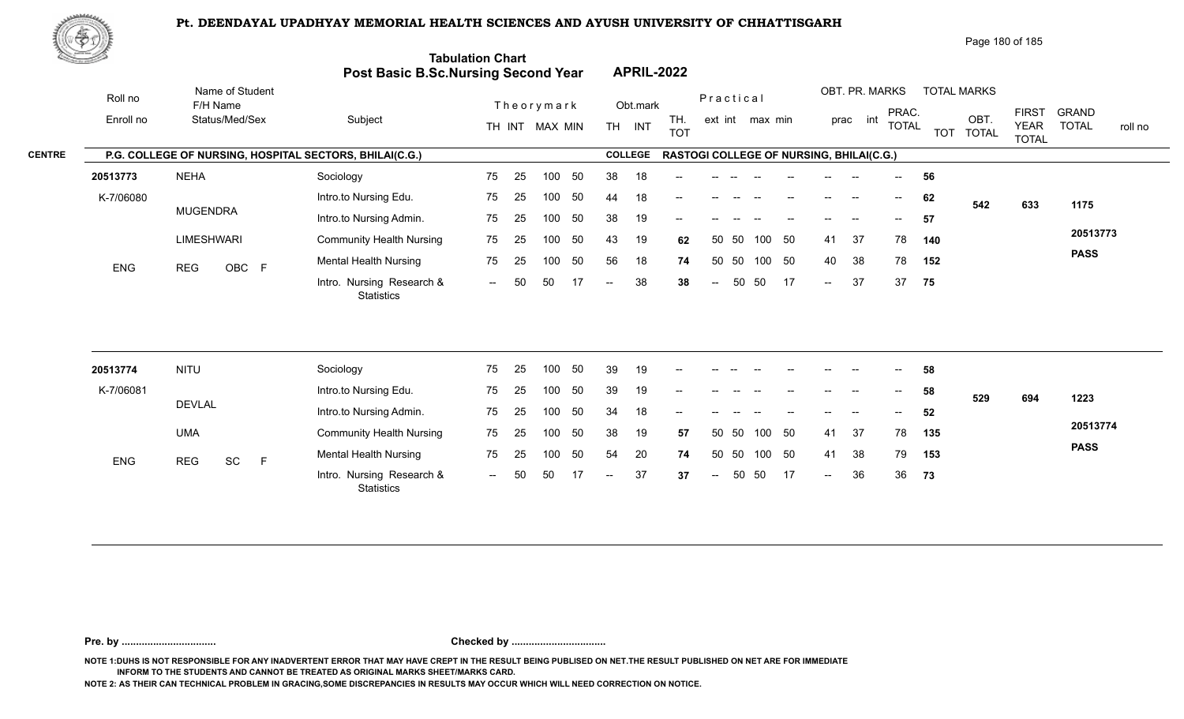# Pt. DEENDAYAL UPADHYAY MEMORIAL HEALTH SCIENCES AND AYUSH UNIVERSITY OF CHHATTISGARH

## Tabulation Chart
## Post Basic B.Sc.Nursing Second Year APRIL-2022

**CENTRE:** P.G. COLLEGE OF NURSING, HOSPITAL SECTORS, BHILAI(C.G.) **COLLEGE:** RASTOGI COLLEGE OF NURSING, BHILAI(C.G.)

| Roll no / Enroll no | Name of Student / F/H Name / Status/Med/Sex | Subject | Theory TH | Theory INT | MAX | MIN | Obt. TH | Obt. INT | TH. TOT | Practical ext | Practical int | max | min | OBT. PR. prac | OBT. PR. int | PRAC. TOTAL | TOT | OBT. TOTAL | FIRST YEAR TOTAL | GRAND TOTAL / roll no |
|---|---|---|---|---|---|---|---|---|---|---|---|---|---|---|---|---|---|---|---|---|
| 20513773 | NEHA | Sociology | 75 | 25 | 100 | 50 | 38 | 18 | -- | -- | -- | -- | -- | -- | -- | -- | 56 | | | |
| K-7/06080 | MUGENDRA | Intro.to Nursing Edu. | 75 | 25 | 100 | 50 | 44 | 18 | -- | -- | -- | -- | -- | -- | -- | -- | 62 | 542 | 633 | 1175 |
| | | Intro.to Nursing Admin. | 75 | 25 | 100 | 50 | 38 | 19 | -- | -- | -- | -- | -- | -- | -- | -- | 57 | | | |
| | LIMESHWARI | Community Health Nursing | 75 | 25 | 100 | 50 | 43 | 19 | 62 | 50 | 50 | 100 | 50 | 41 | 37 | 78 | 140 | | | 20513773 |
| ENG | REG OBC F | Mental Health Nursing | 75 | 25 | 100 | 50 | 56 | 18 | 74 | 50 | 50 | 100 | 50 | 40 | 38 | 78 | 152 | | | PASS |
| | | Intro. Nursing Research & Statistics | -- | 50 | 50 | 17 | -- | 38 | 38 | -- | 50 | 50 | 17 | -- | 37 | 37 | 75 | | | |
| 20513774 | NITU | Sociology | 75 | 25 | 100 | 50 | 39 | 19 | -- | -- | -- | -- | -- | -- | -- | -- | 58 | | | |
| K-7/06081 | DEVLAL | Intro.to Nursing Edu. | 75 | 25 | 100 | 50 | 39 | 19 | -- | -- | -- | -- | -- | -- | -- | -- | 58 | 529 | 694 | 1223 |
| | | Intro.to Nursing Admin. | 75 | 25 | 100 | 50 | 34 | 18 | -- | -- | -- | -- | -- | -- | -- | -- | 52 | | | |
| | UMA | Community Health Nursing | 75 | 25 | 100 | 50 | 38 | 19 | 57 | 50 | 50 | 100 | 50 | 41 | 37 | 78 | 135 | | | 20513774 |
| ENG | REG SC F | Mental Health Nursing | 75 | 25 | 100 | 50 | 54 | 20 | 74 | 50 | 50 | 100 | 50 | 41 | 38 | 79 | 153 | | | PASS |
| | | Intro. Nursing Research & Statistics | -- | 50 | 50 | 17 | -- | 37 | 37 | -- | 50 | 50 | 17 | -- | 36 | 36 | 73 | | | |

**Pre. by .................................** **Checked by .................................**

NOTE 1:DUHS IS NOT RESPONSIBLE FOR ANY INADVERTENT ERROR THAT MAY HAVE CREPT IN THE RESULT BEING PUBLISED ON NET.THE RESULT PUBLISHED ON NET ARE FOR IMMEDIATE INFORM TO THE STUDENTS AND CANNOT BE TREATED AS ORIGINAL MARKS SHEET/MARKS CARD.

NOTE 2: AS THEIR CAN TECHNICAL PROBLEM IN GRACING,SOME DISCREPANCIES IN RESULTS MAY OCCUR WHICH WILL NEED CORRECTION ON NOTICE.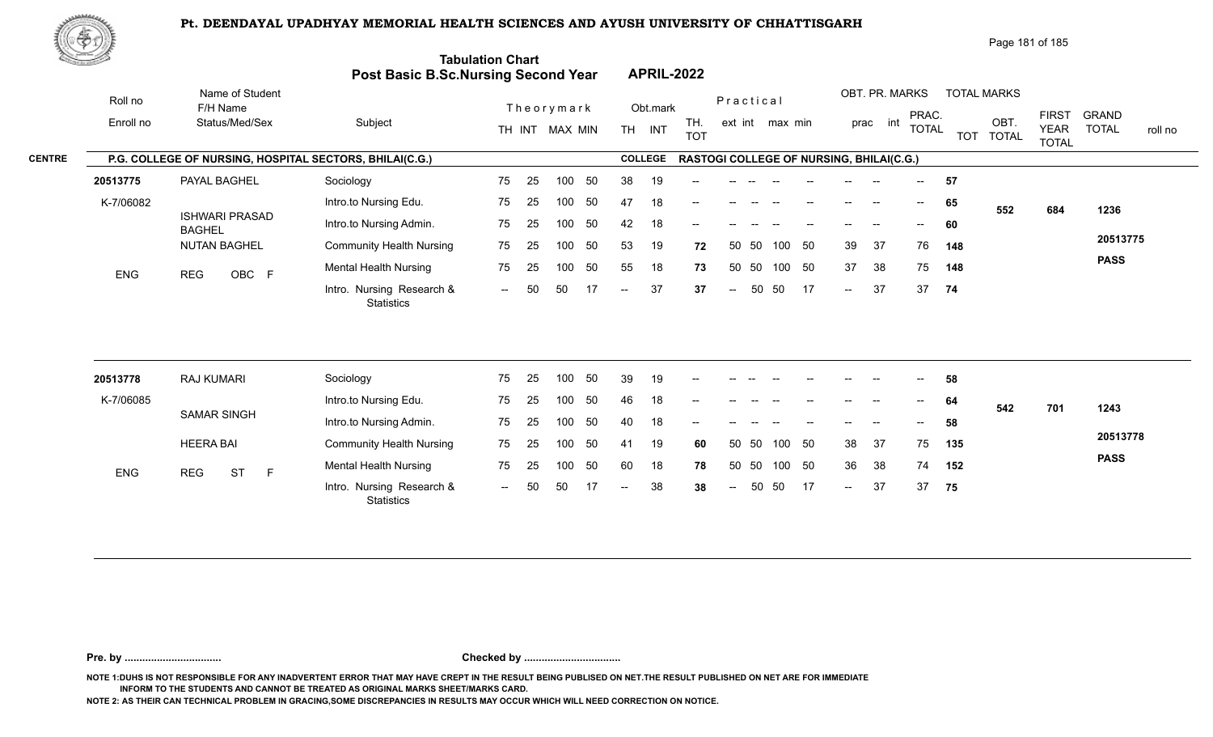# Pt. DEENDAYAL UPADHYAY MEMORIAL HEALTH SCIENCES AND AYUSH UNIVERSITY OF CHHATTISGARH

## Tabulation Chart
## Post Basic B.Sc.Nursing Second Year APRIL-2022

**CENTRE:** P.G. COLLEGE OF NURSING, HOSPITAL SECTORS, BHILAI(C.G.) **COLLEGE:** RASTOGI COLLEGE OF NURSING, BHILAI(C.G.)

| Roll no / Enroll no | Name of Student / F/H Name / Status/Med/Sex | Subject | TH | INT | MAX | MIN | Obt. TH | Obt. INT | TH. TOT | ext | int | max | min | prac | int | PRAC. TOTAL | TOT | OBT. TOTAL | FIRST YEAR TOTAL | GRAND TOTAL / roll no |
|---|---|---|---|---|---|---|---|---|---|---|---|---|---|---|---|---|---|---|---|---|
| 20513775 | PAYAL BAGHEL | Sociology | 75 | 25 | 100 | 50 | 38 | 19 | -- | -- | -- | -- | -- | -- | -- | -- | 57 | | | |
| K-7/06082 | ISHWARI PRASAD BAGHEL | Intro.to Nursing Edu. | 75 | 25 | 100 | 50 | 47 | 18 | -- | -- | -- | -- | -- | -- | -- | -- | 65 | 552 | 684 | 1236 |
| | NUTAN BAGHEL | Intro.to Nursing Admin. | 75 | 25 | 100 | 50 | 42 | 18 | -- | -- | -- | -- | -- | -- | -- | -- | 60 | | | 20513775 |
| ENG | REG OBC F | Community Health Nursing | 75 | 25 | 100 | 50 | 53 | 19 | 72 | 50 | 50 | 100 | 50 | 39 | 37 | 76 | 148 | | | PASS |
| | | Mental Health Nursing | 75 | 25 | 100 | 50 | 55 | 18 | 73 | 50 | 50 | 100 | 50 | 37 | 38 | 75 | 148 | | | |
| | | Intro. Nursing Research & Statistics | -- | 50 | 50 | 17 | -- | 37 | 37 | -- | 50 | 50 | 17 | -- | 37 | 37 | 74 | | | |
| 20513778 | RAJ KUMARI | Sociology | 75 | 25 | 100 | 50 | 39 | 19 | -- | -- | -- | -- | -- | -- | -- | -- | 58 | | | |
| K-7/06085 | SAMAR SINGH | Intro.to Nursing Edu. | 75 | 25 | 100 | 50 | 46 | 18 | -- | -- | -- | -- | -- | -- | -- | -- | 64 | 542 | 701 | 1243 |
| | HEERA BAI | Intro.to Nursing Admin. | 75 | 25 | 100 | 50 | 40 | 18 | -- | -- | -- | -- | -- | -- | -- | -- | 58 | | | 20513778 |
| ENG | REG ST F | Community Health Nursing | 75 | 25 | 100 | 50 | 41 | 19 | 60 | 50 | 50 | 100 | 50 | 38 | 37 | 75 | 135 | | | PASS |
| | | Mental Health Nursing | 75 | 25 | 100 | 50 | 60 | 18 | 78 | 50 | 50 | 100 | 50 | 36 | 38 | 74 | 152 | | | |
| | | Intro. Nursing Research & Statistics | -- | 50 | 50 | 17 | -- | 38 | 38 | -- | 50 | 50 | 17 | -- | 37 | 37 | 75 | | | |

**Pre. by .................................** **Checked by .................................**

NOTE 1:DUHS IS NOT RESPONSIBLE FOR ANY INADVERTENT ERROR THAT MAY HAVE CREPT IN THE RESULT BEING PUBLISED ON NET.THE RESULT PUBLISHED ON NET ARE FOR IMMEDIATE INFORM TO THE STUDENTS AND CANNOT BE TREATED AS ORIGINAL MARKS SHEET/MARKS CARD.

NOTE 2: AS THEIR CAN TECHNICAL PROBLEM IN GRACING,SOME DISCREPANCIES IN RESULTS MAY OCCUR WHICH WILL NEED CORRECTION ON NOTICE.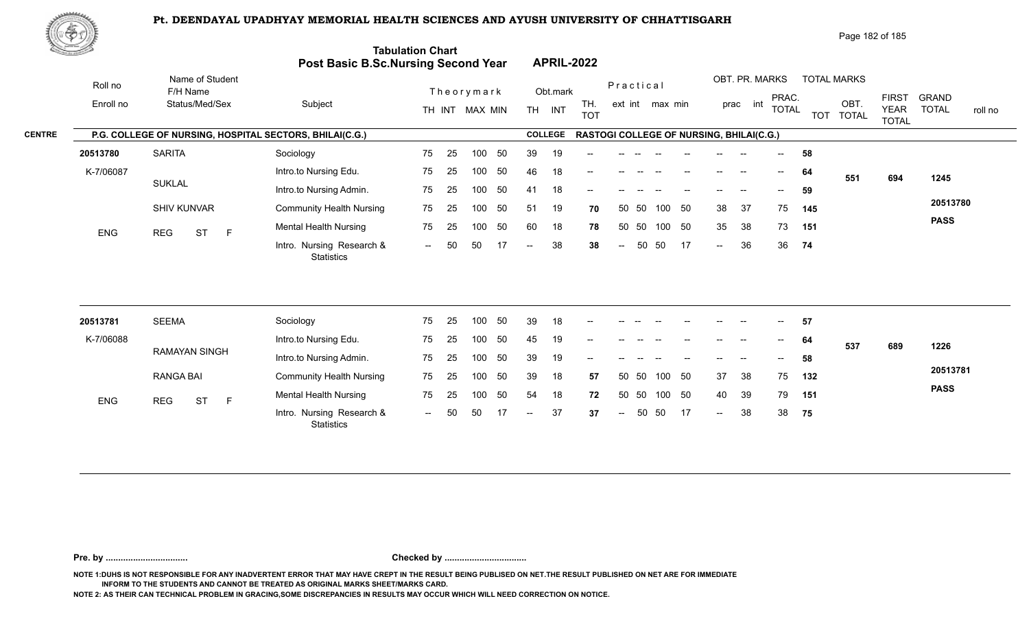# Pt. DEENDAYAL UPADHYAY MEMORIAL HEALTH SCIENCES AND AYUSH UNIVERSITY OF CHHATTISGARH

## Tabulation Chart
## Post Basic B.Sc.Nursing Second Year — APRIL-2022

**CENTRE:** P.G. COLLEGE OF NURSING, HOSPITAL SECTORS, BHILAI(C.G.)  **COLLEGE:** RASTOGI COLLEGE OF NURSING, BHILAI(C.G.)

| Roll no / Enroll no | Name of Student / F/H Name / Status/Med/Sex | Subject | Theory TH | Theory INT | MAX | MIN | Obt. TH | Obt. INT | TH. TOT | Prac. ext | Prac. int | max | min | OBT. PR. prac | OBT. PR. int | PRAC. TOTAL | TOT | OBT. TOTAL | FIRST YEAR TOTAL | GRAND TOTAL / roll no |
|---|---|---|---|---|---|---|---|---|---|---|---|---|---|---|---|---|---|---|---|---|
| 20513780 | SARITA | Sociology | 75 | 25 | 100 | 50 | 39 | 19 | -- | -- | -- | -- | -- | -- | -- | -- | 58 | | | |
| K-7/06087 | SUKLAL | Intro.to Nursing Edu. | 75 | 25 | 100 | 50 | 46 | 18 | -- | -- | -- | -- | -- | -- | -- | -- | 64 | 551 | 694 | 1245 |
| | | Intro.to Nursing Admin. | 75 | 25 | 100 | 50 | 41 | 18 | -- | -- | -- | -- | -- | -- | -- | -- | 59 | | | |
| | SHIV KUNVAR | Community Health Nursing | 75 | 25 | 100 | 50 | 51 | 19 | 70 | 50 | 50 | 100 | 50 | 38 | 37 | 75 | 145 | | | 20513780 |
| ENG | REG ST F | Mental Health Nursing | 75 | 25 | 100 | 50 | 60 | 18 | 78 | 50 | 50 | 100 | 50 | 35 | 38 | 73 | 151 | | | PASS |
| | | Intro. Nursing Research & Statistics | -- | 50 | 50 | 17 | -- | 38 | 38 | -- | 50 | 50 | 17 | -- | 36 | 36 | 74 | | | |
| 20513781 | SEEMA | Sociology | 75 | 25 | 100 | 50 | 39 | 18 | -- | -- | -- | -- | -- | -- | -- | -- | 57 | | | |
| K-7/06088 | RAMAYAN SINGH | Intro.to Nursing Edu. | 75 | 25 | 100 | 50 | 45 | 19 | -- | -- | -- | -- | -- | -- | -- | -- | 64 | 537 | 689 | 1226 |
| | | Intro.to Nursing Admin. | 75 | 25 | 100 | 50 | 39 | 19 | -- | -- | -- | -- | -- | -- | -- | -- | 58 | | | |
| | RANGA BAI | Community Health Nursing | 75 | 25 | 100 | 50 | 39 | 18 | 57 | 50 | 50 | 100 | 50 | 37 | 38 | 75 | 132 | | | 20513781 |
| ENG | REG ST F | Mental Health Nursing | 75 | 25 | 100 | 50 | 54 | 18 | 72 | 50 | 50 | 100 | 50 | 40 | 39 | 79 | 151 | | | PASS |
| | | Intro. Nursing Research & Statistics | -- | 50 | 50 | 17 | -- | 37 | 37 | -- | 50 | 50 | 17 | -- | 38 | 38 | 75 | | | |

**Pre. by .................................** **Checked by .................................**

NOTE 1:DUHS IS NOT RESPONSIBLE FOR ANY INADVERTENT ERROR THAT MAY HAVE CREPT IN THE RESULT BEING PUBLISED ON NET.THE RESULT PUBLISHED ON NET ARE FOR IMMEDIATE INFORM TO THE STUDENTS AND CANNOT BE TREATED AS ORIGINAL MARKS SHEET/MARKS CARD.

NOTE 2: AS THEIR CAN TECHNICAL PROBLEM IN GRACING,SOME DISCREPANCIES IN RESULTS MAY OCCUR WHICH WILL NEED CORRECTION ON NOTICE.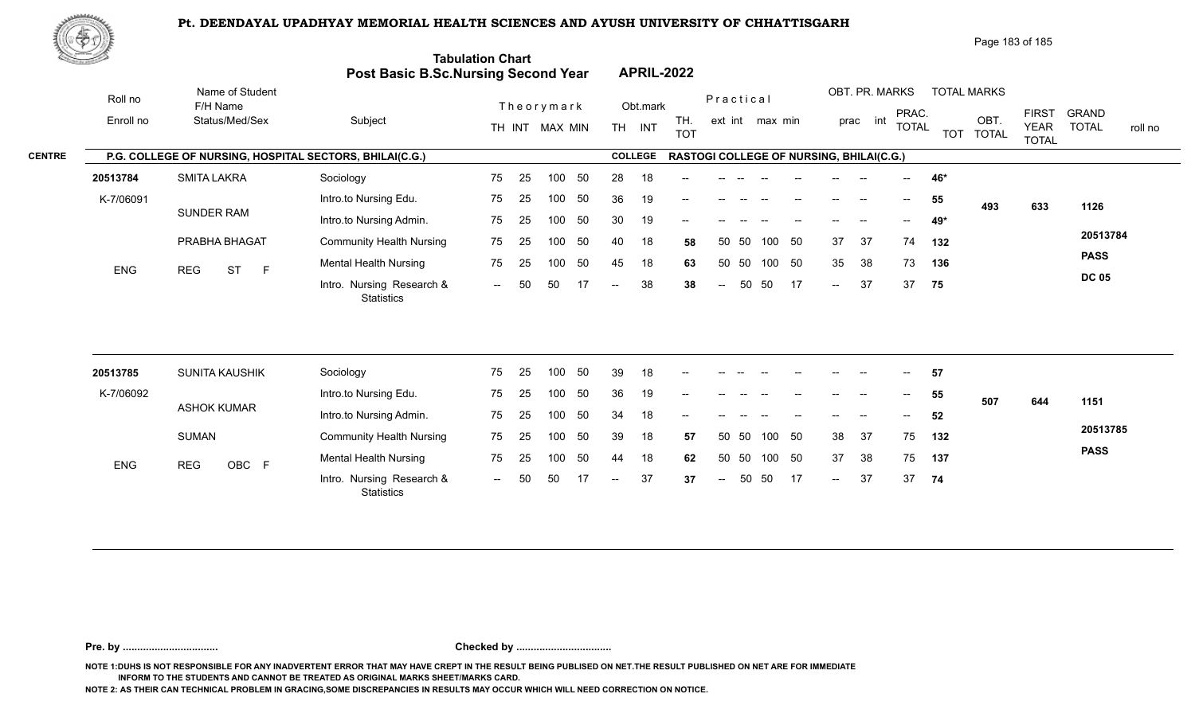# Pt. DEENDAYAL UPADHYAY MEMORIAL HEALTH SCIENCES AND AYUSH UNIVERSITY OF CHHATTISGARH

## Tabulation Chart
## Post Basic B.Sc.Nursing Second Year — APRIL-2022

**CENTRE:** P.G. COLLEGE OF NURSING, HOSPITAL SECTORS, BHILAI(C.G.) — **COLLEGE:** RASTOGI COLLEGE OF NURSING, BHILAI(C.G.)

| Roll no / Enroll no | Name of Student / F/H Name / Status/Med/Sex | Subject | Theory TH | Theory INT | MAX | MIN | Obt. TH | Obt. INT | TH. TOT | Prac. ext | Prac. int | max | min | OBT. PR. prac | OBT. PR. int | PRAC. TOTAL | TOT | OBT. TOTAL | FIRST YEAR TOTAL | GRAND TOTAL / roll no |
|---|---|---|---|---|---|---|---|---|---|---|---|---|---|---|---|---|---|---|---|---|
| 20513784 | SMITA LAKRA | Sociology | 75 | 25 | 100 | 50 | 28 | 18 | -- | -- | -- | -- | -- | -- | -- | -- | 46* | | | |
| K-7/06091 | SUNDER RAM | Intro.to Nursing Edu. | 75 | 25 | 100 | 50 | 36 | 19 | -- | -- | -- | -- | -- | -- | -- | -- | 55 | 493 | 633 | 1126 |
| | PRABHA BHAGAT | Intro.to Nursing Admin. | 75 | 25 | 100 | 50 | 30 | 19 | -- | -- | -- | -- | -- | -- | -- | -- | 49* | | | 20513784 |
| | | Community Health Nursing | 75 | 25 | 100 | 50 | 40 | 18 | 58 | 50 | 50 | 100 | 50 | 37 | 37 | 74 | 132 | | | PASS |
| ENG | REG ST F | Mental Health Nursing | 75 | 25 | 100 | 50 | 45 | 18 | 63 | 50 | 50 | 100 | 50 | 35 | 38 | 73 | 136 | | | DC 05 |
| | | Intro. Nursing Research & Statistics | -- | 50 | 50 | 17 | -- | 38 | 38 | -- | 50 | 50 | 17 | -- | 37 | 37 | 75 | | | |
| 20513785 | SUNITA KAUSHIK | Sociology | 75 | 25 | 100 | 50 | 39 | 18 | -- | -- | -- | -- | -- | -- | -- | -- | 57 | | | |
| K-7/06092 | ASHOK KUMAR | Intro.to Nursing Edu. | 75 | 25 | 100 | 50 | 36 | 19 | -- | -- | -- | -- | -- | -- | -- | -- | 55 | 507 | 644 | 1151 |
| | SUMAN | Intro.to Nursing Admin. | 75 | 25 | 100 | 50 | 34 | 18 | -- | -- | -- | -- | -- | -- | -- | -- | 52 | | | 20513785 |
| | | Community Health Nursing | 75 | 25 | 100 | 50 | 39 | 18 | 57 | 50 | 50 | 100 | 50 | 38 | 37 | 75 | 132 | | | PASS |
| ENG | REG OBC F | Mental Health Nursing | 75 | 25 | 100 | 50 | 44 | 18 | 62 | 50 | 50 | 100 | 50 | 37 | 38 | 75 | 137 | | | |
| | | Intro. Nursing Research & Statistics | -- | 50 | 50 | 17 | -- | 37 | 37 | -- | 50 | 50 | 17 | -- | 37 | 37 | 74 | | | |

Pre. by ................................ Checked by ................................

NOTE 1:DUHS IS NOT RESPONSIBLE FOR ANY INADVERTENT ERROR THAT MAY HAVE CREPT IN THE RESULT BEING PUBLISED ON NET.THE RESULT PUBLISHED ON NET ARE FOR IMMEDIATE INFORM TO THE STUDENTS AND CANNOT BE TREATED AS ORIGINAL MARKS SHEET/MARKS CARD.

NOTE 2: AS THEIR CAN TECHNICAL PROBLEM IN GRACING,SOME DISCREPANCIES IN RESULTS MAY OCCUR WHICH WILL NEED CORRECTION ON NOTICE.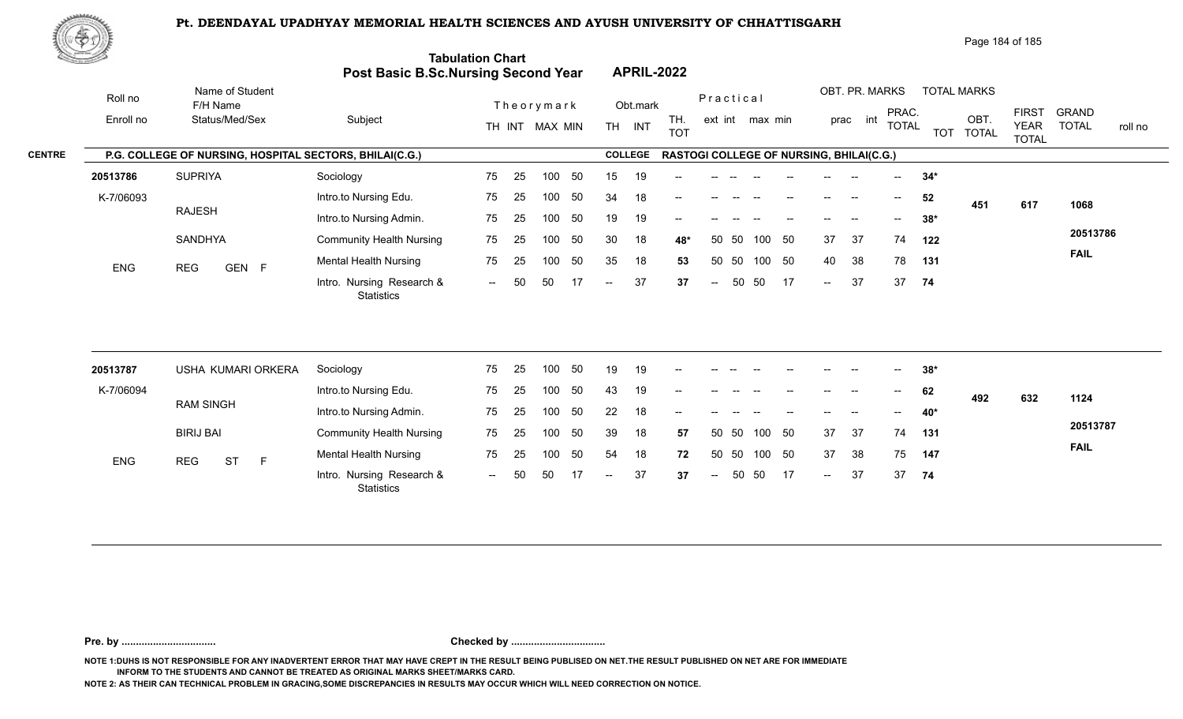# Pt. DEENDAYAL UPADHYAY MEMORIAL HEALTH SCIENCES AND AYUSH UNIVERSITY OF CHHATTISGARH

## Tabulation Chart
## Post Basic B.Sc.Nursing Second Year — APRIL-2022

**CENTRE:** P.G. COLLEGE OF NURSING, HOSPITAL SECTORS, BHILAI(C.G.) — **COLLEGE:** RASTOGI COLLEGE OF NURSING, BHILAI(C.G.)

| Roll no / Enroll no | Name of Student / F/H Name / Status/Med/Sex | Subject | Theory TH | Theory INT | Theory MAX | Theory MIN | Obt. TH | Obt. INT | TH. TOT | Prac ext | Prac int | Prac max | Prac min | OBT. PR. prac | OBT. PR. int | PRAC. TOTAL | TOT | OBT. TOTAL | FIRST YEAR TOTAL | GRAND TOTAL / roll no |
|---|---|---|---|---|---|---|---|---|---|---|---|---|---|---|---|---|---|---|---|---|
| 20513786 | SUPRIYA | Sociology | 75 | 25 | 100 | 50 | 15 | 19 | -- | -- | -- | -- | -- | -- | -- | -- | 34* | | | |
| K-7/06093 | RAJESH | Intro.to Nursing Edu. | 75 | 25 | 100 | 50 | 34 | 18 | -- | -- | -- | -- | -- | -- | -- | -- | 52 | 451 | 617 | 1068 |
| | | Intro.to Nursing Admin. | 75 | 25 | 100 | 50 | 19 | 19 | -- | -- | -- | -- | -- | -- | -- | -- | 38* | | | |
| | SANDHYA | Community Health Nursing | 75 | 25 | 100 | 50 | 30 | 18 | 48* | 50 | 50 | 100 | 50 | 37 | 37 | 74 | 122 | | | 20513786 |
| ENG | REG GEN F | Mental Health Nursing | 75 | 25 | 100 | 50 | 35 | 18 | 53 | 50 | 50 | 100 | 50 | 40 | 38 | 78 | 131 | | | FAIL |
| | | Intro. Nursing Research & Statistics | -- | 50 | 50 | 17 | -- | 37 | 37 | -- | 50 | 50 | 17 | -- | 37 | 37 | 74 | | | |
| 20513787 | USHA KUMARI ORKERA | Sociology | 75 | 25 | 100 | 50 | 19 | 19 | -- | -- | -- | -- | -- | -- | -- | -- | 38* | | | |
| K-7/06094 | RAM SINGH | Intro.to Nursing Edu. | 75 | 25 | 100 | 50 | 43 | 19 | -- | -- | -- | -- | -- | -- | -- | -- | 62 | 492 | 632 | 1124 |
| | | Intro.to Nursing Admin. | 75 | 25 | 100 | 50 | 22 | 18 | -- | -- | -- | -- | -- | -- | -- | -- | 40* | | | |
| | BIRIJ BAI | Community Health Nursing | 75 | 25 | 100 | 50 | 39 | 18 | 57 | 50 | 50 | 100 | 50 | 37 | 37 | 74 | 131 | | | 20513787 |
| ENG | REG ST F | Mental Health Nursing | 75 | 25 | 100 | 50 | 54 | 18 | 72 | 50 | 50 | 100 | 50 | 37 | 38 | 75 | 147 | | | FAIL |
| | | Intro. Nursing Research & Statistics | -- | 50 | 50 | 17 | -- | 37 | 37 | -- | 50 | 50 | 17 | -- | 37 | 37 | 74 | | | |

Pre. by ................................ Checked by ................................

NOTE 1:DUHS IS NOT RESPONSIBLE FOR ANY INADVERTENT ERROR THAT MAY HAVE CREPT IN THE RESULT BEING PUBLISED ON NET.THE RESULT PUBLISHED ON NET ARE FOR IMMEDIATE INFORM TO THE STUDENTS AND CANNOT BE TREATED AS ORIGINAL MARKS SHEET/MARKS CARD.

NOTE 2: AS THEIR CAN TECHNICAL PROBLEM IN GRACING,SOME DISCREPANCIES IN RESULTS MAY OCCUR WHICH WILL NEED CORRECTION ON NOTICE.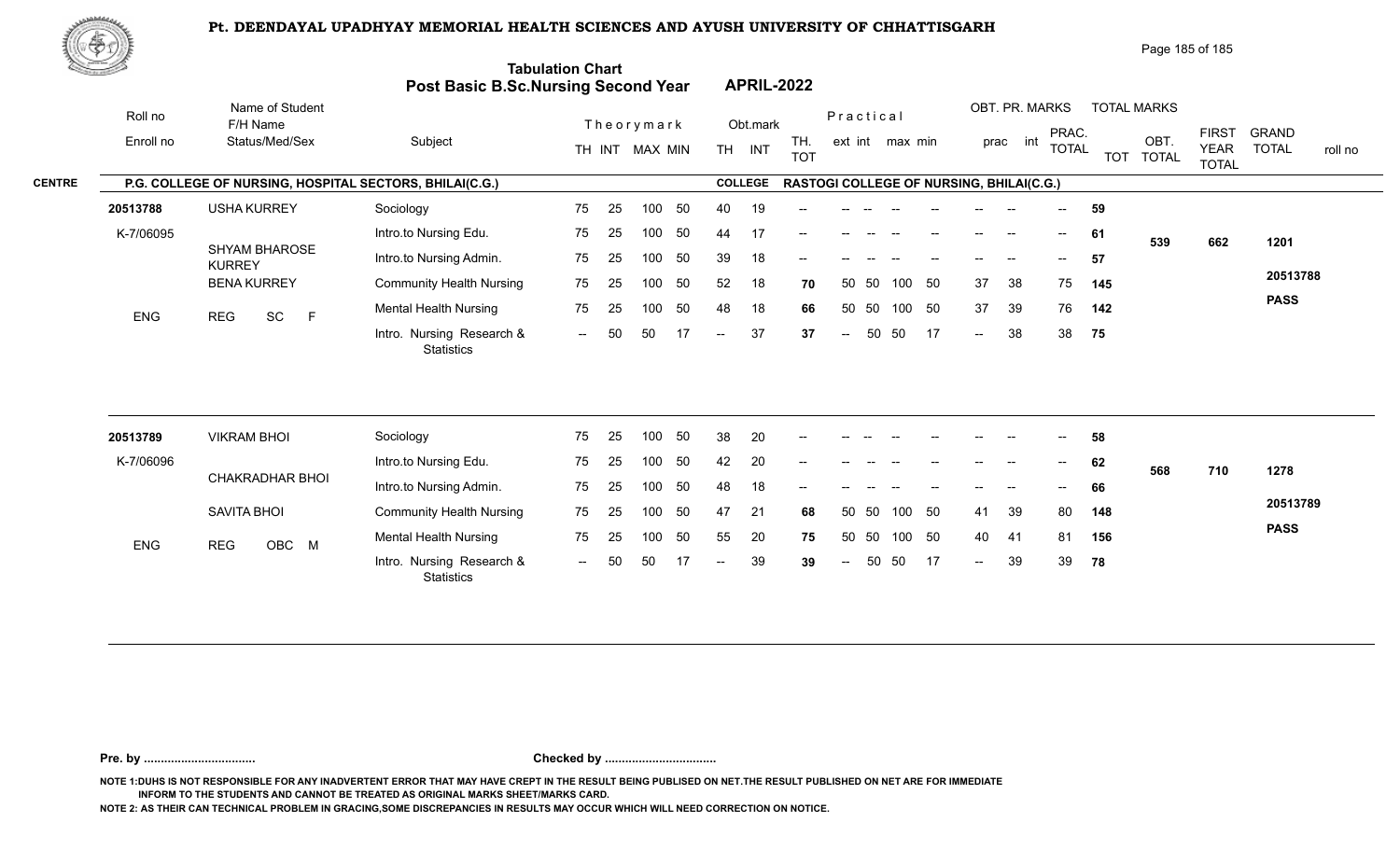# Pt. DEENDAYAL UPADHYAY MEMORIAL HEALTH SCIENCES AND AYUSH UNIVERSITY OF CHHATTISGARH

## Tabulation Chart
## Post Basic B.Sc.Nursing Second Year — APRIL-2022

**CENTRE:** P.G. COLLEGE OF NURSING, HOSPITAL SECTORS, BHILAI(C.G.) — **COLLEGE:** RASTOGI COLLEGE OF NURSING, BHILAI(C.G.)

| Roll no / Enroll no | Name of Student / F/H Name / Status/Med/Sex | Subject | Theory TH | Theory INT | MAX | MIN | Obt. TH | Obt. INT | TH. TOT | Prac ext | Prac int | max | min | OBT. PR. prac | OBT. PR. int | PRAC. TOTAL | TOT | OBT. TOTAL | FIRST YEAR TOTAL | GRAND TOTAL | roll no |
|---|---|---|---|---|---|---|---|---|---|---|---|---|---|---|---|---|---|---|---|---|---|
| 20513788 | USHA KURREY | Sociology | 75 | 25 | 100 | 50 | 40 | 19 | -- | -- | -- | -- | -- | -- | -- | -- | 59 | 539 | 662 | 1201 | 20513788 |
| K-7/06095 | SHYAM BHAROSE KURREY | Intro.to Nursing Edu. | 75 | 25 | 100 | 50 | 44 | 17 | -- | -- | -- | -- | -- | -- | -- | -- | 61 | | | PASS | |
| | BENA KURREY | Intro.to Nursing Admin. | 75 | 25 | 100 | 50 | 39 | 18 | -- | -- | -- | -- | -- | -- | -- | -- | 57 | | | | |
| ENG | REG SC F | Community Health Nursing | 75 | 25 | 100 | 50 | 52 | 18 | 70 | 50 | 50 | 100 | 50 | 37 | 38 | 75 | 145 | | | | |
| | | Mental Health Nursing | 75 | 25 | 100 | 50 | 48 | 18 | 66 | 50 | 50 | 100 | 50 | 37 | 39 | 76 | 142 | | | | |
| | | Intro. Nursing Research & Statistics | -- | 50 | 50 | 17 | -- | 37 | 37 | -- | 50 | 50 | 17 | -- | 38 | 38 | 75 | | | | |
| 20513789 | VIKRAM BHOI | Sociology | 75 | 25 | 100 | 50 | 38 | 20 | -- | -- | -- | -- | -- | -- | -- | -- | 58 | 568 | 710 | 1278 | 20513789 |
| K-7/06096 | CHAKRADHAR BHOI | Intro.to Nursing Edu. | 75 | 25 | 100 | 50 | 42 | 20 | -- | -- | -- | -- | -- | -- | -- | -- | 62 | | | PASS | |
| | SAVITA BHOI | Intro.to Nursing Admin. | 75 | 25 | 100 | 50 | 48 | 18 | -- | -- | -- | -- | -- | -- | -- | -- | 66 | | | | |
| ENG | REG OBC M | Community Health Nursing | 75 | 25 | 100 | 50 | 47 | 21 | 68 | 50 | 50 | 100 | 50 | 41 | 39 | 80 | 148 | | | | |
| | | Mental Health Nursing | 75 | 25 | 100 | 50 | 55 | 20 | 75 | 50 | 50 | 100 | 50 | 40 | 41 | 81 | 156 | | | | |
| | | Intro. Nursing Research & Statistics | -- | 50 | 50 | 17 | -- | 39 | 39 | -- | 50 | 50 | 17 | -- | 39 | 39 | 78 | | | | |

**Pre. by ................................** **Checked by ................................**

NOTE 1:DUHS IS NOT RESPONSIBLE FOR ANY INADVERTENT ERROR THAT MAY HAVE CREPT IN THE RESULT BEING PUBLISED ON NET.THE RESULT PUBLISHED ON NET ARE FOR IMMEDIATE INFORM TO THE STUDENTS AND CANNOT BE TREATED AS ORIGINAL MARKS SHEET/MARKS CARD.

NOTE 2: AS THEIR CAN TECHNICAL PROBLEM IN GRACING,SOME DISCREPANCIES IN RESULTS MAY OCCUR WHICH WILL NEED CORRECTION ON NOTICE.